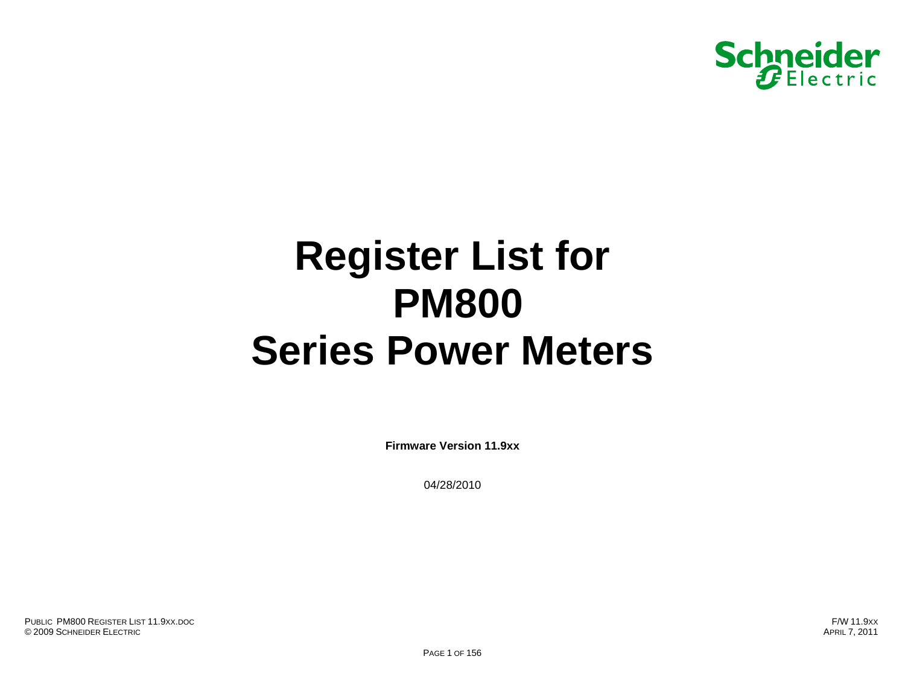# Register List for PM800 Series Power Meters

**Firmware Version 11.9xx**

04/28/2010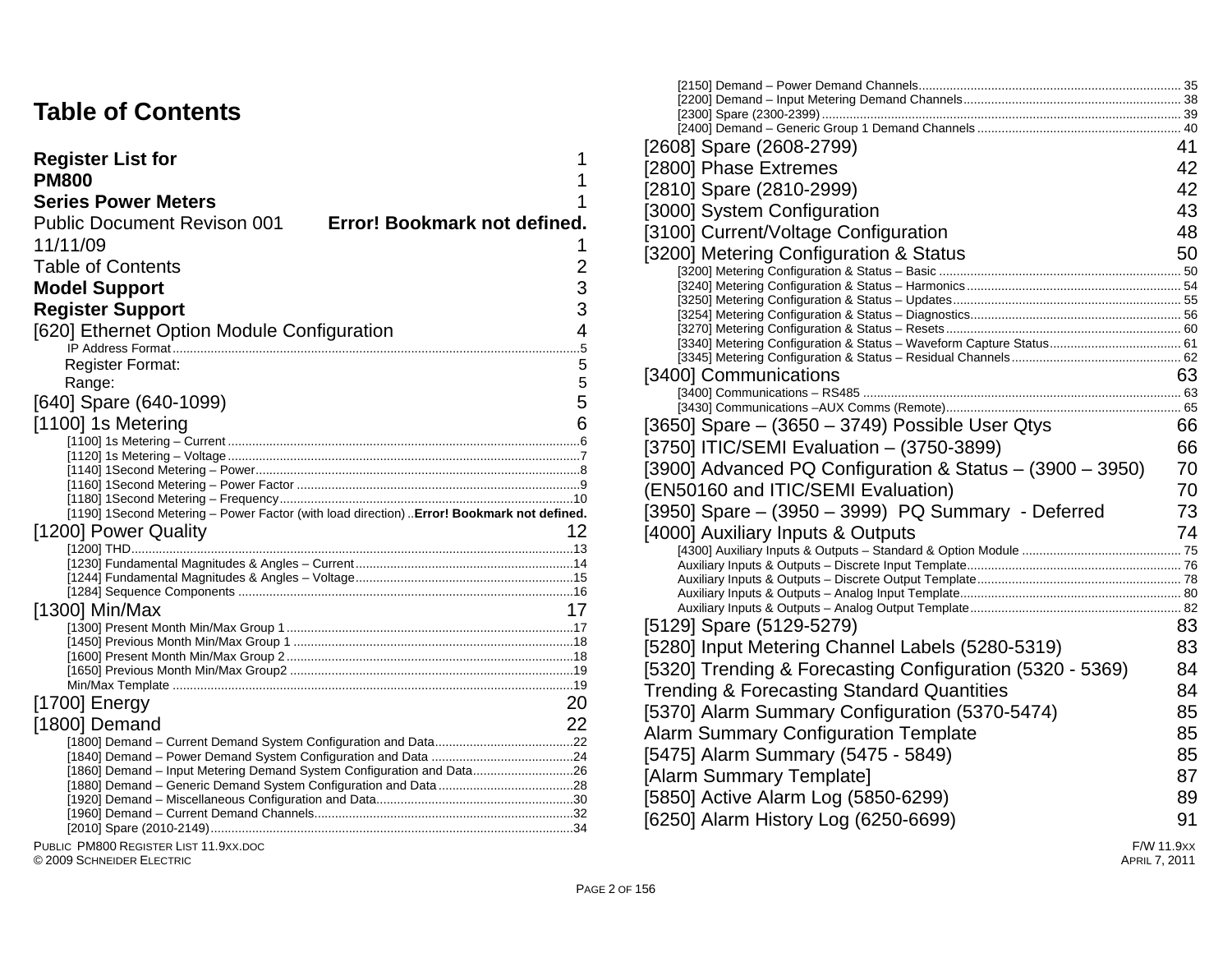# Table of Contents

**Register List for** 1
**PM800** 1
**Series Power Meters** 1
Public Document Revison 001 **Error! Bookmark not defined.**
11/11/09 1
Table of Contents 2
**Model Support** 3
**Register Support** 3
[620] Ethernet Option Module Configuration 4
- IP Address Format 5
- Register Format: 5
- Range: 5

[640] Spare (640-1099) 5
[1100] 1s Metering 6
- [1100] 1s Metering – Current 6
- [1120] 1s Metering – Voltage 7
- [1140] 1Second Metering – Power 8
- [1160] 1Second Metering – Power Factor 9
- [1180] 1Second Metering – Frequency 10
- [1190] 1Second Metering – Power Factor (with load direction) **Error! Bookmark not defined.**

[1200] Power Quality 12
- [1200] THD 13
- [1230] Fundamental Magnitudes & Angles – Current 14
- [1244] Fundamental Magnitudes & Angles – Voltage 15
- [1284] Sequence Components 16

[1300] Min/Max 17
- [1300] Present Month Min/Max Group 1 17
- [1450] Previous Month Min/Max Group 1 18
- [1600] Present Month Min/Max Group 2 18
- [1650] Previous Month Min/Max Group2 19
- Min/Max Template 19

[1700] Energy 20
[1800] Demand 22
- [1800] Demand – Current Demand System Configuration and Data 22
- [1840] Demand – Power Demand System Configuration and Data 24
- [1860] Demand – Input Metering Demand System Configuration and Data 26
- [1880] Demand – Generic Demand System Configuration and Data 28
- [1920] Demand – Miscellaneous Configuration and Data 30
- [1960] Demand – Current Demand Channels 32
- [2010] Spare (2010-2149) 34
- [2150] Demand – Power Demand Channels 35
- [2200] Demand – Input Metering Demand Channels 38
- [2300] Spare (2300-2399) 39
- [2400] Demand – Generic Group 1 Demand Channels 40

[2608] Spare (2608-2799) 41
[2800] Phase Extremes 42
[2810] Spare (2810-2999) 42
[3000] System Configuration 43
[3100] Current/Voltage Configuration 48
[3200] Metering Configuration & Status 50
- [3200] Metering Configuration & Status – Basic 50
- [3240] Metering Configuration & Status – Harmonics 54
- [3250] Metering Configuration & Status – Updates 55
- [3254] Metering Configuration & Status – Diagnostics 56
- [3270] Metering Configuration & Status – Resets 60
- [3340] Metering Configuration & Status – Waveform Capture Status 61
- [3345] Metering Configuration & Status – Residual Channels 62

[3400] Communications 63
- [3400] Communications – RS485 63
- [3430] Communications –AUX Comms (Remote) 65

[3650] Spare – (3650 – 3749) Possible User Qtys 66
[3750] ITIC/SEMI Evaluation – (3750-3899) 66
[3900] Advanced PQ Configuration & Status – (3900 – 3950) 70
(EN50160 and ITIC/SEMI Evaluation) 70
[3950] Spare – (3950 – 3999) PQ Summary - Deferred 73
[4000] Auxiliary Inputs & Outputs 74
- [4300] Auxiliary Inputs & Outputs – Standard & Option Module 75
- Auxiliary Inputs & Outputs – Discrete Input Template 76
- Auxiliary Inputs & Outputs – Discrete Output Template 78
- Auxiliary Inputs & Outputs – Analog Input Template 80
- Auxiliary Inputs & Outputs – Analog Output Template 82

[5129] Spare (5129-5279) 83
[5280] Input Metering Channel Labels (5280-5319) 83
[5320] Trending & Forecasting Configuration (5320 - 5369) 84
Trending & Forecasting Standard Quantities 84
[5370] Alarm Summary Configuration (5370-5474) 85
Alarm Summary Configuration Template 85
[5475] Alarm Summary (5475 - 5849) 85
[Alarm Summary Template] 87
[5850] Active Alarm Log (5850-6299) 89
[6250] Alarm History Log (6250-6699) 91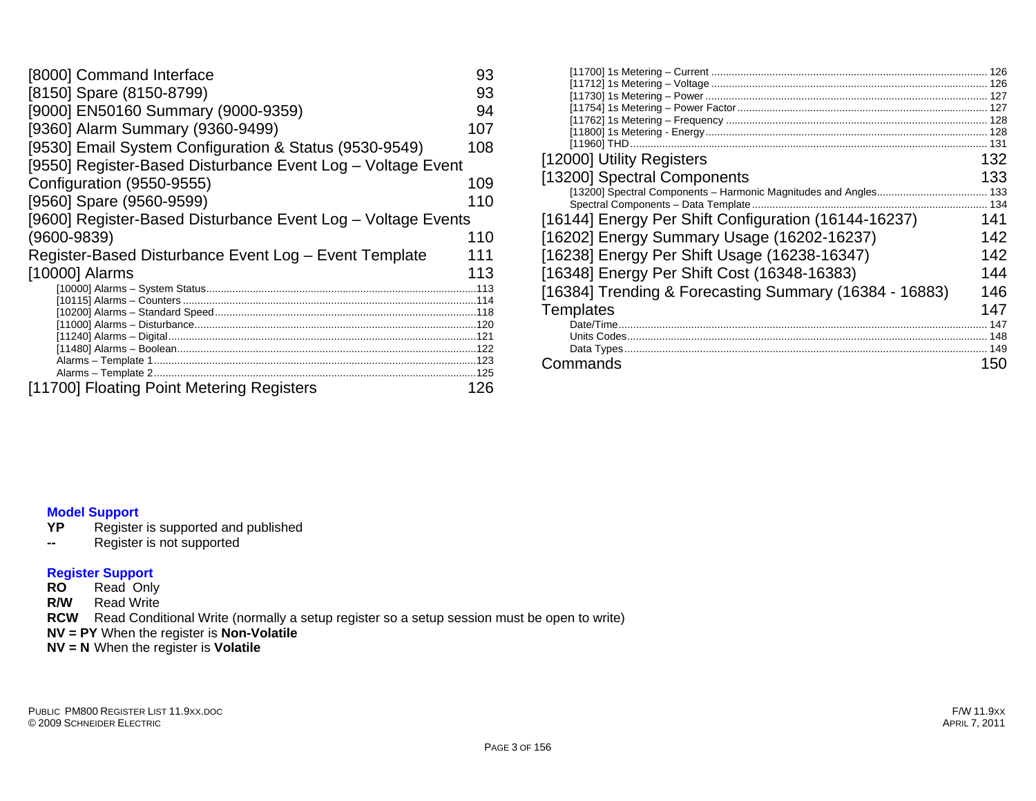[8000] Command Interface 93
[8150] Spare (8150-8799) 93
[9000] EN50160 Summary (9000-9359) 94
[9360] Alarm Summary (9360-9499) 107
[9530] Email System Configuration & Status (9530-9549) 108
[9550] Register-Based Disturbance Event Log – Voltage Event Configuration (9550-9555) 109
[9560] Spare (9560-9599) 110
[9600] Register-Based Disturbance Event Log – Voltage Events (9600-9839) 110
Register-Based Disturbance Event Log – Event Template 111
[10000] Alarms 113

- [10000] Alarms – System Status 113
- [10115] Alarms – Counters 114
- [10200] Alarms – Standard Speed 118
- [11000] Alarms – Disturbance 120
- [11240] Alarms – Digital 121
- [11480] Alarms – Boolean 122
- Alarms – Template 1 123
- Alarms – Template 2 125

[11700] Floating Point Metering Registers 126

- [11700] 1s Metering – Current 126
- [11712] 1s Metering – Voltage 126
- [11730] 1s Metering – Power 127
- [11754] 1s Metering – Power Factor 127
- [11762] 1s Metering – Frequency 128
- [11800] 1s Metering - Energy 128
- [11960] THD 131

[12000] Utility Registers 132
[13200] Spectral Components 133

- [13200] Spectral Components – Harmonic Magnitudes and Angles 133
- Spectral Components – Data Template 134

[16144] Energy Per Shift Configuration (16144-16237) 141
[16202] Energy Summary Usage (16202-16237) 142
[16238] Energy Per Shift Usage (16238-16347) 142
[16348] Energy Per Shift Cost (16348-16383) 144
[16384] Trending & Forecasting Summary (16384 - 16883) 146
Templates 147

- Date/Time 147
- Units Codes 148
- Data Types 149

Commands 150

**Model Support**

**YP** Register is supported and published
**--** Register is not supported

**Register Support**

**RO** Read Only
**R/W** Read Write
**RCW** Read Conditional Write (normally a setup register so a setup session must be open to write)
**NV = PY** When the register is **Non-Volatile**
**NV = N** When the register is **Volatile**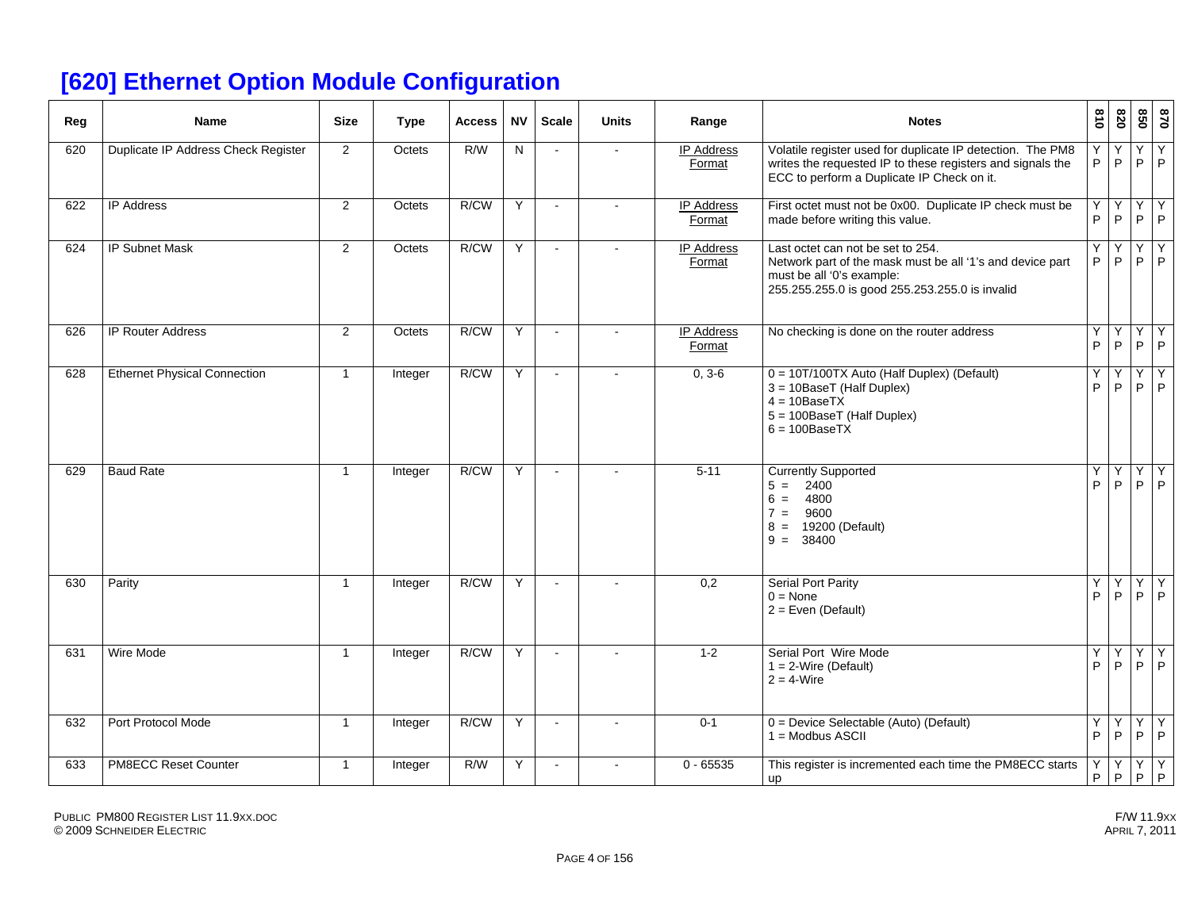# [620] Ethernet Option Module Configuration

| Reg | Name | Size | Type | Access | NV | Scale | Units | Range | Notes | 810 | 820 | 850 | 870 |
|---|---|---|---|---|---|---|---|---|---|---|---|---|---|
| 620 | Duplicate IP Address Check Register | 2 | Octets | R/W | N | - | - | IP Address Format | Volatile register used for duplicate IP detection. The PM8 writes the requested IP to these registers and signals the ECC to perform a Duplicate IP Check on it. | Y P | Y P | Y P | Y P |
| 622 | IP Address | 2 | Octets | R/CW | Y | - | - | IP Address Format | First octet must not be 0x00. Duplicate IP check must be made before writing this value. | Y P | Y P | Y P | Y P |
| 624 | IP Subnet Mask | 2 | Octets | R/CW | Y | - | - | IP Address Format | Last octet can not be set to 254.<br>Network part of the mask must be all '1's and device part must be all '0's example:<br>255.255.255.0 is good 255.253.255.0 is invalid | Y P | Y P | Y P | Y P |
| 626 | IP Router Address | 2 | Octets | R/CW | Y | - | - | IP Address Format | No checking is done on the router address | Y P | Y P | Y P | Y P |
| 628 | Ethernet Physical Connection | 1 | Integer | R/CW | Y | - | - | 0, 3-6 | 0 = 10T/100TX Auto (Half Duplex) (Default)<br>3 = 10BaseT (Half Duplex)<br>4 = 10BaseTX<br>5 = 100BaseT (Half Duplex)<br>6 = 100BaseTX | Y P | Y P | Y P | Y P |
| 629 | Baud Rate | 1 | Integer | R/CW | Y | - | - | 5-11 | Currently Supported<br>5 = 2400<br>6 = 4800<br>7 = 9600<br>8 = 19200 (Default)<br>9 = 38400 | Y P | Y P | Y P | Y P |
| 630 | Parity | 1 | Integer | R/CW | Y | - | - | 0,2 | Serial Port Parity<br>0 = None<br>2 = Even (Default) | Y P | Y P | Y P | Y P |
| 631 | Wire Mode | 1 | Integer | R/CW | Y | - | - | 1-2 | Serial Port Wire Mode<br>1 = 2-Wire (Default)<br>2 = 4-Wire | Y P | Y P | Y P | Y P |
| 632 | Port Protocol Mode | 1 | Integer | R/CW | Y | - | - | 0-1 | 0 = Device Selectable (Auto) (Default)<br>1 = Modbus ASCII | Y P | Y P | Y P | Y P |
| 633 | PM8ECC Reset Counter | 1 | Integer | R/W | Y | - | - | 0 - 65535 | This register is incremented each time the PM8ECC starts up | Y P | Y P | Y P | Y P |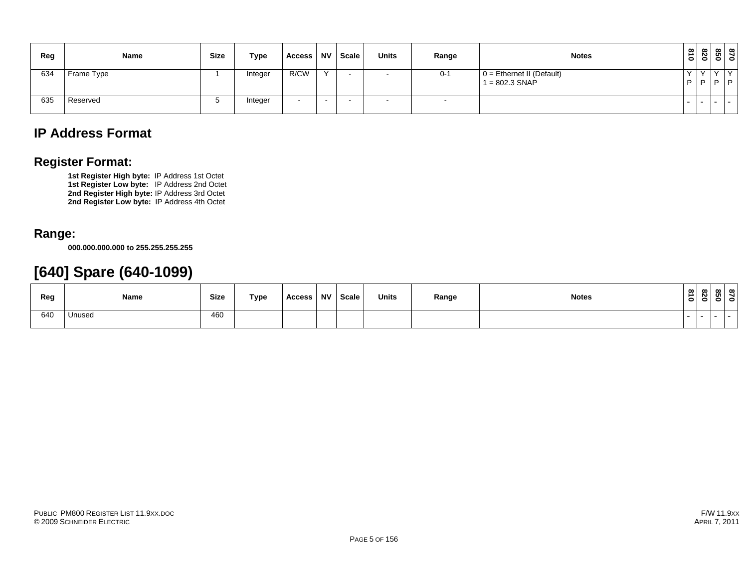| Reg | Name | Size | Type | Access | NV | Scale | Units | Range | Notes | 810 | 820 | 850 | 870 |
|---|---|---|---|---|---|---|---|---|---|---|---|---|---|
| 634 | Frame Type | 1 | Integer | R/CW | Y | - | - | 0-1 | 0 = Ethernet II (Default)<br>1 = 802.3 SNAP | Y P | Y P | Y P | Y P |
| 635 | Reserved | 5 | Integer | - | - | - | - | - | | - | - | - | - |

## IP Address Format

## Register Format:

**1st Register High byte:** IP Address 1st Octet
**1st Register Low byte:** IP Address 2nd Octet
**2nd Register High byte:** IP Address 3rd Octet
**2nd Register Low byte:** IP Address 4th Octet

## Range:

**000.000.000.000 to 255.255.255.255**

# [640] Spare (640-1099)

| Reg | Name | Size | Type | Access | NV | Scale | Units | Range | Notes | 810 | 820 | 850 | 870 |
|---|---|---|---|---|---|---|---|---|---|---|---|---|---|
| 640 | Unused | 460 | | | | | | | | - | - | - | - |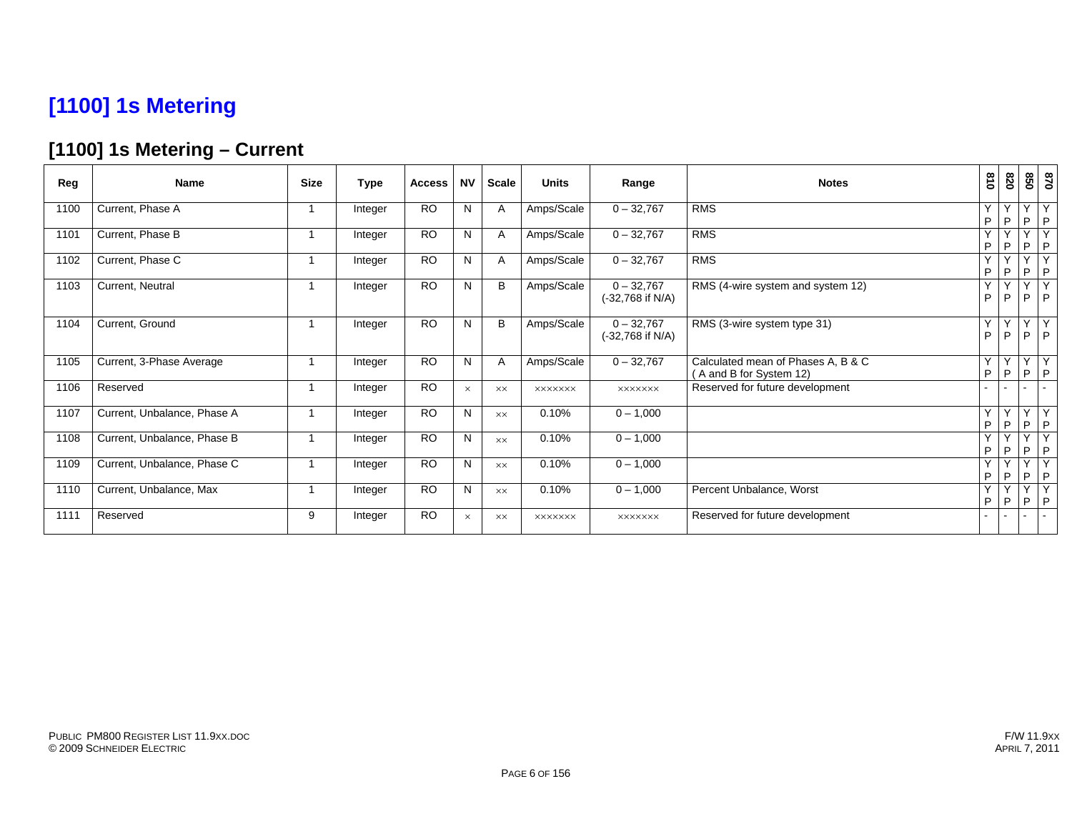# [1100] 1s Metering

## [1100] 1s Metering – Current

| Reg | Name | Size | Type | Access | NV | Scale | Units | Range | Notes | 810 | 820 | 850 | 870 |
|---|---|---|---|---|---|---|---|---|---|---|---|---|---|
| 1100 | Current, Phase A | 1 | Integer | RO | N | A | Amps/Scale | 0 – 32,767 | RMS | Y P | Y P | Y P | Y P |
| 1101 | Current, Phase B | 1 | Integer | RO | N | A | Amps/Scale | 0 – 32,767 | RMS | Y P | Y P | Y P | Y P |
| 1102 | Current, Phase C | 1 | Integer | RO | N | A | Amps/Scale | 0 – 32,767 | RMS | Y P | Y P | Y P | Y P |
| 1103 | Current, Neutral | 1 | Integer | RO | N | B | Amps/Scale | 0 – 32,767 (-32,768 if N/A) | RMS (4-wire system and system 12) | Y P | Y P | Y P | Y P |
| 1104 | Current, Ground | 1 | Integer | RO | N | B | Amps/Scale | 0 – 32,767 (-32,768 if N/A) | RMS (3-wire system type 31) | Y P | Y P | Y P | Y P |
| 1105 | Current, 3-Phase Average | 1 | Integer | RO | N | A | Amps/Scale | 0 – 32,767 | Calculated mean of Phases A, B & C ( A and B for System 12) | Y P | Y P | Y P | Y P |
| 1106 | Reserved | 1 | Integer | RO | × | ×× | ××××××× | ××××××× | Reserved for future development | - | - | - | - |
| 1107 | Current, Unbalance, Phase A | 1 | Integer | RO | N | ×× | 0.10% | 0 – 1,000 | | Y P | Y P | Y P | Y P |
| 1108 | Current, Unbalance, Phase B | 1 | Integer | RO | N | ×× | 0.10% | 0 – 1,000 | | Y P | Y P | Y P | Y P |
| 1109 | Current, Unbalance, Phase C | 1 | Integer | RO | N | ×× | 0.10% | 0 – 1,000 | | Y P | Y P | Y P | Y P |
| 1110 | Current, Unbalance, Max | 1 | Integer | RO | N | ×× | 0.10% | 0 – 1,000 | Percent Unbalance, Worst | Y P | Y P | Y P | Y P |
| 1111 | Reserved | 9 | Integer | RO | × | ×× | ××××××× | ××××××× | Reserved for future development | - | - | - | - |

PUBLIC PM800 REGISTER LIST 11.9XX.DOC
© 2009 SCHNEIDER ELECTRIC

F/W 11.9XX
APRIL 7, 2011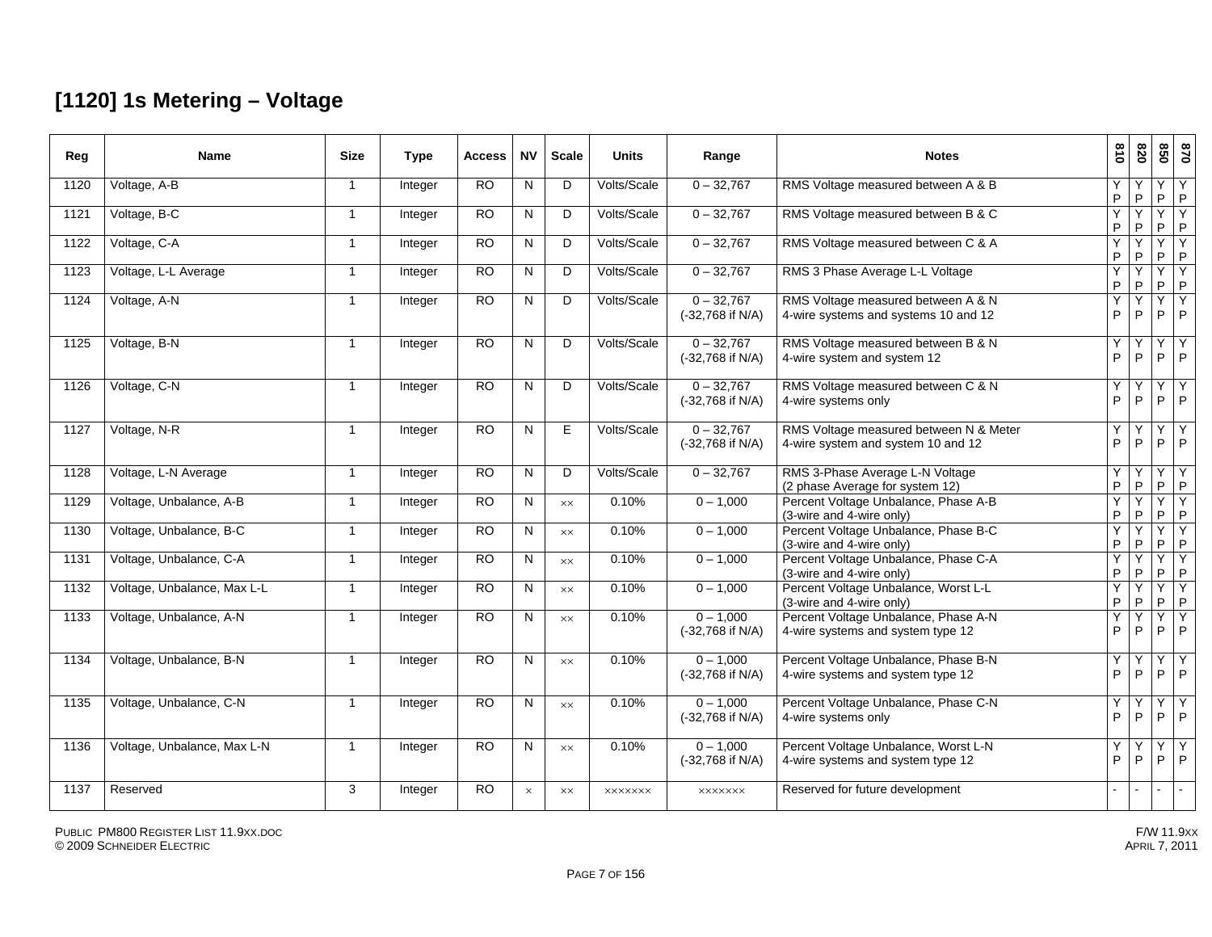## [1120] 1s Metering – Voltage

| Reg | Name | Size | Type | Access | NV | Scale | Units | Range | Notes | 810 | 820 | 850 | 870 |
|---|---|---|---|---|---|---|---|---|---|---|---|---|---|
| 1120 | Voltage, A-B | 1 | Integer | RO | N | D | Volts/Scale | 0 – 32,767 | RMS Voltage measured between A & B | Y P | Y P | Y P | Y P |
| 1121 | Voltage, B-C | 1 | Integer | RO | N | D | Volts/Scale | 0 – 32,767 | RMS Voltage measured between B & C | Y P | Y P | Y P | Y P |
| 1122 | Voltage, C-A | 1 | Integer | RO | N | D | Volts/Scale | 0 – 32,767 | RMS Voltage measured between C & A | Y P | Y P | Y P | Y P |
| 1123 | Voltage, L-L Average | 1 | Integer | RO | N | D | Volts/Scale | 0 – 32,767 | RMS 3 Phase Average L-L Voltage | Y P | Y P | Y P | Y P |
| 1124 | Voltage, A-N | 1 | Integer | RO | N | D | Volts/Scale | 0 – 32,767 (-32,768 if N/A) | RMS Voltage measured between A & N 4-wire systems and systems 10 and 12 | Y P | Y P | Y P | Y P |
| 1125 | Voltage, B-N | 1 | Integer | RO | N | D | Volts/Scale | 0 – 32,767 (-32,768 if N/A) | RMS Voltage measured between B & N 4-wire system and system 12 | Y P | Y P | Y P | Y P |
| 1126 | Voltage, C-N | 1 | Integer | RO | N | D | Volts/Scale | 0 – 32,767 (-32,768 if N/A) | RMS Voltage measured between C & N 4-wire systems only | Y P | Y P | Y P | Y P |
| 1127 | Voltage, N-R | 1 | Integer | RO | N | E | Volts/Scale | 0 – 32,767 (-32,768 if N/A) | RMS Voltage measured between N & Meter 4-wire system and system 10 and 12 | Y P | Y P | Y P | Y P |
| 1128 | Voltage, L-N Average | 1 | Integer | RO | N | D | Volts/Scale | 0 – 32,767 | RMS 3-Phase Average L-N Voltage (2 phase Average for system 12) | Y P | Y P | Y P | Y P |
| 1129 | Voltage, Unbalance, A-B | 1 | Integer | RO | N | ×× | 0.10% | 0 – 1,000 | Percent Voltage Unbalance, Phase A-B (3-wire and 4-wire only) | Y P | Y P | Y P | Y P |
| 1130 | Voltage, Unbalance, B-C | 1 | Integer | RO | N | ×× | 0.10% | 0 – 1,000 | Percent Voltage Unbalance, Phase B-C (3-wire and 4-wire only) | Y P | Y P | Y P | Y P |
| 1131 | Voltage, Unbalance, C-A | 1 | Integer | RO | N | ×× | 0.10% | 0 – 1,000 | Percent Voltage Unbalance, Phase C-A (3-wire and 4-wire only) | Y P | Y P | Y P | Y P |
| 1132 | Voltage, Unbalance, Max L-L | 1 | Integer | RO | N | ×× | 0.10% | 0 – 1,000 | Percent Voltage Unbalance, Worst L-L (3-wire and 4-wire only) | Y P | Y P | Y P | Y P |
| 1133 | Voltage, Unbalance, A-N | 1 | Integer | RO | N | ×× | 0.10% | 0 – 1,000 (-32,768 if N/A) | Percent Voltage Unbalance, Phase A-N 4-wire systems and system type 12 | Y P | Y P | Y P | Y P |
| 1134 | Voltage, Unbalance, B-N | 1 | Integer | RO | N | ×× | 0.10% | 0 – 1,000 (-32,768 if N/A) | Percent Voltage Unbalance, Phase B-N 4-wire systems and system type 12 | Y P | Y P | Y P | Y P |
| 1135 | Voltage, Unbalance, C-N | 1 | Integer | RO | N | ×× | 0.10% | 0 – 1,000 (-32,768 if N/A) | Percent Voltage Unbalance, Phase C-N 4-wire systems only | Y P | Y P | Y P | Y P |
| 1136 | Voltage, Unbalance, Max L-N | 1 | Integer | RO | N | ×× | 0.10% | 0 – 1,000 (-32,768 if N/A) | Percent Voltage Unbalance, Worst L-N 4-wire systems and system type 12 | Y P | Y P | Y P | Y P |
| 1137 | Reserved | 3 | Integer | RO | × | ×× | ××××××× | ××××××× | Reserved for future development | - | - | - | - |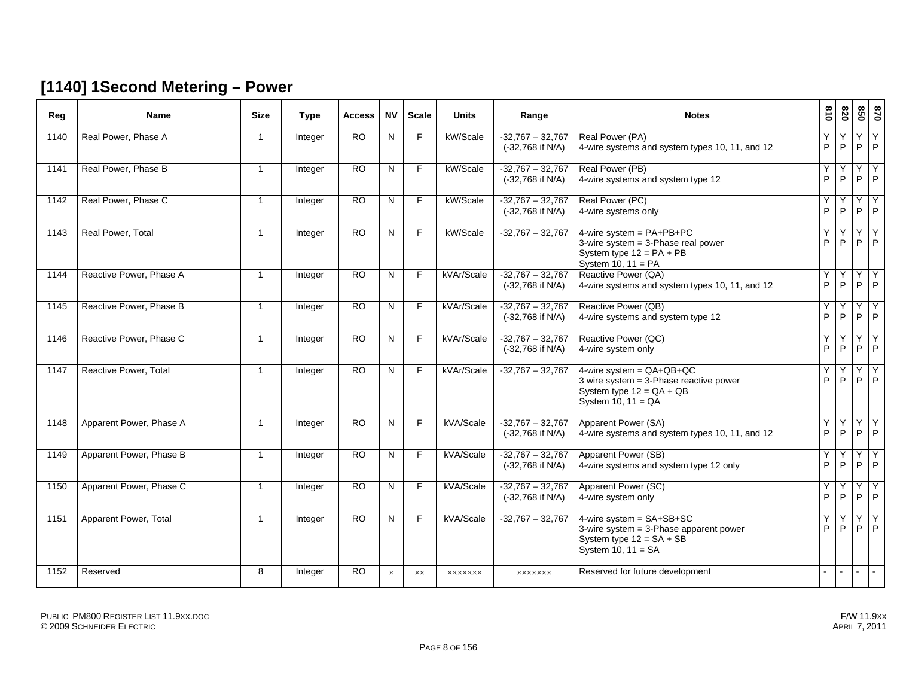## [1140] 1Second Metering – Power

| Reg | Name | Size | Type | Access | NV | Scale | Units | Range | Notes | 810 | 820 | 850 | 870 |
|---|---|---|---|---|---|---|---|---|---|---|---|---|---|
| 1140 | Real Power, Phase A | 1 | Integer | RO | N | F | kW/Scale | -32,767 – 32,767 (-32,768 if N/A) | Real Power (PA)<br>4-wire systems and system types 10, 11, and 12 | Y P | Y P | Y P | Y P |
| 1141 | Real Power, Phase B | 1 | Integer | RO | N | F | kW/Scale | -32,767 – 32,767 (-32,768 if N/A) | Real Power (PB)<br>4-wire systems and system type 12 | Y P | Y P | Y P | Y P |
| 1142 | Real Power, Phase C | 1 | Integer | RO | N | F | kW/Scale | -32,767 – 32,767 (-32,768 if N/A) | Real Power (PC)<br>4-wire systems only | Y P | Y P | Y P | Y P |
| 1143 | Real Power, Total | 1 | Integer | RO | N | F | kW/Scale | -32,767 – 32,767 | 4-wire system = PA+PB+PC<br>3-wire system = 3-Phase real power<br>System type 12 = PA + PB<br>System 10, 11 = PA | Y P | Y P | Y P | Y P |
| 1144 | Reactive Power, Phase A | 1 | Integer | RO | N | F | kVAr/Scale | -32,767 – 32,767 (-32,768 if N/A) | Reactive Power (QA)<br>4-wire systems and system types 10, 11, and 12 | Y P | Y P | Y P | Y P |
| 1145 | Reactive Power, Phase B | 1 | Integer | RO | N | F | kVAr/Scale | -32,767 – 32,767 (-32,768 if N/A) | Reactive Power (QB)<br>4-wire systems and system type 12 | Y P | Y P | Y P | Y P |
| 1146 | Reactive Power, Phase C | 1 | Integer | RO | N | F | kVAr/Scale | -32,767 – 32,767 (-32,768 if N/A) | Reactive Power (QC)<br>4-wire system only | Y P | Y P | Y P | Y P |
| 1147 | Reactive Power, Total | 1 | Integer | RO | N | F | kVAr/Scale | -32,767 – 32,767 | 4-wire system = QA+QB+QC<br>3 wire system = 3-Phase reactive power<br>System type 12 = QA + QB<br>System 10, 11 = QA | Y P | Y P | Y P | Y P |
| 1148 | Apparent Power, Phase A | 1 | Integer | RO | N | F | kVA/Scale | -32,767 – 32,767 (-32,768 if N/A) | Apparent Power (SA)<br>4-wire systems and system types 10, 11, and 12 | Y P | Y P | Y P | Y P |
| 1149 | Apparent Power, Phase B | 1 | Integer | RO | N | F | kVA/Scale | -32,767 – 32,767 (-32,768 if N/A) | Apparent Power (SB)<br>4-wire systems and system type 12 only | Y P | Y P | Y P | Y P |
| 1150 | Apparent Power, Phase C | 1 | Integer | RO | N | F | kVA/Scale | -32,767 – 32,767 (-32,768 if N/A) | Apparent Power (SC)<br>4-wire system only | Y P | Y P | Y P | Y P |
| 1151 | Apparent Power, Total | 1 | Integer | RO | N | F | kVA/Scale | -32,767 – 32,767 | 4-wire system = SA+SB+SC<br>3-wire system = 3-Phase apparent power<br>System type 12 = SA + SB<br>System 10, 11 = SA | Y P | Y P | Y P | Y P |
| 1152 | Reserved | 8 | Integer | RO | × | ×× | ××××××× | ××××××× | Reserved for future development | - | - | - | - |

PUBLIC PM800 REGISTER LIST 11.9XX.DOC
© 2009 SCHNEIDER ELECTRIC

F/W 11.9XX
APRIL 7, 2011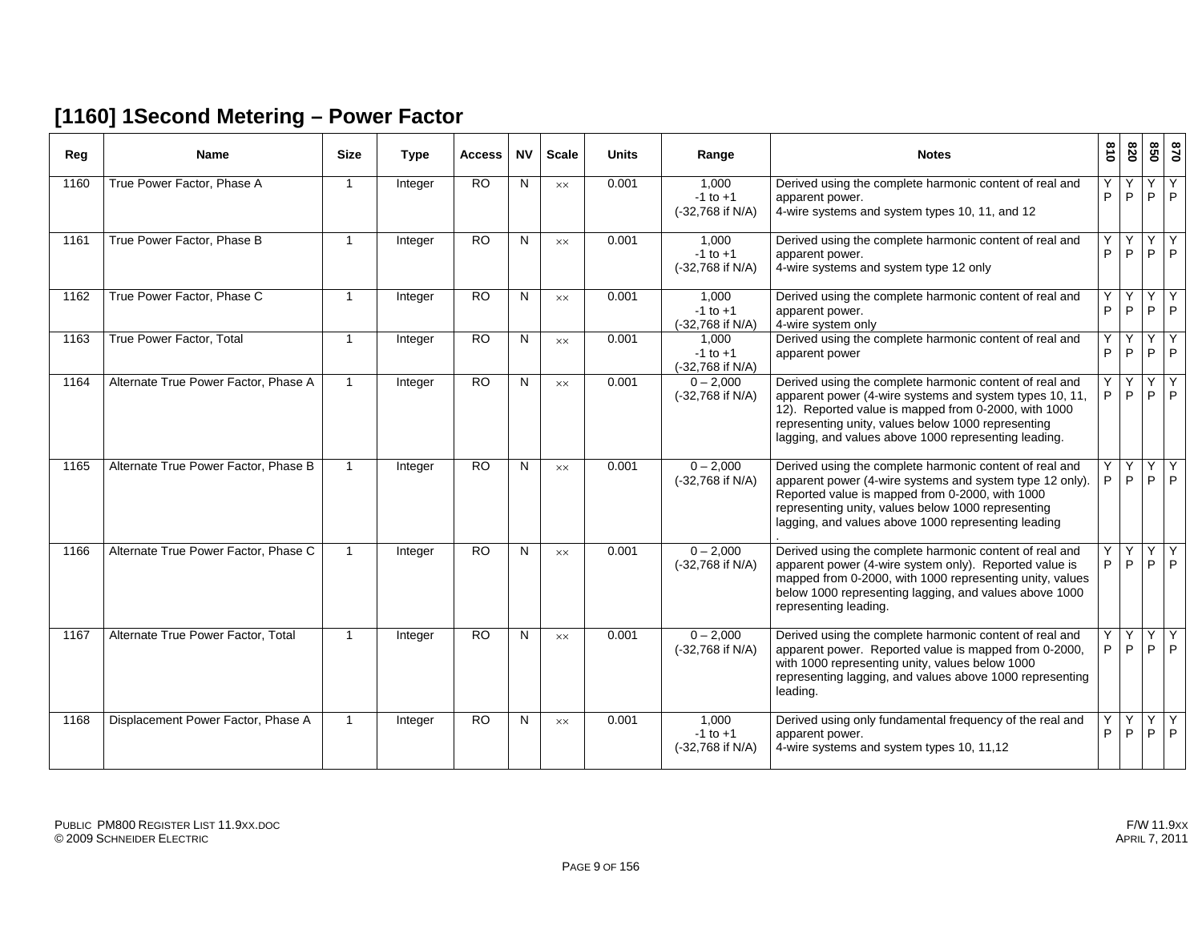## [1160] 1Second Metering – Power Factor

| Reg | Name | Size | Type | Access | NV | Scale | Units | Range | Notes | 810 | 820 | 850 | 870 |
|---|---|---|---|---|---|---|---|---|---|---|---|---|---|
| 1160 | True Power Factor, Phase A | 1 | Integer | RO | N | ×× | 0.001 | 1,000<br>-1 to +1<br>(-32,768 if N/A) | Derived using the complete harmonic content of real and apparent power.<br>4-wire systems and system types 10, 11, and 12 | Y<br>P | Y<br>P | Y<br>P | Y<br>P |
| 1161 | True Power Factor, Phase B | 1 | Integer | RO | N | ×× | 0.001 | 1,000<br>-1 to +1<br>(-32,768 if N/A) | Derived using the complete harmonic content of real and apparent power.<br>4-wire systems and system type 12 only | Y<br>P | Y<br>P | Y<br>P | Y<br>P |
| 1162 | True Power Factor, Phase C | 1 | Integer | RO | N | ×× | 0.001 | 1,000<br>-1 to +1<br>(-32,768 if N/A) | Derived using the complete harmonic content of real and apparent power.<br>4-wire system only | Y<br>P | Y<br>P | Y<br>P | Y<br>P |
| 1163 | True Power Factor, Total | 1 | Integer | RO | N | ×× | 0.001 | 1,000<br>-1 to +1<br>(-32,768 if N/A) | Derived using the complete harmonic content of real and apparent power | Y<br>P | Y<br>P | Y<br>P | Y<br>P |
| 1164 | Alternate True Power Factor, Phase A | 1 | Integer | RO | N | ×× | 0.001 | 0 – 2,000<br>(-32,768 if N/A) | Derived using the complete harmonic content of real and apparent power (4-wire systems and system types 10, 11, 12). Reported value is mapped from 0-2000, with 1000 representing unity, values below 1000 representing lagging, and values above 1000 representing leading. | Y<br>P | Y<br>P | Y<br>P | Y<br>P |
| 1165 | Alternate True Power Factor, Phase B | 1 | Integer | RO | N | ×× | 0.001 | 0 – 2,000<br>(-32,768 if N/A) | Derived using the complete harmonic content of real and apparent power (4-wire systems and system type 12 only). Reported value is mapped from 0-2000, with 1000 representing unity, values below 1000 representing lagging, and values above 1000 representing leading<br>. | Y<br>P | Y<br>P | Y<br>P | Y<br>P |
| 1166 | Alternate True Power Factor, Phase C | 1 | Integer | RO | N | ×× | 0.001 | 0 – 2,000<br>(-32,768 if N/A) | Derived using the complete harmonic content of real and apparent power (4-wire system only). Reported value is mapped from 0-2000, with 1000 representing unity, values below 1000 representing lagging, and values above 1000 representing leading. | Y<br>P | Y<br>P | Y<br>P | Y<br>P |
| 1167 | Alternate True Power Factor, Total | 1 | Integer | RO | N | ×× | 0.001 | 0 – 2,000<br>(-32,768 if N/A) | Derived using the complete harmonic content of real and apparent power. Reported value is mapped from 0-2000, with 1000 representing unity, values below 1000 representing lagging, and values above 1000 representing leading. | Y<br>P | Y<br>P | Y<br>P | Y<br>P |
| 1168 | Displacement Power Factor, Phase A | 1 | Integer | RO | N | ×× | 0.001 | 1,000<br>-1 to +1<br>(-32,768 if N/A) | Derived using only fundamental frequency of the real and apparent power.<br>4-wire systems and system types 10, 11,12 | Y<br>P | Y<br>P | Y<br>P | Y<br>P |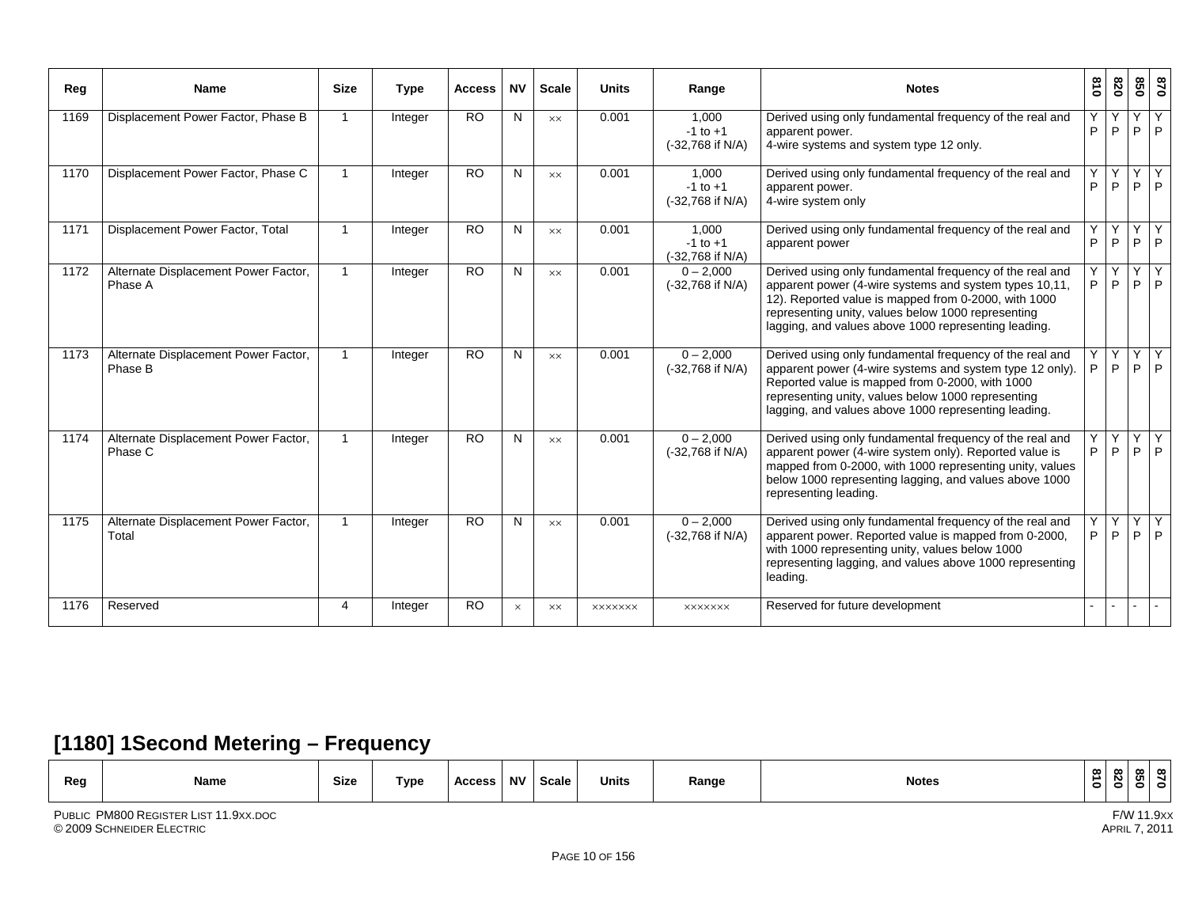| Reg | Name | Size | Type | Access | NV | Scale | Units | Range | Notes | 810 | 820 | 850 | 870 |
|---|---|---|---|---|---|---|---|---|---|---|---|---|---|
| 1169 | Displacement Power Factor, Phase B | 1 | Integer | RO | N | ×× | 0.001 | 1,000<br>-1 to +1<br>(-32,768 if N/A) | Derived using only fundamental frequency of the real and apparent power.<br>4-wire systems and system type 12 only. | Y<br>P | Y<br>P | Y<br>P | Y<br>P |
| 1170 | Displacement Power Factor, Phase C | 1 | Integer | RO | N | ×× | 0.001 | 1,000<br>-1 to +1<br>(-32,768 if N/A) | Derived using only fundamental frequency of the real and apparent power.<br>4-wire system only | Y<br>P | Y<br>P | Y<br>P | Y<br>P |
| 1171 | Displacement Power Factor, Total | 1 | Integer | RO | N | ×× | 0.001 | 1,000<br>-1 to +1<br>(-32,768 if N/A) | Derived using only fundamental frequency of the real and apparent power | Y<br>P | Y<br>P | Y<br>P | Y<br>P |
| 1172 | Alternate Displacement Power Factor, Phase A | 1 | Integer | RO | N | ×× | 0.001 | 0 – 2,000<br>(-32,768 if N/A) | Derived using only fundamental frequency of the real and apparent power (4-wire systems and system types 10,11, 12). Reported value is mapped from 0-2000, with 1000 representing unity, values below 1000 representing lagging, and values above 1000 representing leading. | Y<br>P | Y<br>P | Y<br>P | Y<br>P |
| 1173 | Alternate Displacement Power Factor, Phase B | 1 | Integer | RO | N | ×× | 0.001 | 0 – 2,000<br>(-32,768 if N/A) | Derived using only fundamental frequency of the real and apparent power (4-wire systems and system type 12 only). Reported value is mapped from 0-2000, with 1000 representing unity, values below 1000 representing lagging, and values above 1000 representing leading. | Y<br>P | Y<br>P | Y<br>P | Y<br>P |
| 1174 | Alternate Displacement Power Factor, Phase C | 1 | Integer | RO | N | ×× | 0.001 | 0 – 2,000<br>(-32,768 if N/A) | Derived using only fundamental frequency of the real and apparent power (4-wire system only). Reported value is mapped from 0-2000, with 1000 representing unity, values below 1000 representing lagging, and values above 1000 representing leading. | Y<br>P | Y<br>P | Y<br>P | Y<br>P |
| 1175 | Alternate Displacement Power Factor, Total | 1 | Integer | RO | N | ×× | 0.001 | 0 – 2,000<br>(-32,768 if N/A) | Derived using only fundamental frequency of the real and apparent power. Reported value is mapped from 0-2000, with 1000 representing unity, values below 1000 representing lagging, and values above 1000 representing leading. | Y<br>P | Y<br>P | Y<br>P | Y<br>P |
| 1176 | Reserved | 4 | Integer | RO | × | ×× | ××××××× | ××××××× | Reserved for future development | - | - | - | - |

## [1180] 1Second Metering – Frequency

| Reg | Name | Size | Type | Access | NV | Scale | Units | Range | Notes | 810 | 820 | 850 | 870 |
|---|---|---|---|---|---|---|---|---|---|---|---|---|---|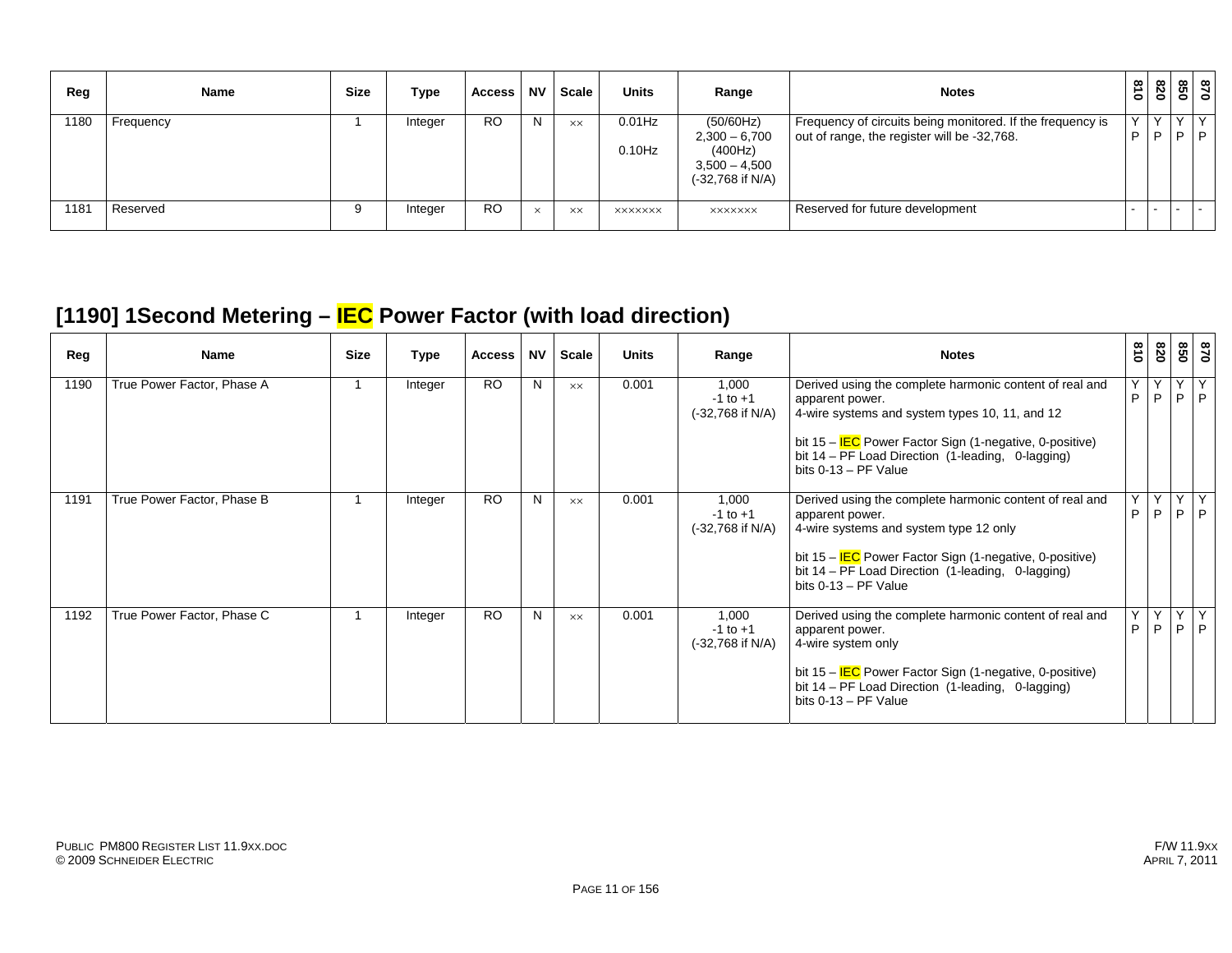| Reg | Name | Size | Type | Access | NV | Scale | Units | Range | Notes | 810 | 820 | 850 | 870 |
|---|---|---|---|---|---|---|---|---|---|---|---|---|---|
| 1180 | Frequency | 1 | Integer | RO | N | ×× | 0.01Hz<br><br>0.10Hz | (50/60Hz)<br>2,300 – 6,700<br>(400Hz)<br>3,500 – 4,500<br>(-32,768 if N/A) | Frequency of circuits being monitored. If the frequency is out of range, the register will be -32,768. | Y<br>P | Y<br>P | Y<br>P | Y<br>P |
| 1181 | Reserved | 9 | Integer | RO | × | ×× | ××××××× | ××××××× | Reserved for future development | - | - | - | - |

## [1190] 1Second Metering – IEC Power Factor (with load direction)

| Reg | Name | Size | Type | Access | NV | Scale | Units | Range | Notes | 810 | 820 | 850 | 870 |
|---|---|---|---|---|---|---|---|---|---|---|---|---|---|
| 1190 | True Power Factor, Phase A | 1 | Integer | RO | N | ×× | 0.001 | 1,000<br>-1 to +1<br>(-32,768 if N/A) | Derived using the complete harmonic content of real and apparent power.<br>4-wire systems and system types 10, 11, and 12<br><br>bit 15 – IEC Power Factor Sign (1-negative, 0-positive)<br>bit 14 – PF Load Direction (1-leading, 0-lagging)<br>bits 0-13 – PF Value | Y<br>P | Y<br>P | Y<br>P | Y<br>P |
| 1191 | True Power Factor, Phase B | 1 | Integer | RO | N | ×× | 0.001 | 1,000<br>-1 to +1<br>(-32,768 if N/A) | Derived using the complete harmonic content of real and apparent power.<br>4-wire systems and system type 12 only<br><br>bit 15 – IEC Power Factor Sign (1-negative, 0-positive)<br>bit 14 – PF Load Direction (1-leading, 0-lagging)<br>bits 0-13 – PF Value | Y<br>P | Y<br>P | Y<br>P | Y<br>P |
| 1192 | True Power Factor, Phase C | 1 | Integer | RO | N | ×× | 0.001 | 1,000<br>-1 to +1<br>(-32,768 if N/A) | Derived using the complete harmonic content of real and apparent power.<br>4-wire system only<br><br>bit 15 – IEC Power Factor Sign (1-negative, 0-positive)<br>bit 14 – PF Load Direction (1-leading, 0-lagging)<br>bits 0-13 – PF Value | Y<br>P | Y<br>P | Y<br>P | Y<br>P |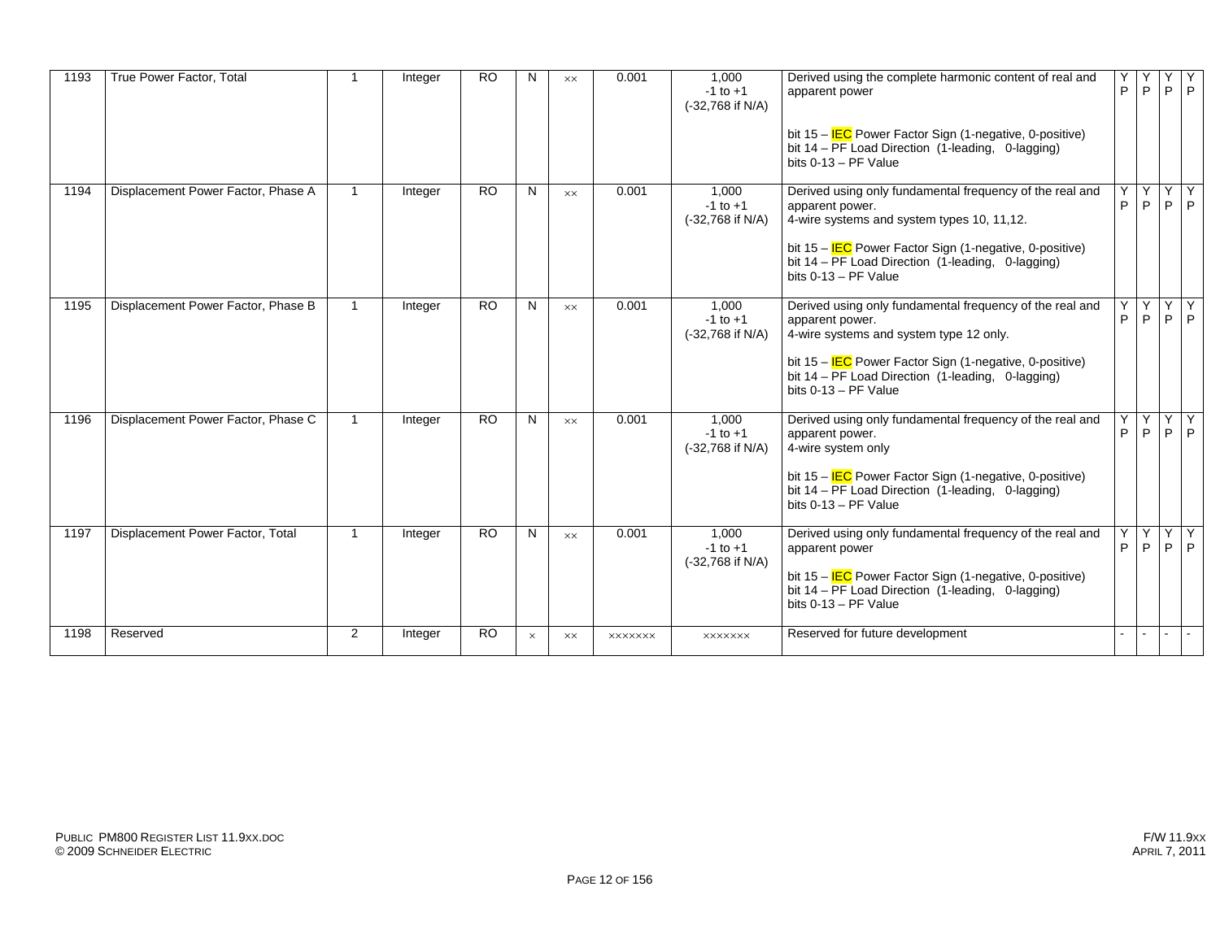| 1193 | True Power Factor, Total | 1 | Integer | RO | N | ×× | 0.001 | 1,000<br>-1 to +1<br>(-32,768 if N/A) | Derived using the complete harmonic content of real and apparent power<br><br>bit 15 – IEC Power Factor Sign (1-negative, 0-positive)<br>bit 14 – PF Load Direction (1-leading, 0-lagging)<br>bits 0-13 – PF Value | Y<br>P | Y<br>P | Y<br>P | Y<br>P |
|---|---|---|---|---|---|---|---|---|---|---|---|---|---|
| 1194 | Displacement Power Factor, Phase A | 1 | Integer | RO | N | ×× | 0.001 | 1,000<br>-1 to +1<br>(-32,768 if N/A) | Derived using only fundamental frequency of the real and apparent power.<br>4-wire systems and system types 10, 11,12.<br><br>bit 15 – IEC Power Factor Sign (1-negative, 0-positive)<br>bit 14 – PF Load Direction (1-leading, 0-lagging)<br>bits 0-13 – PF Value | Y<br>P | Y<br>P | Y<br>P | Y<br>P |
| 1195 | Displacement Power Factor, Phase B | 1 | Integer | RO | N | ×× | 0.001 | 1,000<br>-1 to +1<br>(-32,768 if N/A) | Derived using only fundamental frequency of the real and apparent power.<br>4-wire systems and system type 12 only.<br><br>bit 15 – IEC Power Factor Sign (1-negative, 0-positive)<br>bit 14 – PF Load Direction (1-leading, 0-lagging)<br>bits 0-13 – PF Value | Y<br>P | Y<br>P | Y<br>P | Y<br>P |
| 1196 | Displacement Power Factor, Phase C | 1 | Integer | RO | N | ×× | 0.001 | 1,000<br>-1 to +1<br>(-32,768 if N/A) | Derived using only fundamental frequency of the real and apparent power.<br>4-wire system only<br><br>bit 15 – IEC Power Factor Sign (1-negative, 0-positive)<br>bit 14 – PF Load Direction (1-leading, 0-lagging)<br>bits 0-13 – PF Value | Y<br>P | Y<br>P | Y<br>P | Y<br>P |
| 1197 | Displacement Power Factor, Total | 1 | Integer | RO | N | ×× | 0.001 | 1,000<br>-1 to +1<br>(-32,768 if N/A) | Derived using only fundamental frequency of the real and apparent power<br><br>bit 15 – IEC Power Factor Sign (1-negative, 0-positive)<br>bit 14 – PF Load Direction (1-leading, 0-lagging)<br>bits 0-13 – PF Value | Y<br>P | Y<br>P | Y<br>P | Y<br>P |
| 1198 | Reserved | 2 | Integer | RO | × | ×× | ××××××× | ××××××× | Reserved for future development | - | - | - | - |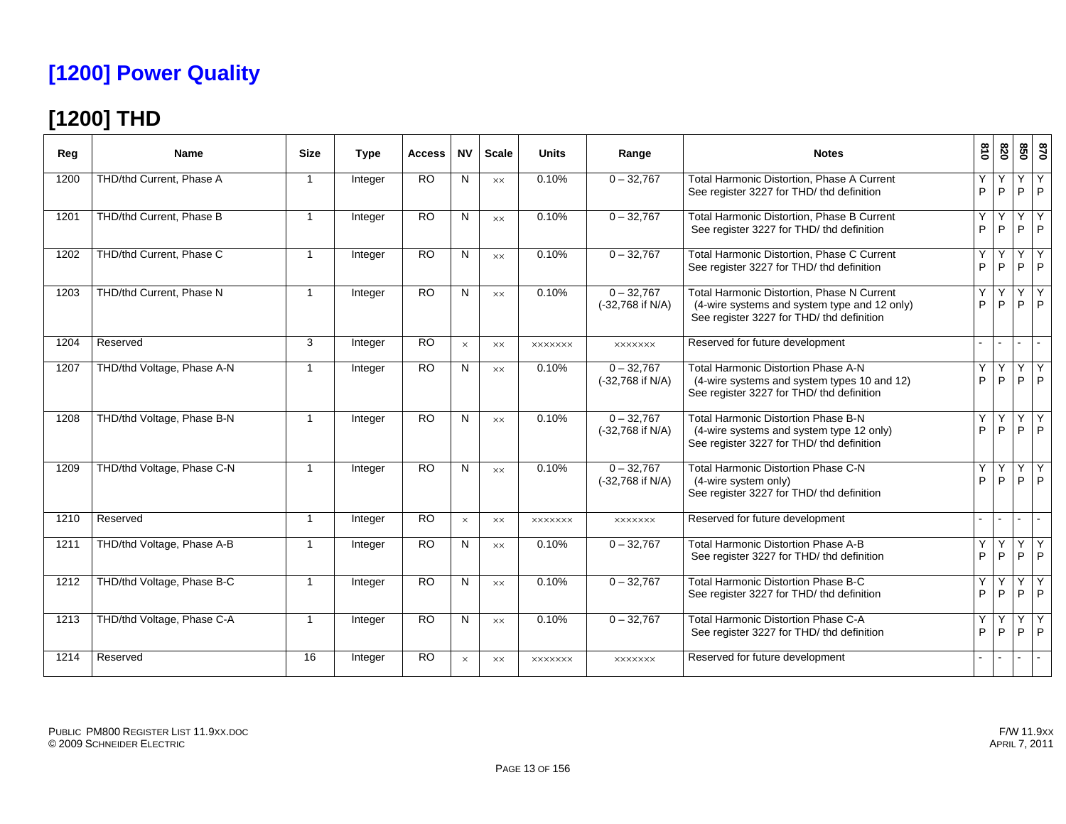# [1200] Power Quality

## [1200] THD

| Reg | Name | Size | Type | Access | NV | Scale | Units | Range | Notes | 810 | 820 | 850 | 870 |
|---|---|---|---|---|---|---|---|---|---|---|---|---|---|
| 1200 | THD/thd Current, Phase A | 1 | Integer | RO | N | xx | 0.10% | 0 – 32,767 | Total Harmonic Distortion, Phase A Current<br>See register 3227 for THD/ thd definition | Y<br>P | Y<br>P | Y<br>P | Y<br>P |
| 1201 | THD/thd Current, Phase B | 1 | Integer | RO | N | xx | 0.10% | 0 – 32,767 | Total Harmonic Distortion, Phase B Current<br>See register 3227 for THD/ thd definition | Y<br>P | Y<br>P | Y<br>P | Y<br>P |
| 1202 | THD/thd Current, Phase C | 1 | Integer | RO | N | xx | 0.10% | 0 – 32,767 | Total Harmonic Distortion, Phase C Current<br>See register 3227 for THD/ thd definition | Y<br>P | Y<br>P | Y<br>P | Y<br>P |
| 1203 | THD/thd Current, Phase N | 1 | Integer | RO | N | xx | 0.10% | 0 – 32,767<br>(-32,768 if N/A) | Total Harmonic Distortion, Phase N Current<br>(4-wire systems and system type and 12 only)<br>See register 3227 for THD/ thd definition | Y<br>P | Y<br>P | Y<br>P | Y<br>P |
| 1204 | Reserved | 3 | Integer | RO | x | xx | xxxxxxx | xxxxxxx | Reserved for future development | - | - | - | - |
| 1207 | THD/thd Voltage, Phase A-N | 1 | Integer | RO | N | xx | 0.10% | 0 – 32,767<br>(-32,768 if N/A) | Total Harmonic Distortion Phase A-N<br>(4-wire systems and system types 10 and 12)<br>See register 3227 for THD/ thd definition | Y<br>P | Y<br>P | Y<br>P | Y<br>P |
| 1208 | THD/thd Voltage, Phase B-N | 1 | Integer | RO | N | xx | 0.10% | 0 – 32,767<br>(-32,768 if N/A) | Total Harmonic Distortion Phase B-N<br>(4-wire systems and system type 12 only)<br>See register 3227 for THD/ thd definition | Y<br>P | Y<br>P | Y<br>P | Y<br>P |
| 1209 | THD/thd Voltage, Phase C-N | 1 | Integer | RO | N | xx | 0.10% | 0 – 32,767<br>(-32,768 if N/A) | Total Harmonic Distortion Phase C-N<br>(4-wire system only)<br>See register 3227 for THD/ thd definition | Y<br>P | Y<br>P | Y<br>P | Y<br>P |
| 1210 | Reserved | 1 | Integer | RO | x | xx | xxxxxxx | xxxxxxx | Reserved for future development | - | - | - | - |
| 1211 | THD/thd Voltage, Phase A-B | 1 | Integer | RO | N | xx | 0.10% | 0 – 32,767 | Total Harmonic Distortion Phase A-B<br>See register 3227 for THD/ thd definition | Y<br>P | Y<br>P | Y<br>P | Y<br>P |
| 1212 | THD/thd Voltage, Phase B-C | 1 | Integer | RO | N | xx | 0.10% | 0 – 32,767 | Total Harmonic Distortion Phase B-C<br>See register 3227 for THD/ thd definition | Y<br>P | Y<br>P | Y<br>P | Y<br>P |
| 1213 | THD/thd Voltage, Phase C-A | 1 | Integer | RO | N | xx | 0.10% | 0 – 32,767 | Total Harmonic Distortion Phase C-A<br>See register 3227 for THD/ thd definition | Y<br>P | Y<br>P | Y<br>P | Y<br>P |
| 1214 | Reserved | 16 | Integer | RO | x | xx | xxxxxxx | xxxxxxx | Reserved for future development | - | - | - | - |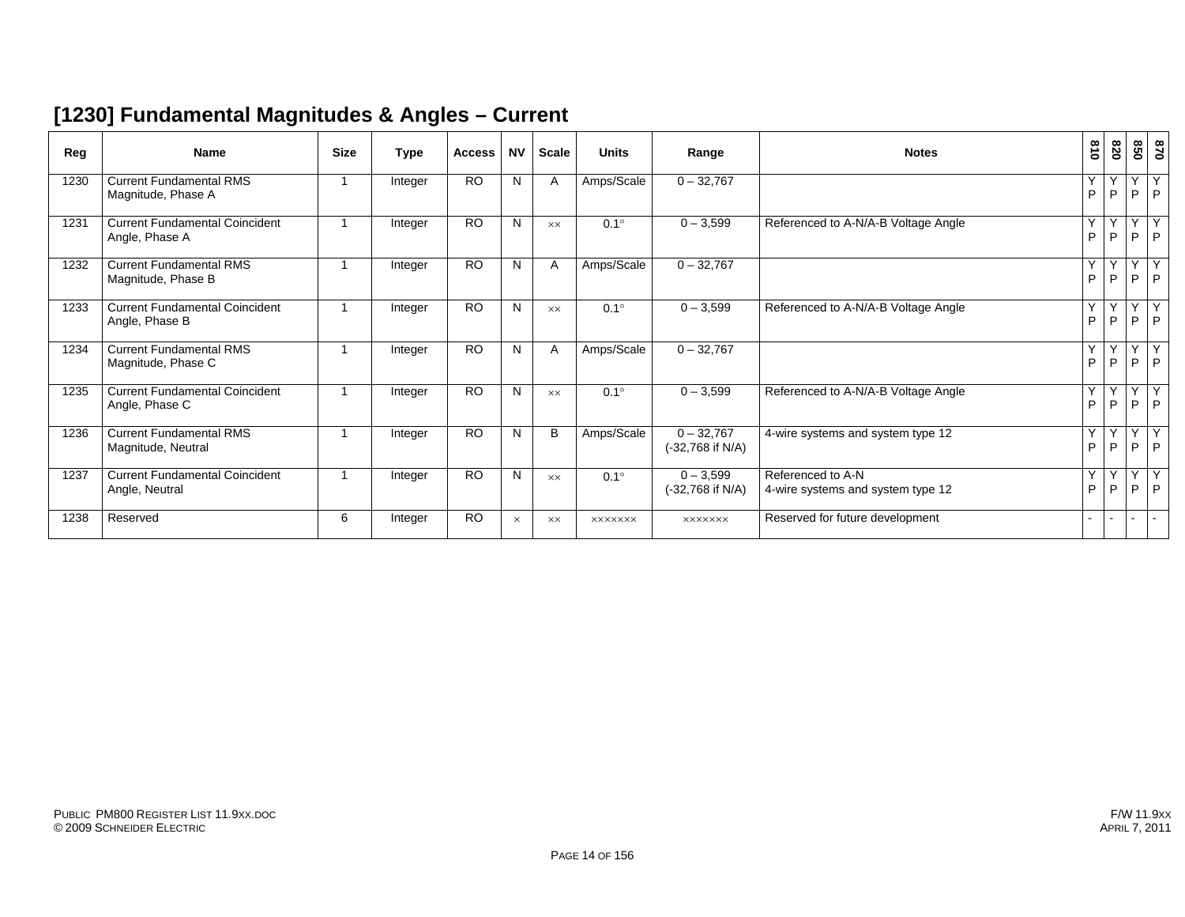## [1230] Fundamental Magnitudes & Angles – Current

| Reg | Name | Size | Type | Access | NV | Scale | Units | Range | Notes | 810 | 820 | 850 | 870 |
|---|---|---|---|---|---|---|---|---|---|---|---|---|---|
| 1230 | Current Fundamental RMS Magnitude, Phase A | 1 | Integer | RO | N | A | Amps/Scale | 0 – 32,767 | | Y P | Y P | Y P | Y P |
| 1231 | Current Fundamental Coincident Angle, Phase A | 1 | Integer | RO | N | ×× | 0.1° | 0 – 3,599 | Referenced to A-N/A-B Voltage Angle | Y P | Y P | Y P | Y P |
| 1232 | Current Fundamental RMS Magnitude, Phase B | 1 | Integer | RO | N | A | Amps/Scale | 0 – 32,767 | | Y P | Y P | Y P | Y P |
| 1233 | Current Fundamental Coincident Angle, Phase B | 1 | Integer | RO | N | ×× | 0.1° | 0 – 3,599 | Referenced to A-N/A-B Voltage Angle | Y P | Y P | Y P | Y P |
| 1234 | Current Fundamental RMS Magnitude, Phase C | 1 | Integer | RO | N | A | Amps/Scale | 0 – 32,767 | | Y P | Y P | Y P | Y P |
| 1235 | Current Fundamental Coincident Angle, Phase C | 1 | Integer | RO | N | ×× | 0.1° | 0 – 3,599 | Referenced to A-N/A-B Voltage Angle | Y P | Y P | Y P | Y P |
| 1236 | Current Fundamental RMS Magnitude, Neutral | 1 | Integer | RO | N | B | Amps/Scale | 0 – 32,767 (-32,768 if N/A) | 4-wire systems and system type 12 | Y P | Y P | Y P | Y P |
| 1237 | Current Fundamental Coincident Angle, Neutral | 1 | Integer | RO | N | ×× | 0.1° | 0 – 3,599 (-32,768 if N/A) | Referenced to A-N 4-wire systems and system type 12 | Y P | Y P | Y P | Y P |
| 1238 | Reserved | 6 | Integer | RO | × | ×× | ××××××× | ××××××× | Reserved for future development | - | - | - | - |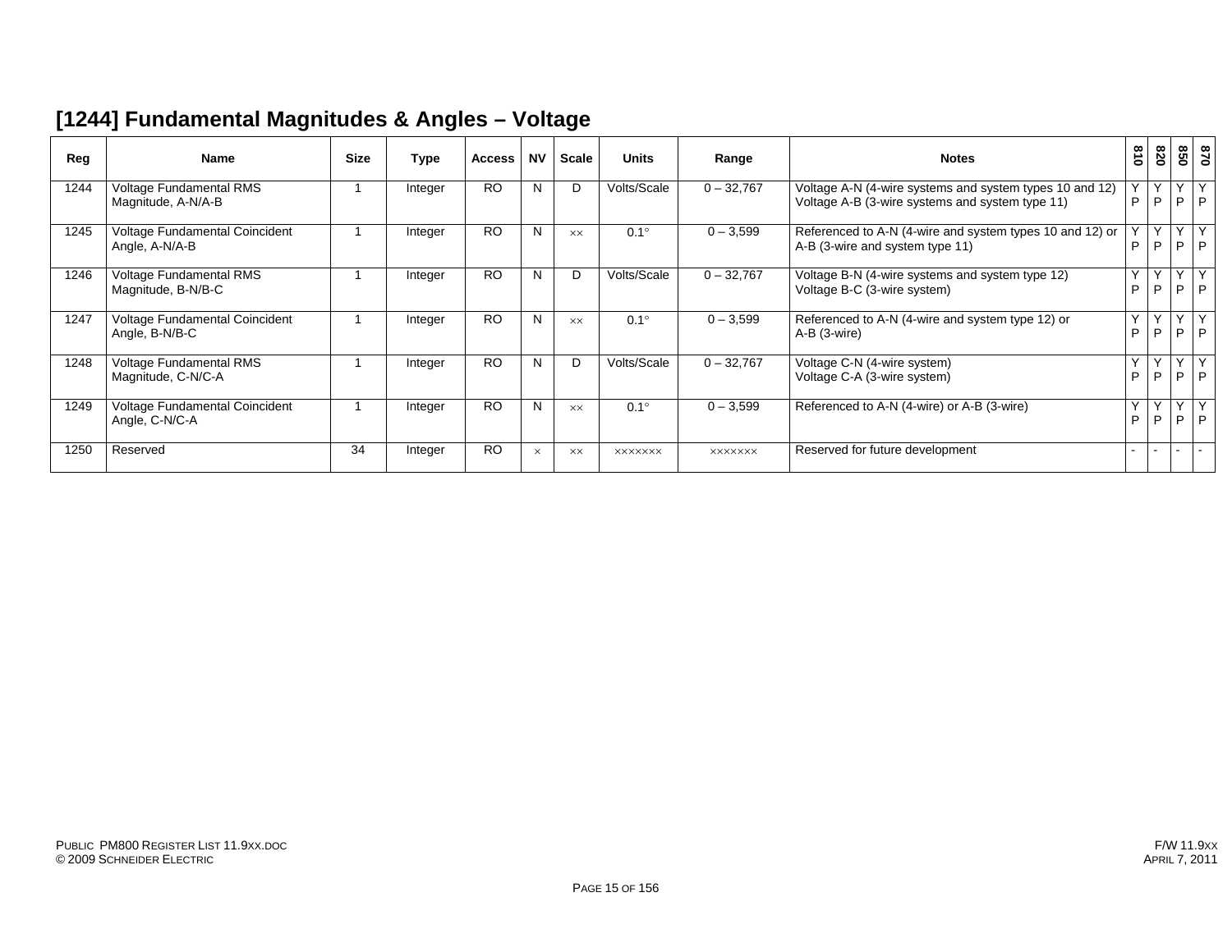## [1244] Fundamental Magnitudes & Angles – Voltage

| Reg | Name | Size | Type | Access | NV | Scale | Units | Range | Notes | 810 | 820 | 850 | 870 |
|---|---|---|---|---|---|---|---|---|---|---|---|---|---|
| 1244 | Voltage Fundamental RMS Magnitude, A-N/A-B | 1 | Integer | RO | N | D | Volts/Scale | 0 – 32,767 | Voltage A-N (4-wire systems and system types 10 and 12) Voltage A-B (3-wire systems and system type 11) | Y P | Y P | Y P | Y P |
| 1245 | Voltage Fundamental Coincident Angle, A-N/A-B | 1 | Integer | RO | N | ×× | 0.1° | 0 – 3,599 | Referenced to A-N (4-wire and system types 10 and 12) or A-B (3-wire and system type 11) | Y P | Y P | Y P | Y P |
| 1246 | Voltage Fundamental RMS Magnitude, B-N/B-C | 1 | Integer | RO | N | D | Volts/Scale | 0 – 32,767 | Voltage B-N (4-wire systems and system type 12) Voltage B-C (3-wire system) | Y P | Y P | Y P | Y P |
| 1247 | Voltage Fundamental Coincident Angle, B-N/B-C | 1 | Integer | RO | N | ×× | 0.1° | 0 – 3,599 | Referenced to A-N (4-wire and system type 12) or A-B (3-wire) | Y P | Y P | Y P | Y P |
| 1248 | Voltage Fundamental RMS Magnitude, C-N/C-A | 1 | Integer | RO | N | D | Volts/Scale | 0 – 32,767 | Voltage C-N (4-wire system) Voltage C-A (3-wire system) | Y P | Y P | Y P | Y P |
| 1249 | Voltage Fundamental Coincident Angle, C-N/C-A | 1 | Integer | RO | N | ×× | 0.1° | 0 – 3,599 | Referenced to A-N (4-wire) or A-B (3-wire) | Y P | Y P | Y P | Y P |
| 1250 | Reserved | 34 | Integer | RO | × | ×× | ××××××× | ××××××× | Reserved for future development | - | - | - | - |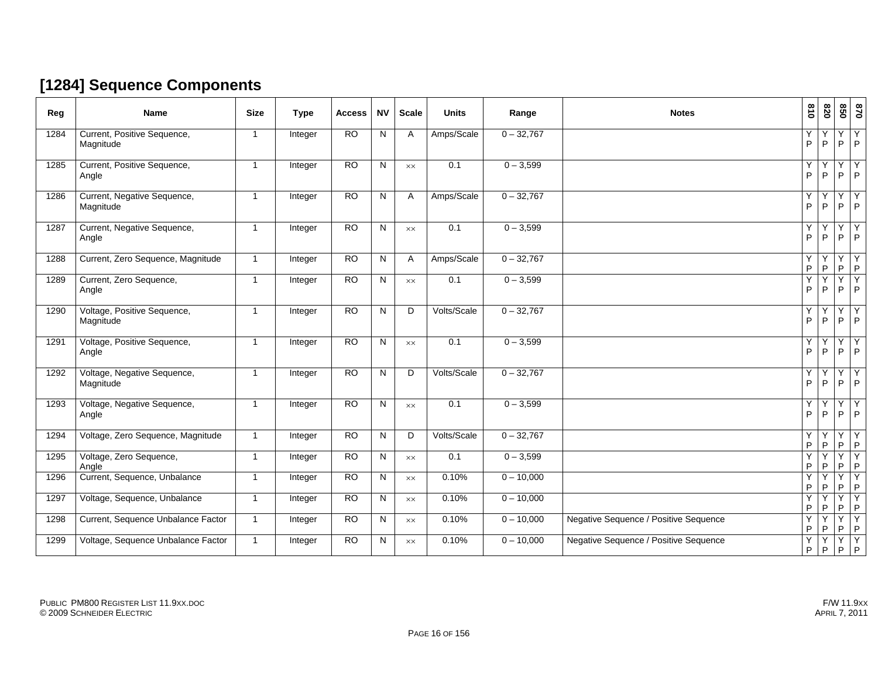## [1284] Sequence Components

| Reg | Name | Size | Type | Access | NV | Scale | Units | Range | Notes | 810 | 820 | 850 | 870 |
|---|---|---|---|---|---|---|---|---|---|---|---|---|---|
| 1284 | Current, Positive Sequence, Magnitude | 1 | Integer | RO | N | A | Amps/Scale | 0 – 32,767 | | Y P | Y P | Y P | Y P |
| 1285 | Current, Positive Sequence, Angle | 1 | Integer | RO | N | ×× | 0.1 | 0 – 3,599 | | Y P | Y P | Y P | Y P |
| 1286 | Current, Negative Sequence, Magnitude | 1 | Integer | RO | N | A | Amps/Scale | 0 – 32,767 | | Y P | Y P | Y P | Y P |
| 1287 | Current, Negative Sequence, Angle | 1 | Integer | RO | N | ×× | 0.1 | 0 – 3,599 | | Y P | Y P | Y P | Y P |
| 1288 | Current, Zero Sequence, Magnitude | 1 | Integer | RO | N | A | Amps/Scale | 0 – 32,767 | | Y P | Y P | Y P | Y P |
| 1289 | Current, Zero Sequence, Angle | 1 | Integer | RO | N | ×× | 0.1 | 0 – 3,599 | | Y P | Y P | Y P | Y P |
| 1290 | Voltage, Positive Sequence, Magnitude | 1 | Integer | RO | N | D | Volts/Scale | 0 – 32,767 | | Y P | Y P | Y P | Y P |
| 1291 | Voltage, Positive Sequence, Angle | 1 | Integer | RO | N | ×× | 0.1 | 0 – 3,599 | | Y P | Y P | Y P | Y P |
| 1292 | Voltage, Negative Sequence, Magnitude | 1 | Integer | RO | N | D | Volts/Scale | 0 – 32,767 | | Y P | Y P | Y P | Y P |
| 1293 | Voltage, Negative Sequence, Angle | 1 | Integer | RO | N | ×× | 0.1 | 0 – 3,599 | | Y P | Y P | Y P | Y P |
| 1294 | Voltage, Zero Sequence, Magnitude | 1 | Integer | RO | N | D | Volts/Scale | 0 – 32,767 | | Y P | Y P | Y P | Y P |
| 1295 | Voltage, Zero Sequence, Angle | 1 | Integer | RO | N | ×× | 0.1 | 0 – 3,599 | | Y P | Y P | Y P | Y P |
| 1296 | Current, Sequence, Unbalance | 1 | Integer | RO | N | ×× | 0.10% | 0 – 10,000 | | Y P | Y P | Y P | Y P |
| 1297 | Voltage, Sequence, Unbalance | 1 | Integer | RO | N | ×× | 0.10% | 0 – 10,000 | | Y P | Y P | Y P | Y P |
| 1298 | Current, Sequence Unbalance Factor | 1 | Integer | RO | N | ×× | 0.10% | 0 – 10,000 | Negative Sequence / Positive Sequence | Y P | Y P | Y P | Y P |
| 1299 | Voltage, Sequence Unbalance Factor | 1 | Integer | RO | N | ×× | 0.10% | 0 – 10,000 | Negative Sequence / Positive Sequence | Y P | Y P | Y P | Y P |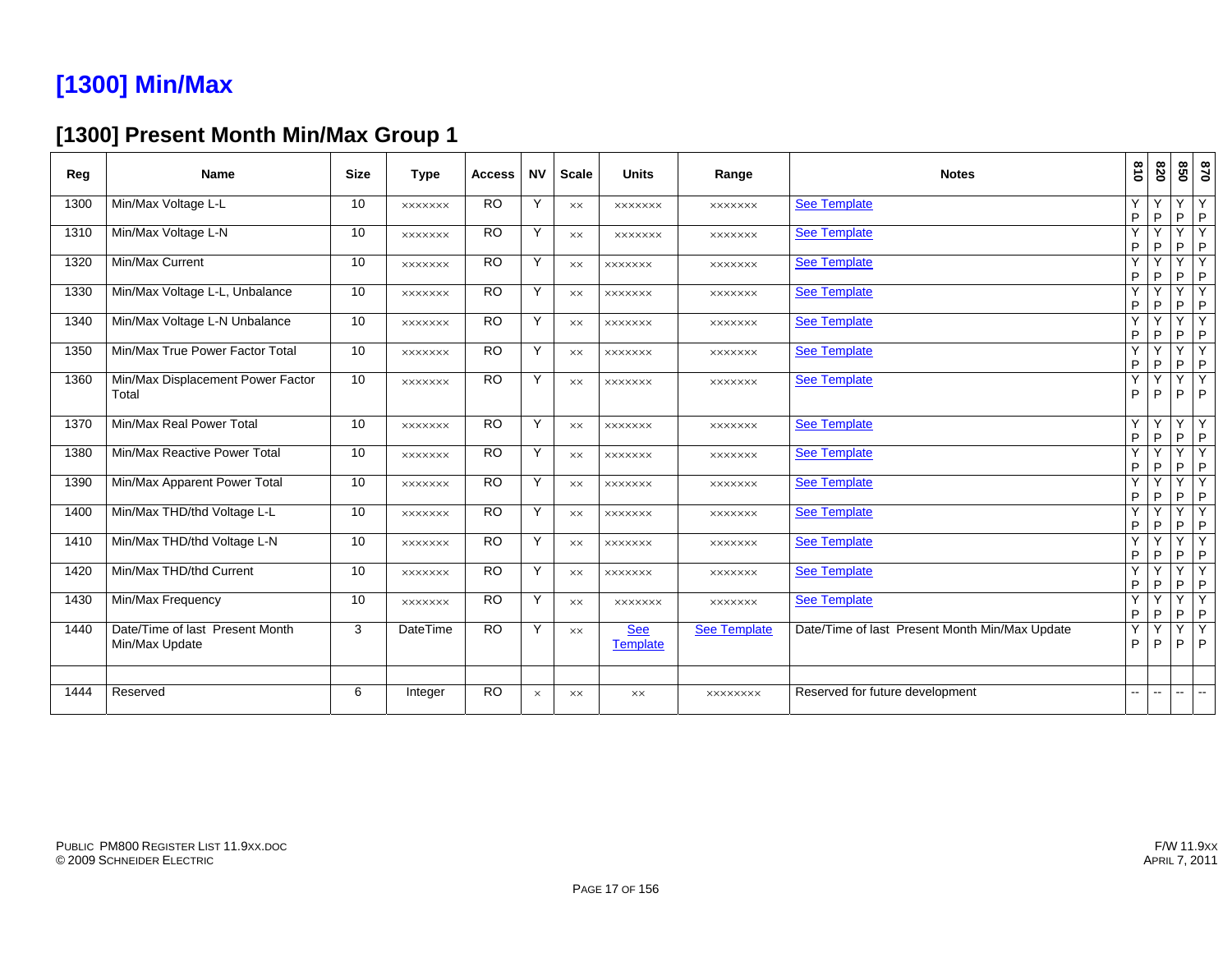# [1300] Min/Max

## [1300] Present Month Min/Max Group 1

| Reg | Name | Size | Type | Access | NV | Scale | Units | Range | Notes | 810 | 820 | 850 | 870 |
|---|---|---|---|---|---|---|---|---|---|---|---|---|---|
| 1300 | Min/Max Voltage L-L | 10 | xxxxxxx | RO | Y | xx | xxxxxxx | xxxxxxx | See Template | Y P | Y P | Y P | Y P |
| 1310 | Min/Max Voltage L-N | 10 | xxxxxxx | RO | Y | xx | xxxxxxx | xxxxxxx | See Template | Y P | Y P | Y P | Y P |
| 1320 | Min/Max Current | 10 | xxxxxxx | RO | Y | xx | xxxxxxx | xxxxxxx | See Template | Y P | Y P | Y P | Y P |
| 1330 | Min/Max Voltage L-L, Unbalance | 10 | xxxxxxx | RO | Y | xx | xxxxxxx | xxxxxxx | See Template | Y P | Y P | Y P | Y P |
| 1340 | Min/Max Voltage L-N Unbalance | 10 | xxxxxxx | RO | Y | xx | xxxxxxx | xxxxxxx | See Template | Y P | Y P | Y P | Y P |
| 1350 | Min/Max True Power Factor Total | 10 | xxxxxxx | RO | Y | xx | xxxxxxx | xxxxxxx | See Template | Y P | Y P | Y P | Y P |
| 1360 | Min/Max Displacement Power Factor Total | 10 | xxxxxxx | RO | Y | xx | xxxxxxx | xxxxxxx | See Template | Y P | Y P | Y P | Y P |
| 1370 | Min/Max Real Power Total | 10 | xxxxxxx | RO | Y | xx | xxxxxxx | xxxxxxx | See Template | Y P | Y P | Y P | Y P |
| 1380 | Min/Max Reactive Power Total | 10 | xxxxxxx | RO | Y | xx | xxxxxxx | xxxxxxx | See Template | Y P | Y P | Y P | Y P |
| 1390 | Min/Max Apparent Power Total | 10 | xxxxxxx | RO | Y | xx | xxxxxxx | xxxxxxx | See Template | Y P | Y P | Y P | Y P |
| 1400 | Min/Max THD/thd Voltage L-L | 10 | xxxxxxx | RO | Y | xx | xxxxxxx | xxxxxxx | See Template | Y P | Y P | Y P | Y P |
| 1410 | Min/Max THD/thd Voltage L-N | 10 | xxxxxxx | RO | Y | xx | xxxxxxx | xxxxxxx | See Template | Y P | Y P | Y P | Y P |
| 1420 | Min/Max THD/thd Current | 10 | xxxxxxx | RO | Y | xx | xxxxxxx | xxxxxxx | See Template | Y P | Y P | Y P | Y P |
| 1430 | Min/Max Frequency | 10 | xxxxxxx | RO | Y | xx | xxxxxxx | xxxxxxx | See Template | Y P | Y P | Y P | Y P |
| 1440 | Date/Time of last Present Month Min/Max Update | 3 | DateTime | RO | Y | xx | See Template | See Template | Date/Time of last Present Month Min/Max Update | Y P | Y P | Y P | Y P |
| | | | | | | | | | | | | | |
| 1444 | Reserved | 6 | Integer | RO | x | xx | xx | xxxxxxxx | Reserved for future development | -- | -- | -- | -- |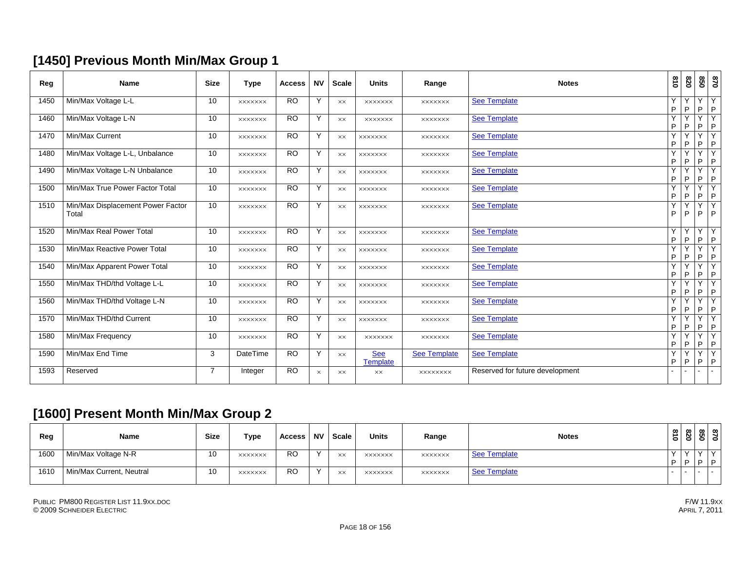## [1450] Previous Month Min/Max Group 1

| Reg | Name | Size | Type | Access | NV | Scale | Units | Range | Notes | 810 | 820 | 850 | 870 |
|---|---|---|---|---|---|---|---|---|---|---|---|---|---|
| 1450 | Min/Max Voltage L-L | 10 | xxxxxxx | RO | Y | xx | xxxxxxx | xxxxxxx | See Template | Y P | Y P | Y P | Y P |
| 1460 | Min/Max Voltage L-N | 10 | xxxxxxx | RO | Y | xx | xxxxxxx | xxxxxxx | See Template | Y P | Y P | Y P | Y P |
| 1470 | Min/Max Current | 10 | xxxxxxx | RO | Y | xx | xxxxxxx | xxxxxxx | See Template | Y P | Y P | Y P | Y P |
| 1480 | Min/Max Voltage L-L, Unbalance | 10 | xxxxxxx | RO | Y | xx | xxxxxxx | xxxxxxx | See Template | Y P | Y P | Y P | Y P |
| 1490 | Min/Max Voltage L-N Unbalance | 10 | xxxxxxx | RO | Y | xx | xxxxxxx | xxxxxxx | See Template | Y P | Y P | Y P | Y P |
| 1500 | Min/Max True Power Factor Total | 10 | xxxxxxx | RO | Y | xx | xxxxxxx | xxxxxxx | See Template | Y P | Y P | Y P | Y P |
| 1510 | Min/Max Displacement Power Factor Total | 10 | xxxxxxx | RO | Y | xx | xxxxxxx | xxxxxxx | See Template | Y P | Y P | Y P | Y P |
| 1520 | Min/Max Real Power Total | 10 | xxxxxxx | RO | Y | xx | xxxxxxx | xxxxxxx | See Template | Y P | Y P | Y P | Y P |
| 1530 | Min/Max Reactive Power Total | 10 | xxxxxxx | RO | Y | xx | xxxxxxx | xxxxxxx | See Template | Y P | Y P | Y P | Y P |
| 1540 | Min/Max Apparent Power Total | 10 | xxxxxxx | RO | Y | xx | xxxxxxx | xxxxxxx | See Template | Y P | Y P | Y P | Y P |
| 1550 | Min/Max THD/thd Voltage L-L | 10 | xxxxxxx | RO | Y | xx | xxxxxxx | xxxxxxx | See Template | Y P | Y P | Y P | Y P |
| 1560 | Min/Max THD/thd Voltage L-N | 10 | xxxxxxx | RO | Y | xx | xxxxxxx | xxxxxxx | See Template | Y P | Y P | Y P | Y P |
| 1570 | Min/Max THD/thd Current | 10 | xxxxxxx | RO | Y | xx | xxxxxxx | xxxxxxx | See Template | Y P | Y P | Y P | Y P |
| 1580 | Min/Max Frequency | 10 | xxxxxxx | RO | Y | xx | xxxxxxx | xxxxxxx | See Template | Y P | Y P | Y P | Y P |
| 1590 | Min/Max End Time | 3 | DateTime | RO | Y | xx | See Template | See Template | See Template | Y P | Y P | Y P | Y P |
| 1593 | Reserved | 7 | Integer | RO | x | xx | xx | xxxxxxxx | Reserved for future development | - | - | - | - |

## [1600] Present Month Min/Max Group 2

| Reg | Name | Size | Type | Access | NV | Scale | Units | Range | Notes | 810 | 820 | 850 | 870 |
|---|---|---|---|---|---|---|---|---|---|---|---|---|---|
| 1600 | Min/Max Voltage N-R | 10 | xxxxxxx | RO | Y | xx | xxxxxxx | xxxxxxx | See Template | Y P | Y P | Y P | Y P |
| 1610 | Min/Max Current, Neutral | 10 | xxxxxxx | RO | Y | xx | xxxxxxx | xxxxxxx | See Template | - | - | - | - |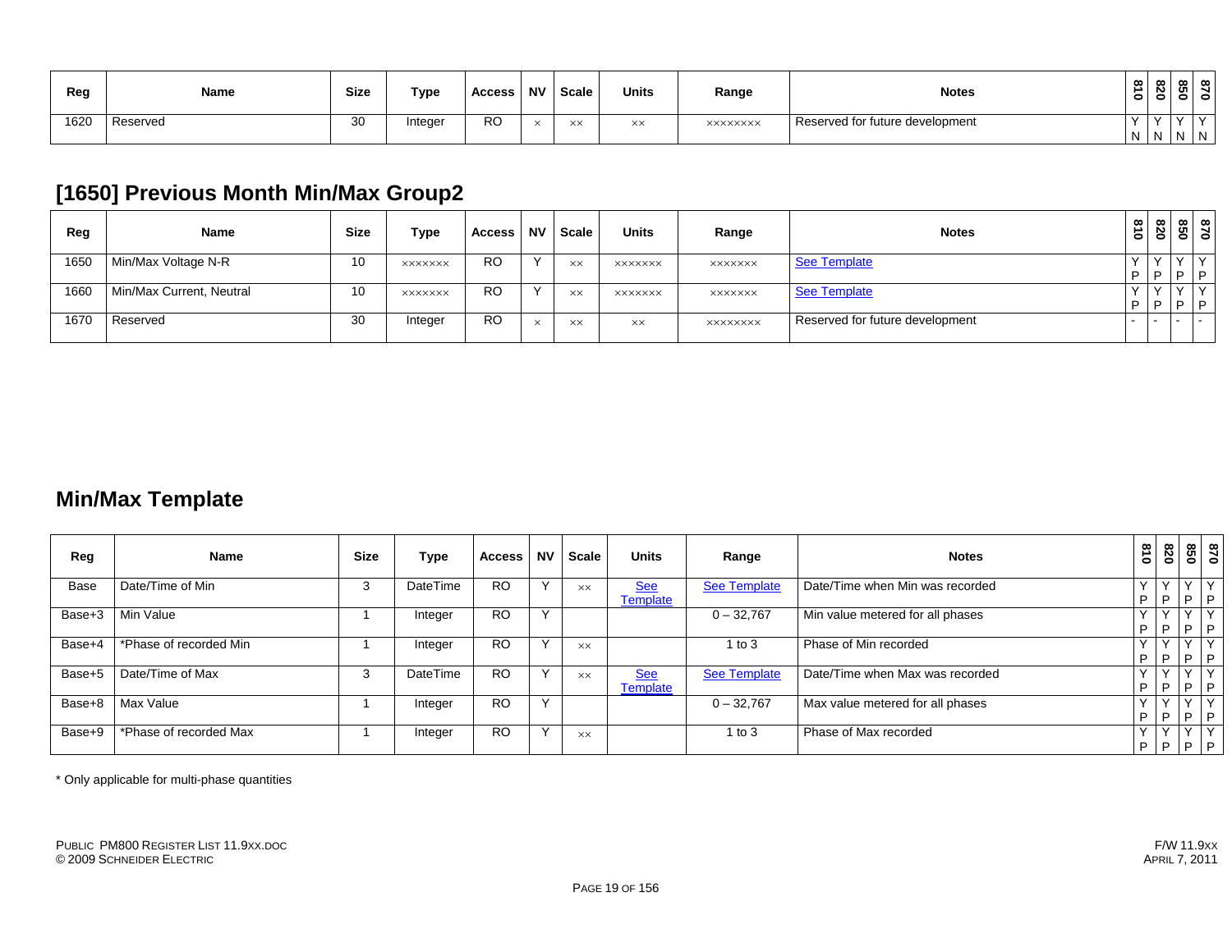| Reg | Name | Size | Type | Access | NV | Scale | Units | Range | Notes | 810 | 820 | 850 | 870 |
|---|---|---|---|---|---|---|---|---|---|---|---|---|---|
| 1620 | Reserved | 30 | Integer | RO | × | ×× | ×× | ×××××××× | Reserved for future development | Y N | Y N | Y N | Y N |

## [1650] Previous Month Min/Max Group2

| Reg | Name | Size | Type | Access | NV | Scale | Units | Range | Notes | 810 | 820 | 850 | 870 |
|---|---|---|---|---|---|---|---|---|---|---|---|---|---|
| 1650 | Min/Max Voltage N-R | 10 | ××××××× | RO | Y | ×× | ××××××× | ××××××× | See Template | Y P | Y P | Y P | Y P |
| 1660 | Min/Max Current, Neutral | 10 | ××××××× | RO | Y | ×× | ××××××× | ××××××× | See Template | Y P | Y P | Y P | Y P |
| 1670 | Reserved | 30 | Integer | RO | × | ×× | ×× | ×××××××× | Reserved for future development | - | - | - | - |

## Min/Max Template

| Reg | Name | Size | Type | Access | NV | Scale | Units | Range | Notes | 810 | 820 | 850 | 870 |
|---|---|---|---|---|---|---|---|---|---|---|---|---|---|
| Base | Date/Time of Min | 3 | DateTime | RO | Y | ×× | See Template | See Template | Date/Time when Min was recorded | Y P | Y P | Y P | Y P |
| Base+3 | Min Value | 1 | Integer | RO | Y | | | 0 – 32,767 | Min value metered for all phases | Y P | Y P | Y P | Y P |
| Base+4 | *Phase of recorded Min | 1 | Integer | RO | Y | ×× | | 1 to 3 | Phase of Min recorded | Y P | Y P | Y P | Y P |
| Base+5 | Date/Time of Max | 3 | DateTime | RO | Y | ×× | See Template | See Template | Date/Time when Max was recorded | Y P | Y P | Y P | Y P |
| Base+8 | Max Value | 1 | Integer | RO | Y | | | 0 – 32,767 | Max value metered for all phases | Y P | Y P | Y P | Y P |
| Base+9 | *Phase of recorded Max | 1 | Integer | RO | Y | ×× | | 1 to 3 | Phase of Max recorded | Y P | Y P | Y P | Y P |

* Only applicable for multi-phase quantities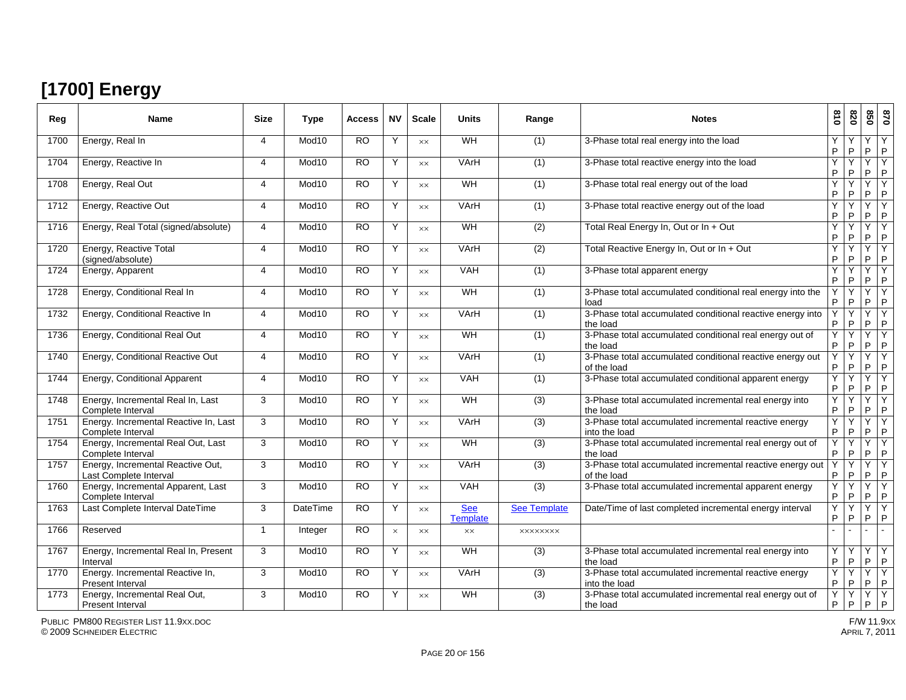# [1700] Energy

| Reg | Name | Size | Type | Access | NV | Scale | Units | Range | Notes | 810 | 820 | 850 | 870 |
|---|---|---|---|---|---|---|---|---|---|---|---|---|---|
| 1700 | Energy, Real In | 4 | Mod10 | RO | Y | xx | WH | (1) | 3-Phase total real energy into the load | Y P | Y P | Y P | Y P |
| 1704 | Energy, Reactive In | 4 | Mod10 | RO | Y | xx | VArH | (1) | 3-Phase total reactive energy into the load | Y P | Y P | Y P | Y P |
| 1708 | Energy, Real Out | 4 | Mod10 | RO | Y | xx | WH | (1) | 3-Phase total real energy out of the load | Y P | Y P | Y P | Y P |
| 1712 | Energy, Reactive Out | 4 | Mod10 | RO | Y | xx | VArH | (1) | 3-Phase total reactive energy out of the load | Y P | Y P | Y P | Y P |
| 1716 | Energy, Real Total (signed/absolute) | 4 | Mod10 | RO | Y | xx | WH | (2) | Total Real Energy In, Out or In + Out | Y P | Y P | Y P | Y P |
| 1720 | Energy, Reactive Total (signed/absolute) | 4 | Mod10 | RO | Y | xx | VArH | (2) | Total Reactive Energy In, Out or In + Out | Y P | Y P | Y P | Y P |
| 1724 | Energy, Apparent | 4 | Mod10 | RO | Y | xx | VAH | (1) | 3-Phase total apparent energy | Y P | Y P | Y P | Y P |
| 1728 | Energy, Conditional Real In | 4 | Mod10 | RO | Y | xx | WH | (1) | 3-Phase total accumulated conditional real energy into the load | Y P | Y P | Y P | Y P |
| 1732 | Energy, Conditional Reactive In | 4 | Mod10 | RO | Y | xx | VArH | (1) | 3-Phase total accumulated conditional reactive energy into the load | Y P | Y P | Y P | Y P |
| 1736 | Energy, Conditional Real Out | 4 | Mod10 | RO | Y | xx | WH | (1) | 3-Phase total accumulated conditional real energy out of the load | Y P | Y P | Y P | Y P |
| 1740 | Energy, Conditional Reactive Out | 4 | Mod10 | RO | Y | xx | VArH | (1) | 3-Phase total accumulated conditional reactive energy out of the load | Y P | Y P | Y P | Y P |
| 1744 | Energy, Conditional Apparent | 4 | Mod10 | RO | Y | xx | VAH | (1) | 3-Phase total accumulated conditional apparent energy | Y P | Y P | Y P | Y P |
| 1748 | Energy, Incremental Real In, Last Complete Interval | 3 | Mod10 | RO | Y | xx | WH | (3) | 3-Phase total accumulated incremental real energy into the load | Y P | Y P | Y P | Y P |
| 1751 | Energy. Incremental Reactive In, Last Complete Interval | 3 | Mod10 | RO | Y | xx | VArH | (3) | 3-Phase total accumulated incremental reactive energy into the load | Y P | Y P | Y P | Y P |
| 1754 | Energy, Incremental Real Out, Last Complete Interval | 3 | Mod10 | RO | Y | xx | WH | (3) | 3-Phase total accumulated incremental real energy out of the load | Y P | Y P | Y P | Y P |
| 1757 | Energy, Incremental Reactive Out, Last Complete Interval | 3 | Mod10 | RO | Y | xx | VArH | (3) | 3-Phase total accumulated incremental reactive energy out of the load | Y P | Y P | Y P | Y P |
| 1760 | Energy, Incremental Apparent, Last Complete Interval | 3 | Mod10 | RO | Y | xx | VAH | (3) | 3-Phase total accumulated incremental apparent energy | Y P | Y P | Y P | Y P |
| 1763 | Last Complete Interval DateTime | 3 | DateTime | RO | Y | xx | See Template | See Template | Date/Time of last completed incremental energy interval | Y P | Y P | Y P | Y P |
| 1766 | Reserved | 1 | Integer | RO | x | xx | xx | xxxxxxxx | | - | - | - | - |
| 1767 | Energy, Incremental Real In, Present Interval | 3 | Mod10 | RO | Y | xx | WH | (3) | 3-Phase total accumulated incremental real energy into the load | Y P | Y P | Y P | Y P |
| 1770 | Energy. Incremental Reactive In, Present Interval | 3 | Mod10 | RO | Y | xx | VArH | (3) | 3-Phase total accumulated incremental reactive energy into the load | Y P | Y P | Y P | Y P |
| 1773 | Energy, Incremental Real Out, Present Interval | 3 | Mod10 | RO | Y | xx | WH | (3) | 3-Phase total accumulated incremental real energy out of the load | Y P | Y P | Y P | Y P |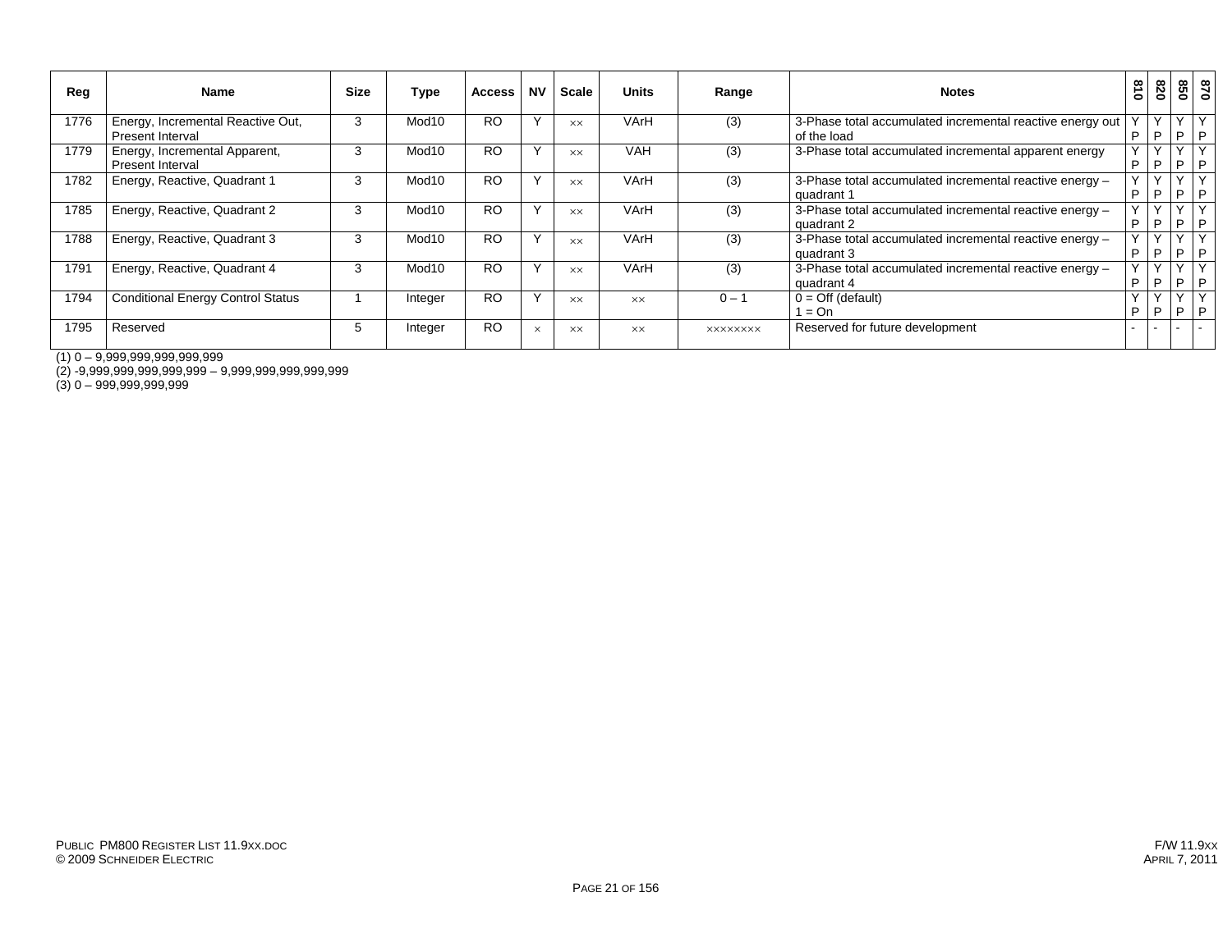| Reg | Name | Size | Type | Access | NV | Scale | Units | Range | Notes | 810 | 820 | 850 | 870 |
|---|---|---|---|---|---|---|---|---|---|---|---|---|---|
| 1776 | Energy, Incremental Reactive Out, Present Interval | 3 | Mod10 | RO | Y | ×× | VArH | (3) | 3-Phase total accumulated incremental reactive energy out of the load | Y P | Y P | Y P | Y P |
| 1779 | Energy, Incremental Apparent, Present Interval | 3 | Mod10 | RO | Y | ×× | VAH | (3) | 3-Phase total accumulated incremental apparent energy | Y P | Y P | Y P | Y P |
| 1782 | Energy, Reactive, Quadrant 1 | 3 | Mod10 | RO | Y | ×× | VArH | (3) | 3-Phase total accumulated incremental reactive energy – quadrant 1 | Y P | Y P | Y P | Y P |
| 1785 | Energy, Reactive, Quadrant 2 | 3 | Mod10 | RO | Y | ×× | VArH | (3) | 3-Phase total accumulated incremental reactive energy – quadrant 2 | Y P | Y P | Y P | Y P |
| 1788 | Energy, Reactive, Quadrant 3 | 3 | Mod10 | RO | Y | ×× | VArH | (3) | 3-Phase total accumulated incremental reactive energy – quadrant 3 | Y P | Y P | Y P | Y P |
| 1791 | Energy, Reactive, Quadrant 4 | 3 | Mod10 | RO | Y | ×× | VArH | (3) | 3-Phase total accumulated incremental reactive energy – quadrant 4 | Y P | Y P | Y P | Y P |
| 1794 | Conditional Energy Control Status | 1 | Integer | RO | Y | ×× | ×× | 0 – 1 | 0 = Off (default)<br>1 = On | Y P | Y P | Y P | Y P |
| 1795 | Reserved | 5 | Integer | RO | × | ×× | ×× | ×××××××× | Reserved for future development | - | - | - | - |

(1) 0 – 9,999,999,999,999,999
(2) -9,999,999,999,999,999 – 9,999,999,999,999,999
(3) 0 – 999,999,999,999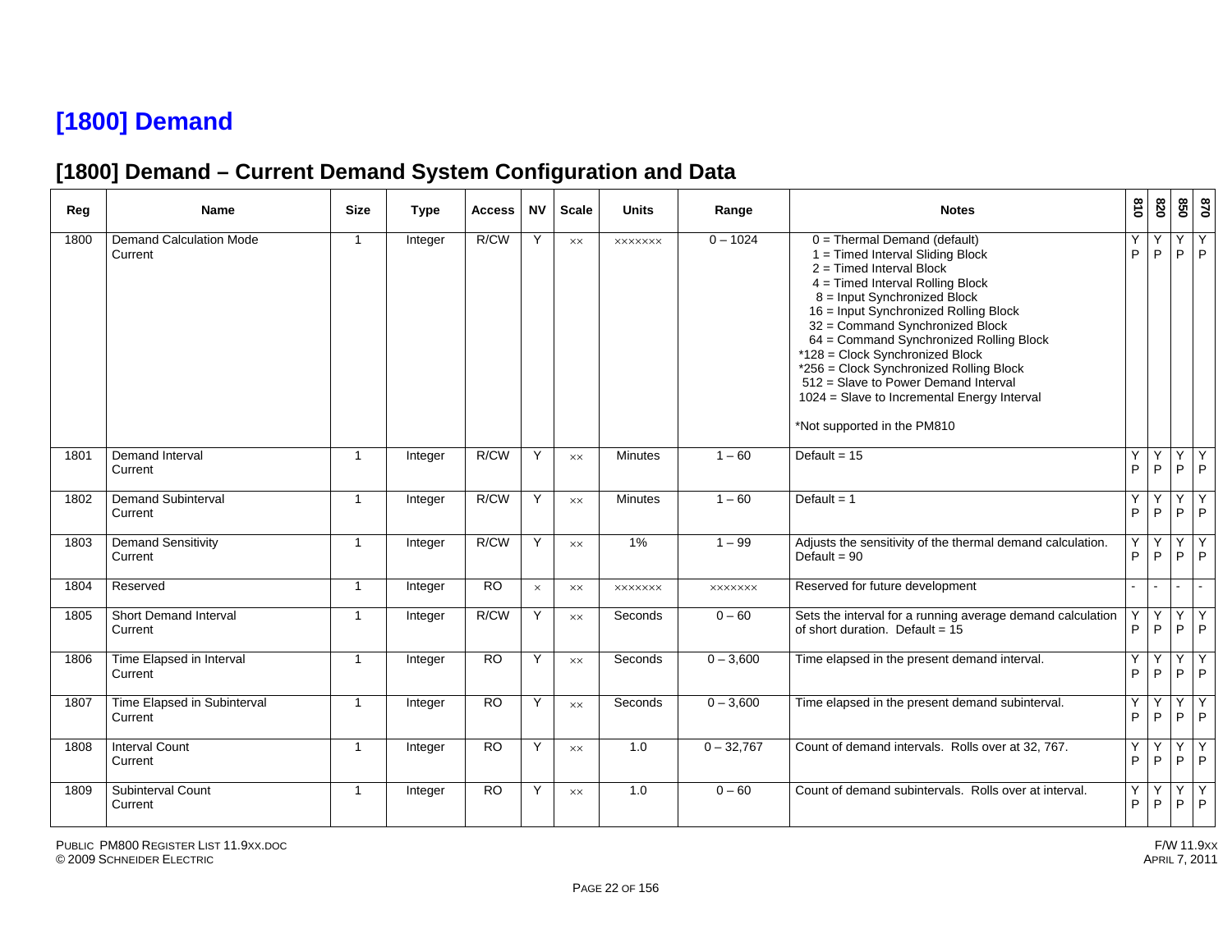# [1800] Demand

## [1800] Demand – Current Demand System Configuration and Data

| Reg | Name | Size | Type | Access | NV | Scale | Units | Range | Notes | 810 | 820 | 850 | 870 |
|---|---|---|---|---|---|---|---|---|---|---|---|---|---|
| 1800 | Demand Calculation Mode<br>Current | 1 | Integer | R/CW | Y | xx | xxxxxxx | 0 – 1024 | 0 = Thermal Demand (default)<br>1 = Timed Interval Sliding Block<br>2 = Timed Interval Block<br>4 = Timed Interval Rolling Block<br>8 = Input Synchronized Block<br>16 = Input Synchronized Rolling Block<br>32 = Command Synchronized Block<br>64 = Command Synchronized Rolling Block<br>*128 = Clock Synchronized Block<br>*256 = Clock Synchronized Rolling Block<br>512 = Slave to Power Demand Interval<br>1024 = Slave to Incremental Energy Interval<br><br>*Not supported in the PM810 | Y<br>P | Y<br>P | Y<br>P | Y<br>P |
| 1801 | Demand Interval<br>Current | 1 | Integer | R/CW | Y | xx | Minutes | 1 – 60 | Default = 15 | Y<br>P | Y<br>P | Y<br>P | Y<br>P |
| 1802 | Demand Subinterval<br>Current | 1 | Integer | R/CW | Y | xx | Minutes | 1 – 60 | Default = 1 | Y<br>P | Y<br>P | Y<br>P | Y<br>P |
| 1803 | Demand Sensitivity<br>Current | 1 | Integer | R/CW | Y | xx | 1% | 1 – 99 | Adjusts the sensitivity of the thermal demand calculation. Default = 90 | Y<br>P | Y<br>P | Y<br>P | Y<br>P |
| 1804 | Reserved | 1 | Integer | RO | x | xx | xxxxxxx | xxxxxxx | Reserved for future development | - | - | - | - |
| 1805 | Short Demand Interval<br>Current | 1 | Integer | R/CW | Y | xx | Seconds | 0 – 60 | Sets the interval for a running average demand calculation of short duration. Default = 15 | Y<br>P | Y<br>P | Y<br>P | Y<br>P |
| 1806 | Time Elapsed in Interval<br>Current | 1 | Integer | RO | Y | xx | Seconds | 0 – 3,600 | Time elapsed in the present demand interval. | Y<br>P | Y<br>P | Y<br>P | Y<br>P |
| 1807 | Time Elapsed in Subinterval<br>Current | 1 | Integer | RO | Y | xx | Seconds | 0 – 3,600 | Time elapsed in the present demand subinterval. | Y<br>P | Y<br>P | Y<br>P | Y<br>P |
| 1808 | Interval Count<br>Current | 1 | Integer | RO | Y | xx | 1.0 | 0 – 32,767 | Count of demand intervals. Rolls over at 32, 767. | Y<br>P | Y<br>P | Y<br>P | Y<br>P |
| 1809 | Subinterval Count<br>Current | 1 | Integer | RO | Y | xx | 1.0 | 0 – 60 | Count of demand subintervals. Rolls over at interval. | Y<br>P | Y<br>P | Y<br>P | Y<br>P |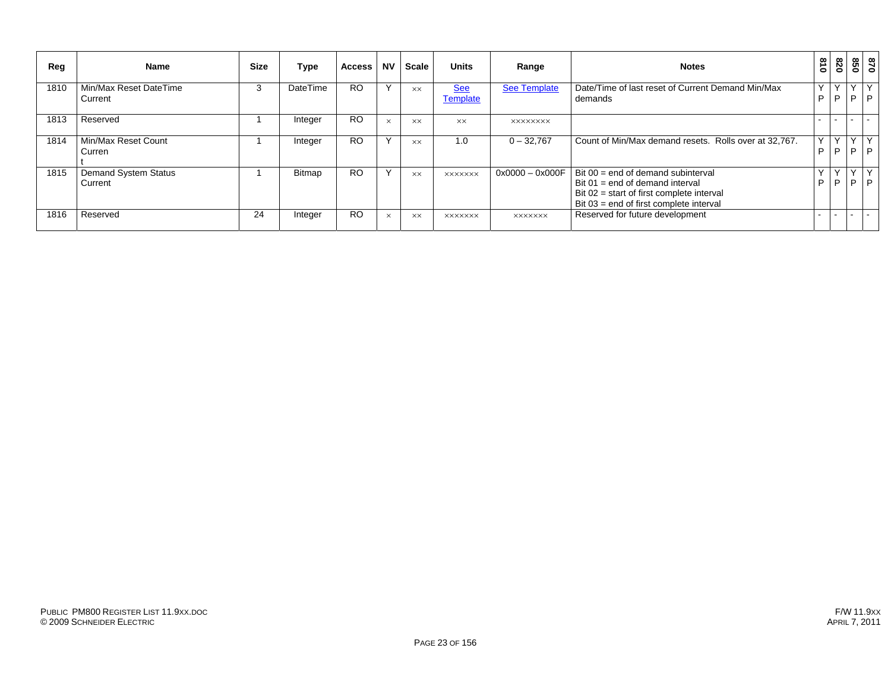| Reg | Name | Size | Type | Access | NV | Scale | Units | Range | Notes | 810 | 820 | 850 | 870 |
|---|---|---|---|---|---|---|---|---|---|---|---|---|---|
| 1810 | Min/Max Reset DateTime Current | 3 | DateTime | RO | Y | xx | See Template | See Template | Date/Time of last reset of Current Demand Min/Max demands | Y P | Y P | Y P | Y P |
| 1813 | Reserved | 1 | Integer | RO | x | xx | xx | xxxxxxxx | | - | - | - | - |
| 1814 | Min/Max Reset Count Current | 1 | Integer | RO | Y | xx | 1.0 | 0 – 32,767 | Count of Min/Max demand resets. Rolls over at 32,767. | Y P | Y P | Y P | Y P |
| 1815 | Demand System Status Current | 1 | Bitmap | RO | Y | xx | xxxxxxx | 0x0000 – 0x000F | Bit 00 = end of demand subinterval<br>Bit 01 = end of demand interval<br>Bit 02 = start of first complete interval<br>Bit 03 = end of first complete interval | Y P | Y P | Y P | Y P |
| 1816 | Reserved | 24 | Integer | RO | x | xx | xxxxxxx | xxxxxxx | Reserved for future development | - | - | - | - |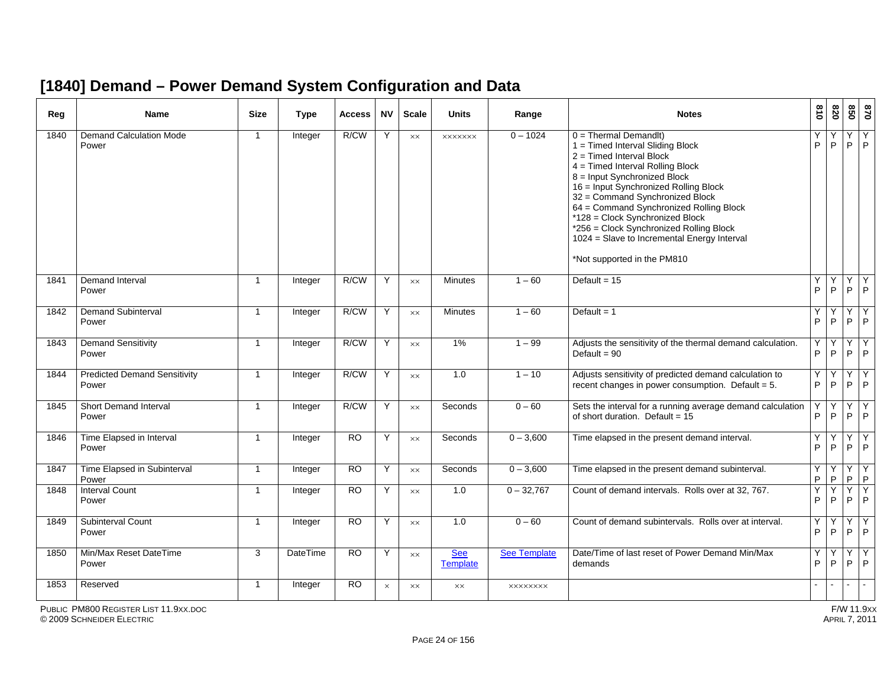## [1840] Demand – Power Demand System Configuration and Data

| Reg | Name | Size | Type | Access | NV | Scale | Units | Range | Notes | 810 | 820 | 850 | 870 |
|---|---|---|---|---|---|---|---|---|---|---|---|---|---|
| 1840 | Demand Calculation Mode<br>Power | 1 | Integer | R/CW | Y | ×× | ××××××× | 0 – 1024 | 0 = Thermal Demandlt)<br>1 = Timed Interval Sliding Block<br>2 = Timed Interval Block<br>4 = Timed Interval Rolling Block<br>8 = Input Synchronized Block<br>16 = Input Synchronized Rolling Block<br>32 = Command Synchronized Block<br>64 = Command Synchronized Rolling Block<br>*128 = Clock Synchronized Block<br>*256 = Clock Synchronized Rolling Block<br>1024 = Slave to Incremental Energy Interval<br><br>*Not supported in the PM810 | Y<br>P | Y<br>P | Y<br>P | Y<br>P |
| 1841 | Demand Interval<br>Power | 1 | Integer | R/CW | Y | ×× | Minutes | 1 – 60 | Default = 15 | Y<br>P | Y<br>P | Y<br>P | Y<br>P |
| 1842 | Demand Subinterval<br>Power | 1 | Integer | R/CW | Y | ×× | Minutes | 1 – 60 | Default = 1 | Y<br>P | Y<br>P | Y<br>P | Y<br>P |
| 1843 | Demand Sensitivity<br>Power | 1 | Integer | R/CW | Y | ×× | 1% | 1 – 99 | Adjusts the sensitivity of the thermal demand calculation. Default = 90 | Y<br>P | Y<br>P | Y<br>P | Y<br>P |
| 1844 | Predicted Demand Sensitivity<br>Power | 1 | Integer | R/CW | Y | ×× | 1.0 | 1 – 10 | Adjusts sensitivity of predicted demand calculation to recent changes in power consumption. Default = 5. | Y<br>P | Y<br>P | Y<br>P | Y<br>P |
| 1845 | Short Demand Interval<br>Power | 1 | Integer | R/CW | Y | ×× | Seconds | 0 – 60 | Sets the interval for a running average demand calculation of short duration. Default = 15 | Y<br>P | Y<br>P | Y<br>P | Y<br>P |
| 1846 | Time Elapsed in Interval<br>Power | 1 | Integer | RO | Y | ×× | Seconds | 0 – 3,600 | Time elapsed in the present demand interval. | Y<br>P | Y<br>P | Y<br>P | Y<br>P |
| 1847 | Time Elapsed in Subinterval<br>Power | 1 | Integer | RO | Y | ×× | Seconds | 0 – 3,600 | Time elapsed in the present demand subinterval. | Y<br>P | Y<br>P | Y<br>P | Y<br>P |
| 1848 | Interval Count<br>Power | 1 | Integer | RO | Y | ×× | 1.0 | 0 – 32,767 | Count of demand intervals. Rolls over at 32, 767. | Y<br>P | Y<br>P | Y<br>P | Y<br>P |
| 1849 | Subinterval Count<br>Power | 1 | Integer | RO | Y | ×× | 1.0 | 0 – 60 | Count of demand subintervals. Rolls over at interval. | Y<br>P | Y<br>P | Y<br>P | Y<br>P |
| 1850 | Min/Max Reset DateTime<br>Power | 3 | DateTime | RO | Y | ×× | See Template | See Template | Date/Time of last reset of Power Demand Min/Max demands | Y<br>P | Y<br>P | Y<br>P | Y<br>P |
| 1853 | Reserved | 1 | Integer | RO | × | ×× | ×× | ×××××××× | | - | - | - | - |

PUBLIC PM800 REGISTER LIST 11.9XX.DOC
© 2009 SCHNEIDER ELECTRIC

F/W 11.9XX
APRIL 7, 2011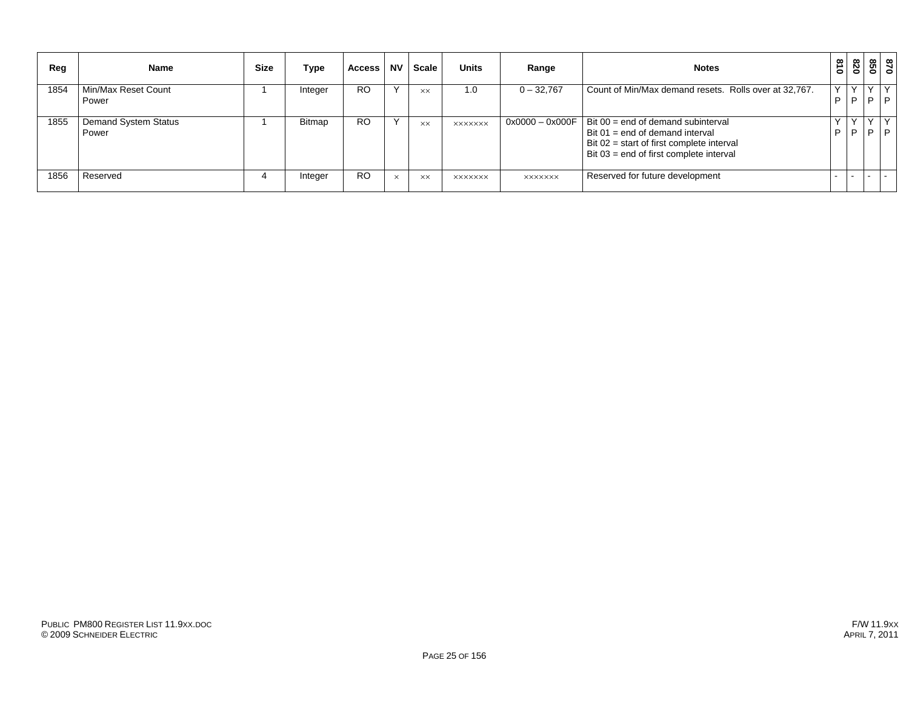| Reg | Name | Size | Type | Access | NV | Scale | Units | Range | Notes | 810 | 820 | 850 | 870 |
|---|---|---|---|---|---|---|---|---|---|---|---|---|---|
| 1854 | Min/Max Reset Count Power | 1 | Integer | RO | Y | ×× | 1.0 | 0 – 32,767 | Count of Min/Max demand resets. Rolls over at 32,767. | Y P | Y P | Y P | Y P |
| 1855 | Demand System Status Power | 1 | Bitmap | RO | Y | ×× | ××××××× | 0x0000 – 0x000F | Bit 00 = end of demand subinterval<br>Bit 01 = end of demand interval<br>Bit 02 = start of first complete interval<br>Bit 03 = end of first complete interval | Y P | Y P | Y P | Y P |
| 1856 | Reserved | 4 | Integer | RO | × | ×× | ××××××× | ××××××× | Reserved for future development | - | - | - | - |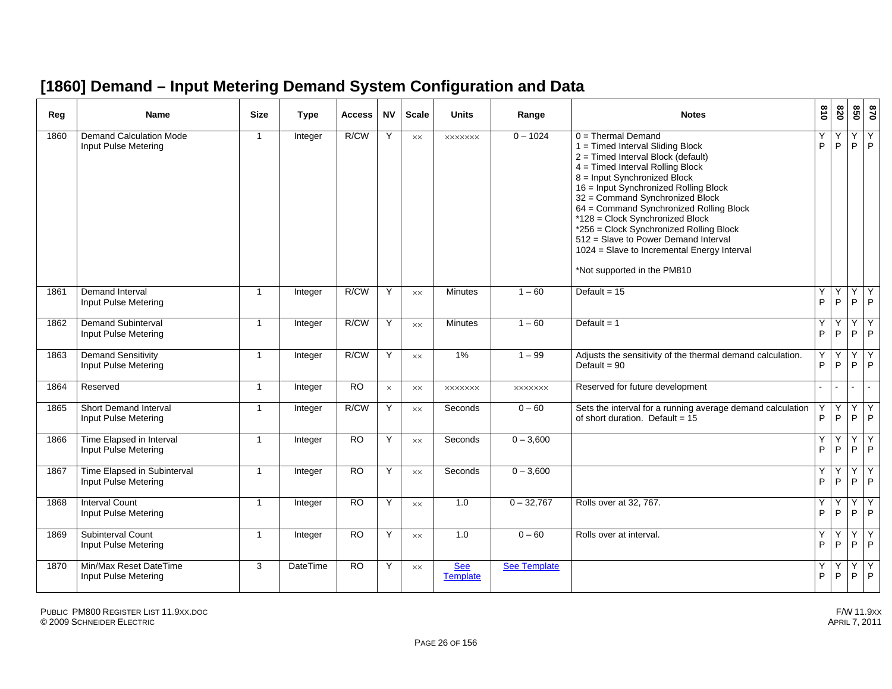## [1860] Demand – Input Metering Demand System Configuration and Data

| Reg | Name | Size | Type | Access | NV | Scale | Units | Range | Notes | 810 | 820 | 850 | 870 |
|---|---|---|---|---|---|---|---|---|---|---|---|---|---|
| 1860 | Demand Calculation Mode<br>Input Pulse Metering | 1 | Integer | R/CW | Y | ×× | ××××××× | 0 – 1024 | 0 = Thermal Demand<br>1 = Timed Interval Sliding Block<br>2 = Timed Interval Block (default)<br>4 = Timed Interval Rolling Block<br>8 = Input Synchronized Block<br>16 = Input Synchronized Rolling Block<br>32 = Command Synchronized Block<br>64 = Command Synchronized Rolling Block<br>*128 = Clock Synchronized Block<br>*256 = Clock Synchronized Rolling Block<br>512 = Slave to Power Demand Interval<br>1024 = Slave to Incremental Energy Interval<br><br>*Not supported in the PM810 | Y<br>P | Y<br>P | Y<br>P | Y<br>P |
| 1861 | Demand Interval<br>Input Pulse Metering | 1 | Integer | R/CW | Y | ×× | Minutes | 1 – 60 | Default = 15 | Y<br>P | Y<br>P | Y<br>P | Y<br>P |
| 1862 | Demand Subinterval<br>Input Pulse Metering | 1 | Integer | R/CW | Y | ×× | Minutes | 1 – 60 | Default = 1 | Y<br>P | Y<br>P | Y<br>P | Y<br>P |
| 1863 | Demand Sensitivity<br>Input Pulse Metering | 1 | Integer | R/CW | Y | ×× | 1% | 1 – 99 | Adjusts the sensitivity of the thermal demand calculation. Default = 90 | Y<br>P | Y<br>P | Y<br>P | Y<br>P |
| 1864 | Reserved | 1 | Integer | RO | × | ×× | ××××××× | ××××××× | Reserved for future development | - | - | - | - |
| 1865 | Short Demand Interval<br>Input Pulse Metering | 1 | Integer | R/CW | Y | ×× | Seconds | 0 – 60 | Sets the interval for a running average demand calculation of short duration. Default = 15 | Y<br>P | Y<br>P | Y<br>P | Y<br>P |
| 1866 | Time Elapsed in Interval<br>Input Pulse Metering | 1 | Integer | RO | Y | ×× | Seconds | 0 – 3,600 | | Y<br>P | Y<br>P | Y<br>P | Y<br>P |
| 1867 | Time Elapsed in Subinterval<br>Input Pulse Metering | 1 | Integer | RO | Y | ×× | Seconds | 0 – 3,600 | | Y<br>P | Y<br>P | Y<br>P | Y<br>P |
| 1868 | Interval Count<br>Input Pulse Metering | 1 | Integer | RO | Y | ×× | 1.0 | 0 – 32,767 | Rolls over at 32, 767. | Y<br>P | Y<br>P | Y<br>P | Y<br>P |
| 1869 | Subinterval Count<br>Input Pulse Metering | 1 | Integer | RO | Y | ×× | 1.0 | 0 – 60 | Rolls over at interval. | Y<br>P | Y<br>P | Y<br>P | Y<br>P |
| 1870 | Min/Max Reset DateTime<br>Input Pulse Metering | 3 | DateTime | RO | Y | ×× | See Template | See Template | | Y<br>P | Y<br>P | Y<br>P | Y<br>P |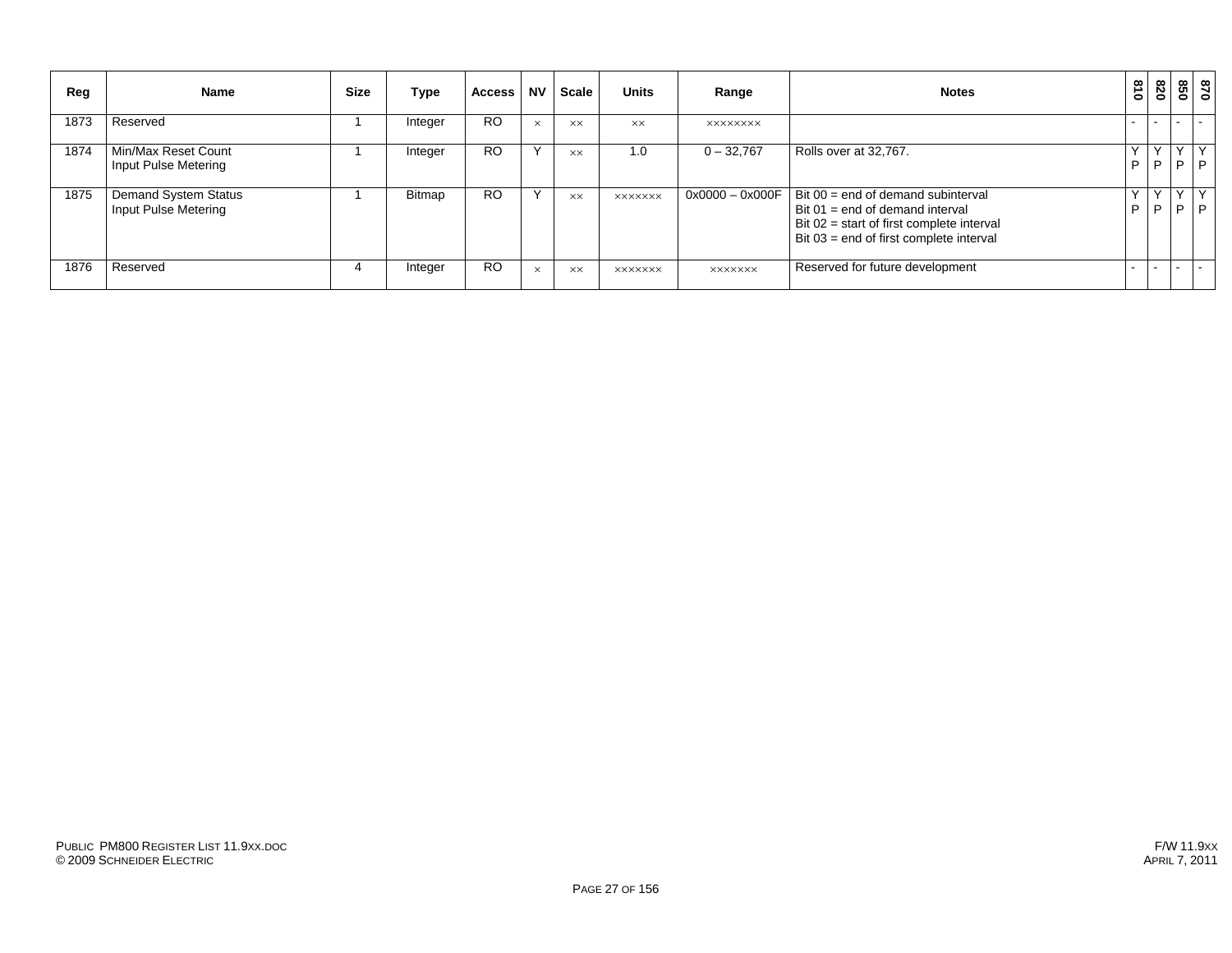| Reg | Name | Size | Type | Access | NV | Scale | Units | Range | Notes | 810 | 820 | 850 | 870 |
|---|---|---|---|---|---|---|---|---|---|---|---|---|---|
| 1873 | Reserved | 1 | Integer | RO | × | ×× | ×× | ×××××××× | | - | - | - | - |
| 1874 | Min/Max Reset Count<br>Input Pulse Metering | 1 | Integer | RO | Y | ×× | 1.0 | 0 – 32,767 | Rolls over at 32,767. | Y<br>P | Y<br>P | Y<br>P | Y<br>P |
| 1875 | Demand System Status<br>Input Pulse Metering | 1 | Bitmap | RO | Y | ×× | ××××××× | 0x0000 – 0x000F | Bit 00 = end of demand subinterval<br>Bit 01 = end of demand interval<br>Bit 02 = start of first complete interval<br>Bit 03 = end of first complete interval | Y<br>P | Y<br>P | Y<br>P | Y<br>P |
| 1876 | Reserved | 4 | Integer | RO | × | ×× | ××××××× | ××××××× | Reserved for future development | - | - | - | - |

PUBLIC PM800 REGISTER LIST 11.9XX.DOC
© 2009 SCHNEIDER ELECTRIC

F/W 11.9XX
APRIL 7, 2011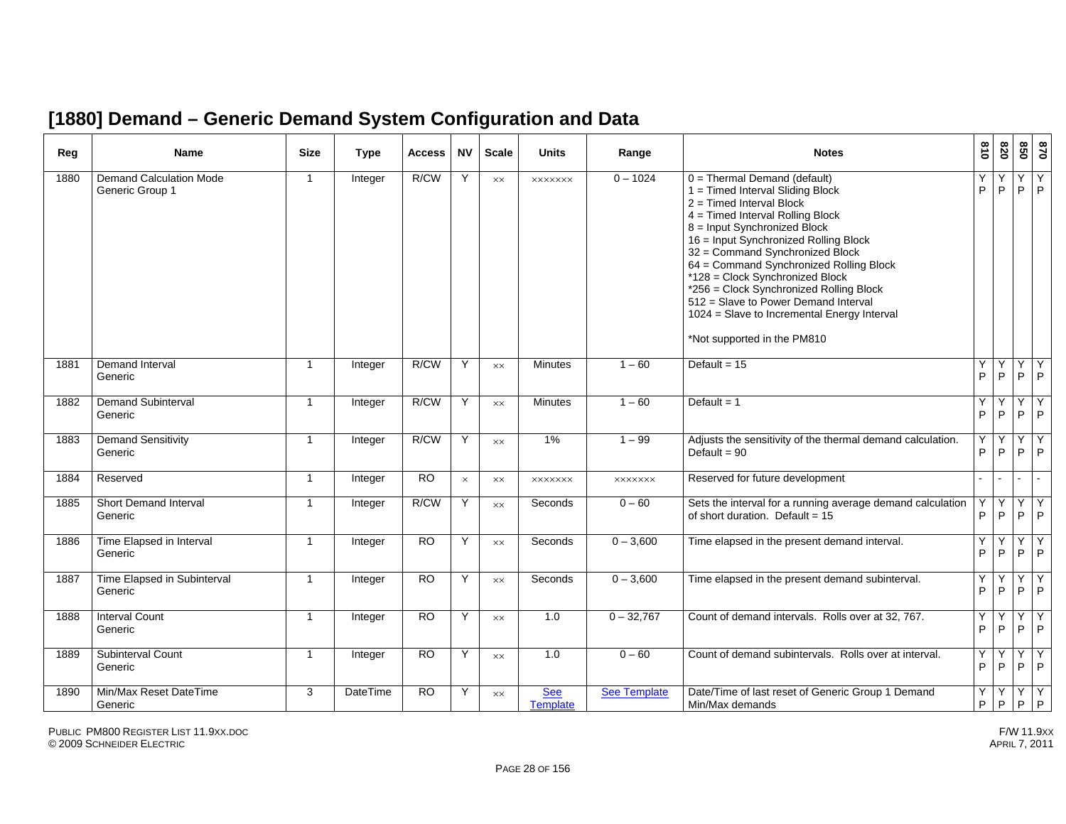# [1880] Demand – Generic Demand System Configuration and Data

| Reg | Name | Size | Type | Access | NV | Scale | Units | Range | Notes | 810 | 820 | 850 | 870 |
|---|---|---|---|---|---|---|---|---|---|---|---|---|---|
| 1880 | Demand Calculation Mode Generic Group 1 | 1 | Integer | R/CW | Y | xx | xxxxxxx | 0 – 1024 | 0 = Thermal Demand (default)<br>1 = Timed Interval Sliding Block<br>2 = Timed Interval Block<br>4 = Timed Interval Rolling Block<br>8 = Input Synchronized Block<br>16 = Input Synchronized Rolling Block<br>32 = Command Synchronized Block<br>64 = Command Synchronized Rolling Block<br>*128 = Clock Synchronized Block<br>*256 = Clock Synchronized Rolling Block<br>512 = Slave to Power Demand Interval<br>1024 = Slave to Incremental Energy Interval<br><br>*Not supported in the PM810 | Y P | Y P | Y P | Y P |
| 1881 | Demand Interval Generic | 1 | Integer | R/CW | Y | xx | Minutes | 1 – 60 | Default = 15 | Y P | Y P | Y P | Y P |
| 1882 | Demand Subinterval Generic | 1 | Integer | R/CW | Y | xx | Minutes | 1 – 60 | Default = 1 | Y P | Y P | Y P | Y P |
| 1883 | Demand Sensitivity Generic | 1 | Integer | R/CW | Y | xx | 1% | 1 – 99 | Adjusts the sensitivity of the thermal demand calculation. Default = 90 | Y P | Y P | Y P | Y P |
| 1884 | Reserved | 1 | Integer | RO | x | xx | xxxxxxx | xxxxxxx | Reserved for future development | - | - | - | - |
| 1885 | Short Demand Interval Generic | 1 | Integer | R/CW | Y | xx | Seconds | 0 – 60 | Sets the interval for a running average demand calculation of short duration. Default = 15 | Y P | Y P | Y P | Y P |
| 1886 | Time Elapsed in Interval Generic | 1 | Integer | RO | Y | xx | Seconds | 0 – 3,600 | Time elapsed in the present demand interval. | Y P | Y P | Y P | Y P |
| 1887 | Time Elapsed in Subinterval Generic | 1 | Integer | RO | Y | xx | Seconds | 0 – 3,600 | Time elapsed in the present demand subinterval. | Y P | Y P | Y P | Y P |
| 1888 | Interval Count Generic | 1 | Integer | RO | Y | xx | 1.0 | 0 – 32,767 | Count of demand intervals. Rolls over at 32, 767. | Y P | Y P | Y P | Y P |
| 1889 | Subinterval Count Generic | 1 | Integer | RO | Y | xx | 1.0 | 0 – 60 | Count of demand subintervals. Rolls over at interval. | Y P | Y P | Y P | Y P |
| 1890 | Min/Max Reset DateTime Generic | 3 | DateTime | RO | Y | xx | See Template | See Template | Date/Time of last reset of Generic Group 1 Demand Min/Max demands | Y P | Y P | Y P | Y P |

PUBLIC PM800 REGISTER LIST 11.9XX.DOC
© 2009 SCHNEIDER ELECTRIC

F/W 11.9XX
APRIL 7, 2011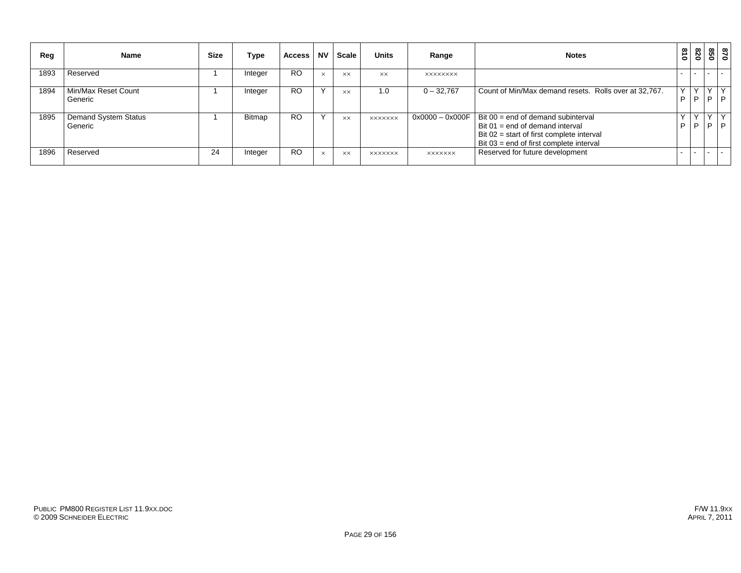| Reg | Name | Size | Type | Access | NV | Scale | Units | Range | Notes | 810 | 820 | 850 | 870 |
|---|---|---|---|---|---|---|---|---|---|---|---|---|---|
| 1893 | Reserved | 1 | Integer | RO | × | ×× | ×× | ×××××××× | | - | - | - | - |
| 1894 | Min/Max Reset Count<br>Generic | 1 | Integer | RO | Y | ×× | 1.0 | 0 – 32,767 | Count of Min/Max demand resets. Rolls over at 32,767. | Y<br>P | Y<br>P | Y<br>P | Y<br>P |
| 1895 | Demand System Status<br>Generic | 1 | Bitmap | RO | Y | ×× | ××××××× | 0x0000 – 0x000F | Bit 00 = end of demand subinterval<br>Bit 01 = end of demand interval<br>Bit 02 = start of first complete interval<br>Bit 03 = end of first complete interval | Y<br>P | Y<br>P | Y<br>P | Y<br>P |
| 1896 | Reserved | 24 | Integer | RO | × | ×× | ××××××× | ××××××× | Reserved for future development | - | - | - | - |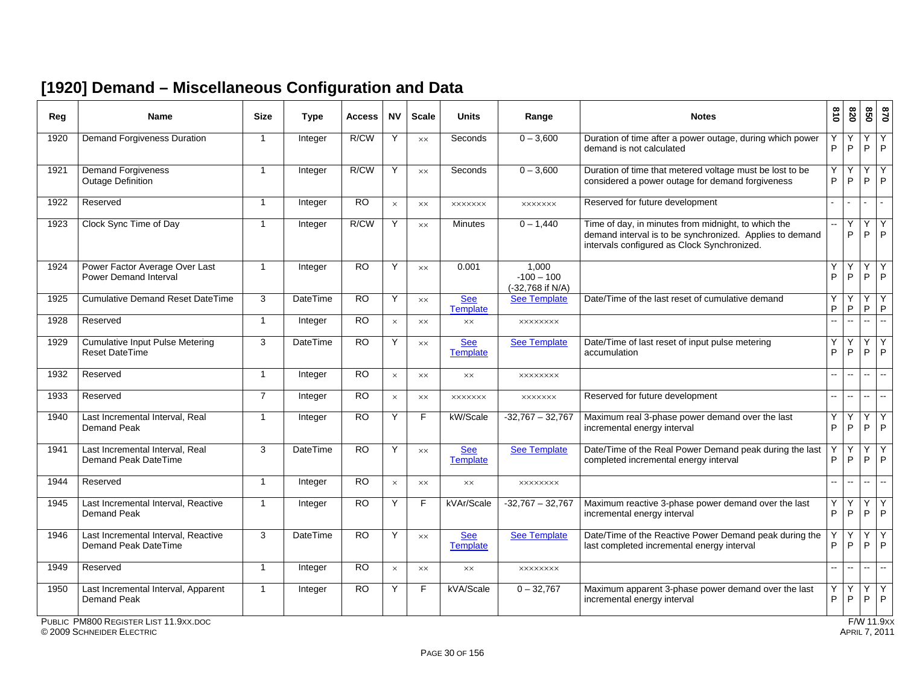## [1920] Demand – Miscellaneous Configuration and Data

| Reg | Name | Size | Type | Access | NV | Scale | Units | Range | Notes | 810 | 820 | 850 | 870 |
|---|---|---|---|---|---|---|---|---|---|---|---|---|---|
| 1920 | Demand Forgiveness Duration | 1 | Integer | R/CW | Y | ×× | Seconds | 0 – 3,600 | Duration of time after a power outage, during which power demand is not calculated | Y P | Y P | Y P | Y P |
| 1921 | Demand Forgiveness Outage Definition | 1 | Integer | R/CW | Y | ×× | Seconds | 0 – 3,600 | Duration of time that metered voltage must be lost to be considered a power outage for demand forgiveness | Y P | Y P | Y P | Y P |
| 1922 | Reserved | 1 | Integer | RO | × | ×× | ××××××× | ××××××× | Reserved for future development | - | - | - | - |
| 1923 | Clock Sync Time of Day | 1 | Integer | R/CW | Y | ×× | Minutes | 0 – 1,440 | Time of day, in minutes from midnight, to which the demand interval is to be synchronized. Applies to demand intervals configured as Clock Synchronized. | -- | Y P | Y P | Y P |
| 1924 | Power Factor Average Over Last Power Demand Interval | 1 | Integer | RO | Y | ×× | 0.001 | 1,000<br>-100 – 100<br>(-32,768 if N/A) | | Y P | Y P | Y P | Y P |
| 1925 | Cumulative Demand Reset DateTime | 3 | DateTime | RO | Y | ×× | See Template | See Template | Date/Time of the last reset of cumulative demand | Y P | Y P | Y P | Y P |
| 1928 | Reserved | 1 | Integer | RO | × | ×× | ×× | ×××××××× | | -- | -- | -- | -- |
| 1929 | Cumulative Input Pulse Metering Reset DateTime | 3 | DateTime | RO | Y | ×× | See Template | See Template | Date/Time of last reset of input pulse metering accumulation | Y P | Y P | Y P | Y P |
| 1932 | Reserved | 1 | Integer | RO | × | ×× | ×× | ×××××××× | | -- | -- | -- | -- |
| 1933 | Reserved | 7 | Integer | RO | × | ×× | ××××××× | ××××××× | Reserved for future development | -- | -- | -- | -- |
| 1940 | Last Incremental Interval, Real Demand Peak | 1 | Integer | RO | Y | F | kW/Scale | -32,767 – 32,767 | Maximum real 3-phase power demand over the last incremental energy interval | Y P | Y P | Y P | Y P |
| 1941 | Last Incremental Interval, Real Demand Peak DateTime | 3 | DateTime | RO | Y | ×× | See Template | See Template | Date/Time of the Real Power Demand peak during the last completed incremental energy interval | Y P | Y P | Y P | Y P |
| 1944 | Reserved | 1 | Integer | RO | × | ×× | ×× | ×××××××× | | -- | -- | -- | -- |
| 1945 | Last Incremental Interval, Reactive Demand Peak | 1 | Integer | RO | Y | F | kVAr/Scale | -32,767 – 32,767 | Maximum reactive 3-phase power demand over the last incremental energy interval | Y P | Y P | Y P | Y P |
| 1946 | Last Incremental Interval, Reactive Demand Peak DateTime | 3 | DateTime | RO | Y | ×× | See Template | See Template | Date/Time of the Reactive Power Demand peak during the last completed incremental energy interval | Y P | Y P | Y P | Y P |
| 1949 | Reserved | 1 | Integer | RO | × | ×× | ×× | ×××××××× | | -- | -- | -- | -- |
| 1950 | Last Incremental Interval, Apparent Demand Peak | 1 | Integer | RO | Y | F | kVA/Scale | 0 – 32,767 | Maximum apparent 3-phase power demand over the last incremental energy interval | Y P | Y P | Y P | Y P |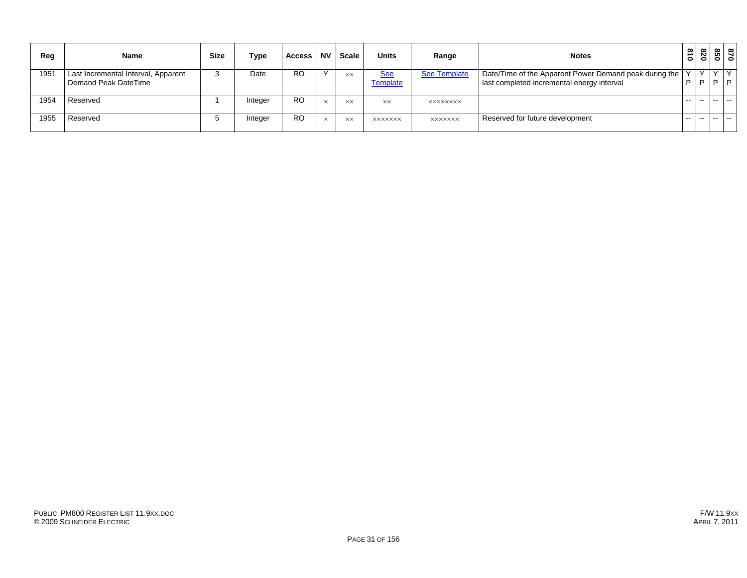| Reg | Name | Size | Type | Access | NV | Scale | Units | Range | Notes | 810 | 820 | 850 | 870 |
|---|---|---|---|---|---|---|---|---|---|---|---|---|---|
| 1951 | Last Incremental Interval, Apparent Demand Peak DateTime | 3 | Date | RO | Y | ×× | See Template | See Template | Date/Time of the Apparent Power Demand peak during the last completed incremental energy interval | Y P | Y P | Y P | Y P |
| 1954 | Reserved | 1 | Integer | RO | × | ×× | ×× | ×××××××× | | -- | -- | -- | -- |
| 1955 | Reserved | 5 | Integer | RO | × | ×× | ××××××× | ××××××× | Reserved for future development | -- | -- | -- | -- |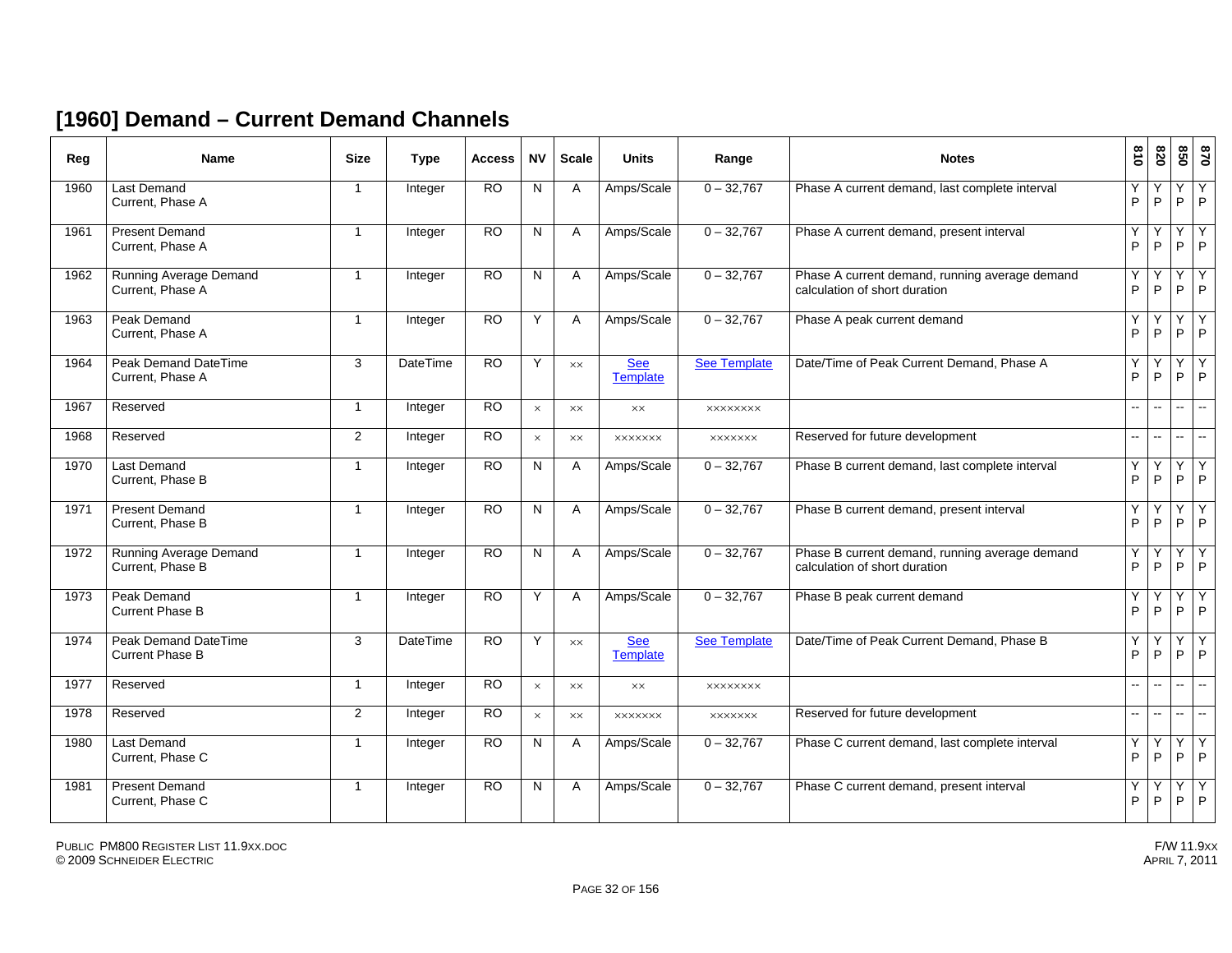# [1960] Demand – Current Demand Channels

| Reg | Name | Size | Type | Access | NV | Scale | Units | Range | Notes | 810 | 820 | 850 | 870 |
|---|---|---|---|---|---|---|---|---|---|---|---|---|---|
| 1960 | Last Demand Current, Phase A | 1 | Integer | RO | N | A | Amps/Scale | 0 – 32,767 | Phase A current demand, last complete interval | Y P | Y P | Y P | Y P |
| 1961 | Present Demand Current, Phase A | 1 | Integer | RO | N | A | Amps/Scale | 0 – 32,767 | Phase A current demand, present interval | Y P | Y P | Y P | Y P |
| 1962 | Running Average Demand Current, Phase A | 1 | Integer | RO | N | A | Amps/Scale | 0 – 32,767 | Phase A current demand, running average demand calculation of short duration | Y P | Y P | Y P | Y P |
| 1963 | Peak Demand Current, Phase A | 1 | Integer | RO | Y | A | Amps/Scale | 0 – 32,767 | Phase A peak current demand | Y P | Y P | Y P | Y P |
| 1964 | Peak Demand DateTime Current, Phase A | 3 | DateTime | RO | Y | xx | See Template | See Template | Date/Time of Peak Current Demand, Phase A | Y P | Y P | Y P | Y P |
| 1967 | Reserved | 1 | Integer | RO | x | xx | xx | xxxxxxxx | | -- | -- | -- | -- |
| 1968 | Reserved | 2 | Integer | RO | x | xx | xxxxxxx | xxxxxxx | Reserved for future development | -- | -- | -- | -- |
| 1970 | Last Demand Current, Phase B | 1 | Integer | RO | N | A | Amps/Scale | 0 – 32,767 | Phase B current demand, last complete interval | Y P | Y P | Y P | Y P |
| 1971 | Present Demand Current, Phase B | 1 | Integer | RO | N | A | Amps/Scale | 0 – 32,767 | Phase B current demand, present interval | Y P | Y P | Y P | Y P |
| 1972 | Running Average Demand Current, Phase B | 1 | Integer | RO | N | A | Amps/Scale | 0 – 32,767 | Phase B current demand, running average demand calculation of short duration | Y P | Y P | Y P | Y P |
| 1973 | Peak Demand Current Phase B | 1 | Integer | RO | Y | A | Amps/Scale | 0 – 32,767 | Phase B peak current demand | Y P | Y P | Y P | Y P |
| 1974 | Peak Demand DateTime Current Phase B | 3 | DateTime | RO | Y | xx | See Template | See Template | Date/Time of Peak Current Demand, Phase B | Y P | Y P | Y P | Y P |
| 1977 | Reserved | 1 | Integer | RO | x | xx | xx | xxxxxxxx | | -- | -- | -- | -- |
| 1978 | Reserved | 2 | Integer | RO | x | xx | xxxxxxx | xxxxxxx | Reserved for future development | -- | -- | -- | -- |
| 1980 | Last Demand Current, Phase C | 1 | Integer | RO | N | A | Amps/Scale | 0 – 32,767 | Phase C current demand, last complete interval | Y P | Y P | Y P | Y P |
| 1981 | Present Demand Current, Phase C | 1 | Integer | RO | N | A | Amps/Scale | 0 – 32,767 | Phase C current demand, present interval | Y P | Y P | Y P | Y P |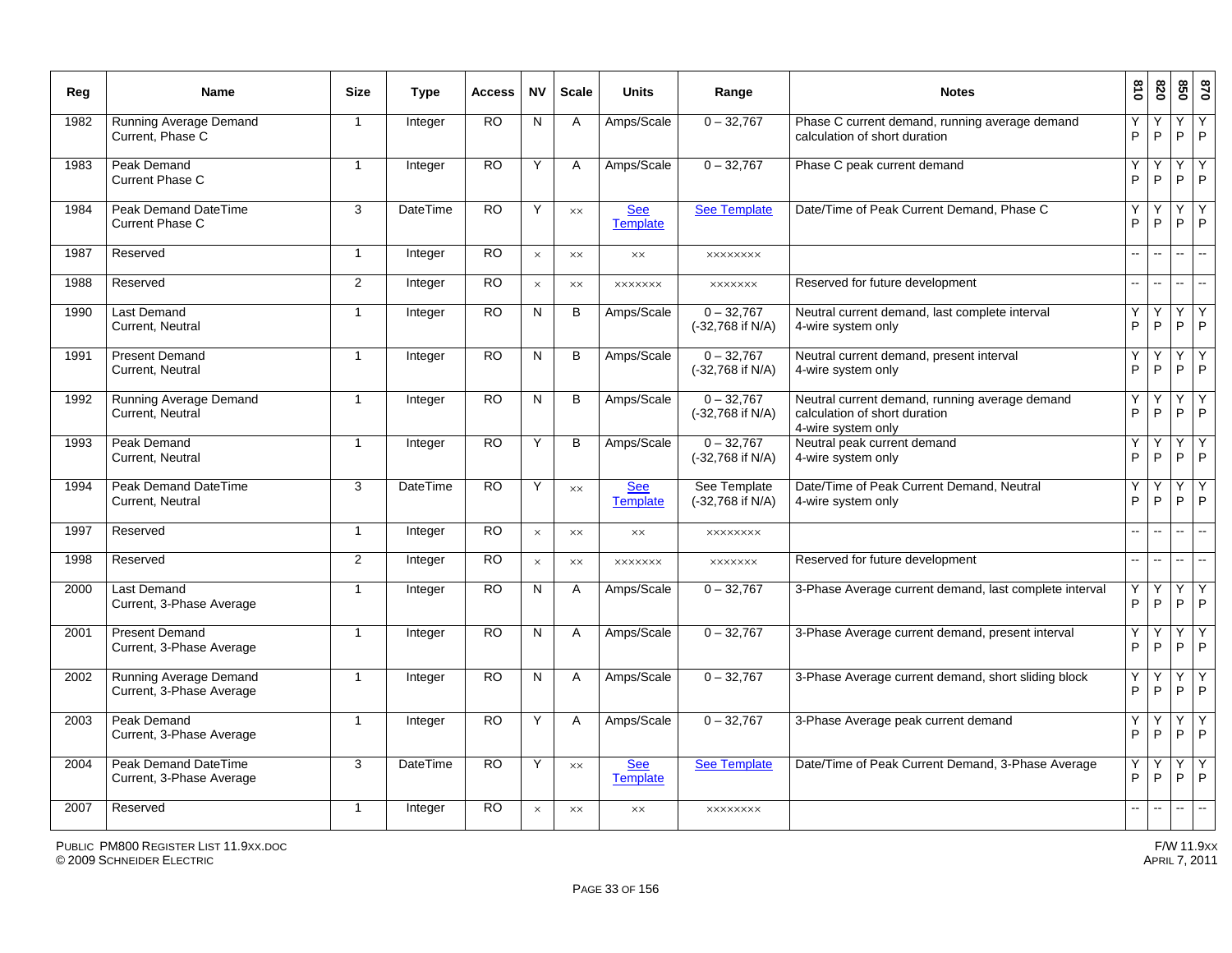| Reg | Name | Size | Type | Access | NV | Scale | Units | Range | Notes | 810 | 820 | 850 | 870 |
|---|---|---|---|---|---|---|---|---|---|---|---|---|---|
| 1982 | Running Average Demand Current, Phase C | 1 | Integer | RO | N | A | Amps/Scale | 0 – 32,767 | Phase C current demand, running average demand calculation of short duration | Y P | Y P | Y P | Y P |
| 1983 | Peak Demand Current Phase C | 1 | Integer | RO | Y | A | Amps/Scale | 0 – 32,767 | Phase C peak current demand | Y P | Y P | Y P | Y P |
| 1984 | Peak Demand DateTime Current Phase C | 3 | DateTime | RO | Y | ×× | See Template | See Template | Date/Time of Peak Current Demand, Phase C | Y P | Y P | Y P | Y P |
| 1987 | Reserved | 1 | Integer | RO | × | ×× | ×× | ×××××××× | | -- | -- | -- | -- |
| 1988 | Reserved | 2 | Integer | RO | × | ×× | ××××××× | ××××××× | Reserved for future development | -- | -- | -- | -- |
| 1990 | Last Demand Current, Neutral | 1 | Integer | RO | N | B | Amps/Scale | 0 – 32,767 (-32,768 if N/A) | Neutral current demand, last complete interval 4-wire system only | Y P | Y P | Y P | Y P |
| 1991 | Present Demand Current, Neutral | 1 | Integer | RO | N | B | Amps/Scale | 0 – 32,767 (-32,768 if N/A) | Neutral current demand, present interval 4-wire system only | Y P | Y P | Y P | Y P |
| 1992 | Running Average Demand Current, Neutral | 1 | Integer | RO | N | B | Amps/Scale | 0 – 32,767 (-32,768 if N/A) | Neutral current demand, running average demand calculation of short duration 4-wire system only | Y P | Y P | Y P | Y P |
| 1993 | Peak Demand Current, Neutral | 1 | Integer | RO | Y | B | Amps/Scale | 0 – 32,767 (-32,768 if N/A) | Neutral peak current demand 4-wire system only | Y P | Y P | Y P | Y P |
| 1994 | Peak Demand DateTime Current, Neutral | 3 | DateTime | RO | Y | ×× | See Template | See Template (-32,768 if N/A) | Date/Time of Peak Current Demand, Neutral 4-wire system only | Y P | Y P | Y P | Y P |
| 1997 | Reserved | 1 | Integer | RO | × | ×× | ×× | ×××××××× | | -- | -- | -- | -- |
| 1998 | Reserved | 2 | Integer | RO | × | ×× | ××××××× | ××××××× | Reserved for future development | -- | -- | -- | -- |
| 2000 | Last Demand Current, 3-Phase Average | 1 | Integer | RO | N | A | Amps/Scale | 0 – 32,767 | 3-Phase Average current demand, last complete interval | Y P | Y P | Y P | Y P |
| 2001 | Present Demand Current, 3-Phase Average | 1 | Integer | RO | N | A | Amps/Scale | 0 – 32,767 | 3-Phase Average current demand, present interval | Y P | Y P | Y P | Y P |
| 2002 | Running Average Demand Current, 3-Phase Average | 1 | Integer | RO | N | A | Amps/Scale | 0 – 32,767 | 3-Phase Average current demand, short sliding block | Y P | Y P | Y P | Y P |
| 2003 | Peak Demand Current, 3-Phase Average | 1 | Integer | RO | Y | A | Amps/Scale | 0 – 32,767 | 3-Phase Average peak current demand | Y P | Y P | Y P | Y P |
| 2004 | Peak Demand DateTime Current, 3-Phase Average | 3 | DateTime | RO | Y | ×× | See Template | See Template | Date/Time of Peak Current Demand, 3-Phase Average | Y P | Y P | Y P | Y P |
| 2007 | Reserved | 1 | Integer | RO | × | ×× | ×× | ×××××××× | | -- | -- | -- | -- |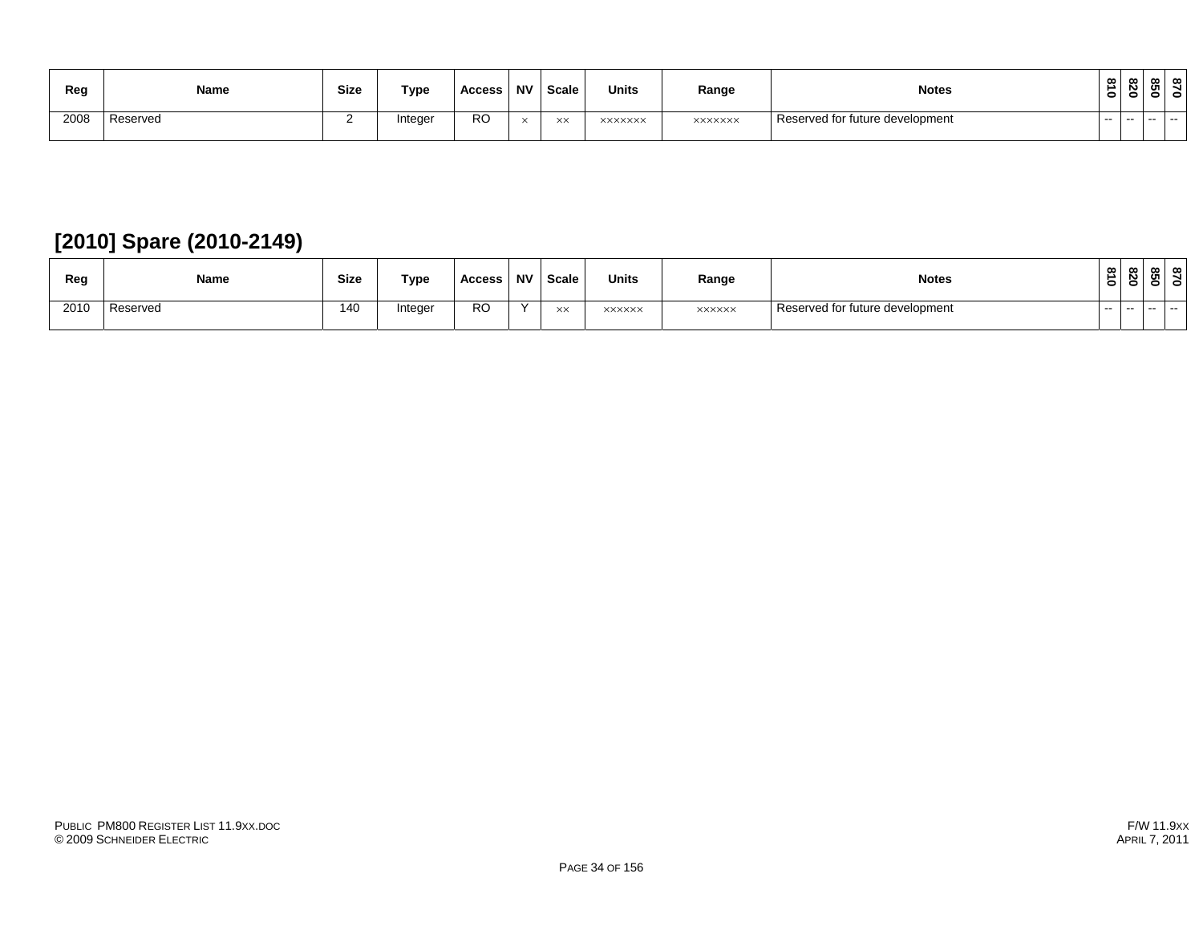| Reg | Name | Size | Type | Access | NV | Scale | Units | Range | Notes | 810 | 820 | 850 | 870 |
|---|---|---|---|---|---|---|---|---|---|---|---|---|---|
| 2008 | Reserved | 2 | Integer | RO | × | ×× | ××××××× | ××××××× | Reserved for future development | -- | -- | -- | -- |

## [2010] Spare (2010-2149)

| Reg | Name | Size | Type | Access | NV | Scale | Units | Range | Notes | 810 | 820 | 850 | 870 |
|---|---|---|---|---|---|---|---|---|---|---|---|---|---|
| 2010 | Reserved | 140 | Integer | RO | Y | ×× | ×××××× | ×××××× | Reserved for future development | -- | -- | -- | -- |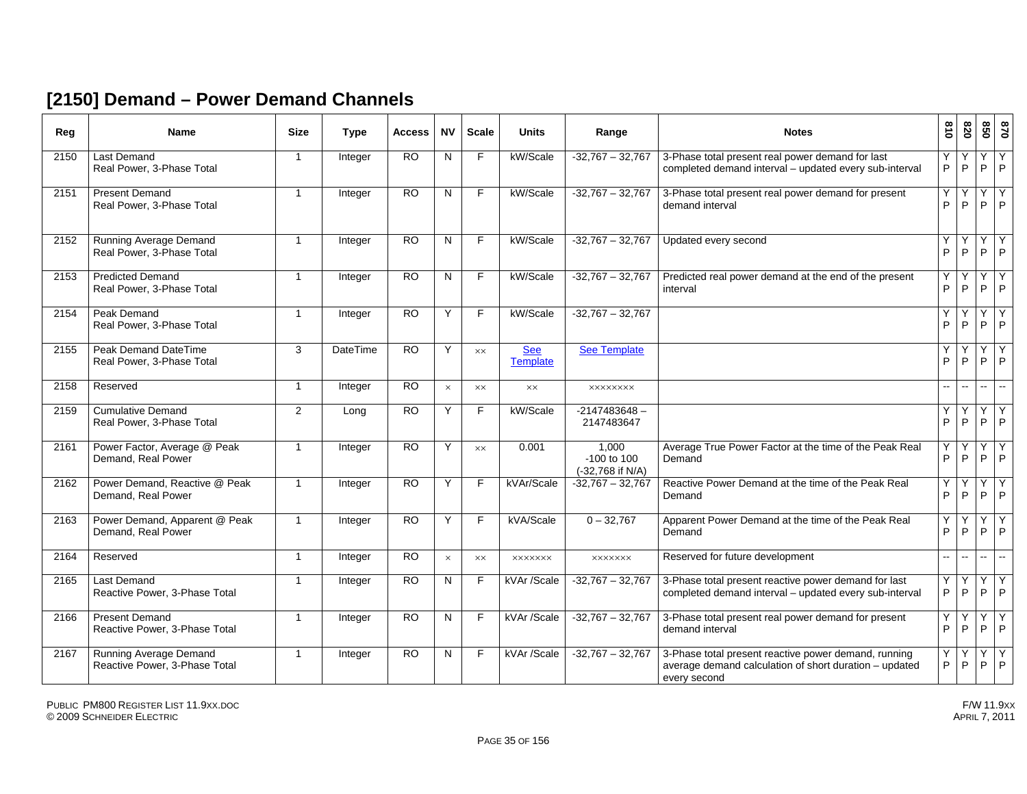## [2150] Demand – Power Demand Channels

| Reg | Name | Size | Type | Access | NV | Scale | Units | Range | Notes | 810 | 820 | 850 | 870 |
|---|---|---|---|---|---|---|---|---|---|---|---|---|---|
| 2150 | Last Demand<br>Real Power, 3-Phase Total | 1 | Integer | RO | N | F | kW/Scale | -32,767 – 32,767 | 3-Phase total present real power demand for last completed demand interval – updated every sub-interval | Y P | Y P | Y P | Y P |
| 2151 | Present Demand<br>Real Power, 3-Phase Total | 1 | Integer | RO | N | F | kW/Scale | -32,767 – 32,767 | 3-Phase total present real power demand for present demand interval | Y P | Y P | Y P | Y P |
| 2152 | Running Average Demand<br>Real Power, 3-Phase Total | 1 | Integer | RO | N | F | kW/Scale | -32,767 – 32,767 | Updated every second | Y P | Y P | Y P | Y P |
| 2153 | Predicted Demand<br>Real Power, 3-Phase Total | 1 | Integer | RO | N | F | kW/Scale | -32,767 – 32,767 | Predicted real power demand at the end of the present interval | Y P | Y P | Y P | Y P |
| 2154 | Peak Demand<br>Real Power, 3-Phase Total | 1 | Integer | RO | Y | F | kW/Scale | -32,767 – 32,767 | | Y P | Y P | Y P | Y P |
| 2155 | Peak Demand DateTime<br>Real Power, 3-Phase Total | 3 | DateTime | RO | Y | xx | See Template | See Template | | Y P | Y P | Y P | Y P |
| 2158 | Reserved | 1 | Integer | RO | x | xx | xx | xxxxxxxx | | -- | -- | -- | -- |
| 2159 | Cumulative Demand<br>Real Power, 3-Phase Total | 2 | Long | RO | Y | F | kW/Scale | -2147483648 – 2147483647 | | Y P | Y P | Y P | Y P |
| 2161 | Power Factor, Average @ Peak Demand, Real Power | 1 | Integer | RO | Y | xx | 0.001 | 1,000<br>-100 to 100<br>(-32,768 if N/A) | Average True Power Factor at the time of the Peak Real Demand | Y P | Y P | Y P | Y P |
| 2162 | Power Demand, Reactive @ Peak Demand, Real Power | 1 | Integer | RO | Y | F | kVAr/Scale | -32,767 – 32,767 | Reactive Power Demand at the time of the Peak Real Demand | Y P | Y P | Y P | Y P |
| 2163 | Power Demand, Apparent @ Peak Demand, Real Power | 1 | Integer | RO | Y | F | kVA/Scale | 0 – 32,767 | Apparent Power Demand at the time of the Peak Real Demand | Y P | Y P | Y P | Y P |
| 2164 | Reserved | 1 | Integer | RO | x | xx | xxxxxxx | xxxxxxx | Reserved for future development | -- | -- | -- | -- |
| 2165 | Last Demand<br>Reactive Power, 3-Phase Total | 1 | Integer | RO | N | F | kVAr /Scale | -32,767 – 32,767 | 3-Phase total present reactive power demand for last completed demand interval – updated every sub-interval | Y P | Y P | Y P | Y P |
| 2166 | Present Demand<br>Reactive Power, 3-Phase Total | 1 | Integer | RO | N | F | kVAr /Scale | -32,767 – 32,767 | 3-Phase total present real power demand for present demand interval | Y P | Y P | Y P | Y P |
| 2167 | Running Average Demand<br>Reactive Power, 3-Phase Total | 1 | Integer | RO | N | F | kVAr /Scale | -32,767 – 32,767 | 3-Phase total present reactive power demand, running average demand calculation of short duration – updated every second | Y P | Y P | Y P | Y P |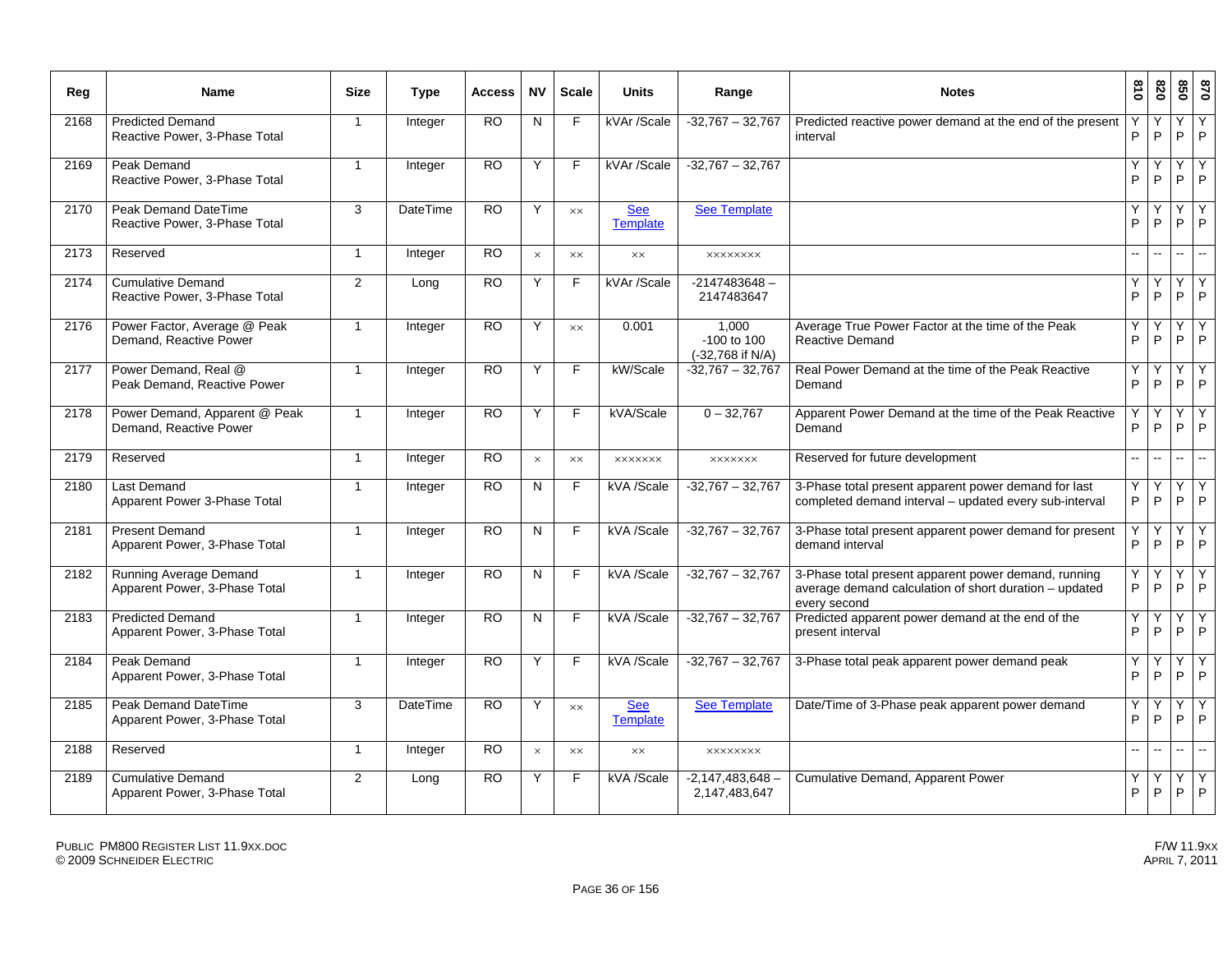| Reg | Name | Size | Type | Access | NV | Scale | Units | Range | Notes | 810 | 820 | 850 | 870 |
|---|---|---|---|---|---|---|---|---|---|---|---|---|---|
| 2168 | Predicted Demand Reactive Power, 3-Phase Total | 1 | Integer | RO | N | F | kVAr /Scale | -32,767 – 32,767 | Predicted reactive power demand at the end of the present interval | Y P | Y P | Y P | Y P |
| 2169 | Peak Demand Reactive Power, 3-Phase Total | 1 | Integer | RO | Y | F | kVAr /Scale | -32,767 – 32,767 | | Y P | Y P | Y P | Y P |
| 2170 | Peak Demand DateTime Reactive Power, 3-Phase Total | 3 | DateTime | RO | Y | ×× | See Template | See Template | | Y P | Y P | Y P | Y P |
| 2173 | Reserved | 1 | Integer | RO | × | ×× | ×× | ×××××××× | | -- | -- | -- | -- |
| 2174 | Cumulative Demand Reactive Power, 3-Phase Total | 2 | Long | RO | Y | F | kVAr /Scale | -2147483648 – 2147483647 | | Y P | Y P | Y P | Y P |
| 2176 | Power Factor, Average @ Peak Demand, Reactive Power | 1 | Integer | RO | Y | ×× | 0.001 | 1,000 -100 to 100 (-32,768 if N/A) | Average True Power Factor at the time of the Peak Reactive Demand | Y P | Y P | Y P | Y P |
| 2177 | Power Demand, Real @ Peak Demand, Reactive Power | 1 | Integer | RO | Y | F | kW/Scale | -32,767 – 32,767 | Real Power Demand at the time of the Peak Reactive Demand | Y P | Y P | Y P | Y P |
| 2178 | Power Demand, Apparent @ Peak Demand, Reactive Power | 1 | Integer | RO | Y | F | kVA/Scale | 0 – 32,767 | Apparent Power Demand at the time of the Peak Reactive Demand | Y P | Y P | Y P | Y P |
| 2179 | Reserved | 1 | Integer | RO | × | ×× | ××××××× | ××××××× | Reserved for future development | -- | -- | -- | -- |
| 2180 | Last Demand Apparent Power 3-Phase Total | 1 | Integer | RO | N | F | kVA /Scale | -32,767 – 32,767 | 3-Phase total present apparent power demand for last completed demand interval – updated every sub-interval | Y P | Y P | Y P | Y P |
| 2181 | Present Demand Apparent Power, 3-Phase Total | 1 | Integer | RO | N | F | kVA /Scale | -32,767 – 32,767 | 3-Phase total present apparent power demand for present demand interval | Y P | Y P | Y P | Y P |
| 2182 | Running Average Demand Apparent Power, 3-Phase Total | 1 | Integer | RO | N | F | kVA /Scale | -32,767 – 32,767 | 3-Phase total present apparent power demand, running average demand calculation of short duration – updated every second | Y P | Y P | Y P | Y P |
| 2183 | Predicted Demand Apparent Power, 3-Phase Total | 1 | Integer | RO | N | F | kVA /Scale | -32,767 – 32,767 | Predicted apparent power demand at the end of the present interval | Y P | Y P | Y P | Y P |
| 2184 | Peak Demand Apparent Power, 3-Phase Total | 1 | Integer | RO | Y | F | kVA /Scale | -32,767 – 32,767 | 3-Phase total peak apparent power demand peak | Y P | Y P | Y P | Y P |
| 2185 | Peak Demand DateTime Apparent Power, 3-Phase Total | 3 | DateTime | RO | Y | ×× | See Template | See Template | Date/Time of 3-Phase peak apparent power demand | Y P | Y P | Y P | Y P |
| 2188 | Reserved | 1 | Integer | RO | × | ×× | ×× | ×××××××× | | -- | -- | -- | -- |
| 2189 | Cumulative Demand Apparent Power, 3-Phase Total | 2 | Long | RO | Y | F | kVA /Scale | -2,147,483,648 – 2,147,483,647 | Cumulative Demand, Apparent Power | Y P | Y P | Y P | Y P |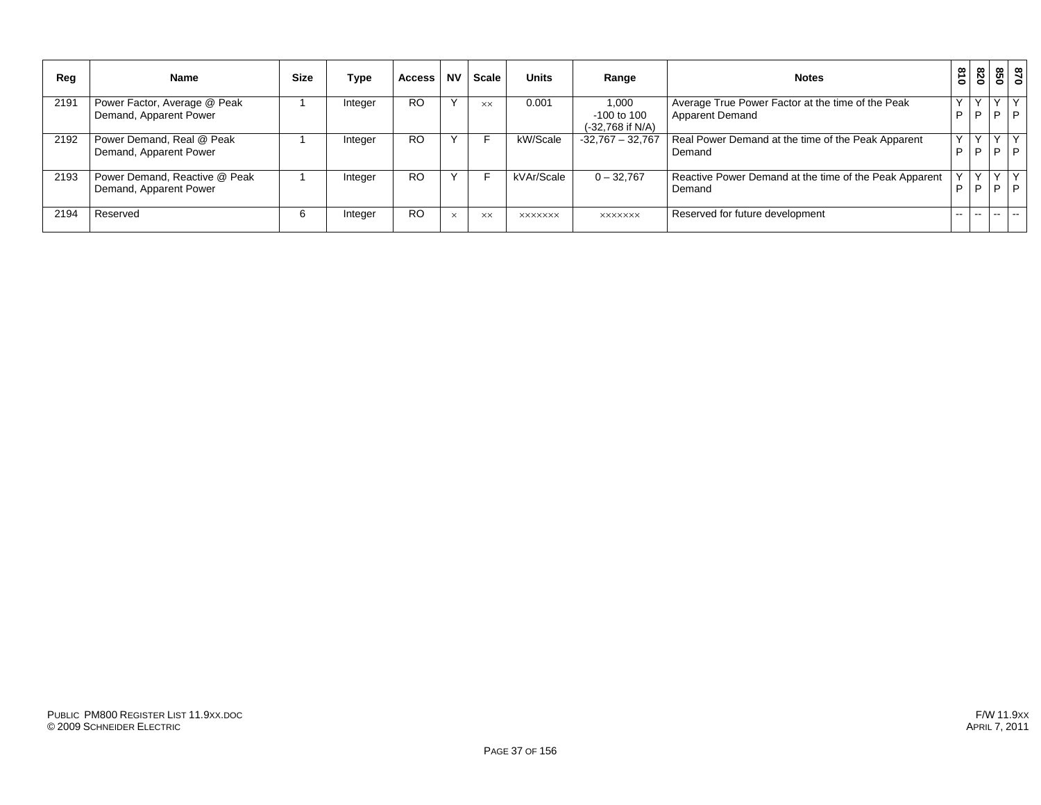| Reg | Name | Size | Type | Access | NV | Scale | Units | Range | Notes | 810 | 820 | 850 | 870 |
|---|---|---|---|---|---|---|---|---|---|---|---|---|---|
| 2191 | Power Factor, Average @ Peak Demand, Apparent Power | 1 | Integer | RO | Y | ×× | 0.001 | 1,000<br>-100 to 100<br>(-32,768 if N/A) | Average True Power Factor at the time of the Peak Apparent Demand | Y P | Y P | Y P | Y P |
| 2192 | Power Demand, Real @ Peak Demand, Apparent Power | 1 | Integer | RO | Y | F | kW/Scale | -32,767 – 32,767 | Real Power Demand at the time of the Peak Apparent Demand | Y P | Y P | Y P | Y P |
| 2193 | Power Demand, Reactive @ Peak Demand, Apparent Power | 1 | Integer | RO | Y | F | kVAr/Scale | 0 – 32,767 | Reactive Power Demand at the time of the Peak Apparent Demand | Y P | Y P | Y P | Y P |
| 2194 | Reserved | 6 | Integer | RO | × | ×× | ××××××× | ××××××× | Reserved for future development | -- | -- | -- | -- |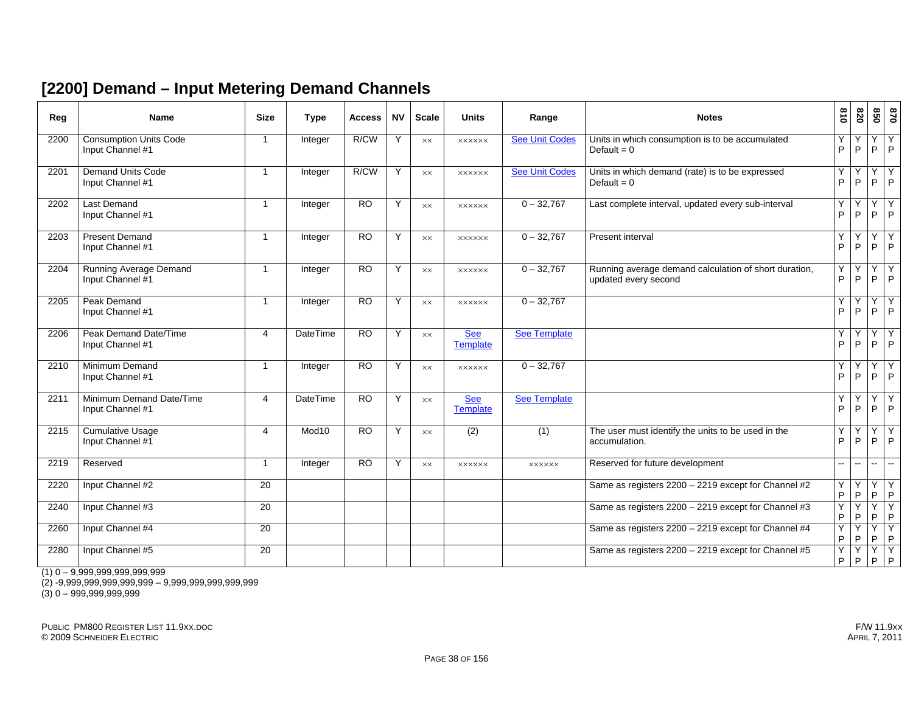## [2200] Demand – Input Metering Demand Channels

| Reg | Name | Size | Type | Access | NV | Scale | Units | Range | Notes | 810 | 820 | 850 | 870 |
|---|---|---|---|---|---|---|---|---|---|---|---|---|---|
| 2200 | Consumption Units Code Input Channel #1 | 1 | Integer | R/CW | Y | xx | xxxxxx | See Unit Codes | Units in which consumption is to be accumulated Default = 0 | Y P | Y P | Y P | Y P |
| 2201 | Demand Units Code Input Channel #1 | 1 | Integer | R/CW | Y | xx | xxxxxx | See Unit Codes | Units in which demand (rate) is to be expressed Default = 0 | Y P | Y P | Y P | Y P |
| 2202 | Last Demand Input Channel #1 | 1 | Integer | RO | Y | xx | xxxxxx | 0 – 32,767 | Last complete interval, updated every sub-interval | Y P | Y P | Y P | Y P |
| 2203 | Present Demand Input Channel #1 | 1 | Integer | RO | Y | xx | xxxxxx | 0 – 32,767 | Present interval | Y P | Y P | Y P | Y P |
| 2204 | Running Average Demand Input Channel #1 | 1 | Integer | RO | Y | xx | xxxxxx | 0 – 32,767 | Running average demand calculation of short duration, updated every second | Y P | Y P | Y P | Y P |
| 2205 | Peak Demand Input Channel #1 | 1 | Integer | RO | Y | xx | xxxxxx | 0 – 32,767 | | Y P | Y P | Y P | Y P |
| 2206 | Peak Demand Date/Time Input Channel #1 | 4 | DateTime | RO | Y | xx | See Template | See Template | | Y P | Y P | Y P | Y P |
| 2210 | Minimum Demand Input Channel #1 | 1 | Integer | RO | Y | xx | xxxxxx | 0 – 32,767 | | Y P | Y P | Y P | Y P |
| 2211 | Minimum Demand Date/Time Input Channel #1 | 4 | DateTime | RO | Y | xx | See Template | See Template | | Y P | Y P | Y P | Y P |
| 2215 | Cumulative Usage Input Channel #1 | 4 | Mod10 | RO | Y | xx | (2) | (1) | The user must identify the units to be used in the accumulation. | Y P | Y P | Y P | Y P |
| 2219 | Reserved | 1 | Integer | RO | Y | xx | xxxxxx | xxxxxx | Reserved for future development | -- | -- | -- | -- |
| 2220 | Input Channel #2 | 20 | | | | | | | Same as registers 2200 – 2219 except for Channel #2 | Y P | Y P | Y P | Y P |
| 2240 | Input Channel #3 | 20 | | | | | | | Same as registers 2200 – 2219 except for Channel #3 | Y P | Y P | Y P | Y P |
| 2260 | Input Channel #4 | 20 | | | | | | | Same as registers 2200 – 2219 except for Channel #4 | Y P | Y P | Y P | Y P |
| 2280 | Input Channel #5 | 20 | | | | | | | Same as registers 2200 – 2219 except for Channel #5 | Y P | Y P | Y P | Y P |

(1) 0 – 9,999,999,999,999,999
(2) -9,999,999,999,999,999 – 9,999,999,999,999,999
(3) 0 – 999,999,999,999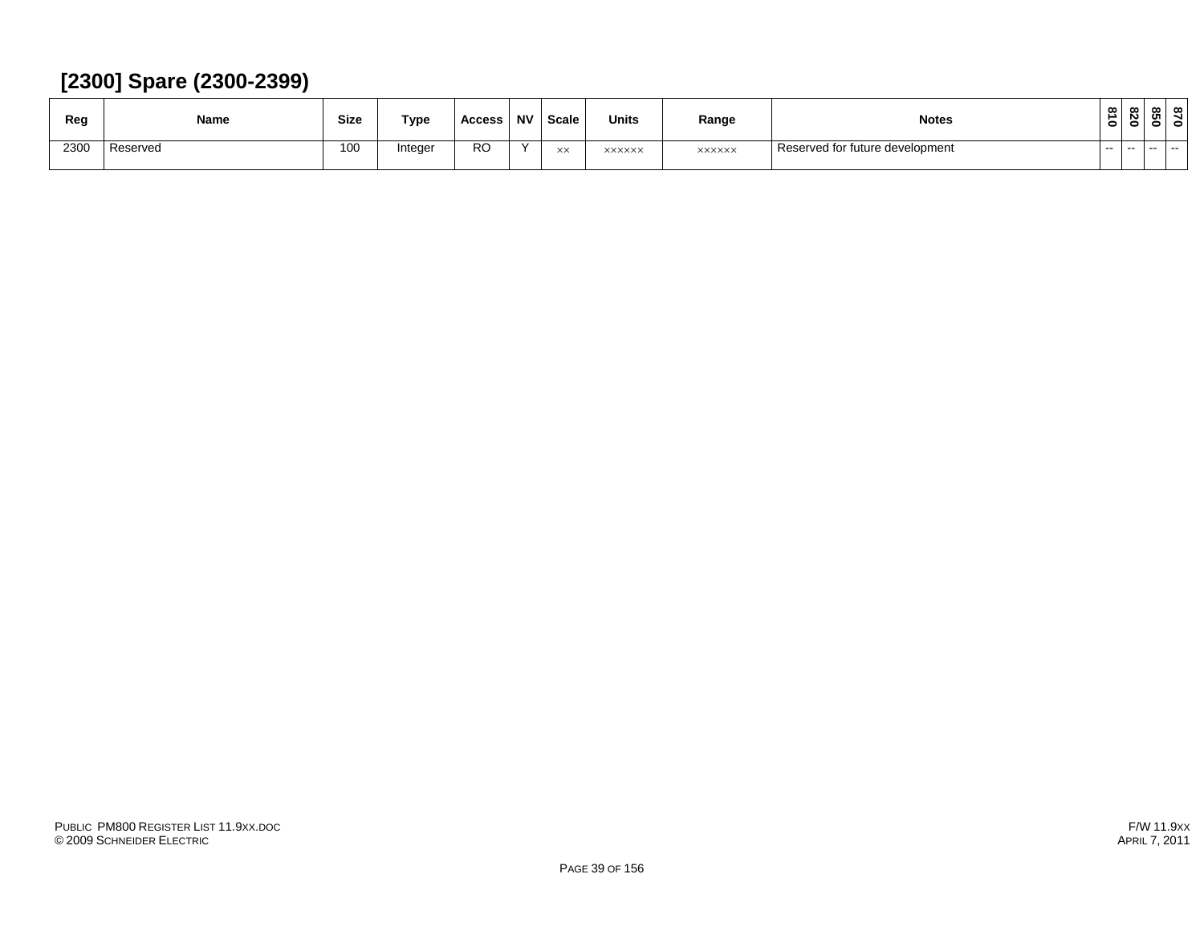## [2300] Spare (2300-2399)

| Reg | Name | Size | Type | Access | NV | Scale | Units | Range | Notes | 810 | 820 | 850 | 870 |
|---|---|---|---|---|---|---|---|---|---|---|---|---|---|
| 2300 | Reserved | 100 | Integer | RO | Y | ×× | ×××××× | ×××××× | Reserved for future development | -- | -- | -- | -- |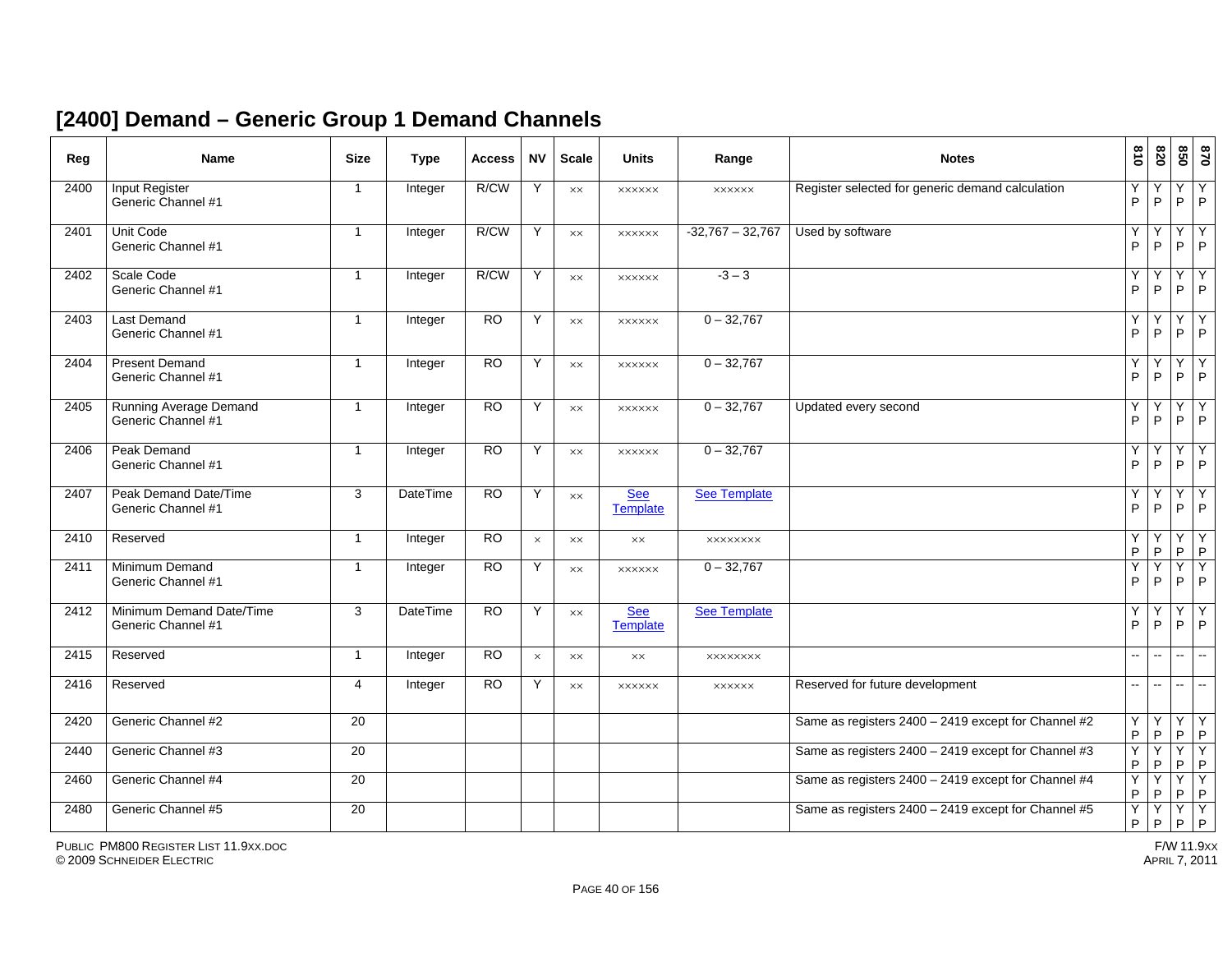## [2400] Demand – Generic Group 1 Demand Channels

| Reg | Name | Size | Type | Access | NV | Scale | Units | Range | Notes | 810 | 820 | 850 | 870 |
|---|---|---|---|---|---|---|---|---|---|---|---|---|---|
| 2400 | Input Register Generic Channel #1 | 1 | Integer | R/CW | Y | ×× | ×××××× | ×××××× | Register selected for generic demand calculation | Y P | Y P | Y P | Y P |
| 2401 | Unit Code Generic Channel #1 | 1 | Integer | R/CW | Y | ×× | ×××××× | -32,767 – 32,767 | Used by software | Y P | Y P | Y P | Y P |
| 2402 | Scale Code Generic Channel #1 | 1 | Integer | R/CW | Y | ×× | ×××××× | -3 – 3 | | Y P | Y P | Y P | Y P |
| 2403 | Last Demand Generic Channel #1 | 1 | Integer | RO | Y | ×× | ×××××× | 0 – 32,767 | | Y P | Y P | Y P | Y P |
| 2404 | Present Demand Generic Channel #1 | 1 | Integer | RO | Y | ×× | ×××××× | 0 – 32,767 | | Y P | Y P | Y P | Y P |
| 2405 | Running Average Demand Generic Channel #1 | 1 | Integer | RO | Y | ×× | ×××××× | 0 – 32,767 | Updated every second | Y P | Y P | Y P | Y P |
| 2406 | Peak Demand Generic Channel #1 | 1 | Integer | RO | Y | ×× | ×××××× | 0 – 32,767 | | Y P | Y P | Y P | Y P |
| 2407 | Peak Demand Date/Time Generic Channel #1 | 3 | DateTime | RO | Y | ×× | See Template | See Template | | Y P | Y P | Y P | Y P |
| 2410 | Reserved | 1 | Integer | RO | × | ×× | ×× | ×××××××× | | Y P | Y P | Y P | Y P |
| 2411 | Minimum Demand Generic Channel #1 | 1 | Integer | RO | Y | ×× | ×××××× | 0 – 32,767 | | Y P | Y P | Y P | Y P |
| 2412 | Minimum Demand Date/Time Generic Channel #1 | 3 | DateTime | RO | Y | ×× | See Template | See Template | | Y P | Y P | Y P | Y P |
| 2415 | Reserved | 1 | Integer | RO | × | ×× | ×× | ×××××××× | | -- | -- | -- | -- |
| 2416 | Reserved | 4 | Integer | RO | Y | ×× | ×××××× | ×××××× | Reserved for future development | -- | -- | -- | -- |
| 2420 | Generic Channel #2 | 20 | | | | | | | Same as registers 2400 – 2419 except for Channel #2 | Y P | Y P | Y P | Y P |
| 2440 | Generic Channel #3 | 20 | | | | | | | Same as registers 2400 – 2419 except for Channel #3 | Y P | Y P | Y P | Y P |
| 2460 | Generic Channel #4 | 20 | | | | | | | Same as registers 2400 – 2419 except for Channel #4 | Y P | Y P | Y P | Y P |
| 2480 | Generic Channel #5 | 20 | | | | | | | Same as registers 2400 – 2419 except for Channel #5 | Y P | Y P | Y P | Y P |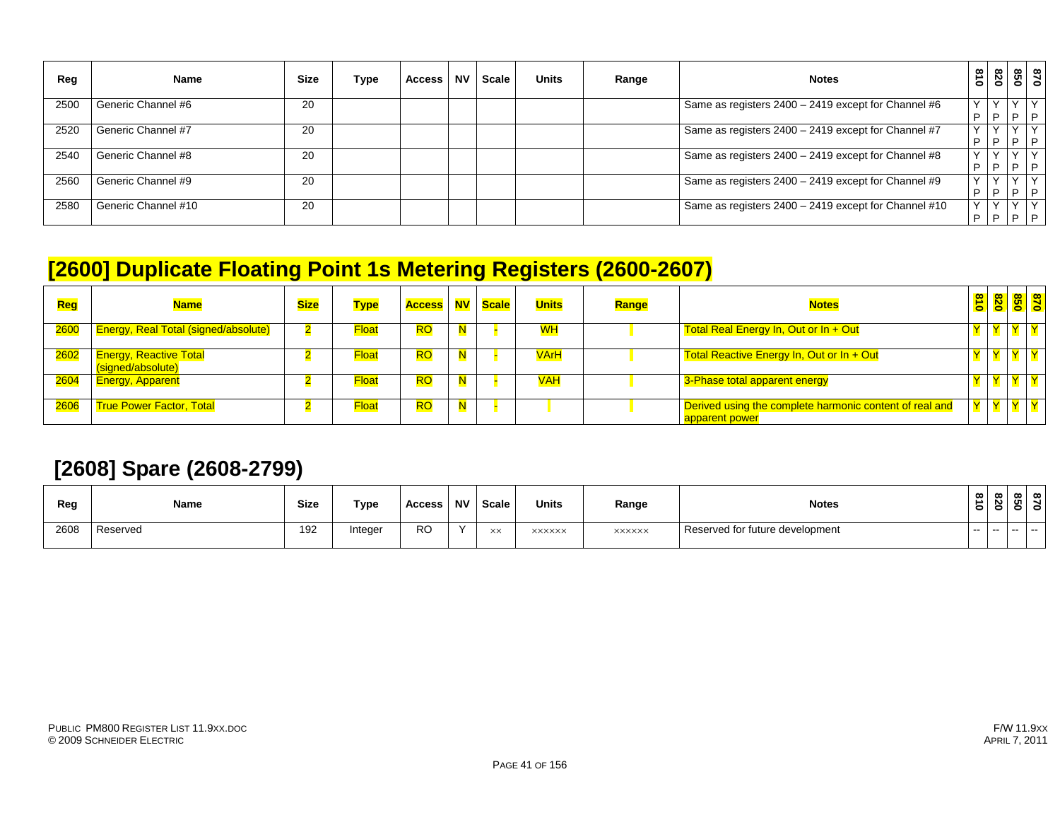| Reg | Name | Size | Type | Access | NV | Scale | Units | Range | Notes | 810 | 820 | 850 | 870 |
|---|---|---|---|---|---|---|---|---|---|---|---|---|---|
| 2500 | Generic Channel #6 | 20 | | | | | | | Same as registers 2400 – 2419 except for Channel #6 | Y P | Y P | Y P | Y P |
| 2520 | Generic Channel #7 | 20 | | | | | | | Same as registers 2400 – 2419 except for Channel #7 | Y P | Y P | Y P | Y P |
| 2540 | Generic Channel #8 | 20 | | | | | | | Same as registers 2400 – 2419 except for Channel #8 | Y P | Y P | Y P | Y P |
| 2560 | Generic Channel #9 | 20 | | | | | | | Same as registers 2400 – 2419 except for Channel #9 | Y P | Y P | Y P | Y P |
| 2580 | Generic Channel #10 | 20 | | | | | | | Same as registers 2400 – 2419 except for Channel #10 | Y P | Y P | Y P | Y P |

## [2600] Duplicate Floating Point 1s Metering Registers (2600-2607)

| Reg | Name | Size | Type | Access | NV | Scale | Units | Range | Notes | 810 | 820 | 850 | 870 |
|---|---|---|---|---|---|---|---|---|---|---|---|---|---|
| 2600 | Energy, Real Total (signed/absolute) | 2 | Float | RO | N | - | WH | | Total Real Energy In, Out or In + Out | Y | Y | Y | Y |
| 2602 | Energy, Reactive Total (signed/absolute) | 2 | Float | RO | N | - | VArH | | Total Reactive Energy In, Out or In + Out | Y | Y | Y | Y |
| 2604 | Energy, Apparent | 2 | Float | RO | N | - | VAH | | 3-Phase total apparent energy | Y | Y | Y | Y |
| 2606 | True Power Factor, Total | 2 | Float | RO | N | - | | | Derived using the complete harmonic content of real and apparent power | Y | Y | Y | Y |

## [2608] Spare (2608-2799)

| Reg | Name | Size | Type | Access | NV | Scale | Units | Range | Notes | 810 | 820 | 850 | 870 |
|---|---|---|---|---|---|---|---|---|---|---|---|---|---|
| 2608 | Reserved | 192 | Integer | RO | Y | xx | xxxxxx | xxxxxx | Reserved for future development | -- | -- | -- | -- |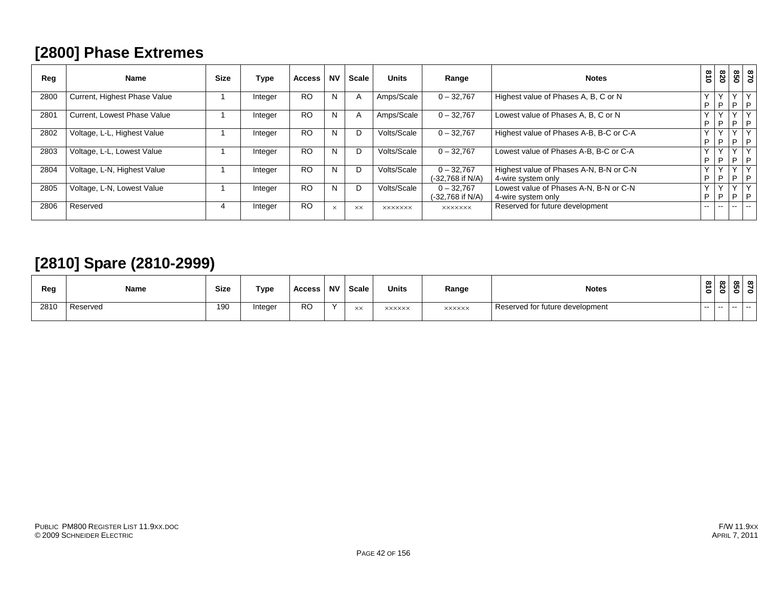## [2800] Phase Extremes

| Reg | Name | Size | Type | Access | NV | Scale | Units | Range | Notes | 810 | 820 | 850 | 870 |
|---|---|---|---|---|---|---|---|---|---|---|---|---|---|
| 2800 | Current, Highest Phase Value | 1 | Integer | RO | N | A | Amps/Scale | 0 – 32,767 | Highest value of Phases A, B, C or N | Y P | Y P | Y P | Y P |
| 2801 | Current, Lowest Phase Value | 1 | Integer | RO | N | A | Amps/Scale | 0 – 32,767 | Lowest value of Phases A, B, C or N | Y P | Y P | Y P | Y P |
| 2802 | Voltage, L-L, Highest Value | 1 | Integer | RO | N | D | Volts/Scale | 0 – 32,767 | Highest value of Phases A-B, B-C or C-A | Y P | Y P | Y P | Y P |
| 2803 | Voltage, L-L, Lowest Value | 1 | Integer | RO | N | D | Volts/Scale | 0 – 32,767 | Lowest value of Phases A-B, B-C or C-A | Y P | Y P | Y P | Y P |
| 2804 | Voltage, L-N, Highest Value | 1 | Integer | RO | N | D | Volts/Scale | 0 – 32,767 (-32,768 if N/A) | Highest value of Phases A-N, B-N or C-N 4-wire system only | Y P | Y P | Y P | Y P |
| 2805 | Voltage, L-N, Lowest Value | 1 | Integer | RO | N | D | Volts/Scale | 0 – 32,767 (-32,768 if N/A) | Lowest value of Phases A-N, B-N or C-N 4-wire system only | Y P | Y P | Y P | Y P |
| 2806 | Reserved | 4 | Integer | RO | × | ×× | ××××××× | ××××××× | Reserved for future development | -- | -- | -- | -- |

## [2810] Spare (2810-2999)

| Reg | Name | Size | Type | Access | NV | Scale | Units | Range | Notes | 810 | 820 | 850 | 870 |
|---|---|---|---|---|---|---|---|---|---|---|---|---|---|
| 2810 | Reserved | 190 | Integer | RO | Y | ×× | ×××××× | ×××××× | Reserved for future development | -- | -- | -- | -- |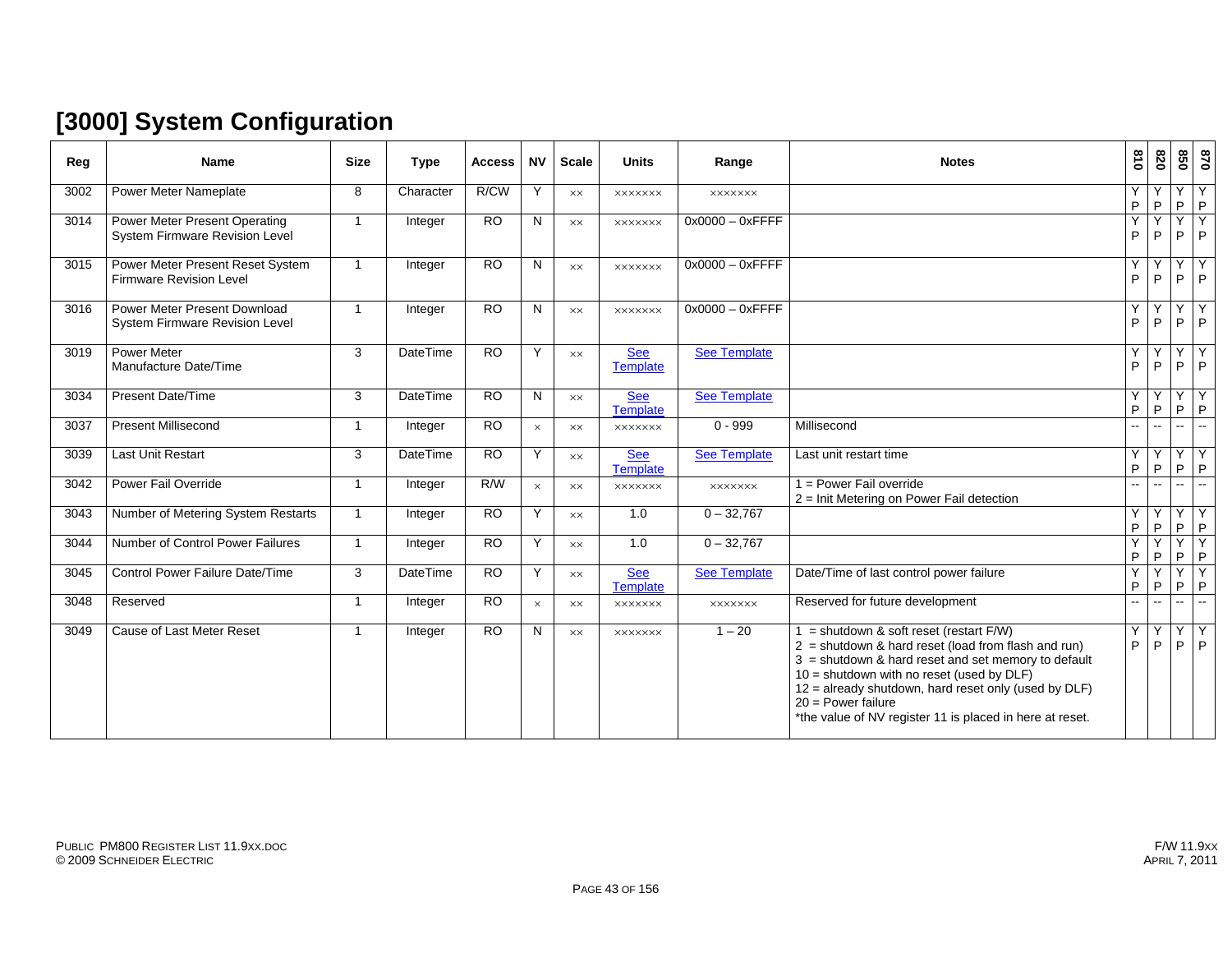# [3000] System Configuration

| Reg | Name | Size | Type | Access | NV | Scale | Units | Range | Notes | 810 | 820 | 850 | 870 |
|---|---|---|---|---|---|---|---|---|---|---|---|---|---|
| 3002 | Power Meter Nameplate | 8 | Character | R/CW | Y | ×× | ××××××× | ××××××× | | Y P | Y P | Y P | Y P |
| 3014 | Power Meter Present Operating System Firmware Revision Level | 1 | Integer | RO | N | ×× | ××××××× | 0x0000 – 0xFFFF | | Y P | Y P | Y P | Y P |
| 3015 | Power Meter Present Reset System Firmware Revision Level | 1 | Integer | RO | N | ×× | ××××××× | 0x0000 – 0xFFFF | | Y P | Y P | Y P | Y P |
| 3016 | Power Meter Present Download System Firmware Revision Level | 1 | Integer | RO | N | ×× | ××××××× | 0x0000 – 0xFFFF | | Y P | Y P | Y P | Y P |
| 3019 | Power Meter Manufacture Date/Time | 3 | DateTime | RO | Y | ×× | See Template | See Template | | Y P | Y P | Y P | Y P |
| 3034 | Present Date/Time | 3 | DateTime | RO | N | ×× | See Template | See Template | | Y P | Y P | Y P | Y P |
| 3037 | Present Millisecond | 1 | Integer | RO | × | ×× | ××××××× | 0 - 999 | Millisecond | -- | -- | -- | -- |
| 3039 | Last Unit Restart | 3 | DateTime | RO | Y | ×× | See Template | See Template | Last unit restart time | Y P | Y P | Y P | Y P |
| 3042 | Power Fail Override | 1 | Integer | R/W | × | ×× | ××××××× | ××××××× | 1 = Power Fail override<br>2 = Init Metering on Power Fail detection | -- | -- | -- | -- |
| 3043 | Number of Metering System Restarts | 1 | Integer | RO | Y | ×× | 1.0 | 0 – 32,767 | | Y P | Y P | Y P | Y P |
| 3044 | Number of Control Power Failures | 1 | Integer | RO | Y | ×× | 1.0 | 0 – 32,767 | | Y P | Y P | Y P | Y P |
| 3045 | Control Power Failure Date/Time | 3 | DateTime | RO | Y | ×× | See Template | See Template | Date/Time of last control power failure | Y P | Y P | Y P | Y P |
| 3048 | Reserved | 1 | Integer | RO | × | ×× | ××××××× | ××××××× | Reserved for future development | -- | -- | -- | -- |
| 3049 | Cause of Last Meter Reset | 1 | Integer | RO | N | ×× | ××××××× | 1 – 20 | 1 = shutdown & soft reset (restart F/W)<br>2 = shutdown & hard reset (load from flash and run)<br>3 = shutdown & hard reset and set memory to default<br>10 = shutdown with no reset (used by DLF)<br>12 = already shutdown, hard reset only (used by DLF)<br>20 = Power failure<br>*the value of NV register 11 is placed in here at reset. | Y P | Y P | Y P | Y P |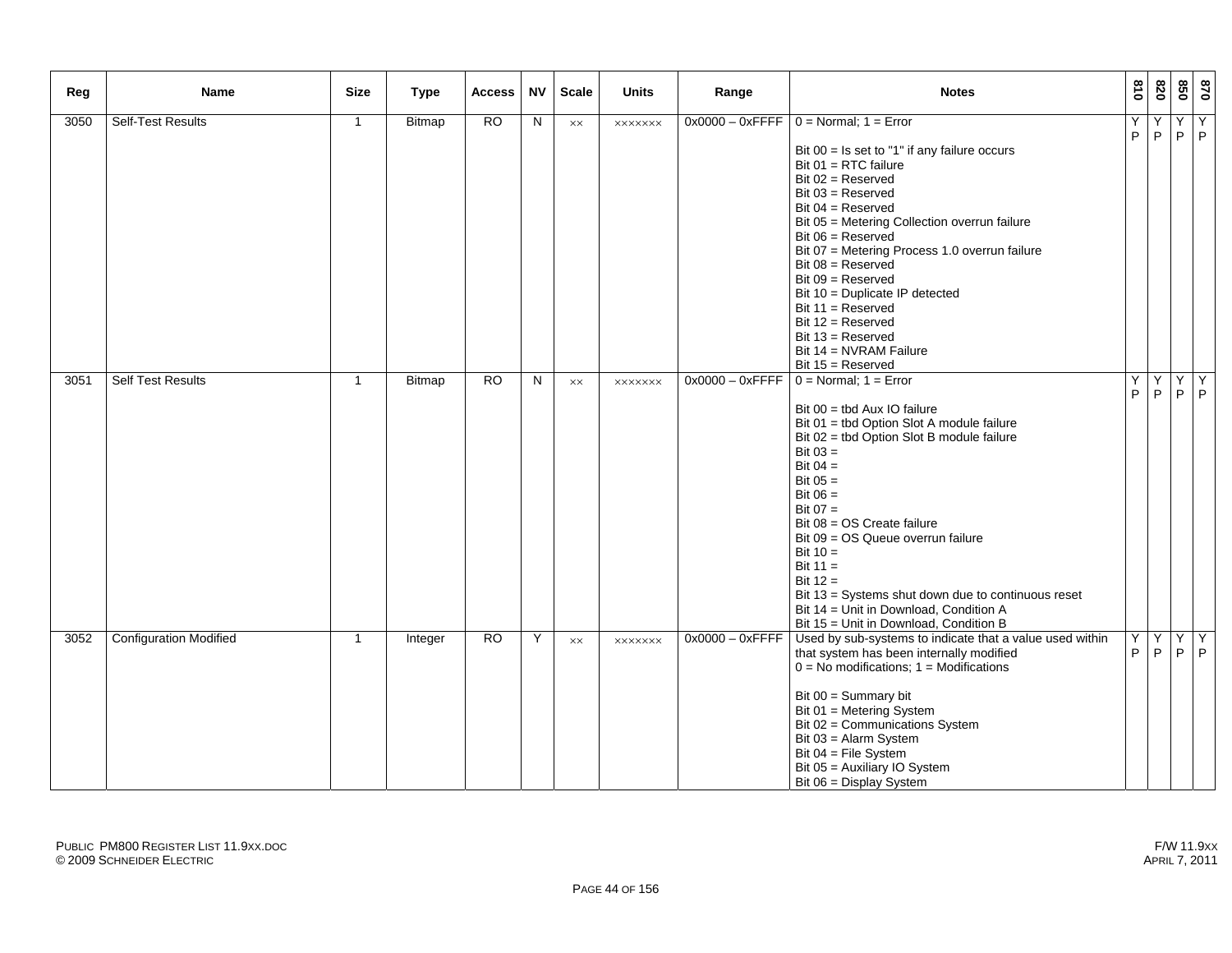| Reg | Name | Size | Type | Access | NV | Scale | Units | Range | Notes | 810 | 820 | 850 | 870 |
|---|---|---|---|---|---|---|---|---|---|---|---|---|---|
| 3050 | Self-Test Results | 1 | Bitmap | RO | N | ×× | ××××××× | 0x0000 – 0xFFFF | 0 = Normal; 1 = Error<br><br>Bit 00 = Is set to "1" if any failure occurs<br>Bit 01 = RTC failure<br>Bit 02 = Reserved<br>Bit 03 = Reserved<br>Bit 04 = Reserved<br>Bit 05 = Metering Collection overrun failure<br>Bit 06 = Reserved<br>Bit 07 = Metering Process 1.0 overrun failure<br>Bit 08 = Reserved<br>Bit 09 = Reserved<br>Bit 10 = Duplicate IP detected<br>Bit 11 = Reserved<br>Bit 12 = Reserved<br>Bit 13 = Reserved<br>Bit 14 = NVRAM Failure<br>Bit 15 = Reserved | Y P | Y P | Y P | Y P |
| 3051 | Self Test Results | 1 | Bitmap | RO | N | ×× | ××××××× | 0x0000 – 0xFFFF | 0 = Normal; 1 = Error<br><br>Bit 00 = tbd Aux IO failure<br>Bit 01 = tbd Option Slot A module failure<br>Bit 02 = tbd Option Slot B module failure<br>Bit 03 =<br>Bit 04 =<br>Bit 05 =<br>Bit 06 =<br>Bit 07 =<br>Bit 08 = OS Create failure<br>Bit 09 = OS Queue overrun failure<br>Bit 10 =<br>Bit 11 =<br>Bit 12 =<br>Bit 13 = Systems shut down due to continuous reset<br>Bit 14 = Unit in Download, Condition A<br>Bit 15 = Unit in Download, Condition B | Y P | Y P | Y P | Y P |
| 3052 | Configuration Modified | 1 | Integer | RO | Y | ×× | ××××××× | 0x0000 – 0xFFFF | Used by sub-systems to indicate that a value used within that system has been internally modified<br>0 = No modifications; 1 = Modifications<br><br>Bit 00 = Summary bit<br>Bit 01 = Metering System<br>Bit 02 = Communications System<br>Bit 03 = Alarm System<br>Bit 04 = File System<br>Bit 05 = Auxiliary IO System<br>Bit 06 = Display System | Y P | Y P | Y P | Y P |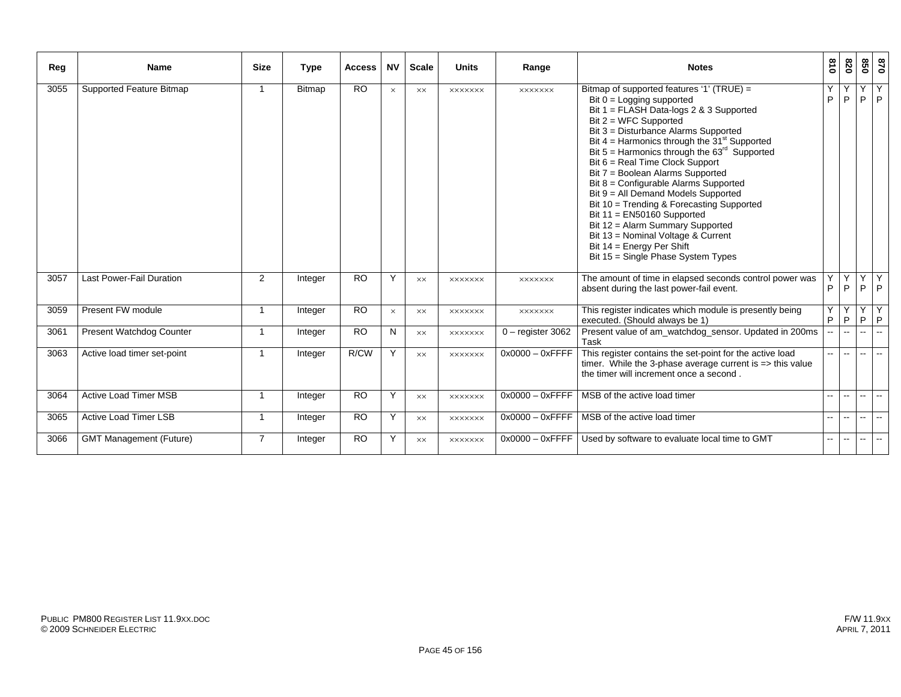| Reg | Name | Size | Type | Access | NV | Scale | Units | Range | Notes | 810 | 820 | 850 | 870 |
|---|---|---|---|---|---|---|---|---|---|---|---|---|---|
| 3055 | Supported Feature Bitmap | 1 | Bitmap | RO | × | ×× | ××××××× | ××××××× | Bitmap of supported features '1' (TRUE) =<br>Bit 0 = Logging supported<br>Bit 1 = FLASH Data-logs 2 & 3 Supported<br>Bit 2 = WFC Supported<br>Bit 3 = Disturbance Alarms Supported<br>Bit 4 = Harmonics through the 31st Supported<br>Bit 5 = Harmonics through the 63rd Supported<br>Bit 6 = Real Time Clock Support<br>Bit 7 = Boolean Alarms Supported<br>Bit 8 = Configurable Alarms Supported<br>Bit 9 = All Demand Models Supported<br>Bit 10 = Trending & Forecasting Supported<br>Bit 11 = EN50160 Supported<br>Bit 12 = Alarm Summary Supported<br>Bit 13 = Nominal Voltage & Current<br>Bit 14 = Energy Per Shift<br>Bit 15 = Single Phase System Types | Y P | Y P | Y P | Y P |
| 3057 | Last Power-Fail Duration | 2 | Integer | RO | Y | ×× | ××××××× | ××××××× | The amount of time in elapsed seconds control power was absent during the last power-fail event. | Y P | Y P | Y P | Y P |
| 3059 | Present FW module | 1 | Integer | RO | × | ×× | ××××××× | ××××××× | This register indicates which module is presently being executed. (Should always be 1) | Y P | Y P | Y P | Y P |
| 3061 | Present Watchdog Counter | 1 | Integer | RO | N | ×× | ××××××× | 0 – register 3062 | Present value of am_watchdog_sensor. Updated in 200ms Task | -- | -- | -- | -- |
| 3063 | Active load timer set-point | 1 | Integer | R/CW | Y | ×× | ××××××× | 0x0000 – 0xFFFF | This register contains the set-point for the active load timer. While the 3-phase average current is => this value the timer will increment once a second . | -- | -- | -- | -- |
| 3064 | Active Load Timer MSB | 1 | Integer | RO | Y | ×× | ××××××× | 0x0000 – 0xFFFF | MSB of the active load timer | -- | -- | -- | -- |
| 3065 | Active Load Timer LSB | 1 | Integer | RO | Y | ×× | ××××××× | 0x0000 – 0xFFFF | MSB of the active load timer | -- | -- | -- | -- |
| 3066 | GMT Management (Future) | 7 | Integer | RO | Y | ×× | ××××××× | 0x0000 – 0xFFFF | Used by software to evaluate local time to GMT | -- | -- | -- | -- |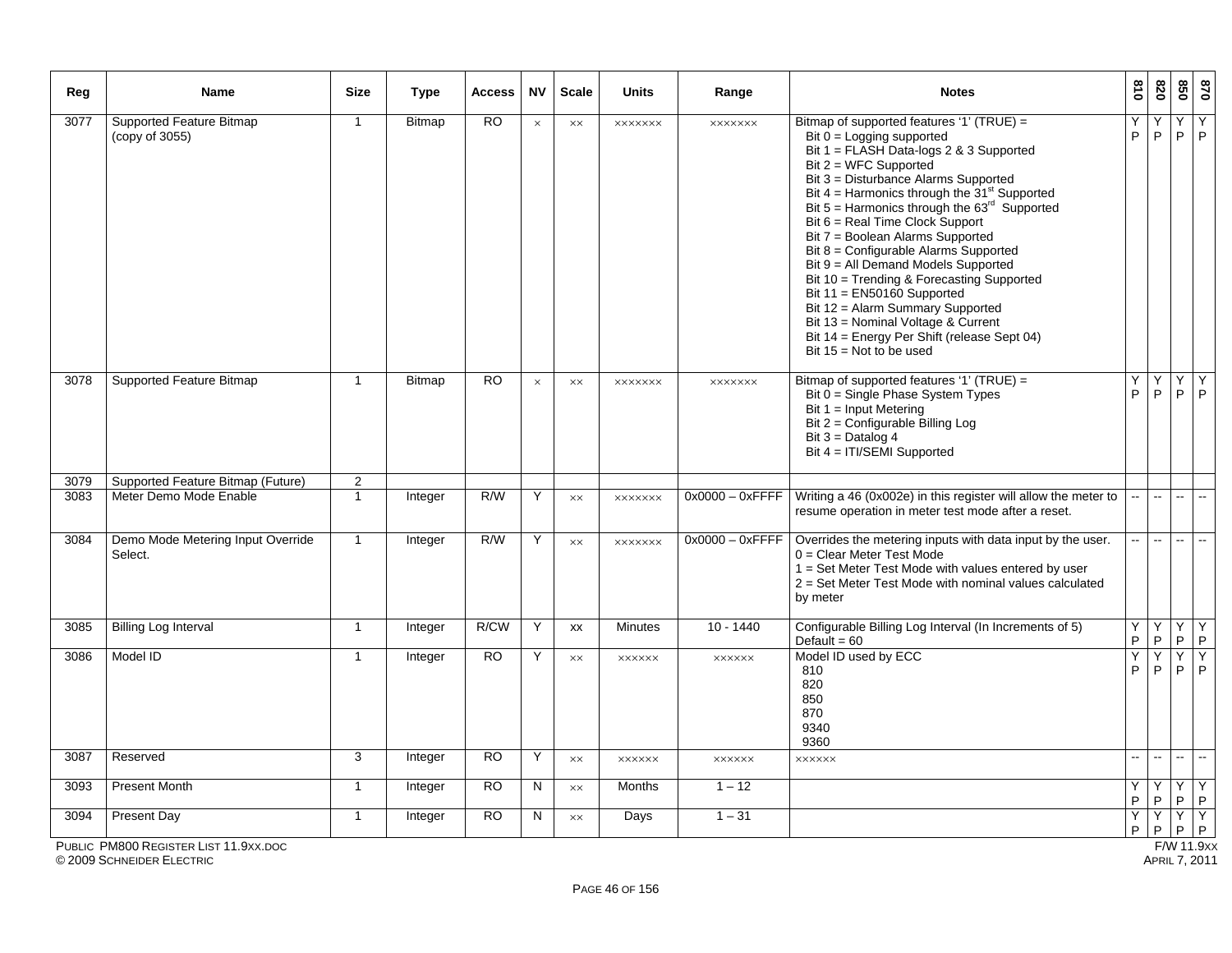| Reg | Name | Size | Type | Access | NV | Scale | Units | Range | Notes | 810 | 820 | 850 | 870 |
|---|---|---|---|---|---|---|---|---|---|---|---|---|---|
| 3077 | Supported Feature Bitmap (copy of 3055) | 1 | Bitmap | RO | × | ×× | ××××××× | ××××××× | Bitmap of supported features '1' (TRUE) = <br>Bit 0 = Logging supported <br>Bit 1 = FLASH Data-logs 2 & 3 Supported <br>Bit 2 = WFC Supported <br>Bit 3 = Disturbance Alarms Supported <br>Bit 4 = Harmonics through the 31st Supported <br>Bit 5 = Harmonics through the 63rd Supported <br>Bit 6 = Real Time Clock Support <br>Bit 7 = Boolean Alarms Supported <br>Bit 8 = Configurable Alarms Supported <br>Bit 9 = All Demand Models Supported <br>Bit 10 = Trending & Forecasting Supported <br>Bit 11 = EN50160 Supported <br>Bit 12 = Alarm Summary Supported <br>Bit 13 = Nominal Voltage & Current <br>Bit 14 = Energy Per Shift (release Sept 04) <br>Bit 15 = Not to be used | YP | YP | YP | YP |
| 3078 | Supported Feature Bitmap | 1 | Bitmap | RO | × | ×× | ××××××× | ××××××× | Bitmap of supported features '1' (TRUE) = <br>Bit 0 = Single Phase System Types <br>Bit 1 = Input Metering <br>Bit 2 = Configurable Billing Log <br>Bit 3 = Datalog 4 <br>Bit 4 = ITI/SEMI Supported | YP | YP | YP | YP |
| 3079 | Supported Feature Bitmap (Future) | 2 | | | | | | | | | | | |
| 3083 | Meter Demo Mode Enable | 1 | Integer | R/W | Y | ×× | ××××××× | 0x0000 – 0xFFFF | Writing a 46 (0x002e) in this register will allow the meter to resume operation in meter test mode after a reset. | -- | -- | -- | -- |
| 3084 | Demo Mode Metering Input Override Select. | 1 | Integer | R/W | Y | ×× | ××××××× | 0x0000 – 0xFFFF | Overrides the metering inputs with data input by the user. <br>0 = Clear Meter Test Mode <br>1 = Set Meter Test Mode with values entered by user <br>2 = Set Meter Test Mode with nominal values calculated by meter | -- | -- | -- | -- |
| 3085 | Billing Log Interval | 1 | Integer | R/CW | Y | xx | Minutes | 10 - 1440 | Configurable Billing Log Interval (In Increments of 5) <br>Default = 60 | YP | YP | YP | YP |
| 3086 | Model ID | 1 | Integer | RO | Y | ×× | ×××××× | ×××××× | Model ID used by ECC <br>810 <br>820 <br>850 <br>870 <br>9340 <br>9360 | YP | YP | YP | YP |
| 3087 | Reserved | 3 | Integer | RO | Y | ×× | ×××××× | ×××××× | ×××××× | -- | -- | -- | -- |
| 3093 | Present Month | 1 | Integer | RO | N | ×× | Months | 1 – 12 | | YP | YP | YP | YP |
| 3094 | Present Day | 1 | Integer | RO | N | ×× | Days | 1 – 31 | | YP | YP | YP | YP |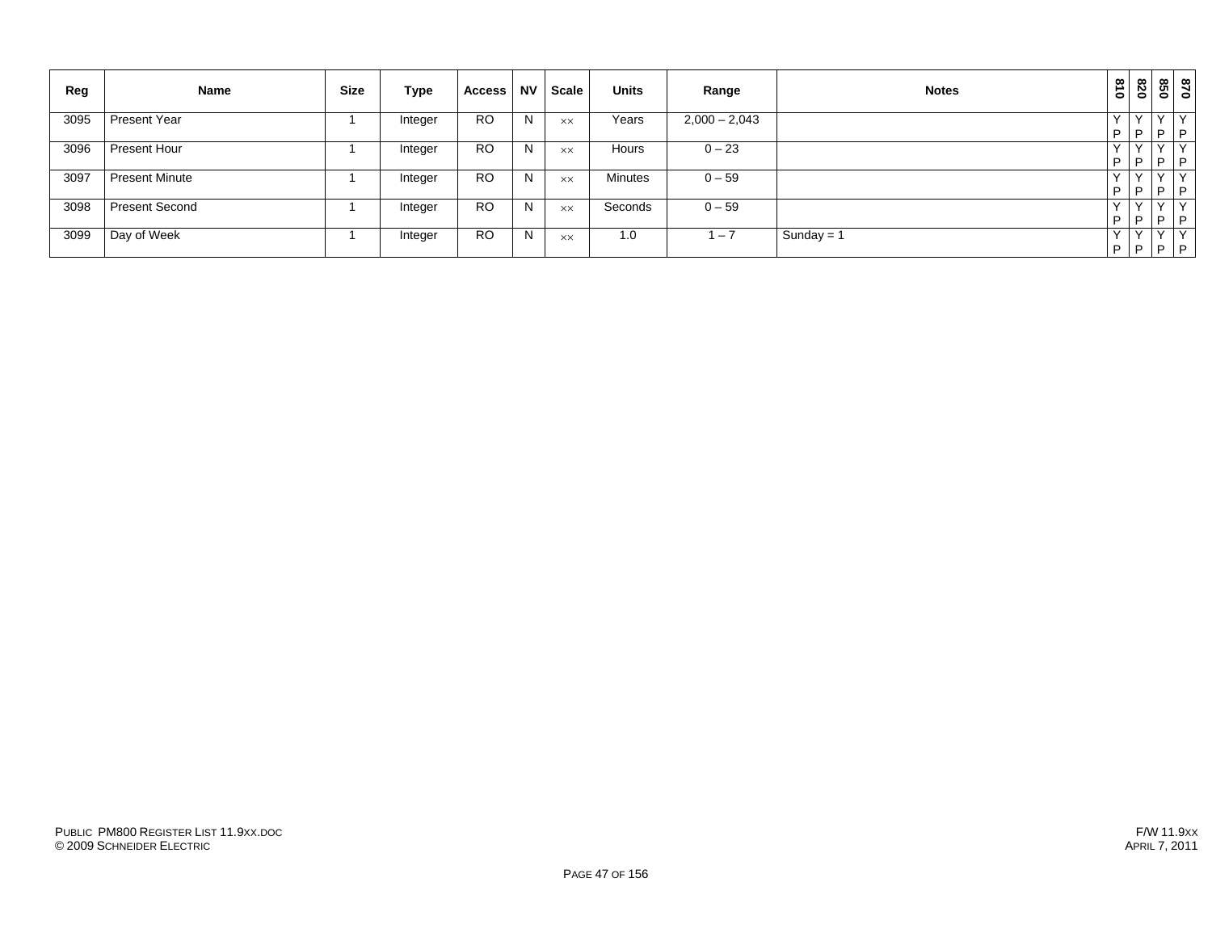| Reg | Name | Size | Type | Access | NV | Scale | Units | Range | Notes | 810 | 820 | 850 | 870 |
|---|---|---|---|---|---|---|---|---|---|---|---|---|---|
| 3095 | Present Year | 1 | Integer | RO | N | ×× | Years | 2,000 – 2,043 | | Y P | Y P | Y P | Y P |
| 3096 | Present Hour | 1 | Integer | RO | N | ×× | Hours | 0 – 23 | | Y P | Y P | Y P | Y P |
| 3097 | Present Minute | 1 | Integer | RO | N | ×× | Minutes | 0 – 59 | | Y P | Y P | Y P | Y P |
| 3098 | Present Second | 1 | Integer | RO | N | ×× | Seconds | 0 – 59 | | Y P | Y P | Y P | Y P |
| 3099 | Day of Week | 1 | Integer | RO | N | ×× | 1.0 | 1 – 7 | Sunday = 1 | Y P | Y P | Y P | Y P |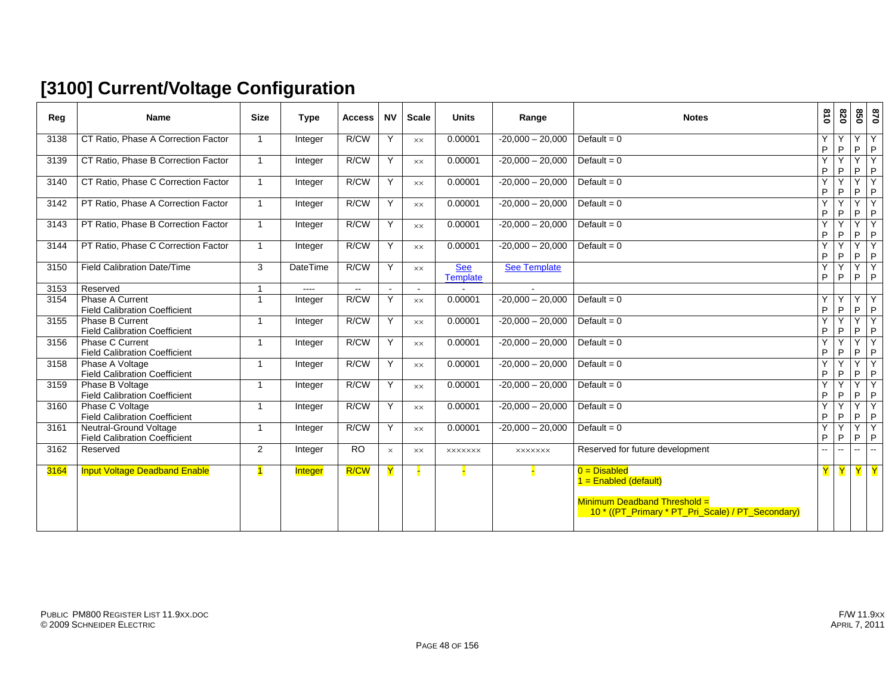# [3100] Current/Voltage Configuration

| Reg | Name | Size | Type | Access | NV | Scale | Units | Range | Notes | 810 | 820 | 850 | 870 |
|---|---|---|---|---|---|---|---|---|---|---|---|---|---|
| 3138 | CT Ratio, Phase A Correction Factor | 1 | Integer | R/CW | Y | xx | 0.00001 | -20,000 – 20,000 | Default = 0 | Y P | Y P | Y P | Y P |
| 3139 | CT Ratio, Phase B Correction Factor | 1 | Integer | R/CW | Y | xx | 0.00001 | -20,000 – 20,000 | Default = 0 | Y P | Y P | Y P | Y P |
| 3140 | CT Ratio, Phase C Correction Factor | 1 | Integer | R/CW | Y | xx | 0.00001 | -20,000 – 20,000 | Default = 0 | Y P | Y P | Y P | Y P |
| 3142 | PT Ratio, Phase A Correction Factor | 1 | Integer | R/CW | Y | xx | 0.00001 | -20,000 – 20,000 | Default = 0 | Y P | Y P | Y P | Y P |
| 3143 | PT Ratio, Phase B Correction Factor | 1 | Integer | R/CW | Y | xx | 0.00001 | -20,000 – 20,000 | Default = 0 | Y P | Y P | Y P | Y P |
| 3144 | PT Ratio, Phase C Correction Factor | 1 | Integer | R/CW | Y | xx | 0.00001 | -20,000 – 20,000 | Default = 0 | Y P | Y P | Y P | Y P |
| 3150 | Field Calibration Date/Time | 3 | DateTime | R/CW | Y | xx | See Template | See Template | | Y P | Y P | Y P | Y P |
| 3153 | Reserved | 1 | ---- | -- | - | - | - | - | | | | | |
| 3154 | Phase A Current Field Calibration Coefficient | 1 | Integer | R/CW | Y | xx | 0.00001 | -20,000 – 20,000 | Default = 0 | Y P | Y P | Y P | Y P |
| 3155 | Phase B Current Field Calibration Coefficient | 1 | Integer | R/CW | Y | xx | 0.00001 | -20,000 – 20,000 | Default = 0 | Y P | Y P | Y P | Y P |
| 3156 | Phase C Current Field Calibration Coefficient | 1 | Integer | R/CW | Y | xx | 0.00001 | -20,000 – 20,000 | Default = 0 | Y P | Y P | Y P | Y P |
| 3158 | Phase A Voltage Field Calibration Coefficient | 1 | Integer | R/CW | Y | xx | 0.00001 | -20,000 – 20,000 | Default = 0 | Y P | Y P | Y P | Y P |
| 3159 | Phase B Voltage Field Calibration Coefficient | 1 | Integer | R/CW | Y | xx | 0.00001 | -20,000 – 20,000 | Default = 0 | Y P | Y P | Y P | Y P |
| 3160 | Phase C Voltage Field Calibration Coefficient | 1 | Integer | R/CW | Y | xx | 0.00001 | -20,000 – 20,000 | Default = 0 | Y P | Y P | Y P | Y P |
| 3161 | Neutral-Ground Voltage Field Calibration Coefficient | 1 | Integer | R/CW | Y | xx | 0.00001 | -20,000 – 20,000 | Default = 0 | Y P | Y P | Y P | Y P |
| 3162 | Reserved | 2 | Integer | RO | x | xx | xxxxxxx | xxxxxxx | Reserved for future development | -- | -- | -- | -- |
| 3164 | Input Voltage Deadband Enable | 1 | Integer | R/CW | Y | - | - | - | 0 = Disabled<br>1 = Enabled (default)<br><br>Minimum Deadband Threshold = 10 * ((PT_Primary * PT_Pri_Scale) / PT_Secondary) | Y | Y | Y | Y |

PUBLIC PM800 REGISTER LIST 11.9XX.DOC
© 2009 SCHNEIDER ELECTRIC

F/W 11.9XX
APRIL 7, 2011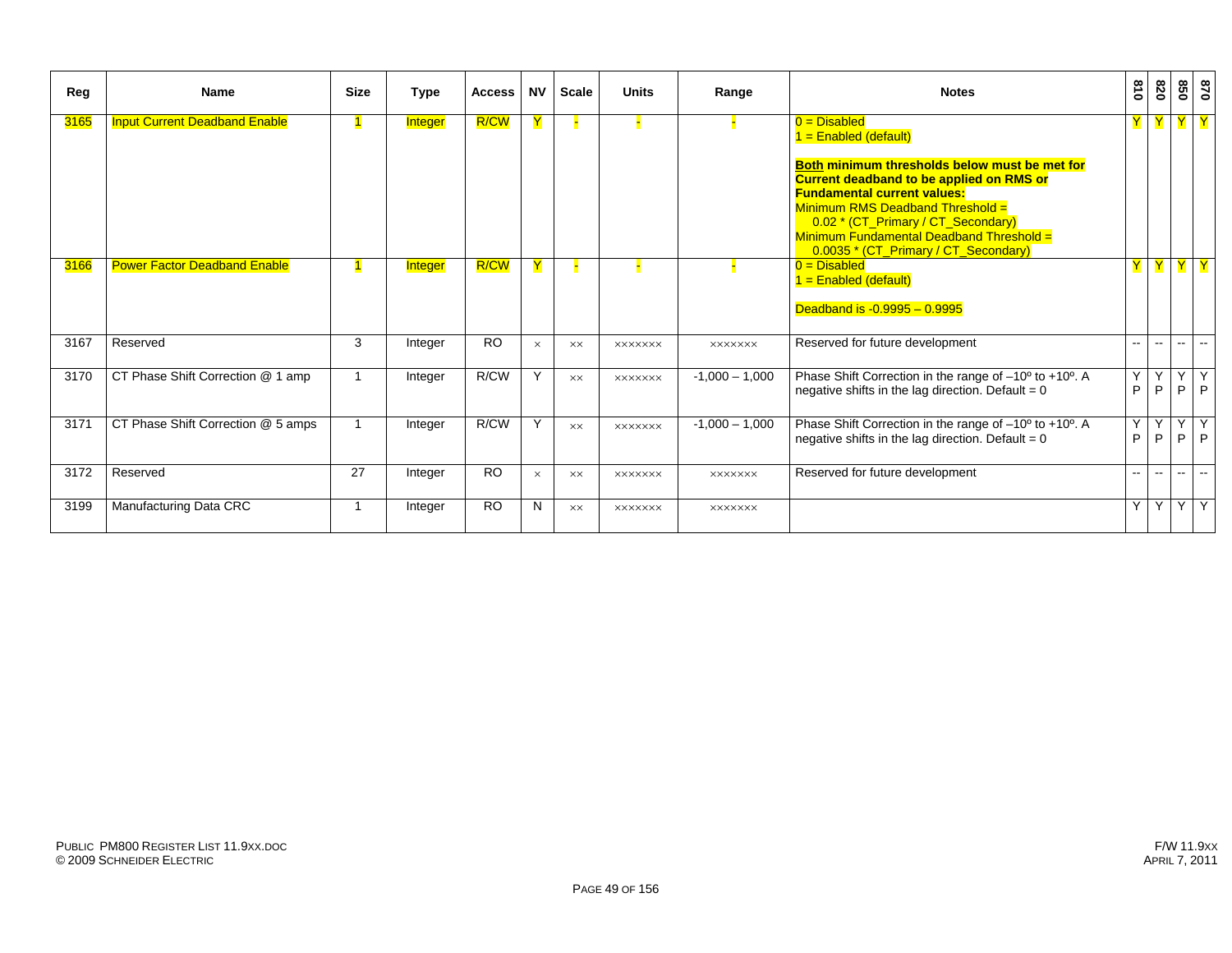| Reg | Name | Size | Type | Access | NV | Scale | Units | Range | Notes | 810 | 820 | 850 | 870 |
|---|---|---|---|---|---|---|---|---|---|---|---|---|---|
| 3165 | Input Current Deadband Enable | 1 | Integer | R/CW | Y | - | - | - | 0 = Disabled<br>1 = Enabled (default)<br><br>**Both minimum thresholds below must be met for Current deadband to be applied on RMS or Fundamental current values:**<br>Minimum RMS Deadband Threshold = 0.02 * (CT_Primary / CT_Secondary)<br>Minimum Fundamental Deadband Threshold = 0.0035 * (CT_Primary / CT_Secondary) | Y | Y | Y | Y |
| 3166 | Power Factor Deadband Enable | 1 | Integer | R/CW | Y | - | - | - | 0 = Disabled<br>1 = Enabled (default)<br><br>Deadband is -0.9995 – 0.9995 | Y | Y | Y | Y |
| 3167 | Reserved | 3 | Integer | RO | × | ×× | ××××××× | ××××××× | Reserved for future development | -- | -- | -- | -- |
| 3170 | CT Phase Shift Correction @ 1 amp | 1 | Integer | R/CW | Y | ×× | ××××××× | -1,000 – 1,000 | Phase Shift Correction in the range of –10º to +10º. A negative shifts in the lag direction. Default = 0 | Y P | Y P | Y P | Y P |
| 3171 | CT Phase Shift Correction @ 5 amps | 1 | Integer | R/CW | Y | ×× | ××××××× | -1,000 – 1,000 | Phase Shift Correction in the range of –10º to +10º. A negative shifts in the lag direction. Default = 0 | Y P | Y P | Y P | Y P |
| 3172 | Reserved | 27 | Integer | RO | × | ×× | ××××××× | ××××××× | Reserved for future development | -- | -- | -- | -- |
| 3199 | Manufacturing Data CRC | 1 | Integer | RO | N | ×× | ××××××× | ××××××× | | Y | Y | Y | Y |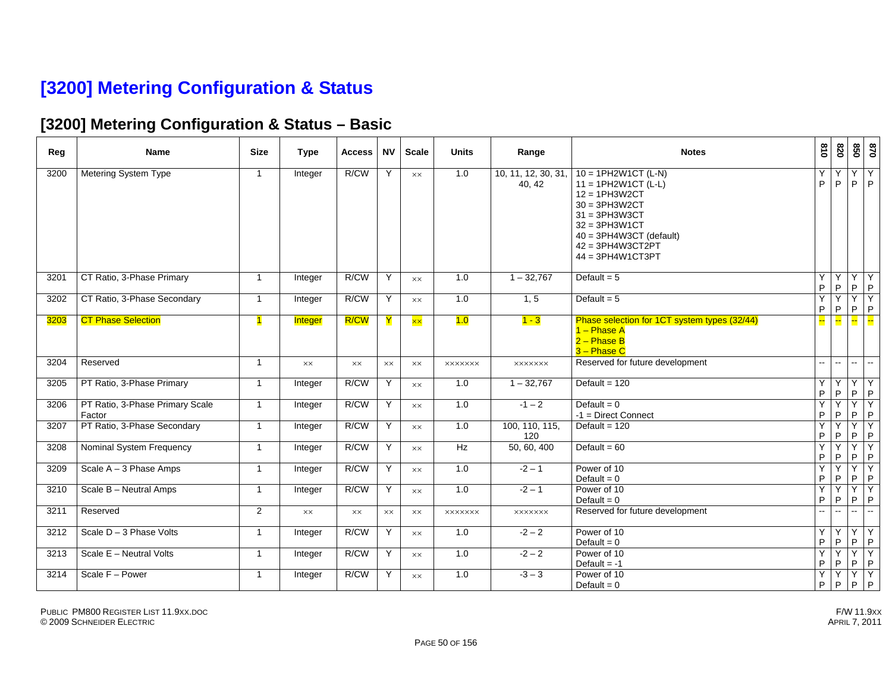# [3200] Metering Configuration & Status

## [3200] Metering Configuration & Status – Basic

| Reg | Name | Size | Type | Access | NV | Scale | Units | Range | Notes | 810 | 820 | 850 | 870 |
|---|---|---|---|---|---|---|---|---|---|---|---|---|---|
| 3200 | Metering System Type | 1 | Integer | R/CW | Y | xx | 1.0 | 10, 11, 12, 30, 31, 40, 42 | 10 = 1PH2W1CT (L-N)<br>11 = 1PH2W1CT (L-L)<br>12 = 1PH3W2CT<br>30 = 3PH3W2CT<br>31 = 3PH3W3CT<br>32 = 3PH3W1CT<br>40 = 3PH4W3CT (default)<br>42 = 3PH4W3CT2PT<br>44 = 3PH4W1CT3PT | Y P | Y P | Y P | Y P |
| 3201 | CT Ratio, 3-Phase Primary | 1 | Integer | R/CW | Y | xx | 1.0 | 1 – 32,767 | Default = 5 | Y P | Y P | Y P | Y P |
| 3202 | CT Ratio, 3-Phase Secondary | 1 | Integer | R/CW | Y | xx | 1.0 | 1, 5 | Default = 5 | Y P | Y P | Y P | Y P |
| 3203 | CT Phase Selection | 1 | Integer | R/CW | Y | xx | 1.0 | 1 - 3 | Phase selection for 1CT system types (32/44)<br>1 – Phase A<br>2 – Phase B<br>3 – Phase C | -- | -- | -- | -- |
| 3204 | Reserved | 1 | xx | xx | xx | xx | xxxxxxx | xxxxxxx | Reserved for future development | -- | -- | -- | -- |
| 3205 | PT Ratio, 3-Phase Primary | 1 | Integer | R/CW | Y | xx | 1.0 | 1 – 32,767 | Default = 120 | Y P | Y P | Y P | Y P |
| 3206 | PT Ratio, 3-Phase Primary Scale Factor | 1 | Integer | R/CW | Y | xx | 1.0 | -1 – 2 | Default = 0<br>-1 = Direct Connect | Y P | Y P | Y P | Y P |
| 3207 | PT Ratio, 3-Phase Secondary | 1 | Integer | R/CW | Y | xx | 1.0 | 100, 110, 115, 120 | Default = 120 | Y P | Y P | Y P | Y P |
| 3208 | Nominal System Frequency | 1 | Integer | R/CW | Y | xx | Hz | 50, 60, 400 | Default = 60 | Y P | Y P | Y P | Y P |
| 3209 | Scale A – 3 Phase Amps | 1 | Integer | R/CW | Y | xx | 1.0 | -2 – 1 | Power of 10<br>Default = 0 | Y P | Y P | Y P | Y P |
| 3210 | Scale B – Neutral Amps | 1 | Integer | R/CW | Y | xx | 1.0 | -2 – 1 | Power of 10<br>Default = 0 | Y P | Y P | Y P | Y P |
| 3211 | Reserved | 2 | xx | xx | xx | xx | xxxxxxx | xxxxxxx | Reserved for future development | -- | -- | -- | -- |
| 3212 | Scale D – 3 Phase Volts | 1 | Integer | R/CW | Y | xx | 1.0 | -2 – 2 | Power of 10<br>Default = 0 | Y P | Y P | Y P | Y P |
| 3213 | Scale E – Neutral Volts | 1 | Integer | R/CW | Y | xx | 1.0 | -2 – 2 | Power of 10<br>Default = -1 | Y P | Y P | Y P | Y P |
| 3214 | Scale F – Power | 1 | Integer | R/CW | Y | xx | 1.0 | -3 – 3 | Power of 10<br>Default = 0 | Y P | Y P | Y P | Y P |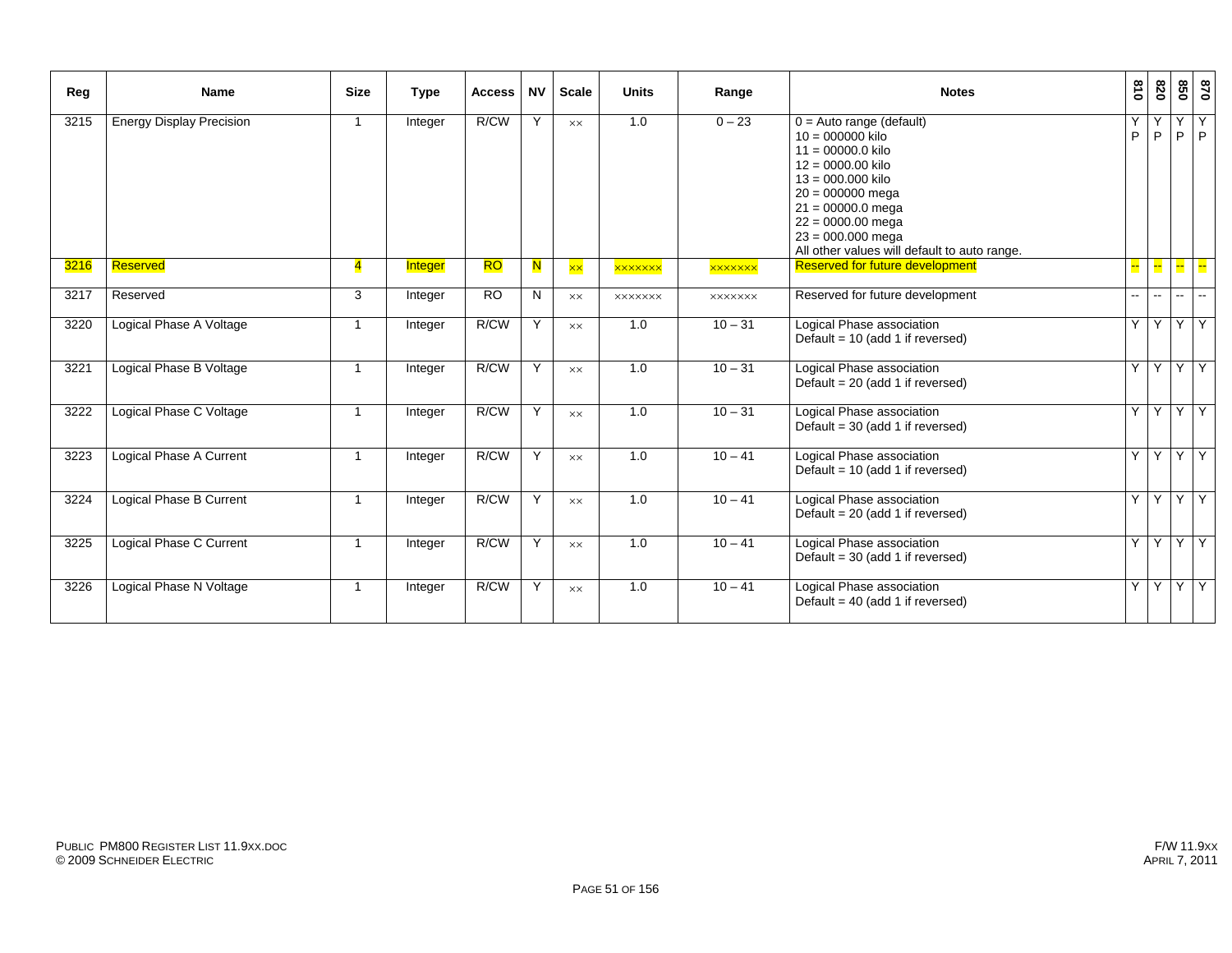| Reg | Name | Size | Type | Access | NV | Scale | Units | Range | Notes | 810 | 820 | 850 | 870 |
|---|---|---|---|---|---|---|---|---|---|---|---|---|---|
| 3215 | Energy Display Precision | 1 | Integer | R/CW | Y | xx | 1.0 | 0 – 23 | 0 = Auto range (default)<br>10 = 000000 kilo<br>11 = 00000.0 kilo<br>12 = 0000.00 kilo<br>13 = 000.000 kilo<br>20 = 000000 mega<br>21 = 00000.0 mega<br>22 = 0000.00 mega<br>23 = 000.000 mega<br>All other values will default to auto range. | Y P | Y P | Y P | Y P |
| 3216 | Reserved | 4 | Integer | RO | N | xx | xxxxxxx | xxxxxxx | Reserved for future development | -- | -- | -- | -- |
| 3217 | Reserved | 3 | Integer | RO | N | xx | xxxxxxx | xxxxxxx | Reserved for future development | -- | -- | -- | -- |
| 3220 | Logical Phase A Voltage | 1 | Integer | R/CW | Y | xx | 1.0 | 10 – 31 | Logical Phase association<br>Default = 10 (add 1 if reversed) | Y | Y | Y | Y |
| 3221 | Logical Phase B Voltage | 1 | Integer | R/CW | Y | xx | 1.0 | 10 – 31 | Logical Phase association<br>Default = 20 (add 1 if reversed) | Y | Y | Y | Y |
| 3222 | Logical Phase C Voltage | 1 | Integer | R/CW | Y | xx | 1.0 | 10 – 31 | Logical Phase association<br>Default = 30 (add 1 if reversed) | Y | Y | Y | Y |
| 3223 | Logical Phase A Current | 1 | Integer | R/CW | Y | xx | 1.0 | 10 – 41 | Logical Phase association<br>Default = 10 (add 1 if reversed) | Y | Y | Y | Y |
| 3224 | Logical Phase B Current | 1 | Integer | R/CW | Y | xx | 1.0 | 10 – 41 | Logical Phase association<br>Default = 20 (add 1 if reversed) | Y | Y | Y | Y |
| 3225 | Logical Phase C Current | 1 | Integer | R/CW | Y | xx | 1.0 | 10 – 41 | Logical Phase association<br>Default = 30 (add 1 if reversed) | Y | Y | Y | Y |
| 3226 | Logical Phase N Voltage | 1 | Integer | R/CW | Y | xx | 1.0 | 10 – 41 | Logical Phase association<br>Default = 40 (add 1 if reversed) | Y | Y | Y | Y |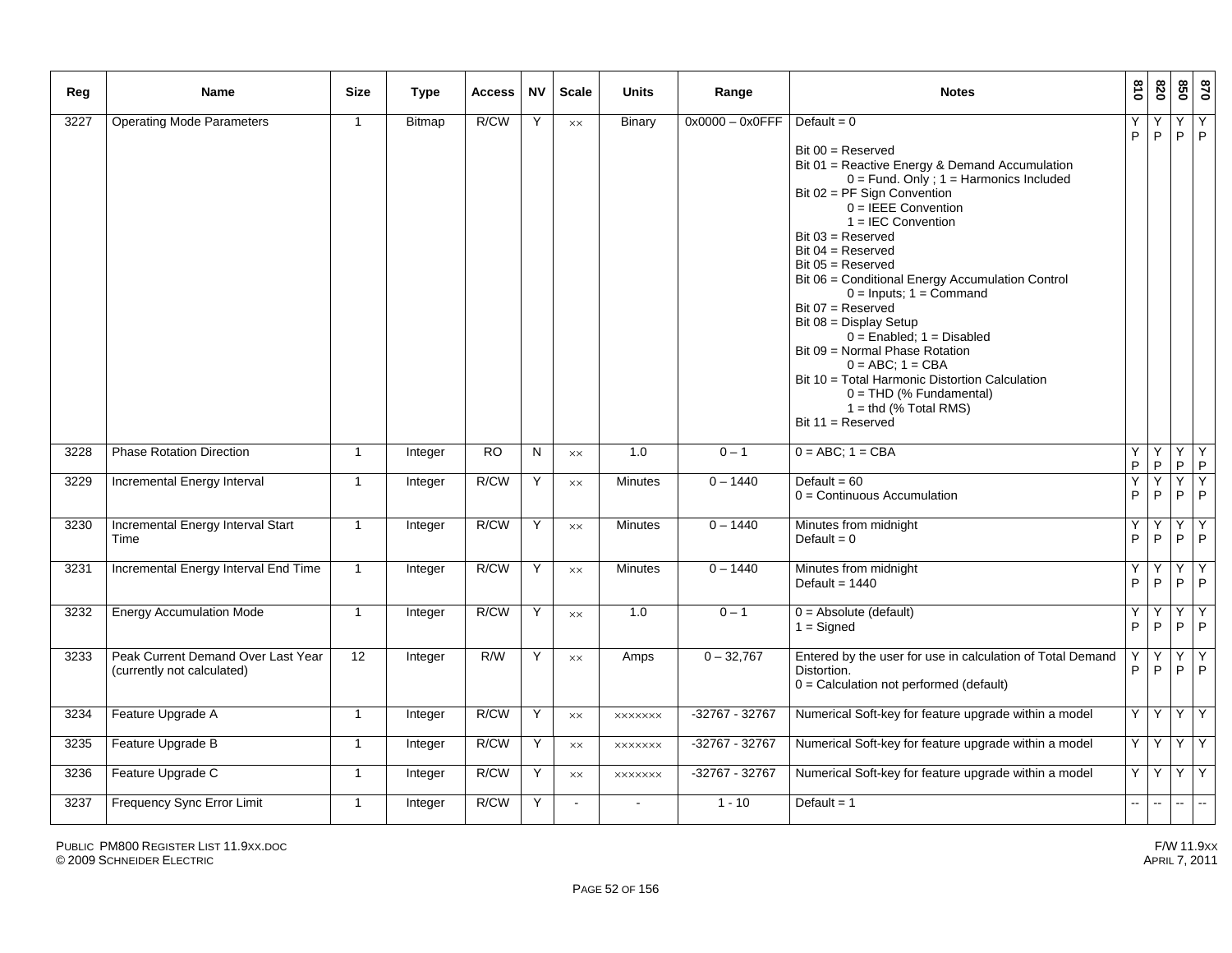| Reg | Name | Size | Type | Access | NV | Scale | Units | Range | Notes | 810 | 820 | 850 | 870 |
|---|---|---|---|---|---|---|---|---|---|---|---|---|---|
| 3227 | Operating Mode Parameters | 1 | Bitmap | R/CW | Y | ×× | Binary | 0x0000 – 0x0FFF | Default = 0<br><br>Bit 00 = Reserved<br>Bit 01 = Reactive Energy & Demand Accumulation<br>0 = Fund. Only ; 1 = Harmonics Included<br>Bit 02 = PF Sign Convention<br>0 = IEEE Convention<br>1 = IEC Convention<br>Bit 03 = Reserved<br>Bit 04 = Reserved<br>Bit 05 = Reserved<br>Bit 06 = Conditional Energy Accumulation Control<br>0 = Inputs; 1 = Command<br>Bit 07 = Reserved<br>Bit 08 = Display Setup<br>0 = Enabled; 1 = Disabled<br>Bit 09 = Normal Phase Rotation<br>0 = ABC; 1 = CBA<br>Bit 10 = Total Harmonic Distortion Calculation<br>0 = THD (% Fundamental)<br>1 = thd (% Total RMS)<br>Bit 11 = Reserved | Y P | Y P | Y P | Y P |
| 3228 | Phase Rotation Direction | 1 | Integer | RO | N | ×× | 1.0 | 0 – 1 | 0 = ABC; 1 = CBA | Y P | Y P | Y P | Y P |
| 3229 | Incremental Energy Interval | 1 | Integer | R/CW | Y | ×× | Minutes | 0 – 1440 | Default = 60<br>0 = Continuous Accumulation | Y P | Y P | Y P | Y P |
| 3230 | Incremental Energy Interval Start Time | 1 | Integer | R/CW | Y | ×× | Minutes | 0 – 1440 | Minutes from midnight<br>Default = 0 | Y P | Y P | Y P | Y P |
| 3231 | Incremental Energy Interval End Time | 1 | Integer | R/CW | Y | ×× | Minutes | 0 – 1440 | Minutes from midnight<br>Default = 1440 | Y P | Y P | Y P | Y P |
| 3232 | Energy Accumulation Mode | 1 | Integer | R/CW | Y | ×× | 1.0 | 0 – 1 | 0 = Absolute (default)<br>1 = Signed | Y P | Y P | Y P | Y P |
| 3233 | Peak Current Demand Over Last Year (currently not calculated) | 12 | Integer | R/W | Y | ×× | Amps | 0 – 32,767 | Entered by the user for use in calculation of Total Demand Distortion.<br>0 = Calculation not performed (default) | Y P | Y P | Y P | Y P |
| 3234 | Feature Upgrade A | 1 | Integer | R/CW | Y | ×× | ××××××× | -32767 - 32767 | Numerical Soft-key for feature upgrade within a model | Y | Y | Y | Y |
| 3235 | Feature Upgrade B | 1 | Integer | R/CW | Y | ×× | ××××××× | -32767 - 32767 | Numerical Soft-key for feature upgrade within a model | Y | Y | Y | Y |
| 3236 | Feature Upgrade C | 1 | Integer | R/CW | Y | ×× | ××××××× | -32767 - 32767 | Numerical Soft-key for feature upgrade within a model | Y | Y | Y | Y |
| 3237 | Frequency Sync Error Limit | 1 | Integer | R/CW | Y | - | - | 1 - 10 | Default = 1 | -- | -- | -- | -- |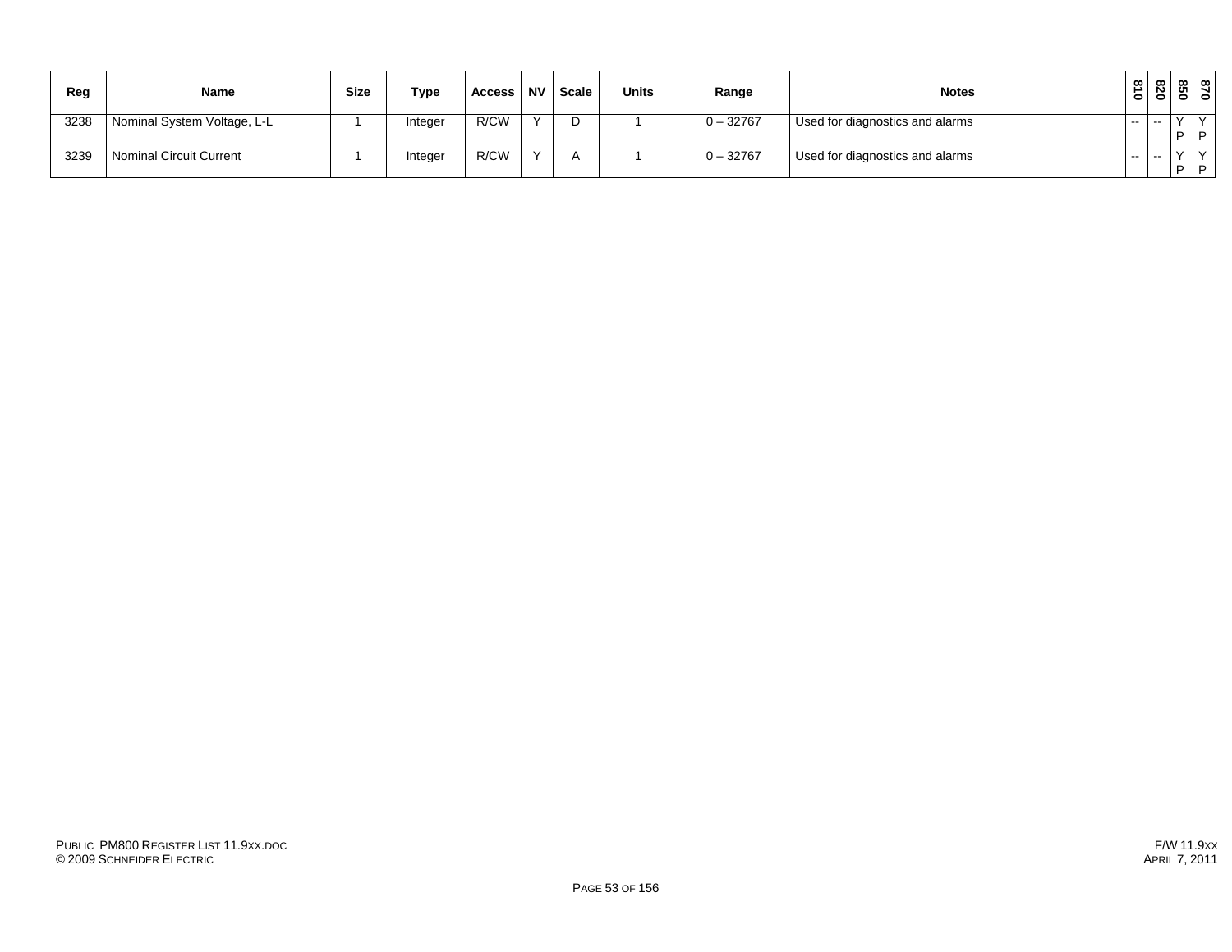| Reg | Name | Size | Type | Access | NV | Scale | Units | Range | Notes | 810 | 820 | 850 | 870 |
|---|---|---|---|---|---|---|---|---|---|---|---|---|---|
| 3238 | Nominal System Voltage, L-L | 1 | Integer | R/CW | Y | D | 1 | 0 – 32767 | Used for diagnostics and alarms | -- | -- | Y P | Y P |
| 3239 | Nominal Circuit Current | 1 | Integer | R/CW | Y | A | 1 | 0 – 32767 | Used for diagnostics and alarms | -- | -- | Y P | Y P |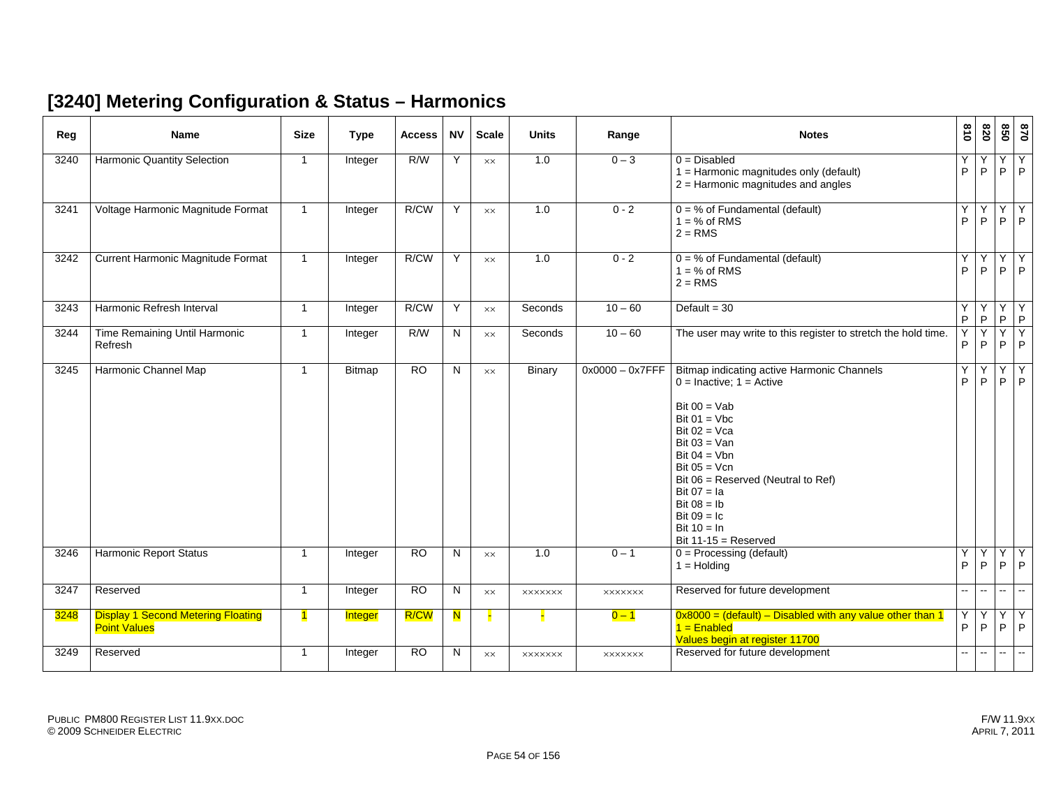## [3240] Metering Configuration & Status – Harmonics

| Reg | Name | Size | Type | Access | NV | Scale | Units | Range | Notes | 810 | 820 | 850 | 870 |
|---|---|---|---|---|---|---|---|---|---|---|---|---|---|
| 3240 | Harmonic Quantity Selection | 1 | Integer | R/W | Y | ×× | 1.0 | 0 – 3 | 0 = Disabled<br>1 = Harmonic magnitudes only (default)<br>2 = Harmonic magnitudes and angles | Y P | Y P | Y P | Y P |
| 3241 | Voltage Harmonic Magnitude Format | 1 | Integer | R/CW | Y | ×× | 1.0 | 0 - 2 | 0 = % of Fundamental (default)<br>1 = % of RMS<br>2 = RMS | Y P | Y P | Y P | Y P |
| 3242 | Current Harmonic Magnitude Format | 1 | Integer | R/CW | Y | ×× | 1.0 | 0 - 2 | 0 = % of Fundamental (default)<br>1 = % of RMS<br>2 = RMS | Y P | Y P | Y P | Y P |
| 3243 | Harmonic Refresh Interval | 1 | Integer | R/CW | Y | ×× | Seconds | 10 – 60 | Default = 30 | Y P | Y P | Y P | Y P |
| 3244 | Time Remaining Until Harmonic Refresh | 1 | Integer | R/W | N | ×× | Seconds | 10 – 60 | The user may write to this register to stretch the hold time. | Y P | Y P | Y P | Y P |
| 3245 | Harmonic Channel Map | 1 | Bitmap | RO | N | ×× | Binary | 0x0000 – 0x7FFF | Bitmap indicating active Harmonic Channels<br>0 = Inactive; 1 = Active<br><br>Bit 00 = Vab<br>Bit 01 = Vbc<br>Bit 02 = Vca<br>Bit 03 = Van<br>Bit 04 = Vbn<br>Bit 05 = Vcn<br>Bit 06 = Reserved (Neutral to Ref)<br>Bit 07 = Ia<br>Bit 08 = Ib<br>Bit 09 = Ic<br>Bit 10 = In<br>Bit 11-15 = Reserved | Y P | Y P | Y P | Y P |
| 3246 | Harmonic Report Status | 1 | Integer | RO | N | ×× | 1.0 | 0 – 1 | 0 = Processing (default)<br>1 = Holding | Y P | Y P | Y P | Y P |
| 3247 | Reserved | 1 | Integer | RO | N | ×× | ××××××× | ××××××× | Reserved for future development | -- | -- | -- | -- |
| 3248 | Display 1 Second Metering Floating Point Values | 1 | Integer | R/CW | N | - | - | 0 – 1 | 0x8000 = (default) – Disabled with any value other than 1<br>1 = Enabled<br>Values begin at register 11700 | Y P | Y P | Y P | Y P |
| 3249 | Reserved | 1 | Integer | RO | N | ×× | ××××××× | ××××××× | Reserved for future development | -- | -- | -- | -- |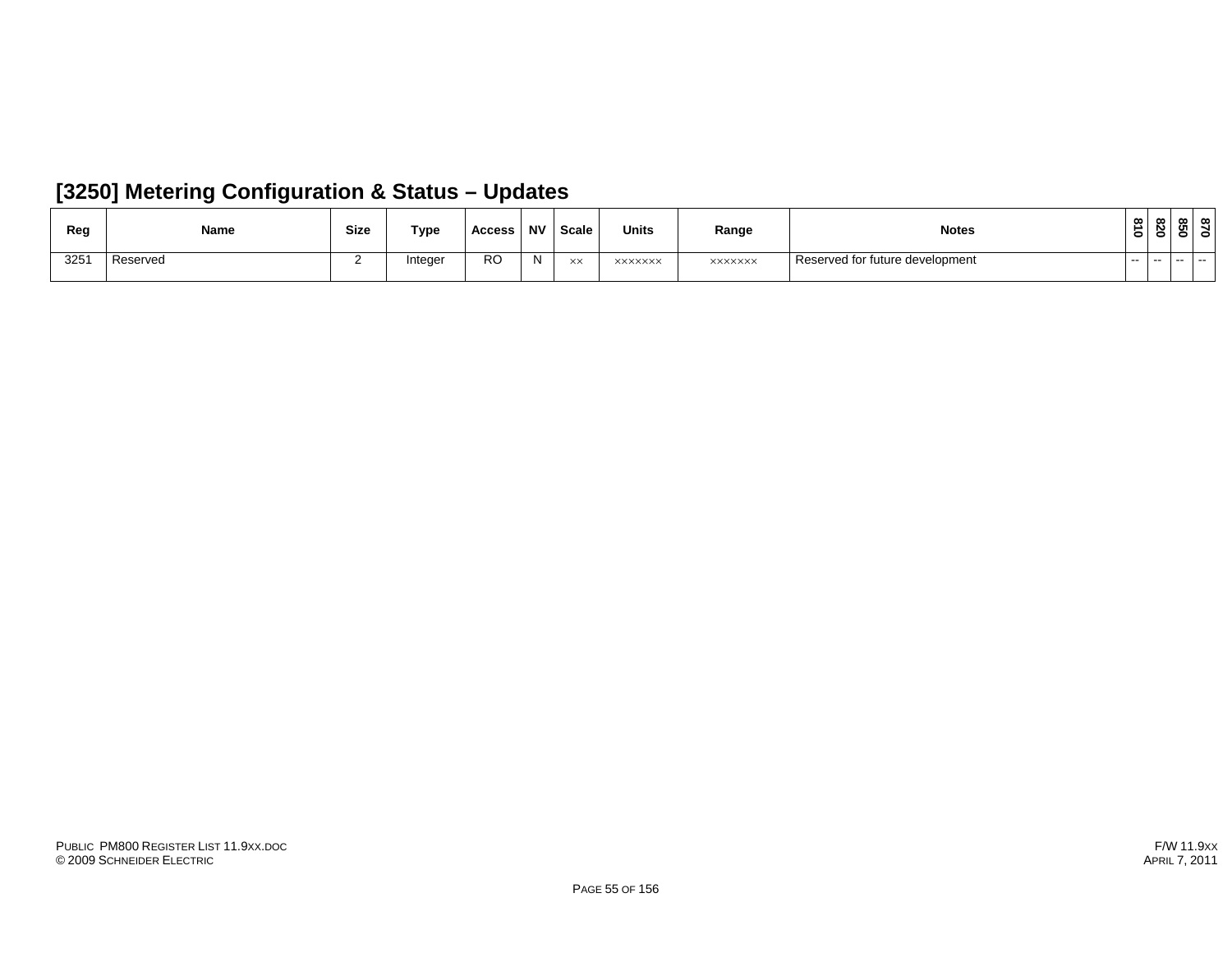## [3250] Metering Configuration & Status – Updates

| Reg | Name | Size | Type | Access | NV | Scale | Units | Range | Notes | 810 | 820 | 850 | 870 |
|---|---|---|---|---|---|---|---|---|---|---|---|---|---|
| 3251 | Reserved | 2 | Integer | RO | N | ×× | ××××××× | ××××××× | Reserved for future development | -- | -- | -- | -- |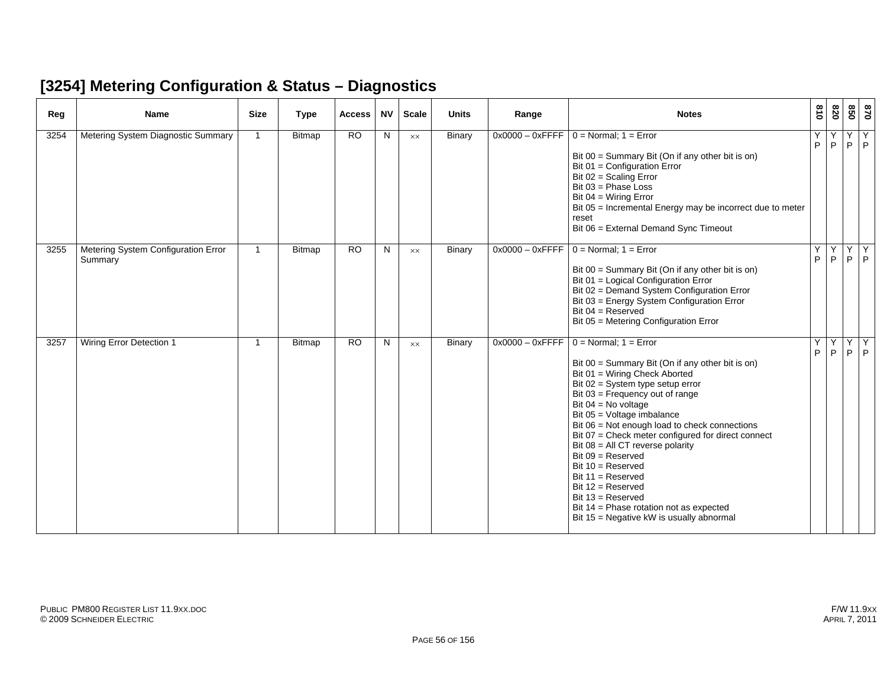## [3254] Metering Configuration & Status – Diagnostics

| Reg | Name | Size | Type | Access | NV | Scale | Units | Range | Notes | 810 | 820 | 850 | 870 |
|---|---|---|---|---|---|---|---|---|---|---|---|---|---|
| 3254 | Metering System Diagnostic Summary | 1 | Bitmap | RO | N | ×× | Binary | 0x0000 – 0xFFFF | 0 = Normal; 1 = Error<br><br>Bit 00 = Summary Bit (On if any other bit is on)<br>Bit 01 = Configuration Error<br>Bit 02 = Scaling Error<br>Bit 03 = Phase Loss<br>Bit 04 = Wiring Error<br>Bit 05 = Incremental Energy may be incorrect due to meter reset<br>Bit 06 = External Demand Sync Timeout | Y P | Y P | Y P | Y P |
| 3255 | Metering System Configuration Error Summary | 1 | Bitmap | RO | N | ×× | Binary | 0x0000 – 0xFFFF | 0 = Normal; 1 = Error<br><br>Bit 00 = Summary Bit (On if any other bit is on)<br>Bit 01 = Logical Configuration Error<br>Bit 02 = Demand System Configuration Error<br>Bit 03 = Energy System Configuration Error<br>Bit 04 = Reserved<br>Bit 05 = Metering Configuration Error | Y P | Y P | Y P | Y P |
| 3257 | Wiring Error Detection 1 | 1 | Bitmap | RO | N | ×× | Binary | 0x0000 – 0xFFFF | 0 = Normal; 1 = Error<br><br>Bit 00 = Summary Bit (On if any other bit is on)<br>Bit 01 = Wiring Check Aborted<br>Bit 02 = System type setup error<br>Bit 03 = Frequency out of range<br>Bit 04 = No voltage<br>Bit 05 = Voltage imbalance<br>Bit 06 = Not enough load to check connections<br>Bit 07 = Check meter configured for direct connect<br>Bit 08 = All CT reverse polarity<br>Bit 09 = Reserved<br>Bit 10 = Reserved<br>Bit 11 = Reserved<br>Bit 12 = Reserved<br>Bit 13 = Reserved<br>Bit 14 = Phase rotation not as expected<br>Bit 15 = Negative kW is usually abnormal | Y P | Y P | Y P | Y P |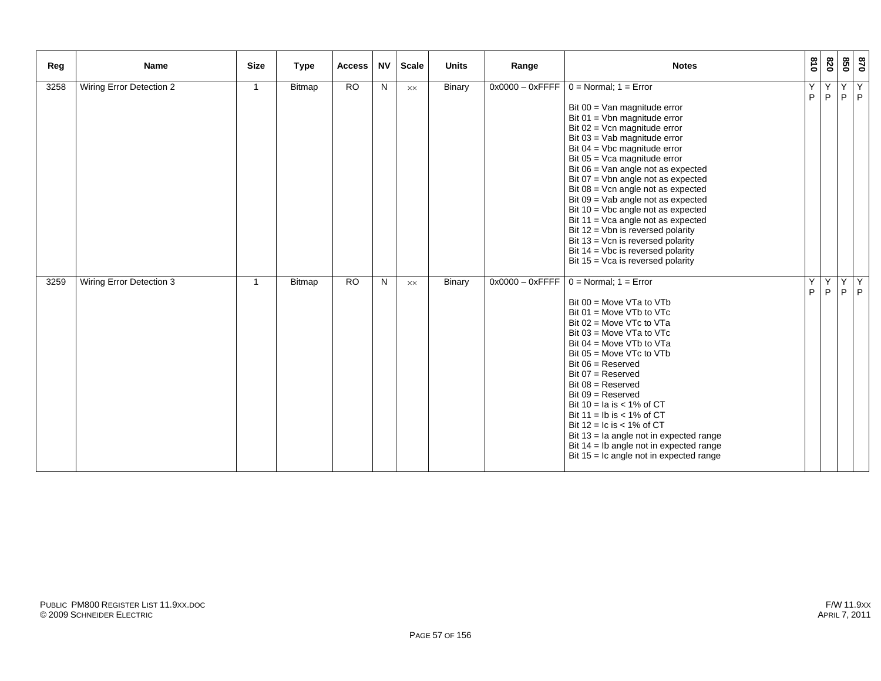| Reg | Name | Size | Type | Access | NV | Scale | Units | Range | Notes | 810 | 820 | 850 | 870 |
|---|---|---|---|---|---|---|---|---|---|---|---|---|---|
| 3258 | Wiring Error Detection 2 | 1 | Bitmap | RO | N | ×× | Binary | 0x0000 – 0xFFFF | 0 = Normal; 1 = Error<br><br>Bit 00 = Van magnitude error<br>Bit 01 = Vbn magnitude error<br>Bit 02 = Vcn magnitude error<br>Bit 03 = Vab magnitude error<br>Bit 04 = Vbc magnitude error<br>Bit 05 = Vca magnitude error<br>Bit 06 = Van angle not as expected<br>Bit 07 = Vbn angle not as expected<br>Bit 08 = Vcn angle not as expected<br>Bit 09 = Vab angle not as expected<br>Bit 10 = Vbc angle not as expected<br>Bit 11 = Vca angle not as expected<br>Bit 12 = Vbn is reversed polarity<br>Bit 13 = Vcn is reversed polarity<br>Bit 14 = Vbc is reversed polarity<br>Bit 15 = Vca is reversed polarity | Y P | Y P | Y P | Y P |
| 3259 | Wiring Error Detection 3 | 1 | Bitmap | RO | N | ×× | Binary | 0x0000 – 0xFFFF | 0 = Normal; 1 = Error<br><br>Bit 00 = Move VTa to VTb<br>Bit 01 = Move VTb to VTc<br>Bit 02 = Move VTc to VTa<br>Bit 03 = Move VTa to VTc<br>Bit 04 = Move VTb to VTa<br>Bit 05 = Move VTc to VTb<br>Bit 06 = Reserved<br>Bit 07 = Reserved<br>Bit 08 = Reserved<br>Bit 09 = Reserved<br>Bit 10 = Ia is < 1% of CT<br>Bit 11 = Ib is < 1% of CT<br>Bit 12 = Ic is < 1% of CT<br>Bit 13 = Ia angle not in expected range<br>Bit 14 = Ib angle not in expected range<br>Bit 15 = Ic angle not in expected range | Y P | Y P | Y P | Y P |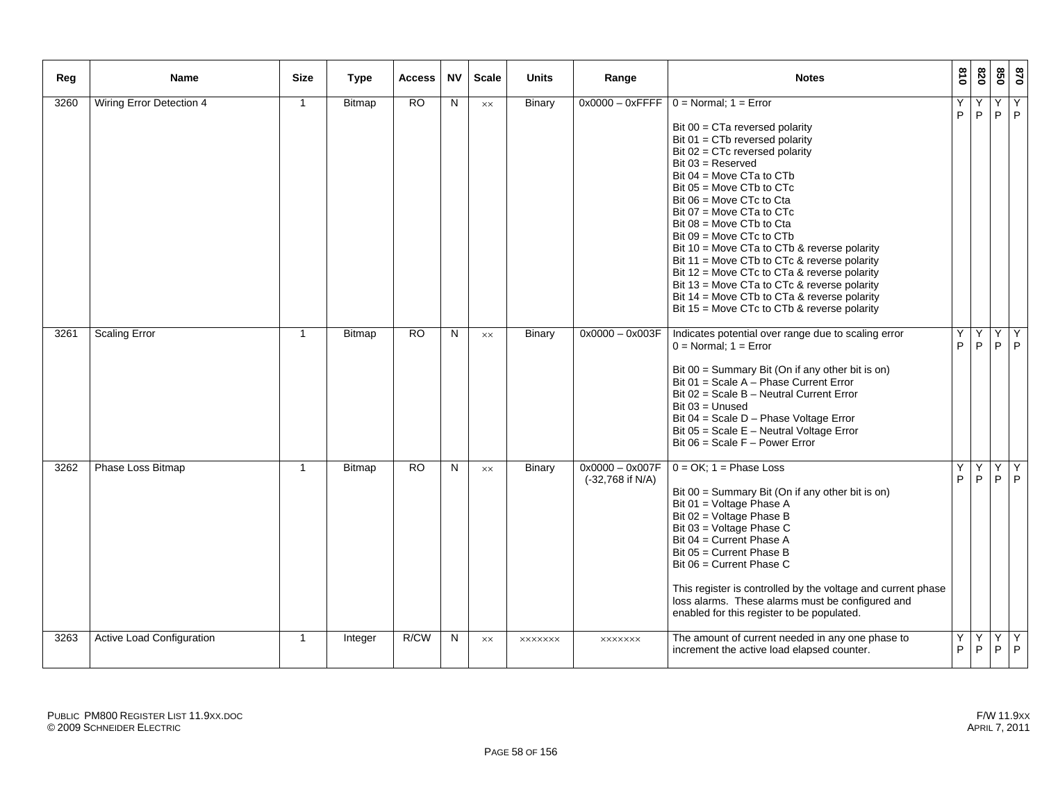| Reg | Name | Size | Type | Access | NV | Scale | Units | Range | Notes | 810 | 820 | 850 | 870 |
|---|---|---|---|---|---|---|---|---|---|---|---|---|---|
| 3260 | Wiring Error Detection 4 | 1 | Bitmap | RO | N | ×× | Binary | 0x0000 – 0xFFFF | 0 = Normal; 1 = Error<br><br>Bit 00 = CTa reversed polarity<br>Bit 01 = CTb reversed polarity<br>Bit 02 = CTc reversed polarity<br>Bit 03 = Reserved<br>Bit 04 = Move CTa to CTb<br>Bit 05 = Move CTb to CTc<br>Bit 06 = Move CTc to Cta<br>Bit 07 = Move CTa to CTc<br>Bit 08 = Move CTb to Cta<br>Bit 09 = Move CTc to CTb<br>Bit 10 = Move CTa to CTb & reverse polarity<br>Bit 11 = Move CTb to CTc & reverse polarity<br>Bit 12 = Move CTc to CTa & reverse polarity<br>Bit 13 = Move CTa to CTc & reverse polarity<br>Bit 14 = Move CTb to CTa & reverse polarity<br>Bit 15 = Move CTc to CTb & reverse polarity | Y P | Y P | Y P | Y P |
| 3261 | Scaling Error | 1 | Bitmap | RO | N | ×× | Binary | 0x0000 – 0x003F | Indicates potential over range due to scaling error<br>0 = Normal; 1 = Error<br><br>Bit 00 = Summary Bit (On if any other bit is on)<br>Bit 01 = Scale A – Phase Current Error<br>Bit 02 = Scale B – Neutral Current Error<br>Bit 03 = Unused<br>Bit 04 = Scale D – Phase Voltage Error<br>Bit 05 = Scale E – Neutral Voltage Error<br>Bit 06 = Scale F – Power Error | Y P | Y P | Y P | Y P |
| 3262 | Phase Loss Bitmap | 1 | Bitmap | RO | N | ×× | Binary | 0x0000 – 0x007F (-32,768 if N/A) | 0 = OK; 1 = Phase Loss<br><br>Bit 00 = Summary Bit (On if any other bit is on)<br>Bit 01 = Voltage Phase A<br>Bit 02 = Voltage Phase B<br>Bit 03 = Voltage Phase C<br>Bit 04 = Current Phase A<br>Bit 05 = Current Phase B<br>Bit 06 = Current Phase C<br><br>This register is controlled by the voltage and current phase loss alarms. These alarms must be configured and enabled for this register to be populated. | Y P | Y P | Y P | Y P |
| 3263 | Active Load Configuration | 1 | Integer | R/CW | N | ×× | ××××××× | ××××××× | The amount of current needed in any one phase to increment the active load elapsed counter. | Y P | Y P | Y P | Y P |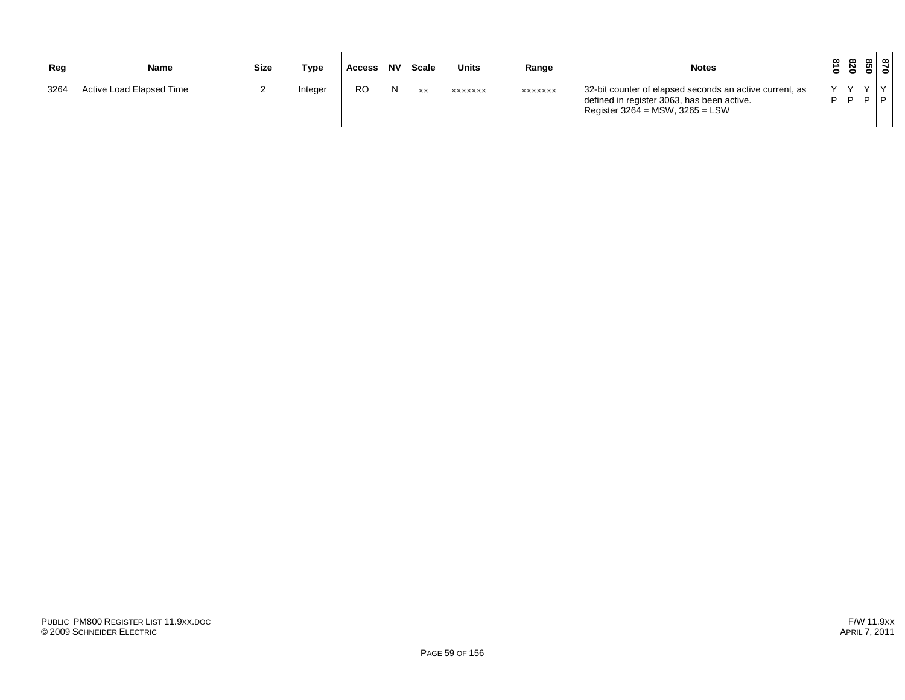| Reg | Name | Size | Type | Access | NV | Scale | Units | Range | Notes | 810 | 820 | 850 | 870 |
|---|---|---|---|---|---|---|---|---|---|---|---|---|---|
| 3264 | Active Load Elapsed Time | 2 | Integer | RO | N | ×× | ××××××× | ××××××× | 32-bit counter of elapsed seconds an active current, as defined in register 3063, has been active.<br>Register 3264 = MSW, 3265 = LSW | Y<br>P | Y<br>P | Y<br>P | Y<br>P |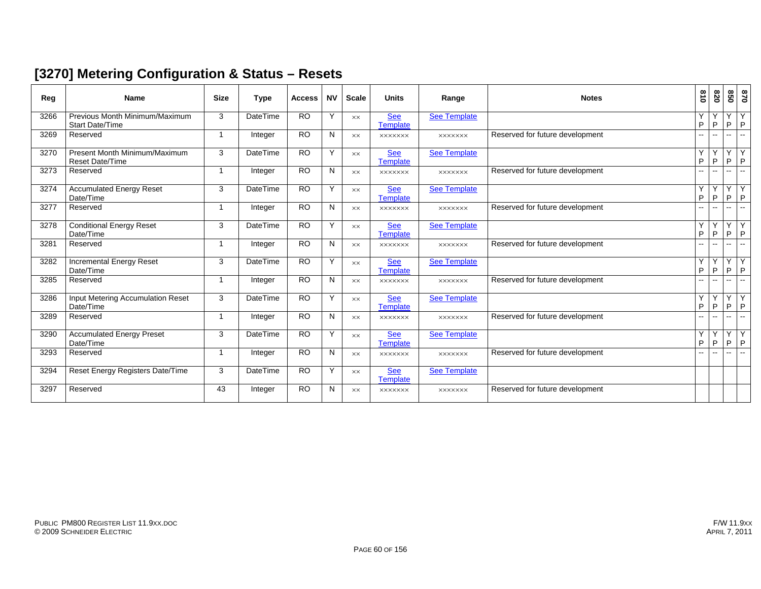## [3270] Metering Configuration & Status – Resets

| Reg | Name | Size | Type | Access | NV | Scale | Units | Range | Notes | 810 | 820 | 850 | 870 |
|---|---|---|---|---|---|---|---|---|---|---|---|---|---|
| 3266 | Previous Month Minimum/Maximum Start Date/Time | 3 | DateTime | RO | Y | xx | See Template | See Template | | Y P | Y P | Y P | Y P |
| 3269 | Reserved | 1 | Integer | RO | N | xx | xxxxxxx | xxxxxxx | Reserved for future development | -- | -- | -- | -- |
| 3270 | Present Month Minimum/Maximum Reset Date/Time | 3 | DateTime | RO | Y | xx | See Template | See Template | | Y P | Y P | Y P | Y P |
| 3273 | Reserved | 1 | Integer | RO | N | xx | xxxxxxx | xxxxxxx | Reserved for future development | -- | -- | -- | -- |
| 3274 | Accumulated Energy Reset Date/Time | 3 | DateTime | RO | Y | xx | See Template | See Template | | Y P | Y P | Y P | Y P |
| 3277 | Reserved | 1 | Integer | RO | N | xx | xxxxxxx | xxxxxxx | Reserved for future development | -- | -- | -- | -- |
| 3278 | Conditional Energy Reset Date/Time | 3 | DateTime | RO | Y | xx | See Template | See Template | | Y P | Y P | Y P | Y P |
| 3281 | Reserved | 1 | Integer | RO | N | xx | xxxxxxx | xxxxxxx | Reserved for future development | -- | -- | -- | -- |
| 3282 | Incremental Energy Reset Date/Time | 3 | DateTime | RO | Y | xx | See Template | See Template | | Y P | Y P | Y P | Y P |
| 3285 | Reserved | 1 | Integer | RO | N | xx | xxxxxxx | xxxxxxx | Reserved for future development | -- | -- | -- | -- |
| 3286 | Input Metering Accumulation Reset Date/Time | 3 | DateTime | RO | Y | xx | See Template | See Template | | Y P | Y P | Y P | Y P |
| 3289 | Reserved | 1 | Integer | RO | N | xx | xxxxxxx | xxxxxxx | Reserved for future development | -- | -- | -- | -- |
| 3290 | Accumulated Energy Preset Date/Time | 3 | DateTime | RO | Y | xx | See Template | See Template | | Y P | Y P | Y P | Y P |
| 3293 | Reserved | 1 | Integer | RO | N | xx | xxxxxxx | xxxxxxx | Reserved for future development | -- | -- | -- | -- |
| 3294 | Reset Energy Registers Date/Time | 3 | DateTime | RO | Y | xx | See Template | See Template | | | | | |
| 3297 | Reserved | 43 | Integer | RO | N | xx | xxxxxxx | xxxxxxx | Reserved for future development | | | | |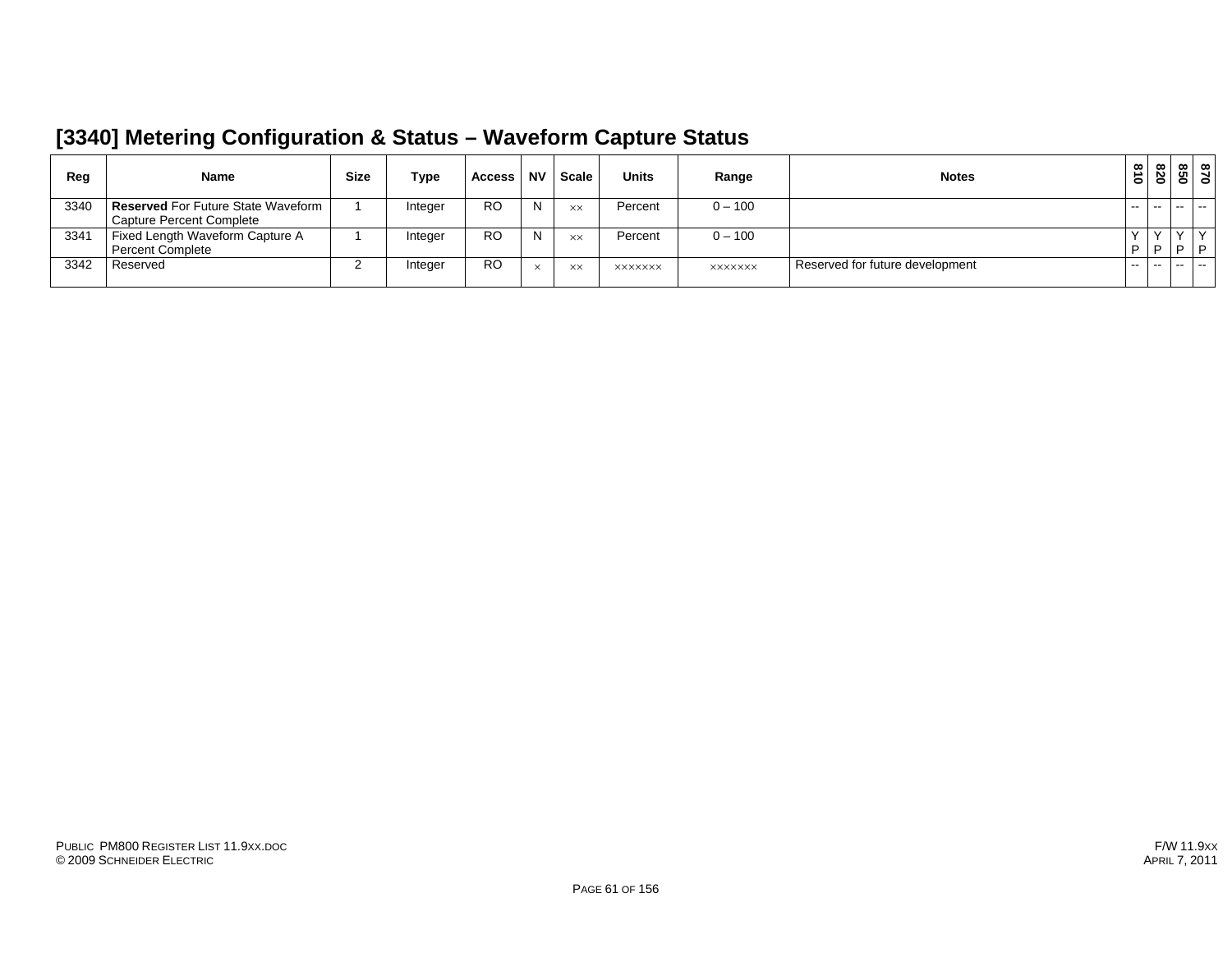## [3340] Metering Configuration & Status – Waveform Capture Status

| Reg | Name | Size | Type | Access | NV | Scale | Units | Range | Notes | 810 | 820 | 850 | 870 |
|---|---|---|---|---|---|---|---|---|---|---|---|---|---|
| 3340 | **Reserved** For Future State Waveform Capture Percent Complete | 1 | Integer | RO | N | ×× | Percent | 0 – 100 | | -- | -- | -- | -- |
| 3341 | Fixed Length Waveform Capture A Percent Complete | 1 | Integer | RO | N | ×× | Percent | 0 – 100 | | Y P | Y P | Y P | Y P |
| 3342 | Reserved | 2 | Integer | RO | × | ×× | ××××××× | ××××××× | Reserved for future development | -- | -- | -- | -- |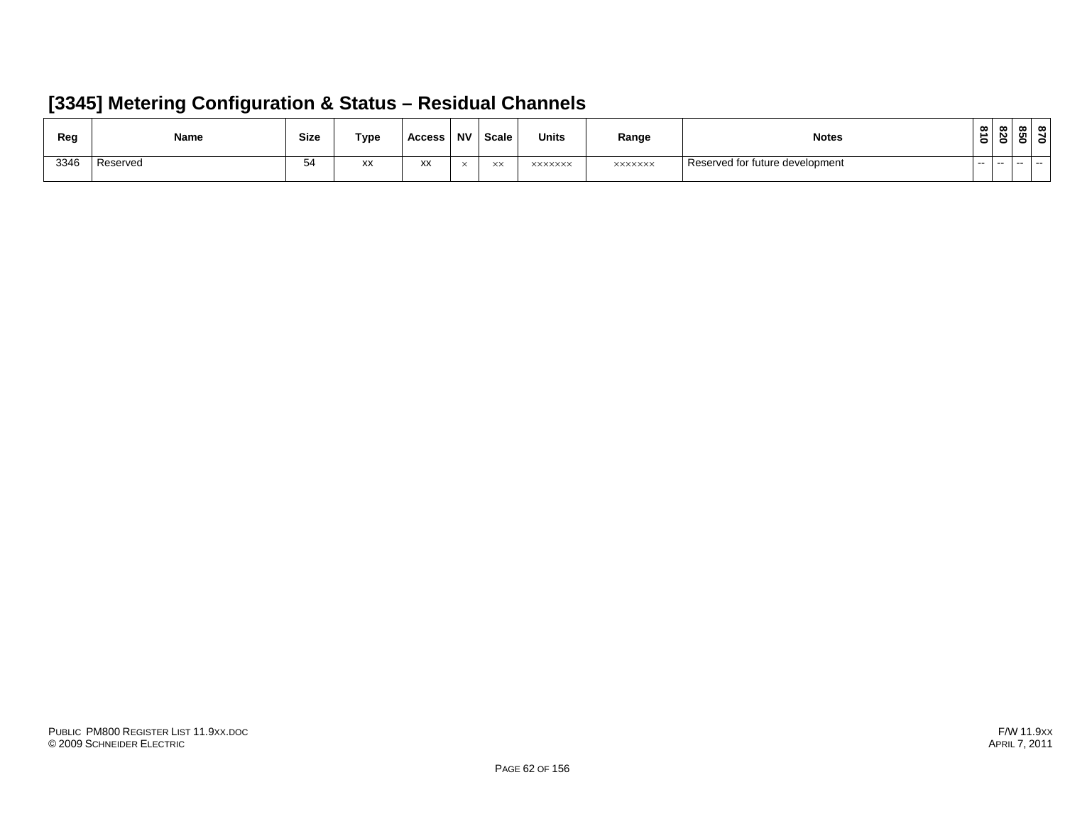## [3345] Metering Configuration & Status – Residual Channels

| Reg | Name | Size | Type | Access | NV | Scale | Units | Range | Notes | 810 | 820 | 850 | 870 |
|---|---|---|---|---|---|---|---|---|---|---|---|---|---|
| 3346 | Reserved | 54 | xx | xx | × | ×× | ××××××× | ××××××× | Reserved for future development | -- | -- | -- | -- |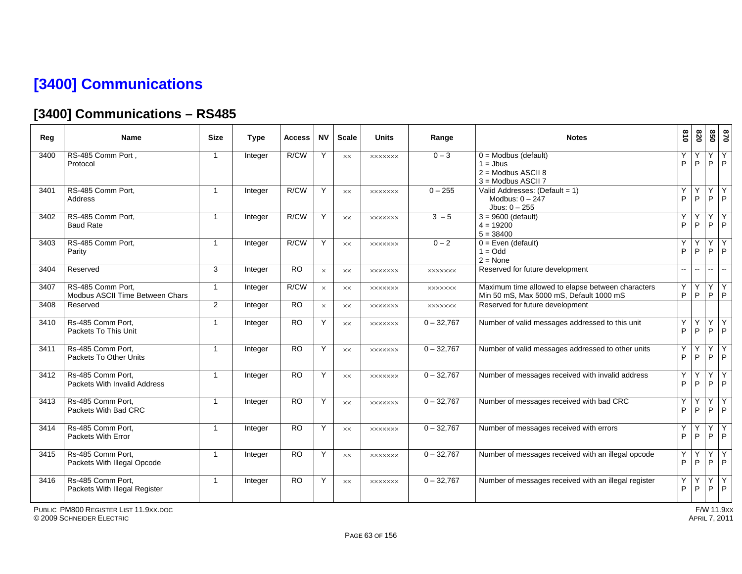# [3400] Communications

## [3400] Communications – RS485

| Reg | Name | Size | Type | Access | NV | Scale | Units | Range | Notes | 810 | 820 | 850 | 870 |
|---|---|---|---|---|---|---|---|---|---|---|---|---|---|
| 3400 | RS-485 Comm Port , Protocol | 1 | Integer | R/CW | Y | xx | xxxxxxx | 0 – 3 | 0 = Modbus (default)<br>1 = Jbus<br>2 = Modbus ASCII 8<br>3 = Modbus ASCII 7 | Y P | Y P | Y P | Y P |
| 3401 | RS-485 Comm Port, Address | 1 | Integer | R/CW | Y | xx | xxxxxxx | 0 – 255 | Valid Addresses: (Default = 1)<br>Modbus: 0 – 247<br>Jbus: 0 – 255 | Y P | Y P | Y P | Y P |
| 3402 | RS-485 Comm Port, Baud Rate | 1 | Integer | R/CW | Y | xx | xxxxxxx | 3 – 5 | 3 = 9600 (default)<br>4 = 19200<br>5 = 38400 | Y P | Y P | Y P | Y P |
| 3403 | RS-485 Comm Port, Parity | 1 | Integer | R/CW | Y | xx | xxxxxxx | 0 – 2 | 0 = Even (default)<br>1 = Odd<br>2 = None | Y P | Y P | Y P | Y P |
| 3404 | Reserved | 3 | Integer | RO | x | xx | xxxxxxx | xxxxxxx | Reserved for future development | -- | -- | -- | -- |
| 3407 | RS-485 Comm Port, Modbus ASCII Time Between Chars | 1 | Integer | R/CW | x | xx | xxxxxxx | xxxxxxx | Maximum time allowed to elapse between characters<br>Min 50 mS, Max 5000 mS, Default 1000 mS | Y P | Y P | Y P | Y P |
| 3408 | Reserved | 2 | Integer | RO | x | xx | xxxxxxx | xxxxxxx | Reserved for future development | | | | |
| 3410 | Rs-485 Comm Port, Packets To This Unit | 1 | Integer | RO | Y | xx | xxxxxxx | 0 – 32,767 | Number of valid messages addressed to this unit | Y P | Y P | Y P | Y P |
| 3411 | Rs-485 Comm Port, Packets To Other Units | 1 | Integer | RO | Y | xx | xxxxxxx | 0 – 32,767 | Number of valid messages addressed to other units | Y P | Y P | Y P | Y P |
| 3412 | Rs-485 Comm Port, Packets With Invalid Address | 1 | Integer | RO | Y | xx | xxxxxxx | 0 – 32,767 | Number of messages received with invalid address | Y P | Y P | Y P | Y P |
| 3413 | Rs-485 Comm Port, Packets With Bad CRC | 1 | Integer | RO | Y | xx | xxxxxxx | 0 – 32,767 | Number of messages received with bad CRC | Y P | Y P | Y P | Y P |
| 3414 | Rs-485 Comm Port, Packets With Error | 1 | Integer | RO | Y | xx | xxxxxxx | 0 – 32,767 | Number of messages received with errors | Y P | Y P | Y P | Y P |
| 3415 | Rs-485 Comm Port, Packets With Illegal Opcode | 1 | Integer | RO | Y | xx | xxxxxxx | 0 – 32,767 | Number of messages received with an illegal opcode | Y P | Y P | Y P | Y P |
| 3416 | Rs-485 Comm Port, Packets With Illegal Register | 1 | Integer | RO | Y | xx | xxxxxxx | 0 – 32,767 | Number of messages received with an illegal register | Y P | Y P | Y P | Y P |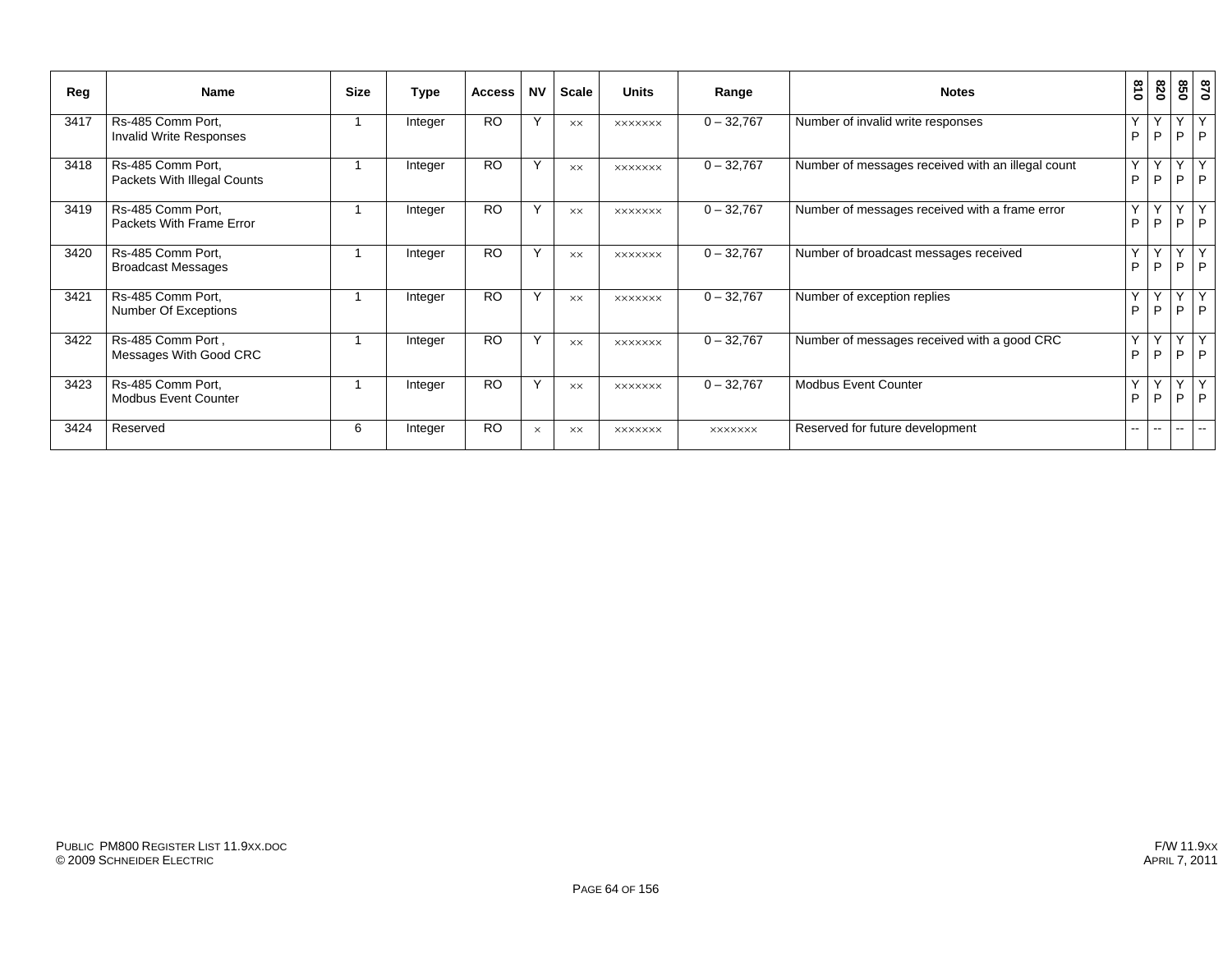| Reg | Name | Size | Type | Access | NV | Scale | Units | Range | Notes | 810 | 820 | 850 | 870 |
|---|---|---|---|---|---|---|---|---|---|---|---|---|---|
| 3417 | Rs-485 Comm Port, Invalid Write Responses | 1 | Integer | RO | Y | xx | xxxxxxx | 0 – 32,767 | Number of invalid write responses | Y P | Y P | Y P | Y P |
| 3418 | Rs-485 Comm Port, Packets With Illegal Counts | 1 | Integer | RO | Y | xx | xxxxxxx | 0 – 32,767 | Number of messages received with an illegal count | Y P | Y P | Y P | Y P |
| 3419 | Rs-485 Comm Port, Packets With Frame Error | 1 | Integer | RO | Y | xx | xxxxxxx | 0 – 32,767 | Number of messages received with a frame error | Y P | Y P | Y P | Y P |
| 3420 | Rs-485 Comm Port, Broadcast Messages | 1 | Integer | RO | Y | xx | xxxxxxx | 0 – 32,767 | Number of broadcast messages received | Y P | Y P | Y P | Y P |
| 3421 | Rs-485 Comm Port, Number Of Exceptions | 1 | Integer | RO | Y | xx | xxxxxxx | 0 – 32,767 | Number of exception replies | Y P | Y P | Y P | Y P |
| 3422 | Rs-485 Comm Port , Messages With Good CRC | 1 | Integer | RO | Y | xx | xxxxxxx | 0 – 32,767 | Number of messages received with a good CRC | Y P | Y P | Y P | Y P |
| 3423 | Rs-485 Comm Port, Modbus Event Counter | 1 | Integer | RO | Y | xx | xxxxxxx | 0 – 32,767 | Modbus Event Counter | Y P | Y P | Y P | Y P |
| 3424 | Reserved | 6 | Integer | RO | x | xx | xxxxxxx | xxxxxxx | Reserved for future development | -- | -- | -- | -- |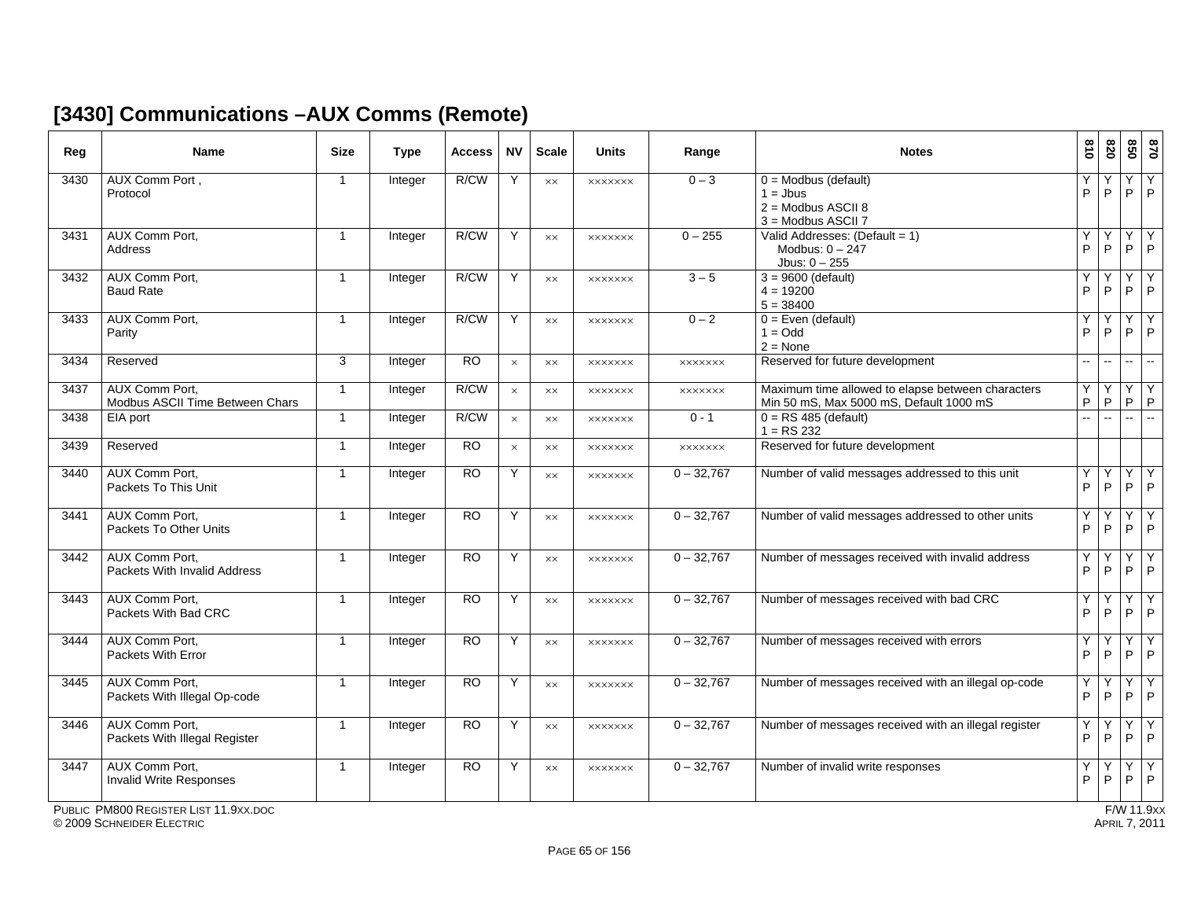## [3430] Communications –AUX Comms (Remote)

| Reg | Name | Size | Type | Access | NV | Scale | Units | Range | Notes | 810 | 820 | 850 | 870 |
|---|---|---|---|---|---|---|---|---|---|---|---|---|---|
| 3430 | AUX Comm Port , Protocol | 1 | Integer | R/CW | Y | xx | xxxxxxx | 0 – 3 | 0 = Modbus (default)<br>1 = Jbus<br>2 = Modbus ASCII 8<br>3 = Modbus ASCII 7 | Y P | Y P | Y P | Y P |
| 3431 | AUX Comm Port, Address | 1 | Integer | R/CW | Y | xx | xxxxxxx | 0 – 255 | Valid Addresses: (Default = 1)<br>Modbus: 0 – 247<br>Jbus: 0 – 255 | Y P | Y P | Y P | Y P |
| 3432 | AUX Comm Port, Baud Rate | 1 | Integer | R/CW | Y | xx | xxxxxxx | 3 – 5 | 3 = 9600 (default)<br>4 = 19200<br>5 = 38400 | Y P | Y P | Y P | Y P |
| 3433 | AUX Comm Port, Parity | 1 | Integer | R/CW | Y | xx | xxxxxxx | 0 – 2 | 0 = Even (default)<br>1 = Odd<br>2 = None | Y P | Y P | Y P | Y P |
| 3434 | Reserved | 3 | Integer | RO | x | xx | xxxxxxx | xxxxxxx | Reserved for future development | -- | -- | -- | -- |
| 3437 | AUX Comm Port, Modbus ASCII Time Between Chars | 1 | Integer | R/CW | x | xx | xxxxxxx | xxxxxxx | Maximum time allowed to elapse between characters Min 50 mS, Max 5000 mS, Default 1000 mS | Y P | Y P | Y P | Y P |
| 3438 | EIA port | 1 | Integer | R/CW | x | xx | xxxxxxx | 0 - 1 | 0 = RS 485 (default)<br>1 = RS 232 | -- | -- | -- | -- |
| 3439 | Reserved | 1 | Integer | RO | x | xx | xxxxxxx | xxxxxxx | Reserved for future development | | | | |
| 3440 | AUX Comm Port, Packets To This Unit | 1 | Integer | RO | Y | xx | xxxxxxx | 0 – 32,767 | Number of valid messages addressed to this unit | Y P | Y P | Y P | Y P |
| 3441 | AUX Comm Port, Packets To Other Units | 1 | Integer | RO | Y | xx | xxxxxxx | 0 – 32,767 | Number of valid messages addressed to other units | Y P | Y P | Y P | Y P |
| 3442 | AUX Comm Port, Packets With Invalid Address | 1 | Integer | RO | Y | xx | xxxxxxx | 0 – 32,767 | Number of messages received with invalid address | Y P | Y P | Y P | Y P |
| 3443 | AUX Comm Port, Packets With Bad CRC | 1 | Integer | RO | Y | xx | xxxxxxx | 0 – 32,767 | Number of messages received with bad CRC | Y P | Y P | Y P | Y P |
| 3444 | AUX Comm Port, Packets With Error | 1 | Integer | RO | Y | xx | xxxxxxx | 0 – 32,767 | Number of messages received with errors | Y P | Y P | Y P | Y P |
| 3445 | AUX Comm Port, Packets With Illegal Op-code | 1 | Integer | RO | Y | xx | xxxxxxx | 0 – 32,767 | Number of messages received with an illegal op-code | Y P | Y P | Y P | Y P |
| 3446 | AUX Comm Port, Packets With Illegal Register | 1 | Integer | RO | Y | xx | xxxxxxx | 0 – 32,767 | Number of messages received with an illegal register | Y P | Y P | Y P | Y P |
| 3447 | AUX Comm Port, Invalid Write Responses | 1 | Integer | RO | Y | xx | xxxxxxx | 0 – 32,767 | Number of invalid write responses | Y P | Y P | Y P | Y P |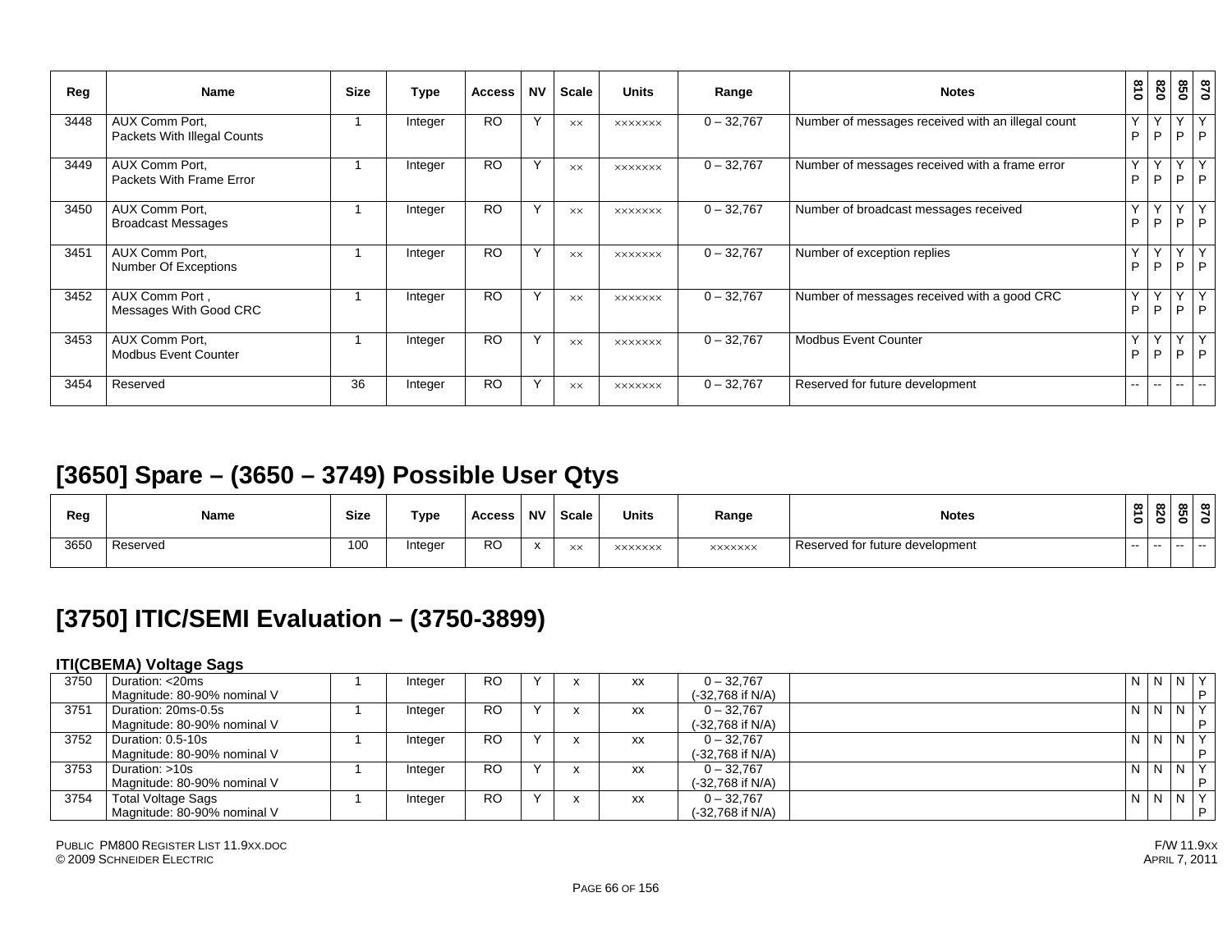| Reg | Name | Size | Type | Access | NV | Scale | Units | Range | Notes | 810 | 820 | 850 | 870 |
|---|---|---|---|---|---|---|---|---|---|---|---|---|---|
| 3448 | AUX Comm Port, Packets With Illegal Counts | 1 | Integer | RO | Y | ×× | ××××××× | 0 – 32,767 | Number of messages received with an illegal count | Y P | Y P | Y P | Y P |
| 3449 | AUX Comm Port, Packets With Frame Error | 1 | Integer | RO | Y | ×× | ××××××× | 0 – 32,767 | Number of messages received with a frame error | Y P | Y P | Y P | Y P |
| 3450 | AUX Comm Port, Broadcast Messages | 1 | Integer | RO | Y | ×× | ××××××× | 0 – 32,767 | Number of broadcast messages received | Y P | Y P | Y P | Y P |
| 3451 | AUX Comm Port, Number Of Exceptions | 1 | Integer | RO | Y | ×× | ××××××× | 0 – 32,767 | Number of exception replies | Y P | Y P | Y P | Y P |
| 3452 | AUX Comm Port , Messages With Good CRC | 1 | Integer | RO | Y | ×× | ××××××× | 0 – 32,767 | Number of messages received with a good CRC | Y P | Y P | Y P | Y P |
| 3453 | AUX Comm Port, Modbus Event Counter | 1 | Integer | RO | Y | ×× | ××××××× | 0 – 32,767 | Modbus Event Counter | Y P | Y P | Y P | Y P |
| 3454 | Reserved | 36 | Integer | RO | Y | ×× | ××××××× | 0 – 32,767 | Reserved for future development | -- | -- | -- | -- |

## [3650] Spare – (3650 – 3749) Possible User Qtys

| Reg | Name | Size | Type | Access | NV | Scale | Units | Range | Notes | 810 | 820 | 850 | 870 |
|---|---|---|---|---|---|---|---|---|---|---|---|---|---|
| 3650 | Reserved | 100 | Integer | RO | x | ×× | ××××××× | ××××××× | Reserved for future development | -- | -- | -- | -- |

## [3750] ITIC/SEMI Evaluation – (3750-3899)

**ITI(CBEMA) Voltage Sags**

| Reg | Name | Size | Type | Access | NV | Scale | Units | Range | Notes | 810 | 820 | 850 | 870 |
|---|---|---|---|---|---|---|---|---|---|---|---|---|---|
| 3750 | Duration: <20ms Magnitude: 80-90% nominal V | 1 | Integer | RO | Y | x | xx | 0 – 32,767 (-32,768 if N/A) | | N | N | N | Y P |
| 3751 | Duration: 20ms-0.5s Magnitude: 80-90% nominal V | 1 | Integer | RO | Y | x | xx | 0 – 32,767 (-32,768 if N/A) | | N | N | N | Y P |
| 3752 | Duration: 0.5-10s Magnitude: 80-90% nominal V | 1 | Integer | RO | Y | x | xx | 0 – 32,767 (-32,768 if N/A) | | N | N | N | Y P |
| 3753 | Duration: >10s Magnitude: 80-90% nominal V | 1 | Integer | RO | Y | x | xx | 0 – 32,767 (-32,768 if N/A) | | N | N | N | Y P |
| 3754 | Total Voltage Sags Magnitude: 80-90% nominal V | 1 | Integer | RO | Y | x | xx | 0 – 32,767 (-32,768 if N/A) | | N | N | N | Y P |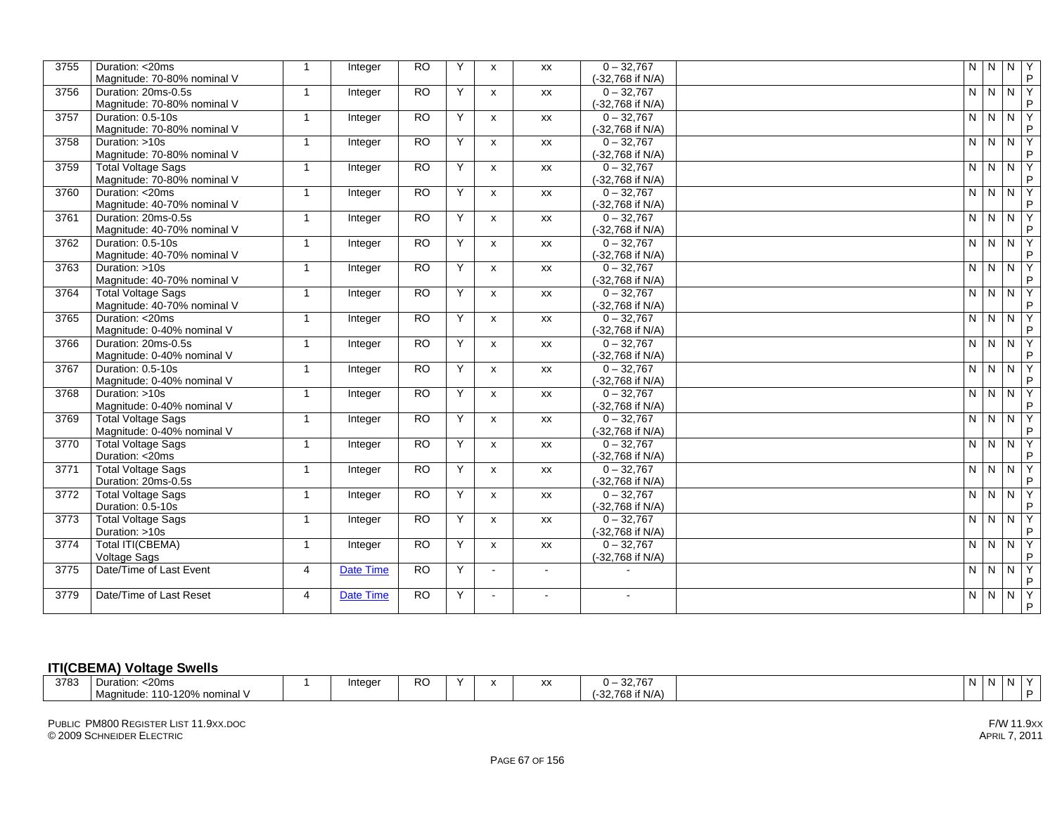| 3755 | Duration: <20ms<br>Magnitude: 70-80% nominal V | 1 | Integer | RO | Y | x | xx | 0 – 32,767<br>(-32,768 if N/A) | | N | N | N | Y<br>P |
|---|---|---|---|---|---|---|---|---|---|---|---|---|---|
| 3756 | Duration: 20ms-0.5s<br>Magnitude: 70-80% nominal V | 1 | Integer | RO | Y | x | xx | 0 – 32,767<br>(-32,768 if N/A) | | N | N | N | Y<br>P |
| 3757 | Duration: 0.5-10s<br>Magnitude: 70-80% nominal V | 1 | Integer | RO | Y | x | xx | 0 – 32,767<br>(-32,768 if N/A) | | N | N | N | Y<br>P |
| 3758 | Duration: >10s<br>Magnitude: 70-80% nominal V | 1 | Integer | RO | Y | x | xx | 0 – 32,767<br>(-32,768 if N/A) | | N | N | N | Y<br>P |
| 3759 | Total Voltage Sags<br>Magnitude: 70-80% nominal V | 1 | Integer | RO | Y | x | xx | 0 – 32,767<br>(-32,768 if N/A) | | N | N | N | Y<br>P |
| 3760 | Duration: <20ms<br>Magnitude: 40-70% nominal V | 1 | Integer | RO | Y | x | xx | 0 – 32,767<br>(-32,768 if N/A) | | N | N | N | Y<br>P |
| 3761 | Duration: 20ms-0.5s<br>Magnitude: 40-70% nominal V | 1 | Integer | RO | Y | x | xx | 0 – 32,767<br>(-32,768 if N/A) | | N | N | N | Y<br>P |
| 3762 | Duration: 0.5-10s<br>Magnitude: 40-70% nominal V | 1 | Integer | RO | Y | x | xx | 0 – 32,767<br>(-32,768 if N/A) | | N | N | N | Y<br>P |
| 3763 | Duration: >10s<br>Magnitude: 40-70% nominal V | 1 | Integer | RO | Y | x | xx | 0 – 32,767<br>(-32,768 if N/A) | | N | N | N | Y<br>P |
| 3764 | Total Voltage Sags<br>Magnitude: 40-70% nominal V | 1 | Integer | RO | Y | x | xx | 0 – 32,767<br>(-32,768 if N/A) | | N | N | N | Y<br>P |
| 3765 | Duration: <20ms<br>Magnitude: 0-40% nominal V | 1 | Integer | RO | Y | x | xx | 0 – 32,767<br>(-32,768 if N/A) | | N | N | N | Y<br>P |
| 3766 | Duration: 20ms-0.5s<br>Magnitude: 0-40% nominal V | 1 | Integer | RO | Y | x | xx | 0 – 32,767<br>(-32,768 if N/A) | | N | N | N | Y<br>P |
| 3767 | Duration: 0.5-10s<br>Magnitude: 0-40% nominal V | 1 | Integer | RO | Y | x | xx | 0 – 32,767<br>(-32,768 if N/A) | | N | N | N | Y<br>P |
| 3768 | Duration: >10s<br>Magnitude: 0-40% nominal V | 1 | Integer | RO | Y | x | xx | 0 – 32,767<br>(-32,768 if N/A) | | N | N | N | Y<br>P |
| 3769 | Total Voltage Sags<br>Magnitude: 0-40% nominal V | 1 | Integer | RO | Y | x | xx | 0 – 32,767<br>(-32,768 if N/A) | | N | N | N | Y<br>P |
| 3770 | Total Voltage Sags<br>Duration: <20ms | 1 | Integer | RO | Y | x | xx | 0 – 32,767<br>(-32,768 if N/A) | | N | N | N | Y<br>P |
| 3771 | Total Voltage Sags<br>Duration: 20ms-0.5s | 1 | Integer | RO | Y | x | xx | 0 – 32,767<br>(-32,768 if N/A) | | N | N | N | Y<br>P |
| 3772 | Total Voltage Sags<br>Duration: 0.5-10s | 1 | Integer | RO | Y | x | xx | 0 – 32,767<br>(-32,768 if N/A) | | N | N | N | Y<br>P |
| 3773 | Total Voltage Sags<br>Duration: >10s | 1 | Integer | RO | Y | x | xx | 0 – 32,767<br>(-32,768 if N/A) | | N | N | N | Y<br>P |
| 3774 | Total ITI(CBEMA)<br>Voltage Sags | 1 | Integer | RO | Y | x | xx | 0 – 32,767<br>(-32,768 if N/A) | | N | N | N | Y<br>P |
| 3775 | Date/Time of Last Event | 4 | Date Time | RO | Y | - | - | - | | N | N | N | Y<br>P |
| 3779 | Date/Time of Last Reset | 4 | Date Time | RO | Y | - | - | - | | N | N | N | Y<br>P |

## ITI(CBEMA) Voltage Swells

| 3783 | Duration: <20ms<br>Magnitude: 110-120% nominal V | 1 | Integer | RO | Y | x | xx | 0 – 32,767<br>(-32,768 if N/A) | | N | N | N | Y<br>P |
|---|---|---|---|---|---|---|---|---|---|---|---|---|---|

PUBLIC PM800 REGISTER LIST 11.9XX.DOC
© 2009 SCHNEIDER ELECTRIC

F/W 11.9XX
APRIL 7, 2011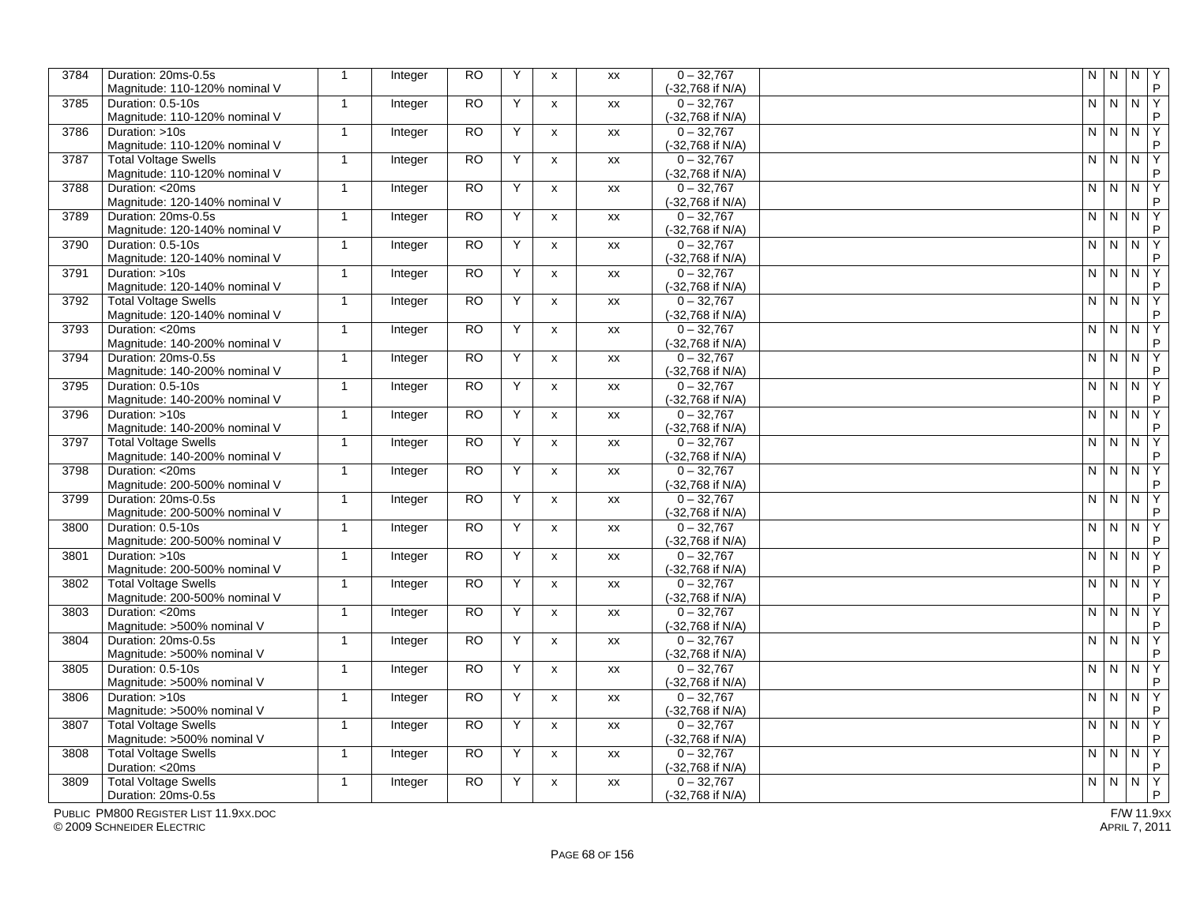| 3784 | Duration: 20ms-0.5s<br>Magnitude: 110-120% nominal V | 1 | Integer | RO | Y | x | xx | 0 – 32,767<br>(-32,768 if N/A) | | N | N | N | Y<br>P |
|---|---|---|---|---|---|---|---|---|---|---|---|---|---|
| 3785 | Duration: 0.5-10s<br>Magnitude: 110-120% nominal V | 1 | Integer | RO | Y | x | xx | 0 – 32,767<br>(-32,768 if N/A) | | N | N | N | Y<br>P |
| 3786 | Duration: >10s<br>Magnitude: 110-120% nominal V | 1 | Integer | RO | Y | x | xx | 0 – 32,767<br>(-32,768 if N/A) | | N | N | N | Y<br>P |
| 3787 | Total Voltage Swells<br>Magnitude: 110-120% nominal V | 1 | Integer | RO | Y | x | xx | 0 – 32,767<br>(-32,768 if N/A) | | N | N | N | Y<br>P |
| 3788 | Duration: <20ms<br>Magnitude: 120-140% nominal V | 1 | Integer | RO | Y | x | xx | 0 – 32,767<br>(-32,768 if N/A) | | N | N | N | Y<br>P |
| 3789 | Duration: 20ms-0.5s<br>Magnitude: 120-140% nominal V | 1 | Integer | RO | Y | x | xx | 0 – 32,767<br>(-32,768 if N/A) | | N | N | N | Y<br>P |
| 3790 | Duration: 0.5-10s<br>Magnitude: 120-140% nominal V | 1 | Integer | RO | Y | x | xx | 0 – 32,767<br>(-32,768 if N/A) | | N | N | N | Y<br>P |
| 3791 | Duration: >10s<br>Magnitude: 120-140% nominal V | 1 | Integer | RO | Y | x | xx | 0 – 32,767<br>(-32,768 if N/A) | | N | N | N | Y<br>P |
| 3792 | Total Voltage Swells<br>Magnitude: 120-140% nominal V | 1 | Integer | RO | Y | x | xx | 0 – 32,767<br>(-32,768 if N/A) | | N | N | N | Y<br>P |
| 3793 | Duration: <20ms<br>Magnitude: 140-200% nominal V | 1 | Integer | RO | Y | x | xx | 0 – 32,767<br>(-32,768 if N/A) | | N | N | N | Y<br>P |
| 3794 | Duration: 20ms-0.5s<br>Magnitude: 140-200% nominal V | 1 | Integer | RO | Y | x | xx | 0 – 32,767<br>(-32,768 if N/A) | | N | N | N | Y<br>P |
| 3795 | Duration: 0.5-10s<br>Magnitude: 140-200% nominal V | 1 | Integer | RO | Y | x | xx | 0 – 32,767<br>(-32,768 if N/A) | | N | N | N | Y<br>P |
| 3796 | Duration: >10s<br>Magnitude: 140-200% nominal V | 1 | Integer | RO | Y | x | xx | 0 – 32,767<br>(-32,768 if N/A) | | N | N | N | Y<br>P |
| 3797 | Total Voltage Swells<br>Magnitude: 140-200% nominal V | 1 | Integer | RO | Y | x | xx | 0 – 32,767<br>(-32,768 if N/A) | | N | N | N | Y<br>P |
| 3798 | Duration: <20ms<br>Magnitude: 200-500% nominal V | 1 | Integer | RO | Y | x | xx | 0 – 32,767<br>(-32,768 if N/A) | | N | N | N | Y<br>P |
| 3799 | Duration: 20ms-0.5s<br>Magnitude: 200-500% nominal V | 1 | Integer | RO | Y | x | xx | 0 – 32,767<br>(-32,768 if N/A) | | N | N | N | Y<br>P |
| 3800 | Duration: 0.5-10s<br>Magnitude: 200-500% nominal V | 1 | Integer | RO | Y | x | xx | 0 – 32,767<br>(-32,768 if N/A) | | N | N | N | Y<br>P |
| 3801 | Duration: >10s<br>Magnitude: 200-500% nominal V | 1 | Integer | RO | Y | x | xx | 0 – 32,767<br>(-32,768 if N/A) | | N | N | N | Y<br>P |
| 3802 | Total Voltage Swells<br>Magnitude: 200-500% nominal V | 1 | Integer | RO | Y | x | xx | 0 – 32,767<br>(-32,768 if N/A) | | N | N | N | Y<br>P |
| 3803 | Duration: <20ms<br>Magnitude: >500% nominal V | 1 | Integer | RO | Y | x | xx | 0 – 32,767<br>(-32,768 if N/A) | | N | N | N | Y<br>P |
| 3804 | Duration: 20ms-0.5s<br>Magnitude: >500% nominal V | 1 | Integer | RO | Y | x | xx | 0 – 32,767<br>(-32,768 if N/A) | | N | N | N | Y<br>P |
| 3805 | Duration: 0.5-10s<br>Magnitude: >500% nominal V | 1 | Integer | RO | Y | x | xx | 0 – 32,767<br>(-32,768 if N/A) | | N | N | N | Y<br>P |
| 3806 | Duration: >10s<br>Magnitude: >500% nominal V | 1 | Integer | RO | Y | x | xx | 0 – 32,767<br>(-32,768 if N/A) | | N | N | N | Y<br>P |
| 3807 | Total Voltage Swells<br>Magnitude: >500% nominal V | 1 | Integer | RO | Y | x | xx | 0 – 32,767<br>(-32,768 if N/A) | | N | N | N | Y<br>P |
| 3808 | Total Voltage Swells<br>Duration: <20ms | 1 | Integer | RO | Y | x | xx | 0 – 32,767<br>(-32,768 if N/A) | | N | N | N | Y<br>P |
| 3809 | Total Voltage Swells<br>Duration: 20ms-0.5s | 1 | Integer | RO | Y | x | xx | 0 – 32,767<br>(-32,768 if N/A) | | N | N | N | Y<br>P |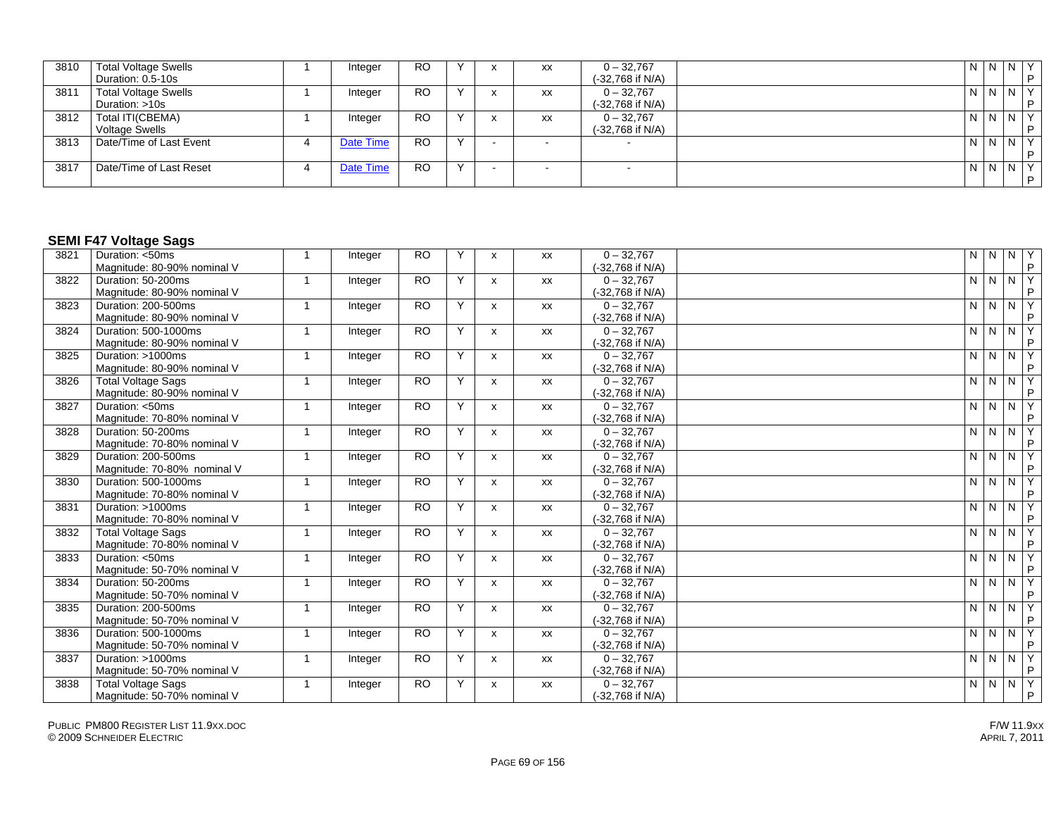| 3810 | Total Voltage Swells<br>Duration: 0.5-10s | 1 | Integer | RO | Y | x | xx | 0 – 32,767<br>(-32,768 if N/A) | | N | N | N | Y<br>P |
|---|---|---|---|---|---|---|---|---|---|---|---|---|---|
| 3811 | Total Voltage Swells<br>Duration: >10s | 1 | Integer | RO | Y | x | xx | 0 – 32,767<br>(-32,768 if N/A) | | N | N | N | Y<br>P |
| 3812 | Total ITI(CBEMA)<br>Voltage Swells | 1 | Integer | RO | Y | x | xx | 0 – 32,767<br>(-32,768 if N/A) | | N | N | N | Y<br>P |
| 3813 | Date/Time of Last Event | 4 | Date Time | RO | Y | - | - | - | | N | N | N | Y<br>P |
| 3817 | Date/Time of Last Reset | 4 | Date Time | RO | Y | - | - | - | | N | N | N | Y<br>P |

### SEMI F47 Voltage Sags

| 3821 | Duration: <50ms<br>Magnitude: 80-90% nominal V | 1 | Integer | RO | Y | x | xx | 0 – 32,767<br>(-32,768 if N/A) | | N | N | N | Y<br>P |
|---|---|---|---|---|---|---|---|---|---|---|---|---|---|
| 3822 | Duration: 50-200ms<br>Magnitude: 80-90% nominal V | 1 | Integer | RO | Y | x | xx | 0 – 32,767<br>(-32,768 if N/A) | | N | N | N | Y<br>P |
| 3823 | Duration: 200-500ms<br>Magnitude: 80-90% nominal V | 1 | Integer | RO | Y | x | xx | 0 – 32,767<br>(-32,768 if N/A) | | N | N | N | Y<br>P |
| 3824 | Duration: 500-1000ms<br>Magnitude: 80-90% nominal V | 1 | Integer | RO | Y | x | xx | 0 – 32,767<br>(-32,768 if N/A) | | N | N | N | Y<br>P |
| 3825 | Duration: >1000ms<br>Magnitude: 80-90% nominal V | 1 | Integer | RO | Y | x | xx | 0 – 32,767<br>(-32,768 if N/A) | | N | N | N | Y<br>P |
| 3826 | Total Voltage Sags<br>Magnitude: 80-90% nominal V | 1 | Integer | RO | Y | x | xx | 0 – 32,767<br>(-32,768 if N/A) | | N | N | N | Y<br>P |
| 3827 | Duration: <50ms<br>Magnitude: 70-80% nominal V | 1 | Integer | RO | Y | x | xx | 0 – 32,767<br>(-32,768 if N/A) | | N | N | N | Y<br>P |
| 3828 | Duration: 50-200ms<br>Magnitude: 70-80% nominal V | 1 | Integer | RO | Y | x | xx | 0 – 32,767<br>(-32,768 if N/A) | | N | N | N | Y<br>P |
| 3829 | Duration: 200-500ms<br>Magnitude: 70-80% nominal V | 1 | Integer | RO | Y | x | xx | 0 – 32,767<br>(-32,768 if N/A) | | N | N | N | Y<br>P |
| 3830 | Duration: 500-1000ms<br>Magnitude: 70-80% nominal V | 1 | Integer | RO | Y | x | xx | 0 – 32,767<br>(-32,768 if N/A) | | N | N | N | Y<br>P |
| 3831 | Duration: >1000ms<br>Magnitude: 70-80% nominal V | 1 | Integer | RO | Y | x | xx | 0 – 32,767<br>(-32,768 if N/A) | | N | N | N | Y<br>P |
| 3832 | Total Voltage Sags<br>Magnitude: 70-80% nominal V | 1 | Integer | RO | Y | x | xx | 0 – 32,767<br>(-32,768 if N/A) | | N | N | N | Y<br>P |
| 3833 | Duration: <50ms<br>Magnitude: 50-70% nominal V | 1 | Integer | RO | Y | x | xx | 0 – 32,767<br>(-32,768 if N/A) | | N | N | N | Y<br>P |
| 3834 | Duration: 50-200ms<br>Magnitude: 50-70% nominal V | 1 | Integer | RO | Y | x | xx | 0 – 32,767<br>(-32,768 if N/A) | | N | N | N | Y<br>P |
| 3835 | Duration: 200-500ms<br>Magnitude: 50-70% nominal V | 1 | Integer | RO | Y | x | xx | 0 – 32,767<br>(-32,768 if N/A) | | N | N | N | Y<br>P |
| 3836 | Duration: 500-1000ms<br>Magnitude: 50-70% nominal V | 1 | Integer | RO | Y | x | xx | 0 – 32,767<br>(-32,768 if N/A) | | N | N | N | Y<br>P |
| 3837 | Duration: >1000ms<br>Magnitude: 50-70% nominal V | 1 | Integer | RO | Y | x | xx | 0 – 32,767<br>(-32,768 if N/A) | | N | N | N | Y<br>P |
| 3838 | Total Voltage Sags<br>Magnitude: 50-70% nominal V | 1 | Integer | RO | Y | x | xx | 0 – 32,767<br>(-32,768 if N/A) | | N | N | N | Y<br>P |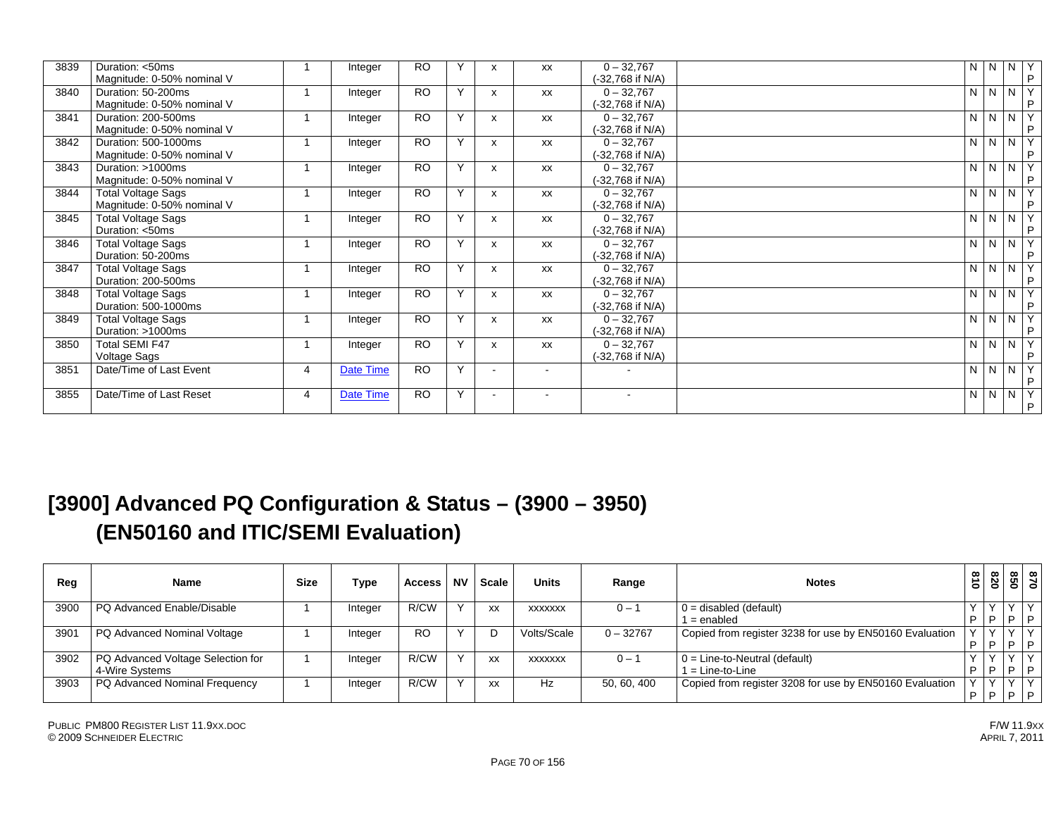| Reg | Name | Size | Type | Access | NV | Scale | Units | Range | Notes | 810 | 820 | 850 | 870 |
|---|---|---|---|---|---|---|---|---|---|---|---|---|---|
| 3839 | Duration: <50ms Magnitude: 0-50% nominal V | 1 | Integer | RO | Y | x | xx | 0 – 32,767 (-32,768 if N/A) | | N | N | N | Y P |
| 3840 | Duration: 50-200ms Magnitude: 0-50% nominal V | 1 | Integer | RO | Y | x | xx | 0 – 32,767 (-32,768 if N/A) | | N | N | N | Y P |
| 3841 | Duration: 200-500ms Magnitude: 0-50% nominal V | 1 | Integer | RO | Y | x | xx | 0 – 32,767 (-32,768 if N/A) | | N | N | N | Y P |
| 3842 | Duration: 500-1000ms Magnitude: 0-50% nominal V | 1 | Integer | RO | Y | x | xx | 0 – 32,767 (-32,768 if N/A) | | N | N | N | Y P |
| 3843 | Duration: >1000ms Magnitude: 0-50% nominal V | 1 | Integer | RO | Y | x | xx | 0 – 32,767 (-32,768 if N/A) | | N | N | N | Y P |
| 3844 | Total Voltage Sags Magnitude: 0-50% nominal V | 1 | Integer | RO | Y | x | xx | 0 – 32,767 (-32,768 if N/A) | | N | N | N | Y P |
| 3845 | Total Voltage Sags Duration: <50ms | 1 | Integer | RO | Y | x | xx | 0 – 32,767 (-32,768 if N/A) | | N | N | N | Y P |
| 3846 | Total Voltage Sags Duration: 50-200ms | 1 | Integer | RO | Y | x | xx | 0 – 32,767 (-32,768 if N/A) | | N | N | N | Y P |
| 3847 | Total Voltage Sags Duration: 200-500ms | 1 | Integer | RO | Y | x | xx | 0 – 32,767 (-32,768 if N/A) | | N | N | N | Y P |
| 3848 | Total Voltage Sags Duration: 500-1000ms | 1 | Integer | RO | Y | x | xx | 0 – 32,767 (-32,768 if N/A) | | N | N | N | Y P |
| 3849 | Total Voltage Sags Duration: >1000ms | 1 | Integer | RO | Y | x | xx | 0 – 32,767 (-32,768 if N/A) | | N | N | N | Y P |
| 3850 | Total SEMI F47 Voltage Sags | 1 | Integer | RO | Y | x | xx | 0 – 32,767 (-32,768 if N/A) | | N | N | N | Y P |
| 3851 | Date/Time of Last Event | 4 | Date Time | RO | Y | - | - | - | | N | N | N | Y P |
| 3855 | Date/Time of Last Reset | 4 | Date Time | RO | Y | - | - | - | | N | N | N | Y P |

# [3900] Advanced PQ Configuration & Status – (3900 – 3950) (EN50160 and ITIC/SEMI Evaluation)

| Reg | Name | Size | Type | Access | NV | Scale | Units | Range | Notes | 810 | 820 | 850 | 870 |
|---|---|---|---|---|---|---|---|---|---|---|---|---|---|
| 3900 | PQ Advanced Enable/Disable | 1 | Integer | R/CW | Y | xx | xxxxxxx | 0 – 1 | 0 = disabled (default)<br>1 = enabled | Y P | Y P | Y P | Y P |
| 3901 | PQ Advanced Nominal Voltage | 1 | Integer | RO | Y | D | Volts/Scale | 0 – 32767 | Copied from register 3238 for use by EN50160 Evaluation | Y P | Y P | Y P | Y P |
| 3902 | PQ Advanced Voltage Selection for 4-Wire Systems | 1 | Integer | R/CW | Y | xx | xxxxxxx | 0 – 1 | 0 = Line-to-Neutral (default)<br>1 = Line-to-Line | Y P | Y P | Y P | Y P |
| 3903 | PQ Advanced Nominal Frequency | 1 | Integer | R/CW | Y | xx | Hz | 50, 60, 400 | Copied from register 3208 for use by EN50160 Evaluation | Y P | Y P | Y P | Y P |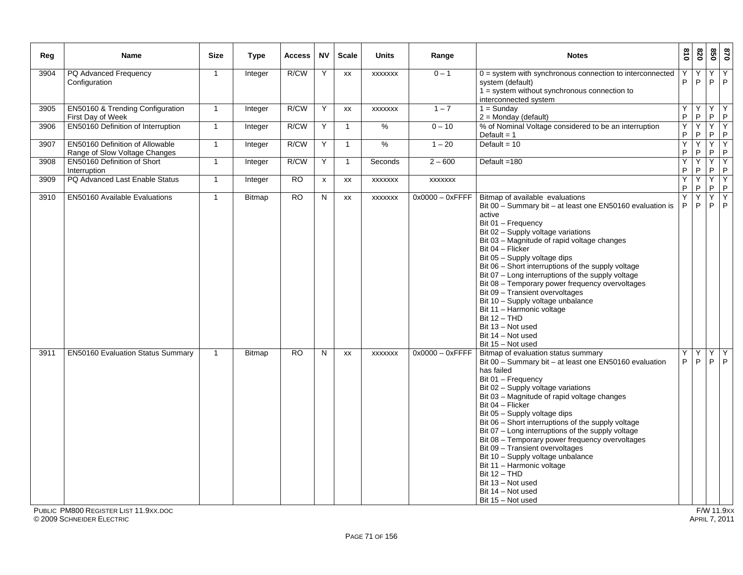| Reg | Name | Size | Type | Access | NV | Scale | Units | Range | Notes | 810 | 820 | 850 | 870 |
|---|---|---|---|---|---|---|---|---|---|---|---|---|---|
| 3904 | PQ Advanced Frequency Configuration | 1 | Integer | R/CW | Y | xx | xxxxxxx | 0 – 1 | 0 = system with synchronous connection to interconnected system (default)<br>1 = system without synchronous connection to interconnected system | Y P | Y P | Y P | Y P |
| 3905 | EN50160 & Trending Configuration First Day of Week | 1 | Integer | R/CW | Y | xx | xxxxxxx | 1 – 7 | 1 = Sunday<br>2 = Monday (default) | Y P | Y P | Y P | Y P |
| 3906 | EN50160 Definition of Interruption | 1 | Integer | R/CW | Y | 1 | % | 0 – 10 | % of Nominal Voltage considered to be an interruption<br>Default = 1 | Y P | Y P | Y P | Y P |
| 3907 | EN50160 Definition of Allowable Range of Slow Voltage Changes | 1 | Integer | R/CW | Y | 1 | % | 1 – 20 | Default = 10 | Y P | Y P | Y P | Y P |
| 3908 | EN50160 Definition of Short Interruption | 1 | Integer | R/CW | Y | 1 | Seconds | 2 – 600 | Default =180 | Y P | Y P | Y P | Y P |
| 3909 | PQ Advanced Last Enable Status | 1 | Integer | RO | x | xx | xxxxxxx | xxxxxxx | | Y P | Y P | Y P | Y P |
| 3910 | EN50160 Available Evaluations | 1 | Bitmap | RO | N | xx | xxxxxxx | 0x0000 – 0xFFFF | Bitmap of available evaluations<br>Bit 00 – Summary bit – at least one EN50160 evaluation is active<br>Bit 01 – Frequency<br>Bit 02 – Supply voltage variations<br>Bit 03 – Magnitude of rapid voltage changes<br>Bit 04 – Flicker<br>Bit 05 – Supply voltage dips<br>Bit 06 – Short interruptions of the supply voltage<br>Bit 07 – Long interruptions of the supply voltage<br>Bit 08 – Temporary power frequency overvoltages<br>Bit 09 – Transient overvoltages<br>Bit 10 – Supply voltage unbalance<br>Bit 11 – Harmonic voltage<br>Bit 12 – THD<br>Bit 13 – Not used<br>Bit 14 – Not used<br>Bit 15 – Not used | Y P | Y P | Y P | Y P |
| 3911 | EN50160 Evaluation Status Summary | 1 | Bitmap | RO | N | xx | xxxxxxx | 0x0000 – 0xFFFF | Bitmap of evaluation status summary<br>Bit 00 – Summary bit – at least one EN50160 evaluation has failed<br>Bit 01 – Frequency<br>Bit 02 – Supply voltage variations<br>Bit 03 – Magnitude of rapid voltage changes<br>Bit 04 – Flicker<br>Bit 05 – Supply voltage dips<br>Bit 06 – Short interruptions of the supply voltage<br>Bit 07 – Long interruptions of the supply voltage<br>Bit 08 – Temporary power frequency overvoltages<br>Bit 09 – Transient overvoltages<br>Bit 10 – Supply voltage unbalance<br>Bit 11 – Harmonic voltage<br>Bit 12 – THD<br>Bit 13 – Not used<br>Bit 14 – Not used<br>Bit 15 – Not used | Y P | Y P | Y P | Y P |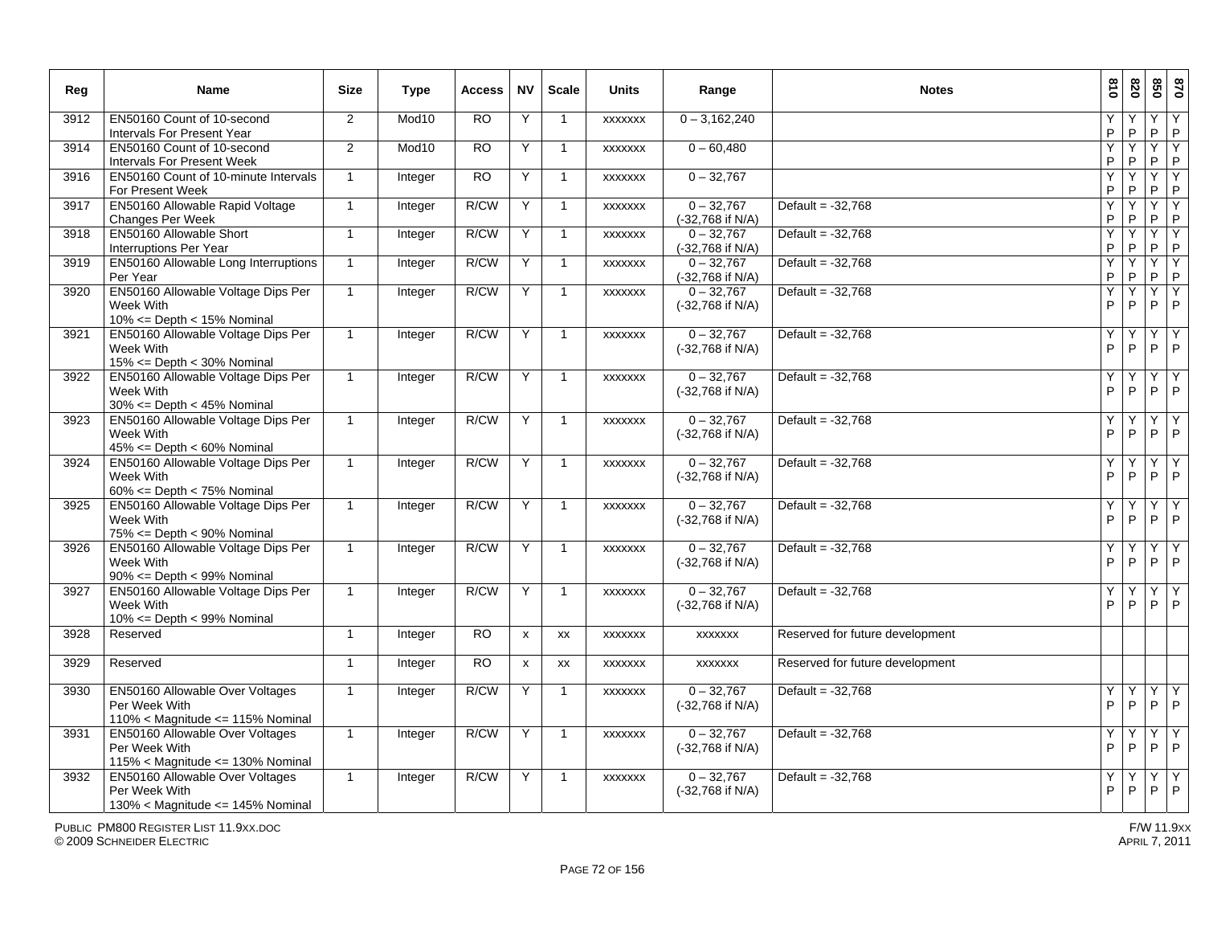| Reg | Name | Size | Type | Access | NV | Scale | Units | Range | Notes | 810 | 820 | 850 | 870 |
|---|---|---|---|---|---|---|---|---|---|---|---|---|---|
| 3912 | EN50160 Count of 10-second Intervals For Present Year | 2 | Mod10 | RO | Y | 1 | xxxxxxx | 0 – 3,162,240 | | Y P | Y P | Y P | Y P |
| 3914 | EN50160 Count of 10-second Intervals For Present Week | 2 | Mod10 | RO | Y | 1 | xxxxxxx | 0 – 60,480 | | Y P | Y P | Y P | Y P |
| 3916 | EN50160 Count of 10-minute Intervals For Present Week | 1 | Integer | RO | Y | 1 | xxxxxxx | 0 – 32,767 | | Y P | Y P | Y P | Y P |
| 3917 | EN50160 Allowable Rapid Voltage Changes Per Week | 1 | Integer | R/CW | Y | 1 | xxxxxxx | 0 – 32,767 (-32,768 if N/A) | Default = -32,768 | Y P | Y P | Y P | Y P |
| 3918 | EN50160 Allowable Short Interruptions Per Year | 1 | Integer | R/CW | Y | 1 | xxxxxxx | 0 – 32,767 (-32,768 if N/A) | Default = -32,768 | Y P | Y P | Y P | Y P |
| 3919 | EN50160 Allowable Long Interruptions Per Year | 1 | Integer | R/CW | Y | 1 | xxxxxxx | 0 – 32,767 (-32,768 if N/A) | Default = -32,768 | Y P | Y P | Y P | Y P |
| 3920 | EN50160 Allowable Voltage Dips Per Week With 10% <= Depth < 15% Nominal | 1 | Integer | R/CW | Y | 1 | xxxxxxx | 0 – 32,767 (-32,768 if N/A) | Default = -32,768 | Y P | Y P | Y P | Y P |
| 3921 | EN50160 Allowable Voltage Dips Per Week With 15% <= Depth < 30% Nominal | 1 | Integer | R/CW | Y | 1 | xxxxxxx | 0 – 32,767 (-32,768 if N/A) | Default = -32,768 | Y P | Y P | Y P | Y P |
| 3922 | EN50160 Allowable Voltage Dips Per Week With 30% <= Depth < 45% Nominal | 1 | Integer | R/CW | Y | 1 | xxxxxxx | 0 – 32,767 (-32,768 if N/A) | Default = -32,768 | Y P | Y P | Y P | Y P |
| 3923 | EN50160 Allowable Voltage Dips Per Week With 45% <= Depth < 60% Nominal | 1 | Integer | R/CW | Y | 1 | xxxxxxx | 0 – 32,767 (-32,768 if N/A) | Default = -32,768 | Y P | Y P | Y P | Y P |
| 3924 | EN50160 Allowable Voltage Dips Per Week With 60% <= Depth < 75% Nominal | 1 | Integer | R/CW | Y | 1 | xxxxxxx | 0 – 32,767 (-32,768 if N/A) | Default = -32,768 | Y P | Y P | Y P | Y P |
| 3925 | EN50160 Allowable Voltage Dips Per Week With 75% <= Depth < 90% Nominal | 1 | Integer | R/CW | Y | 1 | xxxxxxx | 0 – 32,767 (-32,768 if N/A) | Default = -32,768 | Y P | Y P | Y P | Y P |
| 3926 | EN50160 Allowable Voltage Dips Per Week With 90% <= Depth < 99% Nominal | 1 | Integer | R/CW | Y | 1 | xxxxxxx | 0 – 32,767 (-32,768 if N/A) | Default = -32,768 | Y P | Y P | Y P | Y P |
| 3927 | EN50160 Allowable Voltage Dips Per Week With 10% <= Depth < 99% Nominal | 1 | Integer | R/CW | Y | 1 | xxxxxxx | 0 – 32,767 (-32,768 if N/A) | Default = -32,768 | Y P | Y P | Y P | Y P |
| 3928 | Reserved | 1 | Integer | RO | x | xx | xxxxxxx | xxxxxxx | Reserved for future development | | | | |
| 3929 | Reserved | 1 | Integer | RO | x | xx | xxxxxxx | xxxxxxx | Reserved for future development | | | | |
| 3930 | EN50160 Allowable Over Voltages Per Week With 110% < Magnitude <= 115% Nominal | 1 | Integer | R/CW | Y | 1 | xxxxxxx | 0 – 32,767 (-32,768 if N/A) | Default = -32,768 | Y P | Y P | Y P | Y P |
| 3931 | EN50160 Allowable Over Voltages Per Week With 115% < Magnitude <= 130% Nominal | 1 | Integer | R/CW | Y | 1 | xxxxxxx | 0 – 32,767 (-32,768 if N/A) | Default = -32,768 | Y P | Y P | Y P | Y P |
| 3932 | EN50160 Allowable Over Voltages Per Week With 130% < Magnitude <= 145% Nominal | 1 | Integer | R/CW | Y | 1 | xxxxxxx | 0 – 32,767 (-32,768 if N/A) | Default = -32,768 | Y P | Y P | Y P | Y P |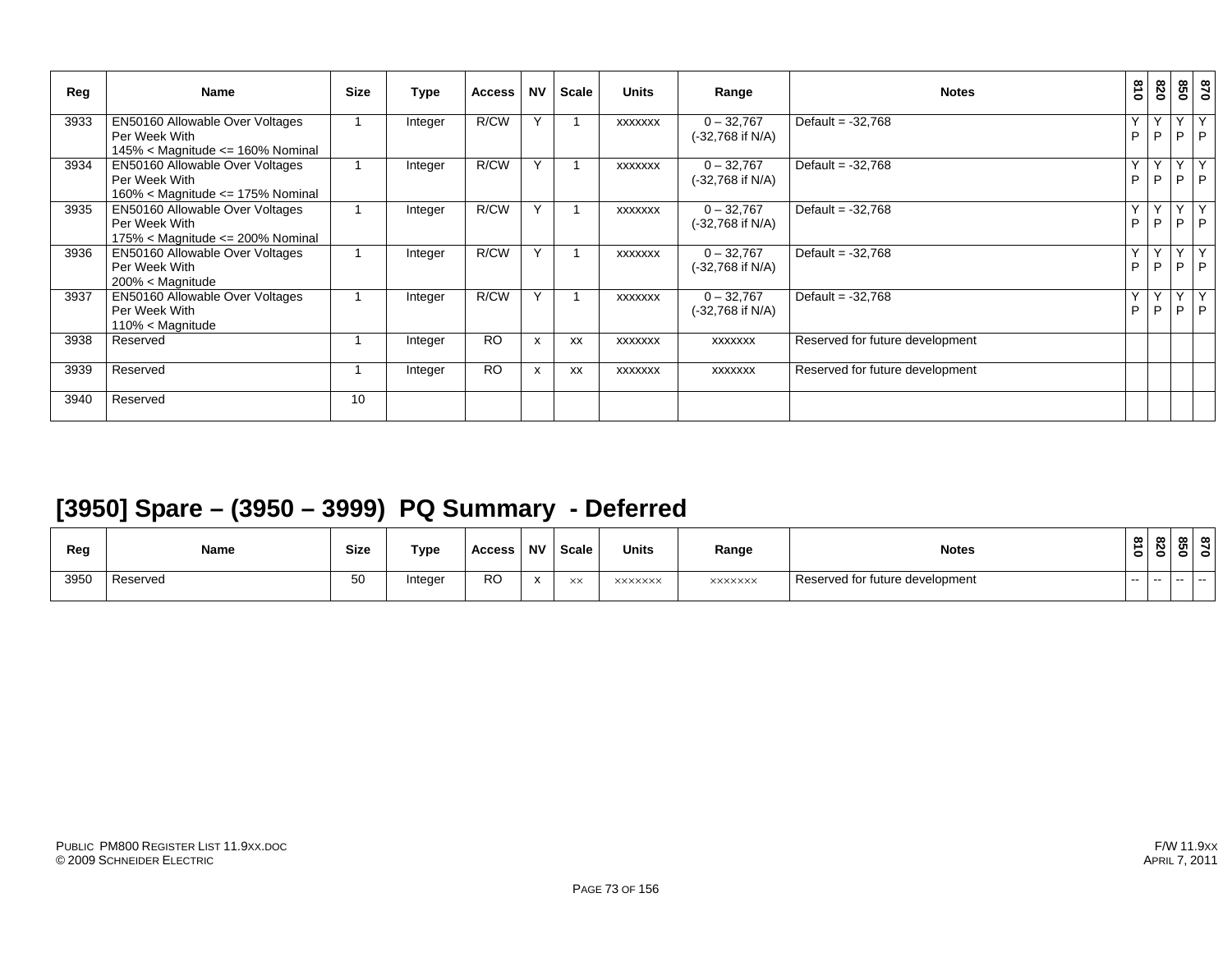| Reg | Name | Size | Type | Access | NV | Scale | Units | Range | Notes | 810 | 820 | 850 | 870 |
|---|---|---|---|---|---|---|---|---|---|---|---|---|---|
| 3933 | EN50160 Allowable Over Voltages Per Week With 145% < Magnitude <= 160% Nominal | 1 | Integer | R/CW | Y | 1 | xxxxxxx | 0 – 32,767 (-32,768 if N/A) | Default = -32,768 | Y P | Y P | Y P | Y P |
| 3934 | EN50160 Allowable Over Voltages Per Week With 160% < Magnitude <= 175% Nominal | 1 | Integer | R/CW | Y | 1 | xxxxxxx | 0 – 32,767 (-32,768 if N/A) | Default = -32,768 | Y P | Y P | Y P | Y P |
| 3935 | EN50160 Allowable Over Voltages Per Week With 175% < Magnitude <= 200% Nominal | 1 | Integer | R/CW | Y | 1 | xxxxxxx | 0 – 32,767 (-32,768 if N/A) | Default = -32,768 | Y P | Y P | Y P | Y P |
| 3936 | EN50160 Allowable Over Voltages Per Week With 200% < Magnitude | 1 | Integer | R/CW | Y | 1 | xxxxxxx | 0 – 32,767 (-32,768 if N/A) | Default = -32,768 | Y P | Y P | Y P | Y P |
| 3937 | EN50160 Allowable Over Voltages Per Week With 110% < Magnitude | 1 | Integer | R/CW | Y | 1 | xxxxxxx | 0 – 32,767 (-32,768 if N/A) | Default = -32,768 | Y P | Y P | Y P | Y P |
| 3938 | Reserved | 1 | Integer | RO | x | xx | xxxxxxx | xxxxxxx | Reserved for future development | | | | |
| 3939 | Reserved | 1 | Integer | RO | x | xx | xxxxxxx | xxxxxxx | Reserved for future development | | | | |
| 3940 | Reserved | 10 | | | | | | | | | | | |

## [3950] Spare – (3950 – 3999) PQ Summary - Deferred

| Reg | Name | Size | Type | Access | NV | Scale | Units | Range | Notes | 810 | 820 | 850 | 870 |
|---|---|---|---|---|---|---|---|---|---|---|---|---|---|
| 3950 | Reserved | 50 | Integer | RO | x | xx | xxxxxxx | xxxxxxx | Reserved for future development | -- | -- | -- | -- |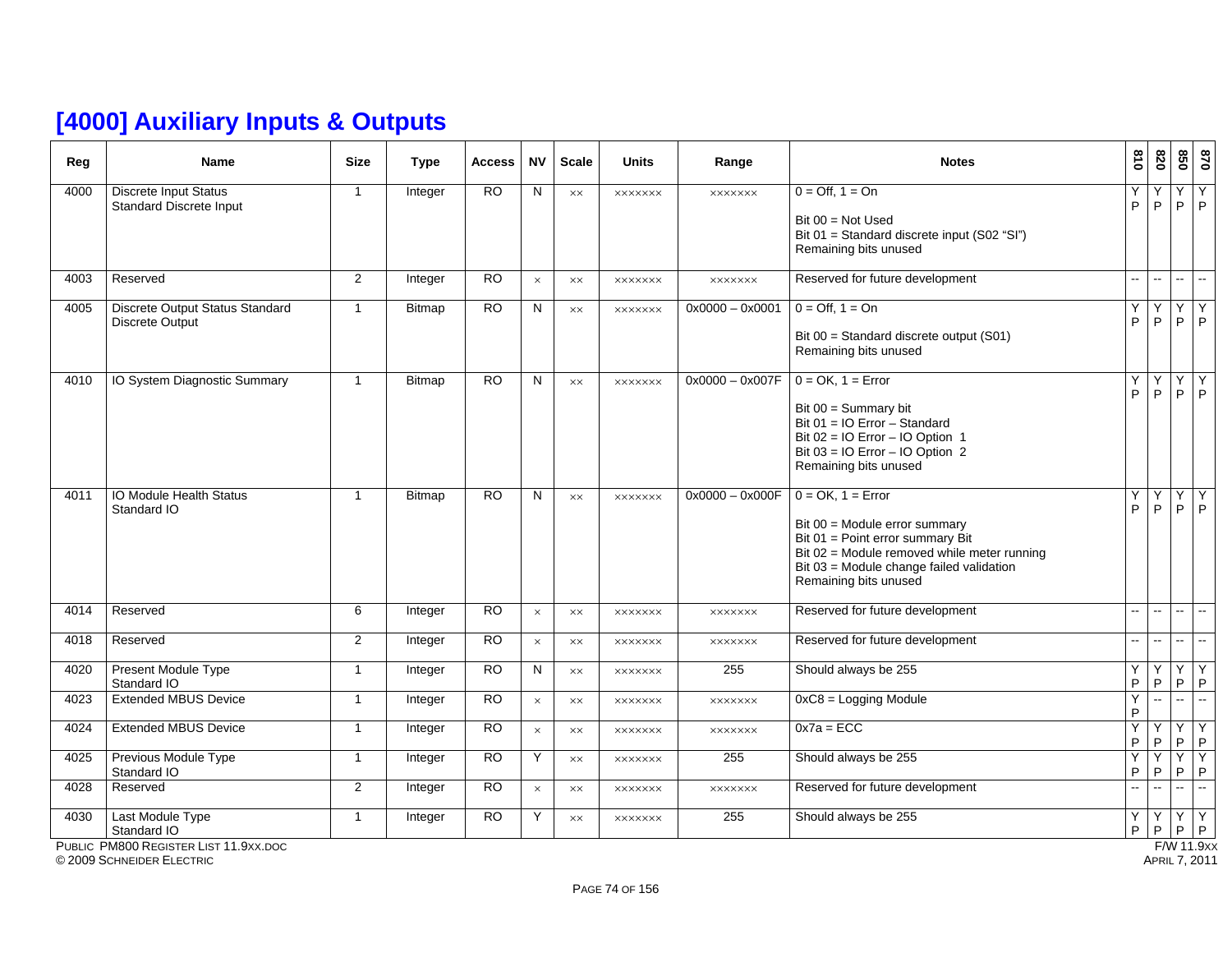# [4000] Auxiliary Inputs & Outputs

| Reg | Name | Size | Type | Access | NV | Scale | Units | Range | Notes | 810 | 820 | 850 | 870 |
|---|---|---|---|---|---|---|---|---|---|---|---|---|---|
| 4000 | Discrete Input Status Standard Discrete Input | 1 | Integer | RO | N | ×× | ××××××× | ××××××× | 0 = Off, 1 = On<br><br>Bit 00 = Not Used<br>Bit 01 = Standard discrete input (S02 "SI")<br>Remaining bits unused | YP | YP | YP | YP |
| 4003 | Reserved | 2 | Integer | RO | × | ×× | ××××××× | ××××××× | Reserved for future development | -- | -- | -- | -- |
| 4005 | Discrete Output Status Standard Discrete Output | 1 | Bitmap | RO | N | ×× | ××××××× | 0x0000 – 0x0001 | 0 = Off, 1 = On<br><br>Bit 00 = Standard discrete output (S01)<br>Remaining bits unused | YP | YP | YP | YP |
| 4010 | IO System Diagnostic Summary | 1 | Bitmap | RO | N | ×× | ××××××× | 0x0000 – 0x007F | 0 = OK, 1 = Error<br><br>Bit 00 = Summary bit<br>Bit 01 = IO Error – Standard<br>Bit 02 = IO Error – IO Option 1<br>Bit 03 = IO Error – IO Option 2<br>Remaining bits unused | YP | YP | YP | YP |
| 4011 | IO Module Health Status Standard IO | 1 | Bitmap | RO | N | ×× | ××××××× | 0x0000 – 0x000F | 0 = OK, 1 = Error<br><br>Bit 00 = Module error summary<br>Bit 01 = Point error summary Bit<br>Bit 02 = Module removed while meter running<br>Bit 03 = Module change failed validation<br>Remaining bits unused | YP | YP | YP | YP |
| 4014 | Reserved | 6 | Integer | RO | × | ×× | ××××××× | ××××××× | Reserved for future development | -- | -- | -- | -- |
| 4018 | Reserved | 2 | Integer | RO | × | ×× | ××××××× | ××××××× | Reserved for future development | -- | -- | -- | -- |
| 4020 | Present Module Type Standard IO | 1 | Integer | RO | N | ×× | ××××××× | 255 | Should always be 255 | YP | YP | YP | YP |
| 4023 | Extended MBUS Device | 1 | Integer | RO | × | ×× | ××××××× | ××××××× | 0xC8 = Logging Module | YP | -- | -- | -- |
| 4024 | Extended MBUS Device | 1 | Integer | RO | × | ×× | ××××××× | ××××××× | 0x7a = ECC | YP | YP | YP | YP |
| 4025 | Previous Module Type Standard IO | 1 | Integer | RO | Y | ×× | ××××××× | 255 | Should always be 255 | YP | YP | YP | YP |
| 4028 | Reserved | 2 | Integer | RO | × | ×× | ××××××× | ××××××× | Reserved for future development | -- | -- | -- | -- |
| 4030 | Last Module Type Standard IO | 1 | Integer | RO | Y | ×× | ××××××× | 255 | Should always be 255 | YP | YP | YP | YP |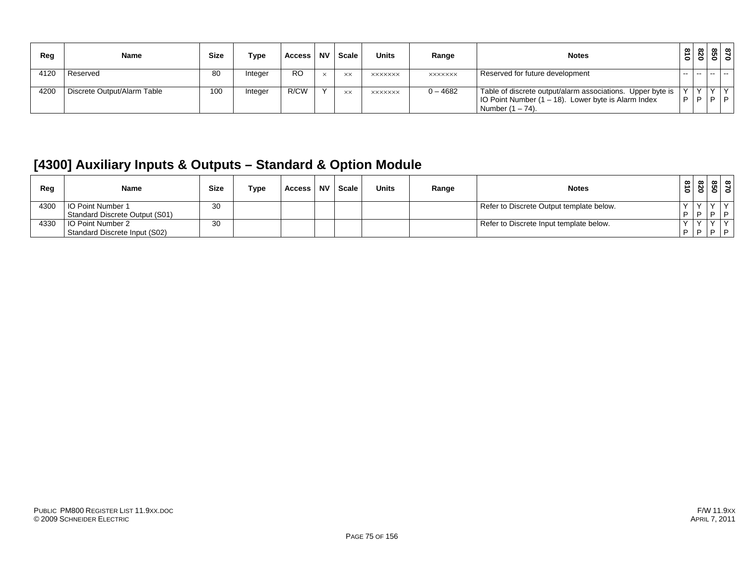| Reg | Name | Size | Type | Access | NV | Scale | Units | Range | Notes | 810 | 820 | 850 | 870 |
|---|---|---|---|---|---|---|---|---|---|---|---|---|---|
| 4120 | Reserved | 80 | Integer | RO | × | ×× | ××××××× | ××××××× | Reserved for future development | -- | -- | -- | -- |
| 4200 | Discrete Output/Alarm Table | 100 | Integer | R/CW | Y | ×× | ××××××× | 0 – 4682 | Table of discrete output/alarm associations. Upper byte is IO Point Number (1 – 18). Lower byte is Alarm Index Number (1 – 74). | Y P | Y P | Y P | Y P |

## [4300] Auxiliary Inputs & Outputs – Standard & Option Module

| Reg | Name | Size | Type | Access | NV | Scale | Units | Range | Notes | 810 | 820 | 850 | 870 |
|---|---|---|---|---|---|---|---|---|---|---|---|---|---|
| 4300 | IO Point Number 1<br>Standard Discrete Output (S01) | 30 | | | | | | | Refer to Discrete Output template below. | Y P | Y P | Y P | Y P |
| 4330 | IO Point Number 2<br>Standard Discrete Input (S02) | 30 | | | | | | | Refer to Discrete Input template below. | Y P | Y P | Y P | Y P |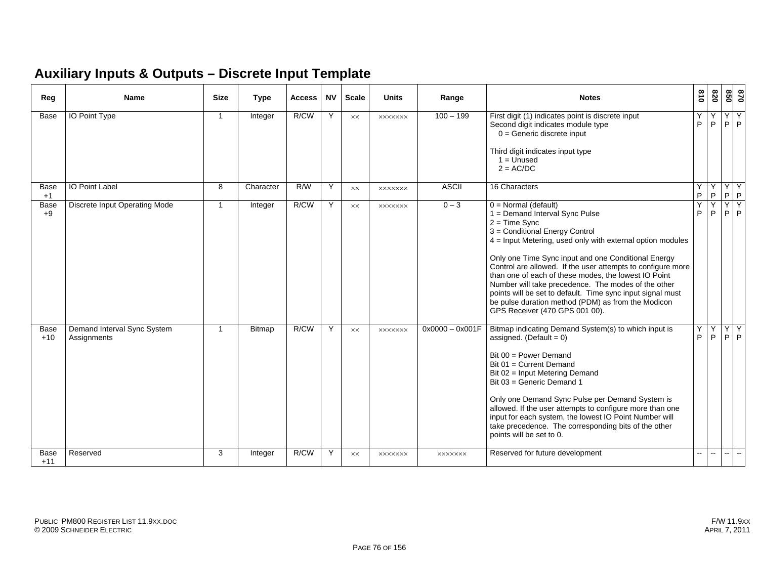## Auxiliary Inputs & Outputs – Discrete Input Template

| Reg | Name | Size | Type | Access | NV | Scale | Units | Range | Notes | 810 | 820 | 850 | 870 |
|---|---|---|---|---|---|---|---|---|---|---|---|---|---|
| Base | IO Point Type | 1 | Integer | R/CW | Y | ×× | ××××××× | 100 – 199 | First digit (1) indicates point is discrete input<br>Second digit indicates module type<br>0 = Generic discrete input<br><br>Third digit indicates input type<br>1 = Unused<br>2 = AC/DC | Y P | Y P | Y P | Y P |
| Base +1 | IO Point Label | 8 | Character | R/W | Y | ×× | ××××××× | ASCII | 16 Characters | Y P | Y P | Y P | Y P |
| Base +9 | Discrete Input Operating Mode | 1 | Integer | R/CW | Y | ×× | ××××××× | 0 – 3 | 0 = Normal (default)<br>1 = Demand Interval Sync Pulse<br>2 = Time Sync<br>3 = Conditional Energy Control<br>4 = Input Metering, used only with external option modules<br><br>Only one Time Sync input and one Conditional Energy Control are allowed. If the user attempts to configure more than one of each of these modes, the lowest IO Point Number will take precedence. The modes of the other points will be set to default. Time sync input signal must be pulse duration method (PDM) as from the Modicon GPS Receiver (470 GPS 001 00). | Y P | Y P | Y P | Y P |
| Base +10 | Demand Interval Sync System Assignments | 1 | Bitmap | R/CW | Y | ×× | ××××××× | 0x0000 – 0x001F | Bitmap indicating Demand System(s) to which input is assigned. (Default = 0)<br><br>Bit 00 = Power Demand<br>Bit 01 = Current Demand<br>Bit 02 = Input Metering Demand<br>Bit 03 = Generic Demand 1<br><br>Only one Demand Sync Pulse per Demand System is allowed. If the user attempts to configure more than one input for each system, the lowest IO Point Number will take precedence. The corresponding bits of the other points will be set to 0. | Y P | Y P | Y P | Y P |
| Base +11 | Reserved | 3 | Integer | R/CW | Y | ×× | ××××××× | ××××××× | Reserved for future development | -- | -- | -- | -- |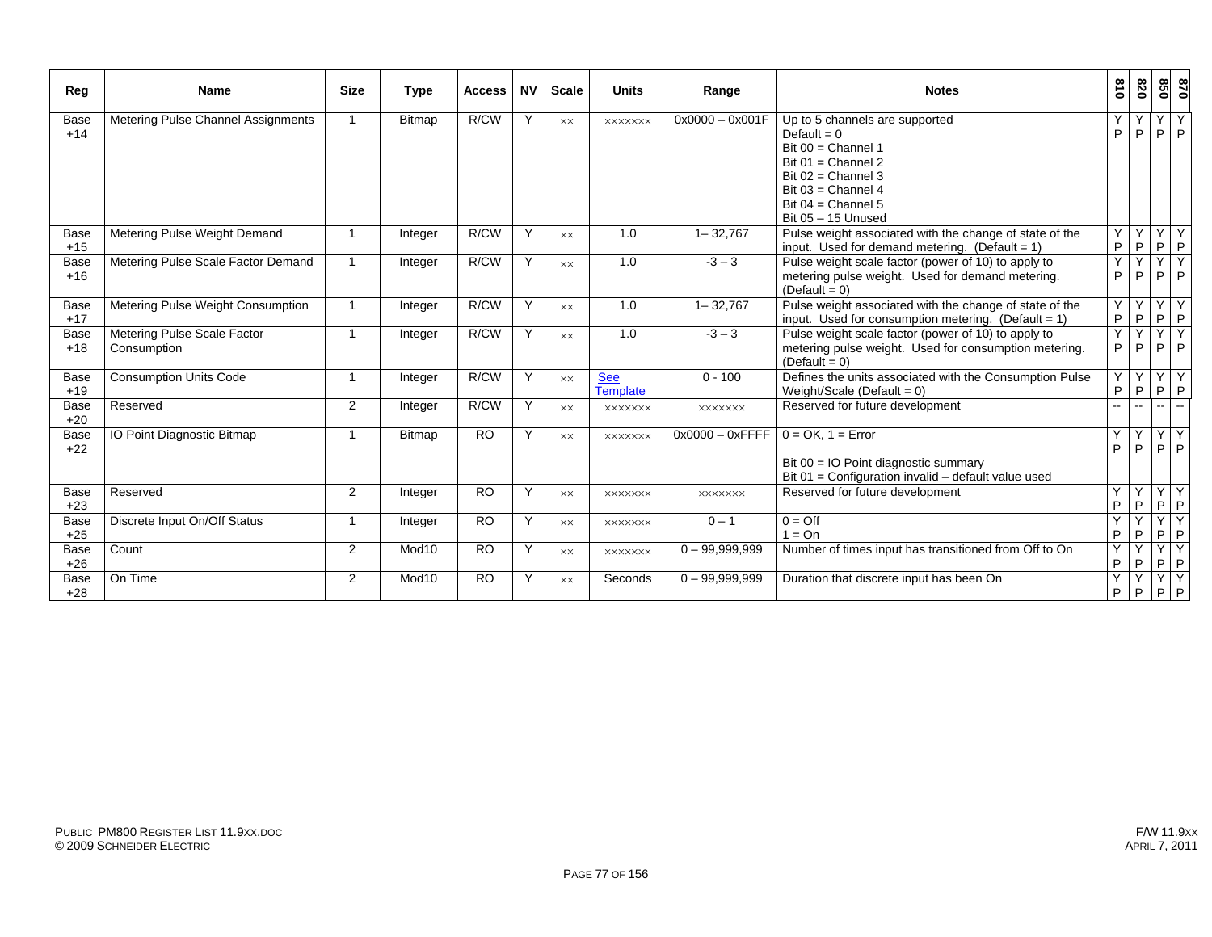| Reg | Name | Size | Type | Access | NV | Scale | Units | Range | Notes | 810 | 820 | 850 | 870 |
|---|---|---|---|---|---|---|---|---|---|---|---|---|---|
| Base +14 | Metering Pulse Channel Assignments | 1 | Bitmap | R/CW | Y | xx | xxxxxxx | 0x0000 – 0x001F | Up to 5 channels are supported<br>Default = 0<br>Bit 00 = Channel 1<br>Bit 01 = Channel 2<br>Bit 02 = Channel 3<br>Bit 03 = Channel 4<br>Bit 04 = Channel 5<br>Bit 05 – 15 Unused | Y P | Y P | Y P | Y P |
| Base +15 | Metering Pulse Weight Demand | 1 | Integer | R/CW | Y | xx | 1.0 | 1– 32,767 | Pulse weight associated with the change of state of the input. Used for demand metering. (Default = 1) | Y P | Y P | Y P | Y P |
| Base +16 | Metering Pulse Scale Factor Demand | 1 | Integer | R/CW | Y | xx | 1.0 | -3 – 3 | Pulse weight scale factor (power of 10) to apply to metering pulse weight. Used for demand metering. (Default = 0) | Y P | Y P | Y P | Y P |
| Base +17 | Metering Pulse Weight Consumption | 1 | Integer | R/CW | Y | xx | 1.0 | 1– 32,767 | Pulse weight associated with the change of state of the input. Used for consumption metering. (Default = 1) | Y P | Y P | Y P | Y P |
| Base +18 | Metering Pulse Scale Factor Consumption | 1 | Integer | R/CW | Y | xx | 1.0 | -3 – 3 | Pulse weight scale factor (power of 10) to apply to metering pulse weight. Used for consumption metering. (Default = 0) | Y P | Y P | Y P | Y P |
| Base +19 | Consumption Units Code | 1 | Integer | R/CW | Y | xx | See Template | 0 - 100 | Defines the units associated with the Consumption Pulse Weight/Scale (Default = 0) | Y P | Y P | Y P | Y P |
| Base +20 | Reserved | 2 | Integer | R/CW | Y | xx | xxxxxxx | xxxxxxx | Reserved for future development | -- | -- | -- | -- |
| Base +22 | IO Point Diagnostic Bitmap | 1 | Bitmap | RO | Y | xx | xxxxxxx | 0x0000 – 0xFFFF | 0 = OK, 1 = Error<br><br>Bit 00 = IO Point diagnostic summary<br>Bit 01 = Configuration invalid – default value used | Y P | Y P | Y P | Y P |
| Base +23 | Reserved | 2 | Integer | RO | Y | xx | xxxxxxx | xxxxxxx | Reserved for future development | Y P | Y P | Y P | Y P |
| Base +25 | Discrete Input On/Off Status | 1 | Integer | RO | Y | xx | xxxxxxx | 0 – 1 | 0 = Off<br>1 = On | Y P | Y P | Y P | Y P |
| Base +26 | Count | 2 | Mod10 | RO | Y | xx | xxxxxxx | 0 – 99,999,999 | Number of times input has transitioned from Off to On | Y P | Y P | Y P | Y P |
| Base +28 | On Time | 2 | Mod10 | RO | Y | xx | Seconds | 0 – 99,999,999 | Duration that discrete input has been On | Y P | Y P | Y P | Y P |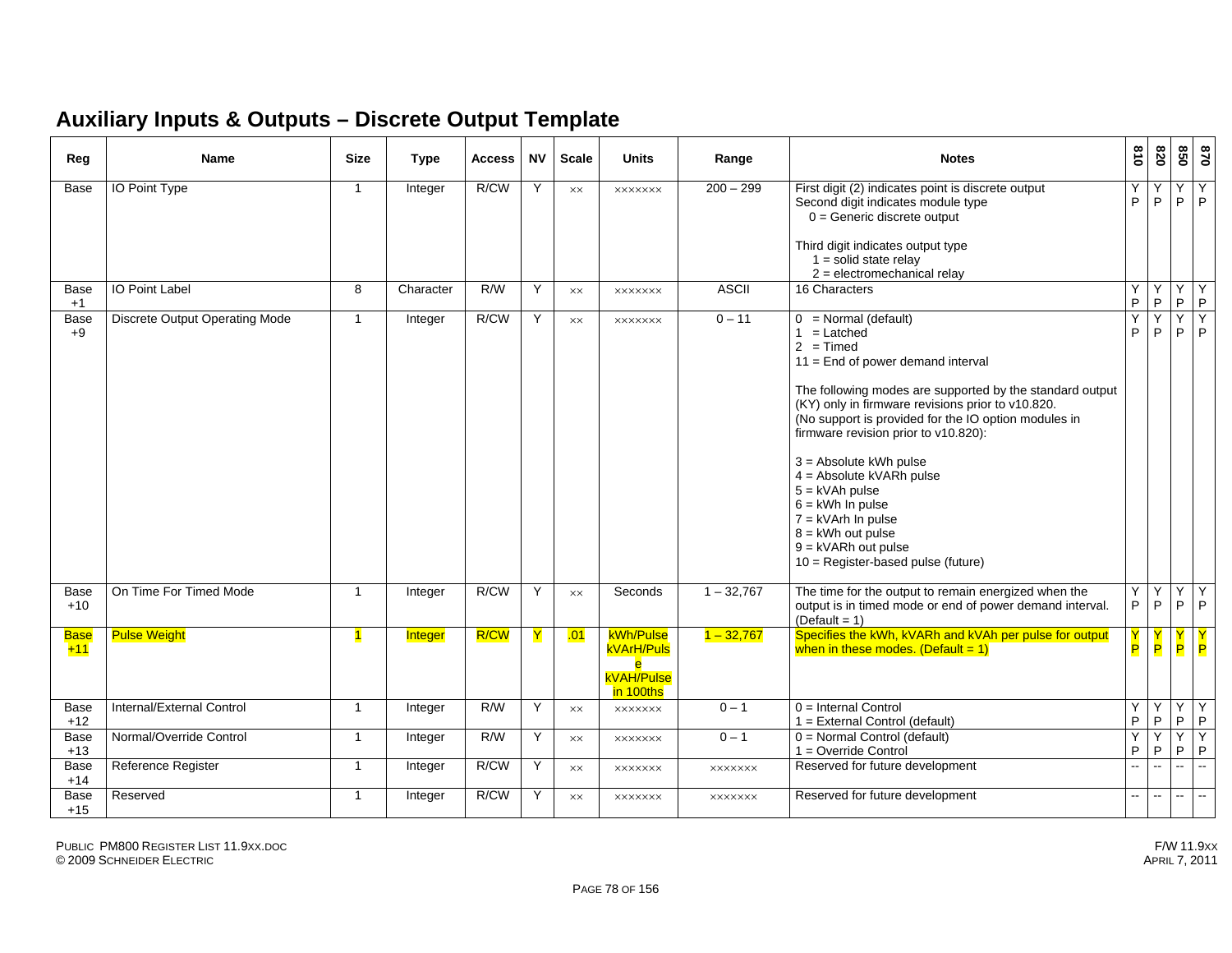## Auxiliary Inputs & Outputs – Discrete Output Template

| Reg | Name | Size | Type | Access | NV | Scale | Units | Range | Notes | 810 | 820 | 850 | 870 |
|---|---|---|---|---|---|---|---|---|---|---|---|---|---|
| Base | IO Point Type | 1 | Integer | R/CW | Y | xx | xxxxxxx | 200 – 299 | First digit (2) indicates point is discrete output<br>Second digit indicates module type<br>0 = Generic discrete output<br><br>Third digit indicates output type<br>1 = solid state relay<br>2 = electromechanical relay | Y P | Y P | Y P | Y P |
| Base +1 | IO Point Label | 8 | Character | R/W | Y | xx | xxxxxxx | ASCII | 16 Characters | Y P | Y P | Y P | Y P |
| Base +9 | Discrete Output Operating Mode | 1 | Integer | R/CW | Y | xx | xxxxxxx | 0 – 11 | 0 = Normal (default)<br>1 = Latched<br>2 = Timed<br>11 = End of power demand interval<br><br>The following modes are supported by the standard output (KY) only in firmware revisions prior to v10.820.<br>(No support is provided for the IO option modules in firmware revision prior to v10.820):<br><br>3 = Absolute kWh pulse<br>4 = Absolute kVARh pulse<br>5 = kVAh pulse<br>6 = kWh In pulse<br>7 = kVArh In pulse<br>8 = kWh out pulse<br>9 = kVARh out pulse<br>10 = Register-based pulse (future) | Y P | Y P | Y P | Y P |
| Base +10 | On Time For Timed Mode | 1 | Integer | R/CW | Y | xx | Seconds | 1 – 32,767 | The time for the output to remain energized when the output is in timed mode or end of power demand interval. (Default = 1) | Y P | Y P | Y P | Y P |
| Base +11 | Pulse Weight | 1 | Integer | R/CW | Y | .01 | kWh/Pulse<br>kVArH/Pulse<br>kVAH/Pulse in 100ths | 1 – 32,767 | Specifies the kWh, kVARh and kVAh per pulse for output when in these modes. (Default = 1) | Y P | Y P | Y P | Y P |
| Base +12 | Internal/External Control | 1 | Integer | R/W | Y | xx | xxxxxxx | 0 – 1 | 0 = Internal Control<br>1 = External Control (default) | Y P | Y P | Y P | Y P |
| Base +13 | Normal/Override Control | 1 | Integer | R/W | Y | xx | xxxxxxx | 0 – 1 | 0 = Normal Control (default)<br>1 = Override Control | Y P | Y P | Y P | Y P |
| Base +14 | Reference Register | 1 | Integer | R/CW | Y | xx | xxxxxxx | xxxxxxx | Reserved for future development | -- | -- | -- | -- |
| Base +15 | Reserved | 1 | Integer | R/CW | Y | xx | xxxxxxx | xxxxxxx | Reserved for future development | -- | -- | -- | -- |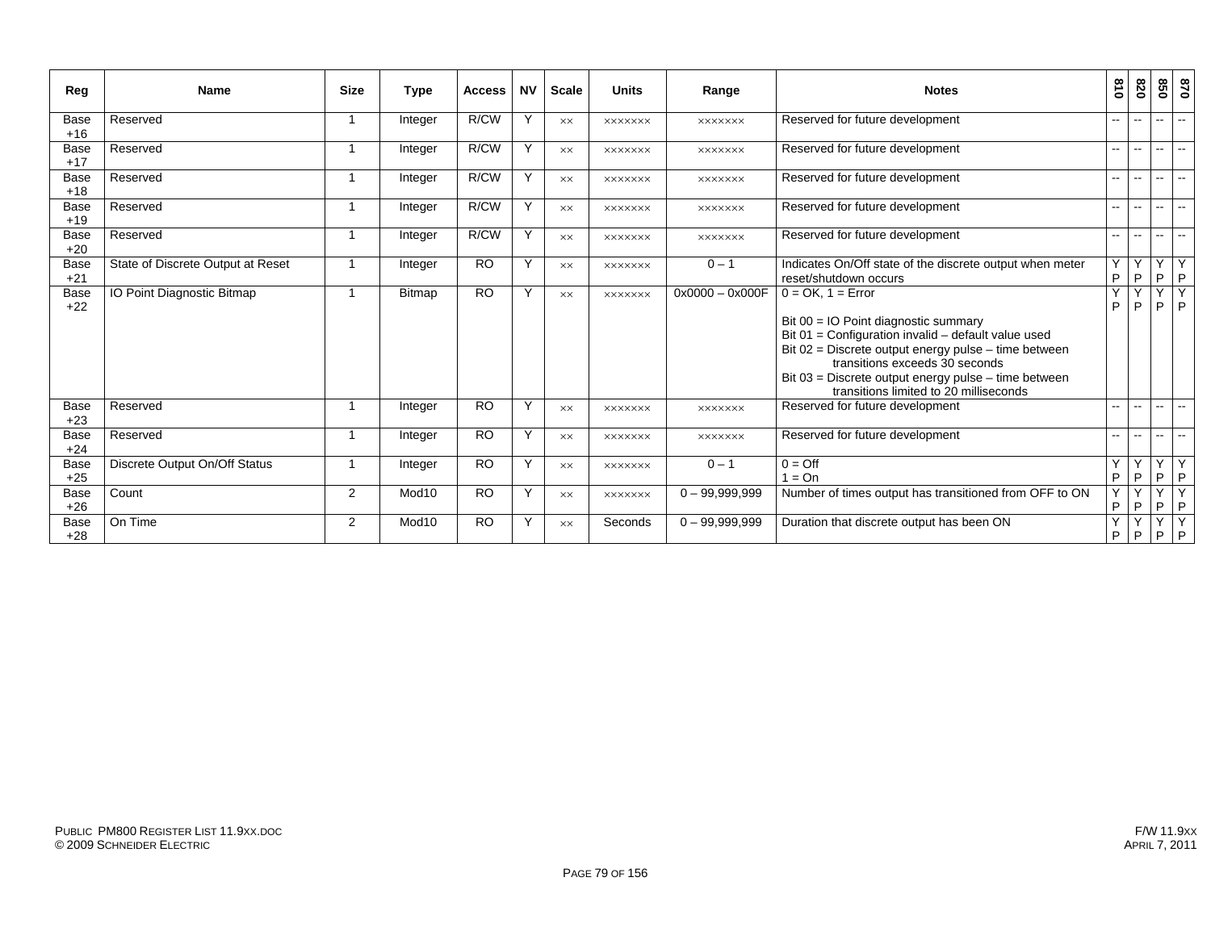| Reg | Name | Size | Type | Access | NV | Scale | Units | Range | Notes | 810 | 820 | 850 | 870 |
|---|---|---|---|---|---|---|---|---|---|---|---|---|---|
| Base +16 | Reserved | 1 | Integer | R/CW | Y | xx | xxxxxxx | xxxxxxx | Reserved for future development | -- | -- | -- | -- |
| Base +17 | Reserved | 1 | Integer | R/CW | Y | xx | xxxxxxx | xxxxxxx | Reserved for future development | -- | -- | -- | -- |
| Base +18 | Reserved | 1 | Integer | R/CW | Y | xx | xxxxxxx | xxxxxxx | Reserved for future development | -- | -- | -- | -- |
| Base +19 | Reserved | 1 | Integer | R/CW | Y | xx | xxxxxxx | xxxxxxx | Reserved for future development | -- | -- | -- | -- |
| Base +20 | Reserved | 1 | Integer | R/CW | Y | xx | xxxxxxx | xxxxxxx | Reserved for future development | -- | -- | -- | -- |
| Base +21 | State of Discrete Output at Reset | 1 | Integer | RO | Y | xx | xxxxxxx | 0 – 1 | Indicates On/Off state of the discrete output when meter reset/shutdown occurs | Y P | Y P | Y P | Y P |
| Base +22 | IO Point Diagnostic Bitmap | 1 | Bitmap | RO | Y | xx | xxxxxxx | 0x0000 – 0x000F | 0 = OK, 1 = Error<br><br>Bit 00 = IO Point diagnostic summary<br>Bit 01 = Configuration invalid – default value used<br>Bit 02 = Discrete output energy pulse – time between transitions exceeds 30 seconds<br>Bit 03 = Discrete output energy pulse – time between transitions limited to 20 milliseconds | Y P | Y P | Y P | Y P |
| Base +23 | Reserved | 1 | Integer | RO | Y | xx | xxxxxxx | xxxxxxx | Reserved for future development | -- | -- | -- | -- |
| Base +24 | Reserved | 1 | Integer | RO | Y | xx | xxxxxxx | xxxxxxx | Reserved for future development | -- | -- | -- | -- |
| Base +25 | Discrete Output On/Off Status | 1 | Integer | RO | Y | xx | xxxxxxx | 0 – 1 | 0 = Off<br>1 = On | Y P | Y P | Y P | Y P |
| Base +26 | Count | 2 | Mod10 | RO | Y | xx | xxxxxxx | 0 – 99,999,999 | Number of times output has transitioned from OFF to ON | Y P | Y P | Y P | Y P |
| Base +28 | On Time | 2 | Mod10 | RO | Y | xx | Seconds | 0 – 99,999,999 | Duration that discrete output has been ON | Y P | Y P | Y P | Y P |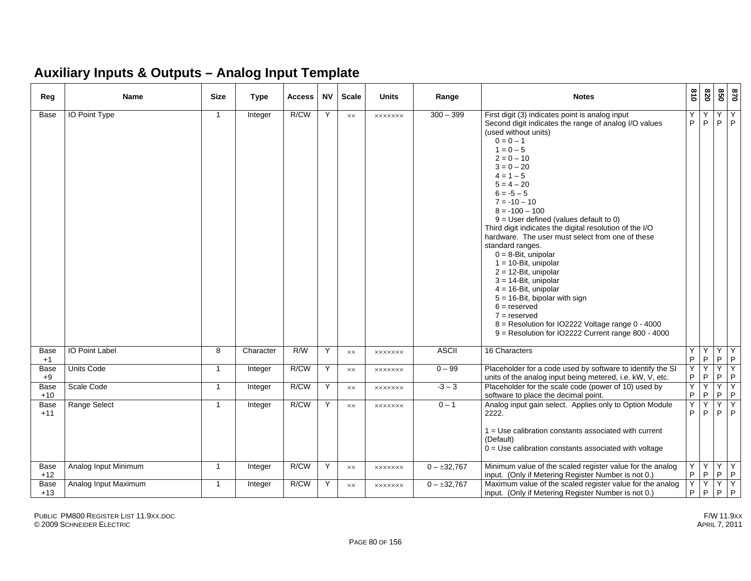## Auxiliary Inputs & Outputs – Analog Input Template

| Reg | Name | Size | Type | Access | NV | Scale | Units | Range | Notes | 810 | 820 | 850 | 870 |
|---|---|---|---|---|---|---|---|---|---|---|---|---|---|
| Base | IO Point Type | 1 | Integer | R/CW | Y | ×× | ××××××× | 300 – 399 | First digit (3) indicates point is analog input<br>Second digit indicates the range of analog I/O values (used without units)<br>0 = 0 – 1<br>1 = 0 – 5<br>2 = 0 – 10<br>3 = 0 – 20<br>4 = 1 – 5<br>5 = 4 – 20<br>6 = -5 – 5<br>7 = -10 – 10<br>8 = -100 – 100<br>9 = User defined (values default to 0)<br>Third digit indicates the digital resolution of the I/O hardware. The user must select from one of these standard ranges.<br>0 = 8-Bit, unipolar<br>1 = 10-Bit, unipolar<br>2 = 12-Bit, unipolar<br>3 = 14-Bit, unipolar<br>4 = 16-Bit, unipolar<br>5 = 16-Bit, bipolar with sign<br>6 = reserved<br>7 = reserved<br>8 = Resolution for IO2222 Voltage range 0 - 4000<br>9 = Resolution for IO2222 Current range 800 - 4000 | Y P | Y P | Y P | Y P |
| Base +1 | IO Point Label | 8 | Character | R/W | Y | ×× | ××××××× | ASCII | 16 Characters | Y P | Y P | Y P | Y P |
| Base +9 | Units Code | 1 | Integer | R/CW | Y | ×× | ××××××× | 0 – 99 | Placeholder for a code used by software to identify the SI units of the analog input being metered, i.e. kW, V, etc. | Y P | Y P | Y P | Y P |
| Base +10 | Scale Code | 1 | Integer | R/CW | Y | ×× | ××××××× | -3 – 3 | Placeholder for the scale code (power of 10) used by software to place the decimal point. | Y P | Y P | Y P | Y P |
| Base +11 | Range Select | 1 | Integer | R/CW | Y | ×× | ××××××× | 0 – 1 | Analog input gain select. Applies only to Option Module 2222.<br><br>1 = Use calibration constants associated with current (Default)<br>0 = Use calibration constants associated with voltage | Y P | Y P | Y P | Y P |
| Base +12 | Analog Input Minimum | 1 | Integer | R/CW | Y | ×× | ××××××× | 0 – ±32,767 | Minimum value of the scaled register value for the analog input. (Only if Metering Register Number is not 0.) | Y P | Y P | Y P | Y P |
| Base +13 | Analog Input Maximum | 1 | Integer | R/CW | Y | ×× | ××××××× | 0 – ±32,767 | Maximum value of the scaled register value for the analog input. (Only if Metering Register Number is not 0.) | Y P | Y P | Y P | Y P |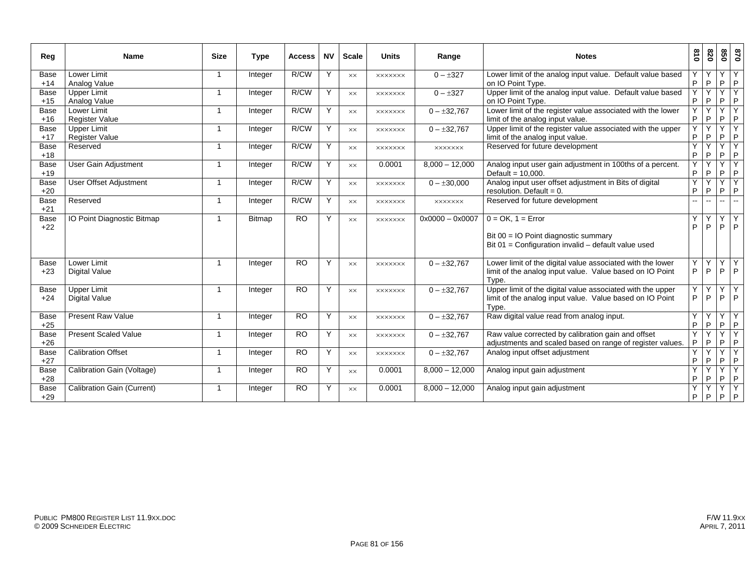| Reg | Name | Size | Type | Access | NV | Scale | Units | Range | Notes | 810 | 820 | 850 | 870 |
|---|---|---|---|---|---|---|---|---|---|---|---|---|---|
| Base +14 | Lower Limit Analog Value | 1 | Integer | R/CW | Y | ×× | ××××××× | 0 – ±327 | Lower limit of the analog input value. Default value based on IO Point Type. | Y P | Y P | Y P | Y P |
| Base +15 | Upper Limit Analog Value | 1 | Integer | R/CW | Y | ×× | ××××××× | 0 – ±327 | Upper limit of the analog input value. Default value based on IO Point Type. | Y P | Y P | Y P | Y P |
| Base +16 | Lower Limit Register Value | 1 | Integer | R/CW | Y | ×× | ××××××× | 0 – ±32,767 | Lower limit of the register value associated with the lower limit of the analog input value. | Y P | Y P | Y P | Y P |
| Base +17 | Upper Limit Register Value | 1 | Integer | R/CW | Y | ×× | ××××××× | 0 – ±32,767 | Upper limit of the register value associated with the upper limit of the analog input value. | Y P | Y P | Y P | Y P |
| Base +18 | Reserved | 1 | Integer | R/CW | Y | ×× | ××××××× | ××××××× | Reserved for future development | Y P | Y P | Y P | Y P |
| Base +19 | User Gain Adjustment | 1 | Integer | R/CW | Y | ×× | 0.0001 | 8,000 – 12,000 | Analog input user gain adjustment in 100ths of a percent. Default = 10,000. | Y P | Y P | Y P | Y P |
| Base +20 | User Offset Adjustment | 1 | Integer | R/CW | Y | ×× | ××××××× | 0 – ±30,000 | Analog input user offset adjustment in Bits of digital resolution. Default = 0. | Y P | Y P | Y P | Y P |
| Base +21 | Reserved | 1 | Integer | R/CW | Y | ×× | ××××××× | ××××××× | Reserved for future development | -- | -- | -- | -- |
| Base +22 | IO Point Diagnostic Bitmap | 1 | Bitmap | RO | Y | ×× | ××××××× | 0x0000 – 0x0007 | 0 = OK, 1 = Error<br><br>Bit 00 = IO Point diagnostic summary<br>Bit 01 = Configuration invalid – default value used | Y P | Y P | Y P | Y P |
| Base +23 | Lower Limit Digital Value | 1 | Integer | RO | Y | ×× | ××××××× | 0 – ±32,767 | Lower limit of the digital value associated with the lower limit of the analog input value. Value based on IO Point Type. | Y P | Y P | Y P | Y P |
| Base +24 | Upper Limit Digital Value | 1 | Integer | RO | Y | ×× | ××××××× | 0 – ±32,767 | Upper limit of the digital value associated with the upper limit of the analog input value. Value based on IO Point Type. | Y P | Y P | Y P | Y P |
| Base +25 | Present Raw Value | 1 | Integer | RO | Y | ×× | ××××××× | 0 – ±32,767 | Raw digital value read from analog input. | Y P | Y P | Y P | Y P |
| Base +26 | Present Scaled Value | 1 | Integer | RO | Y | ×× | ××××××× | 0 – ±32,767 | Raw value corrected by calibration gain and offset adjustments and scaled based on range of register values. | Y P | Y P | Y P | Y P |
| Base +27 | Calibration Offset | 1 | Integer | RO | Y | ×× | ××××××× | 0 – ±32,767 | Analog input offset adjustment | Y P | Y P | Y P | Y P |
| Base +28 | Calibration Gain (Voltage) | 1 | Integer | RO | Y | ×× | 0.0001 | 8,000 – 12,000 | Analog input gain adjustment | Y P | Y P | Y P | Y P |
| Base +29 | Calibration Gain (Current) | 1 | Integer | RO | Y | ×× | 0.0001 | 8,000 – 12,000 | Analog input gain adjustment | Y P | Y P | Y P | Y P |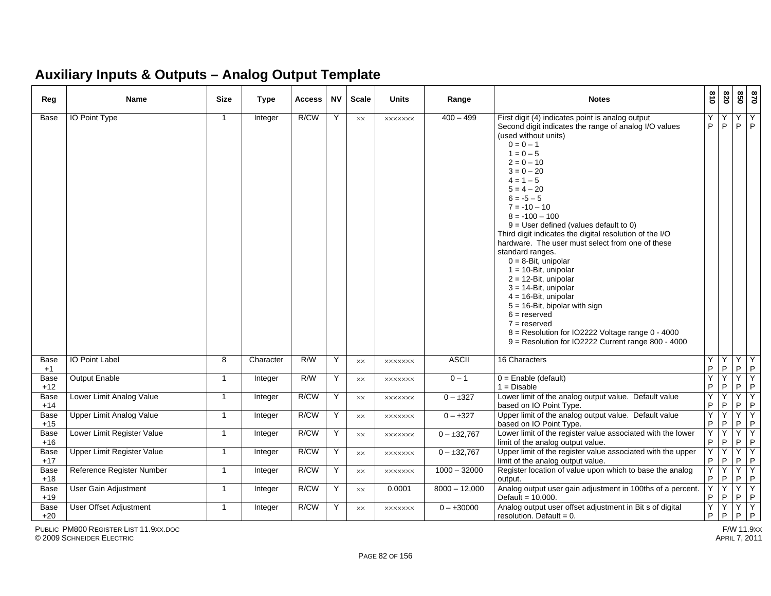## Auxiliary Inputs & Outputs – Analog Output Template

| Reg | Name | Size | Type | Access | NV | Scale | Units | Range | Notes | 810 | 820 | 850 | 870 |
|---|---|---|---|---|---|---|---|---|---|---|---|---|---|
| Base | IO Point Type | 1 | Integer | R/CW | Y | ×× | ××××××× | 400 – 499 | First digit (4) indicates point is analog output<br>Second digit indicates the range of analog I/O values (used without units)<br>0 = 0 – 1<br>1 = 0 – 5<br>2 = 0 – 10<br>3 = 0 – 20<br>4 = 1 – 5<br>5 = 4 – 20<br>6 = -5 – 5<br>7 = -10 – 10<br>8 = -100 – 100<br>9 = User defined (values default to 0)<br>Third digit indicates the digital resolution of the I/O hardware. The user must select from one of these standard ranges.<br>0 = 8-Bit, unipolar<br>1 = 10-Bit, unipolar<br>2 = 12-Bit, unipolar<br>3 = 14-Bit, unipolar<br>4 = 16-Bit, unipolar<br>5 = 16-Bit, bipolar with sign<br>6 = reserved<br>7 = reserved<br>8 = Resolution for IO2222 Voltage range 0 - 4000<br>9 = Resolution for IO2222 Current range 800 - 4000 | Y P | Y P | Y P | Y P |
| Base +1 | IO Point Label | 8 | Character | R/W | Y | ×× | ××××××× | ASCII | 16 Characters | Y P | Y P | Y P | Y P |
| Base +12 | Output Enable | 1 | Integer | R/W | Y | ×× | ××××××× | 0 – 1 | 0 = Enable (default)<br>1 = Disable | Y P | Y P | Y P | Y P |
| Base +14 | Lower Limit Analog Value | 1 | Integer | R/CW | Y | ×× | ××××××× | 0 – ±327 | Lower limit of the analog output value. Default value based on IO Point Type. | Y P | Y P | Y P | Y P |
| Base +15 | Upper Limit Analog Value | 1 | Integer | R/CW | Y | ×× | ××××××× | 0 – ±327 | Upper limit of the analog output value. Default value based on IO Point Type. | Y P | Y P | Y P | Y P |
| Base +16 | Lower Limit Register Value | 1 | Integer | R/CW | Y | ×× | ××××××× | 0 – ±32,767 | Lower limit of the register value associated with the lower limit of the analog output value. | Y P | Y P | Y P | Y P |
| Base +17 | Upper Limit Register Value | 1 | Integer | R/CW | Y | ×× | ××××××× | 0 – ±32,767 | Upper limit of the register value associated with the upper limit of the analog output value. | Y P | Y P | Y P | Y P |
| Base +18 | Reference Register Number | 1 | Integer | R/CW | Y | ×× | ××××××× | 1000 – 32000 | Register location of value upon which to base the analog output. | Y P | Y P | Y P | Y P |
| Base +19 | User Gain Adjustment | 1 | Integer | R/CW | Y | ×× | 0.0001 | 8000 – 12,000 | Analog output user gain adjustment in 100ths of a percent. Default = 10,000. | Y P | Y P | Y P | Y P |
| Base +20 | User Offset Adjustment | 1 | Integer | R/CW | Y | ×× | ××××××× | 0 – ±30000 | Analog output user offset adjustment in Bit s of digital resolution. Default = 0. | Y P | Y P | Y P | Y P |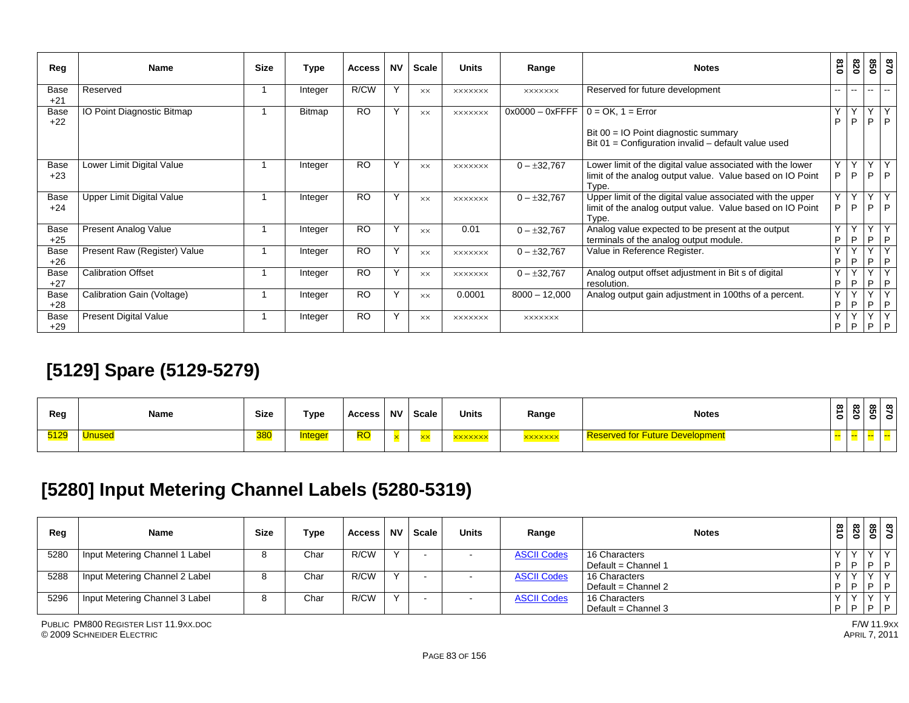| Reg | Name | Size | Type | Access | NV | Scale | Units | Range | Notes | 810 | 820 | 850 | 870 |
|---|---|---|---|---|---|---|---|---|---|---|---|---|---|
| Base +21 | Reserved | 1 | Integer | R/CW | Y | ×× | ××××××× | ××××××× | Reserved for future development | -- | -- | -- | -- |
| Base +22 | IO Point Diagnostic Bitmap | 1 | Bitmap | RO | Y | ×× | ××××××× | 0x0000 – 0xFFFF | 0 = OK, 1 = Error<br><br>Bit 00 = IO Point diagnostic summary<br>Bit 01 = Configuration invalid – default value used | Y P | Y P | Y P | Y P |
| Base +23 | Lower Limit Digital Value | 1 | Integer | RO | Y | ×× | ××××××× | 0 – ±32,767 | Lower limit of the digital value associated with the lower limit of the analog output value. Value based on IO Point Type. | Y P | Y P | Y P | Y P |
| Base +24 | Upper Limit Digital Value | 1 | Integer | RO | Y | ×× | ××××××× | 0 – ±32,767 | Upper limit of the digital value associated with the upper limit of the analog output value. Value based on IO Point Type. | Y P | Y P | Y P | Y P |
| Base +25 | Present Analog Value | 1 | Integer | RO | Y | ×× | 0.01 | 0 – ±32,767 | Analog value expected to be present at the output terminals of the analog output module. | Y P | Y P | Y P | Y P |
| Base +26 | Present Raw (Register) Value | 1 | Integer | RO | Y | ×× | ××××××× | 0 – ±32,767 | Value in Reference Register. | Y P | Y P | Y P | Y P |
| Base +27 | Calibration Offset | 1 | Integer | RO | Y | ×× | ××××××× | 0 – ±32,767 | Analog output offset adjustment in Bit s of digital resolution. | Y P | Y P | Y P | Y P |
| Base +28 | Calibration Gain (Voltage) | 1 | Integer | RO | Y | ×× | 0.0001 | 8000 – 12,000 | Analog output gain adjustment in 100ths of a percent. | Y P | Y P | Y P | Y P |
| Base +29 | Present Digital Value | 1 | Integer | RO | Y | ×× | ××××××× | ××××××× | | Y P | Y P | Y P | Y P |

# [5129] Spare (5129-5279)

| Reg | Name | Size | Type | Access | NV | Scale | Units | Range | Notes | 810 | 820 | 850 | 870 |
|---|---|---|---|---|---|---|---|---|---|---|---|---|---|
| 5129 | Unused | 380 | Integer | RO | × | ×× | ××××××× | ××××××× | Reserved for Future Development | -- | -- | -- | -- |

# [5280] Input Metering Channel Labels (5280-5319)

| Reg | Name | Size | Type | Access | NV | Scale | Units | Range | Notes | 810 | 820 | 850 | 870 |
|---|---|---|---|---|---|---|---|---|---|---|---|---|---|
| 5280 | Input Metering Channel 1 Label | 8 | Char | R/CW | Y | - | - | ASCII Codes | 16 Characters<br>Default = Channel 1 | Y P | Y P | Y P | Y P |
| 5288 | Input Metering Channel 2 Label | 8 | Char | R/CW | Y | - | - | ASCII Codes | 16 Characters<br>Default = Channel 2 | Y P | Y P | Y P | Y P |
| 5296 | Input Metering Channel 3 Label | 8 | Char | R/CW | Y | - | - | ASCII Codes | 16 Characters<br>Default = Channel 3 | Y P | Y P | Y P | Y P |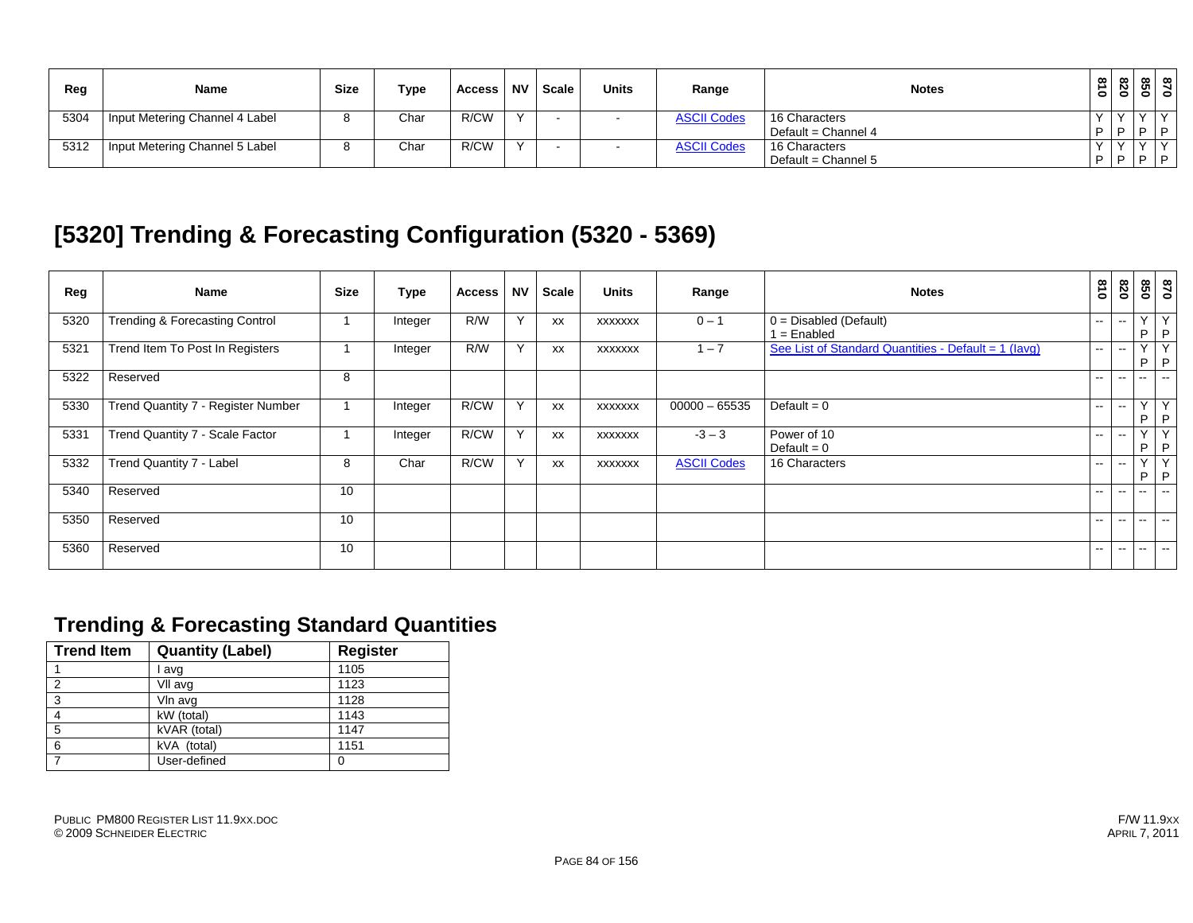| Reg | Name | Size | Type | Access | NV | Scale | Units | Range | Notes | 810 | 820 | 850 | 870 |
|---|---|---|---|---|---|---|---|---|---|---|---|---|---|
| 5304 | Input Metering Channel 4 Label | 8 | Char | R/CW | Y | - | - | ASCII Codes | 16 Characters<br>Default = Channel 4 | Y<br>P | Y<br>P | Y<br>P | Y<br>P |
| 5312 | Input Metering Channel 5 Label | 8 | Char | R/CW | Y | - | - | ASCII Codes | 16 Characters<br>Default = Channel 5 | Y<br>P | Y<br>P | Y<br>P | Y<br>P |

# [5320] Trending & Forecasting Configuration (5320 - 5369)

| Reg | Name | Size | Type | Access | NV | Scale | Units | Range | Notes | 810 | 820 | 850 | 870 |
|---|---|---|---|---|---|---|---|---|---|---|---|---|---|
| 5320 | Trending & Forecasting Control | 1 | Integer | R/W | Y | xx | xxxxxxx | 0 – 1 | 0 = Disabled (Default)<br>1 = Enabled | -- | -- | Y<br>P | Y<br>P |
| 5321 | Trend Item To Post In Registers | 1 | Integer | R/W | Y | xx | xxxxxxx | 1 – 7 | See List of Standard Quantities - Default = 1 (Iavg) | -- | -- | Y<br>P | Y<br>P |
| 5322 | Reserved | 8 | | | | | | | | -- | -- | -- | -- |
| 5330 | Trend Quantity 7 - Register Number | 1 | Integer | R/CW | Y | xx | xxxxxxx | 00000 – 65535 | Default = 0 | -- | -- | Y<br>P | Y<br>P |
| 5331 | Trend Quantity 7 - Scale Factor | 1 | Integer | R/CW | Y | xx | xxxxxxx | -3 – 3 | Power of 10<br>Default = 0 | -- | -- | Y<br>P | Y<br>P |
| 5332 | Trend Quantity 7 - Label | 8 | Char | R/CW | Y | xx | xxxxxxx | ASCII Codes | 16 Characters | -- | -- | Y<br>P | Y<br>P |
| 5340 | Reserved | 10 | | | | | | | | -- | -- | -- | -- |
| 5350 | Reserved | 10 | | | | | | | | -- | -- | -- | -- |
| 5360 | Reserved | 10 | | | | | | | | -- | -- | -- | -- |

## Trending & Forecasting Standard Quantities

| Trend Item | Quantity (Label) | Register |
|---|---|---|
| 1 | I avg | 1105 |
| 2 | Vll avg | 1123 |
| 3 | Vln avg | 1128 |
| 4 | kW (total) | 1143 |
| 5 | kVAR (total) | 1147 |
| 6 | kVA (total) | 1151 |
| 7 | User-defined | 0 |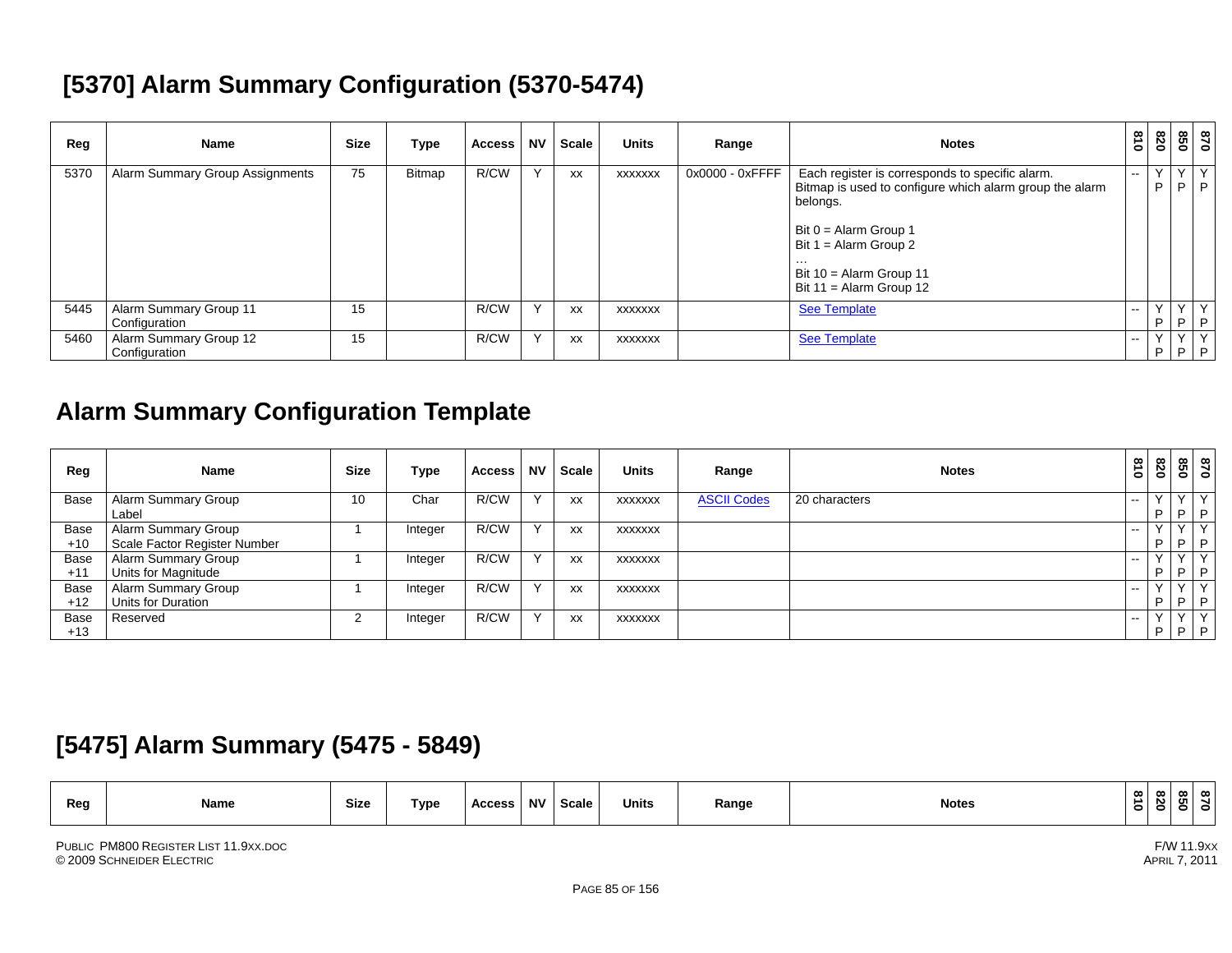# [5370] Alarm Summary Configuration (5370-5474)

| Reg | Name | Size | Type | Access | NV | Scale | Units | Range | Notes | 810 | 820 | 850 | 870 |
|---|---|---|---|---|---|---|---|---|---|---|---|---|---|
| 5370 | Alarm Summary Group Assignments | 75 | Bitmap | R/CW | Y | xx | xxxxxxx | 0x0000 - 0xFFFF | Each register is corresponds to specific alarm. Bitmap is used to configure which alarm group the alarm belongs.<br><br>Bit 0 = Alarm Group 1<br>Bit 1 = Alarm Group 2<br>…<br>Bit 10 = Alarm Group 11<br>Bit 11 = Alarm Group 12 | -- | Y P | Y P | Y P |
| 5445 | Alarm Summary Group 11 Configuration | 15 | | R/CW | Y | xx | xxxxxxx | | See Template | -- | Y P | Y P | Y P |
| 5460 | Alarm Summary Group 12 Configuration | 15 | | R/CW | Y | xx | xxxxxxx | | See Template | -- | Y P | Y P | Y P |

## Alarm Summary Configuration Template

| Reg | Name | Size | Type | Access | NV | Scale | Units | Range | Notes | 810 | 820 | 850 | 870 |
|---|---|---|---|---|---|---|---|---|---|---|---|---|---|
| Base | Alarm Summary Group Label | 10 | Char | R/CW | Y | xx | xxxxxxx | ASCII Codes | 20 characters | -- | Y P | Y P | Y P |
| Base +10 | Alarm Summary Group Scale Factor Register Number | 1 | Integer | R/CW | Y | xx | xxxxxxx | | | -- | Y P | Y P | Y P |
| Base +11 | Alarm Summary Group Units for Magnitude | 1 | Integer | R/CW | Y | xx | xxxxxxx | | | -- | Y P | Y P | Y P |
| Base +12 | Alarm Summary Group Units for Duration | 1 | Integer | R/CW | Y | xx | xxxxxxx | | | -- | Y P | Y P | Y P |
| Base +13 | Reserved | 2 | Integer | R/CW | Y | xx | xxxxxxx | | | -- | Y P | Y P | Y P |

# [5475] Alarm Summary (5475 - 5849)

| Reg | Name | Size | Type | Access | NV | Scale | Units | Range | Notes | 810 | 820 | 850 | 870 |
|---|---|---|---|---|---|---|---|---|---|---|---|---|---|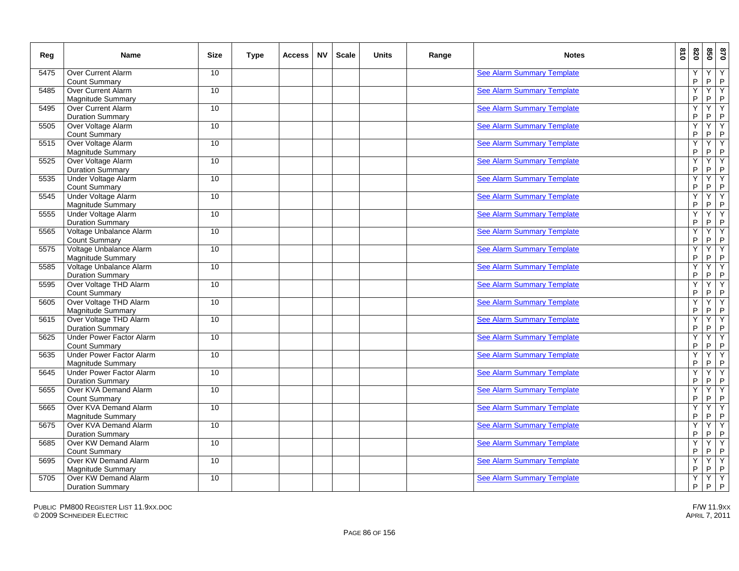| Reg | Name | Size | Type | Access | NV | Scale | Units | Range | Notes | 810 | 820 | 850 | 870 |
|---|---|---|---|---|---|---|---|---|---|---|---|---|---|
| 5475 | Over Current Alarm Count Summary | 10 | | | | | | | See Alarm Summary Template | | Y P | Y P | Y P |
| 5485 | Over Current Alarm Magnitude Summary | 10 | | | | | | | See Alarm Summary Template | | Y P | Y P | Y P |
| 5495 | Over Current Alarm Duration Summary | 10 | | | | | | | See Alarm Summary Template | | Y P | Y P | Y P |
| 5505 | Over Voltage Alarm Count Summary | 10 | | | | | | | See Alarm Summary Template | | Y P | Y P | Y P |
| 5515 | Over Voltage Alarm Magnitude Summary | 10 | | | | | | | See Alarm Summary Template | | Y P | Y P | Y P |
| 5525 | Over Voltage Alarm Duration Summary | 10 | | | | | | | See Alarm Summary Template | | Y P | Y P | Y P |
| 5535 | Under Voltage Alarm Count Summary | 10 | | | | | | | See Alarm Summary Template | | Y P | Y P | Y P |
| 5545 | Under Voltage Alarm Magnitude Summary | 10 | | | | | | | See Alarm Summary Template | | Y P | Y P | Y P |
| 5555 | Under Voltage Alarm Duration Summary | 10 | | | | | | | See Alarm Summary Template | | Y P | Y P | Y P |
| 5565 | Voltage Unbalance Alarm Count Summary | 10 | | | | | | | See Alarm Summary Template | | Y P | Y P | Y P |
| 5575 | Voltage Unbalance Alarm Magnitude Summary | 10 | | | | | | | See Alarm Summary Template | | Y P | Y P | Y P |
| 5585 | Voltage Unbalance Alarm Duration Summary | 10 | | | | | | | See Alarm Summary Template | | Y P | Y P | Y P |
| 5595 | Over Voltage THD Alarm Count Summary | 10 | | | | | | | See Alarm Summary Template | | Y P | Y P | Y P |
| 5605 | Over Voltage THD Alarm Magnitude Summary | 10 | | | | | | | See Alarm Summary Template | | Y P | Y P | Y P |
| 5615 | Over Voltage THD Alarm Duration Summary | 10 | | | | | | | See Alarm Summary Template | | Y P | Y P | Y P |
| 5625 | Under Power Factor Alarm Count Summary | 10 | | | | | | | See Alarm Summary Template | | Y P | Y P | Y P |
| 5635 | Under Power Factor Alarm Magnitude Summary | 10 | | | | | | | See Alarm Summary Template | | Y P | Y P | Y P |
| 5645 | Under Power Factor Alarm Duration Summary | 10 | | | | | | | See Alarm Summary Template | | Y P | Y P | Y P |
| 5655 | Over KVA Demand Alarm Count Summary | 10 | | | | | | | See Alarm Summary Template | | Y P | Y P | Y P |
| 5665 | Over KVA Demand Alarm Magnitude Summary | 10 | | | | | | | See Alarm Summary Template | | Y P | Y P | Y P |
| 5675 | Over KVA Demand Alarm Duration Summary | 10 | | | | | | | See Alarm Summary Template | | Y P | Y P | Y P |
| 5685 | Over KW Demand Alarm Count Summary | 10 | | | | | | | See Alarm Summary Template | | Y P | Y P | Y P |
| 5695 | Over KW Demand Alarm Magnitude Summary | 10 | | | | | | | See Alarm Summary Template | | Y P | Y P | Y P |
| 5705 | Over KW Demand Alarm Duration Summary | 10 | | | | | | | See Alarm Summary Template | | Y P | Y P | Y P |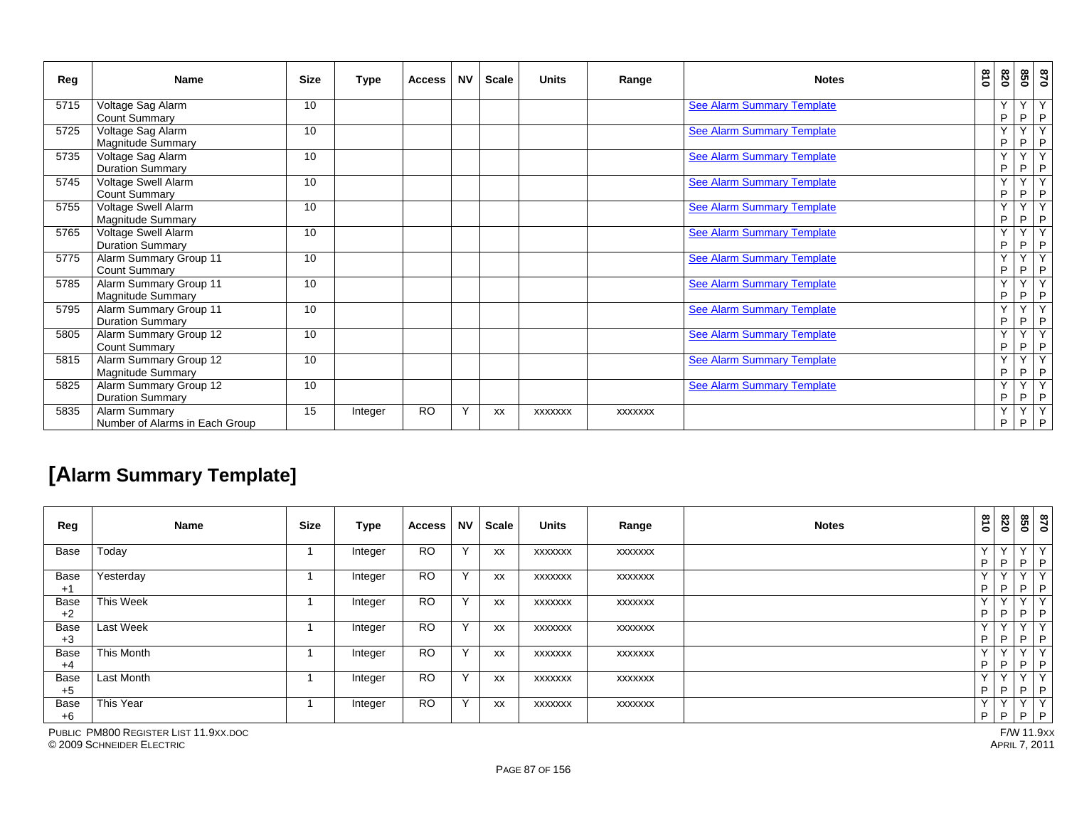| Reg | Name | Size | Type | Access | NV | Scale | Units | Range | Notes | 810 | 820 | 850 | 870 |
|---|---|---|---|---|---|---|---|---|---|---|---|---|---|
| 5715 | Voltage Sag Alarm Count Summary | 10 | | | | | | | See Alarm Summary Template | | Y P | Y P | Y P |
| 5725 | Voltage Sag Alarm Magnitude Summary | 10 | | | | | | | See Alarm Summary Template | | Y P | Y P | Y P |
| 5735 | Voltage Sag Alarm Duration Summary | 10 | | | | | | | See Alarm Summary Template | | Y P | Y P | Y P |
| 5745 | Voltage Swell Alarm Count Summary | 10 | | | | | | | See Alarm Summary Template | | Y P | Y P | Y P |
| 5755 | Voltage Swell Alarm Magnitude Summary | 10 | | | | | | | See Alarm Summary Template | | Y P | Y P | Y P |
| 5765 | Voltage Swell Alarm Duration Summary | 10 | | | | | | | See Alarm Summary Template | | Y P | Y P | Y P |
| 5775 | Alarm Summary Group 11 Count Summary | 10 | | | | | | | See Alarm Summary Template | | Y P | Y P | Y P |
| 5785 | Alarm Summary Group 11 Magnitude Summary | 10 | | | | | | | See Alarm Summary Template | | Y P | Y P | Y P |
| 5795 | Alarm Summary Group 11 Duration Summary | 10 | | | | | | | See Alarm Summary Template | | Y P | Y P | Y P |
| 5805 | Alarm Summary Group 12 Count Summary | 10 | | | | | | | See Alarm Summary Template | | Y P | Y P | Y P |
| 5815 | Alarm Summary Group 12 Magnitude Summary | 10 | | | | | | | See Alarm Summary Template | | Y P | Y P | Y P |
| 5825 | Alarm Summary Group 12 Duration Summary | 10 | | | | | | | See Alarm Summary Template | | Y P | Y P | Y P |
| 5835 | Alarm Summary Number of Alarms in Each Group | 15 | Integer | RO | Y | xx | xxxxxxx | xxxxxxx | | | Y P | Y P | Y P |

# [Alarm Summary Template]

| Reg | Name | Size | Type | Access | NV | Scale | Units | Range | Notes | 810 | 820 | 850 | 870 |
|---|---|---|---|---|---|---|---|---|---|---|---|---|---|
| Base | Today | 1 | Integer | RO | Y | xx | xxxxxxx | xxxxxxx | | Y P | Y P | Y P | Y P |
| Base +1 | Yesterday | 1 | Integer | RO | Y | xx | xxxxxxx | xxxxxxx | | Y P | Y P | Y P | Y P |
| Base +2 | This Week | 1 | Integer | RO | Y | xx | xxxxxxx | xxxxxxx | | Y P | Y P | Y P | Y P |
| Base +3 | Last Week | 1 | Integer | RO | Y | xx | xxxxxxx | xxxxxxx | | Y P | Y P | Y P | Y P |
| Base +4 | This Month | 1 | Integer | RO | Y | xx | xxxxxxx | xxxxxxx | | Y P | Y P | Y P | Y P |
| Base +5 | Last Month | 1 | Integer | RO | Y | xx | xxxxxxx | xxxxxxx | | Y P | Y P | Y P | Y P |
| Base +6 | This Year | 1 | Integer | RO | Y | xx | xxxxxxx | xxxxxxx | | Y P | Y P | Y P | Y P |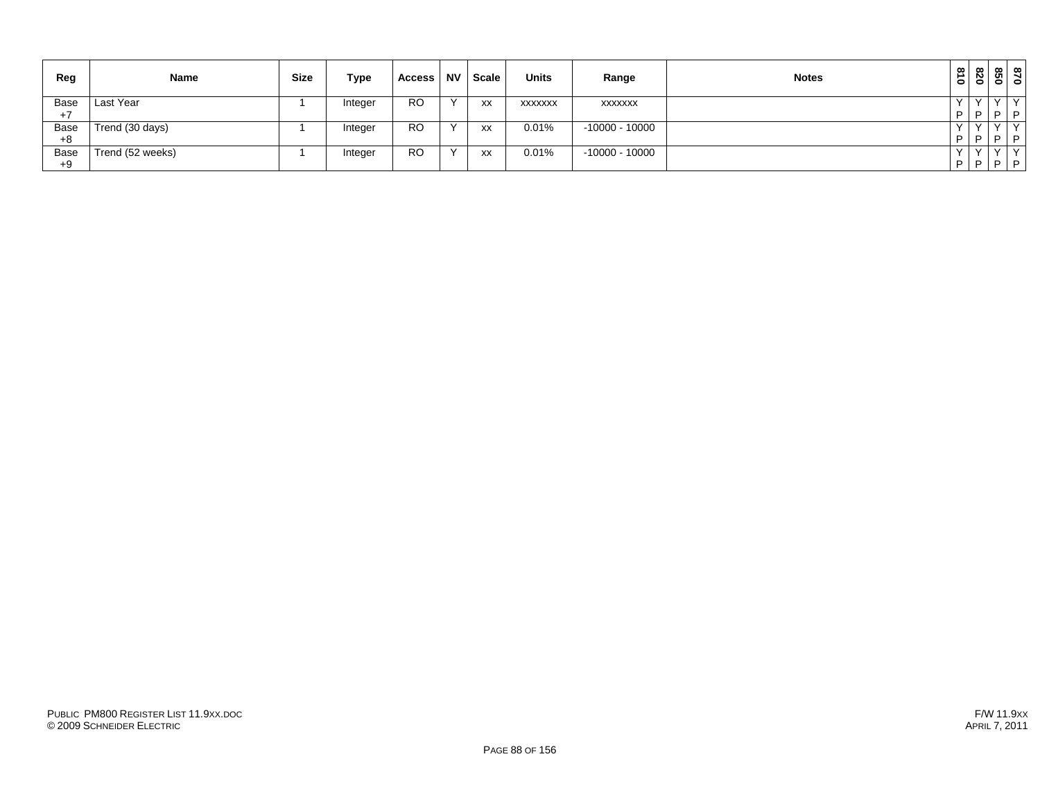| Reg | Name | Size | Type | Access | NV | Scale | Units | Range | Notes | 810 | 820 | 850 | 870 |
|---|---|---|---|---|---|---|---|---|---|---|---|---|---|
| Base +7 | Last Year | 1 | Integer | RO | Y | xx | xxxxxxx | xxxxxxx | | Y P | Y P | Y P | Y P |
| Base +8 | Trend (30 days) | 1 | Integer | RO | Y | xx | 0.01% | -10000 - 10000 | | Y P | Y P | Y P | Y P |
| Base +9 | Trend (52 weeks) | 1 | Integer | RO | Y | xx | 0.01% | -10000 - 10000 | | Y P | Y P | Y P | Y P |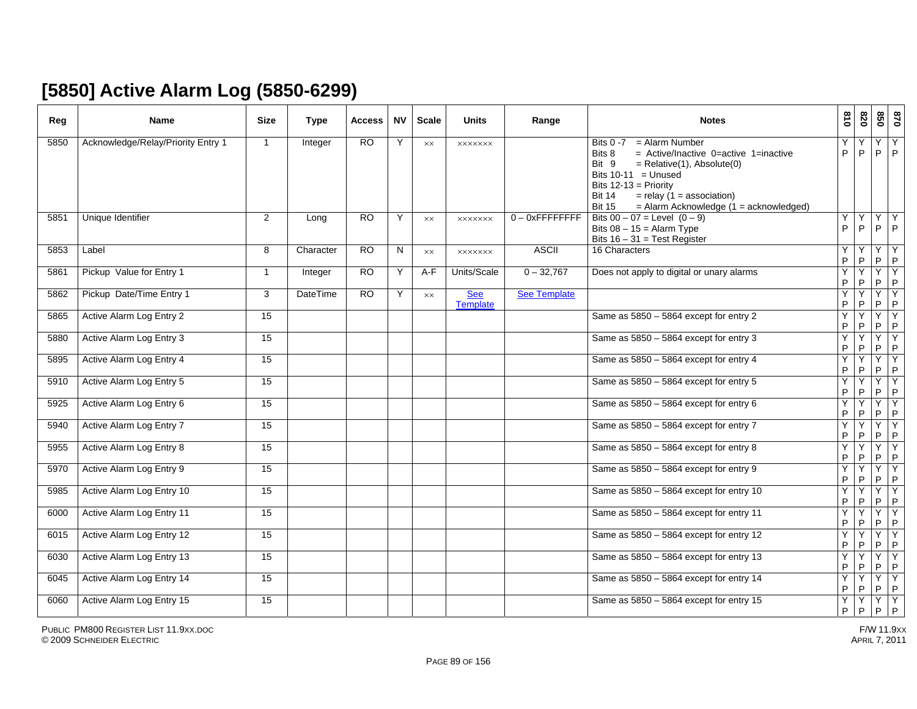# [5850] Active Alarm Log (5850-6299)

| Reg | Name | Size | Type | Access | NV | Scale | Units | Range | Notes | 810 | 820 | 850 | 870 |
|---|---|---|---|---|---|---|---|---|---|---|---|---|---|
| 5850 | Acknowledge/Relay/Priority Entry 1 | 1 | Integer | RO | Y | xx | xxxxxxx | | Bits 0 -7 = Alarm Number<br>Bits 8 = Active/Inactive 0=active 1=inactive<br>Bit 9 = Relative(1), Absolute(0)<br>Bits 10-11 = Unused<br>Bits 12-13 = Priority<br>Bit 14 = relay (1 = association)<br>Bit 15 = Alarm Acknowledge (1 = acknowledged) | Y P | Y P | Y P | Y P |
| 5851 | Unique Identifier | 2 | Long | RO | Y | xx | xxxxxxx | 0 – 0xFFFFFFFF | Bits 00 – 07 = Level (0 – 9)<br>Bits 08 – 15 = Alarm Type<br>Bits 16 – 31 = Test Register | Y P | Y P | Y P | Y P |
| 5853 | Label | 8 | Character | RO | N | xx | xxxxxxx | ASCII | 16 Characters | Y P | Y P | Y P | Y P |
| 5861 | Pickup Value for Entry 1 | 1 | Integer | RO | Y | A-F | Units/Scale | 0 – 32,767 | Does not apply to digital or unary alarms | Y P | Y P | Y P | Y P |
| 5862 | Pickup Date/Time Entry 1 | 3 | DateTime | RO | Y | xx | See Template | See Template | | Y P | Y P | Y P | Y P |
| 5865 | Active Alarm Log Entry 2 | 15 | | | | | | | Same as 5850 – 5864 except for entry 2 | Y P | Y P | Y P | Y P |
| 5880 | Active Alarm Log Entry 3 | 15 | | | | | | | Same as 5850 – 5864 except for entry 3 | Y P | Y P | Y P | Y P |
| 5895 | Active Alarm Log Entry 4 | 15 | | | | | | | Same as 5850 – 5864 except for entry 4 | Y P | Y P | Y P | Y P |
| 5910 | Active Alarm Log Entry 5 | 15 | | | | | | | Same as 5850 – 5864 except for entry 5 | Y P | Y P | Y P | Y P |
| 5925 | Active Alarm Log Entry 6 | 15 | | | | | | | Same as 5850 – 5864 except for entry 6 | Y P | Y P | Y P | Y P |
| 5940 | Active Alarm Log Entry 7 | 15 | | | | | | | Same as 5850 – 5864 except for entry 7 | Y P | Y P | Y P | Y P |
| 5955 | Active Alarm Log Entry 8 | 15 | | | | | | | Same as 5850 – 5864 except for entry 8 | Y P | Y P | Y P | Y P |
| 5970 | Active Alarm Log Entry 9 | 15 | | | | | | | Same as 5850 – 5864 except for entry 9 | Y P | Y P | Y P | Y P |
| 5985 | Active Alarm Log Entry 10 | 15 | | | | | | | Same as 5850 – 5864 except for entry 10 | Y P | Y P | Y P | Y P |
| 6000 | Active Alarm Log Entry 11 | 15 | | | | | | | Same as 5850 – 5864 except for entry 11 | Y P | Y P | Y P | Y P |
| 6015 | Active Alarm Log Entry 12 | 15 | | | | | | | Same as 5850 – 5864 except for entry 12 | Y P | Y P | Y P | Y P |
| 6030 | Active Alarm Log Entry 13 | 15 | | | | | | | Same as 5850 – 5864 except for entry 13 | Y P | Y P | Y P | Y P |
| 6045 | Active Alarm Log Entry 14 | 15 | | | | | | | Same as 5850 – 5864 except for entry 14 | Y P | Y P | Y P | Y P |
| 6060 | Active Alarm Log Entry 15 | 15 | | | | | | | Same as 5850 – 5864 except for entry 15 | Y P | Y P | Y P | Y P |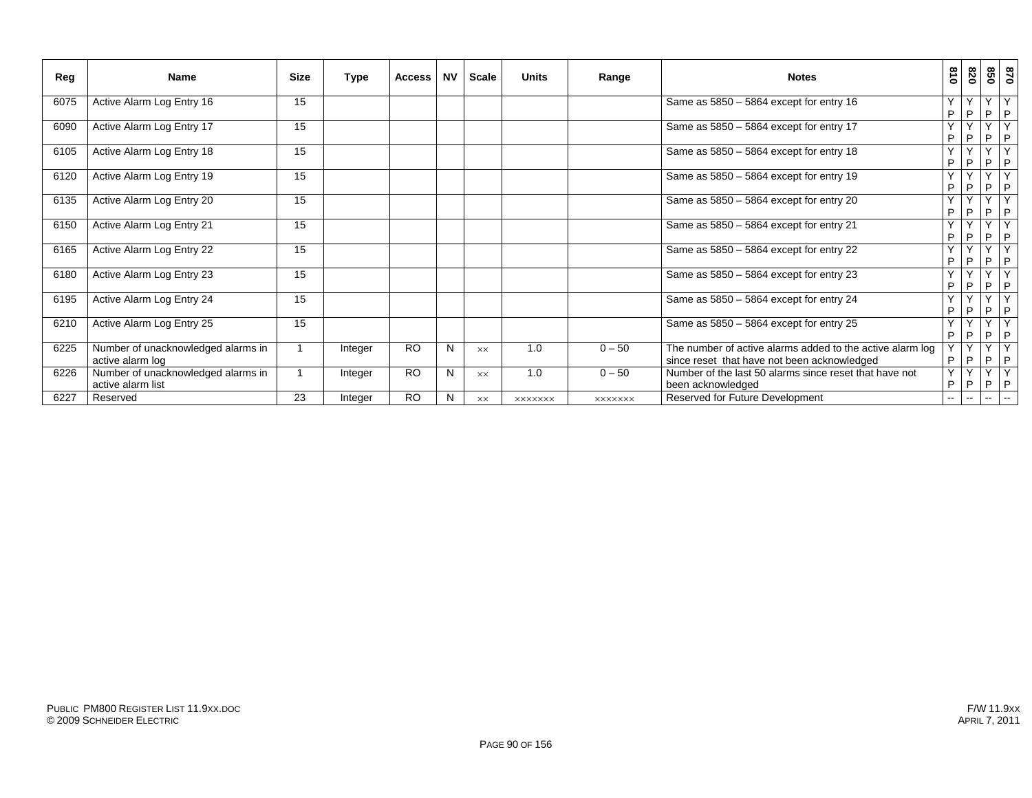| Reg | Name | Size | Type | Access | NV | Scale | Units | Range | Notes | 810 | 820 | 850 | 870 |
|---|---|---|---|---|---|---|---|---|---|---|---|---|---|
| 6075 | Active Alarm Log Entry 16 | 15 | | | | | | | Same as 5850 – 5864 except for entry 16 | Y P | Y P | Y P | Y P |
| 6090 | Active Alarm Log Entry 17 | 15 | | | | | | | Same as 5850 – 5864 except for entry 17 | Y P | Y P | Y P | Y P |
| 6105 | Active Alarm Log Entry 18 | 15 | | | | | | | Same as 5850 – 5864 except for entry 18 | Y P | Y P | Y P | Y P |
| 6120 | Active Alarm Log Entry 19 | 15 | | | | | | | Same as 5850 – 5864 except for entry 19 | Y P | Y P | Y P | Y P |
| 6135 | Active Alarm Log Entry 20 | 15 | | | | | | | Same as 5850 – 5864 except for entry 20 | Y P | Y P | Y P | Y P |
| 6150 | Active Alarm Log Entry 21 | 15 | | | | | | | Same as 5850 – 5864 except for entry 21 | Y P | Y P | Y P | Y P |
| 6165 | Active Alarm Log Entry 22 | 15 | | | | | | | Same as 5850 – 5864 except for entry 22 | Y P | Y P | Y P | Y P |
| 6180 | Active Alarm Log Entry 23 | 15 | | | | | | | Same as 5850 – 5864 except for entry 23 | Y P | Y P | Y P | Y P |
| 6195 | Active Alarm Log Entry 24 | 15 | | | | | | | Same as 5850 – 5864 except for entry 24 | Y P | Y P | Y P | Y P |
| 6210 | Active Alarm Log Entry 25 | 15 | | | | | | | Same as 5850 – 5864 except for entry 25 | Y P | Y P | Y P | Y P |
| 6225 | Number of unacknowledged alarms in active alarm log | 1 | Integer | RO | N | ×× | 1.0 | 0 – 50 | The number of active alarms added to the active alarm log since reset that have not been acknowledged | Y P | Y P | Y P | Y P |
| 6226 | Number of unacknowledged alarms in active alarm list | 1 | Integer | RO | N | ×× | 1.0 | 0 – 50 | Number of the last 50 alarms since reset that have not been acknowledged | Y P | Y P | Y P | Y P |
| 6227 | Reserved | 23 | Integer | RO | N | ×× | ××××××× | ××××××× | Reserved for Future Development | -- | -- | -- | -- |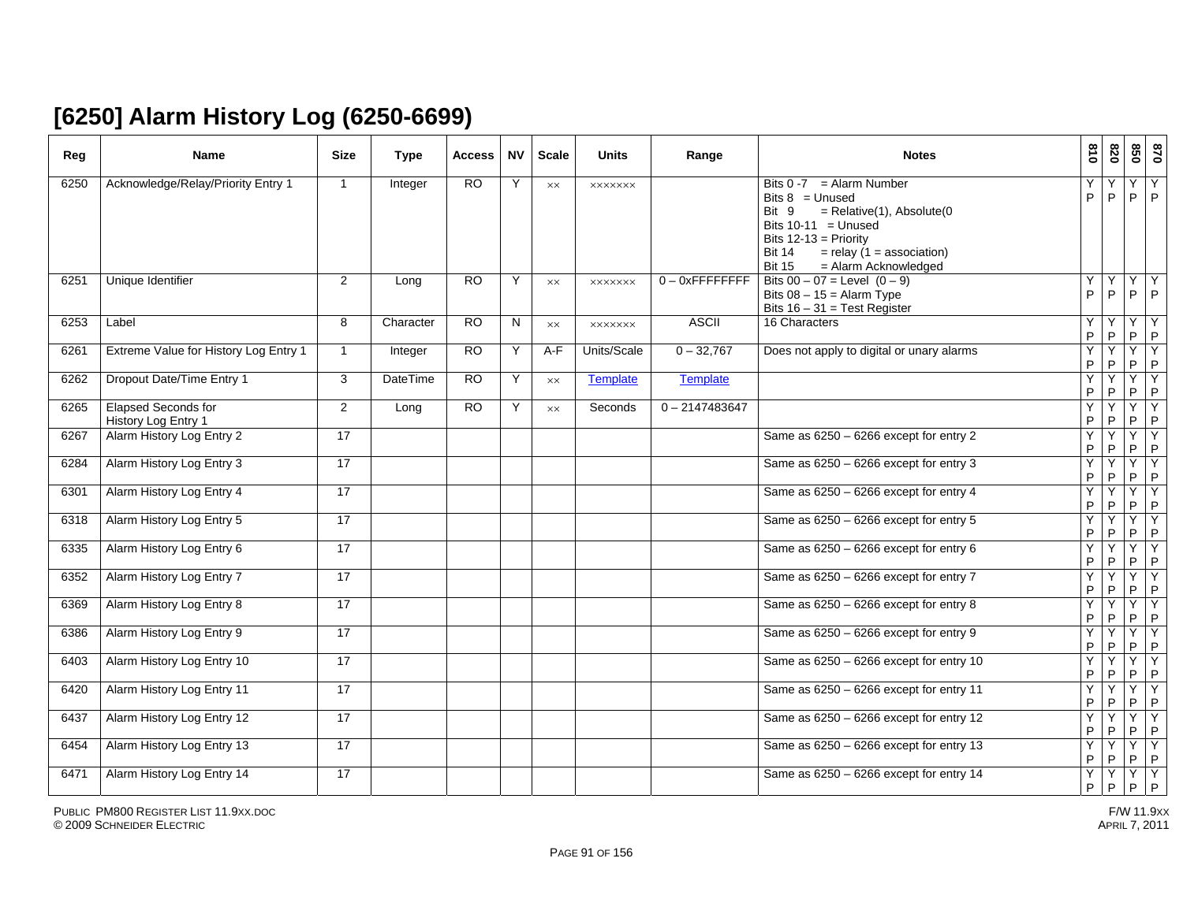# [6250] Alarm History Log (6250-6699)

| Reg | Name | Size | Type | Access | NV | Scale | Units | Range | Notes | 810 | 820 | 850 | 870 |
|---|---|---|---|---|---|---|---|---|---|---|---|---|---|
| 6250 | Acknowledge/Relay/Priority Entry 1 | 1 | Integer | RO | Y | xx | xxxxxxx | | Bits 0 -7 = Alarm Number<br>Bits 8 = Unused<br>Bit 9 = Relative(1), Absolute(0<br>Bits 10-11 = Unused<br>Bits 12-13 = Priority<br>Bit 14 = relay (1 = association)<br>Bit 15 = Alarm Acknowledged | Y P | Y P | Y P | Y P |
| 6251 | Unique Identifier | 2 | Long | RO | Y | xx | xxxxxxx | 0 – 0xFFFFFFFF | Bits 00 – 07 = Level (0 – 9)<br>Bits 08 – 15 = Alarm Type<br>Bits 16 – 31 = Test Register | Y P | Y P | Y P | Y P |
| 6253 | Label | 8 | Character | RO | N | xx | xxxxxxx | ASCII | 16 Characters | Y P | Y P | Y P | Y P |
| 6261 | Extreme Value for History Log Entry 1 | 1 | Integer | RO | Y | A-F | Units/Scale | 0 – 32,767 | Does not apply to digital or unary alarms | Y P | Y P | Y P | Y P |
| 6262 | Dropout Date/Time Entry 1 | 3 | DateTime | RO | Y | xx | Template | Template | | Y P | Y P | Y P | Y P |
| 6265 | Elapsed Seconds for History Log Entry 1 | 2 | Long | RO | Y | xx | Seconds | 0 – 2147483647 | | Y P | Y P | Y P | Y P |
| 6267 | Alarm History Log Entry 2 | 17 | | | | | | | Same as 6250 – 6266 except for entry 2 | Y P | Y P | Y P | Y P |
| 6284 | Alarm History Log Entry 3 | 17 | | | | | | | Same as 6250 – 6266 except for entry 3 | Y P | Y P | Y P | Y P |
| 6301 | Alarm History Log Entry 4 | 17 | | | | | | | Same as 6250 – 6266 except for entry 4 | Y P | Y P | Y P | Y P |
| 6318 | Alarm History Log Entry 5 | 17 | | | | | | | Same as 6250 – 6266 except for entry 5 | Y P | Y P | Y P | Y P |
| 6335 | Alarm History Log Entry 6 | 17 | | | | | | | Same as 6250 – 6266 except for entry 6 | Y P | Y P | Y P | Y P |
| 6352 | Alarm History Log Entry 7 | 17 | | | | | | | Same as 6250 – 6266 except for entry 7 | Y P | Y P | Y P | Y P |
| 6369 | Alarm History Log Entry 8 | 17 | | | | | | | Same as 6250 – 6266 except for entry 8 | Y P | Y P | Y P | Y P |
| 6386 | Alarm History Log Entry 9 | 17 | | | | | | | Same as 6250 – 6266 except for entry 9 | Y P | Y P | Y P | Y P |
| 6403 | Alarm History Log Entry 10 | 17 | | | | | | | Same as 6250 – 6266 except for entry 10 | Y P | Y P | Y P | Y P |
| 6420 | Alarm History Log Entry 11 | 17 | | | | | | | Same as 6250 – 6266 except for entry 11 | Y P | Y P | Y P | Y P |
| 6437 | Alarm History Log Entry 12 | 17 | | | | | | | Same as 6250 – 6266 except for entry 12 | Y P | Y P | Y P | Y P |
| 6454 | Alarm History Log Entry 13 | 17 | | | | | | | Same as 6250 – 6266 except for entry 13 | Y P | Y P | Y P | Y P |
| 6471 | Alarm History Log Entry 14 | 17 | | | | | | | Same as 6250 – 6266 except for entry 14 | Y P | Y P | Y P | Y P |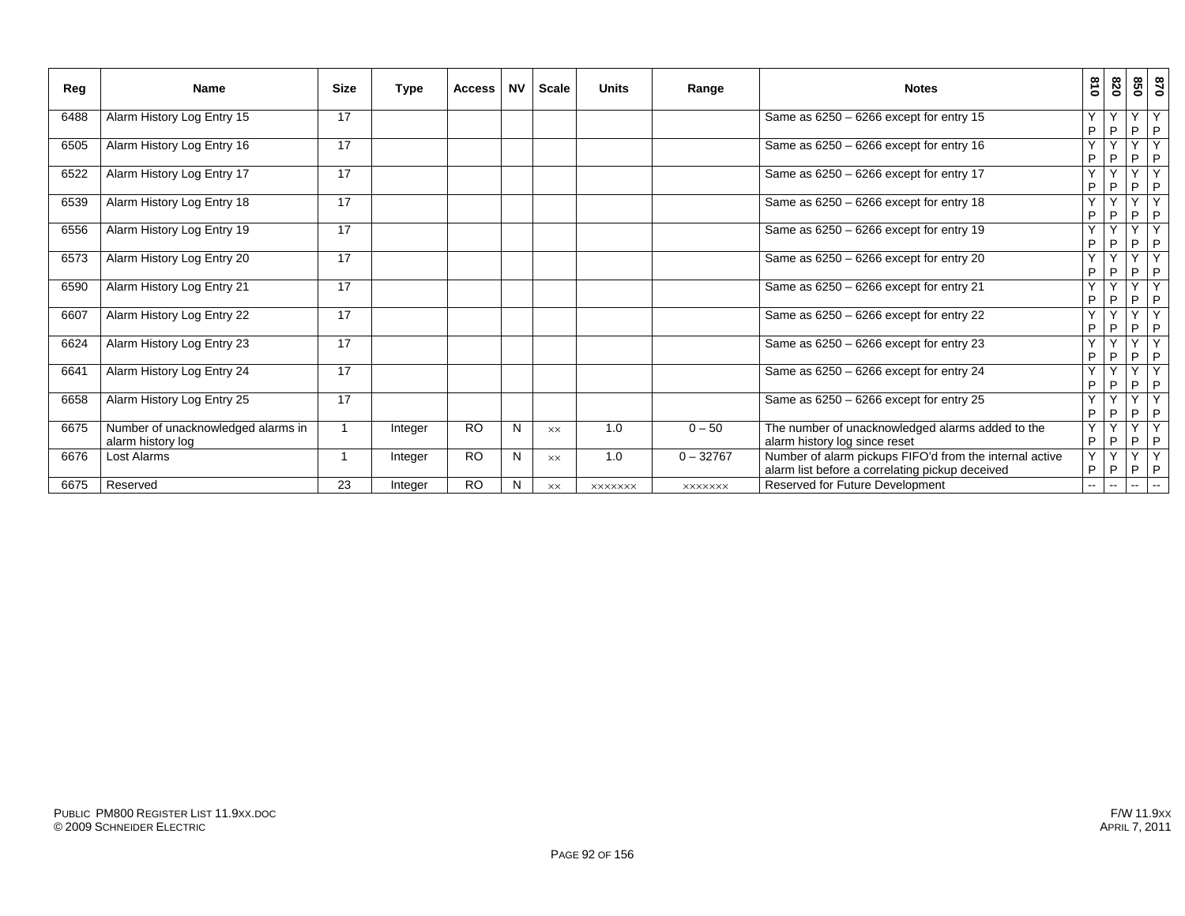| Reg | Name | Size | Type | Access | NV | Scale | Units | Range | Notes | 810 | 820 | 850 | 870 |
|---|---|---|---|---|---|---|---|---|---|---|---|---|---|
| 6488 | Alarm History Log Entry 15 | 17 | | | | | | | Same as 6250 – 6266 except for entry 15 | Y P | Y P | Y P | Y P |
| 6505 | Alarm History Log Entry 16 | 17 | | | | | | | Same as 6250 – 6266 except for entry 16 | Y P | Y P | Y P | Y P |
| 6522 | Alarm History Log Entry 17 | 17 | | | | | | | Same as 6250 – 6266 except for entry 17 | Y P | Y P | Y P | Y P |
| 6539 | Alarm History Log Entry 18 | 17 | | | | | | | Same as 6250 – 6266 except for entry 18 | Y P | Y P | Y P | Y P |
| 6556 | Alarm History Log Entry 19 | 17 | | | | | | | Same as 6250 – 6266 except for entry 19 | Y P | Y P | Y P | Y P |
| 6573 | Alarm History Log Entry 20 | 17 | | | | | | | Same as 6250 – 6266 except for entry 20 | Y P | Y P | Y P | Y P |
| 6590 | Alarm History Log Entry 21 | 17 | | | | | | | Same as 6250 – 6266 except for entry 21 | Y P | Y P | Y P | Y P |
| 6607 | Alarm History Log Entry 22 | 17 | | | | | | | Same as 6250 – 6266 except for entry 22 | Y P | Y P | Y P | Y P |
| 6624 | Alarm History Log Entry 23 | 17 | | | | | | | Same as 6250 – 6266 except for entry 23 | Y P | Y P | Y P | Y P |
| 6641 | Alarm History Log Entry 24 | 17 | | | | | | | Same as 6250 – 6266 except for entry 24 | Y P | Y P | Y P | Y P |
| 6658 | Alarm History Log Entry 25 | 17 | | | | | | | Same as 6250 – 6266 except for entry 25 | Y P | Y P | Y P | Y P |
| 6675 | Number of unacknowledged alarms in alarm history log | 1 | Integer | RO | N | ×× | 1.0 | 0 – 50 | The number of unacknowledged alarms added to the alarm history log since reset | Y P | Y P | Y P | Y P |
| 6676 | Lost Alarms | 1 | Integer | RO | N | ×× | 1.0 | 0 – 32767 | Number of alarm pickups FIFO'd from the internal active alarm list before a correlating pickup deceived | Y P | Y P | Y P | Y P |
| 6675 | Reserved | 23 | Integer | RO | N | ×× | ××××××× | ××××××× | Reserved for Future Development | -- | -- | -- | -- |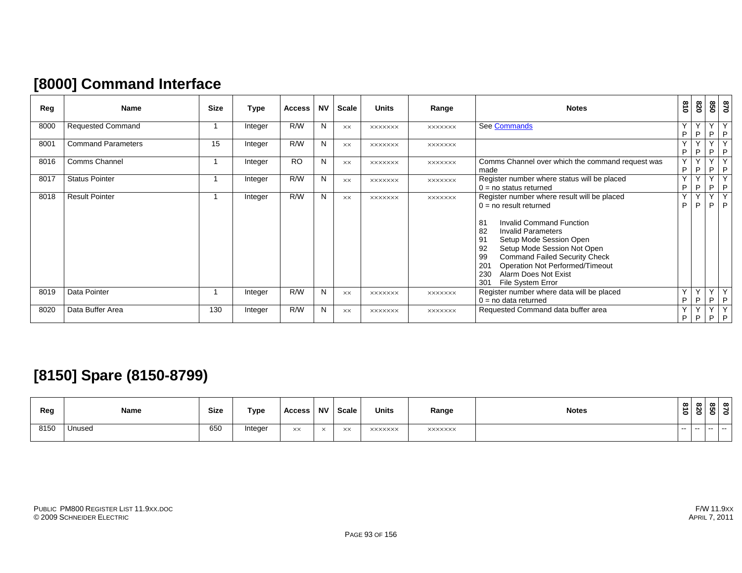## [8000] Command Interface

| Reg | Name | Size | Type | Access | NV | Scale | Units | Range | Notes | 810 | 820 | 850 | 870 |
|---|---|---|---|---|---|---|---|---|---|---|---|---|---|
| 8000 | Requested Command | 1 | Integer | R/W | N | xx | xxxxxxx | xxxxxxx | See Commands | YP | YP | YP | YP |
| 8001 | Command Parameters | 15 | Integer | R/W | N | xx | xxxxxxx | xxxxxxx | | YP | YP | YP | YP |
| 8016 | Comms Channel | 1 | Integer | RO | N | xx | xxxxxxx | xxxxxxx | Comms Channel over which the command request was made | YP | YP | YP | YP |
| 8017 | Status Pointer | 1 | Integer | R/W | N | xx | xxxxxxx | xxxxxxx | Register number where status will be placed<br>0 = no status returned | YP | YP | YP | YP |
| 8018 | Result Pointer | 1 | Integer | R/W | N | xx | xxxxxxx | xxxxxxx | Register number where result will be placed<br>0 = no result returned<br><br>81 Invalid Command Function<br>82 Invalid Parameters<br>91 Setup Mode Session Open<br>92 Setup Mode Session Not Open<br>99 Command Failed Security Check<br>201 Operation Not Performed/Timeout<br>230 Alarm Does Not Exist<br>301 File System Error | YP | YP | YP | YP |
| 8019 | Data Pointer | 1 | Integer | R/W | N | xx | xxxxxxx | xxxxxxx | Register number where data will be placed<br>0 = no data returned | YP | YP | YP | YP |
| 8020 | Data Buffer Area | 130 | Integer | R/W | N | xx | xxxxxxx | xxxxxxx | Requested Command data buffer area | YP | YP | YP | YP |

## [8150] Spare (8150-8799)

| Reg | Name | Size | Type | Access | NV | Scale | Units | Range | Notes | 810 | 820 | 850 | 870 |
|---|---|---|---|---|---|---|---|---|---|---|---|---|---|
| 8150 | Unused | 650 | Integer | xx | x | xx | xxxxxxx | xxxxxxx | | -- | -- | -- | -- |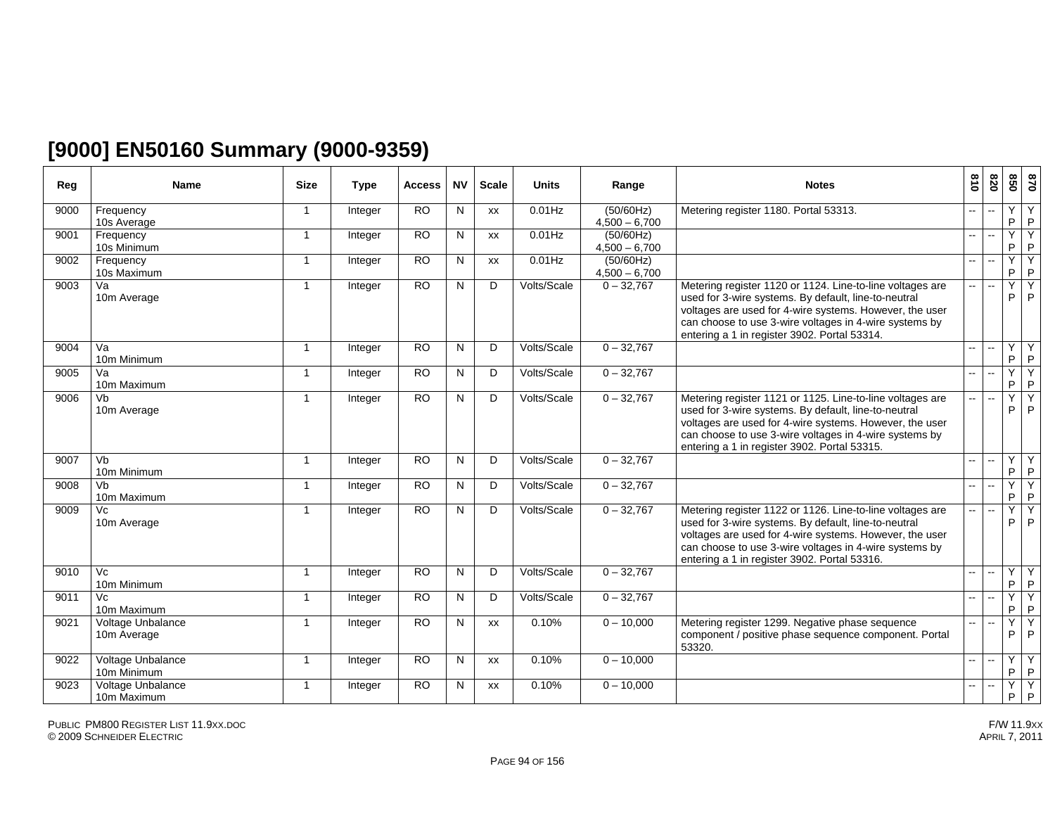## [9000] EN50160 Summary (9000-9359)

| Reg | Name | Size | Type | Access | NV | Scale | Units | Range | Notes | 810 | 820 | 850 | 870 |
|---|---|---|---|---|---|---|---|---|---|---|---|---|---|
| 9000 | Frequency 10s Average | 1 | Integer | RO | N | xx | 0.01Hz | (50/60Hz) 4,500 – 6,700 | Metering register 1180. Portal 53313. | -- | -- | Y P | Y P |
| 9001 | Frequency 10s Minimum | 1 | Integer | RO | N | xx | 0.01Hz | (50/60Hz) 4,500 – 6,700 | | -- | -- | Y P | Y P |
| 9002 | Frequency 10s Maximum | 1 | Integer | RO | N | xx | 0.01Hz | (50/60Hz) 4,500 – 6,700 | | -- | -- | Y P | Y P |
| 9003 | Va 10m Average | 1 | Integer | RO | N | D | Volts/Scale | 0 – 32,767 | Metering register 1120 or 1124. Line-to-line voltages are used for 3-wire systems. By default, line-to-neutral voltages are used for 4-wire systems. However, the user can choose to use 3-wire voltages in 4-wire systems by entering a 1 in register 3902. Portal 53314. | -- | -- | Y P | Y P |
| 9004 | Va 10m Minimum | 1 | Integer | RO | N | D | Volts/Scale | 0 – 32,767 | | -- | -- | Y P | Y P |
| 9005 | Va 10m Maximum | 1 | Integer | RO | N | D | Volts/Scale | 0 – 32,767 | | -- | -- | Y P | Y P |
| 9006 | Vb 10m Average | 1 | Integer | RO | N | D | Volts/Scale | 0 – 32,767 | Metering register 1121 or 1125. Line-to-line voltages are used for 3-wire systems. By default, line-to-neutral voltages are used for 4-wire systems. However, the user can choose to use 3-wire voltages in 4-wire systems by entering a 1 in register 3902. Portal 53315. | -- | -- | Y P | Y P |
| 9007 | Vb 10m Minimum | 1 | Integer | RO | N | D | Volts/Scale | 0 – 32,767 | | -- | -- | Y P | Y P |
| 9008 | Vb 10m Maximum | 1 | Integer | RO | N | D | Volts/Scale | 0 – 32,767 | | -- | -- | Y P | Y P |
| 9009 | Vc 10m Average | 1 | Integer | RO | N | D | Volts/Scale | 0 – 32,767 | Metering register 1122 or 1126. Line-to-line voltages are used for 3-wire systems. By default, line-to-neutral voltages are used for 4-wire systems. However, the user can choose to use 3-wire voltages in 4-wire systems by entering a 1 in register 3902. Portal 53316. | -- | -- | Y P | Y P |
| 9010 | Vc 10m Minimum | 1 | Integer | RO | N | D | Volts/Scale | 0 – 32,767 | | -- | -- | Y P | Y P |
| 9011 | Vc 10m Maximum | 1 | Integer | RO | N | D | Volts/Scale | 0 – 32,767 | | -- | -- | Y P | Y P |
| 9021 | Voltage Unbalance 10m Average | 1 | Integer | RO | N | xx | 0.10% | 0 – 10,000 | Metering register 1299. Negative phase sequence component / positive phase sequence component. Portal 53320. | -- | -- | Y P | Y P |
| 9022 | Voltage Unbalance 10m Minimum | 1 | Integer | RO | N | xx | 0.10% | 0 – 10,000 | | -- | -- | Y P | Y P |
| 9023 | Voltage Unbalance 10m Maximum | 1 | Integer | RO | N | xx | 0.10% | 0 – 10,000 | | -- | -- | Y P | Y P |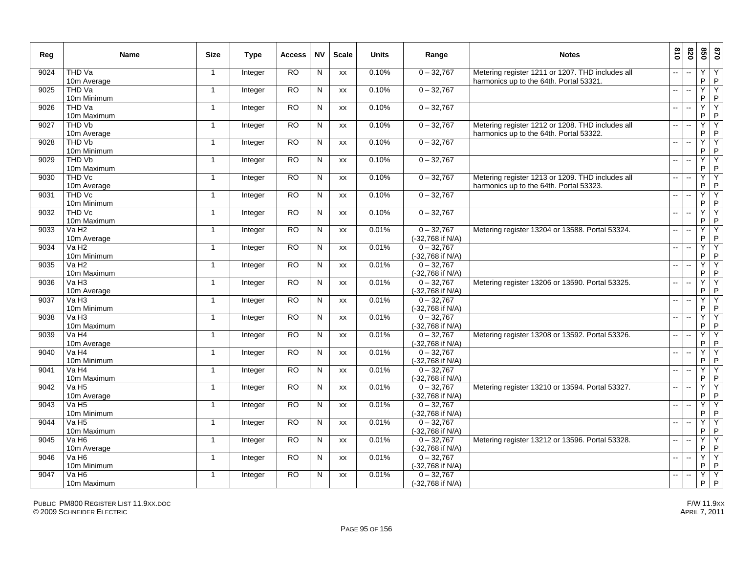| Reg | Name | Size | Type | Access | NV | Scale | Units | Range | Notes | 810 | 820 | 850 | 870 |
|---|---|---|---|---|---|---|---|---|---|---|---|---|---|
| 9024 | THD Va 10m Average | 1 | Integer | RO | N | xx | 0.10% | 0 – 32,767 | Metering register 1211 or 1207. THD includes all harmonics up to the 64th. Portal 53321. | -- | -- | Y P | Y P |
| 9025 | THD Va 10m Minimum | 1 | Integer | RO | N | xx | 0.10% | 0 – 32,767 | | -- | -- | Y P | Y P |
| 9026 | THD Va 10m Maximum | 1 | Integer | RO | N | xx | 0.10% | 0 – 32,767 | | -- | -- | Y P | Y P |
| 9027 | THD Vb 10m Average | 1 | Integer | RO | N | xx | 0.10% | 0 – 32,767 | Metering register 1212 or 1208. THD includes all harmonics up to the 64th. Portal 53322. | -- | -- | Y P | Y P |
| 9028 | THD Vb 10m Minimum | 1 | Integer | RO | N | xx | 0.10% | 0 – 32,767 | | -- | -- | Y P | Y P |
| 9029 | THD Vb 10m Maximum | 1 | Integer | RO | N | xx | 0.10% | 0 – 32,767 | | -- | -- | Y P | Y P |
| 9030 | THD Vc 10m Average | 1 | Integer | RO | N | xx | 0.10% | 0 – 32,767 | Metering register 1213 or 1209. THD includes all harmonics up to the 64th. Portal 53323. | -- | -- | Y P | Y P |
| 9031 | THD Vc 10m Minimum | 1 | Integer | RO | N | xx | 0.10% | 0 – 32,767 | | -- | -- | Y P | Y P |
| 9032 | THD Vc 10m Maximum | 1 | Integer | RO | N | xx | 0.10% | 0 – 32,767 | | -- | -- | Y P | Y P |
| 9033 | Va H2 10m Average | 1 | Integer | RO | N | xx | 0.01% | 0 – 32,767 (-32,768 if N/A) | Metering register 13204 or 13588. Portal 53324. | -- | -- | Y P | Y P |
| 9034 | Va H2 10m Minimum | 1 | Integer | RO | N | xx | 0.01% | 0 – 32,767 (-32,768 if N/A) | | -- | -- | Y P | Y P |
| 9035 | Va H2 10m Maximum | 1 | Integer | RO | N | xx | 0.01% | 0 – 32,767 (-32,768 if N/A) | | -- | -- | Y P | Y P |
| 9036 | Va H3 10m Average | 1 | Integer | RO | N | xx | 0.01% | 0 – 32,767 (-32,768 if N/A) | Metering register 13206 or 13590. Portal 53325. | -- | -- | Y P | Y P |
| 9037 | Va H3 10m Minimum | 1 | Integer | RO | N | xx | 0.01% | 0 – 32,767 (-32,768 if N/A) | | -- | -- | Y P | Y P |
| 9038 | Va H3 10m Maximum | 1 | Integer | RO | N | xx | 0.01% | 0 – 32,767 (-32,768 if N/A) | | -- | -- | Y P | Y P |
| 9039 | Va H4 10m Average | 1 | Integer | RO | N | xx | 0.01% | 0 – 32,767 (-32,768 if N/A) | Metering register 13208 or 13592. Portal 53326. | -- | -- | Y P | Y P |
| 9040 | Va H4 10m Minimum | 1 | Integer | RO | N | xx | 0.01% | 0 – 32,767 (-32,768 if N/A) | | -- | -- | Y P | Y P |
| 9041 | Va H4 10m Maximum | 1 | Integer | RO | N | xx | 0.01% | 0 – 32,767 (-32,768 if N/A) | | -- | -- | Y P | Y P |
| 9042 | Va H5 10m Average | 1 | Integer | RO | N | xx | 0.01% | 0 – 32,767 (-32,768 if N/A) | Metering register 13210 or 13594. Portal 53327. | -- | -- | Y P | Y P |
| 9043 | Va H5 10m Minimum | 1 | Integer | RO | N | xx | 0.01% | 0 – 32,767 (-32,768 if N/A) | | -- | -- | Y P | Y P |
| 9044 | Va H5 10m Maximum | 1 | Integer | RO | N | xx | 0.01% | 0 – 32,767 (-32,768 if N/A) | | -- | -- | Y P | Y P |
| 9045 | Va H6 10m Average | 1 | Integer | RO | N | xx | 0.01% | 0 – 32,767 (-32,768 if N/A) | Metering register 13212 or 13596. Portal 53328. | -- | -- | Y P | Y P |
| 9046 | Va H6 10m Minimum | 1 | Integer | RO | N | xx | 0.01% | 0 – 32,767 (-32,768 if N/A) | | -- | -- | Y P | Y P |
| 9047 | Va H6 10m Maximum | 1 | Integer | RO | N | xx | 0.01% | 0 – 32,767 (-32,768 if N/A) | | -- | -- | Y P | Y P |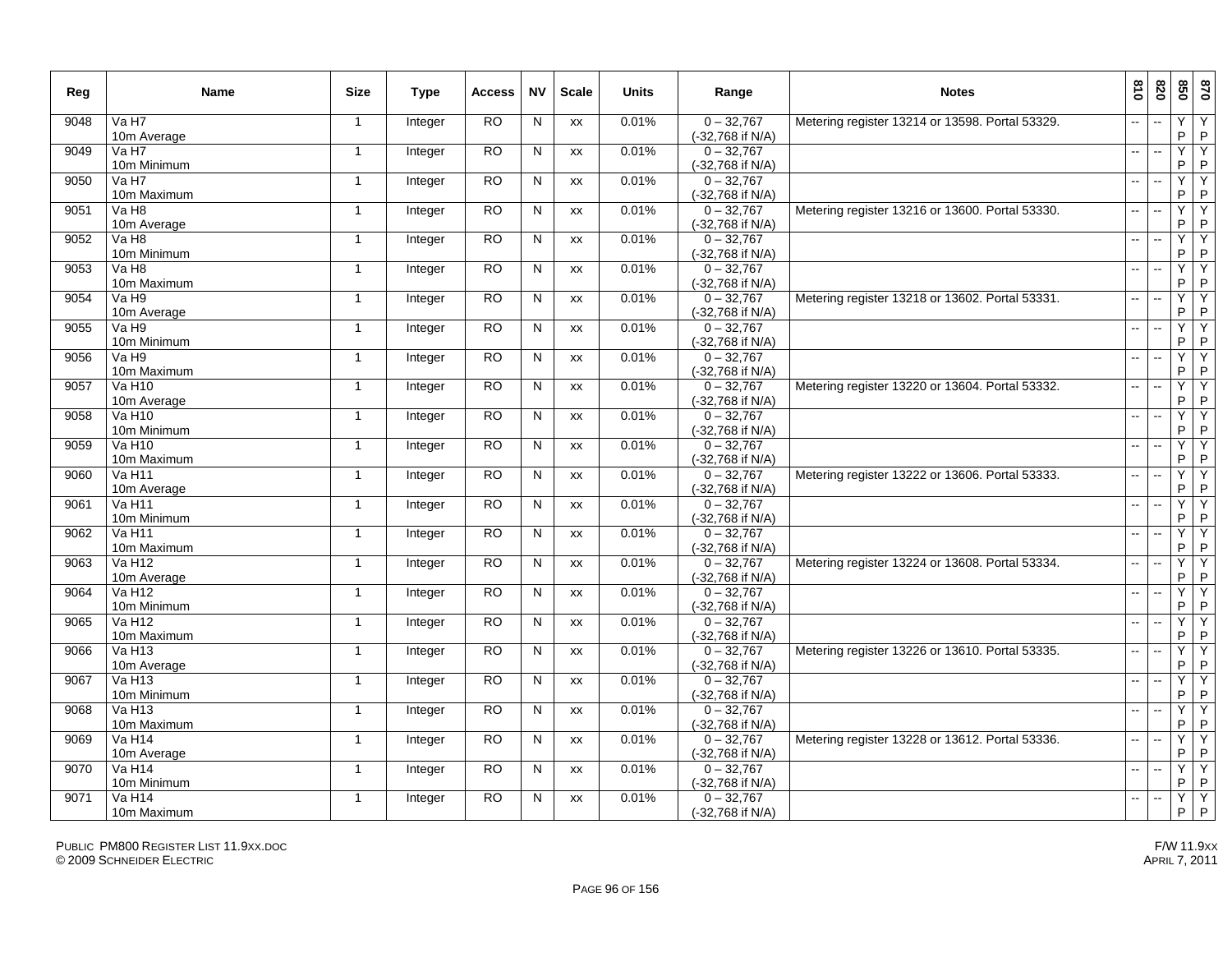| Reg | Name | Size | Type | Access | NV | Scale | Units | Range | Notes | 810 | 820 | 850 | 870 |
|---|---|---|---|---|---|---|---|---|---|---|---|---|---|
| 9048 | Va H7 10m Average | 1 | Integer | RO | N | xx | 0.01% | 0 – 32,767 (-32,768 if N/A) | Metering register 13214 or 13598. Portal 53329. | -- | -- | Y P | Y P |
| 9049 | Va H7 10m Minimum | 1 | Integer | RO | N | xx | 0.01% | 0 – 32,767 (-32,768 if N/A) | | -- | -- | Y P | Y P |
| 9050 | Va H7 10m Maximum | 1 | Integer | RO | N | xx | 0.01% | 0 – 32,767 (-32,768 if N/A) | | -- | -- | Y P | Y P |
| 9051 | Va H8 10m Average | 1 | Integer | RO | N | xx | 0.01% | 0 – 32,767 (-32,768 if N/A) | Metering register 13216 or 13600. Portal 53330. | -- | -- | Y P | Y P |
| 9052 | Va H8 10m Minimum | 1 | Integer | RO | N | xx | 0.01% | 0 – 32,767 (-32,768 if N/A) | | -- | -- | Y P | Y P |
| 9053 | Va H8 10m Maximum | 1 | Integer | RO | N | xx | 0.01% | 0 – 32,767 (-32,768 if N/A) | | -- | -- | Y P | Y P |
| 9054 | Va H9 10m Average | 1 | Integer | RO | N | xx | 0.01% | 0 – 32,767 (-32,768 if N/A) | Metering register 13218 or 13602. Portal 53331. | -- | -- | Y P | Y P |
| 9055 | Va H9 10m Minimum | 1 | Integer | RO | N | xx | 0.01% | 0 – 32,767 (-32,768 if N/A) | | -- | -- | Y P | Y P |
| 9056 | Va H9 10m Maximum | 1 | Integer | RO | N | xx | 0.01% | 0 – 32,767 (-32,768 if N/A) | | -- | -- | Y P | Y P |
| 9057 | Va H10 10m Average | 1 | Integer | RO | N | xx | 0.01% | 0 – 32,767 (-32,768 if N/A) | Metering register 13220 or 13604. Portal 53332. | -- | -- | Y P | Y P |
| 9058 | Va H10 10m Minimum | 1 | Integer | RO | N | xx | 0.01% | 0 – 32,767 (-32,768 if N/A) | | -- | -- | Y P | Y P |
| 9059 | Va H10 10m Maximum | 1 | Integer | RO | N | xx | 0.01% | 0 – 32,767 (-32,768 if N/A) | | -- | -- | Y P | Y P |
| 9060 | Va H11 10m Average | 1 | Integer | RO | N | xx | 0.01% | 0 – 32,767 (-32,768 if N/A) | Metering register 13222 or 13606. Portal 53333. | -- | -- | Y P | Y P |
| 9061 | Va H11 10m Minimum | 1 | Integer | RO | N | xx | 0.01% | 0 – 32,767 (-32,768 if N/A) | | -- | -- | Y P | Y P |
| 9062 | Va H11 10m Maximum | 1 | Integer | RO | N | xx | 0.01% | 0 – 32,767 (-32,768 if N/A) | | -- | -- | Y P | Y P |
| 9063 | Va H12 10m Average | 1 | Integer | RO | N | xx | 0.01% | 0 – 32,767 (-32,768 if N/A) | Metering register 13224 or 13608. Portal 53334. | -- | -- | Y P | Y P |
| 9064 | Va H12 10m Minimum | 1 | Integer | RO | N | xx | 0.01% | 0 – 32,767 (-32,768 if N/A) | | -- | -- | Y P | Y P |
| 9065 | Va H12 10m Maximum | 1 | Integer | RO | N | xx | 0.01% | 0 – 32,767 (-32,768 if N/A) | | -- | -- | Y P | Y P |
| 9066 | Va H13 10m Average | 1 | Integer | RO | N | xx | 0.01% | 0 – 32,767 (-32,768 if N/A) | Metering register 13226 or 13610. Portal 53335. | -- | -- | Y P | Y P |
| 9067 | Va H13 10m Minimum | 1 | Integer | RO | N | xx | 0.01% | 0 – 32,767 (-32,768 if N/A) | | -- | -- | Y P | Y P |
| 9068 | Va H13 10m Maximum | 1 | Integer | RO | N | xx | 0.01% | 0 – 32,767 (-32,768 if N/A) | | -- | -- | Y P | Y P |
| 9069 | Va H14 10m Average | 1 | Integer | RO | N | xx | 0.01% | 0 – 32,767 (-32,768 if N/A) | Metering register 13228 or 13612. Portal 53336. | -- | -- | Y P | Y P |
| 9070 | Va H14 10m Minimum | 1 | Integer | RO | N | xx | 0.01% | 0 – 32,767 (-32,768 if N/A) | | -- | -- | Y P | Y P |
| 9071 | Va H14 10m Maximum | 1 | Integer | RO | N | xx | 0.01% | 0 – 32,767 (-32,768 if N/A) | | -- | -- | Y P | Y P |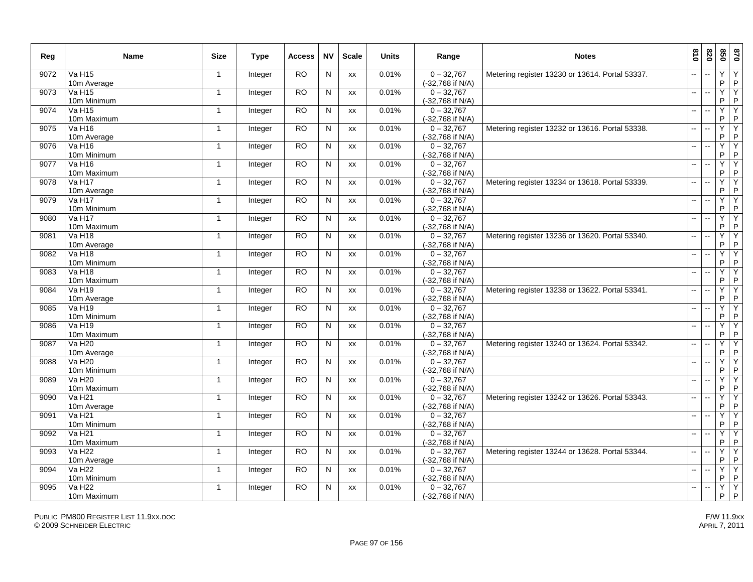| Reg | Name | Size | Type | Access | NV | Scale | Units | Range | Notes | 810 | 820 | 850 | 870 |
|---|---|---|---|---|---|---|---|---|---|---|---|---|---|
| 9072 | Va H15 10m Average | 1 | Integer | RO | N | xx | 0.01% | 0 – 32,767 (-32,768 if N/A) | Metering register 13230 or 13614. Portal 53337. | -- | -- | Y P | Y P |
| 9073 | Va H15 10m Minimum | 1 | Integer | RO | N | xx | 0.01% | 0 – 32,767 (-32,768 if N/A) | | -- | -- | Y P | Y P |
| 9074 | Va H15 10m Maximum | 1 | Integer | RO | N | xx | 0.01% | 0 – 32,767 (-32,768 if N/A) | | -- | -- | Y P | Y P |
| 9075 | Va H16 10m Average | 1 | Integer | RO | N | xx | 0.01% | 0 – 32,767 (-32,768 if N/A) | Metering register 13232 or 13616. Portal 53338. | -- | -- | Y P | Y P |
| 9076 | Va H16 10m Minimum | 1 | Integer | RO | N | xx | 0.01% | 0 – 32,767 (-32,768 if N/A) | | -- | -- | Y P | Y P |
| 9077 | Va H16 10m Maximum | 1 | Integer | RO | N | xx | 0.01% | 0 – 32,767 (-32,768 if N/A) | | -- | -- | Y P | Y P |
| 9078 | Va H17 10m Average | 1 | Integer | RO | N | xx | 0.01% | 0 – 32,767 (-32,768 if N/A) | Metering register 13234 or 13618. Portal 53339. | -- | -- | Y P | Y P |
| 9079 | Va H17 10m Minimum | 1 | Integer | RO | N | xx | 0.01% | 0 – 32,767 (-32,768 if N/A) | | -- | -- | Y P | Y P |
| 9080 | Va H17 10m Maximum | 1 | Integer | RO | N | xx | 0.01% | 0 – 32,767 (-32,768 if N/A) | | -- | -- | Y P | Y P |
| 9081 | Va H18 10m Average | 1 | Integer | RO | N | xx | 0.01% | 0 – 32,767 (-32,768 if N/A) | Metering register 13236 or 13620. Portal 53340. | -- | -- | Y P | Y P |
| 9082 | Va H18 10m Minimum | 1 | Integer | RO | N | xx | 0.01% | 0 – 32,767 (-32,768 if N/A) | | -- | -- | Y P | Y P |
| 9083 | Va H18 10m Maximum | 1 | Integer | RO | N | xx | 0.01% | 0 – 32,767 (-32,768 if N/A) | | -- | -- | Y P | Y P |
| 9084 | Va H19 10m Average | 1 | Integer | RO | N | xx | 0.01% | 0 – 32,767 (-32,768 if N/A) | Metering register 13238 or 13622. Portal 53341. | -- | -- | Y P | Y P |
| 9085 | Va H19 10m Minimum | 1 | Integer | RO | N | xx | 0.01% | 0 – 32,767 (-32,768 if N/A) | | -- | -- | Y P | Y P |
| 9086 | Va H19 10m Maximum | 1 | Integer | RO | N | xx | 0.01% | 0 – 32,767 (-32,768 if N/A) | | -- | -- | Y P | Y P |
| 9087 | Va H20 10m Average | 1 | Integer | RO | N | xx | 0.01% | 0 – 32,767 (-32,768 if N/A) | Metering register 13240 or 13624. Portal 53342. | -- | -- | Y P | Y P |
| 9088 | Va H20 10m Minimum | 1 | Integer | RO | N | xx | 0.01% | 0 – 32,767 (-32,768 if N/A) | | -- | -- | Y P | Y P |
| 9089 | Va H20 10m Maximum | 1 | Integer | RO | N | xx | 0.01% | 0 – 32,767 (-32,768 if N/A) | | -- | -- | Y P | Y P |
| 9090 | Va H21 10m Average | 1 | Integer | RO | N | xx | 0.01% | 0 – 32,767 (-32,768 if N/A) | Metering register 13242 or 13626. Portal 53343. | -- | -- | Y P | Y P |
| 9091 | Va H21 10m Minimum | 1 | Integer | RO | N | xx | 0.01% | 0 – 32,767 (-32,768 if N/A) | | -- | -- | Y P | Y P |
| 9092 | Va H21 10m Maximum | 1 | Integer | RO | N | xx | 0.01% | 0 – 32,767 (-32,768 if N/A) | | -- | -- | Y P | Y P |
| 9093 | Va H22 10m Average | 1 | Integer | RO | N | xx | 0.01% | 0 – 32,767 (-32,768 if N/A) | Metering register 13244 or 13628. Portal 53344. | -- | -- | Y P | Y P |
| 9094 | Va H22 10m Minimum | 1 | Integer | RO | N | xx | 0.01% | 0 – 32,767 (-32,768 if N/A) | | -- | -- | Y P | Y P |
| 9095 | Va H22 10m Maximum | 1 | Integer | RO | N | xx | 0.01% | 0 – 32,767 (-32,768 if N/A) | | -- | -- | Y P | Y P |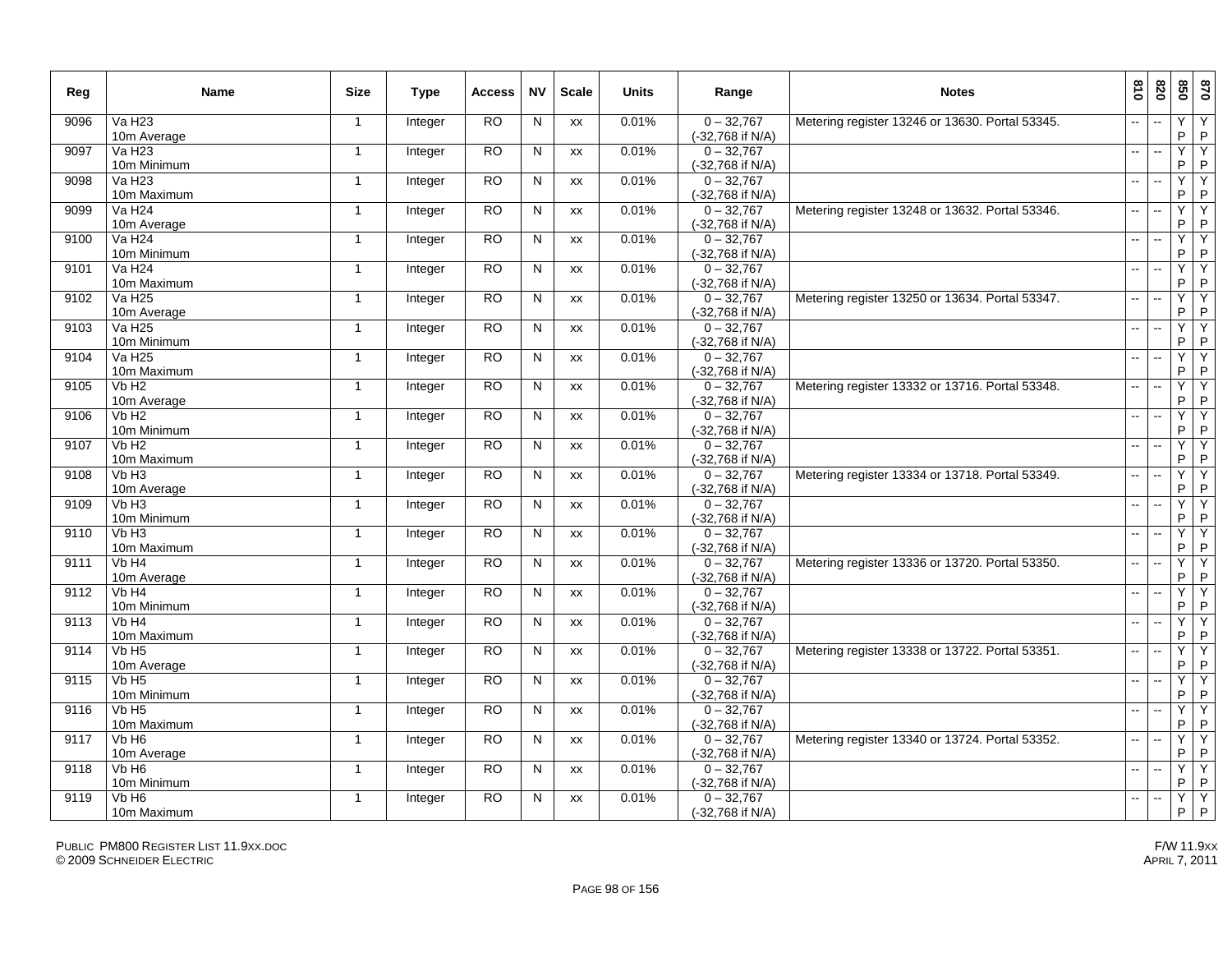| Reg | Name | Size | Type | Access | NV | Scale | Units | Range | Notes | 810 | 820 | 850 | 870 |
|---|---|---|---|---|---|---|---|---|---|---|---|---|---|
| 9096 | Va H23<br>10m Average | 1 | Integer | RO | N | xx | 0.01% | 0 – 32,767<br>(-32,768 if N/A) | Metering register 13246 or 13630. Portal 53345. | -- | -- | Y<br>P | Y<br>P |
| 9097 | Va H23<br>10m Minimum | 1 | Integer | RO | N | xx | 0.01% | 0 – 32,767<br>(-32,768 if N/A) | | -- | -- | Y<br>P | Y<br>P |
| 9098 | Va H23<br>10m Maximum | 1 | Integer | RO | N | xx | 0.01% | 0 – 32,767<br>(-32,768 if N/A) | | -- | -- | Y<br>P | Y<br>P |
| 9099 | Va H24<br>10m Average | 1 | Integer | RO | N | xx | 0.01% | 0 – 32,767<br>(-32,768 if N/A) | Metering register 13248 or 13632. Portal 53346. | -- | -- | Y<br>P | Y<br>P |
| 9100 | Va H24<br>10m Minimum | 1 | Integer | RO | N | xx | 0.01% | 0 – 32,767<br>(-32,768 if N/A) | | -- | -- | Y<br>P | Y<br>P |
| 9101 | Va H24<br>10m Maximum | 1 | Integer | RO | N | xx | 0.01% | 0 – 32,767<br>(-32,768 if N/A) | | -- | -- | Y<br>P | Y<br>P |
| 9102 | Va H25<br>10m Average | 1 | Integer | RO | N | xx | 0.01% | 0 – 32,767<br>(-32,768 if N/A) | Metering register 13250 or 13634. Portal 53347. | -- | -- | Y<br>P | Y<br>P |
| 9103 | Va H25<br>10m Minimum | 1 | Integer | RO | N | xx | 0.01% | 0 – 32,767<br>(-32,768 if N/A) | | -- | -- | Y<br>P | Y<br>P |
| 9104 | Va H25<br>10m Maximum | 1 | Integer | RO | N | xx | 0.01% | 0 – 32,767<br>(-32,768 if N/A) | | -- | -- | Y<br>P | Y<br>P |
| 9105 | Vb H2<br>10m Average | 1 | Integer | RO | N | xx | 0.01% | 0 – 32,767<br>(-32,768 if N/A) | Metering register 13332 or 13716. Portal 53348. | -- | -- | Y<br>P | Y<br>P |
| 9106 | Vb H2<br>10m Minimum | 1 | Integer | RO | N | xx | 0.01% | 0 – 32,767<br>(-32,768 if N/A) | | -- | -- | Y<br>P | Y<br>P |
| 9107 | Vb H2<br>10m Maximum | 1 | Integer | RO | N | xx | 0.01% | 0 – 32,767<br>(-32,768 if N/A) | | -- | -- | Y<br>P | Y<br>P |
| 9108 | Vb H3<br>10m Average | 1 | Integer | RO | N | xx | 0.01% | 0 – 32,767<br>(-32,768 if N/A) | Metering register 13334 or 13718. Portal 53349. | -- | -- | Y<br>P | Y<br>P |
| 9109 | Vb H3<br>10m Minimum | 1 | Integer | RO | N | xx | 0.01% | 0 – 32,767<br>(-32,768 if N/A) | | -- | -- | Y<br>P | Y<br>P |
| 9110 | Vb H3<br>10m Maximum | 1 | Integer | RO | N | xx | 0.01% | 0 – 32,767<br>(-32,768 if N/A) | | -- | -- | Y<br>P | Y<br>P |
| 9111 | Vb H4<br>10m Average | 1 | Integer | RO | N | xx | 0.01% | 0 – 32,767<br>(-32,768 if N/A) | Metering register 13336 or 13720. Portal 53350. | -- | -- | Y<br>P | Y<br>P |
| 9112 | Vb H4<br>10m Minimum | 1 | Integer | RO | N | xx | 0.01% | 0 – 32,767<br>(-32,768 if N/A) | | -- | -- | Y<br>P | Y<br>P |
| 9113 | Vb H4<br>10m Maximum | 1 | Integer | RO | N | xx | 0.01% | 0 – 32,767<br>(-32,768 if N/A) | | -- | -- | Y<br>P | Y<br>P |
| 9114 | Vb H5<br>10m Average | 1 | Integer | RO | N | xx | 0.01% | 0 – 32,767<br>(-32,768 if N/A) | Metering register 13338 or 13722. Portal 53351. | -- | -- | Y<br>P | Y<br>P |
| 9115 | Vb H5<br>10m Minimum | 1 | Integer | RO | N | xx | 0.01% | 0 – 32,767<br>(-32,768 if N/A) | | -- | -- | Y<br>P | Y<br>P |
| 9116 | Vb H5<br>10m Maximum | 1 | Integer | RO | N | xx | 0.01% | 0 – 32,767<br>(-32,768 if N/A) | | -- | -- | Y<br>P | Y<br>P |
| 9117 | Vb H6<br>10m Average | 1 | Integer | RO | N | xx | 0.01% | 0 – 32,767<br>(-32,768 if N/A) | Metering register 13340 or 13724. Portal 53352. | -- | -- | Y<br>P | Y<br>P |
| 9118 | Vb H6<br>10m Minimum | 1 | Integer | RO | N | xx | 0.01% | 0 – 32,767<br>(-32,768 if N/A) | | -- | -- | Y<br>P | Y<br>P |
| 9119 | Vb H6<br>10m Maximum | 1 | Integer | RO | N | xx | 0.01% | 0 – 32,767<br>(-32,768 if N/A) | | -- | -- | Y<br>P | Y<br>P |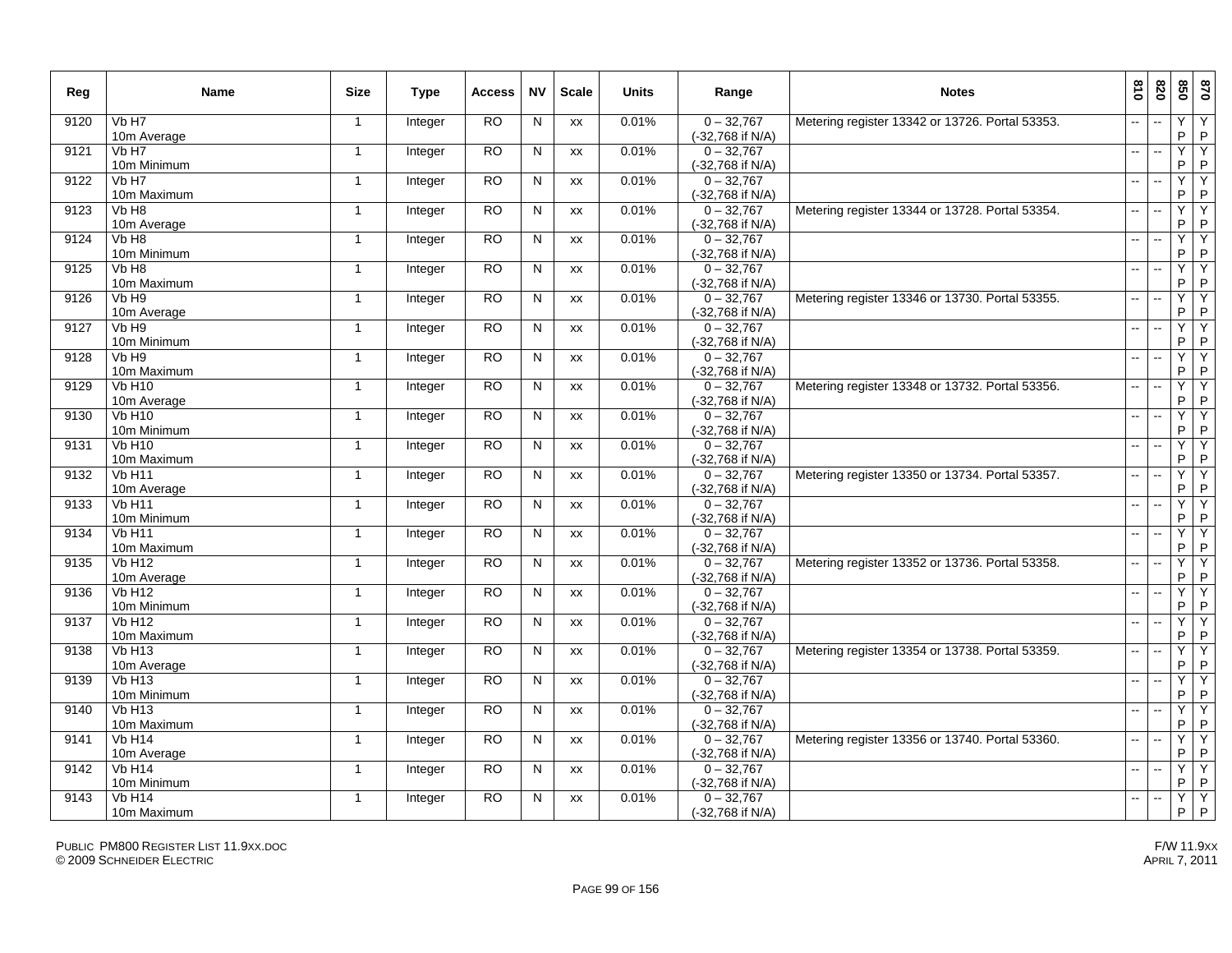| Reg | Name | Size | Type | Access | NV | Scale | Units | Range | Notes | 810 | 820 | 850 | 870 |
|---|---|---|---|---|---|---|---|---|---|---|---|---|---|
| 9120 | Vb H7 10m Average | 1 | Integer | RO | N | xx | 0.01% | 0 – 32,767 (-32,768 if N/A) | Metering register 13342 or 13726. Portal 53353. | -- | -- | Y P | Y P |
| 9121 | Vb H7 10m Minimum | 1 | Integer | RO | N | xx | 0.01% | 0 – 32,767 (-32,768 if N/A) | | -- | -- | Y P | Y P |
| 9122 | Vb H7 10m Maximum | 1 | Integer | RO | N | xx | 0.01% | 0 – 32,767 (-32,768 if N/A) | | -- | -- | Y P | Y P |
| 9123 | Vb H8 10m Average | 1 | Integer | RO | N | xx | 0.01% | 0 – 32,767 (-32,768 if N/A) | Metering register 13344 or 13728. Portal 53354. | -- | -- | Y P | Y P |
| 9124 | Vb H8 10m Minimum | 1 | Integer | RO | N | xx | 0.01% | 0 – 32,767 (-32,768 if N/A) | | -- | -- | Y P | Y P |
| 9125 | Vb H8 10m Maximum | 1 | Integer | RO | N | xx | 0.01% | 0 – 32,767 (-32,768 if N/A) | | -- | -- | Y P | Y P |
| 9126 | Vb H9 10m Average | 1 | Integer | RO | N | xx | 0.01% | 0 – 32,767 (-32,768 if N/A) | Metering register 13346 or 13730. Portal 53355. | -- | -- | Y P | Y P |
| 9127 | Vb H9 10m Minimum | 1 | Integer | RO | N | xx | 0.01% | 0 – 32,767 (-32,768 if N/A) | | -- | -- | Y P | Y P |
| 9128 | Vb H9 10m Maximum | 1 | Integer | RO | N | xx | 0.01% | 0 – 32,767 (-32,768 if N/A) | | -- | -- | Y P | Y P |
| 9129 | Vb H10 10m Average | 1 | Integer | RO | N | xx | 0.01% | 0 – 32,767 (-32,768 if N/A) | Metering register 13348 or 13732. Portal 53356. | -- | -- | Y P | Y P |
| 9130 | Vb H10 10m Minimum | 1 | Integer | RO | N | xx | 0.01% | 0 – 32,767 (-32,768 if N/A) | | -- | -- | Y P | Y P |
| 9131 | Vb H10 10m Maximum | 1 | Integer | RO | N | xx | 0.01% | 0 – 32,767 (-32,768 if N/A) | | -- | -- | Y P | Y P |
| 9132 | Vb H11 10m Average | 1 | Integer | RO | N | xx | 0.01% | 0 – 32,767 (-32,768 if N/A) | Metering register 13350 or 13734. Portal 53357. | -- | -- | Y P | Y P |
| 9133 | Vb H11 10m Minimum | 1 | Integer | RO | N | xx | 0.01% | 0 – 32,767 (-32,768 if N/A) | | -- | -- | Y P | Y P |
| 9134 | Vb H11 10m Maximum | 1 | Integer | RO | N | xx | 0.01% | 0 – 32,767 (-32,768 if N/A) | | -- | -- | Y P | Y P |
| 9135 | Vb H12 10m Average | 1 | Integer | RO | N | xx | 0.01% | 0 – 32,767 (-32,768 if N/A) | Metering register 13352 or 13736. Portal 53358. | -- | -- | Y P | Y P |
| 9136 | Vb H12 10m Minimum | 1 | Integer | RO | N | xx | 0.01% | 0 – 32,767 (-32,768 if N/A) | | -- | -- | Y P | Y P |
| 9137 | Vb H12 10m Maximum | 1 | Integer | RO | N | xx | 0.01% | 0 – 32,767 (-32,768 if N/A) | | -- | -- | Y P | Y P |
| 9138 | Vb H13 10m Average | 1 | Integer | RO | N | xx | 0.01% | 0 – 32,767 (-32,768 if N/A) | Metering register 13354 or 13738. Portal 53359. | -- | -- | Y P | Y P |
| 9139 | Vb H13 10m Minimum | 1 | Integer | RO | N | xx | 0.01% | 0 – 32,767 (-32,768 if N/A) | | -- | -- | Y P | Y P |
| 9140 | Vb H13 10m Maximum | 1 | Integer | RO | N | xx | 0.01% | 0 – 32,767 (-32,768 if N/A) | | -- | -- | Y P | Y P |
| 9141 | Vb H14 10m Average | 1 | Integer | RO | N | xx | 0.01% | 0 – 32,767 (-32,768 if N/A) | Metering register 13356 or 13740. Portal 53360. | -- | -- | Y P | Y P |
| 9142 | Vb H14 10m Minimum | 1 | Integer | RO | N | xx | 0.01% | 0 – 32,767 (-32,768 if N/A) | | -- | -- | Y P | Y P |
| 9143 | Vb H14 10m Maximum | 1 | Integer | RO | N | xx | 0.01% | 0 – 32,767 (-32,768 if N/A) | | -- | -- | Y P | Y P |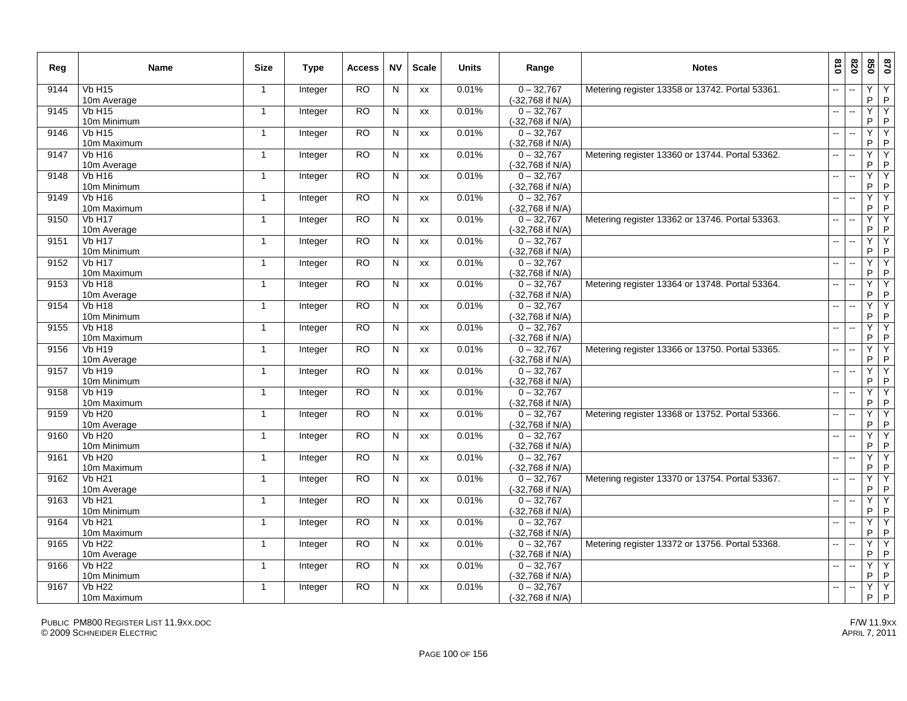| Reg | Name | Size | Type | Access | NV | Scale | Units | Range | Notes | 810 | 820 | 850 | 870 |
|---|---|---|---|---|---|---|---|---|---|---|---|---|---|
| 9144 | Vb H15 10m Average | 1 | Integer | RO | N | xx | 0.01% | 0 – 32,767 (-32,768 if N/A) | Metering register 13358 or 13742. Portal 53361. | -- | -- | Y P | Y P |
| 9145 | Vb H15 10m Minimum | 1 | Integer | RO | N | xx | 0.01% | 0 – 32,767 (-32,768 if N/A) | | -- | -- | Y P | Y P |
| 9146 | Vb H15 10m Maximum | 1 | Integer | RO | N | xx | 0.01% | 0 – 32,767 (-32,768 if N/A) | | -- | -- | Y P | Y P |
| 9147 | Vb H16 10m Average | 1 | Integer | RO | N | xx | 0.01% | 0 – 32,767 (-32,768 if N/A) | Metering register 13360 or 13744. Portal 53362. | -- | -- | Y P | Y P |
| 9148 | Vb H16 10m Minimum | 1 | Integer | RO | N | xx | 0.01% | 0 – 32,767 (-32,768 if N/A) | | -- | -- | Y P | Y P |
| 9149 | Vb H16 10m Maximum | 1 | Integer | RO | N | xx | 0.01% | 0 – 32,767 (-32,768 if N/A) | | -- | -- | Y P | Y P |
| 9150 | Vb H17 10m Average | 1 | Integer | RO | N | xx | 0.01% | 0 – 32,767 (-32,768 if N/A) | Metering register 13362 or 13746. Portal 53363. | -- | -- | Y P | Y P |
| 9151 | Vb H17 10m Minimum | 1 | Integer | RO | N | xx | 0.01% | 0 – 32,767 (-32,768 if N/A) | | -- | -- | Y P | Y P |
| 9152 | Vb H17 10m Maximum | 1 | Integer | RO | N | xx | 0.01% | 0 – 32,767 (-32,768 if N/A) | | -- | -- | Y P | Y P |
| 9153 | Vb H18 10m Average | 1 | Integer | RO | N | xx | 0.01% | 0 – 32,767 (-32,768 if N/A) | Metering register 13364 or 13748. Portal 53364. | -- | -- | Y P | Y P |
| 9154 | Vb H18 10m Minimum | 1 | Integer | RO | N | xx | 0.01% | 0 – 32,767 (-32,768 if N/A) | | -- | -- | Y P | Y P |
| 9155 | Vb H18 10m Maximum | 1 | Integer | RO | N | xx | 0.01% | 0 – 32,767 (-32,768 if N/A) | | -- | -- | Y P | Y P |
| 9156 | Vb H19 10m Average | 1 | Integer | RO | N | xx | 0.01% | 0 – 32,767 (-32,768 if N/A) | Metering register 13366 or 13750. Portal 53365. | -- | -- | Y P | Y P |
| 9157 | Vb H19 10m Minimum | 1 | Integer | RO | N | xx | 0.01% | 0 – 32,767 (-32,768 if N/A) | | -- | -- | Y P | Y P |
| 9158 | Vb H19 10m Maximum | 1 | Integer | RO | N | xx | 0.01% | 0 – 32,767 (-32,768 if N/A) | | -- | -- | Y P | Y P |
| 9159 | Vb H20 10m Average | 1 | Integer | RO | N | xx | 0.01% | 0 – 32,767 (-32,768 if N/A) | Metering register 13368 or 13752. Portal 53366. | -- | -- | Y P | Y P |
| 9160 | Vb H20 10m Minimum | 1 | Integer | RO | N | xx | 0.01% | 0 – 32,767 (-32,768 if N/A) | | -- | -- | Y P | Y P |
| 9161 | Vb H20 10m Maximum | 1 | Integer | RO | N | xx | 0.01% | 0 – 32,767 (-32,768 if N/A) | | -- | -- | Y P | Y P |
| 9162 | Vb H21 10m Average | 1 | Integer | RO | N | xx | 0.01% | 0 – 32,767 (-32,768 if N/A) | Metering register 13370 or 13754. Portal 53367. | -- | -- | Y P | Y P |
| 9163 | Vb H21 10m Minimum | 1 | Integer | RO | N | xx | 0.01% | 0 – 32,767 (-32,768 if N/A) | | -- | -- | Y P | Y P |
| 9164 | Vb H21 10m Maximum | 1 | Integer | RO | N | xx | 0.01% | 0 – 32,767 (-32,768 if N/A) | | -- | -- | Y P | Y P |
| 9165 | Vb H22 10m Average | 1 | Integer | RO | N | xx | 0.01% | 0 – 32,767 (-32,768 if N/A) | Metering register 13372 or 13756. Portal 53368. | -- | -- | Y P | Y P |
| 9166 | Vb H22 10m Minimum | 1 | Integer | RO | N | xx | 0.01% | 0 – 32,767 (-32,768 if N/A) | | -- | -- | Y P | Y P |
| 9167 | Vb H22 10m Maximum | 1 | Integer | RO | N | xx | 0.01% | 0 – 32,767 (-32,768 if N/A) | | -- | -- | Y P | Y P |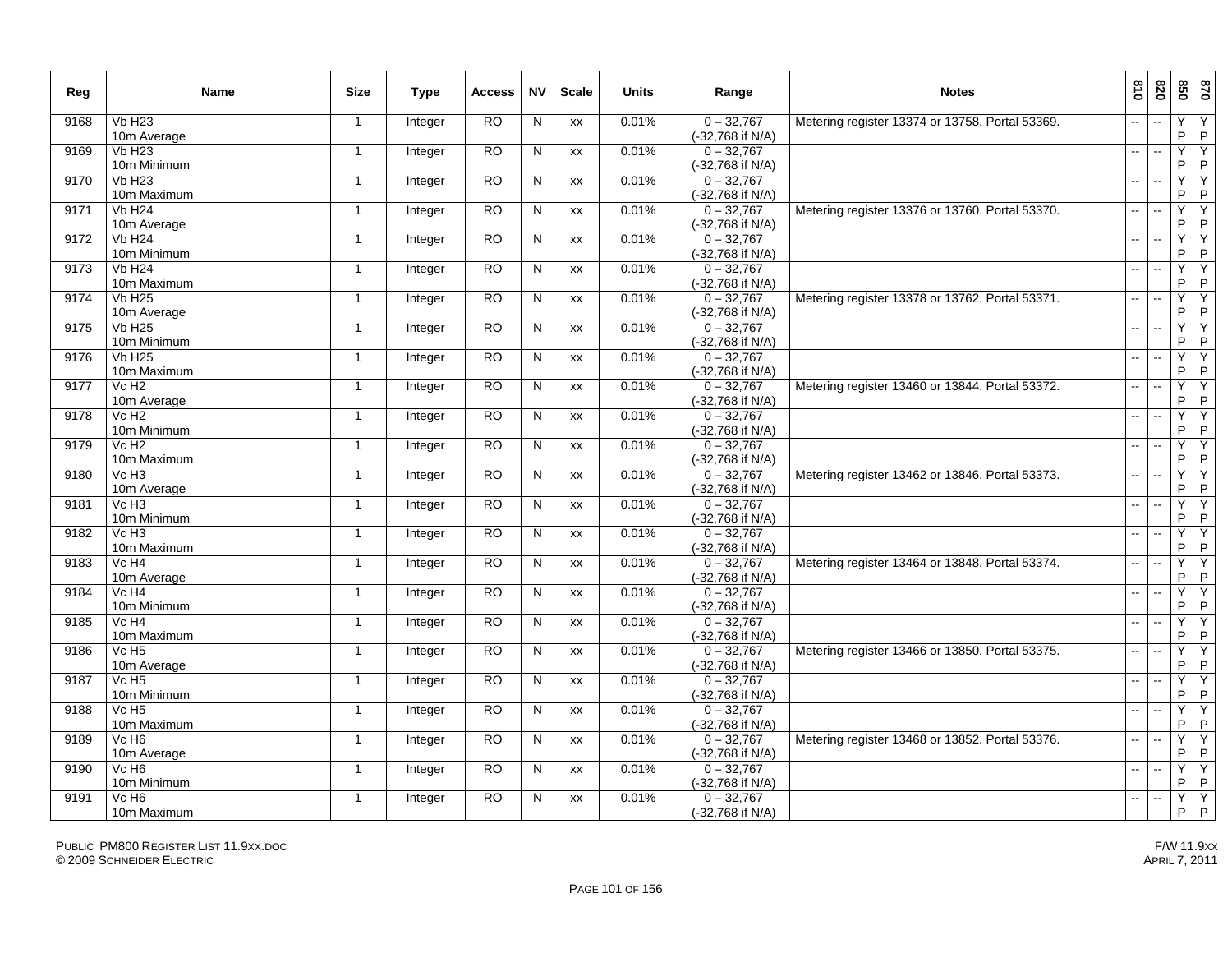| Reg | Name | Size | Type | Access | NV | Scale | Units | Range | Notes | 810 | 820 | 850 | 870 |
|---|---|---|---|---|---|---|---|---|---|---|---|---|---|
| 9168 | Vb H23 10m Average | 1 | Integer | RO | N | xx | 0.01% | 0 – 32,767 (-32,768 if N/A) | Metering register 13374 or 13758. Portal 53369. | -- | -- | Y P | Y P |
| 9169 | Vb H23 10m Minimum | 1 | Integer | RO | N | xx | 0.01% | 0 – 32,767 (-32,768 if N/A) | | -- | -- | Y P | Y P |
| 9170 | Vb H23 10m Maximum | 1 | Integer | RO | N | xx | 0.01% | 0 – 32,767 (-32,768 if N/A) | | -- | -- | Y P | Y P |
| 9171 | Vb H24 10m Average | 1 | Integer | RO | N | xx | 0.01% | 0 – 32,767 (-32,768 if N/A) | Metering register 13376 or 13760. Portal 53370. | -- | -- | Y P | Y P |
| 9172 | Vb H24 10m Minimum | 1 | Integer | RO | N | xx | 0.01% | 0 – 32,767 (-32,768 if N/A) | | -- | -- | Y P | Y P |
| 9173 | Vb H24 10m Maximum | 1 | Integer | RO | N | xx | 0.01% | 0 – 32,767 (-32,768 if N/A) | | -- | -- | Y P | Y P |
| 9174 | Vb H25 10m Average | 1 | Integer | RO | N | xx | 0.01% | 0 – 32,767 (-32,768 if N/A) | Metering register 13378 or 13762. Portal 53371. | -- | -- | Y P | Y P |
| 9175 | Vb H25 10m Minimum | 1 | Integer | RO | N | xx | 0.01% | 0 – 32,767 (-32,768 if N/A) | | -- | -- | Y P | Y P |
| 9176 | Vb H25 10m Maximum | 1 | Integer | RO | N | xx | 0.01% | 0 – 32,767 (-32,768 if N/A) | | -- | -- | Y P | Y P |
| 9177 | Vc H2 10m Average | 1 | Integer | RO | N | xx | 0.01% | 0 – 32,767 (-32,768 if N/A) | Metering register 13460 or 13844. Portal 53372. | -- | -- | Y P | Y P |
| 9178 | Vc H2 10m Minimum | 1 | Integer | RO | N | xx | 0.01% | 0 – 32,767 (-32,768 if N/A) | | -- | -- | Y P | Y P |
| 9179 | Vc H2 10m Maximum | 1 | Integer | RO | N | xx | 0.01% | 0 – 32,767 (-32,768 if N/A) | | -- | -- | Y P | Y P |
| 9180 | Vc H3 10m Average | 1 | Integer | RO | N | xx | 0.01% | 0 – 32,767 (-32,768 if N/A) | Metering register 13462 or 13846. Portal 53373. | -- | -- | Y P | Y P |
| 9181 | Vc H3 10m Minimum | 1 | Integer | RO | N | xx | 0.01% | 0 – 32,767 (-32,768 if N/A) | | -- | -- | Y P | Y P |
| 9182 | Vc H3 10m Maximum | 1 | Integer | RO | N | xx | 0.01% | 0 – 32,767 (-32,768 if N/A) | | -- | -- | Y P | Y P |
| 9183 | Vc H4 10m Average | 1 | Integer | RO | N | xx | 0.01% | 0 – 32,767 (-32,768 if N/A) | Metering register 13464 or 13848. Portal 53374. | -- | -- | Y P | Y P |
| 9184 | Vc H4 10m Minimum | 1 | Integer | RO | N | xx | 0.01% | 0 – 32,767 (-32,768 if N/A) | | -- | -- | Y P | Y P |
| 9185 | Vc H4 10m Maximum | 1 | Integer | RO | N | xx | 0.01% | 0 – 32,767 (-32,768 if N/A) | | -- | -- | Y P | Y P |
| 9186 | Vc H5 10m Average | 1 | Integer | RO | N | xx | 0.01% | 0 – 32,767 (-32,768 if N/A) | Metering register 13466 or 13850. Portal 53375. | -- | -- | Y P | Y P |
| 9187 | Vc H5 10m Minimum | 1 | Integer | RO | N | xx | 0.01% | 0 – 32,767 (-32,768 if N/A) | | -- | -- | Y P | Y P |
| 9188 | Vc H5 10m Maximum | 1 | Integer | RO | N | xx | 0.01% | 0 – 32,767 (-32,768 if N/A) | | -- | -- | Y P | Y P |
| 9189 | Vc H6 10m Average | 1 | Integer | RO | N | xx | 0.01% | 0 – 32,767 (-32,768 if N/A) | Metering register 13468 or 13852. Portal 53376. | -- | -- | Y P | Y P |
| 9190 | Vc H6 10m Minimum | 1 | Integer | RO | N | xx | 0.01% | 0 – 32,767 (-32,768 if N/A) | | -- | -- | Y P | Y P |
| 9191 | Vc H6 10m Maximum | 1 | Integer | RO | N | xx | 0.01% | 0 – 32,767 (-32,768 if N/A) | | -- | -- | Y P | Y P |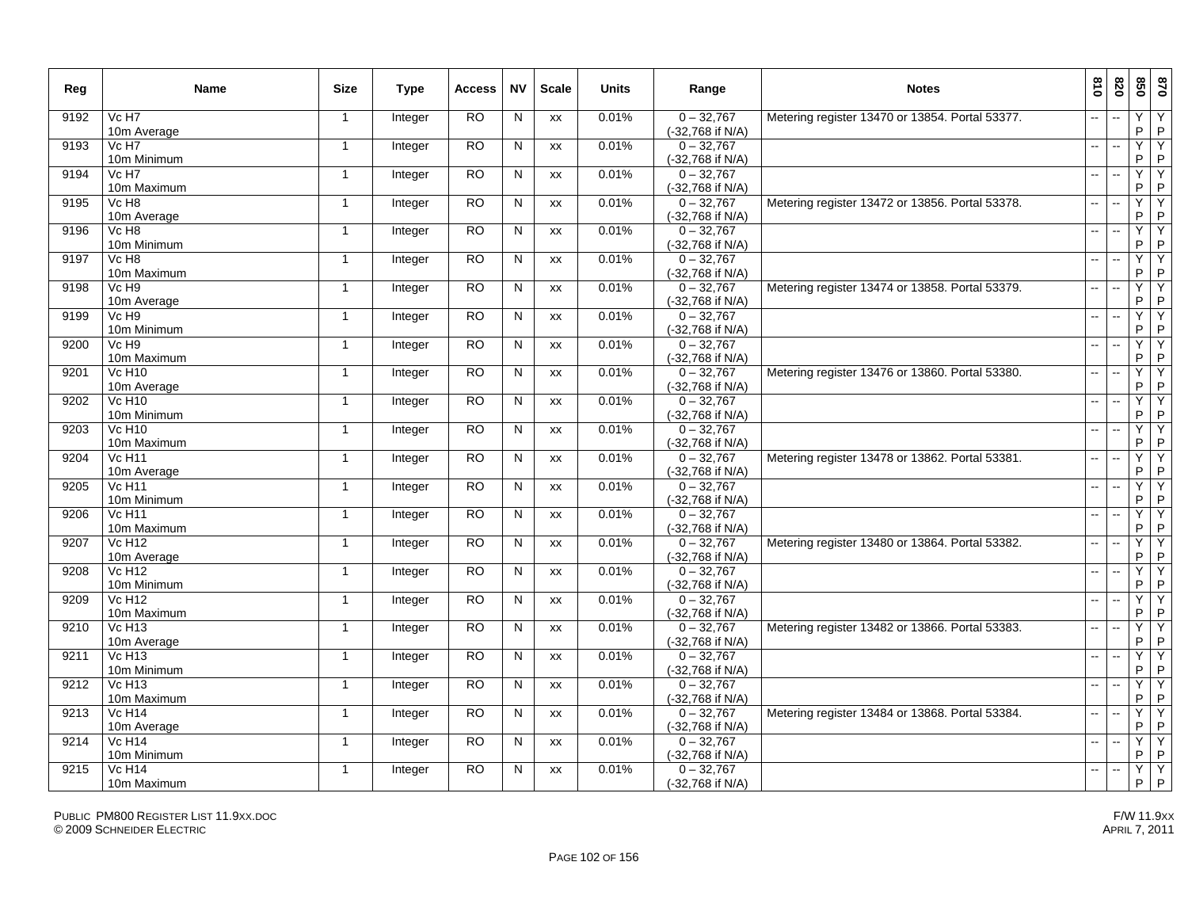| Reg | Name | Size | Type | Access | NV | Scale | Units | Range | Notes | 810 | 820 | 850 | 870 |
|---|---|---|---|---|---|---|---|---|---|---|---|---|---|
| 9192 | Vc H7 10m Average | 1 | Integer | RO | N | xx | 0.01% | 0 – 32,767 (-32,768 if N/A) | Metering register 13470 or 13854. Portal 53377. | -- | -- | Y P | Y P |
| 9193 | Vc H7 10m Minimum | 1 | Integer | RO | N | xx | 0.01% | 0 – 32,767 (-32,768 if N/A) | | -- | -- | Y P | Y P |
| 9194 | Vc H7 10m Maximum | 1 | Integer | RO | N | xx | 0.01% | 0 – 32,767 (-32,768 if N/A) | | -- | -- | Y P | Y P |
| 9195 | Vc H8 10m Average | 1 | Integer | RO | N | xx | 0.01% | 0 – 32,767 (-32,768 if N/A) | Metering register 13472 or 13856. Portal 53378. | -- | -- | Y P | Y P |
| 9196 | Vc H8 10m Minimum | 1 | Integer | RO | N | xx | 0.01% | 0 – 32,767 (-32,768 if N/A) | | -- | -- | Y P | Y P |
| 9197 | Vc H8 10m Maximum | 1 | Integer | RO | N | xx | 0.01% | 0 – 32,767 (-32,768 if N/A) | | -- | -- | Y P | Y P |
| 9198 | Vc H9 10m Average | 1 | Integer | RO | N | xx | 0.01% | 0 – 32,767 (-32,768 if N/A) | Metering register 13474 or 13858. Portal 53379. | -- | -- | Y P | Y P |
| 9199 | Vc H9 10m Minimum | 1 | Integer | RO | N | xx | 0.01% | 0 – 32,767 (-32,768 if N/A) | | -- | -- | Y P | Y P |
| 9200 | Vc H9 10m Maximum | 1 | Integer | RO | N | xx | 0.01% | 0 – 32,767 (-32,768 if N/A) | | -- | -- | Y P | Y P |
| 9201 | Vc H10 10m Average | 1 | Integer | RO | N | xx | 0.01% | 0 – 32,767 (-32,768 if N/A) | Metering register 13476 or 13860. Portal 53380. | -- | -- | Y P | Y P |
| 9202 | Vc H10 10m Minimum | 1 | Integer | RO | N | xx | 0.01% | 0 – 32,767 (-32,768 if N/A) | | -- | -- | Y P | Y P |
| 9203 | Vc H10 10m Maximum | 1 | Integer | RO | N | xx | 0.01% | 0 – 32,767 (-32,768 if N/A) | | -- | -- | Y P | Y P |
| 9204 | Vc H11 10m Average | 1 | Integer | RO | N | xx | 0.01% | 0 – 32,767 (-32,768 if N/A) | Metering register 13478 or 13862. Portal 53381. | -- | -- | Y P | Y P |
| 9205 | Vc H11 10m Minimum | 1 | Integer | RO | N | xx | 0.01% | 0 – 32,767 (-32,768 if N/A) | | -- | -- | Y P | Y P |
| 9206 | Vc H11 10m Maximum | 1 | Integer | RO | N | xx | 0.01% | 0 – 32,767 (-32,768 if N/A) | | -- | -- | Y P | Y P |
| 9207 | Vc H12 10m Average | 1 | Integer | RO | N | xx | 0.01% | 0 – 32,767 (-32,768 if N/A) | Metering register 13480 or 13864. Portal 53382. | -- | -- | Y P | Y P |
| 9208 | Vc H12 10m Minimum | 1 | Integer | RO | N | xx | 0.01% | 0 – 32,767 (-32,768 if N/A) | | -- | -- | Y P | Y P |
| 9209 | Vc H12 10m Maximum | 1 | Integer | RO | N | xx | 0.01% | 0 – 32,767 (-32,768 if N/A) | | -- | -- | Y P | Y P |
| 9210 | Vc H13 10m Average | 1 | Integer | RO | N | xx | 0.01% | 0 – 32,767 (-32,768 if N/A) | Metering register 13482 or 13866. Portal 53383. | -- | -- | Y P | Y P |
| 9211 | Vc H13 10m Minimum | 1 | Integer | RO | N | xx | 0.01% | 0 – 32,767 (-32,768 if N/A) | | -- | -- | Y P | Y P |
| 9212 | Vc H13 10m Maximum | 1 | Integer | RO | N | xx | 0.01% | 0 – 32,767 (-32,768 if N/A) | | -- | -- | Y P | Y P |
| 9213 | Vc H14 10m Average | 1 | Integer | RO | N | xx | 0.01% | 0 – 32,767 (-32,768 if N/A) | Metering register 13484 or 13868. Portal 53384. | -- | -- | Y P | Y P |
| 9214 | Vc H14 10m Minimum | 1 | Integer | RO | N | xx | 0.01% | 0 – 32,767 (-32,768 if N/A) | | -- | -- | Y P | Y P |
| 9215 | Vc H14 10m Maximum | 1 | Integer | RO | N | xx | 0.01% | 0 – 32,767 (-32,768 if N/A) | | -- | -- | Y P | Y P |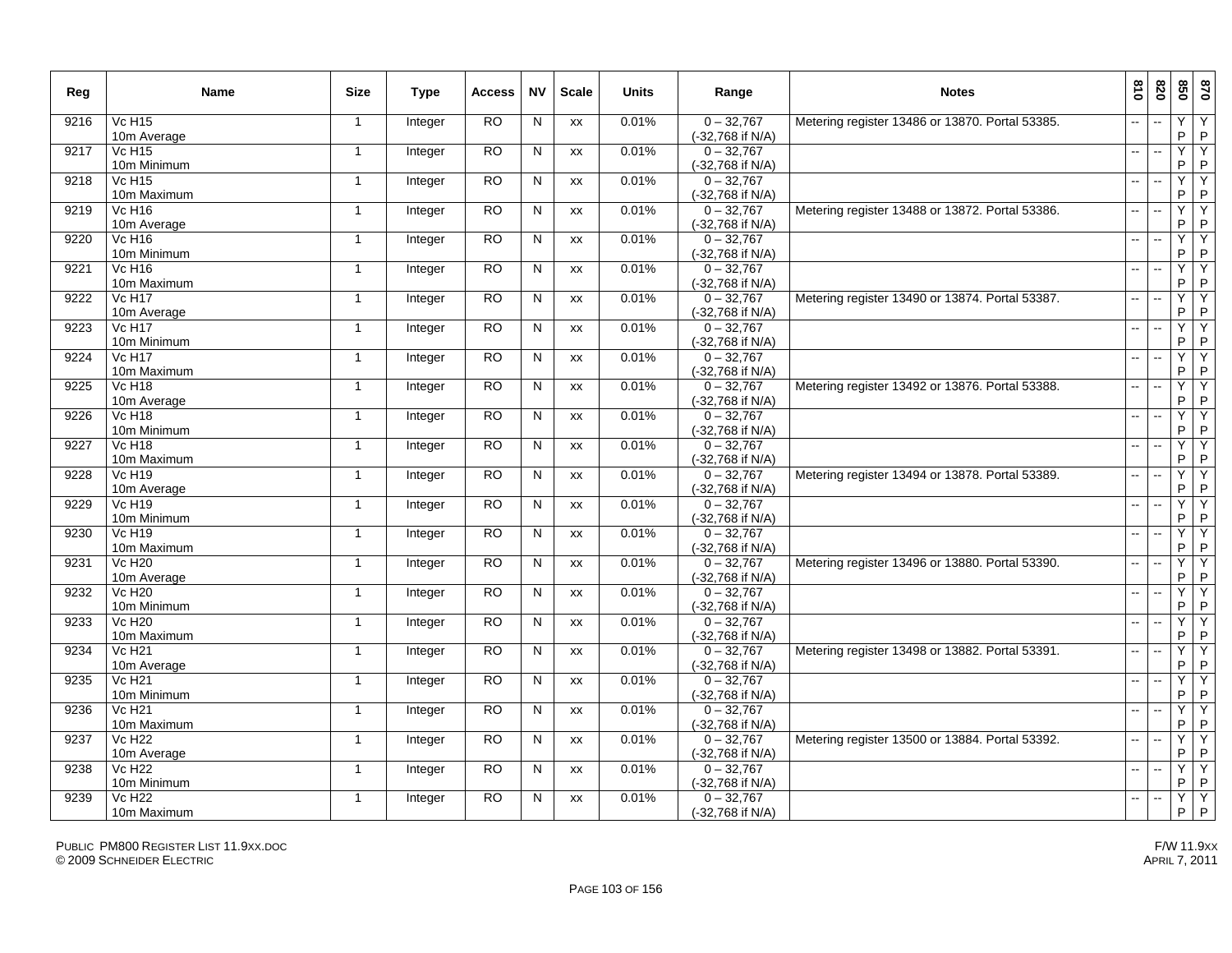| Reg | Name | Size | Type | Access | NV | Scale | Units | Range | Notes | 810 | 820 | 850 | 870 |
|---|---|---|---|---|---|---|---|---|---|---|---|---|---|
| 9216 | Vc H15 10m Average | 1 | Integer | RO | N | xx | 0.01% | 0 – 32,767 (-32,768 if N/A) | Metering register 13486 or 13870. Portal 53385. | -- | -- | Y P | Y P |
| 9217 | Vc H15 10m Minimum | 1 | Integer | RO | N | xx | 0.01% | 0 – 32,767 (-32,768 if N/A) | | -- | -- | Y P | Y P |
| 9218 | Vc H15 10m Maximum | 1 | Integer | RO | N | xx | 0.01% | 0 – 32,767 (-32,768 if N/A) | | -- | -- | Y P | Y P |
| 9219 | Vc H16 10m Average | 1 | Integer | RO | N | xx | 0.01% | 0 – 32,767 (-32,768 if N/A) | Metering register 13488 or 13872. Portal 53386. | -- | -- | Y P | Y P |
| 9220 | Vc H16 10m Minimum | 1 | Integer | RO | N | xx | 0.01% | 0 – 32,767 (-32,768 if N/A) | | -- | -- | Y P | Y P |
| 9221 | Vc H16 10m Maximum | 1 | Integer | RO | N | xx | 0.01% | 0 – 32,767 (-32,768 if N/A) | | -- | -- | Y P | Y P |
| 9222 | Vc H17 10m Average | 1 | Integer | RO | N | xx | 0.01% | 0 – 32,767 (-32,768 if N/A) | Metering register 13490 or 13874. Portal 53387. | -- | -- | Y P | Y P |
| 9223 | Vc H17 10m Minimum | 1 | Integer | RO | N | xx | 0.01% | 0 – 32,767 (-32,768 if N/A) | | -- | -- | Y P | Y P |
| 9224 | Vc H17 10m Maximum | 1 | Integer | RO | N | xx | 0.01% | 0 – 32,767 (-32,768 if N/A) | | -- | -- | Y P | Y P |
| 9225 | Vc H18 10m Average | 1 | Integer | RO | N | xx | 0.01% | 0 – 32,767 (-32,768 if N/A) | Metering register 13492 or 13876. Portal 53388. | -- | -- | Y P | Y P |
| 9226 | Vc H18 10m Minimum | 1 | Integer | RO | N | xx | 0.01% | 0 – 32,767 (-32,768 if N/A) | | -- | -- | Y P | Y P |
| 9227 | Vc H18 10m Maximum | 1 | Integer | RO | N | xx | 0.01% | 0 – 32,767 (-32,768 if N/A) | | -- | -- | Y P | Y P |
| 9228 | Vc H19 10m Average | 1 | Integer | RO | N | xx | 0.01% | 0 – 32,767 (-32,768 if N/A) | Metering register 13494 or 13878. Portal 53389. | -- | -- | Y P | Y P |
| 9229 | Vc H19 10m Minimum | 1 | Integer | RO | N | xx | 0.01% | 0 – 32,767 (-32,768 if N/A) | | -- | -- | Y P | Y P |
| 9230 | Vc H19 10m Maximum | 1 | Integer | RO | N | xx | 0.01% | 0 – 32,767 (-32,768 if N/A) | | -- | -- | Y P | Y P |
| 9231 | Vc H20 10m Average | 1 | Integer | RO | N | xx | 0.01% | 0 – 32,767 (-32,768 if N/A) | Metering register 13496 or 13880. Portal 53390. | -- | -- | Y P | Y P |
| 9232 | Vc H20 10m Minimum | 1 | Integer | RO | N | xx | 0.01% | 0 – 32,767 (-32,768 if N/A) | | -- | -- | Y P | Y P |
| 9233 | Vc H20 10m Maximum | 1 | Integer | RO | N | xx | 0.01% | 0 – 32,767 (-32,768 if N/A) | | -- | -- | Y P | Y P |
| 9234 | Vc H21 10m Average | 1 | Integer | RO | N | xx | 0.01% | 0 – 32,767 (-32,768 if N/A) | Metering register 13498 or 13882. Portal 53391. | -- | -- | Y P | Y P |
| 9235 | Vc H21 10m Minimum | 1 | Integer | RO | N | xx | 0.01% | 0 – 32,767 (-32,768 if N/A) | | -- | -- | Y P | Y P |
| 9236 | Vc H21 10m Maximum | 1 | Integer | RO | N | xx | 0.01% | 0 – 32,767 (-32,768 if N/A) | | -- | -- | Y P | Y P |
| 9237 | Vc H22 10m Average | 1 | Integer | RO | N | xx | 0.01% | 0 – 32,767 (-32,768 if N/A) | Metering register 13500 or 13884. Portal 53392. | -- | -- | Y P | Y P |
| 9238 | Vc H22 10m Minimum | 1 | Integer | RO | N | xx | 0.01% | 0 – 32,767 (-32,768 if N/A) | | -- | -- | Y P | Y P |
| 9239 | Vc H22 10m Maximum | 1 | Integer | RO | N | xx | 0.01% | 0 – 32,767 (-32,768 if N/A) | | -- | -- | Y P | Y P |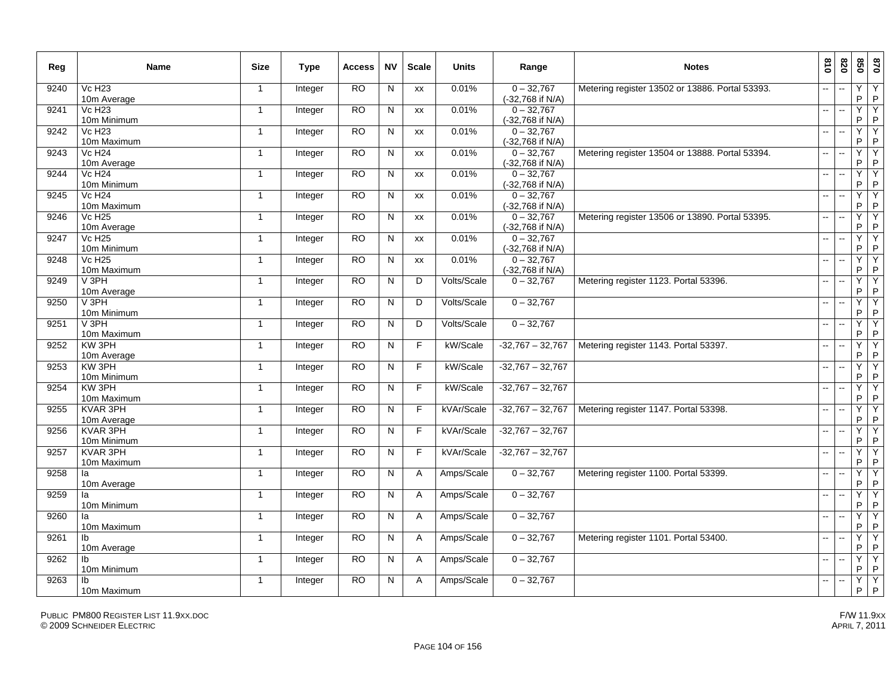| Reg | Name | Size | Type | Access | NV | Scale | Units | Range | Notes | 810 | 820 | 850 | 870 |
|---|---|---|---|---|---|---|---|---|---|---|---|---|---|
| 9240 | Vc H23 10m Average | 1 | Integer | RO | N | xx | 0.01% | 0 – 32,767 (-32,768 if N/A) | Metering register 13502 or 13886. Portal 53393. | -- | -- | Y P | Y P |
| 9241 | Vc H23 10m Minimum | 1 | Integer | RO | N | xx | 0.01% | 0 – 32,767 (-32,768 if N/A) | | -- | -- | Y P | Y P |
| 9242 | Vc H23 10m Maximum | 1 | Integer | RO | N | xx | 0.01% | 0 – 32,767 (-32,768 if N/A) | | -- | -- | Y P | Y P |
| 9243 | Vc H24 10m Average | 1 | Integer | RO | N | xx | 0.01% | 0 – 32,767 (-32,768 if N/A) | Metering register 13504 or 13888. Portal 53394. | -- | -- | Y P | Y P |
| 9244 | Vc H24 10m Minimum | 1 | Integer | RO | N | xx | 0.01% | 0 – 32,767 (-32,768 if N/A) | | -- | -- | Y P | Y P |
| 9245 | Vc H24 10m Maximum | 1 | Integer | RO | N | xx | 0.01% | 0 – 32,767 (-32,768 if N/A) | | -- | -- | Y P | Y P |
| 9246 | Vc H25 10m Average | 1 | Integer | RO | N | xx | 0.01% | 0 – 32,767 (-32,768 if N/A) | Metering register 13506 or 13890. Portal 53395. | -- | -- | Y P | Y P |
| 9247 | Vc H25 10m Minimum | 1 | Integer | RO | N | xx | 0.01% | 0 – 32,767 (-32,768 if N/A) | | -- | -- | Y P | Y P |
| 9248 | Vc H25 10m Maximum | 1 | Integer | RO | N | xx | 0.01% | 0 – 32,767 (-32,768 if N/A) | | -- | -- | Y P | Y P |
| 9249 | V 3PH 10m Average | 1 | Integer | RO | N | D | Volts/Scale | 0 – 32,767 | Metering register 1123. Portal 53396. | -- | -- | Y P | Y P |
| 9250 | V 3PH 10m Minimum | 1 | Integer | RO | N | D | Volts/Scale | 0 – 32,767 | | -- | -- | Y P | Y P |
| 9251 | V 3PH 10m Maximum | 1 | Integer | RO | N | D | Volts/Scale | 0 – 32,767 | | -- | -- | Y P | Y P |
| 9252 | KW 3PH 10m Average | 1 | Integer | RO | N | F | kW/Scale | -32,767 – 32,767 | Metering register 1143. Portal 53397. | -- | -- | Y P | Y P |
| 9253 | KW 3PH 10m Minimum | 1 | Integer | RO | N | F | kW/Scale | -32,767 – 32,767 | | -- | -- | Y P | Y P |
| 9254 | KW 3PH 10m Maximum | 1 | Integer | RO | N | F | kW/Scale | -32,767 – 32,767 | | -- | -- | Y P | Y P |
| 9255 | KVAR 3PH 10m Average | 1 | Integer | RO | N | F | kVAr/Scale | -32,767 – 32,767 | Metering register 1147. Portal 53398. | -- | -- | Y P | Y P |
| 9256 | KVAR 3PH 10m Minimum | 1 | Integer | RO | N | F | kVAr/Scale | -32,767 – 32,767 | | -- | -- | Y P | Y P |
| 9257 | KVAR 3PH 10m Maximum | 1 | Integer | RO | N | F | kVAr/Scale | -32,767 – 32,767 | | -- | -- | Y P | Y P |
| 9258 | Ia 10m Average | 1 | Integer | RO | N | A | Amps/Scale | 0 – 32,767 | Metering register 1100. Portal 53399. | -- | -- | Y P | Y P |
| 9259 | Ia 10m Minimum | 1 | Integer | RO | N | A | Amps/Scale | 0 – 32,767 | | -- | -- | Y P | Y P |
| 9260 | Ia 10m Maximum | 1 | Integer | RO | N | A | Amps/Scale | 0 – 32,767 | | -- | -- | Y P | Y P |
| 9261 | Ib 10m Average | 1 | Integer | RO | N | A | Amps/Scale | 0 – 32,767 | Metering register 1101. Portal 53400. | -- | -- | Y P | Y P |
| 9262 | Ib 10m Minimum | 1 | Integer | RO | N | A | Amps/Scale | 0 – 32,767 | | -- | -- | Y P | Y P |
| 9263 | Ib 10m Maximum | 1 | Integer | RO | N | A | Amps/Scale | 0 – 32,767 | | -- | -- | Y P | Y P |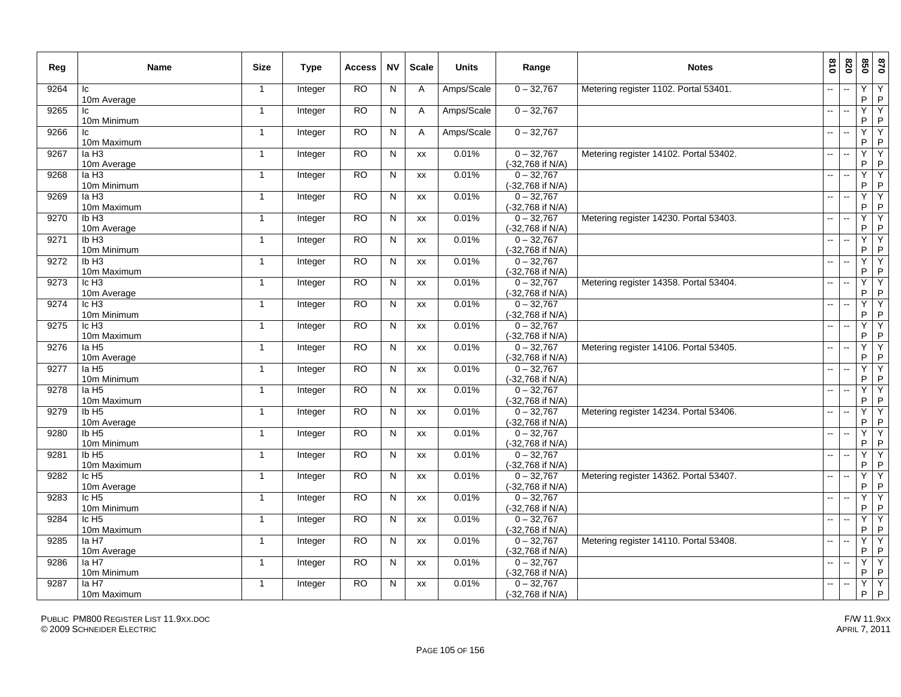| Reg | Name | Size | Type | Access | NV | Scale | Units | Range | Notes | 810 | 820 | 850 | 870 |
|---|---|---|---|---|---|---|---|---|---|---|---|---|---|
| 9264 | Ic 10m Average | 1 | Integer | RO | N | A | Amps/Scale | 0 – 32,767 | Metering register 1102. Portal 53401. | -- | -- | Y P | Y P |
| 9265 | Ic 10m Minimum | 1 | Integer | RO | N | A | Amps/Scale | 0 – 32,767 | | -- | -- | Y P | Y P |
| 9266 | Ic 10m Maximum | 1 | Integer | RO | N | A | Amps/Scale | 0 – 32,767 | | -- | -- | Y P | Y P |
| 9267 | Ia H3 10m Average | 1 | Integer | RO | N | xx | 0.01% | 0 – 32,767 (-32,768 if N/A) | Metering register 14102. Portal 53402. | -- | -- | Y P | Y P |
| 9268 | Ia H3 10m Minimum | 1 | Integer | RO | N | xx | 0.01% | 0 – 32,767 (-32,768 if N/A) | | -- | -- | Y P | Y P |
| 9269 | Ia H3 10m Maximum | 1 | Integer | RO | N | xx | 0.01% | 0 – 32,767 (-32,768 if N/A) | | -- | -- | Y P | Y P |
| 9270 | Ib H3 10m Average | 1 | Integer | RO | N | xx | 0.01% | 0 – 32,767 (-32,768 if N/A) | Metering register 14230. Portal 53403. | -- | -- | Y P | Y P |
| 9271 | Ib H3 10m Minimum | 1 | Integer | RO | N | xx | 0.01% | 0 – 32,767 (-32,768 if N/A) | | -- | -- | Y P | Y P |
| 9272 | Ib H3 10m Maximum | 1 | Integer | RO | N | xx | 0.01% | 0 – 32,767 (-32,768 if N/A) | | -- | -- | Y P | Y P |
| 9273 | Ic H3 10m Average | 1 | Integer | RO | N | xx | 0.01% | 0 – 32,767 (-32,768 if N/A) | Metering register 14358. Portal 53404. | -- | -- | Y P | Y P |
| 9274 | Ic H3 10m Minimum | 1 | Integer | RO | N | xx | 0.01% | 0 – 32,767 (-32,768 if N/A) | | -- | -- | Y P | Y P |
| 9275 | Ic H3 10m Maximum | 1 | Integer | RO | N | xx | 0.01% | 0 – 32,767 (-32,768 if N/A) | | -- | -- | Y P | Y P |
| 9276 | Ia H5 10m Average | 1 | Integer | RO | N | xx | 0.01% | 0 – 32,767 (-32,768 if N/A) | Metering register 14106. Portal 53405. | -- | -- | Y P | Y P |
| 9277 | Ia H5 10m Minimum | 1 | Integer | RO | N | xx | 0.01% | 0 – 32,767 (-32,768 if N/A) | | -- | -- | Y P | Y P |
| 9278 | Ia H5 10m Maximum | 1 | Integer | RO | N | xx | 0.01% | 0 – 32,767 (-32,768 if N/A) | | -- | -- | Y P | Y P |
| 9279 | Ib H5 10m Average | 1 | Integer | RO | N | xx | 0.01% | 0 – 32,767 (-32,768 if N/A) | Metering register 14234. Portal 53406. | -- | -- | Y P | Y P |
| 9280 | Ib H5 10m Minimum | 1 | Integer | RO | N | xx | 0.01% | 0 – 32,767 (-32,768 if N/A) | | -- | -- | Y P | Y P |
| 9281 | Ib H5 10m Maximum | 1 | Integer | RO | N | xx | 0.01% | 0 – 32,767 (-32,768 if N/A) | | -- | -- | Y P | Y P |
| 9282 | Ic H5 10m Average | 1 | Integer | RO | N | xx | 0.01% | 0 – 32,767 (-32,768 if N/A) | Metering register 14362. Portal 53407. | -- | -- | Y P | Y P |
| 9283 | Ic H5 10m Minimum | 1 | Integer | RO | N | xx | 0.01% | 0 – 32,767 (-32,768 if N/A) | | -- | -- | Y P | Y P |
| 9284 | Ic H5 10m Maximum | 1 | Integer | RO | N | xx | 0.01% | 0 – 32,767 (-32,768 if N/A) | | -- | -- | Y P | Y P |
| 9285 | Ia H7 10m Average | 1 | Integer | RO | N | xx | 0.01% | 0 – 32,767 (-32,768 if N/A) | Metering register 14110. Portal 53408. | -- | -- | Y P | Y P |
| 9286 | Ia H7 10m Minimum | 1 | Integer | RO | N | xx | 0.01% | 0 – 32,767 (-32,768 if N/A) | | -- | -- | Y P | Y P |
| 9287 | Ia H7 10m Maximum | 1 | Integer | RO | N | xx | 0.01% | 0 – 32,767 (-32,768 if N/A) | | -- | -- | Y P | Y P |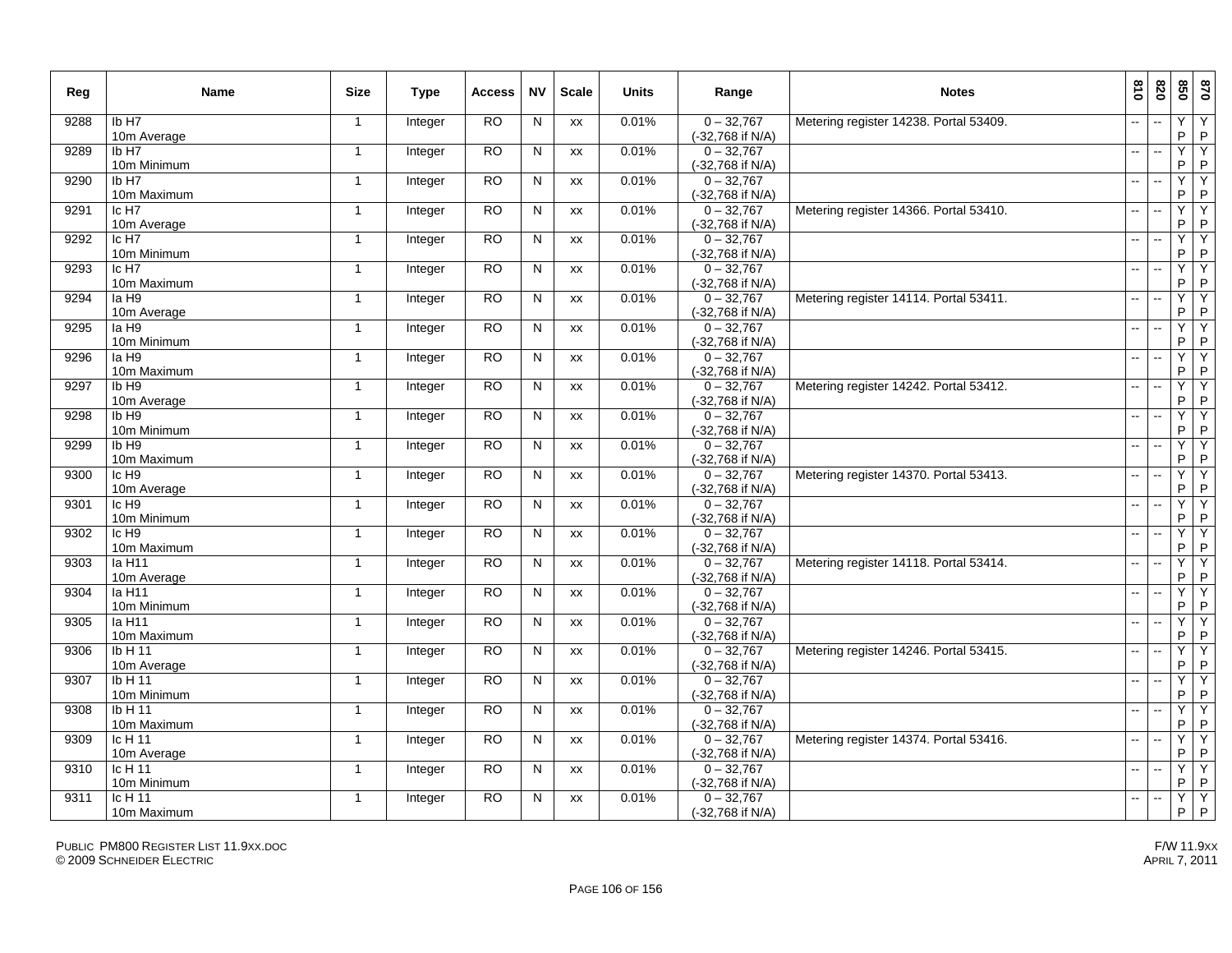| Reg | Name | Size | Type | Access | NV | Scale | Units | Range | Notes | 810 | 820 | 850 | 870 |
|---|---|---|---|---|---|---|---|---|---|---|---|---|---|
| 9288 | Ib H7<br>10m Average | 1 | Integer | RO | N | xx | 0.01% | 0 – 32,767<br>(-32,768 if N/A) | Metering register 14238. Portal 53409. | -- | -- | Y<br>P | Y<br>P |
| 9289 | Ib H7<br>10m Minimum | 1 | Integer | RO | N | xx | 0.01% | 0 – 32,767<br>(-32,768 if N/A) | | -- | -- | Y<br>P | Y<br>P |
| 9290 | Ib H7<br>10m Maximum | 1 | Integer | RO | N | xx | 0.01% | 0 – 32,767<br>(-32,768 if N/A) | | -- | -- | Y<br>P | Y<br>P |
| 9291 | Ic H7<br>10m Average | 1 | Integer | RO | N | xx | 0.01% | 0 – 32,767<br>(-32,768 if N/A) | Metering register 14366. Portal 53410. | -- | -- | Y<br>P | Y<br>P |
| 9292 | Ic H7<br>10m Minimum | 1 | Integer | RO | N | xx | 0.01% | 0 – 32,767<br>(-32,768 if N/A) | | -- | -- | Y<br>P | Y<br>P |
| 9293 | Ic H7<br>10m Maximum | 1 | Integer | RO | N | xx | 0.01% | 0 – 32,767<br>(-32,768 if N/A) | | -- | -- | Y<br>P | Y<br>P |
| 9294 | Ia H9<br>10m Average | 1 | Integer | RO | N | xx | 0.01% | 0 – 32,767<br>(-32,768 if N/A) | Metering register 14114. Portal 53411. | -- | -- | Y<br>P | Y<br>P |
| 9295 | Ia H9<br>10m Minimum | 1 | Integer | RO | N | xx | 0.01% | 0 – 32,767<br>(-32,768 if N/A) | | -- | -- | Y<br>P | Y<br>P |
| 9296 | Ia H9<br>10m Maximum | 1 | Integer | RO | N | xx | 0.01% | 0 – 32,767<br>(-32,768 if N/A) | | -- | -- | Y<br>P | Y<br>P |
| 9297 | Ib H9<br>10m Average | 1 | Integer | RO | N | xx | 0.01% | 0 – 32,767<br>(-32,768 if N/A) | Metering register 14242. Portal 53412. | -- | -- | Y<br>P | Y<br>P |
| 9298 | Ib H9<br>10m Minimum | 1 | Integer | RO | N | xx | 0.01% | 0 – 32,767<br>(-32,768 if N/A) | | -- | -- | Y<br>P | Y<br>P |
| 9299 | Ib H9<br>10m Maximum | 1 | Integer | RO | N | xx | 0.01% | 0 – 32,767<br>(-32,768 if N/A) | | -- | -- | Y<br>P | Y<br>P |
| 9300 | Ic H9<br>10m Average | 1 | Integer | RO | N | xx | 0.01% | 0 – 32,767<br>(-32,768 if N/A) | Metering register 14370. Portal 53413. | -- | -- | Y<br>P | Y<br>P |
| 9301 | Ic H9<br>10m Minimum | 1 | Integer | RO | N | xx | 0.01% | 0 – 32,767<br>(-32,768 if N/A) | | -- | -- | Y<br>P | Y<br>P |
| 9302 | Ic H9<br>10m Maximum | 1 | Integer | RO | N | xx | 0.01% | 0 – 32,767<br>(-32,768 if N/A) | | -- | -- | Y<br>P | Y<br>P |
| 9303 | Ia H11<br>10m Average | 1 | Integer | RO | N | xx | 0.01% | 0 – 32,767<br>(-32,768 if N/A) | Metering register 14118. Portal 53414. | -- | -- | Y<br>P | Y<br>P |
| 9304 | Ia H11<br>10m Minimum | 1 | Integer | RO | N | xx | 0.01% | 0 – 32,767<br>(-32,768 if N/A) | | -- | -- | Y<br>P | Y<br>P |
| 9305 | Ia H11<br>10m Maximum | 1 | Integer | RO | N | xx | 0.01% | 0 – 32,767<br>(-32,768 if N/A) | | -- | -- | Y<br>P | Y<br>P |
| 9306 | Ib H 11<br>10m Average | 1 | Integer | RO | N | xx | 0.01% | 0 – 32,767<br>(-32,768 if N/A) | Metering register 14246. Portal 53415. | -- | -- | Y<br>P | Y<br>P |
| 9307 | Ib H 11<br>10m Minimum | 1 | Integer | RO | N | xx | 0.01% | 0 – 32,767<br>(-32,768 if N/A) | | -- | -- | Y<br>P | Y<br>P |
| 9308 | Ib H 11<br>10m Maximum | 1 | Integer | RO | N | xx | 0.01% | 0 – 32,767<br>(-32,768 if N/A) | | -- | -- | Y<br>P | Y<br>P |
| 9309 | Ic H 11<br>10m Average | 1 | Integer | RO | N | xx | 0.01% | 0 – 32,767<br>(-32,768 if N/A) | Metering register 14374. Portal 53416. | -- | -- | Y<br>P | Y<br>P |
| 9310 | Ic H 11<br>10m Minimum | 1 | Integer | RO | N | xx | 0.01% | 0 – 32,767<br>(-32,768 if N/A) | | -- | -- | Y<br>P | Y<br>P |
| 9311 | Ic H 11<br>10m Maximum | 1 | Integer | RO | N | xx | 0.01% | 0 – 32,767<br>(-32,768 if N/A) | | -- | -- | Y<br>P | Y<br>P |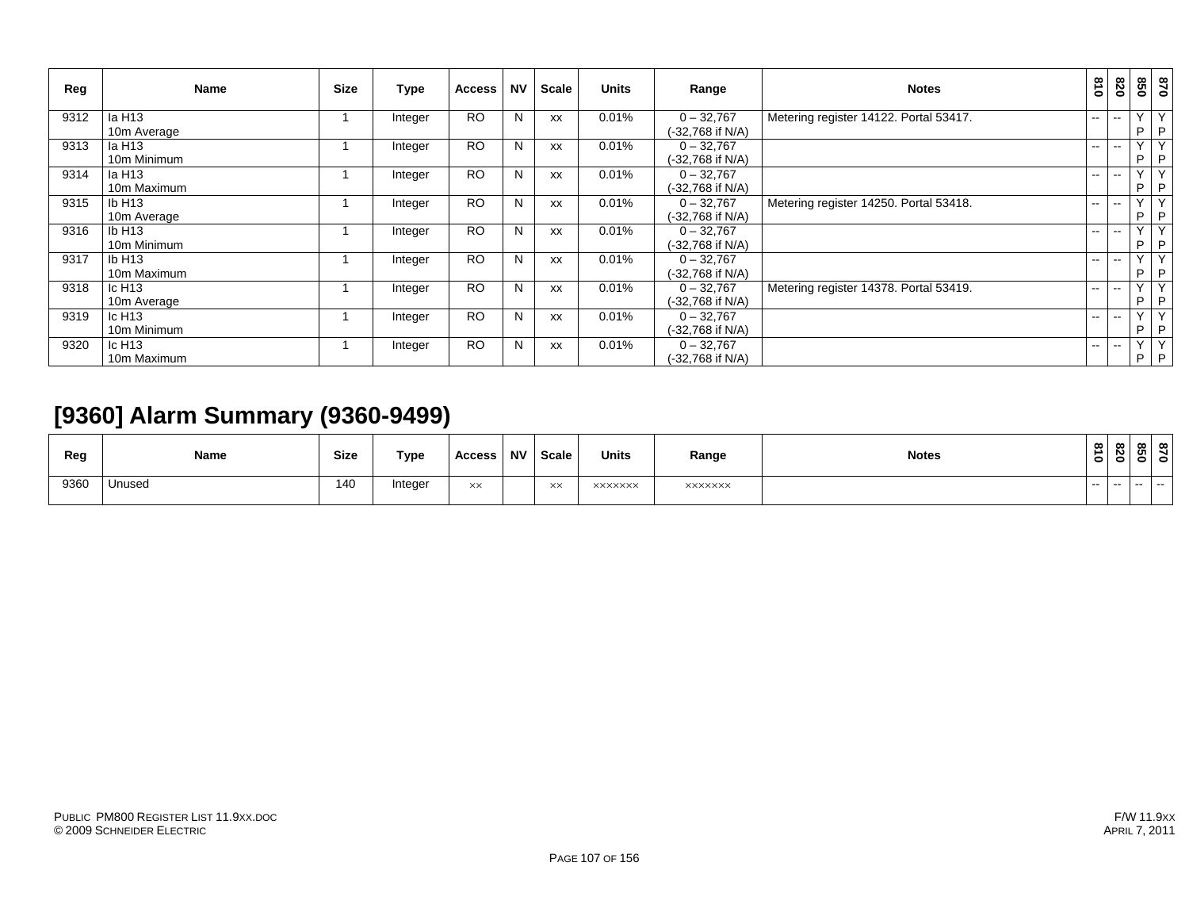| Reg | Name | Size | Type | Access | NV | Scale | Units | Range | Notes | 810 | 820 | 850 | 870 |
|---|---|---|---|---|---|---|---|---|---|---|---|---|---|
| 9312 | Ia H13 10m Average | 1 | Integer | RO | N | xx | 0.01% | 0 – 32,767 (-32,768 if N/A) | Metering register 14122. Portal 53417. | -- | -- | Y P | Y P |
| 9313 | Ia H13 10m Minimum | 1 | Integer | RO | N | xx | 0.01% | 0 – 32,767 (-32,768 if N/A) | | -- | -- | Y P | Y P |
| 9314 | Ia H13 10m Maximum | 1 | Integer | RO | N | xx | 0.01% | 0 – 32,767 (-32,768 if N/A) | | -- | -- | Y P | Y P |
| 9315 | Ib H13 10m Average | 1 | Integer | RO | N | xx | 0.01% | 0 – 32,767 (-32,768 if N/A) | Metering register 14250. Portal 53418. | -- | -- | Y P | Y P |
| 9316 | Ib H13 10m Minimum | 1 | Integer | RO | N | xx | 0.01% | 0 – 32,767 (-32,768 if N/A) | | -- | -- | Y P | Y P |
| 9317 | Ib H13 10m Maximum | 1 | Integer | RO | N | xx | 0.01% | 0 – 32,767 (-32,768 if N/A) | | -- | -- | Y P | Y P |
| 9318 | Ic H13 10m Average | 1 | Integer | RO | N | xx | 0.01% | 0 – 32,767 (-32,768 if N/A) | Metering register 14378. Portal 53419. | -- | -- | Y P | Y P |
| 9319 | Ic H13 10m Minimum | 1 | Integer | RO | N | xx | 0.01% | 0 – 32,767 (-32,768 if N/A) | | -- | -- | Y P | Y P |
| 9320 | Ic H13 10m Maximum | 1 | Integer | RO | N | xx | 0.01% | 0 – 32,767 (-32,768 if N/A) | | -- | -- | Y P | Y P |

## [9360] Alarm Summary (9360-9499)

| Reg | Name | Size | Type | Access | NV | Scale | Units | Range | Notes | 810 | 820 | 850 | 870 |
|---|---|---|---|---|---|---|---|---|---|---|---|---|---|
| 9360 | Unused | 140 | Integer | xx | | xx | xxxxxxx | xxxxxxx | | -- | -- | -- | -- |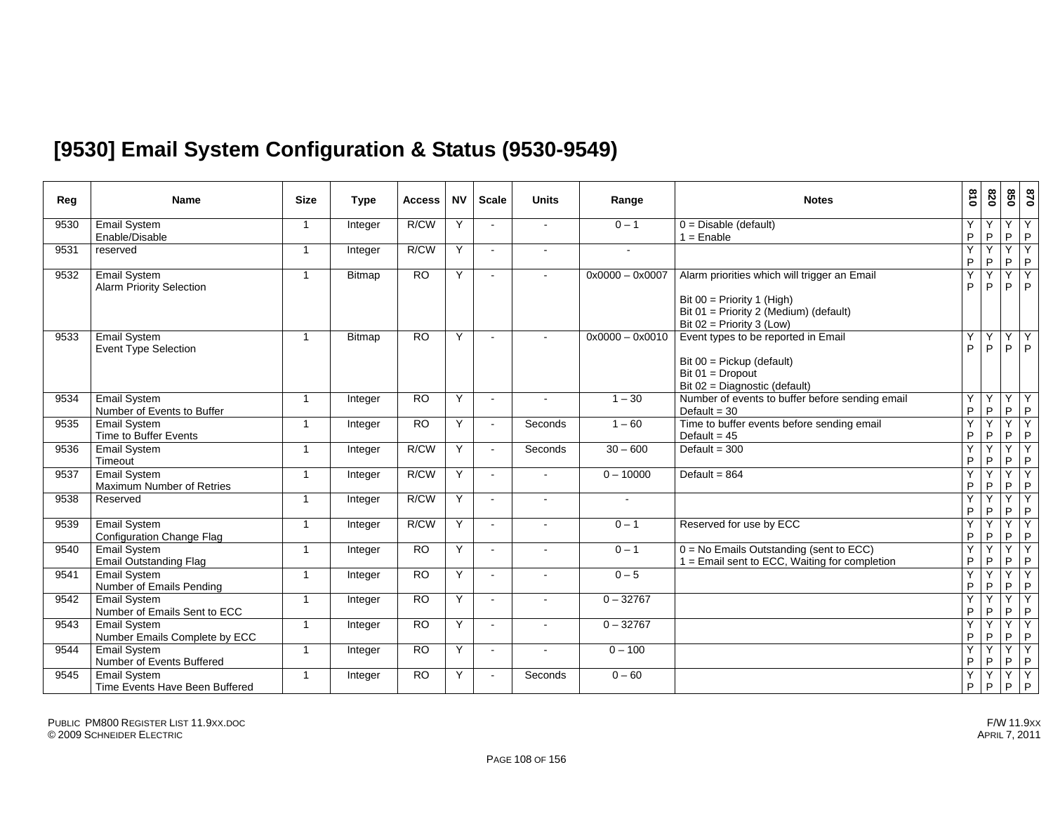## [9530] Email System Configuration & Status (9530-9549)

| Reg | Name | Size | Type | Access | NV | Scale | Units | Range | Notes | 810 | 820 | 850 | 870 |
|---|---|---|---|---|---|---|---|---|---|---|---|---|---|
| 9530 | Email System Enable/Disable | 1 | Integer | R/CW | Y | - | - | 0 – 1 | 0 = Disable (default)<br>1 = Enable | Y P | Y P | Y P | Y P |
| 9531 | reserved | 1 | Integer | R/CW | Y | - | - | - | | Y P | Y P | Y P | Y P |
| 9532 | Email System Alarm Priority Selection | 1 | Bitmap | RO | Y | - | - | 0x0000 – 0x0007 | Alarm priorities which will trigger an Email<br><br>Bit 00 = Priority 1 (High)<br>Bit 01 = Priority 2 (Medium) (default)<br>Bit 02 = Priority 3 (Low) | Y P | Y P | Y P | Y P |
| 9533 | Email System Event Type Selection | 1 | Bitmap | RO | Y | - | - | 0x0000 – 0x0010 | Event types to be reported in Email<br><br>Bit 00 = Pickup (default)<br>Bit 01 = Dropout<br>Bit 02 = Diagnostic (default) | Y P | Y P | Y P | Y P |
| 9534 | Email System Number of Events to Buffer | 1 | Integer | RO | Y | - | - | 1 – 30 | Number of events to buffer before sending email<br>Default = 30 | Y P | Y P | Y P | Y P |
| 9535 | Email System Time to Buffer Events | 1 | Integer | RO | Y | - | Seconds | 1 – 60 | Time to buffer events before sending email<br>Default = 45 | Y P | Y P | Y P | Y P |
| 9536 | Email System Timeout | 1 | Integer | R/CW | Y | - | Seconds | 30 – 600 | Default = 300 | Y P | Y P | Y P | Y P |
| 9537 | Email System Maximum Number of Retries | 1 | Integer | R/CW | Y | - | - | 0 – 10000 | Default = 864 | Y P | Y P | Y P | Y P |
| 9538 | Reserved | 1 | Integer | R/CW | Y | - | - | - | | Y P | Y P | Y P | Y P |
| 9539 | Email System Configuration Change Flag | 1 | Integer | R/CW | Y | - | - | 0 – 1 | Reserved for use by ECC | Y P | Y P | Y P | Y P |
| 9540 | Email System Email Outstanding Flag | 1 | Integer | RO | Y | - | - | 0 – 1 | 0 = No Emails Outstanding (sent to ECC)<br>1 = Email sent to ECC, Waiting for completion | Y P | Y P | Y P | Y P |
| 9541 | Email System Number of Emails Pending | 1 | Integer | RO | Y | - | - | 0 – 5 | | Y P | Y P | Y P | Y P |
| 9542 | Email System Number of Emails Sent to ECC | 1 | Integer | RO | Y | - | - | 0 – 32767 | | Y P | Y P | Y P | Y P |
| 9543 | Email System Number Emails Complete by ECC | 1 | Integer | RO | Y | - | - | 0 – 32767 | | Y P | Y P | Y P | Y P |
| 9544 | Email System Number of Events Buffered | 1 | Integer | RO | Y | - | - | 0 – 100 | | Y P | Y P | Y P | Y P |
| 9545 | Email System Time Events Have Been Buffered | 1 | Integer | RO | Y | - | Seconds | 0 – 60 | | Y P | Y P | Y P | Y P |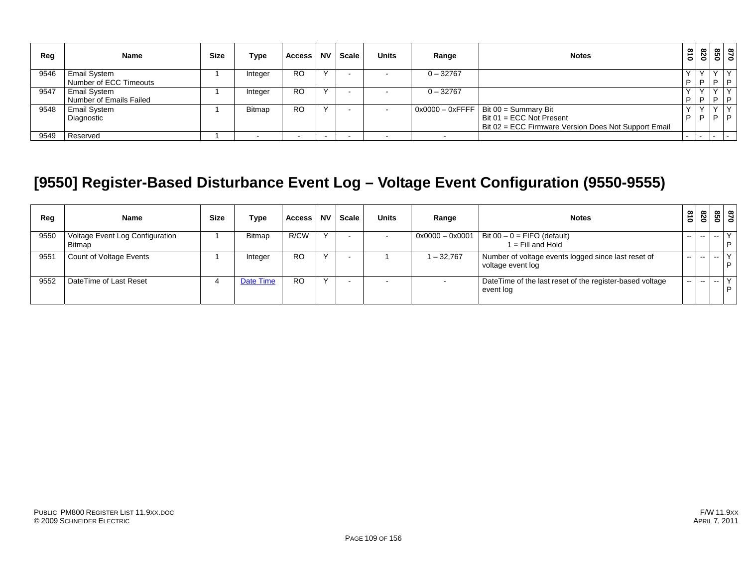| Reg | Name | Size | Type | Access | NV | Scale | Units | Range | Notes | 810 | 820 | 850 | 870 |
|---|---|---|---|---|---|---|---|---|---|---|---|---|---|
| 9546 | Email System Number of ECC Timeouts | 1 | Integer | RO | Y | - | - | 0 – 32767 | | Y P | Y P | Y P | Y P |
| 9547 | Email System Number of Emails Failed | 1 | Integer | RO | Y | - | - | 0 – 32767 | | Y P | Y P | Y P | Y P |
| 9548 | Email System Diagnostic | 1 | Bitmap | RO | Y | - | - | 0x0000 – 0xFFFF | Bit 00 = Summary Bit<br>Bit 01 = ECC Not Present<br>Bit 02 = ECC Firmware Version Does Not Support Email | Y P | Y P | Y P | Y P |
| 9549 | Reserved | 1 | - | - | - | - | - | - | | - | - | - | - |

# [9550] Register-Based Disturbance Event Log – Voltage Event Configuration (9550-9555)

| Reg | Name | Size | Type | Access | NV | Scale | Units | Range | Notes | 810 | 820 | 850 | 870 |
|---|---|---|---|---|---|---|---|---|---|---|---|---|---|
| 9550 | Voltage Event Log Configuration Bitmap | 1 | Bitmap | R/CW | Y | - | - | 0x0000 – 0x0001 | Bit 00 – 0 = FIFO (default)<br>1 = Fill and Hold | -- | -- | -- | Y P |
| 9551 | Count of Voltage Events | 1 | Integer | RO | Y | - | 1 | 1 – 32,767 | Number of voltage events logged since last reset of voltage event log | -- | -- | -- | Y P |
| 9552 | DateTime of Last Reset | 4 | Date Time | RO | Y | - | - | - | DateTime of the last reset of the register-based voltage event log | -- | -- | -- | Y P |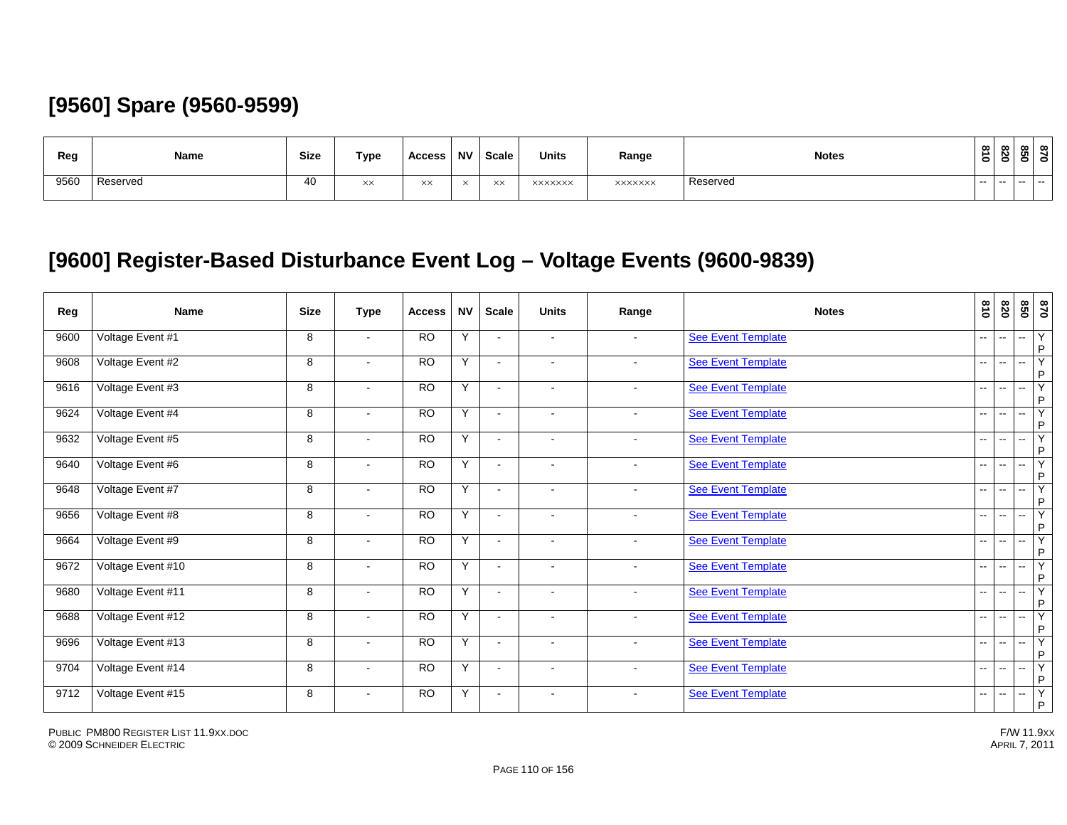## [9560] Spare (9560-9599)

| Reg | Name | Size | Type | Access | NV | Scale | Units | Range | Notes | 810 | 820 | 850 | 870 |
|---|---|---|---|---|---|---|---|---|---|---|---|---|---|
| 9560 | Reserved | 40 | xx | xx | x | xx | xxxxxxx | xxxxxxx | Reserved | -- | -- | -- | -- |

## [9600] Register-Based Disturbance Event Log – Voltage Events (9600-9839)

| Reg | Name | Size | Type | Access | NV | Scale | Units | Range | Notes | 810 | 820 | 850 | 870 |
|---|---|---|---|---|---|---|---|---|---|---|---|---|---|
| 9600 | Voltage Event #1 | 8 | - | RO | Y | - | - | - | See Event Template | -- | -- | -- | Y P |
| 9608 | Voltage Event #2 | 8 | - | RO | Y | - | - | - | See Event Template | -- | -- | -- | Y P |
| 9616 | Voltage Event #3 | 8 | - | RO | Y | - | - | - | See Event Template | -- | -- | -- | Y P |
| 9624 | Voltage Event #4 | 8 | - | RO | Y | - | - | - | See Event Template | -- | -- | -- | Y P |
| 9632 | Voltage Event #5 | 8 | - | RO | Y | - | - | - | See Event Template | -- | -- | -- | Y P |
| 9640 | Voltage Event #6 | 8 | - | RO | Y | - | - | - | See Event Template | -- | -- | -- | Y P |
| 9648 | Voltage Event #7 | 8 | - | RO | Y | - | - | - | See Event Template | -- | -- | -- | Y P |
| 9656 | Voltage Event #8 | 8 | - | RO | Y | - | - | - | See Event Template | -- | -- | -- | Y P |
| 9664 | Voltage Event #9 | 8 | - | RO | Y | - | - | - | See Event Template | -- | -- | -- | Y P |
| 9672 | Voltage Event #10 | 8 | - | RO | Y | - | - | - | See Event Template | -- | -- | -- | Y P |
| 9680 | Voltage Event #11 | 8 | - | RO | Y | - | - | - | See Event Template | -- | -- | -- | Y P |
| 9688 | Voltage Event #12 | 8 | - | RO | Y | - | - | - | See Event Template | -- | -- | -- | Y P |
| 9696 | Voltage Event #13 | 8 | - | RO | Y | - | - | - | See Event Template | -- | -- | -- | Y P |
| 9704 | Voltage Event #14 | 8 | - | RO | Y | - | - | - | See Event Template | -- | -- | -- | Y P |
| 9712 | Voltage Event #15 | 8 | - | RO | Y | - | - | - | See Event Template | -- | -- | -- | Y P |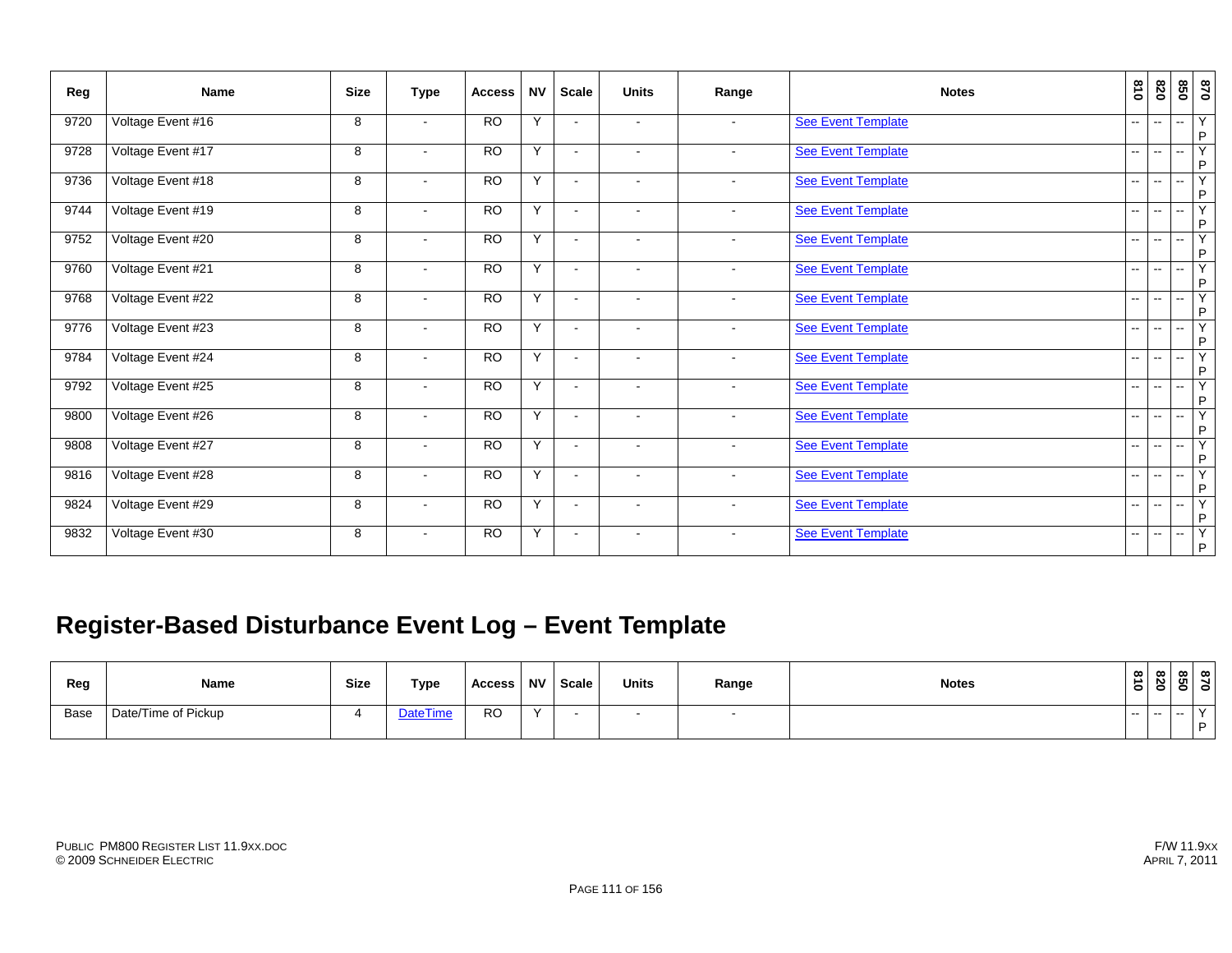| Reg | Name | Size | Type | Access | NV | Scale | Units | Range | Notes | 810 | 820 | 850 | 870 |
|---|---|---|---|---|---|---|---|---|---|---|---|---|---|
| 9720 | Voltage Event #16 | 8 | - | RO | Y | - | - | - | See Event Template | -- | -- | -- | Y P |
| 9728 | Voltage Event #17 | 8 | - | RO | Y | - | - | - | See Event Template | -- | -- | -- | Y P |
| 9736 | Voltage Event #18 | 8 | - | RO | Y | - | - | - | See Event Template | -- | -- | -- | Y P |
| 9744 | Voltage Event #19 | 8 | - | RO | Y | - | - | - | See Event Template | -- | -- | -- | Y P |
| 9752 | Voltage Event #20 | 8 | - | RO | Y | - | - | - | See Event Template | -- | -- | -- | Y P |
| 9760 | Voltage Event #21 | 8 | - | RO | Y | - | - | - | See Event Template | -- | -- | -- | Y P |
| 9768 | Voltage Event #22 | 8 | - | RO | Y | - | - | - | See Event Template | -- | -- | -- | Y P |
| 9776 | Voltage Event #23 | 8 | - | RO | Y | - | - | - | See Event Template | -- | -- | -- | Y P |
| 9784 | Voltage Event #24 | 8 | - | RO | Y | - | - | - | See Event Template | -- | -- | -- | Y P |
| 9792 | Voltage Event #25 | 8 | - | RO | Y | - | - | - | See Event Template | -- | -- | -- | Y P |
| 9800 | Voltage Event #26 | 8 | - | RO | Y | - | - | - | See Event Template | -- | -- | -- | Y P |
| 9808 | Voltage Event #27 | 8 | - | RO | Y | - | - | - | See Event Template | -- | -- | -- | Y P |
| 9816 | Voltage Event #28 | 8 | - | RO | Y | - | - | - | See Event Template | -- | -- | -- | Y P |
| 9824 | Voltage Event #29 | 8 | - | RO | Y | - | - | - | See Event Template | -- | -- | -- | Y P |
| 9832 | Voltage Event #30 | 8 | - | RO | Y | - | - | - | See Event Template | -- | -- | -- | Y P |

## Register-Based Disturbance Event Log – Event Template

| Reg | Name | Size | Type | Access | NV | Scale | Units | Range | Notes | 810 | 820 | 850 | 870 |
|---|---|---|---|---|---|---|---|---|---|---|---|---|---|
| Base | Date/Time of Pickup | 4 | DateTime | RO | Y | - | - | - | | -- | -- | -- | Y P |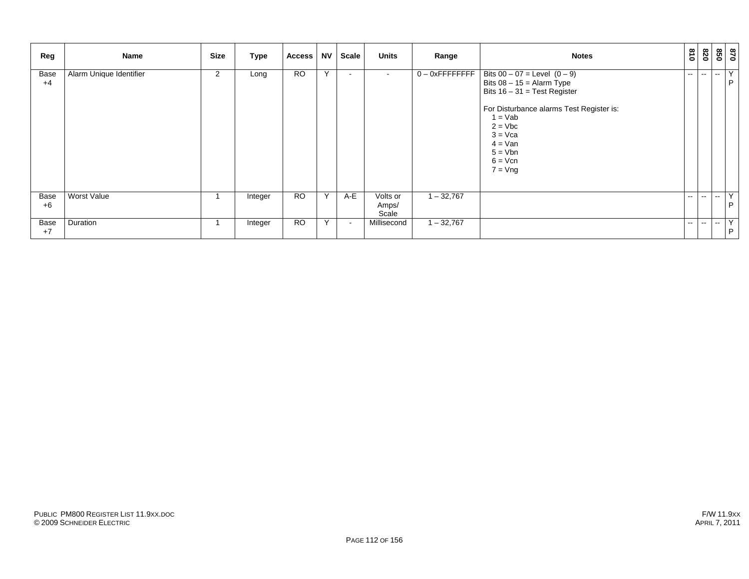| Reg | Name | Size | Type | Access | NV | Scale | Units | Range | Notes | 810 | 820 | 850 | 870 |
|---|---|---|---|---|---|---|---|---|---|---|---|---|---|
| Base +4 | Alarm Unique Identifier | 2 | Long | RO | Y | - | - | 0 – 0xFFFFFFFF | Bits 00 – 07 = Level (0 – 9)<br>Bits 08 – 15 = Alarm Type<br>Bits 16 – 31 = Test Register<br><br>For Disturbance alarms Test Register is:<br>1 = Vab<br>2 = Vbc<br>3 = Vca<br>4 = Van<br>5 = Vbn<br>6 = Vcn<br>7 = Vng | -- | -- | -- | Y P |
| Base +6 | Worst Value | 1 | Integer | RO | Y | A-E | Volts or Amps/ Scale | 1 – 32,767 | | -- | -- | -- | Y P |
| Base +7 | Duration | 1 | Integer | RO | Y | - | Millisecond | 1 – 32,767 | | -- | -- | -- | Y P |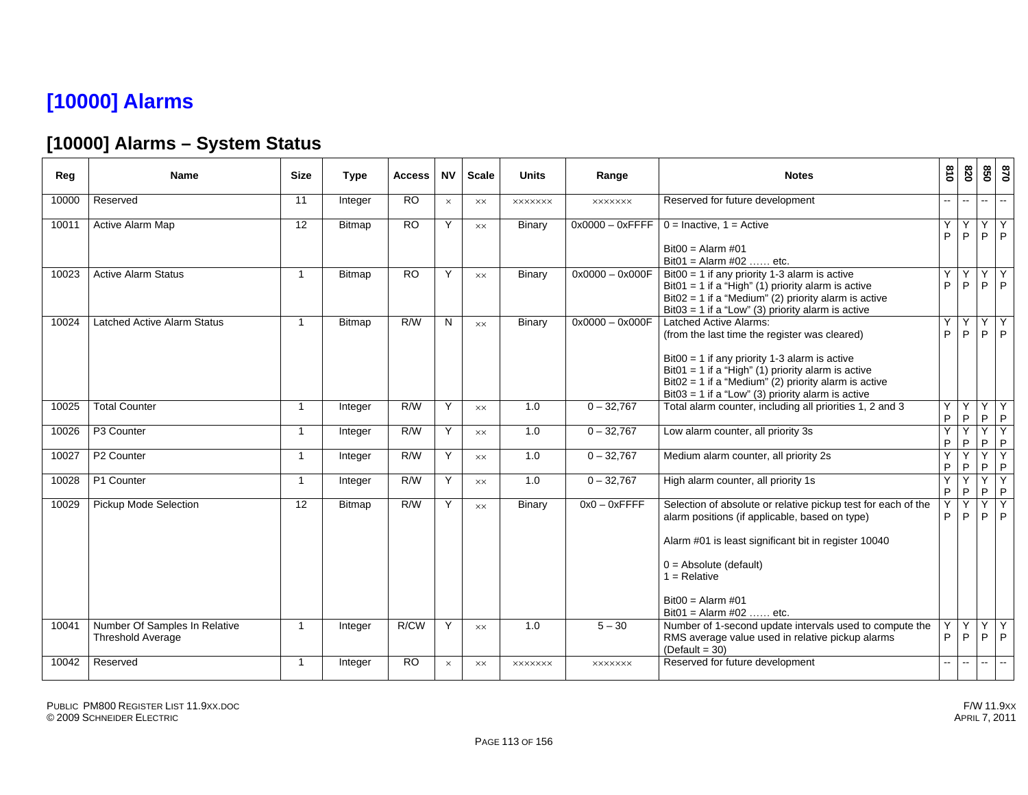# [10000] Alarms

## [10000] Alarms – System Status

| Reg | Name | Size | Type | Access | NV | Scale | Units | Range | Notes | 810 | 820 | 850 | 870 |
|---|---|---|---|---|---|---|---|---|---|---|---|---|---|
| 10000 | Reserved | 11 | Integer | RO | × | ×× | ××××××× | ××××××× | Reserved for future development | -- | -- | -- | -- |
| 10011 | Active Alarm Map | 12 | Bitmap | RO | Y | ×× | Binary | 0x0000 – 0xFFFF | 0 = Inactive, 1 = Active<br><br>Bit00 = Alarm #01<br>Bit01 = Alarm #02 …… etc. | Y P | Y P | Y P | Y P |
| 10023 | Active Alarm Status | 1 | Bitmap | RO | Y | ×× | Binary | 0x0000 – 0x000F | Bit00 = 1 if any priority 1-3 alarm is active<br>Bit01 = 1 if a "High" (1) priority alarm is active<br>Bit02 = 1 if a "Medium" (2) priority alarm is active<br>Bit03 = 1 if a "Low" (3) priority alarm is active | Y P | Y P | Y P | Y P |
| 10024 | Latched Active Alarm Status | 1 | Bitmap | R/W | N | ×× | Binary | 0x0000 – 0x000F | Latched Active Alarms:<br>(from the last time the register was cleared)<br><br>Bit00 = 1 if any priority 1-3 alarm is active<br>Bit01 = 1 if a "High" (1) priority alarm is active<br>Bit02 = 1 if a "Medium" (2) priority alarm is active<br>Bit03 = 1 if a "Low" (3) priority alarm is active | Y P | Y P | Y P | Y P |
| 10025 | Total Counter | 1 | Integer | R/W | Y | ×× | 1.0 | 0 – 32,767 | Total alarm counter, including all priorities 1, 2 and 3 | Y P | Y P | Y P | Y P |
| 10026 | P3 Counter | 1 | Integer | R/W | Y | ×× | 1.0 | 0 – 32,767 | Low alarm counter, all priority 3s | Y P | Y P | Y P | Y P |
| 10027 | P2 Counter | 1 | Integer | R/W | Y | ×× | 1.0 | 0 – 32,767 | Medium alarm counter, all priority 2s | Y P | Y P | Y P | Y P |
| 10028 | P1 Counter | 1 | Integer | R/W | Y | ×× | 1.0 | 0 – 32,767 | High alarm counter, all priority 1s | Y P | Y P | Y P | Y P |
| 10029 | Pickup Mode Selection | 12 | Bitmap | R/W | Y | ×× | Binary | 0x0 – 0xFFFF | Selection of absolute or relative pickup test for each of the alarm positions (if applicable, based on type)<br><br>Alarm #01 is least significant bit in register 10040<br><br>0 = Absolute (default)<br>1 = Relative<br><br>Bit00 = Alarm #01<br>Bit01 = Alarm #02 …… etc. | Y P | Y P | Y P | Y P |
| 10041 | Number Of Samples In Relative Threshold Average | 1 | Integer | R/CW | Y | ×× | 1.0 | 5 – 30 | Number of 1-second update intervals used to compute the RMS average value used in relative pickup alarms<br>(Default = 30) | Y P | Y P | Y P | Y P |
| 10042 | Reserved | 1 | Integer | RO | × | ×× | ××××××× | ××××××× | Reserved for future development | -- | -- | -- | -- |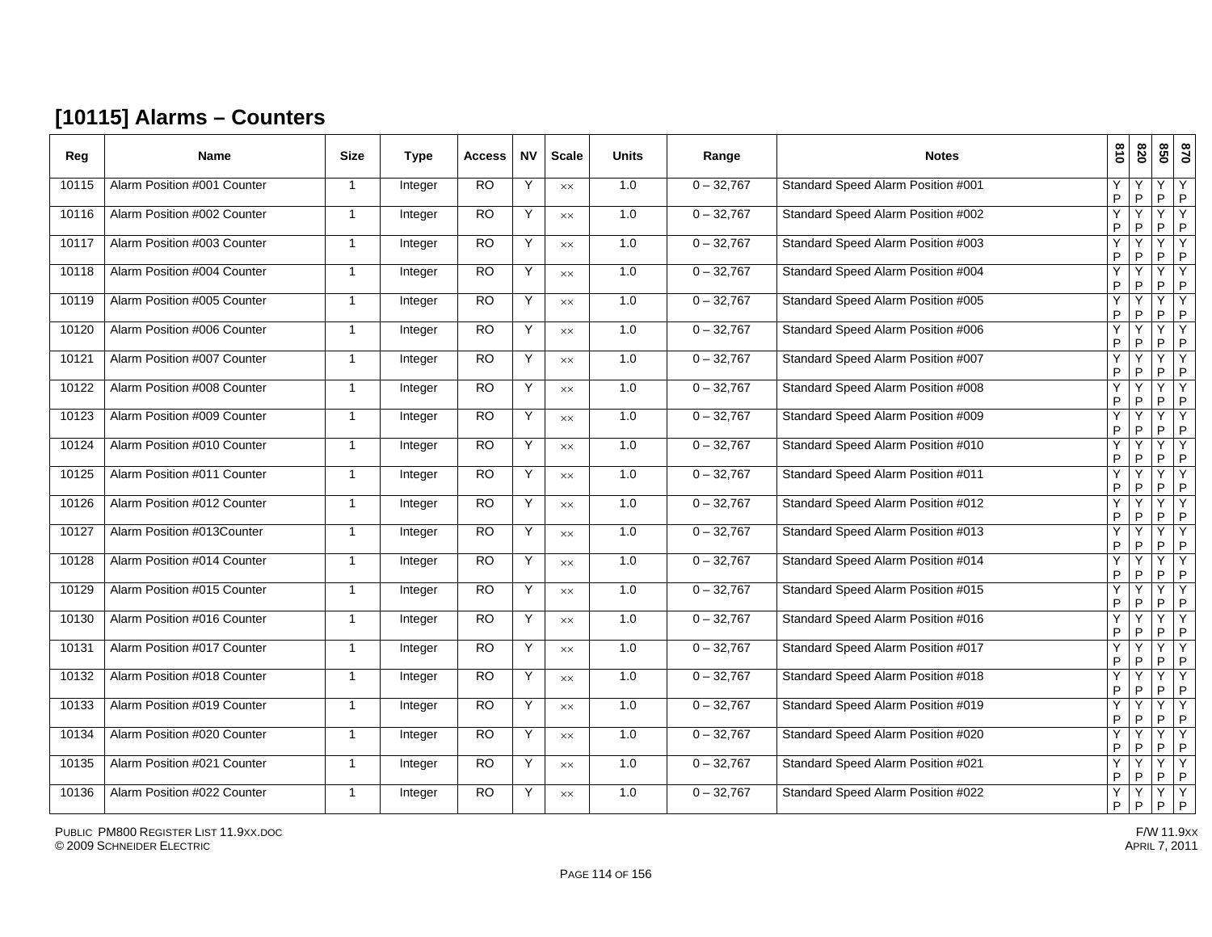## [10115] Alarms – Counters

| Reg | Name | Size | Type | Access | NV | Scale | Units | Range | Notes | 810 | 820 | 850 | 870 |
|---|---|---|---|---|---|---|---|---|---|---|---|---|---|
| 10115 | Alarm Position #001 Counter | 1 | Integer | RO | Y | ×× | 1.0 | 0 – 32,767 | Standard Speed Alarm Position #001 | Y P | Y P | Y P | Y P |
| 10116 | Alarm Position #002 Counter | 1 | Integer | RO | Y | ×× | 1.0 | 0 – 32,767 | Standard Speed Alarm Position #002 | Y P | Y P | Y P | Y P |
| 10117 | Alarm Position #003 Counter | 1 | Integer | RO | Y | ×× | 1.0 | 0 – 32,767 | Standard Speed Alarm Position #003 | Y P | Y P | Y P | Y P |
| 10118 | Alarm Position #004 Counter | 1 | Integer | RO | Y | ×× | 1.0 | 0 – 32,767 | Standard Speed Alarm Position #004 | Y P | Y P | Y P | Y P |
| 10119 | Alarm Position #005 Counter | 1 | Integer | RO | Y | ×× | 1.0 | 0 – 32,767 | Standard Speed Alarm Position #005 | Y P | Y P | Y P | Y P |
| 10120 | Alarm Position #006 Counter | 1 | Integer | RO | Y | ×× | 1.0 | 0 – 32,767 | Standard Speed Alarm Position #006 | Y P | Y P | Y P | Y P |
| 10121 | Alarm Position #007 Counter | 1 | Integer | RO | Y | ×× | 1.0 | 0 – 32,767 | Standard Speed Alarm Position #007 | Y P | Y P | Y P | Y P |
| 10122 | Alarm Position #008 Counter | 1 | Integer | RO | Y | ×× | 1.0 | 0 – 32,767 | Standard Speed Alarm Position #008 | Y P | Y P | Y P | Y P |
| 10123 | Alarm Position #009 Counter | 1 | Integer | RO | Y | ×× | 1.0 | 0 – 32,767 | Standard Speed Alarm Position #009 | Y P | Y P | Y P | Y P |
| 10124 | Alarm Position #010 Counter | 1 | Integer | RO | Y | ×× | 1.0 | 0 – 32,767 | Standard Speed Alarm Position #010 | Y P | Y P | Y P | Y P |
| 10125 | Alarm Position #011 Counter | 1 | Integer | RO | Y | ×× | 1.0 | 0 – 32,767 | Standard Speed Alarm Position #011 | Y P | Y P | Y P | Y P |
| 10126 | Alarm Position #012 Counter | 1 | Integer | RO | Y | ×× | 1.0 | 0 – 32,767 | Standard Speed Alarm Position #012 | Y P | Y P | Y P | Y P |
| 10127 | Alarm Position #013Counter | 1 | Integer | RO | Y | ×× | 1.0 | 0 – 32,767 | Standard Speed Alarm Position #013 | Y P | Y P | Y P | Y P |
| 10128 | Alarm Position #014 Counter | 1 | Integer | RO | Y | ×× | 1.0 | 0 – 32,767 | Standard Speed Alarm Position #014 | Y P | Y P | Y P | Y P |
| 10129 | Alarm Position #015 Counter | 1 | Integer | RO | Y | ×× | 1.0 | 0 – 32,767 | Standard Speed Alarm Position #015 | Y P | Y P | Y P | Y P |
| 10130 | Alarm Position #016 Counter | 1 | Integer | RO | Y | ×× | 1.0 | 0 – 32,767 | Standard Speed Alarm Position #016 | Y P | Y P | Y P | Y P |
| 10131 | Alarm Position #017 Counter | 1 | Integer | RO | Y | ×× | 1.0 | 0 – 32,767 | Standard Speed Alarm Position #017 | Y P | Y P | Y P | Y P |
| 10132 | Alarm Position #018 Counter | 1 | Integer | RO | Y | ×× | 1.0 | 0 – 32,767 | Standard Speed Alarm Position #018 | Y P | Y P | Y P | Y P |
| 10133 | Alarm Position #019 Counter | 1 | Integer | RO | Y | ×× | 1.0 | 0 – 32,767 | Standard Speed Alarm Position #019 | Y P | Y P | Y P | Y P |
| 10134 | Alarm Position #020 Counter | 1 | Integer | RO | Y | ×× | 1.0 | 0 – 32,767 | Standard Speed Alarm Position #020 | Y P | Y P | Y P | Y P |
| 10135 | Alarm Position #021 Counter | 1 | Integer | RO | Y | ×× | 1.0 | 0 – 32,767 | Standard Speed Alarm Position #021 | Y P | Y P | Y P | Y P |
| 10136 | Alarm Position #022 Counter | 1 | Integer | RO | Y | ×× | 1.0 | 0 – 32,767 | Standard Speed Alarm Position #022 | Y P | Y P | Y P | Y P |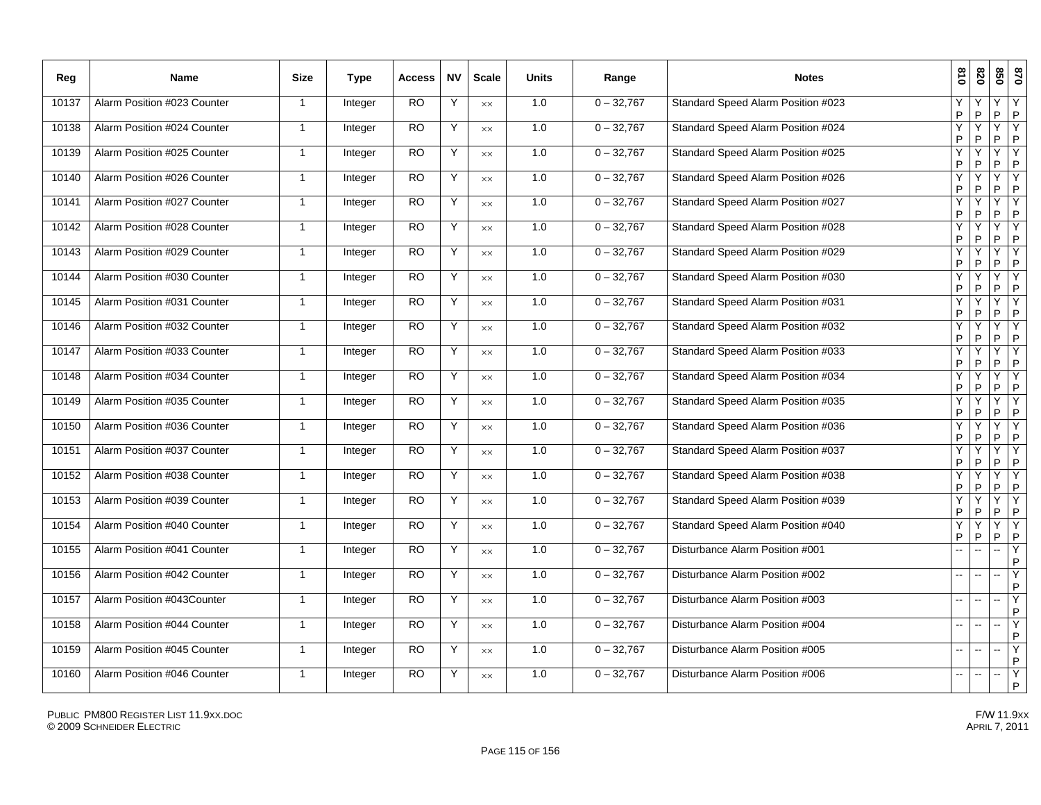| Reg | Name | Size | Type | Access | NV | Scale | Units | Range | Notes | 810 | 820 | 850 | 870 |
|---|---|---|---|---|---|---|---|---|---|---|---|---|---|
| 10137 | Alarm Position #023 Counter | 1 | Integer | RO | Y | ×× | 1.0 | 0 – 32,767 | Standard Speed Alarm Position #023 | Y P | Y P | Y P | Y P |
| 10138 | Alarm Position #024 Counter | 1 | Integer | RO | Y | ×× | 1.0 | 0 – 32,767 | Standard Speed Alarm Position #024 | Y P | Y P | Y P | Y P |
| 10139 | Alarm Position #025 Counter | 1 | Integer | RO | Y | ×× | 1.0 | 0 – 32,767 | Standard Speed Alarm Position #025 | Y P | Y P | Y P | Y P |
| 10140 | Alarm Position #026 Counter | 1 | Integer | RO | Y | ×× | 1.0 | 0 – 32,767 | Standard Speed Alarm Position #026 | Y P | Y P | Y P | Y P |
| 10141 | Alarm Position #027 Counter | 1 | Integer | RO | Y | ×× | 1.0 | 0 – 32,767 | Standard Speed Alarm Position #027 | Y P | Y P | Y P | Y P |
| 10142 | Alarm Position #028 Counter | 1 | Integer | RO | Y | ×× | 1.0 | 0 – 32,767 | Standard Speed Alarm Position #028 | Y P | Y P | Y P | Y P |
| 10143 | Alarm Position #029 Counter | 1 | Integer | RO | Y | ×× | 1.0 | 0 – 32,767 | Standard Speed Alarm Position #029 | Y P | Y P | Y P | Y P |
| 10144 | Alarm Position #030 Counter | 1 | Integer | RO | Y | ×× | 1.0 | 0 – 32,767 | Standard Speed Alarm Position #030 | Y P | Y P | Y P | Y P |
| 10145 | Alarm Position #031 Counter | 1 | Integer | RO | Y | ×× | 1.0 | 0 – 32,767 | Standard Speed Alarm Position #031 | Y P | Y P | Y P | Y P |
| 10146 | Alarm Position #032 Counter | 1 | Integer | RO | Y | ×× | 1.0 | 0 – 32,767 | Standard Speed Alarm Position #032 | Y P | Y P | Y P | Y P |
| 10147 | Alarm Position #033 Counter | 1 | Integer | RO | Y | ×× | 1.0 | 0 – 32,767 | Standard Speed Alarm Position #033 | Y P | Y P | Y P | Y P |
| 10148 | Alarm Position #034 Counter | 1 | Integer | RO | Y | ×× | 1.0 | 0 – 32,767 | Standard Speed Alarm Position #034 | Y P | Y P | Y P | Y P |
| 10149 | Alarm Position #035 Counter | 1 | Integer | RO | Y | ×× | 1.0 | 0 – 32,767 | Standard Speed Alarm Position #035 | Y P | Y P | Y P | Y P |
| 10150 | Alarm Position #036 Counter | 1 | Integer | RO | Y | ×× | 1.0 | 0 – 32,767 | Standard Speed Alarm Position #036 | Y P | Y P | Y P | Y P |
| 10151 | Alarm Position #037 Counter | 1 | Integer | RO | Y | ×× | 1.0 | 0 – 32,767 | Standard Speed Alarm Position #037 | Y P | Y P | Y P | Y P |
| 10152 | Alarm Position #038 Counter | 1 | Integer | RO | Y | ×× | 1.0 | 0 – 32,767 | Standard Speed Alarm Position #038 | Y P | Y P | Y P | Y P |
| 10153 | Alarm Position #039 Counter | 1 | Integer | RO | Y | ×× | 1.0 | 0 – 32,767 | Standard Speed Alarm Position #039 | Y P | Y P | Y P | Y P |
| 10154 | Alarm Position #040 Counter | 1 | Integer | RO | Y | ×× | 1.0 | 0 – 32,767 | Standard Speed Alarm Position #040 | Y P | Y P | Y P | Y P |
| 10155 | Alarm Position #041 Counter | 1 | Integer | RO | Y | ×× | 1.0 | 0 – 32,767 | Disturbance Alarm Position #001 | -- | -- | -- | Y P |
| 10156 | Alarm Position #042 Counter | 1 | Integer | RO | Y | ×× | 1.0 | 0 – 32,767 | Disturbance Alarm Position #002 | -- | -- | -- | Y P |
| 10157 | Alarm Position #043Counter | 1 | Integer | RO | Y | ×× | 1.0 | 0 – 32,767 | Disturbance Alarm Position #003 | -- | -- | -- | Y P |
| 10158 | Alarm Position #044 Counter | 1 | Integer | RO | Y | ×× | 1.0 | 0 – 32,767 | Disturbance Alarm Position #004 | -- | -- | -- | Y P |
| 10159 | Alarm Position #045 Counter | 1 | Integer | RO | Y | ×× | 1.0 | 0 – 32,767 | Disturbance Alarm Position #005 | -- | -- | -- | Y P |
| 10160 | Alarm Position #046 Counter | 1 | Integer | RO | Y | ×× | 1.0 | 0 – 32,767 | Disturbance Alarm Position #006 | -- | -- | -- | Y P |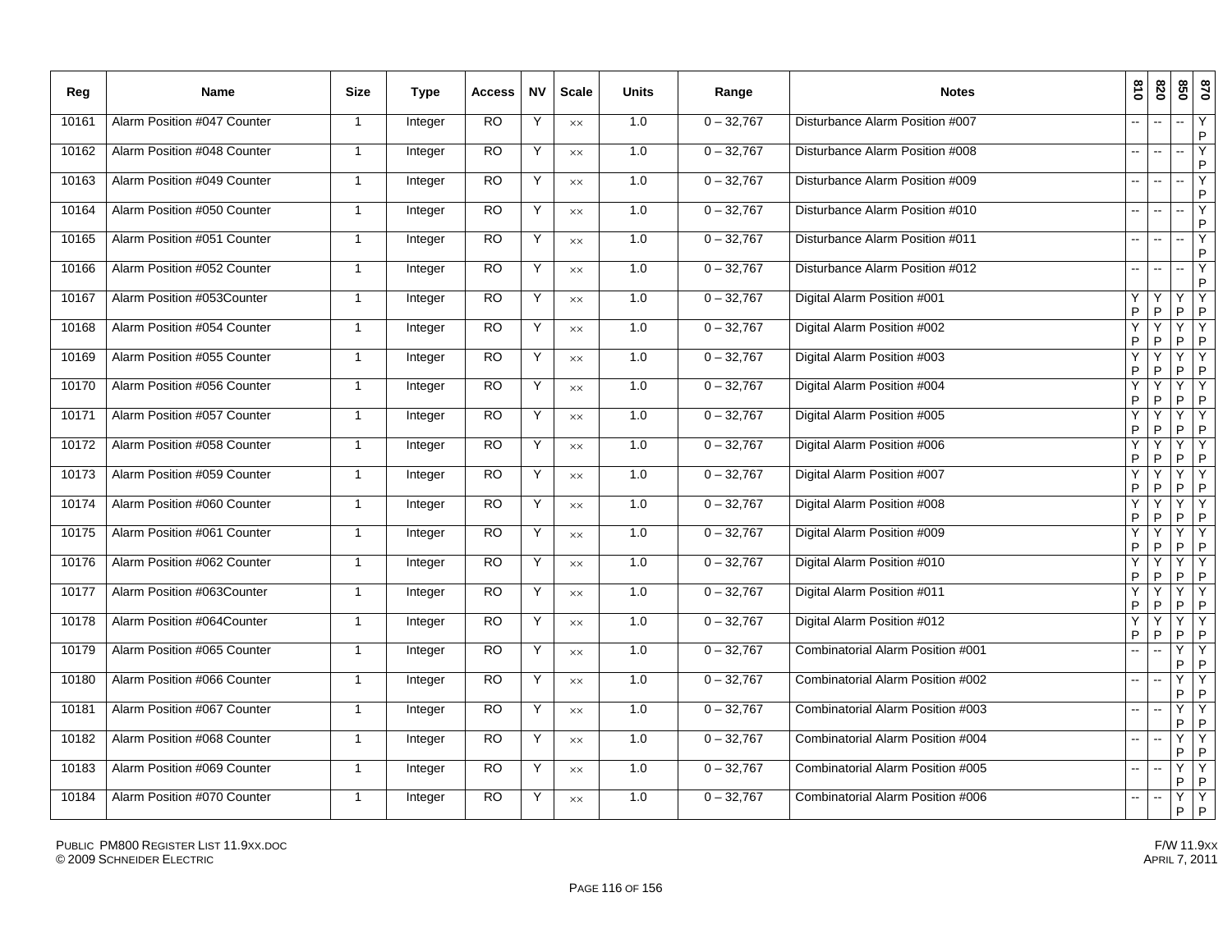| Reg | Name | Size | Type | Access | NV | Scale | Units | Range | Notes | 810 | 820 | 850 | 870 |
|---|---|---|---|---|---|---|---|---|---|---|---|---|---|
| 10161 | Alarm Position #047 Counter | 1 | Integer | RO | Y | ×× | 1.0 | 0 – 32,767 | Disturbance Alarm Position #007 | -- | -- | -- | Y P |
| 10162 | Alarm Position #048 Counter | 1 | Integer | RO | Y | ×× | 1.0 | 0 – 32,767 | Disturbance Alarm Position #008 | -- | -- | -- | Y P |
| 10163 | Alarm Position #049 Counter | 1 | Integer | RO | Y | ×× | 1.0 | 0 – 32,767 | Disturbance Alarm Position #009 | -- | -- | -- | Y P |
| 10164 | Alarm Position #050 Counter | 1 | Integer | RO | Y | ×× | 1.0 | 0 – 32,767 | Disturbance Alarm Position #010 | -- | -- | -- | Y P |
| 10165 | Alarm Position #051 Counter | 1 | Integer | RO | Y | ×× | 1.0 | 0 – 32,767 | Disturbance Alarm Position #011 | -- | -- | -- | Y P |
| 10166 | Alarm Position #052 Counter | 1 | Integer | RO | Y | ×× | 1.0 | 0 – 32,767 | Disturbance Alarm Position #012 | -- | -- | -- | Y P |
| 10167 | Alarm Position #053Counter | 1 | Integer | RO | Y | ×× | 1.0 | 0 – 32,767 | Digital Alarm Position #001 | Y P | Y P | Y P | Y P |
| 10168 | Alarm Position #054 Counter | 1 | Integer | RO | Y | ×× | 1.0 | 0 – 32,767 | Digital Alarm Position #002 | Y P | Y P | Y P | Y P |
| 10169 | Alarm Position #055 Counter | 1 | Integer | RO | Y | ×× | 1.0 | 0 – 32,767 | Digital Alarm Position #003 | Y P | Y P | Y P | Y P |
| 10170 | Alarm Position #056 Counter | 1 | Integer | RO | Y | ×× | 1.0 | 0 – 32,767 | Digital Alarm Position #004 | Y P | Y P | Y P | Y P |
| 10171 | Alarm Position #057 Counter | 1 | Integer | RO | Y | ×× | 1.0 | 0 – 32,767 | Digital Alarm Position #005 | Y P | Y P | Y P | Y P |
| 10172 | Alarm Position #058 Counter | 1 | Integer | RO | Y | ×× | 1.0 | 0 – 32,767 | Digital Alarm Position #006 | Y P | Y P | Y P | Y P |
| 10173 | Alarm Position #059 Counter | 1 | Integer | RO | Y | ×× | 1.0 | 0 – 32,767 | Digital Alarm Position #007 | Y P | Y P | Y P | Y P |
| 10174 | Alarm Position #060 Counter | 1 | Integer | RO | Y | ×× | 1.0 | 0 – 32,767 | Digital Alarm Position #008 | Y P | Y P | Y P | Y P |
| 10175 | Alarm Position #061 Counter | 1 | Integer | RO | Y | ×× | 1.0 | 0 – 32,767 | Digital Alarm Position #009 | Y P | Y P | Y P | Y P |
| 10176 | Alarm Position #062 Counter | 1 | Integer | RO | Y | ×× | 1.0 | 0 – 32,767 | Digital Alarm Position #010 | Y P | Y P | Y P | Y P |
| 10177 | Alarm Position #063Counter | 1 | Integer | RO | Y | ×× | 1.0 | 0 – 32,767 | Digital Alarm Position #011 | Y P | Y P | Y P | Y P |
| 10178 | Alarm Position #064Counter | 1 | Integer | RO | Y | ×× | 1.0 | 0 – 32,767 | Digital Alarm Position #012 | Y P | Y P | Y P | Y P |
| 10179 | Alarm Position #065 Counter | 1 | Integer | RO | Y | ×× | 1.0 | 0 – 32,767 | Combinatorial Alarm Position #001 | -- | -- | Y P | Y P |
| 10180 | Alarm Position #066 Counter | 1 | Integer | RO | Y | ×× | 1.0 | 0 – 32,767 | Combinatorial Alarm Position #002 | -- | -- | Y P | Y P |
| 10181 | Alarm Position #067 Counter | 1 | Integer | RO | Y | ×× | 1.0 | 0 – 32,767 | Combinatorial Alarm Position #003 | -- | -- | Y P | Y P |
| 10182 | Alarm Position #068 Counter | 1 | Integer | RO | Y | ×× | 1.0 | 0 – 32,767 | Combinatorial Alarm Position #004 | -- | -- | Y P | Y P |
| 10183 | Alarm Position #069 Counter | 1 | Integer | RO | Y | ×× | 1.0 | 0 – 32,767 | Combinatorial Alarm Position #005 | -- | -- | Y P | Y P |
| 10184 | Alarm Position #070 Counter | 1 | Integer | RO | Y | ×× | 1.0 | 0 – 32,767 | Combinatorial Alarm Position #006 | -- | -- | Y P | Y P |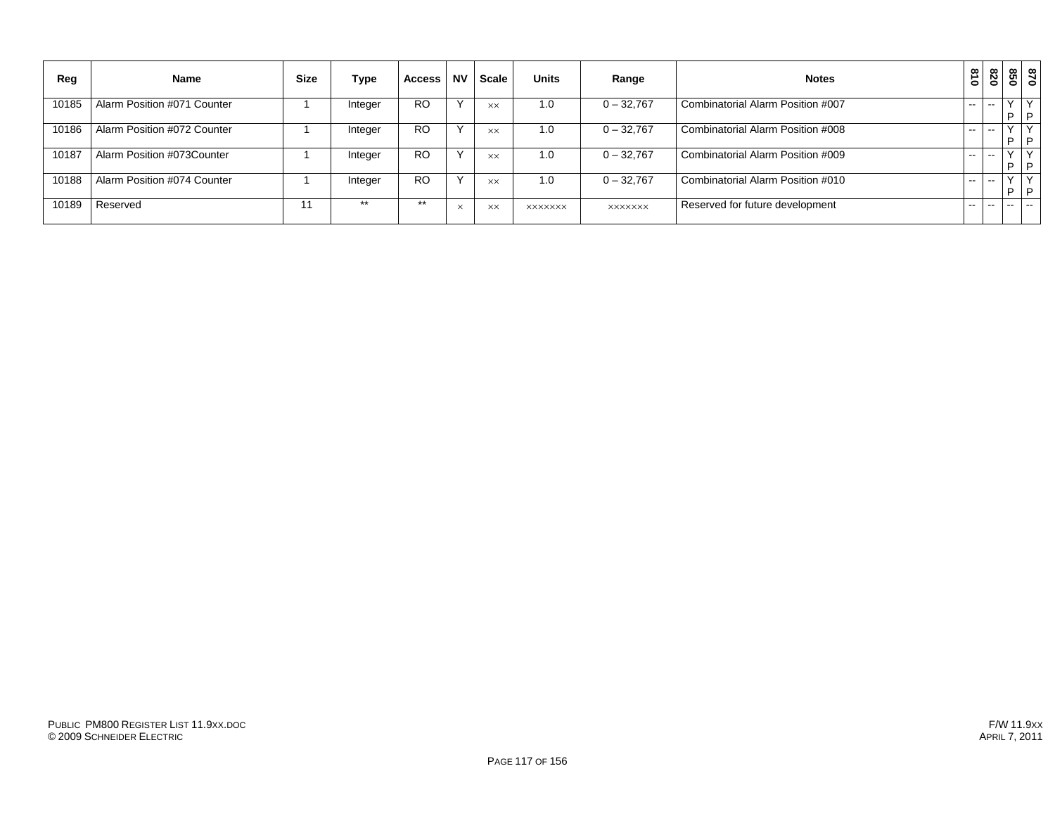| Reg | Name | Size | Type | Access | NV | Scale | Units | Range | Notes | 810 | 820 | 850 | 870 |
|---|---|---|---|---|---|---|---|---|---|---|---|---|---|
| 10185 | Alarm Position #071 Counter | 1 | Integer | RO | Y | ×× | 1.0 | 0 – 32,767 | Combinatorial Alarm Position #007 | -- | -- | Y P | Y P |
| 10186 | Alarm Position #072 Counter | 1 | Integer | RO | Y | ×× | 1.0 | 0 – 32,767 | Combinatorial Alarm Position #008 | -- | -- | Y P | Y P |
| 10187 | Alarm Position #073Counter | 1 | Integer | RO | Y | ×× | 1.0 | 0 – 32,767 | Combinatorial Alarm Position #009 | -- | -- | Y P | Y P |
| 10188 | Alarm Position #074 Counter | 1 | Integer | RO | Y | ×× | 1.0 | 0 – 32,767 | Combinatorial Alarm Position #010 | -- | -- | Y P | Y P |
| 10189 | Reserved | 11 | ** | ** | × | ×× | ××××××× | ××××××× | Reserved for future development | -- | -- | -- | -- |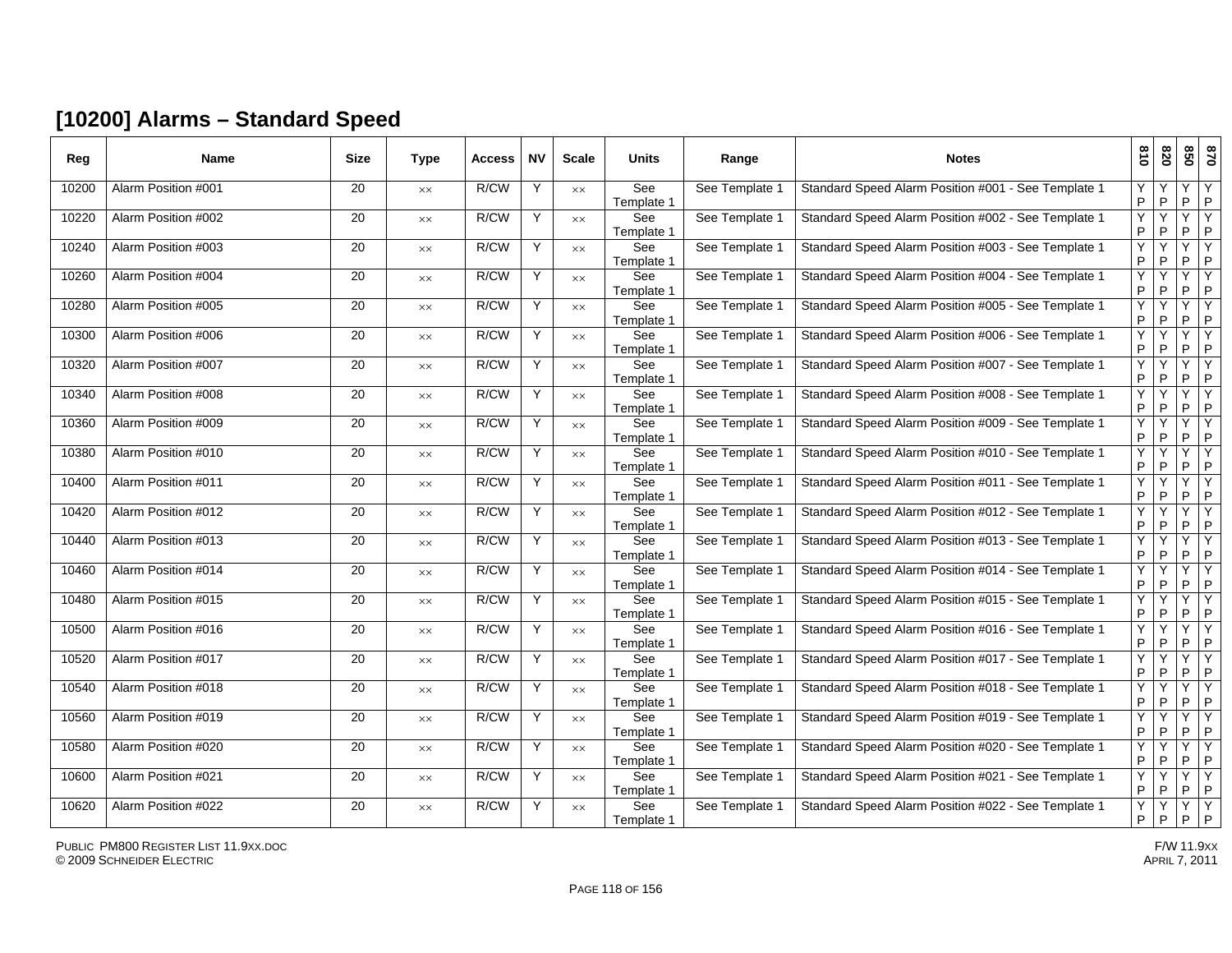## [10200] Alarms – Standard Speed

| Reg | Name | Size | Type | Access | NV | Scale | Units | Range | Notes | 810 | 820 | 850 | 870 |
|---|---|---|---|---|---|---|---|---|---|---|---|---|---|
| 10200 | Alarm Position #001 | 20 | ×× | R/CW | Y | ×× | See Template 1 | See Template 1 | Standard Speed Alarm Position #001 - See Template 1 | Y P | Y P | Y P | Y P |
| 10220 | Alarm Position #002 | 20 | ×× | R/CW | Y | ×× | See Template 1 | See Template 1 | Standard Speed Alarm Position #002 - See Template 1 | Y P | Y P | Y P | Y P |
| 10240 | Alarm Position #003 | 20 | ×× | R/CW | Y | ×× | See Template 1 | See Template 1 | Standard Speed Alarm Position #003 - See Template 1 | Y P | Y P | Y P | Y P |
| 10260 | Alarm Position #004 | 20 | ×× | R/CW | Y | ×× | See Template 1 | See Template 1 | Standard Speed Alarm Position #004 - See Template 1 | Y P | Y P | Y P | Y P |
| 10280 | Alarm Position #005 | 20 | ×× | R/CW | Y | ×× | See Template 1 | See Template 1 | Standard Speed Alarm Position #005 - See Template 1 | Y P | Y P | Y P | Y P |
| 10300 | Alarm Position #006 | 20 | ×× | R/CW | Y | ×× | See Template 1 | See Template 1 | Standard Speed Alarm Position #006 - See Template 1 | Y P | Y P | Y P | Y P |
| 10320 | Alarm Position #007 | 20 | ×× | R/CW | Y | ×× | See Template 1 | See Template 1 | Standard Speed Alarm Position #007 - See Template 1 | Y P | Y P | Y P | Y P |
| 10340 | Alarm Position #008 | 20 | ×× | R/CW | Y | ×× | See Template 1 | See Template 1 | Standard Speed Alarm Position #008 - See Template 1 | Y P | Y P | Y P | Y P |
| 10360 | Alarm Position #009 | 20 | ×× | R/CW | Y | ×× | See Template 1 | See Template 1 | Standard Speed Alarm Position #009 - See Template 1 | Y P | Y P | Y P | Y P |
| 10380 | Alarm Position #010 | 20 | ×× | R/CW | Y | ×× | See Template 1 | See Template 1 | Standard Speed Alarm Position #010 - See Template 1 | Y P | Y P | Y P | Y P |
| 10400 | Alarm Position #011 | 20 | ×× | R/CW | Y | ×× | See Template 1 | See Template 1 | Standard Speed Alarm Position #011 - See Template 1 | Y P | Y P | Y P | Y P |
| 10420 | Alarm Position #012 | 20 | ×× | R/CW | Y | ×× | See Template 1 | See Template 1 | Standard Speed Alarm Position #012 - See Template 1 | Y P | Y P | Y P | Y P |
| 10440 | Alarm Position #013 | 20 | ×× | R/CW | Y | ×× | See Template 1 | See Template 1 | Standard Speed Alarm Position #013 - See Template 1 | Y P | Y P | Y P | Y P |
| 10460 | Alarm Position #014 | 20 | ×× | R/CW | Y | ×× | See Template 1 | See Template 1 | Standard Speed Alarm Position #014 - See Template 1 | Y P | Y P | Y P | Y P |
| 10480 | Alarm Position #015 | 20 | ×× | R/CW | Y | ×× | See Template 1 | See Template 1 | Standard Speed Alarm Position #015 - See Template 1 | Y P | Y P | Y P | Y P |
| 10500 | Alarm Position #016 | 20 | ×× | R/CW | Y | ×× | See Template 1 | See Template 1 | Standard Speed Alarm Position #016 - See Template 1 | Y P | Y P | Y P | Y P |
| 10520 | Alarm Position #017 | 20 | ×× | R/CW | Y | ×× | See Template 1 | See Template 1 | Standard Speed Alarm Position #017 - See Template 1 | Y P | Y P | Y P | Y P |
| 10540 | Alarm Position #018 | 20 | ×× | R/CW | Y | ×× | See Template 1 | See Template 1 | Standard Speed Alarm Position #018 - See Template 1 | Y P | Y P | Y P | Y P |
| 10560 | Alarm Position #019 | 20 | ×× | R/CW | Y | ×× | See Template 1 | See Template 1 | Standard Speed Alarm Position #019 - See Template 1 | Y P | Y P | Y P | Y P |
| 10580 | Alarm Position #020 | 20 | ×× | R/CW | Y | ×× | See Template 1 | See Template 1 | Standard Speed Alarm Position #020 - See Template 1 | Y P | Y P | Y P | Y P |
| 10600 | Alarm Position #021 | 20 | ×× | R/CW | Y | ×× | See Template 1 | See Template 1 | Standard Speed Alarm Position #021 - See Template 1 | Y P | Y P | Y P | Y P |
| 10620 | Alarm Position #022 | 20 | ×× | R/CW | Y | ×× | See Template 1 | See Template 1 | Standard Speed Alarm Position #022 - See Template 1 | Y P | Y P | Y P | Y P |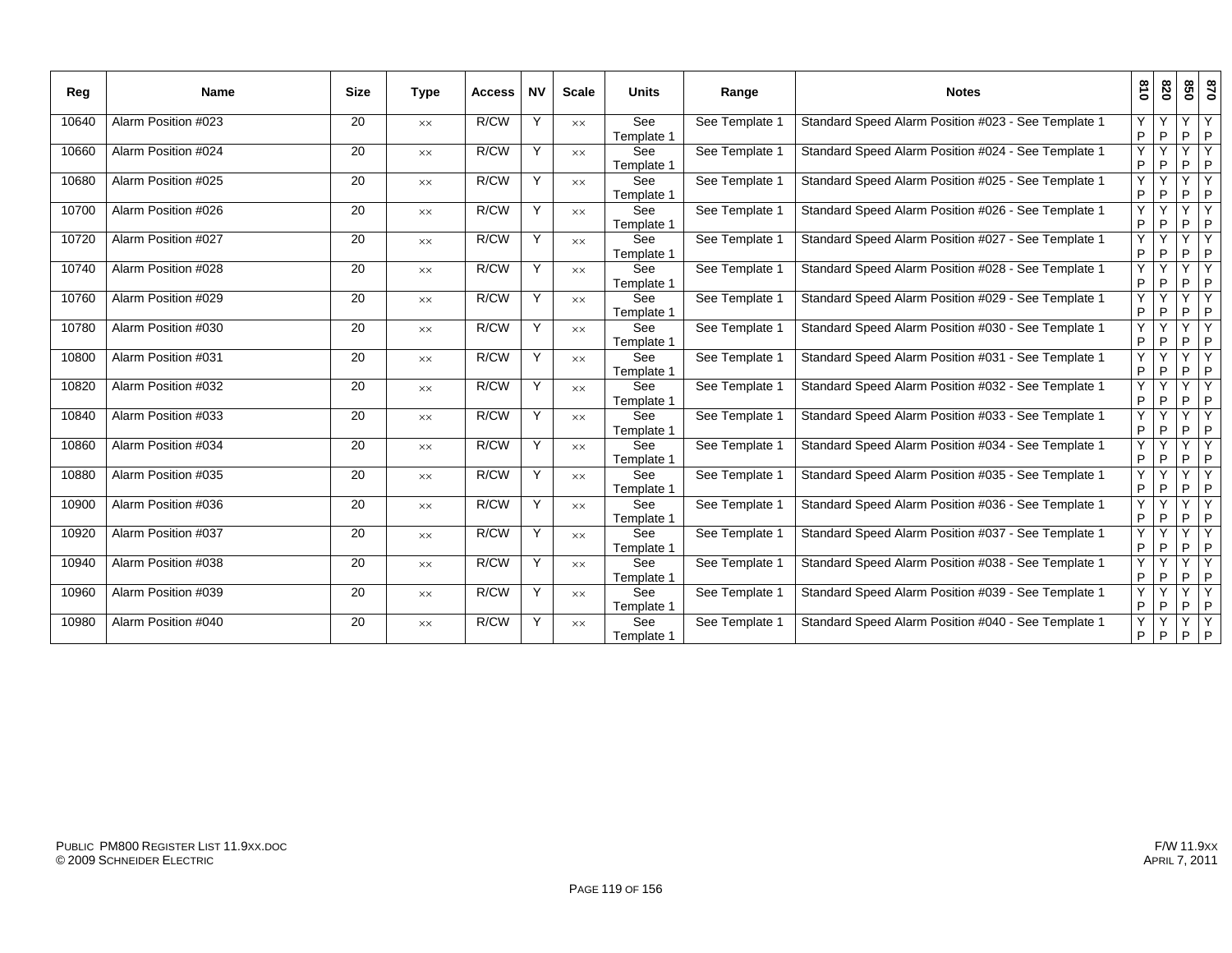| Reg | Name | Size | Type | Access | NV | Scale | Units | Range | Notes | 810 | 820 | 850 | 870 |
|---|---|---|---|---|---|---|---|---|---|---|---|---|---|
| 10640 | Alarm Position #023 | 20 | xx | R/CW | Y | xx | See Template 1 | See Template 1 | Standard Speed Alarm Position #023 - See Template 1 | Y P | Y P | Y P | Y P |
| 10660 | Alarm Position #024 | 20 | xx | R/CW | Y | xx | See Template 1 | See Template 1 | Standard Speed Alarm Position #024 - See Template 1 | Y P | Y P | Y P | Y P |
| 10680 | Alarm Position #025 | 20 | xx | R/CW | Y | xx | See Template 1 | See Template 1 | Standard Speed Alarm Position #025 - See Template 1 | Y P | Y P | Y P | Y P |
| 10700 | Alarm Position #026 | 20 | xx | R/CW | Y | xx | See Template 1 | See Template 1 | Standard Speed Alarm Position #026 - See Template 1 | Y P | Y P | Y P | Y P |
| 10720 | Alarm Position #027 | 20 | xx | R/CW | Y | xx | See Template 1 | See Template 1 | Standard Speed Alarm Position #027 - See Template 1 | Y P | Y P | Y P | Y P |
| 10740 | Alarm Position #028 | 20 | xx | R/CW | Y | xx | See Template 1 | See Template 1 | Standard Speed Alarm Position #028 - See Template 1 | Y P | Y P | Y P | Y P |
| 10760 | Alarm Position #029 | 20 | xx | R/CW | Y | xx | See Template 1 | See Template 1 | Standard Speed Alarm Position #029 - See Template 1 | Y P | Y P | Y P | Y P |
| 10780 | Alarm Position #030 | 20 | xx | R/CW | Y | xx | See Template 1 | See Template 1 | Standard Speed Alarm Position #030 - See Template 1 | Y P | Y P | Y P | Y P |
| 10800 | Alarm Position #031 | 20 | xx | R/CW | Y | xx | See Template 1 | See Template 1 | Standard Speed Alarm Position #031 - See Template 1 | Y P | Y P | Y P | Y P |
| 10820 | Alarm Position #032 | 20 | xx | R/CW | Y | xx | See Template 1 | See Template 1 | Standard Speed Alarm Position #032 - See Template 1 | Y P | Y P | Y P | Y P |
| 10840 | Alarm Position #033 | 20 | xx | R/CW | Y | xx | See Template 1 | See Template 1 | Standard Speed Alarm Position #033 - See Template 1 | Y P | Y P | Y P | Y P |
| 10860 | Alarm Position #034 | 20 | xx | R/CW | Y | xx | See Template 1 | See Template 1 | Standard Speed Alarm Position #034 - See Template 1 | Y P | Y P | Y P | Y P |
| 10880 | Alarm Position #035 | 20 | xx | R/CW | Y | xx | See Template 1 | See Template 1 | Standard Speed Alarm Position #035 - See Template 1 | Y P | Y P | Y P | Y P |
| 10900 | Alarm Position #036 | 20 | xx | R/CW | Y | xx | See Template 1 | See Template 1 | Standard Speed Alarm Position #036 - See Template 1 | Y P | Y P | Y P | Y P |
| 10920 | Alarm Position #037 | 20 | xx | R/CW | Y | xx | See Template 1 | See Template 1 | Standard Speed Alarm Position #037 - See Template 1 | Y P | Y P | Y P | Y P |
| 10940 | Alarm Position #038 | 20 | xx | R/CW | Y | xx | See Template 1 | See Template 1 | Standard Speed Alarm Position #038 - See Template 1 | Y P | Y P | Y P | Y P |
| 10960 | Alarm Position #039 | 20 | xx | R/CW | Y | xx | See Template 1 | See Template 1 | Standard Speed Alarm Position #039 - See Template 1 | Y P | Y P | Y P | Y P |
| 10980 | Alarm Position #040 | 20 | xx | R/CW | Y | xx | See Template 1 | See Template 1 | Standard Speed Alarm Position #040 - See Template 1 | Y P | Y P | Y P | Y P |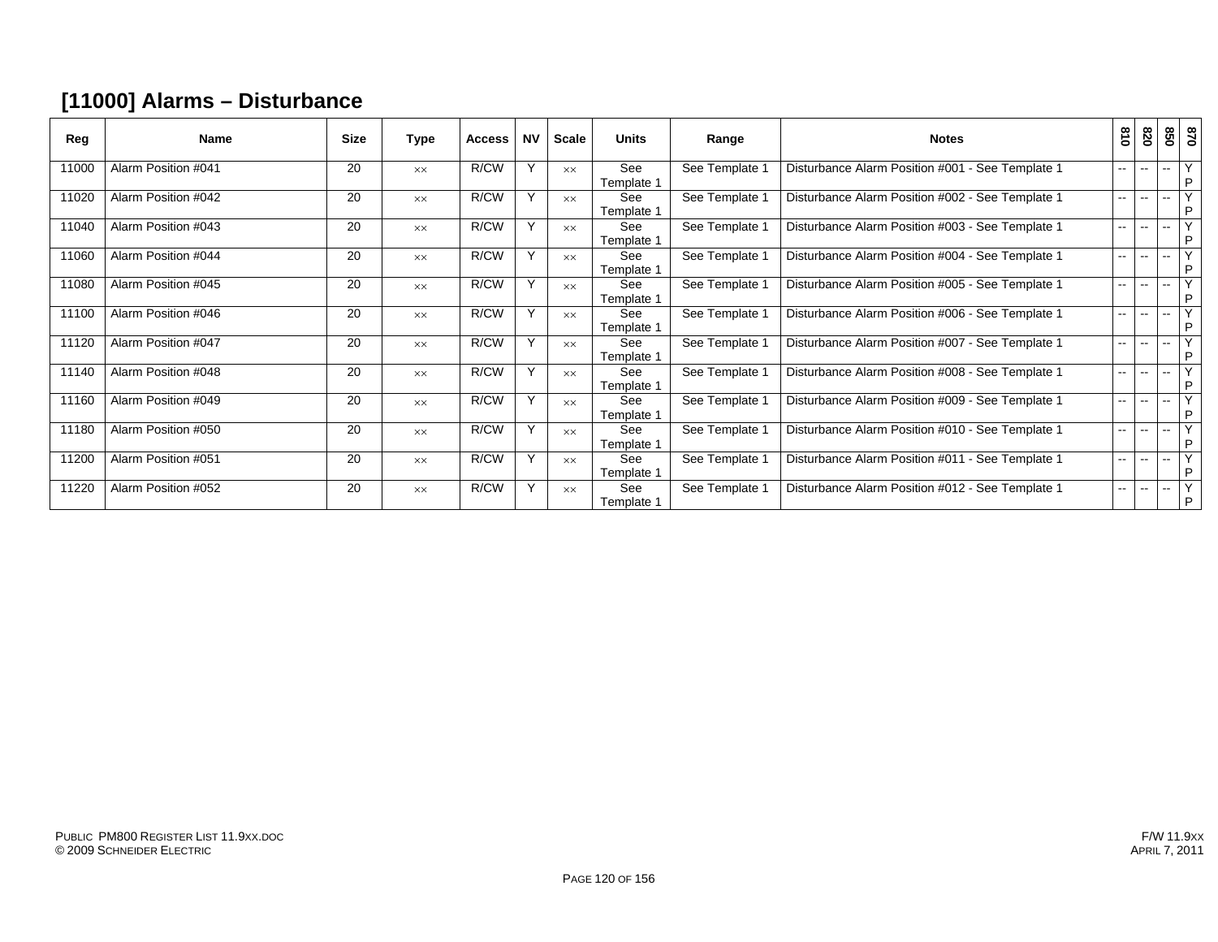# [11000] Alarms – Disturbance

| Reg | Name | Size | Type | Access | NV | Scale | Units | Range | Notes | 810 | 820 | 850 | 870 |
|---|---|---|---|---|---|---|---|---|---|---|---|---|---|
| 11000 | Alarm Position #041 | 20 | ×× | R/CW | Y | ×× | See Template 1 | See Template 1 | Disturbance Alarm Position #001 - See Template 1 | -- | -- | -- | Y P |
| 11020 | Alarm Position #042 | 20 | ×× | R/CW | Y | ×× | See Template 1 | See Template 1 | Disturbance Alarm Position #002 - See Template 1 | -- | -- | -- | Y P |
| 11040 | Alarm Position #043 | 20 | ×× | R/CW | Y | ×× | See Template 1 | See Template 1 | Disturbance Alarm Position #003 - See Template 1 | -- | -- | -- | Y P |
| 11060 | Alarm Position #044 | 20 | ×× | R/CW | Y | ×× | See Template 1 | See Template 1 | Disturbance Alarm Position #004 - See Template 1 | -- | -- | -- | Y P |
| 11080 | Alarm Position #045 | 20 | ×× | R/CW | Y | ×× | See Template 1 | See Template 1 | Disturbance Alarm Position #005 - See Template 1 | -- | -- | -- | Y P |
| 11100 | Alarm Position #046 | 20 | ×× | R/CW | Y | ×× | See Template 1 | See Template 1 | Disturbance Alarm Position #006 - See Template 1 | -- | -- | -- | Y P |
| 11120 | Alarm Position #047 | 20 | ×× | R/CW | Y | ×× | See Template 1 | See Template 1 | Disturbance Alarm Position #007 - See Template 1 | -- | -- | -- | Y P |
| 11140 | Alarm Position #048 | 20 | ×× | R/CW | Y | ×× | See Template 1 | See Template 1 | Disturbance Alarm Position #008 - See Template 1 | -- | -- | -- | Y P |
| 11160 | Alarm Position #049 | 20 | ×× | R/CW | Y | ×× | See Template 1 | See Template 1 | Disturbance Alarm Position #009 - See Template 1 | -- | -- | -- | Y P |
| 11180 | Alarm Position #050 | 20 | ×× | R/CW | Y | ×× | See Template 1 | See Template 1 | Disturbance Alarm Position #010 - See Template 1 | -- | -- | -- | Y P |
| 11200 | Alarm Position #051 | 20 | ×× | R/CW | Y | ×× | See Template 1 | See Template 1 | Disturbance Alarm Position #011 - See Template 1 | -- | -- | -- | Y P |
| 11220 | Alarm Position #052 | 20 | ×× | R/CW | Y | ×× | See Template 1 | See Template 1 | Disturbance Alarm Position #012 - See Template 1 | -- | -- | -- | Y P |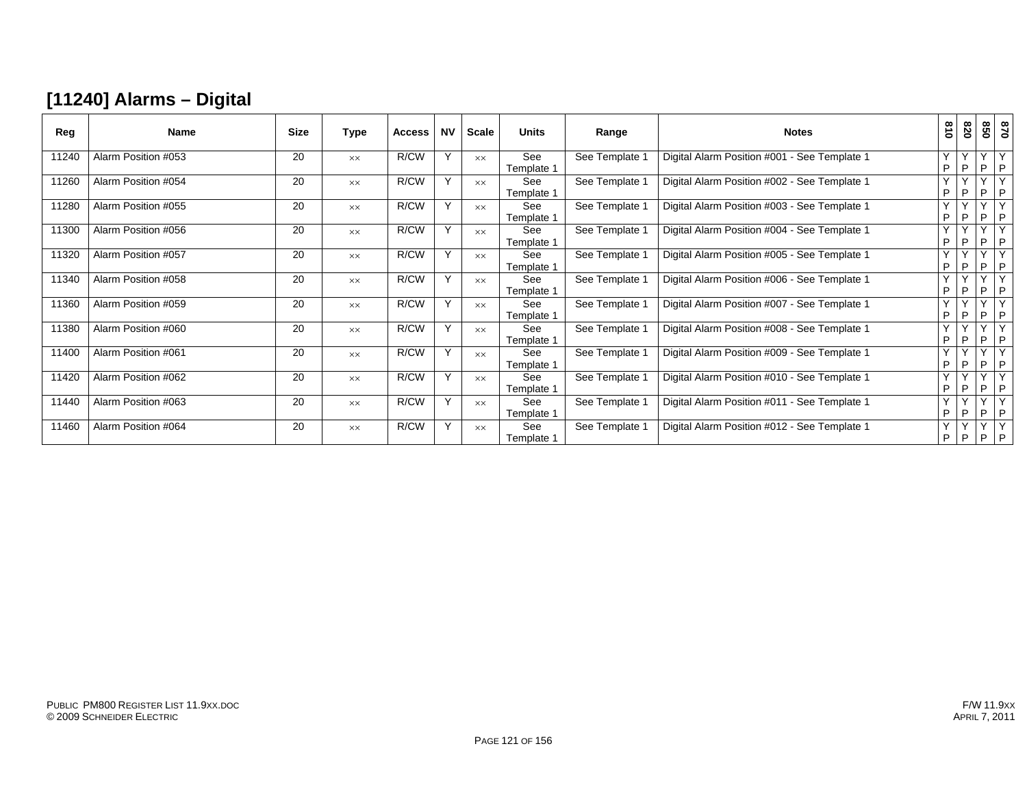## [11240] Alarms – Digital

| Reg | Name | Size | Type | Access | NV | Scale | Units | Range | Notes | 810 | 820 | 850 | 870 |
|---|---|---|---|---|---|---|---|---|---|---|---|---|---|
| 11240 | Alarm Position #053 | 20 | ×× | R/CW | Y | ×× | See Template 1 | See Template 1 | Digital Alarm Position #001 - See Template 1 | Y P | Y P | Y P | Y P |
| 11260 | Alarm Position #054 | 20 | ×× | R/CW | Y | ×× | See Template 1 | See Template 1 | Digital Alarm Position #002 - See Template 1 | Y P | Y P | Y P | Y P |
| 11280 | Alarm Position #055 | 20 | ×× | R/CW | Y | ×× | See Template 1 | See Template 1 | Digital Alarm Position #003 - See Template 1 | Y P | Y P | Y P | Y P |
| 11300 | Alarm Position #056 | 20 | ×× | R/CW | Y | ×× | See Template 1 | See Template 1 | Digital Alarm Position #004 - See Template 1 | Y P | Y P | Y P | Y P |
| 11320 | Alarm Position #057 | 20 | ×× | R/CW | Y | ×× | See Template 1 | See Template 1 | Digital Alarm Position #005 - See Template 1 | Y P | Y P | Y P | Y P |
| 11340 | Alarm Position #058 | 20 | ×× | R/CW | Y | ×× | See Template 1 | See Template 1 | Digital Alarm Position #006 - See Template 1 | Y P | Y P | Y P | Y P |
| 11360 | Alarm Position #059 | 20 | ×× | R/CW | Y | ×× | See Template 1 | See Template 1 | Digital Alarm Position #007 - See Template 1 | Y P | Y P | Y P | Y P |
| 11380 | Alarm Position #060 | 20 | ×× | R/CW | Y | ×× | See Template 1 | See Template 1 | Digital Alarm Position #008 - See Template 1 | Y P | Y P | Y P | Y P |
| 11400 | Alarm Position #061 | 20 | ×× | R/CW | Y | ×× | See Template 1 | See Template 1 | Digital Alarm Position #009 - See Template 1 | Y P | Y P | Y P | Y P |
| 11420 | Alarm Position #062 | 20 | ×× | R/CW | Y | ×× | See Template 1 | See Template 1 | Digital Alarm Position #010 - See Template 1 | Y P | Y P | Y P | Y P |
| 11440 | Alarm Position #063 | 20 | ×× | R/CW | Y | ×× | See Template 1 | See Template 1 | Digital Alarm Position #011 - See Template 1 | Y P | Y P | Y P | Y P |
| 11460 | Alarm Position #064 | 20 | ×× | R/CW | Y | ×× | See Template 1 | See Template 1 | Digital Alarm Position #012 - See Template 1 | Y P | Y P | Y P | Y P |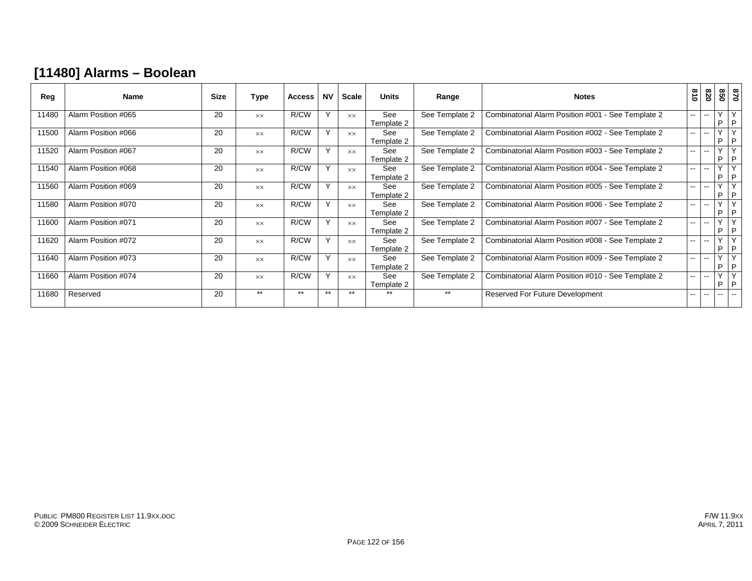## [11480] Alarms – Boolean

| Reg | Name | Size | Type | Access | NV | Scale | Units | Range | Notes | 810 | 820 | 850 | 870 |
|---|---|---|---|---|---|---|---|---|---|---|---|---|---|
| 11480 | Alarm Position #065 | 20 | ×× | R/CW | Y | ×× | See Template 2 | See Template 2 | Combinatorial Alarm Position #001 - See Template 2 | -- | -- | Y P | Y P |
| 11500 | Alarm Position #066 | 20 | ×× | R/CW | Y | ×× | See Template 2 | See Template 2 | Combinatorial Alarm Position #002 - See Template 2 | -- | -- | Y P | Y P |
| 11520 | Alarm Position #067 | 20 | ×× | R/CW | Y | ×× | See Template 2 | See Template 2 | Combinatorial Alarm Position #003 - See Template 2 | -- | -- | Y P | Y P |
| 11540 | Alarm Position #068 | 20 | ×× | R/CW | Y | ×× | See Template 2 | See Template 2 | Combinatorial Alarm Position #004 - See Template 2 | -- | -- | Y P | Y P |
| 11560 | Alarm Position #069 | 20 | ×× | R/CW | Y | ×× | See Template 2 | See Template 2 | Combinatorial Alarm Position #005 - See Template 2 | -- | -- | Y P | Y P |
| 11580 | Alarm Position #070 | 20 | ×× | R/CW | Y | ×× | See Template 2 | See Template 2 | Combinatorial Alarm Position #006 - See Template 2 | -- | -- | Y P | Y P |
| 11600 | Alarm Position #071 | 20 | ×× | R/CW | Y | ×× | See Template 2 | See Template 2 | Combinatorial Alarm Position #007 - See Template 2 | -- | -- | Y P | Y P |
| 11620 | Alarm Position #072 | 20 | ×× | R/CW | Y | ×× | See Template 2 | See Template 2 | Combinatorial Alarm Position #008 - See Template 2 | -- | -- | Y P | Y P |
| 11640 | Alarm Position #073 | 20 | ×× | R/CW | Y | ×× | See Template 2 | See Template 2 | Combinatorial Alarm Position #009 - See Template 2 | -- | -- | Y P | Y P |
| 11660 | Alarm Position #074 | 20 | ×× | R/CW | Y | ×× | See Template 2 | See Template 2 | Combinatorial Alarm Position #010 - See Template 2 | -- | -- | Y P | Y P |
| 11680 | Reserved | 20 | ** | ** | ** | ** | ** | ** | Reserved For Future Development | -- | -- | -- | -- |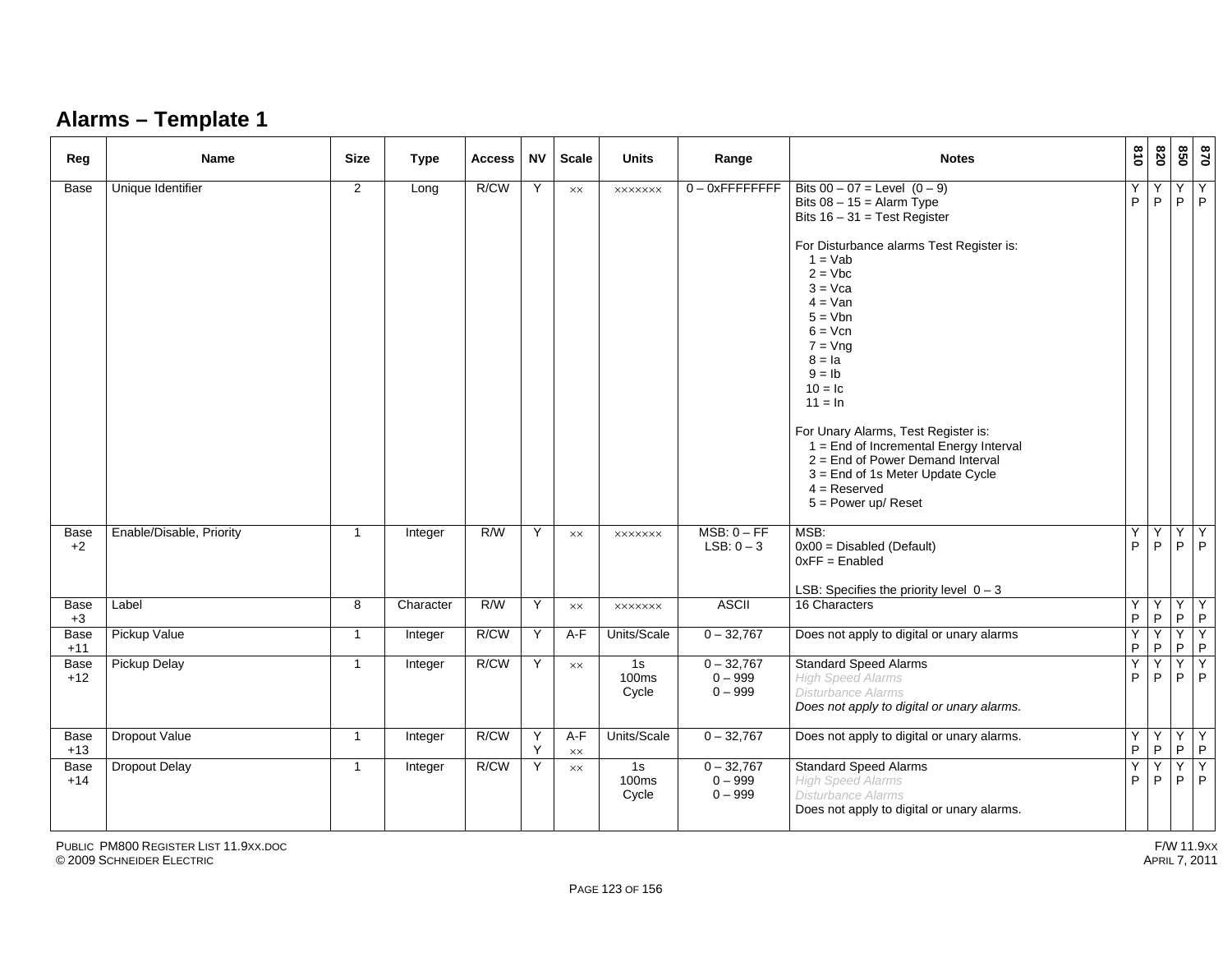## Alarms – Template 1

| Reg | Name | Size | Type | Access | NV | Scale | Units | Range | Notes | 810 | 820 | 850 | 870 |
|---|---|---|---|---|---|---|---|---|---|---|---|---|---|
| Base | Unique Identifier | 2 | Long | R/CW | Y | ×× | ××××××× | 0 – 0xFFFFFFFF | Bits 00 – 07 = Level (0 – 9)<br>Bits 08 – 15 = Alarm Type<br>Bits 16 – 31 = Test Register<br><br>For Disturbance alarms Test Register is:<br>1 = Vab<br>2 = Vbc<br>3 = Vca<br>4 = Van<br>5 = Vbn<br>6 = Vcn<br>7 = Vng<br>8 = Ia<br>9 = Ib<br>10 = Ic<br>11 = In<br><br>For Unary Alarms, Test Register is:<br>1 = End of Incremental Energy Interval<br>2 = End of Power Demand Interval<br>3 = End of 1s Meter Update Cycle<br>4 = Reserved<br>5 = Power up/ Reset | Y<br>P | Y<br>P | Y<br>P | Y<br>P |
| Base +2 | Enable/Disable, Priority | 1 | Integer | R/W | Y | ×× | ××××××× | MSB: 0 – FF<br>LSB: 0 – 3 | MSB:<br>0x00 = Disabled (Default)<br>0xFF = Enabled<br><br>LSB: Specifies the priority level 0 – 3 | Y<br>P | Y<br>P | Y<br>P | Y<br>P |
| Base +3 | Label | 8 | Character | R/W | Y | ×× | ××××××× | ASCII | 16 Characters | Y<br>P | Y<br>P | Y<br>P | Y<br>P |
| Base +11 | Pickup Value | 1 | Integer | R/CW | Y | A-F | Units/Scale | 0 – 32,767 | Does not apply to digital or unary alarms | Y<br>P | Y<br>P | Y<br>P | Y<br>P |
| Base +12 | Pickup Delay | 1 | Integer | R/CW | Y | ×× | 1s<br>100ms<br>Cycle | 0 – 32,767<br>0 – 999<br>0 – 999 | Standard Speed Alarms<br>*High Speed Alarms*<br>*Disturbance Alarms*<br>*Does not apply to digital or unary alarms.* | Y<br>P | Y<br>P | Y<br>P | Y<br>P |
| Base +13 | Dropout Value | 1 | Integer | R/CW | Y<br>Y | A-F<br>×× | Units/Scale | 0 – 32,767 | Does not apply to digital or unary alarms. | Y<br>P | Y<br>P | Y<br>P | Y<br>P |
| Base +14 | Dropout Delay | 1 | Integer | R/CW | Y | ×× | 1s<br>100ms<br>Cycle | 0 – 32,767<br>0 – 999<br>0 – 999 | Standard Speed Alarms<br>*High Speed Alarms*<br>*Disturbance Alarms*<br>Does not apply to digital or unary alarms. | Y<br>P | Y<br>P | Y<br>P | Y<br>P |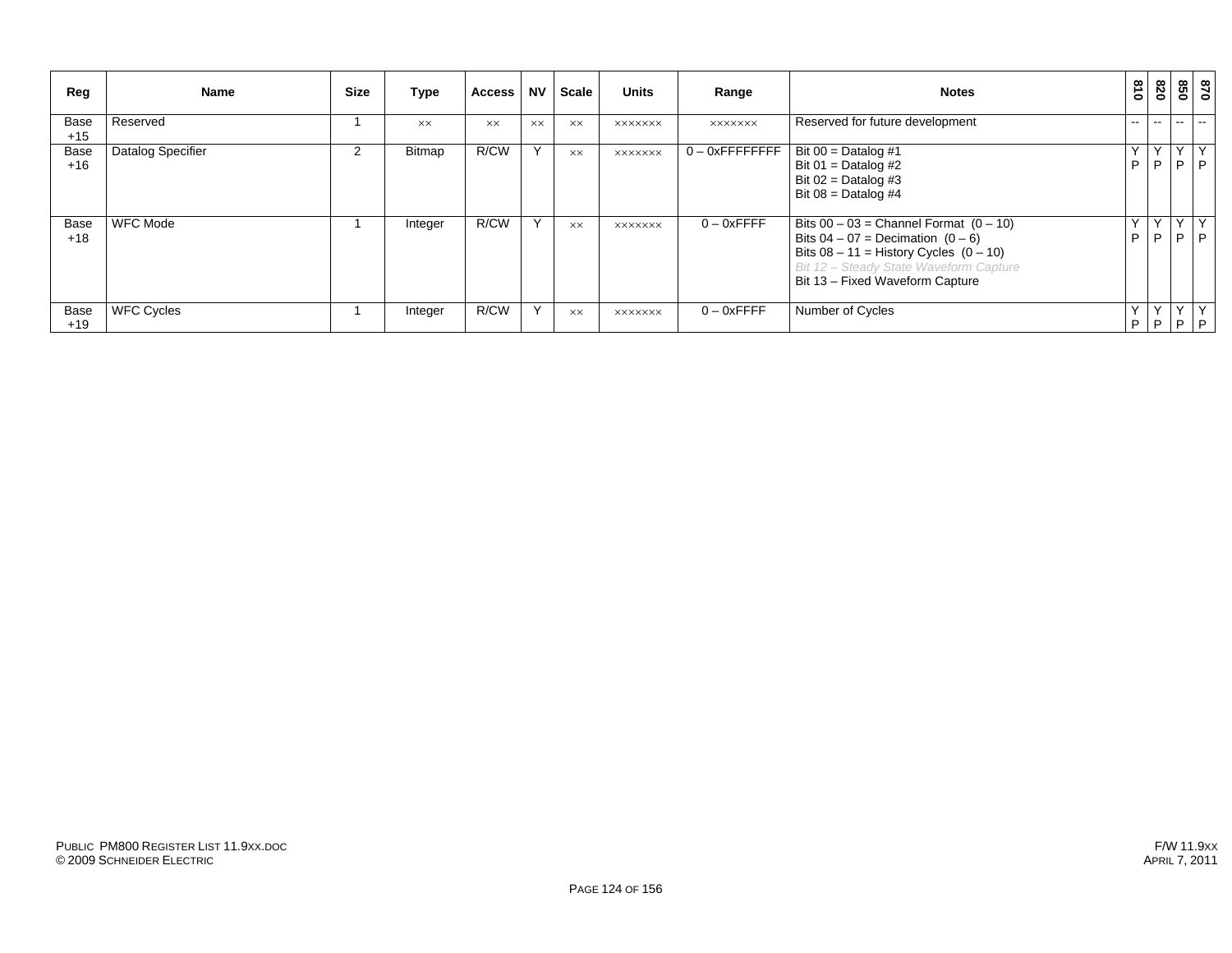| Reg | Name | Size | Type | Access | NV | Scale | Units | Range | Notes | 810 | 820 | 850 | 870 |
|---|---|---|---|---|---|---|---|---|---|---|---|---|---|
| Base +15 | Reserved | 1 | ×× | ×× | ×× | ×× | ××××××× | ××××××× | Reserved for future development | -- | -- | -- | -- |
| Base +16 | Datalog Specifier | 2 | Bitmap | R/CW | Y | ×× | ××××××× | 0 – 0xFFFFFFFF | Bit 00 = Datalog #1<br>Bit 01 = Datalog #2<br>Bit 02 = Datalog #3<br>Bit 08 = Datalog #4 | Y P | Y P | Y P | Y P |
| Base +18 | WFC Mode | 1 | Integer | R/CW | Y | ×× | ××××××× | 0 – 0xFFFF | Bits 00 – 03 = Channel Format (0 – 10)<br>Bits 04 – 07 = Decimation (0 – 6)<br>Bits 08 – 11 = History Cycles (0 – 10)<br>*Bit 12 – Steady State Waveform Capture*<br>Bit 13 – Fixed Waveform Capture | Y P | Y P | Y P | Y P |
| Base +19 | WFC Cycles | 1 | Integer | R/CW | Y | ×× | ××××××× | 0 – 0xFFFF | Number of Cycles | Y P | Y P | Y P | Y P |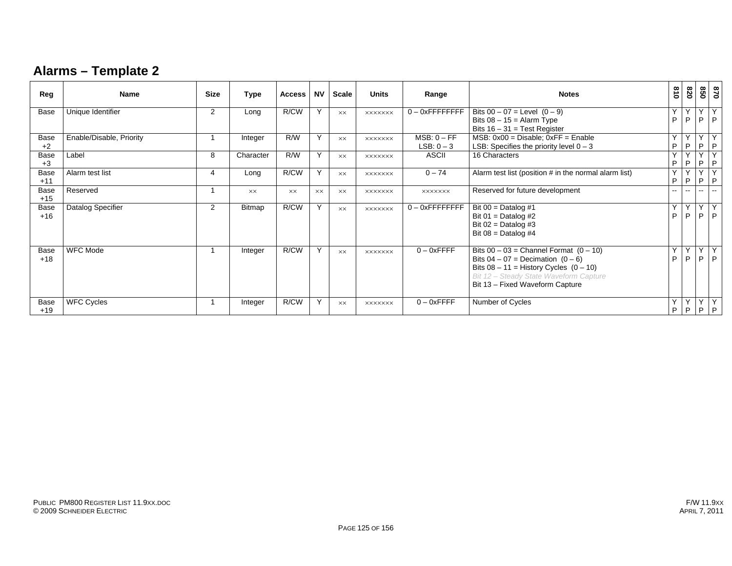## Alarms – Template 2

| Reg | Name | Size | Type | Access | NV | Scale | Units | Range | Notes | 810 | 820 | 850 | 870 |
|---|---|---|---|---|---|---|---|---|---|---|---|---|---|
| Base | Unique Identifier | 2 | Long | R/CW | Y | ×× | ××××××× | 0 – 0xFFFFFFFF | Bits 00 – 07 = Level (0 – 9)<br>Bits 08 – 15 = Alarm Type<br>Bits 16 – 31 = Test Register | Y P | Y P | Y P | Y P |
| Base +2 | Enable/Disable, Priority | 1 | Integer | R/W | Y | ×× | ××××××× | MSB: 0 – FF<br>LSB: 0 – 3 | MSB: 0x00 = Disable; 0xFF = Enable<br>LSB: Specifies the priority level 0 – 3 | Y P | Y P | Y P | Y P |
| Base +3 | Label | 8 | Character | R/W | Y | ×× | ××××××× | ASCII | 16 Characters | Y P | Y P | Y P | Y P |
| Base +11 | Alarm test list | 4 | Long | R/CW | Y | ×× | ××××××× | 0 – 74 | Alarm test list (position # in the normal alarm list) | Y P | Y P | Y P | Y P |
| Base +15 | Reserved | 1 | ×× | ×× | ×× | ×× | ××××××× | ××××××× | Reserved for future development | -- | -- | -- | -- |
| Base +16 | Datalog Specifier | 2 | Bitmap | R/CW | Y | ×× | ××××××× | 0 – 0xFFFFFFFF | Bit 00 = Datalog #1<br>Bit 01 = Datalog #2<br>Bit 02 = Datalog #3<br>Bit 08 = Datalog #4 | Y P | Y P | Y P | Y P |
| Base +18 | WFC Mode | 1 | Integer | R/CW | Y | ×× | ××××××× | 0 – 0xFFFF | Bits 00 – 03 = Channel Format (0 – 10)<br>Bits 04 – 07 = Decimation (0 – 6)<br>Bits 08 – 11 = History Cycles (0 – 10)<br>*Bit 12 – Steady State Waveform Capture*<br>Bit 13 – Fixed Waveform Capture | Y P | Y P | Y P | Y P |
| Base +19 | WFC Cycles | 1 | Integer | R/CW | Y | ×× | ××××××× | 0 – 0xFFFF | Number of Cycles | Y P | Y P | Y P | Y P |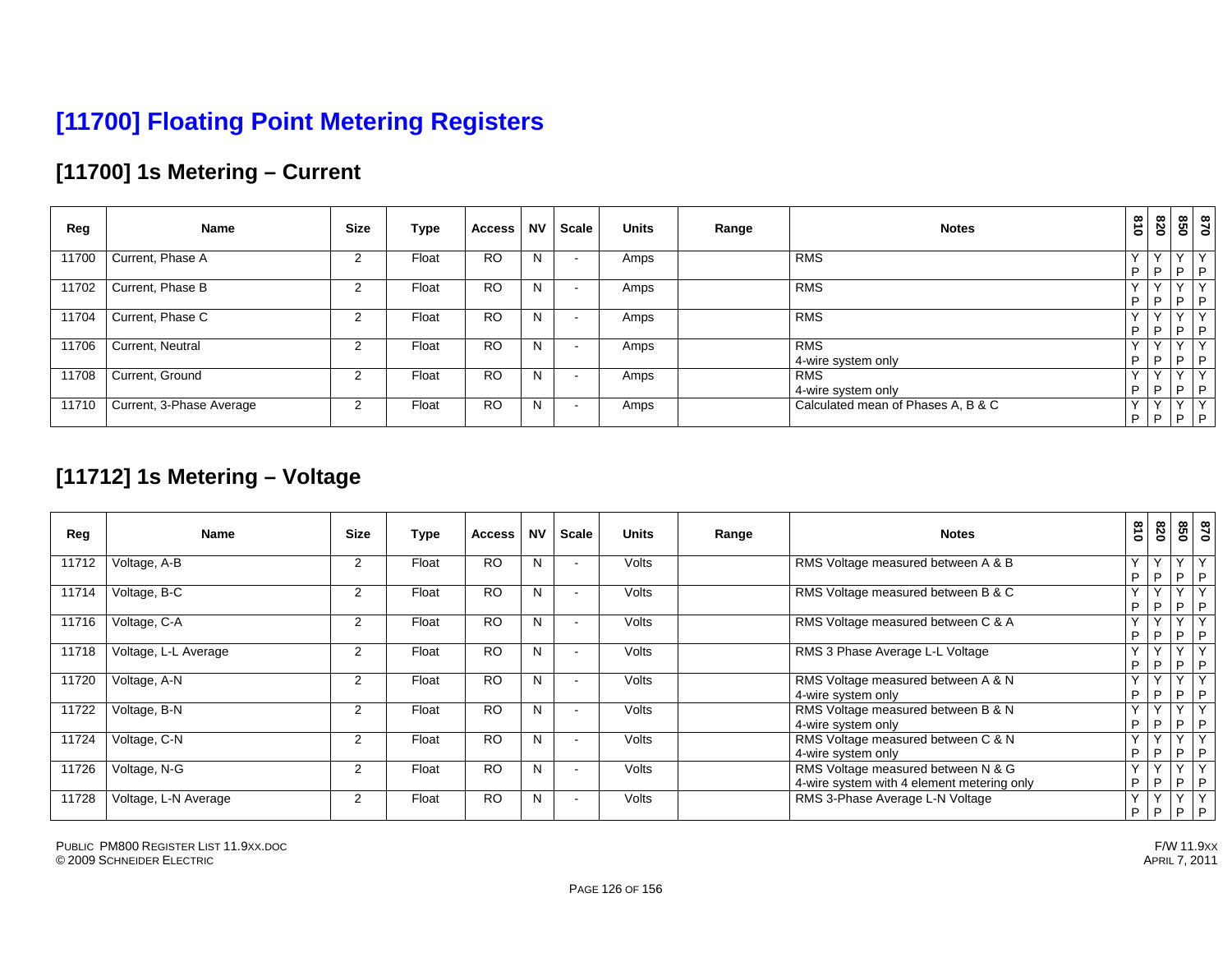# [11700] Floating Point Metering Registers

## [11700] 1s Metering – Current

| Reg | Name | Size | Type | Access | NV | Scale | Units | Range | Notes | 810 | 820 | 850 | 870 |
|---|---|---|---|---|---|---|---|---|---|---|---|---|---|
| 11700 | Current, Phase A | 2 | Float | RO | N | - | Amps | | RMS | Y P | Y P | Y P | Y P |
| 11702 | Current, Phase B | 2 | Float | RO | N | - | Amps | | RMS | Y P | Y P | Y P | Y P |
| 11704 | Current, Phase C | 2 | Float | RO | N | - | Amps | | RMS | Y P | Y P | Y P | Y P |
| 11706 | Current, Neutral | 2 | Float | RO | N | - | Amps | | RMS<br>4-wire system only | Y P | Y P | Y P | Y P |
| 11708 | Current, Ground | 2 | Float | RO | N | - | Amps | | RMS<br>4-wire system only | Y P | Y P | Y P | Y P |
| 11710 | Current, 3-Phase Average | 2 | Float | RO | N | - | Amps | | Calculated mean of Phases A, B & C | Y P | Y P | Y P | Y P |

## [11712] 1s Metering – Voltage

| Reg | Name | Size | Type | Access | NV | Scale | Units | Range | Notes | 810 | 820 | 850 | 870 |
|---|---|---|---|---|---|---|---|---|---|---|---|---|---|
| 11712 | Voltage, A-B | 2 | Float | RO | N | - | Volts | | RMS Voltage measured between A & B | Y P | Y P | Y P | Y P |
| 11714 | Voltage, B-C | 2 | Float | RO | N | - | Volts | | RMS Voltage measured between B & C | Y P | Y P | Y P | Y P |
| 11716 | Voltage, C-A | 2 | Float | RO | N | - | Volts | | RMS Voltage measured between C & A | Y P | Y P | Y P | Y P |
| 11718 | Voltage, L-L Average | 2 | Float | RO | N | - | Volts | | RMS 3 Phase Average L-L Voltage | Y P | Y P | Y P | Y P |
| 11720 | Voltage, A-N | 2 | Float | RO | N | - | Volts | | RMS Voltage measured between A & N<br>4-wire system only | Y P | Y P | Y P | Y P |
| 11722 | Voltage, B-N | 2 | Float | RO | N | - | Volts | | RMS Voltage measured between B & N<br>4-wire system only | Y P | Y P | Y P | Y P |
| 11724 | Voltage, C-N | 2 | Float | RO | N | - | Volts | | RMS Voltage measured between C & N<br>4-wire system only | Y P | Y P | Y P | Y P |
| 11726 | Voltage, N-G | 2 | Float | RO | N | - | Volts | | RMS Voltage measured between N & G<br>4-wire system with 4 element metering only | Y P | Y P | Y P | Y P |
| 11728 | Voltage, L-N Average | 2 | Float | RO | N | - | Volts | | RMS 3-Phase Average L-N Voltage | Y P | Y P | Y P | Y P |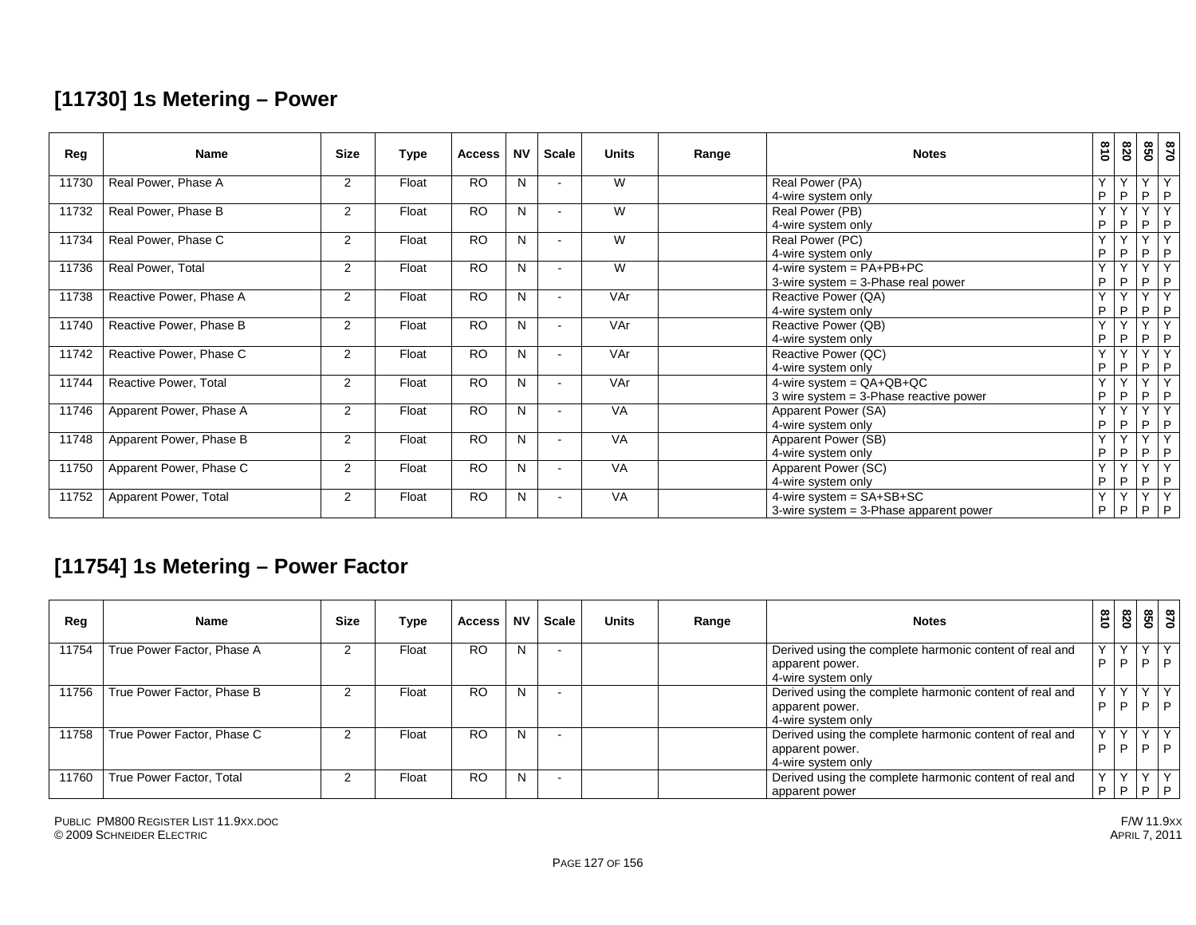## [11730] 1s Metering – Power

| Reg | Name | Size | Type | Access | NV | Scale | Units | Range | Notes | 810 | 820 | 850 | 870 |
|---|---|---|---|---|---|---|---|---|---|---|---|---|---|
| 11730 | Real Power, Phase A | 2 | Float | RO | N | - | W | | Real Power (PA)<br>4-wire system only | Y P | Y P | Y P | Y P |
| 11732 | Real Power, Phase B | 2 | Float | RO | N | - | W | | Real Power (PB)<br>4-wire system only | Y P | Y P | Y P | Y P |
| 11734 | Real Power, Phase C | 2 | Float | RO | N | - | W | | Real Power (PC)<br>4-wire system only | Y P | Y P | Y P | Y P |
| 11736 | Real Power, Total | 2 | Float | RO | N | - | W | | 4-wire system = PA+PB+PC<br>3-wire system = 3-Phase real power | Y P | Y P | Y P | Y P |
| 11738 | Reactive Power, Phase A | 2 | Float | RO | N | - | VAr | | Reactive Power (QA)<br>4-wire system only | Y P | Y P | Y P | Y P |
| 11740 | Reactive Power, Phase B | 2 | Float | RO | N | - | VAr | | Reactive Power (QB)<br>4-wire system only | Y P | Y P | Y P | Y P |
| 11742 | Reactive Power, Phase C | 2 | Float | RO | N | - | VAr | | Reactive Power (QC)<br>4-wire system only | Y P | Y P | Y P | Y P |
| 11744 | Reactive Power, Total | 2 | Float | RO | N | - | VAr | | 4-wire system = QA+QB+QC<br>3 wire system = 3-Phase reactive power | Y P | Y P | Y P | Y P |
| 11746 | Apparent Power, Phase A | 2 | Float | RO | N | - | VA | | Apparent Power (SA)<br>4-wire system only | Y P | Y P | Y P | Y P |
| 11748 | Apparent Power, Phase B | 2 | Float | RO | N | - | VA | | Apparent Power (SB)<br>4-wire system only | Y P | Y P | Y P | Y P |
| 11750 | Apparent Power, Phase C | 2 | Float | RO | N | - | VA | | Apparent Power (SC)<br>4-wire system only | Y P | Y P | Y P | Y P |
| 11752 | Apparent Power, Total | 2 | Float | RO | N | - | VA | | 4-wire system = SA+SB+SC<br>3-wire system = 3-Phase apparent power | Y P | Y P | Y P | Y P |

## [11754] 1s Metering – Power Factor

| Reg | Name | Size | Type | Access | NV | Scale | Units | Range | Notes | 810 | 820 | 850 | 870 |
|---|---|---|---|---|---|---|---|---|---|---|---|---|---|
| 11754 | True Power Factor, Phase A | 2 | Float | RO | N | - | | | Derived using the complete harmonic content of real and apparent power.<br>4-wire system only | Y P | Y P | Y P | Y P |
| 11756 | True Power Factor, Phase B | 2 | Float | RO | N | - | | | Derived using the complete harmonic content of real and apparent power.<br>4-wire system only | Y P | Y P | Y P | Y P |
| 11758 | True Power Factor, Phase C | 2 | Float | RO | N | - | | | Derived using the complete harmonic content of real and apparent power.<br>4-wire system only | Y P | Y P | Y P | Y P |
| 11760 | True Power Factor, Total | 2 | Float | RO | N | - | | | Derived using the complete harmonic content of real and apparent power | Y P | Y P | Y P | Y P |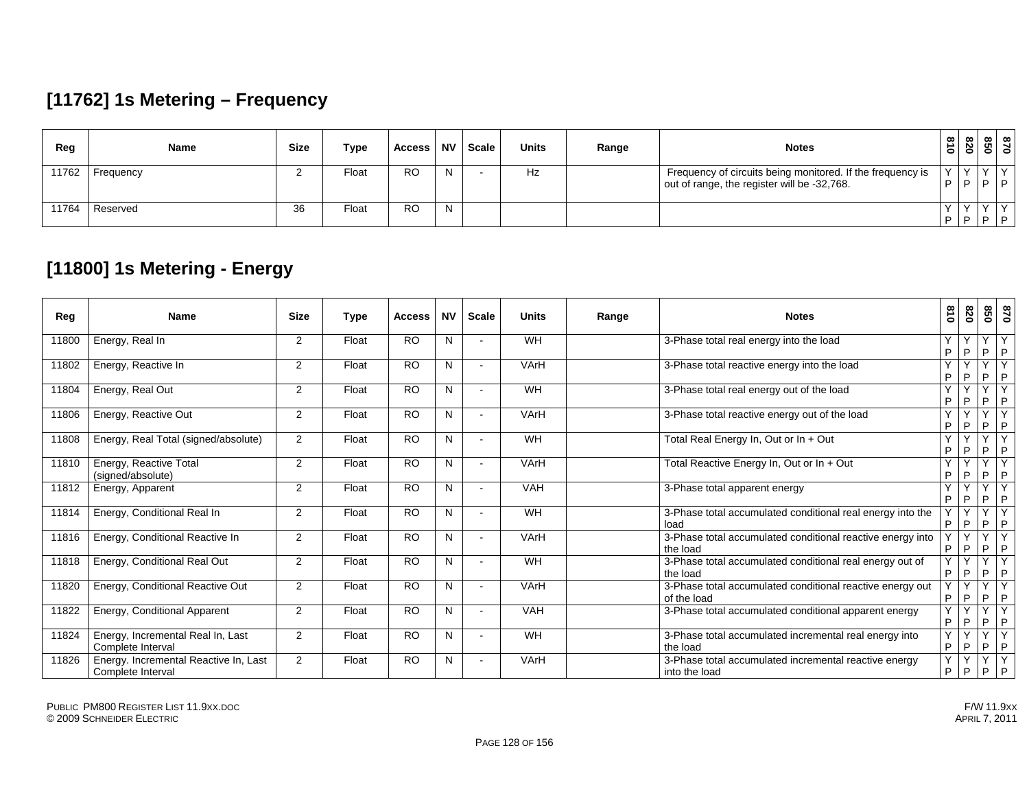## [11762] 1s Metering – Frequency

| Reg | Name | Size | Type | Access | NV | Scale | Units | Range | Notes | 810 | 820 | 850 | 870 |
|---|---|---|---|---|---|---|---|---|---|---|---|---|---|
| 11762 | Frequency | 2 | Float | RO | N | - | Hz | | Frequency of circuits being monitored. If the frequency is out of range, the register will be -32,768. | Y P | Y P | Y P | Y P |
| 11764 | Reserved | 36 | Float | RO | N | | | | | Y P | Y P | Y P | Y P |

## [11800] 1s Metering - Energy

| Reg | Name | Size | Type | Access | NV | Scale | Units | Range | Notes | 810 | 820 | 850 | 870 |
|---|---|---|---|---|---|---|---|---|---|---|---|---|---|
| 11800 | Energy, Real In | 2 | Float | RO | N | - | WH | | 3-Phase total real energy into the load | Y P | Y P | Y P | Y P |
| 11802 | Energy, Reactive In | 2 | Float | RO | N | - | VArH | | 3-Phase total reactive energy into the load | Y P | Y P | Y P | Y P |
| 11804 | Energy, Real Out | 2 | Float | RO | N | - | WH | | 3-Phase total real energy out of the load | Y P | Y P | Y P | Y P |
| 11806 | Energy, Reactive Out | 2 | Float | RO | N | - | VArH | | 3-Phase total reactive energy out of the load | Y P | Y P | Y P | Y P |
| 11808 | Energy, Real Total (signed/absolute) | 2 | Float | RO | N | - | WH | | Total Real Energy In, Out or In + Out | Y P | Y P | Y P | Y P |
| 11810 | Energy, Reactive Total (signed/absolute) | 2 | Float | RO | N | - | VArH | | Total Reactive Energy In, Out or In + Out | Y P | Y P | Y P | Y P |
| 11812 | Energy, Apparent | 2 | Float | RO | N | - | VAH | | 3-Phase total apparent energy | Y P | Y P | Y P | Y P |
| 11814 | Energy, Conditional Real In | 2 | Float | RO | N | - | WH | | 3-Phase total accumulated conditional real energy into the load | Y P | Y P | Y P | Y P |
| 11816 | Energy, Conditional Reactive In | 2 | Float | RO | N | - | VArH | | 3-Phase total accumulated conditional reactive energy into the load | Y P | Y P | Y P | Y P |
| 11818 | Energy, Conditional Real Out | 2 | Float | RO | N | - | WH | | 3-Phase total accumulated conditional real energy out of the load | Y P | Y P | Y P | Y P |
| 11820 | Energy, Conditional Reactive Out | 2 | Float | RO | N | - | VArH | | 3-Phase total accumulated conditional reactive energy out of the load | Y P | Y P | Y P | Y P |
| 11822 | Energy, Conditional Apparent | 2 | Float | RO | N | - | VAH | | 3-Phase total accumulated conditional apparent energy | Y P | Y P | Y P | Y P |
| 11824 | Energy, Incremental Real In, Last Complete Interval | 2 | Float | RO | N | - | WH | | 3-Phase total accumulated incremental real energy into the load | Y P | Y P | Y P | Y P |
| 11826 | Energy. Incremental Reactive In, Last Complete Interval | 2 | Float | RO | N | - | VArH | | 3-Phase total accumulated incremental reactive energy into the load | Y P | Y P | Y P | Y P |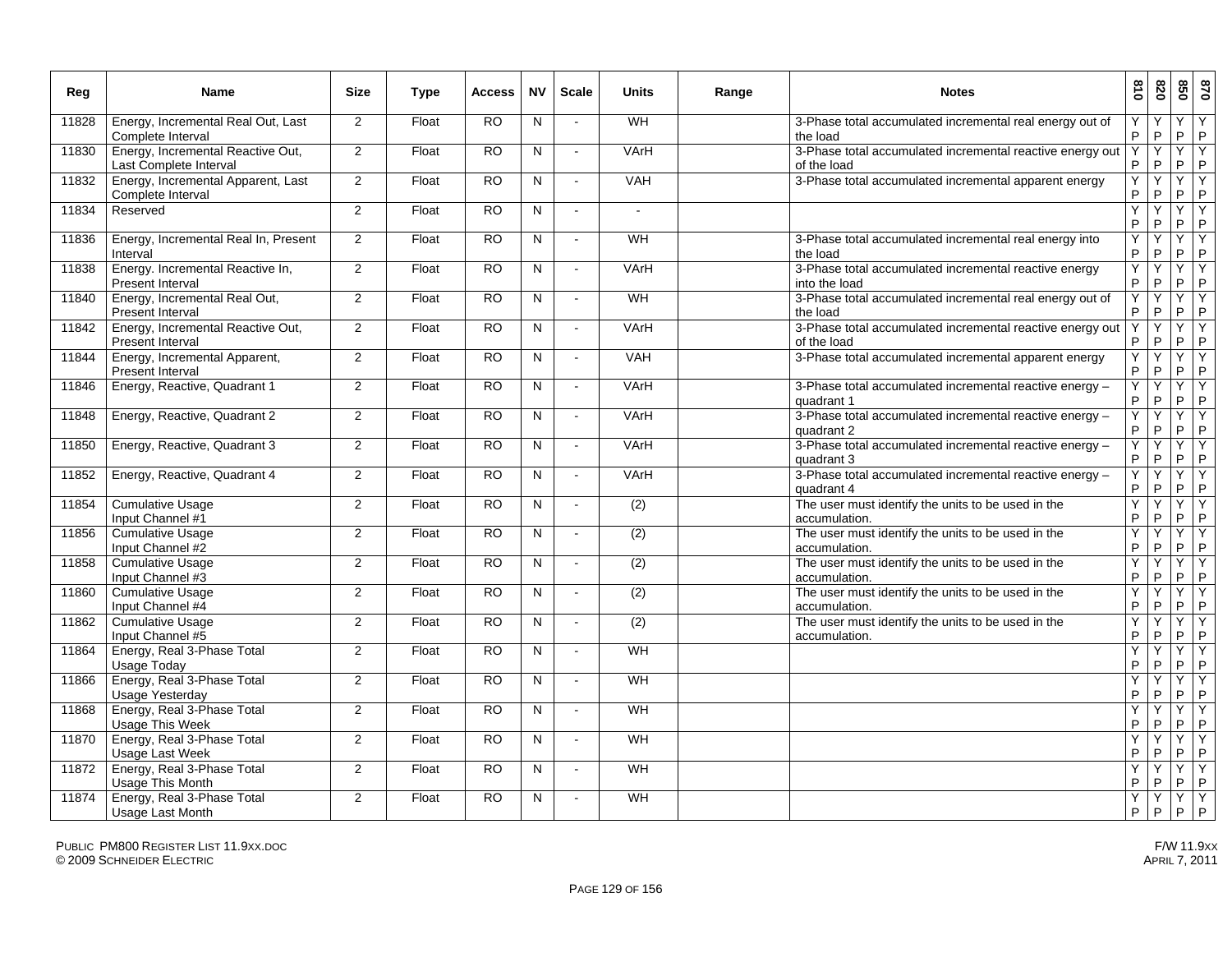| Reg | Name | Size | Type | Access | NV | Scale | Units | Range | Notes | 810 | 820 | 850 | 870 |
|---|---|---|---|---|---|---|---|---|---|---|---|---|---|
| 11828 | Energy, Incremental Real Out, Last Complete Interval | 2 | Float | RO | N | - | WH | | 3-Phase total accumulated incremental real energy out of the load | Y P | Y P | Y P | Y P |
| 11830 | Energy, Incremental Reactive Out, Last Complete Interval | 2 | Float | RO | N | - | VArH | | 3-Phase total accumulated incremental reactive energy out of the load | Y P | Y P | Y P | Y P |
| 11832 | Energy, Incremental Apparent, Last Complete Interval | 2 | Float | RO | N | - | VAH | | 3-Phase total accumulated incremental apparent energy | Y P | Y P | Y P | Y P |
| 11834 | Reserved | 2 | Float | RO | N | - | - | | | Y P | Y P | Y P | Y P |
| 11836 | Energy, Incremental Real In, Present Interval | 2 | Float | RO | N | - | WH | | 3-Phase total accumulated incremental real energy into the load | Y P | Y P | Y P | Y P |
| 11838 | Energy. Incremental Reactive In, Present Interval | 2 | Float | RO | N | - | VArH | | 3-Phase total accumulated incremental reactive energy into the load | Y P | Y P | Y P | Y P |
| 11840 | Energy, Incremental Real Out, Present Interval | 2 | Float | RO | N | - | WH | | 3-Phase total accumulated incremental real energy out of the load | Y P | Y P | Y P | Y P |
| 11842 | Energy, Incremental Reactive Out, Present Interval | 2 | Float | RO | N | - | VArH | | 3-Phase total accumulated incremental reactive energy out of the load | Y P | Y P | Y P | Y P |
| 11844 | Energy, Incremental Apparent, Present Interval | 2 | Float | RO | N | - | VAH | | 3-Phase total accumulated incremental apparent energy | Y P | Y P | Y P | Y P |
| 11846 | Energy, Reactive, Quadrant 1 | 2 | Float | RO | N | - | VArH | | 3-Phase total accumulated incremental reactive energy – quadrant 1 | Y P | Y P | Y P | Y P |
| 11848 | Energy, Reactive, Quadrant 2 | 2 | Float | RO | N | - | VArH | | 3-Phase total accumulated incremental reactive energy – quadrant 2 | Y P | Y P | Y P | Y P |
| 11850 | Energy, Reactive, Quadrant 3 | 2 | Float | RO | N | - | VArH | | 3-Phase total accumulated incremental reactive energy – quadrant 3 | Y P | Y P | Y P | Y P |
| 11852 | Energy, Reactive, Quadrant 4 | 2 | Float | RO | N | - | VArH | | 3-Phase total accumulated incremental reactive energy – quadrant 4 | Y P | Y P | Y P | Y P |
| 11854 | Cumulative Usage Input Channel #1 | 2 | Float | RO | N | - | (2) | | The user must identify the units to be used in the accumulation. | Y P | Y P | Y P | Y P |
| 11856 | Cumulative Usage Input Channel #2 | 2 | Float | RO | N | - | (2) | | The user must identify the units to be used in the accumulation. | Y P | Y P | Y P | Y P |
| 11858 | Cumulative Usage Input Channel #3 | 2 | Float | RO | N | - | (2) | | The user must identify the units to be used in the accumulation. | Y P | Y P | Y P | Y P |
| 11860 | Cumulative Usage Input Channel #4 | 2 | Float | RO | N | - | (2) | | The user must identify the units to be used in the accumulation. | Y P | Y P | Y P | Y P |
| 11862 | Cumulative Usage Input Channel #5 | 2 | Float | RO | N | - | (2) | | The user must identify the units to be used in the accumulation. | Y P | Y P | Y P | Y P |
| 11864 | Energy, Real 3-Phase Total Usage Today | 2 | Float | RO | N | - | WH | | | Y P | Y P | Y P | Y P |
| 11866 | Energy, Real 3-Phase Total Usage Yesterday | 2 | Float | RO | N | - | WH | | | Y P | Y P | Y P | Y P |
| 11868 | Energy, Real 3-Phase Total Usage This Week | 2 | Float | RO | N | - | WH | | | Y P | Y P | Y P | Y P |
| 11870 | Energy, Real 3-Phase Total Usage Last Week | 2 | Float | RO | N | - | WH | | | Y P | Y P | Y P | Y P |
| 11872 | Energy, Real 3-Phase Total Usage This Month | 2 | Float | RO | N | - | WH | | | Y P | Y P | Y P | Y P |
| 11874 | Energy, Real 3-Phase Total Usage Last Month | 2 | Float | RO | N | - | WH | | | Y P | Y P | Y P | Y P |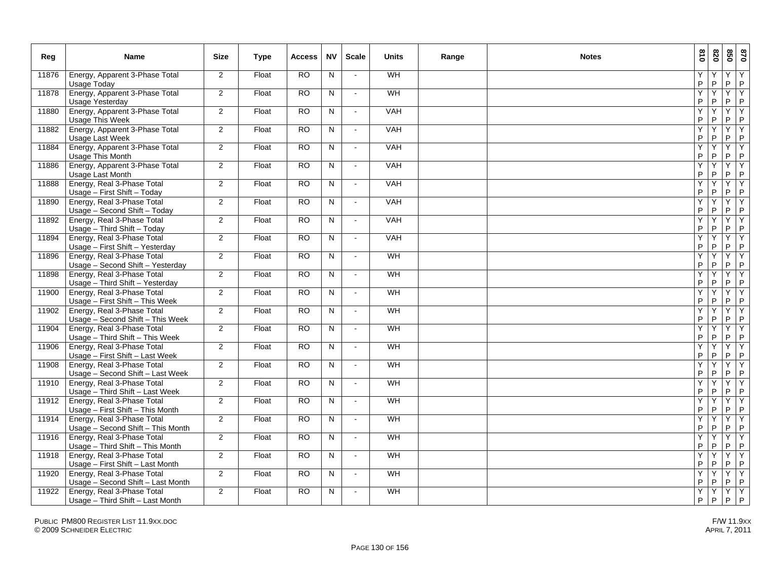| Reg | Name | Size | Type | Access | NV | Scale | Units | Range | Notes | 810 | 820 | 850 | 870 |
|---|---|---|---|---|---|---|---|---|---|---|---|---|---|
| 11876 | Energy, Apparent 3-Phase Total Usage Today | 2 | Float | RO | N | - | WH | | | Y P | Y P | Y P | Y P |
| 11878 | Energy, Apparent 3-Phase Total Usage Yesterday | 2 | Float | RO | N | - | WH | | | Y P | Y P | Y P | Y P |
| 11880 | Energy, Apparent 3-Phase Total Usage This Week | 2 | Float | RO | N | - | VAH | | | Y P | Y P | Y P | Y P |
| 11882 | Energy, Apparent 3-Phase Total Usage Last Week | 2 | Float | RO | N | - | VAH | | | Y P | Y P | Y P | Y P |
| 11884 | Energy, Apparent 3-Phase Total Usage This Month | 2 | Float | RO | N | - | VAH | | | Y P | Y P | Y P | Y P |
| 11886 | Energy, Apparent 3-Phase Total Usage Last Month | 2 | Float | RO | N | - | VAH | | | Y P | Y P | Y P | Y P |
| 11888 | Energy, Real 3-Phase Total Usage – First Shift – Today | 2 | Float | RO | N | - | VAH | | | Y P | Y P | Y P | Y P |
| 11890 | Energy, Real 3-Phase Total Usage – Second Shift – Today | 2 | Float | RO | N | - | VAH | | | Y P | Y P | Y P | Y P |
| 11892 | Energy, Real 3-Phase Total Usage – Third Shift – Today | 2 | Float | RO | N | - | VAH | | | Y P | Y P | Y P | Y P |
| 11894 | Energy, Real 3-Phase Total Usage – First Shift – Yesterday | 2 | Float | RO | N | - | VAH | | | Y P | Y P | Y P | Y P |
| 11896 | Energy, Real 3-Phase Total Usage – Second Shift – Yesterday | 2 | Float | RO | N | - | WH | | | Y P | Y P | Y P | Y P |
| 11898 | Energy, Real 3-Phase Total Usage – Third Shift – Yesterday | 2 | Float | RO | N | - | WH | | | Y P | Y P | Y P | Y P |
| 11900 | Energy, Real 3-Phase Total Usage – First Shift – This Week | 2 | Float | RO | N | - | WH | | | Y P | Y P | Y P | Y P |
| 11902 | Energy, Real 3-Phase Total Usage – Second Shift – This Week | 2 | Float | RO | N | - | WH | | | Y P | Y P | Y P | Y P |
| 11904 | Energy, Real 3-Phase Total Usage – Third Shift – This Week | 2 | Float | RO | N | - | WH | | | Y P | Y P | Y P | Y P |
| 11906 | Energy, Real 3-Phase Total Usage – First Shift – Last Week | 2 | Float | RO | N | - | WH | | | Y P | Y P | Y P | Y P |
| 11908 | Energy, Real 3-Phase Total Usage – Second Shift – Last Week | 2 | Float | RO | N | - | WH | | | Y P | Y P | Y P | Y P |
| 11910 | Energy, Real 3-Phase Total Usage – Third Shift – Last Week | 2 | Float | RO | N | - | WH | | | Y P | Y P | Y P | Y P |
| 11912 | Energy, Real 3-Phase Total Usage – First Shift – This Month | 2 | Float | RO | N | - | WH | | | Y P | Y P | Y P | Y P |
| 11914 | Energy, Real 3-Phase Total Usage – Second Shift – This Month | 2 | Float | RO | N | - | WH | | | Y P | Y P | Y P | Y P |
| 11916 | Energy, Real 3-Phase Total Usage – Third Shift – This Month | 2 | Float | RO | N | - | WH | | | Y P | Y P | Y P | Y P |
| 11918 | Energy, Real 3-Phase Total Usage – First Shift – Last Month | 2 | Float | RO | N | - | WH | | | Y P | Y P | Y P | Y P |
| 11920 | Energy, Real 3-Phase Total Usage – Second Shift – Last Month | 2 | Float | RO | N | - | WH | | | Y P | Y P | Y P | Y P |
| 11922 | Energy, Real 3-Phase Total Usage – Third Shift – Last Month | 2 | Float | RO | N | - | WH | | | Y P | Y P | Y P | Y P |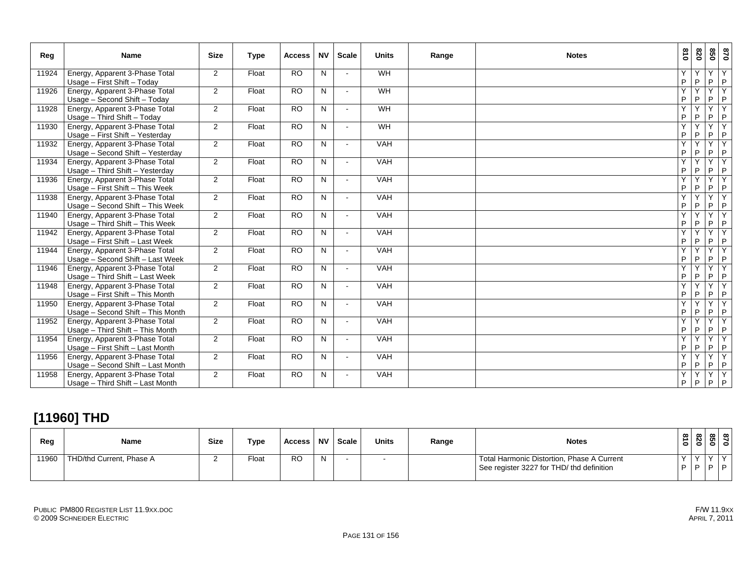| Reg | Name | Size | Type | Access | NV | Scale | Units | Range | Notes | 810 | 820 | 850 | 870 |
|---|---|---|---|---|---|---|---|---|---|---|---|---|---|
| 11924 | Energy, Apparent 3-Phase Total Usage – First Shift – Today | 2 | Float | RO | N | - | WH | | | Y P | Y P | Y P | Y P |
| 11926 | Energy, Apparent 3-Phase Total Usage – Second Shift – Today | 2 | Float | RO | N | - | WH | | | Y P | Y P | Y P | Y P |
| 11928 | Energy, Apparent 3-Phase Total Usage – Third Shift – Today | 2 | Float | RO | N | - | WH | | | Y P | Y P | Y P | Y P |
| 11930 | Energy, Apparent 3-Phase Total Usage – First Shift – Yesterday | 2 | Float | RO | N | - | WH | | | Y P | Y P | Y P | Y P |
| 11932 | Energy, Apparent 3-Phase Total Usage – Second Shift – Yesterday | 2 | Float | RO | N | - | VAH | | | Y P | Y P | Y P | Y P |
| 11934 | Energy, Apparent 3-Phase Total Usage – Third Shift – Yesterday | 2 | Float | RO | N | - | VAH | | | Y P | Y P | Y P | Y P |
| 11936 | Energy, Apparent 3-Phase Total Usage – First Shift – This Week | 2 | Float | RO | N | - | VAH | | | Y P | Y P | Y P | Y P |
| 11938 | Energy, Apparent 3-Phase Total Usage – Second Shift – This Week | 2 | Float | RO | N | - | VAH | | | Y P | Y P | Y P | Y P |
| 11940 | Energy, Apparent 3-Phase Total Usage – Third Shift – This Week | 2 | Float | RO | N | - | VAH | | | Y P | Y P | Y P | Y P |
| 11942 | Energy, Apparent 3-Phase Total Usage – First Shift – Last Week | 2 | Float | RO | N | - | VAH | | | Y P | Y P | Y P | Y P |
| 11944 | Energy, Apparent 3-Phase Total Usage – Second Shift – Last Week | 2 | Float | RO | N | - | VAH | | | Y P | Y P | Y P | Y P |
| 11946 | Energy, Apparent 3-Phase Total Usage – Third Shift – Last Week | 2 | Float | RO | N | - | VAH | | | Y P | Y P | Y P | Y P |
| 11948 | Energy, Apparent 3-Phase Total Usage – First Shift – This Month | 2 | Float | RO | N | - | VAH | | | Y P | Y P | Y P | Y P |
| 11950 | Energy, Apparent 3-Phase Total Usage – Second Shift – This Month | 2 | Float | RO | N | - | VAH | | | Y P | Y P | Y P | Y P |
| 11952 | Energy, Apparent 3-Phase Total Usage – Third Shift – This Month | 2 | Float | RO | N | - | VAH | | | Y P | Y P | Y P | Y P |
| 11954 | Energy, Apparent 3-Phase Total Usage – First Shift – Last Month | 2 | Float | RO | N | - | VAH | | | Y P | Y P | Y P | Y P |
| 11956 | Energy, Apparent 3-Phase Total Usage – Second Shift – Last Month | 2 | Float | RO | N | - | VAH | | | Y P | Y P | Y P | Y P |
| 11958 | Energy, Apparent 3-Phase Total Usage – Third Shift – Last Month | 2 | Float | RO | N | - | VAH | | | Y P | Y P | Y P | Y P |

## [11960] THD

| Reg | Name | Size | Type | Access | NV | Scale | Units | Range | Notes | 810 | 820 | 850 | 870 |
|---|---|---|---|---|---|---|---|---|---|---|---|---|---|
| 11960 | THD/thd Current, Phase A | 2 | Float | RO | N | - | - | | Total Harmonic Distortion, Phase A Current See register 3227 for THD/ thd definition | Y P | Y P | Y P | Y P |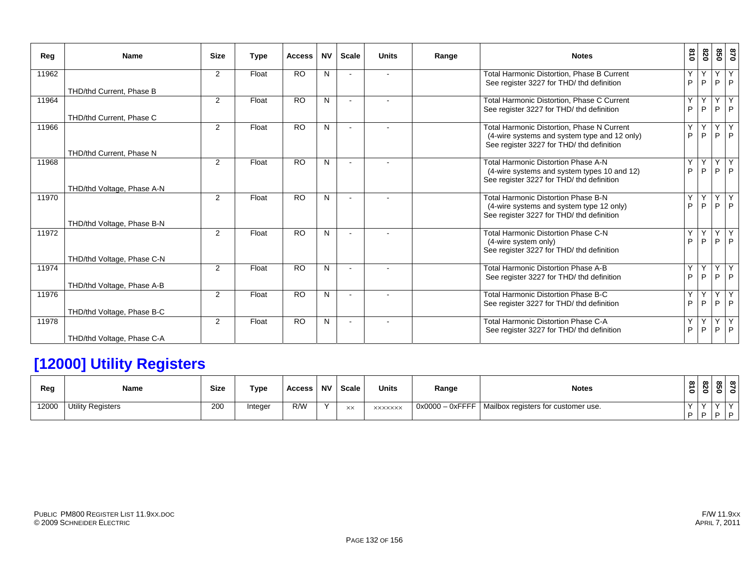| Reg | Name | Size | Type | Access | NV | Scale | Units | Range | Notes | 810 | 820 | 850 | 870 |
|---|---|---|---|---|---|---|---|---|---|---|---|---|---|
| 11962 | THD/thd Current, Phase B | 2 | Float | RO | N | - | - | | Total Harmonic Distortion, Phase B Current See register 3227 for THD/ thd definition | Y P | Y P | Y P | Y P |
| 11964 | THD/thd Current, Phase C | 2 | Float | RO | N | - | - | | Total Harmonic Distortion, Phase C Current See register 3227 for THD/ thd definition | Y P | Y P | Y P | Y P |
| 11966 | THD/thd Current, Phase N | 2 | Float | RO | N | - | - | | Total Harmonic Distortion, Phase N Current (4-wire systems and system type and 12 only) See register 3227 for THD/ thd definition | Y P | Y P | Y P | Y P |
| 11968 | THD/thd Voltage, Phase A-N | 2 | Float | RO | N | - | - | | Total Harmonic Distortion Phase A-N (4-wire systems and system types 10 and 12) See register 3227 for THD/ thd definition | Y P | Y P | Y P | Y P |
| 11970 | THD/thd Voltage, Phase B-N | 2 | Float | RO | N | - | - | | Total Harmonic Distortion Phase B-N (4-wire systems and system type 12 only) See register 3227 for THD/ thd definition | Y P | Y P | Y P | Y P |
| 11972 | THD/thd Voltage, Phase C-N | 2 | Float | RO | N | - | - | | Total Harmonic Distortion Phase C-N (4-wire system only) See register 3227 for THD/ thd definition | Y P | Y P | Y P | Y P |
| 11974 | THD/thd Voltage, Phase A-B | 2 | Float | RO | N | - | - | | Total Harmonic Distortion Phase A-B See register 3227 for THD/ thd definition | Y P | Y P | Y P | Y P |
| 11976 | THD/thd Voltage, Phase B-C | 2 | Float | RO | N | - | - | | Total Harmonic Distortion Phase B-C See register 3227 for THD/ thd definition | Y P | Y P | Y P | Y P |
| 11978 | THD/thd Voltage, Phase C-A | 2 | Float | RO | N | - | - | | Total Harmonic Distortion Phase C-A See register 3227 for THD/ thd definition | Y P | Y P | Y P | Y P |

## [12000] Utility Registers

| Reg | Name | Size | Type | Access | NV | Scale | Units | Range | Notes | 810 | 820 | 850 | 870 |
|---|---|---|---|---|---|---|---|---|---|---|---|---|---|
| 12000 | Utility Registers | 200 | Integer | R/W | Y | xx | xxxxxxx | 0x0000 – 0xFFFF | Mailbox registers for customer use. | Y P | Y P | Y P | Y P |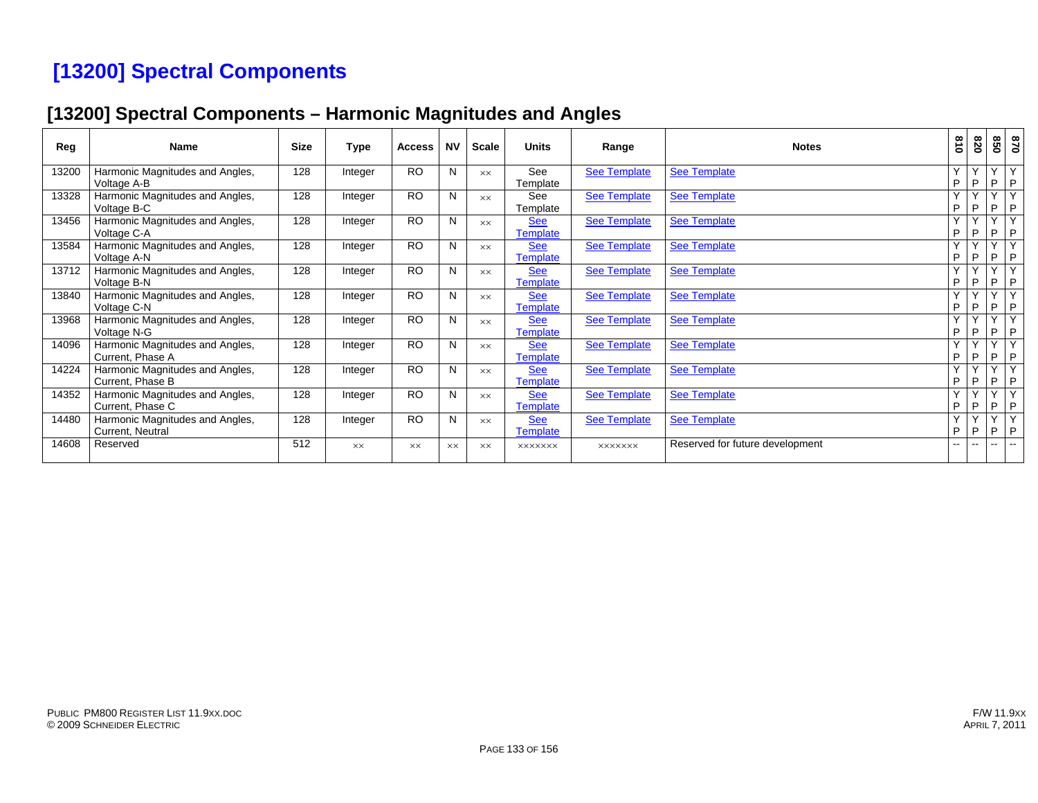# [13200] Spectral Components

## [13200] Spectral Components – Harmonic Magnitudes and Angles

| Reg | Name | Size | Type | Access | NV | Scale | Units | Range | Notes | 810 | 820 | 850 | 870 |
|---|---|---|---|---|---|---|---|---|---|---|---|---|---|
| 13200 | Harmonic Magnitudes and Angles, Voltage A-B | 128 | Integer | RO | N | xx | See Template | See Template | See Template | Y P | Y P | Y P | Y P |
| 13328 | Harmonic Magnitudes and Angles, Voltage B-C | 128 | Integer | RO | N | xx | See Template | See Template | See Template | Y P | Y P | Y P | Y P |
| 13456 | Harmonic Magnitudes and Angles, Voltage C-A | 128 | Integer | RO | N | xx | See Template | See Template | See Template | Y P | Y P | Y P | Y P |
| 13584 | Harmonic Magnitudes and Angles, Voltage A-N | 128 | Integer | RO | N | xx | See Template | See Template | See Template | Y P | Y P | Y P | Y P |
| 13712 | Harmonic Magnitudes and Angles, Voltage B-N | 128 | Integer | RO | N | xx | See Template | See Template | See Template | Y P | Y P | Y P | Y P |
| 13840 | Harmonic Magnitudes and Angles, Voltage C-N | 128 | Integer | RO | N | xx | See Template | See Template | See Template | Y P | Y P | Y P | Y P |
| 13968 | Harmonic Magnitudes and Angles, Voltage N-G | 128 | Integer | RO | N | xx | See Template | See Template | See Template | Y P | Y P | Y P | Y P |
| 14096 | Harmonic Magnitudes and Angles, Current, Phase A | 128 | Integer | RO | N | xx | See Template | See Template | See Template | Y P | Y P | Y P | Y P |
| 14224 | Harmonic Magnitudes and Angles, Current, Phase B | 128 | Integer | RO | N | xx | See Template | See Template | See Template | Y P | Y P | Y P | Y P |
| 14352 | Harmonic Magnitudes and Angles, Current, Phase C | 128 | Integer | RO | N | xx | See Template | See Template | See Template | Y P | Y P | Y P | Y P |
| 14480 | Harmonic Magnitudes and Angles, Current, Neutral | 128 | Integer | RO | N | xx | See Template | See Template | See Template | Y P | Y P | Y P | Y P |
| 14608 | Reserved | 512 | xx | xx | xx | xx | xxxxxxx | xxxxxxx | Reserved for future development | -- | -- | -- | -- |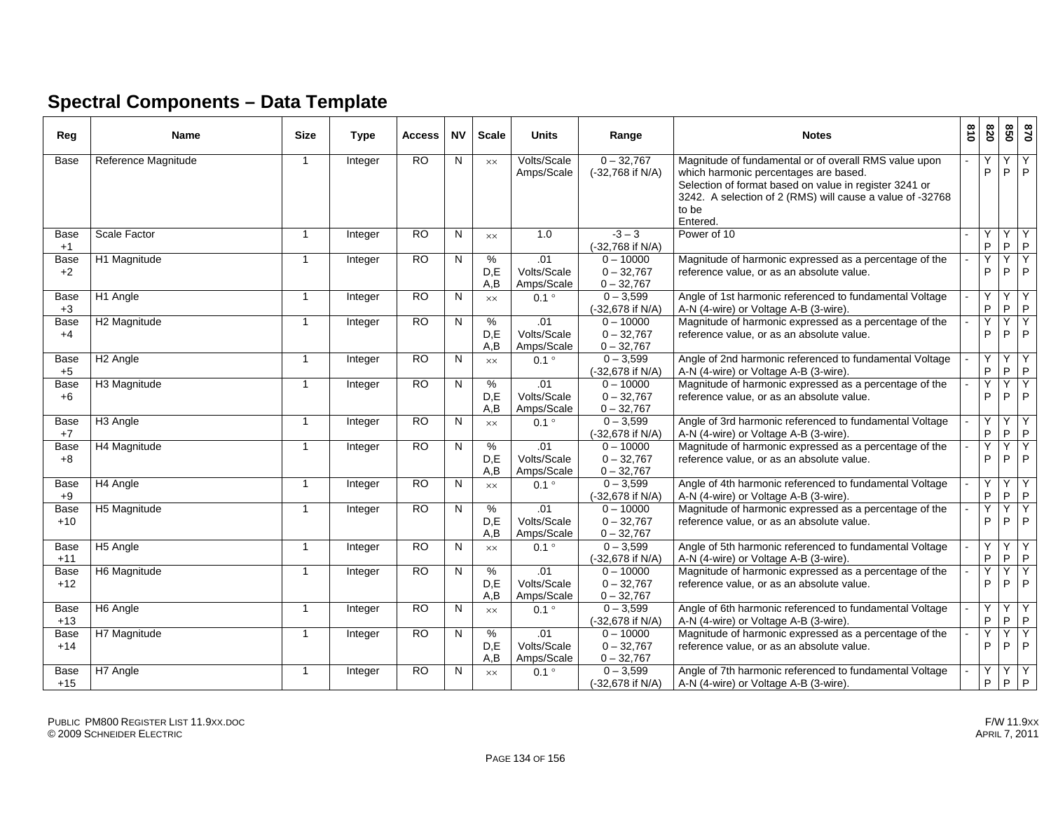## Spectral Components – Data Template

| Reg | Name | Size | Type | Access | NV | Scale | Units | Range | Notes | 810 | 820 | 850 | 870 |
|---|---|---|---|---|---|---|---|---|---|---|---|---|---|
| Base | Reference Magnitude | 1 | Integer | RO | N | ×× | Volts/Scale Amps/Scale | 0 – 32,767 (-32,768 if N/A) | Magnitude of fundamental or of overall RMS value upon which harmonic percentages are based. Selection of format based on value in register 3241 or 3242. A selection of 2 (RMS) will cause a value of -32768 to be Entered. | - | Y P | Y P | Y P |
| Base +1 | Scale Factor | 1 | Integer | RO | N | ×× | 1.0 | -3 – 3 (-32,768 if N/A) | Power of 10 | - | Y P | Y P | Y P |
| Base +2 | H1 Magnitude | 1 | Integer | RO | N | % D,E A,B | .01 Volts/Scale Amps/Scale | 0 – 10000 0 – 32,767 0 – 32,767 | Magnitude of harmonic expressed as a percentage of the reference value, or as an absolute value. | - | Y P | Y P | Y P |
| Base +3 | H1 Angle | 1 | Integer | RO | N | ×× | 0.1 ° | 0 – 3,599 (-32,678 if N/A) | Angle of 1st harmonic referenced to fundamental Voltage A-N (4-wire) or Voltage A-B (3-wire). | - | Y P | Y P | Y P |
| Base +4 | H2 Magnitude | 1 | Integer | RO | N | % D,E A,B | .01 Volts/Scale Amps/Scale | 0 – 10000 0 – 32,767 0 – 32,767 | Magnitude of harmonic expressed as a percentage of the reference value, or as an absolute value. | - | Y P | Y P | Y P |
| Base +5 | H2 Angle | 1 | Integer | RO | N | ×× | 0.1 ° | 0 – 3,599 (-32,678 if N/A) | Angle of 2nd harmonic referenced to fundamental Voltage A-N (4-wire) or Voltage A-B (3-wire). | - | Y P | Y P | Y P |
| Base +6 | H3 Magnitude | 1 | Integer | RO | N | % D,E A,B | .01 Volts/Scale Amps/Scale | 0 – 10000 0 – 32,767 0 – 32,767 | Magnitude of harmonic expressed as a percentage of the reference value, or as an absolute value. | - | Y P | Y P | Y P |
| Base +7 | H3 Angle | 1 | Integer | RO | N | ×× | 0.1 ° | 0 – 3,599 (-32,678 if N/A) | Angle of 3rd harmonic referenced to fundamental Voltage A-N (4-wire) or Voltage A-B (3-wire). | - | Y P | Y P | Y P |
| Base +8 | H4 Magnitude | 1 | Integer | RO | N | % D,E A,B | .01 Volts/Scale Amps/Scale | 0 – 10000 0 – 32,767 0 – 32,767 | Magnitude of harmonic expressed as a percentage of the reference value, or as an absolute value. | - | Y P | Y P | Y P |
| Base +9 | H4 Angle | 1 | Integer | RO | N | ×× | 0.1 ° | 0 – 3,599 (-32,678 if N/A) | Angle of 4th harmonic referenced to fundamental Voltage A-N (4-wire) or Voltage A-B (3-wire). | - | Y P | Y P | Y P |
| Base +10 | H5 Magnitude | 1 | Integer | RO | N | % D,E A,B | .01 Volts/Scale Amps/Scale | 0 – 10000 0 – 32,767 0 – 32,767 | Magnitude of harmonic expressed as a percentage of the reference value, or as an absolute value. | - | Y P | Y P | Y P |
| Base +11 | H5 Angle | 1 | Integer | RO | N | ×× | 0.1 ° | 0 – 3,599 (-32,678 if N/A) | Angle of 5th harmonic referenced to fundamental Voltage A-N (4-wire) or Voltage A-B (3-wire). | - | Y P | Y P | Y P |
| Base +12 | H6 Magnitude | 1 | Integer | RO | N | % D,E A,B | .01 Volts/Scale Amps/Scale | 0 – 10000 0 – 32,767 0 – 32,767 | Magnitude of harmonic expressed as a percentage of the reference value, or as an absolute value. | - | Y P | Y P | Y P |
| Base +13 | H6 Angle | 1 | Integer | RO | N | ×× | 0.1 ° | 0 – 3,599 (-32,678 if N/A) | Angle of 6th harmonic referenced to fundamental Voltage A-N (4-wire) or Voltage A-B (3-wire). | - | Y P | Y P | Y P |
| Base +14 | H7 Magnitude | 1 | Integer | RO | N | % D,E A,B | .01 Volts/Scale Amps/Scale | 0 – 10000 0 – 32,767 0 – 32,767 | Magnitude of harmonic expressed as a percentage of the reference value, or as an absolute value. | - | Y P | Y P | Y P |
| Base +15 | H7 Angle | 1 | Integer | RO | N | ×× | 0.1 ° | 0 – 3,599 (-32,678 if N/A) | Angle of 7th harmonic referenced to fundamental Voltage A-N (4-wire) or Voltage A-B (3-wire). | - | Y P | Y P | Y P |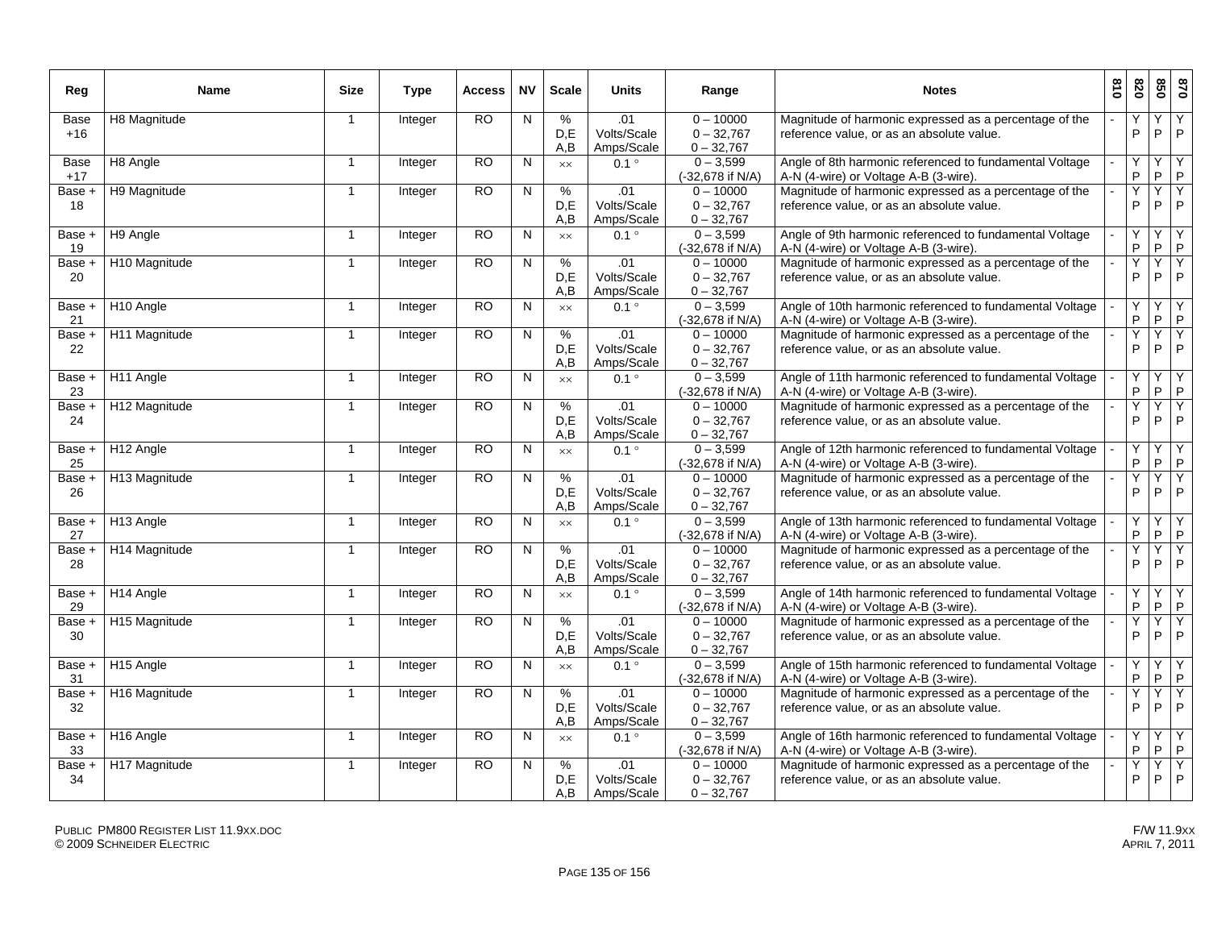| Reg | Name | Size | Type | Access | NV | Scale | Units | Range | Notes | 810 | 820 | 850 | 870 |
|---|---|---|---|---|---|---|---|---|---|---|---|---|---|
| Base +16 | H8 Magnitude | 1 | Integer | RO | N | %<br>D,E<br>A,B | .01<br>Volts/Scale<br>Amps/Scale | 0 – 10000<br>0 – 32,767<br>0 – 32,767 | Magnitude of harmonic expressed as a percentage of the reference value, or as an absolute value. | - | Y<br>P | Y<br>P | Y<br>P |
| Base +17 | H8 Angle | 1 | Integer | RO | N | ×× | 0.1 ° | 0 – 3,599<br>(-32,678 if N/A) | Angle of 8th harmonic referenced to fundamental Voltage A-N (4-wire) or Voltage A-B (3-wire). | - | Y<br>P | Y<br>P | Y<br>P |
| Base + 18 | H9 Magnitude | 1 | Integer | RO | N | %<br>D,E<br>A,B | .01<br>Volts/Scale<br>Amps/Scale | 0 – 10000<br>0 – 32,767<br>0 – 32,767 | Magnitude of harmonic expressed as a percentage of the reference value, or as an absolute value. | - | Y<br>P | Y<br>P | Y<br>P |
| Base + 19 | H9 Angle | 1 | Integer | RO | N | ×× | 0.1 ° | 0 – 3,599<br>(-32,678 if N/A) | Angle of 9th harmonic referenced to fundamental Voltage A-N (4-wire) or Voltage A-B (3-wire). | - | Y<br>P | Y<br>P | Y<br>P |
| Base + 20 | H10 Magnitude | 1 | Integer | RO | N | %<br>D,E<br>A,B | .01<br>Volts/Scale<br>Amps/Scale | 0 – 10000<br>0 – 32,767<br>0 – 32,767 | Magnitude of harmonic expressed as a percentage of the reference value, or as an absolute value. | - | Y<br>P | Y<br>P | Y<br>P |
| Base + 21 | H10 Angle | 1 | Integer | RO | N | ×× | 0.1 ° | 0 – 3,599<br>(-32,678 if N/A) | Angle of 10th harmonic referenced to fundamental Voltage A-N (4-wire) or Voltage A-B (3-wire). | - | Y<br>P | Y<br>P | Y<br>P |
| Base + 22 | H11 Magnitude | 1 | Integer | RO | N | %<br>D,E<br>A,B | .01<br>Volts/Scale<br>Amps/Scale | 0 – 10000<br>0 – 32,767<br>0 – 32,767 | Magnitude of harmonic expressed as a percentage of the reference value, or as an absolute value. | - | Y<br>P | Y<br>P | Y<br>P |
| Base + 23 | H11 Angle | 1 | Integer | RO | N | ×× | 0.1 ° | 0 – 3,599<br>(-32,678 if N/A) | Angle of 11th harmonic referenced to fundamental Voltage A-N (4-wire) or Voltage A-B (3-wire). | - | Y<br>P | Y<br>P | Y<br>P |
| Base + 24 | H12 Magnitude | 1 | Integer | RO | N | %<br>D,E<br>A,B | .01<br>Volts/Scale<br>Amps/Scale | 0 – 10000<br>0 – 32,767<br>0 – 32,767 | Magnitude of harmonic expressed as a percentage of the reference value, or as an absolute value. | - | Y<br>P | Y<br>P | Y<br>P |
| Base + 25 | H12 Angle | 1 | Integer | RO | N | ×× | 0.1 ° | 0 – 3,599<br>(-32,678 if N/A) | Angle of 12th harmonic referenced to fundamental Voltage A-N (4-wire) or Voltage A-B (3-wire). | - | Y<br>P | Y<br>P | Y<br>P |
| Base + 26 | H13 Magnitude | 1 | Integer | RO | N | %<br>D,E<br>A,B | .01<br>Volts/Scale<br>Amps/Scale | 0 – 10000<br>0 – 32,767<br>0 – 32,767 | Magnitude of harmonic expressed as a percentage of the reference value, or as an absolute value. | - | Y<br>P | Y<br>P | Y<br>P |
| Base + 27 | H13 Angle | 1 | Integer | RO | N | ×× | 0.1 ° | 0 – 3,599<br>(-32,678 if N/A) | Angle of 13th harmonic referenced to fundamental Voltage A-N (4-wire) or Voltage A-B (3-wire). | - | Y<br>P | Y<br>P | Y<br>P |
| Base + 28 | H14 Magnitude | 1 | Integer | RO | N | %<br>D,E<br>A,B | .01<br>Volts/Scale<br>Amps/Scale | 0 – 10000<br>0 – 32,767<br>0 – 32,767 | Magnitude of harmonic expressed as a percentage of the reference value, or as an absolute value. | - | Y<br>P | Y<br>P | Y<br>P |
| Base + 29 | H14 Angle | 1 | Integer | RO | N | ×× | 0.1 ° | 0 – 3,599<br>(-32,678 if N/A) | Angle of 14th harmonic referenced to fundamental Voltage A-N (4-wire) or Voltage A-B (3-wire). | - | Y<br>P | Y<br>P | Y<br>P |
| Base + 30 | H15 Magnitude | 1 | Integer | RO | N | %<br>D,E<br>A,B | .01<br>Volts/Scale<br>Amps/Scale | 0 – 10000<br>0 – 32,767<br>0 – 32,767 | Magnitude of harmonic expressed as a percentage of the reference value, or as an absolute value. | - | Y<br>P | Y<br>P | Y<br>P |
| Base + 31 | H15 Angle | 1 | Integer | RO | N | ×× | 0.1 ° | 0 – 3,599<br>(-32,678 if N/A) | Angle of 15th harmonic referenced to fundamental Voltage A-N (4-wire) or Voltage A-B (3-wire). | - | Y<br>P | Y<br>P | Y<br>P |
| Base + 32 | H16 Magnitude | 1 | Integer | RO | N | %<br>D,E<br>A,B | .01<br>Volts/Scale<br>Amps/Scale | 0 – 10000<br>0 – 32,767<br>0 – 32,767 | Magnitude of harmonic expressed as a percentage of the reference value, or as an absolute value. | - | Y<br>P | Y<br>P | Y<br>P |
| Base + 33 | H16 Angle | 1 | Integer | RO | N | ×× | 0.1 ° | 0 – 3,599<br>(-32,678 if N/A) | Angle of 16th harmonic referenced to fundamental Voltage A-N (4-wire) or Voltage A-B (3-wire). | - | Y<br>P | Y<br>P | Y<br>P |
| Base + 34 | H17 Magnitude | 1 | Integer | RO | N | %<br>D,E<br>A,B | .01<br>Volts/Scale<br>Amps/Scale | 0 – 10000<br>0 – 32,767<br>0 – 32,767 | Magnitude of harmonic expressed as a percentage of the reference value, or as an absolute value. | - | Y<br>P | Y<br>P | Y<br>P |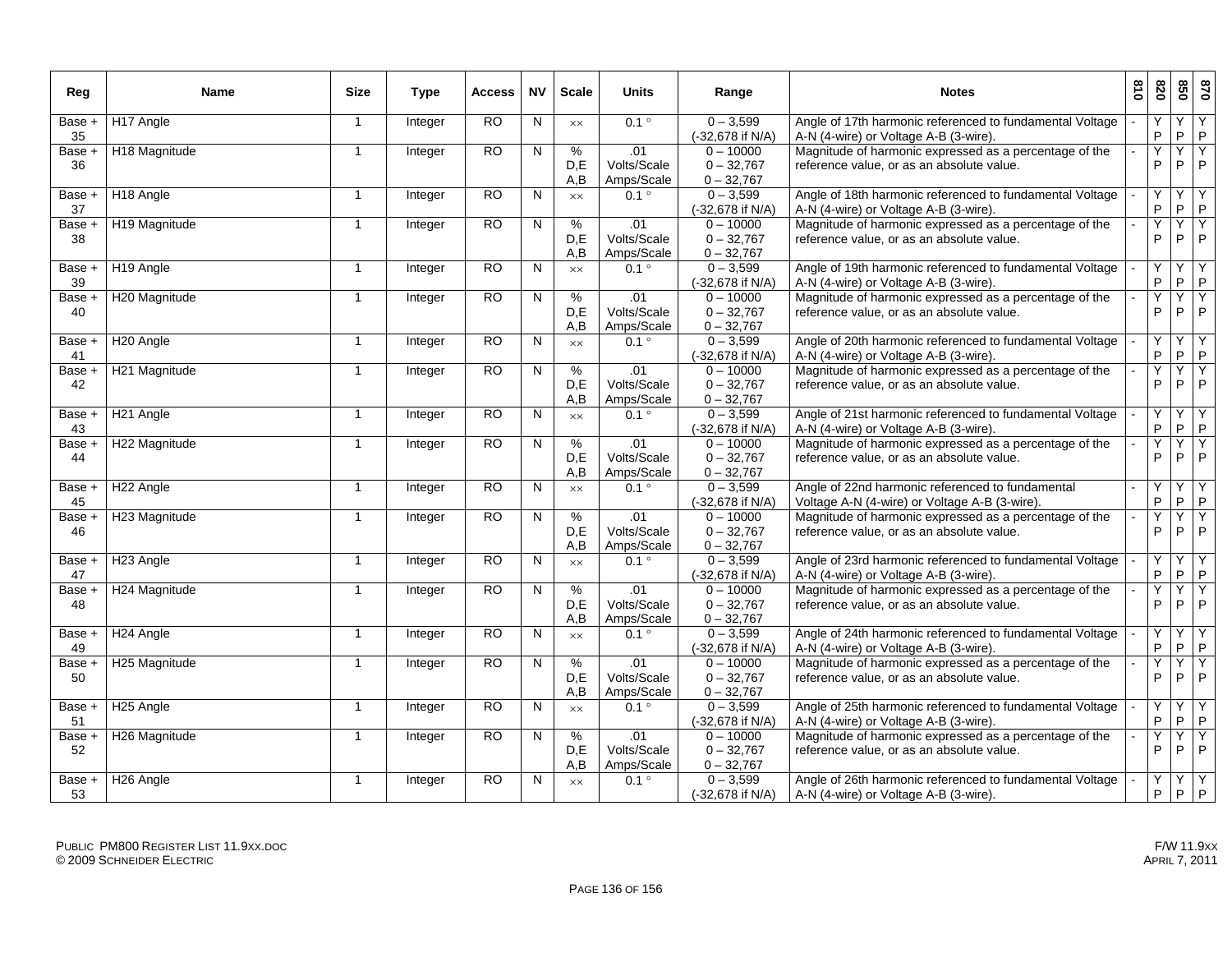| Reg | Name | Size | Type | Access | NV | Scale | Units | Range | Notes | 810 | 820 | 850 | 870 |
|---|---|---|---|---|---|---|---|---|---|---|---|---|---|
| Base + 35 | H17 Angle | 1 | Integer | RO | N | ×× | 0.1 ° | 0 – 3,599 (-32,678 if N/A) | Angle of 17th harmonic referenced to fundamental Voltage A-N (4-wire) or Voltage A-B (3-wire). | - | Y P | Y P | Y P |
| Base + 36 | H18 Magnitude | 1 | Integer | RO | N | % D,E A,B | .01 Volts/Scale Amps/Scale | 0 – 10000 0 – 32,767 0 – 32,767 | Magnitude of harmonic expressed as a percentage of the reference value, or as an absolute value. | - | Y P | Y P | Y P |
| Base + 37 | H18 Angle | 1 | Integer | RO | N | ×× | 0.1 ° | 0 – 3,599 (-32,678 if N/A) | Angle of 18th harmonic referenced to fundamental Voltage A-N (4-wire) or Voltage A-B (3-wire). | - | Y P | Y P | Y P |
| Base + 38 | H19 Magnitude | 1 | Integer | RO | N | % D,E A,B | .01 Volts/Scale Amps/Scale | 0 – 10000 0 – 32,767 0 – 32,767 | Magnitude of harmonic expressed as a percentage of the reference value, or as an absolute value. | - | Y P | Y P | Y P |
| Base + 39 | H19 Angle | 1 | Integer | RO | N | ×× | 0.1 ° | 0 – 3,599 (-32,678 if N/A) | Angle of 19th harmonic referenced to fundamental Voltage A-N (4-wire) or Voltage A-B (3-wire). | - | Y P | Y P | Y P |
| Base + 40 | H20 Magnitude | 1 | Integer | RO | N | % D,E A,B | .01 Volts/Scale Amps/Scale | 0 – 10000 0 – 32,767 0 – 32,767 | Magnitude of harmonic expressed as a percentage of the reference value, or as an absolute value. | - | Y P | Y P | Y P |
| Base + 41 | H20 Angle | 1 | Integer | RO | N | ×× | 0.1 ° | 0 – 3,599 (-32,678 if N/A) | Angle of 20th harmonic referenced to fundamental Voltage A-N (4-wire) or Voltage A-B (3-wire). | - | Y P | Y P | Y P |
| Base + 42 | H21 Magnitude | 1 | Integer | RO | N | % D,E A,B | .01 Volts/Scale Amps/Scale | 0 – 10000 0 – 32,767 0 – 32,767 | Magnitude of harmonic expressed as a percentage of the reference value, or as an absolute value. | - | Y P | Y P | Y P |
| Base + 43 | H21 Angle | 1 | Integer | RO | N | ×× | 0.1 ° | 0 – 3,599 (-32,678 if N/A) | Angle of 21st harmonic referenced to fundamental Voltage A-N (4-wire) or Voltage A-B (3-wire). | - | Y P | Y P | Y P |
| Base + 44 | H22 Magnitude | 1 | Integer | RO | N | % D,E A,B | .01 Volts/Scale Amps/Scale | 0 – 10000 0 – 32,767 0 – 32,767 | Magnitude of harmonic expressed as a percentage of the reference value, or as an absolute value. | - | Y P | Y P | Y P |
| Base + 45 | H22 Angle | 1 | Integer | RO | N | ×× | 0.1 ° | 0 – 3,599 (-32,678 if N/A) | Angle of 22nd harmonic referenced to fundamental Voltage A-N (4-wire) or Voltage A-B (3-wire). | - | Y P | Y P | Y P |
| Base + 46 | H23 Magnitude | 1 | Integer | RO | N | % D,E A,B | .01 Volts/Scale Amps/Scale | 0 – 10000 0 – 32,767 0 – 32,767 | Magnitude of harmonic expressed as a percentage of the reference value, or as an absolute value. | - | Y P | Y P | Y P |
| Base + 47 | H23 Angle | 1 | Integer | RO | N | ×× | 0.1 ° | 0 – 3,599 (-32,678 if N/A) | Angle of 23rd harmonic referenced to fundamental Voltage A-N (4-wire) or Voltage A-B (3-wire). | - | Y P | Y P | Y P |
| Base + 48 | H24 Magnitude | 1 | Integer | RO | N | % D,E A,B | .01 Volts/Scale Amps/Scale | 0 – 10000 0 – 32,767 0 – 32,767 | Magnitude of harmonic expressed as a percentage of the reference value, or as an absolute value. | - | Y P | Y P | Y P |
| Base + 49 | H24 Angle | 1 | Integer | RO | N | ×× | 0.1 ° | 0 – 3,599 (-32,678 if N/A) | Angle of 24th harmonic referenced to fundamental Voltage A-N (4-wire) or Voltage A-B (3-wire). | - | Y P | Y P | Y P |
| Base + 50 | H25 Magnitude | 1 | Integer | RO | N | % D,E A,B | .01 Volts/Scale Amps/Scale | 0 – 10000 0 – 32,767 0 – 32,767 | Magnitude of harmonic expressed as a percentage of the reference value, or as an absolute value. | - | Y P | Y P | Y P |
| Base + 51 | H25 Angle | 1 | Integer | RO | N | ×× | 0.1 ° | 0 – 3,599 (-32,678 if N/A) | Angle of 25th harmonic referenced to fundamental Voltage A-N (4-wire) or Voltage A-B (3-wire). | - | Y P | Y P | Y P |
| Base + 52 | H26 Magnitude | 1 | Integer | RO | N | % D,E A,B | .01 Volts/Scale Amps/Scale | 0 – 10000 0 – 32,767 0 – 32,767 | Magnitude of harmonic expressed as a percentage of the reference value, or as an absolute value. | - | Y P | Y P | Y P |
| Base + 53 | H26 Angle | 1 | Integer | RO | N | ×× | 0.1 ° | 0 – 3,599 (-32,678 if N/A) | Angle of 26th harmonic referenced to fundamental Voltage A-N (4-wire) or Voltage A-B (3-wire). | - | Y P | Y P | Y P |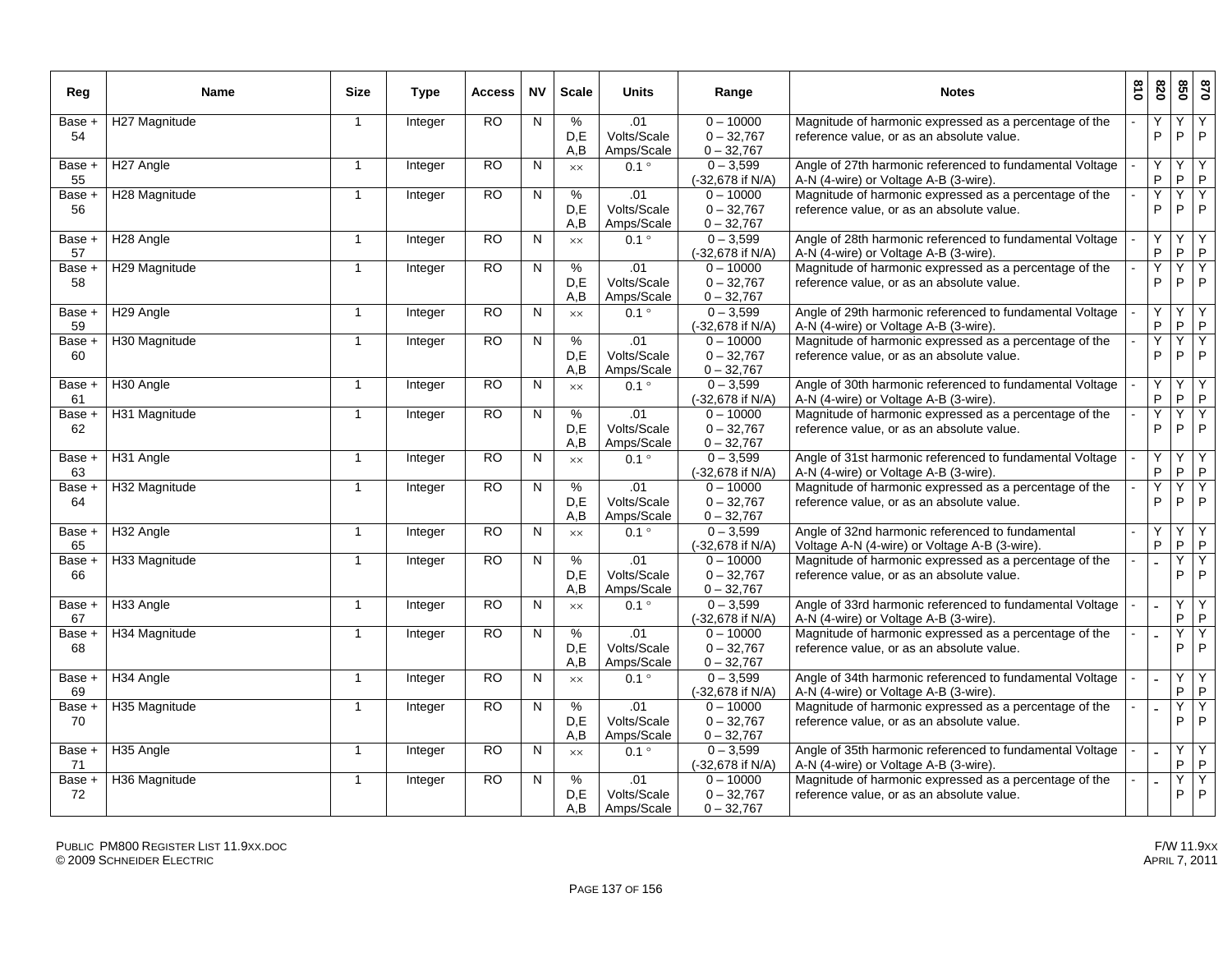| Reg | Name | Size | Type | Access | NV | Scale | Units | Range | Notes | 810 | 820 | 850 | 870 |
|---|---|---|---|---|---|---|---|---|---|---|---|---|---|
| Base + 54 | H27 Magnitude | 1 | Integer | RO | N | %<br>D,E<br>A,B | .01<br>Volts/Scale<br>Amps/Scale | 0 – 10000<br>0 – 32,767<br>0 – 32,767 | Magnitude of harmonic expressed as a percentage of the reference value, or as an absolute value. | - | Y<br>P | Y<br>P | Y<br>P |
| Base + 55 | H27 Angle | 1 | Integer | RO | N | ×× | 0.1 ° | 0 – 3,599<br>(-32,678 if N/A) | Angle of 27th harmonic referenced to fundamental Voltage A-N (4-wire) or Voltage A-B (3-wire). | - | Y<br>P | Y<br>P | Y<br>P |
| Base + 56 | H28 Magnitude | 1 | Integer | RO | N | %<br>D,E<br>A,B | .01<br>Volts/Scale<br>Amps/Scale | 0 – 10000<br>0 – 32,767<br>0 – 32,767 | Magnitude of harmonic expressed as a percentage of the reference value, or as an absolute value. | - | Y<br>P | Y<br>P | Y<br>P |
| Base + 57 | H28 Angle | 1 | Integer | RO | N | ×× | 0.1 ° | 0 – 3,599<br>(-32,678 if N/A) | Angle of 28th harmonic referenced to fundamental Voltage A-N (4-wire) or Voltage A-B (3-wire). | - | Y<br>P | Y<br>P | Y<br>P |
| Base + 58 | H29 Magnitude | 1 | Integer | RO | N | %<br>D,E<br>A,B | .01<br>Volts/Scale<br>Amps/Scale | 0 – 10000<br>0 – 32,767<br>0 – 32,767 | Magnitude of harmonic expressed as a percentage of the reference value, or as an absolute value. | - | Y<br>P | Y<br>P | Y<br>P |
| Base + 59 | H29 Angle | 1 | Integer | RO | N | ×× | 0.1 ° | 0 – 3,599<br>(-32,678 if N/A) | Angle of 29th harmonic referenced to fundamental Voltage A-N (4-wire) or Voltage A-B (3-wire). | - | Y<br>P | Y<br>P | Y<br>P |
| Base + 60 | H30 Magnitude | 1 | Integer | RO | N | %<br>D,E<br>A,B | .01<br>Volts/Scale<br>Amps/Scale | 0 – 10000<br>0 – 32,767<br>0 – 32,767 | Magnitude of harmonic expressed as a percentage of the reference value, or as an absolute value. | - | Y<br>P | Y<br>P | Y<br>P |
| Base + 61 | H30 Angle | 1 | Integer | RO | N | ×× | 0.1 ° | 0 – 3,599<br>(-32,678 if N/A) | Angle of 30th harmonic referenced to fundamental Voltage A-N (4-wire) or Voltage A-B (3-wire). | - | Y<br>P | Y<br>P | Y<br>P |
| Base + 62 | H31 Magnitude | 1 | Integer | RO | N | %<br>D,E<br>A,B | .01<br>Volts/Scale<br>Amps/Scale | 0 – 10000<br>0 – 32,767<br>0 – 32,767 | Magnitude of harmonic expressed as a percentage of the reference value, or as an absolute value. | - | Y<br>P | Y<br>P | Y<br>P |
| Base + 63 | H31 Angle | 1 | Integer | RO | N | ×× | 0.1 ° | 0 – 3,599<br>(-32,678 if N/A) | Angle of 31st harmonic referenced to fundamental Voltage A-N (4-wire) or Voltage A-B (3-wire). | - | Y<br>P | Y<br>P | Y<br>P |
| Base + 64 | H32 Magnitude | 1 | Integer | RO | N | %<br>D,E<br>A,B | .01<br>Volts/Scale<br>Amps/Scale | 0 – 10000<br>0 – 32,767<br>0 – 32,767 | Magnitude of harmonic expressed as a percentage of the reference value, or as an absolute value. | - | Y<br>P | Y<br>P | Y<br>P |
| Base + 65 | H32 Angle | 1 | Integer | RO | N | ×× | 0.1 ° | 0 – 3,599<br>(-32,678 if N/A) | Angle of 32nd harmonic referenced to fundamental Voltage A-N (4-wire) or Voltage A-B (3-wire). | - | Y<br>P | Y<br>P | Y<br>P |
| Base + 66 | H33 Magnitude | 1 | Integer | RO | N | %<br>D,E<br>A,B | .01<br>Volts/Scale<br>Amps/Scale | 0 – 10000<br>0 – 32,767<br>0 – 32,767 | Magnitude of harmonic expressed as a percentage of the reference value, or as an absolute value. | - | - | Y<br>P | Y<br>P |
| Base + 67 | H33 Angle | 1 | Integer | RO | N | ×× | 0.1 ° | 0 – 3,599<br>(-32,678 if N/A) | Angle of 33rd harmonic referenced to fundamental Voltage A-N (4-wire) or Voltage A-B (3-wire). | - | - | Y<br>P | Y<br>P |
| Base + 68 | H34 Magnitude | 1 | Integer | RO | N | %<br>D,E<br>A,B | .01<br>Volts/Scale<br>Amps/Scale | 0 – 10000<br>0 – 32,767<br>0 – 32,767 | Magnitude of harmonic expressed as a percentage of the reference value, or as an absolute value. | - | - | Y<br>P | Y<br>P |
| Base + 69 | H34 Angle | 1 | Integer | RO | N | ×× | 0.1 ° | 0 – 3,599<br>(-32,678 if N/A) | Angle of 34th harmonic referenced to fundamental Voltage A-N (4-wire) or Voltage A-B (3-wire). | - | - | Y<br>P | Y<br>P |
| Base + 70 | H35 Magnitude | 1 | Integer | RO | N | %<br>D,E<br>A,B | .01<br>Volts/Scale<br>Amps/Scale | 0 – 10000<br>0 – 32,767<br>0 – 32,767 | Magnitude of harmonic expressed as a percentage of the reference value, or as an absolute value. | - | - | Y<br>P | Y<br>P |
| Base + 71 | H35 Angle | 1 | Integer | RO | N | ×× | 0.1 ° | 0 – 3,599<br>(-32,678 if N/A) | Angle of 35th harmonic referenced to fundamental Voltage A-N (4-wire) or Voltage A-B (3-wire). | - | - | Y<br>P | Y<br>P |
| Base + 72 | H36 Magnitude | 1 | Integer | RO | N | %<br>D,E<br>A,B | .01<br>Volts/Scale<br>Amps/Scale | 0 – 10000<br>0 – 32,767<br>0 – 32,767 | Magnitude of harmonic expressed as a percentage of the reference value, or as an absolute value. | - | - | Y<br>P | Y<br>P |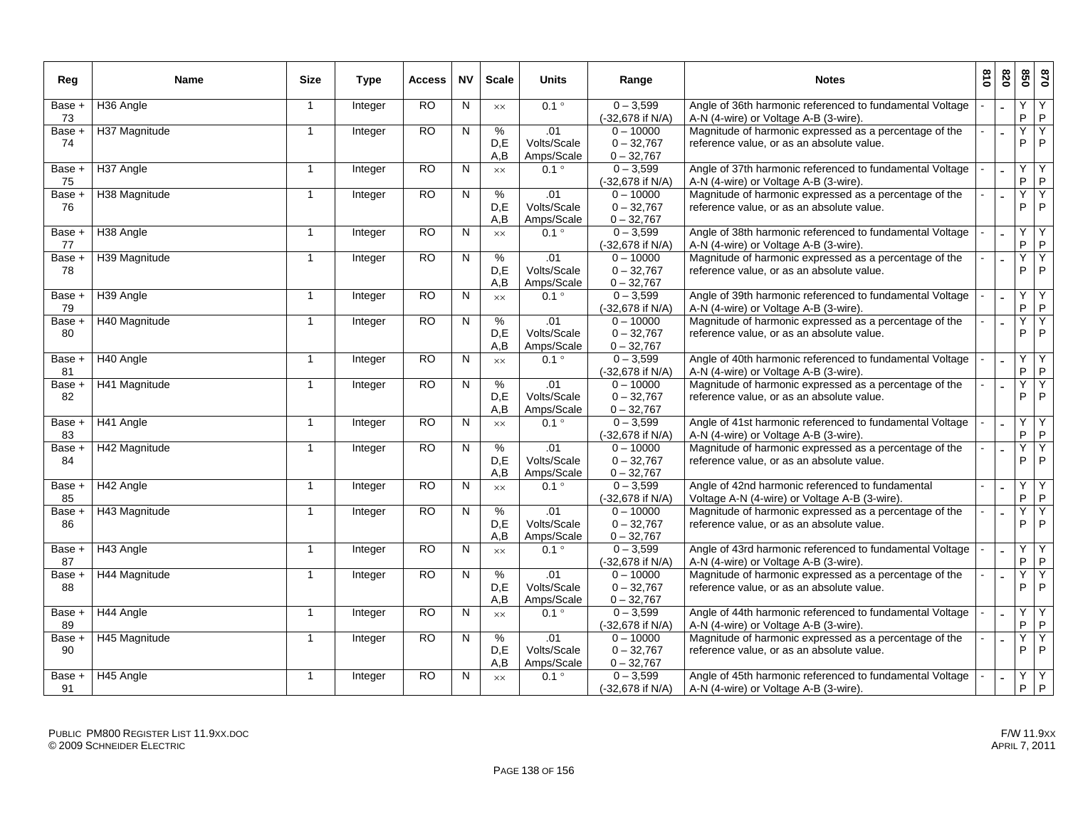| Reg | Name | Size | Type | Access | NV | Scale | Units | Range | Notes | 810 | 820 | 850 | 870 |
|---|---|---|---|---|---|---|---|---|---|---|---|---|---|
| Base + 73 | H36 Angle | 1 | Integer | RO | N | ×× | 0.1 ° | 0 – 3,599 (-32,678 if N/A) | Angle of 36th harmonic referenced to fundamental Voltage A-N (4-wire) or Voltage A-B (3-wire). | - | - | Y P | Y P |
| Base + 74 | H37 Magnitude | 1 | Integer | RO | N | % D,E A,B | .01 Volts/Scale Amps/Scale | 0 – 10000 0 – 32,767 0 – 32,767 | Magnitude of harmonic expressed as a percentage of the reference value, or as an absolute value. | - | - | Y P | Y P |
| Base + 75 | H37 Angle | 1 | Integer | RO | N | ×× | 0.1 ° | 0 – 3,599 (-32,678 if N/A) | Angle of 37th harmonic referenced to fundamental Voltage A-N (4-wire) or Voltage A-B (3-wire). | - | - | Y P | Y P |
| Base + 76 | H38 Magnitude | 1 | Integer | RO | N | % D,E A,B | .01 Volts/Scale Amps/Scale | 0 – 10000 0 – 32,767 0 – 32,767 | Magnitude of harmonic expressed as a percentage of the reference value, or as an absolute value. | - | - | Y P | Y P |
| Base + 77 | H38 Angle | 1 | Integer | RO | N | ×× | 0.1 ° | 0 – 3,599 (-32,678 if N/A) | Angle of 38th harmonic referenced to fundamental Voltage A-N (4-wire) or Voltage A-B (3-wire). | - | - | Y P | Y P |
| Base + 78 | H39 Magnitude | 1 | Integer | RO | N | % D,E A,B | .01 Volts/Scale Amps/Scale | 0 – 10000 0 – 32,767 0 – 32,767 | Magnitude of harmonic expressed as a percentage of the reference value, or as an absolute value. | - | - | Y P | Y P |
| Base + 79 | H39 Angle | 1 | Integer | RO | N | ×× | 0.1 ° | 0 – 3,599 (-32,678 if N/A) | Angle of 39th harmonic referenced to fundamental Voltage A-N (4-wire) or Voltage A-B (3-wire). | - | - | Y P | Y P |
| Base + 80 | H40 Magnitude | 1 | Integer | RO | N | % D,E A,B | .01 Volts/Scale Amps/Scale | 0 – 10000 0 – 32,767 0 – 32,767 | Magnitude of harmonic expressed as a percentage of the reference value, or as an absolute value. | - | - | Y P | Y P |
| Base + 81 | H40 Angle | 1 | Integer | RO | N | ×× | 0.1 ° | 0 – 3,599 (-32,678 if N/A) | Angle of 40th harmonic referenced to fundamental Voltage A-N (4-wire) or Voltage A-B (3-wire). | - | - | Y P | Y P |
| Base + 82 | H41 Magnitude | 1 | Integer | RO | N | % D,E A,B | .01 Volts/Scale Amps/Scale | 0 – 10000 0 – 32,767 0 – 32,767 | Magnitude of harmonic expressed as a percentage of the reference value, or as an absolute value. | - | - | Y P | Y P |
| Base + 83 | H41 Angle | 1 | Integer | RO | N | ×× | 0.1 ° | 0 – 3,599 (-32,678 if N/A) | Angle of 41st harmonic referenced to fundamental Voltage A-N (4-wire) or Voltage A-B (3-wire). | - | - | Y P | Y P |
| Base + 84 | H42 Magnitude | 1 | Integer | RO | N | % D,E A,B | .01 Volts/Scale Amps/Scale | 0 – 10000 0 – 32,767 0 – 32,767 | Magnitude of harmonic expressed as a percentage of the reference value, or as an absolute value. | - | - | Y P | Y P |
| Base + 85 | H42 Angle | 1 | Integer | RO | N | ×× | 0.1 ° | 0 – 3,599 (-32,678 if N/A) | Angle of 42nd harmonic referenced to fundamental Voltage A-N (4-wire) or Voltage A-B (3-wire). | - | - | Y P | Y P |
| Base + 86 | H43 Magnitude | 1 | Integer | RO | N | % D,E A,B | .01 Volts/Scale Amps/Scale | 0 – 10000 0 – 32,767 0 – 32,767 | Magnitude of harmonic expressed as a percentage of the reference value, or as an absolute value. | - | - | Y P | Y P |
| Base + 87 | H43 Angle | 1 | Integer | RO | N | ×× | 0.1 ° | 0 – 3,599 (-32,678 if N/A) | Angle of 43rd harmonic referenced to fundamental Voltage A-N (4-wire) or Voltage A-B (3-wire). | - | - | Y P | Y P |
| Base + 88 | H44 Magnitude | 1 | Integer | RO | N | % D,E A,B | .01 Volts/Scale Amps/Scale | 0 – 10000 0 – 32,767 0 – 32,767 | Magnitude of harmonic expressed as a percentage of the reference value, or as an absolute value. | - | - | Y P | Y P |
| Base + 89 | H44 Angle | 1 | Integer | RO | N | ×× | 0.1 ° | 0 – 3,599 (-32,678 if N/A) | Angle of 44th harmonic referenced to fundamental Voltage A-N (4-wire) or Voltage A-B (3-wire). | - | - | Y P | Y P |
| Base + 90 | H45 Magnitude | 1 | Integer | RO | N | % D,E A,B | .01 Volts/Scale Amps/Scale | 0 – 10000 0 – 32,767 0 – 32,767 | Magnitude of harmonic expressed as a percentage of the reference value, or as an absolute value. | - | - | Y P | Y P |
| Base + 91 | H45 Angle | 1 | Integer | RO | N | ×× | 0.1 ° | 0 – 3,599 (-32,678 if N/A) | Angle of 45th harmonic referenced to fundamental Voltage A-N (4-wire) or Voltage A-B (3-wire). | - | - | Y P | Y P |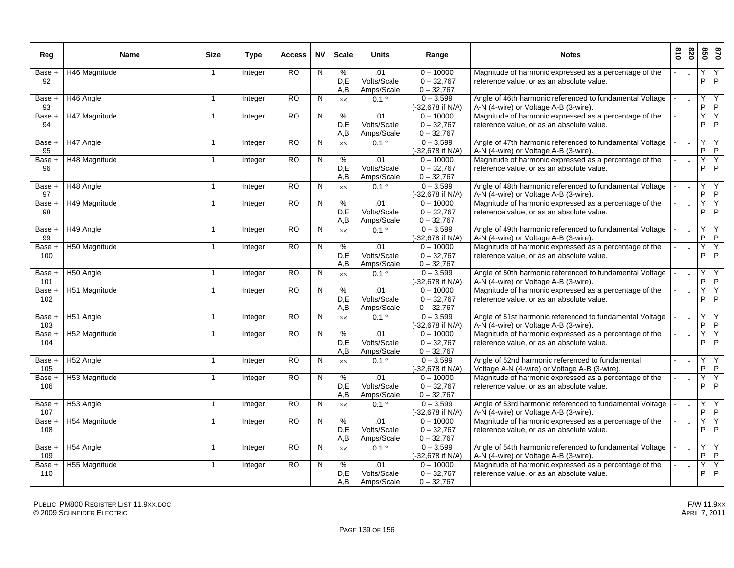| Reg | Name | Size | Type | Access | NV | Scale | Units | Range | Notes | 810 | 820 | 850 | 870 |
|---|---|---|---|---|---|---|---|---|---|---|---|---|---|
| Base + 92 | H46 Magnitude | 1 | Integer | RO | N | %<br>D,E<br>A,B | .01<br>Volts/Scale<br>Amps/Scale | 0 – 10000<br>0 – 32,767<br>0 – 32,767 | Magnitude of harmonic expressed as a percentage of the reference value, or as an absolute value. | - | - | Y<br>P | Y<br>P |
| Base + 93 | H46 Angle | 1 | Integer | RO | N | ×× | 0.1 ° | 0 – 3,599<br>(-32,678 if N/A) | Angle of 46th harmonic referenced to fundamental Voltage A-N (4-wire) or Voltage A-B (3-wire). | - | - | Y<br>P | Y<br>P |
| Base + 94 | H47 Magnitude | 1 | Integer | RO | N | %<br>D,E<br>A,B | .01<br>Volts/Scale<br>Amps/Scale | 0 – 10000<br>0 – 32,767<br>0 – 32,767 | Magnitude of harmonic expressed as a percentage of the reference value, or as an absolute value. | - | - | Y<br>P | Y<br>P |
| Base + 95 | H47 Angle | 1 | Integer | RO | N | ×× | 0.1 ° | 0 – 3,599<br>(-32,678 if N/A) | Angle of 47th harmonic referenced to fundamental Voltage A-N (4-wire) or Voltage A-B (3-wire). | - | - | Y<br>P | Y<br>P |
| Base + 96 | H48 Magnitude | 1 | Integer | RO | N | %<br>D,E<br>A,B | .01<br>Volts/Scale<br>Amps/Scale | 0 – 10000<br>0 – 32,767<br>0 – 32,767 | Magnitude of harmonic expressed as a percentage of the reference value, or as an absolute value. | - | - | Y<br>P | Y<br>P |
| Base + 97 | H48 Angle | 1 | Integer | RO | N | ×× | 0.1 ° | 0 – 3,599<br>(-32,678 if N/A) | Angle of 48th harmonic referenced to fundamental Voltage A-N (4-wire) or Voltage A-B (3-wire). | - | - | Y<br>P | Y<br>P |
| Base + 98 | H49 Magnitude | 1 | Integer | RO | N | %<br>D,E<br>A,B | .01<br>Volts/Scale<br>Amps/Scale | 0 – 10000<br>0 – 32,767<br>0 – 32,767 | Magnitude of harmonic expressed as a percentage of the reference value, or as an absolute value. | - | - | Y<br>P | Y<br>P |
| Base + 99 | H49 Angle | 1 | Integer | RO | N | ×× | 0.1 ° | 0 – 3,599<br>(-32,678 if N/A) | Angle of 49th harmonic referenced to fundamental Voltage A-N (4-wire) or Voltage A-B (3-wire). | - | - | Y<br>P | Y<br>P |
| Base + 100 | H50 Magnitude | 1 | Integer | RO | N | %<br>D,E<br>A,B | .01<br>Volts/Scale<br>Amps/Scale | 0 – 10000<br>0 – 32,767<br>0 – 32,767 | Magnitude of harmonic expressed as a percentage of the reference value, or as an absolute value. | - | - | Y<br>P | Y<br>P |
| Base + 101 | H50 Angle | 1 | Integer | RO | N | ×× | 0.1 ° | 0 – 3,599<br>(-32,678 if N/A) | Angle of 50th harmonic referenced to fundamental Voltage A-N (4-wire) or Voltage A-B (3-wire). | - | - | Y<br>P | Y<br>P |
| Base + 102 | H51 Magnitude | 1 | Integer | RO | N | %<br>D,E<br>A,B | .01<br>Volts/Scale<br>Amps/Scale | 0 – 10000<br>0 – 32,767<br>0 – 32,767 | Magnitude of harmonic expressed as a percentage of the reference value, or as an absolute value. | - | - | Y<br>P | Y<br>P |
| Base + 103 | H51 Angle | 1 | Integer | RO | N | ×× | 0.1 ° | 0 – 3,599<br>(-32,678 if N/A) | Angle of 51st harmonic referenced to fundamental Voltage A-N (4-wire) or Voltage A-B (3-wire). | - | - | Y<br>P | Y<br>P |
| Base + 104 | H52 Magnitude | 1 | Integer | RO | N | %<br>D,E<br>A,B | .01<br>Volts/Scale<br>Amps/Scale | 0 – 10000<br>0 – 32,767<br>0 – 32,767 | Magnitude of harmonic expressed as a percentage of the reference value, or as an absolute value. | - | - | Y<br>P | Y<br>P |
| Base + 105 | H52 Angle | 1 | Integer | RO | N | ×× | 0.1 ° | 0 – 3,599<br>(-32,678 if N/A) | Angle of 52nd harmonic referenced to fundamental Voltage A-N (4-wire) or Voltage A-B (3-wire). | - | - | Y<br>P | Y<br>P |
| Base + 106 | H53 Magnitude | 1 | Integer | RO | N | %<br>D,E<br>A,B | .01<br>Volts/Scale<br>Amps/Scale | 0 – 10000<br>0 – 32,767<br>0 – 32,767 | Magnitude of harmonic expressed as a percentage of the reference value, or as an absolute value. | - | - | Y<br>P | Y<br>P |
| Base + 107 | H53 Angle | 1 | Integer | RO | N | ×× | 0.1 ° | 0 – 3,599<br>(-32,678 if N/A) | Angle of 53rd harmonic referenced to fundamental Voltage A-N (4-wire) or Voltage A-B (3-wire). | - | - | Y<br>P | Y<br>P |
| Base + 108 | H54 Magnitude | 1 | Integer | RO | N | %<br>D,E<br>A,B | .01<br>Volts/Scale<br>Amps/Scale | 0 – 10000<br>0 – 32,767<br>0 – 32,767 | Magnitude of harmonic expressed as a percentage of the reference value, or as an absolute value. | - | - | Y<br>P | Y<br>P |
| Base + 109 | H54 Angle | 1 | Integer | RO | N | ×× | 0.1 ° | 0 – 3,599<br>(-32,678 if N/A) | Angle of 54th harmonic referenced to fundamental Voltage A-N (4-wire) or Voltage A-B (3-wire). | - | - | Y<br>P | Y<br>P |
| Base + 110 | H55 Magnitude | 1 | Integer | RO | N | %<br>D,E<br>A,B | .01<br>Volts/Scale<br>Amps/Scale | 0 – 10000<br>0 – 32,767<br>0 – 32,767 | Magnitude of harmonic expressed as a percentage of the reference value, or as an absolute value. | - | - | Y<br>P | Y<br>P |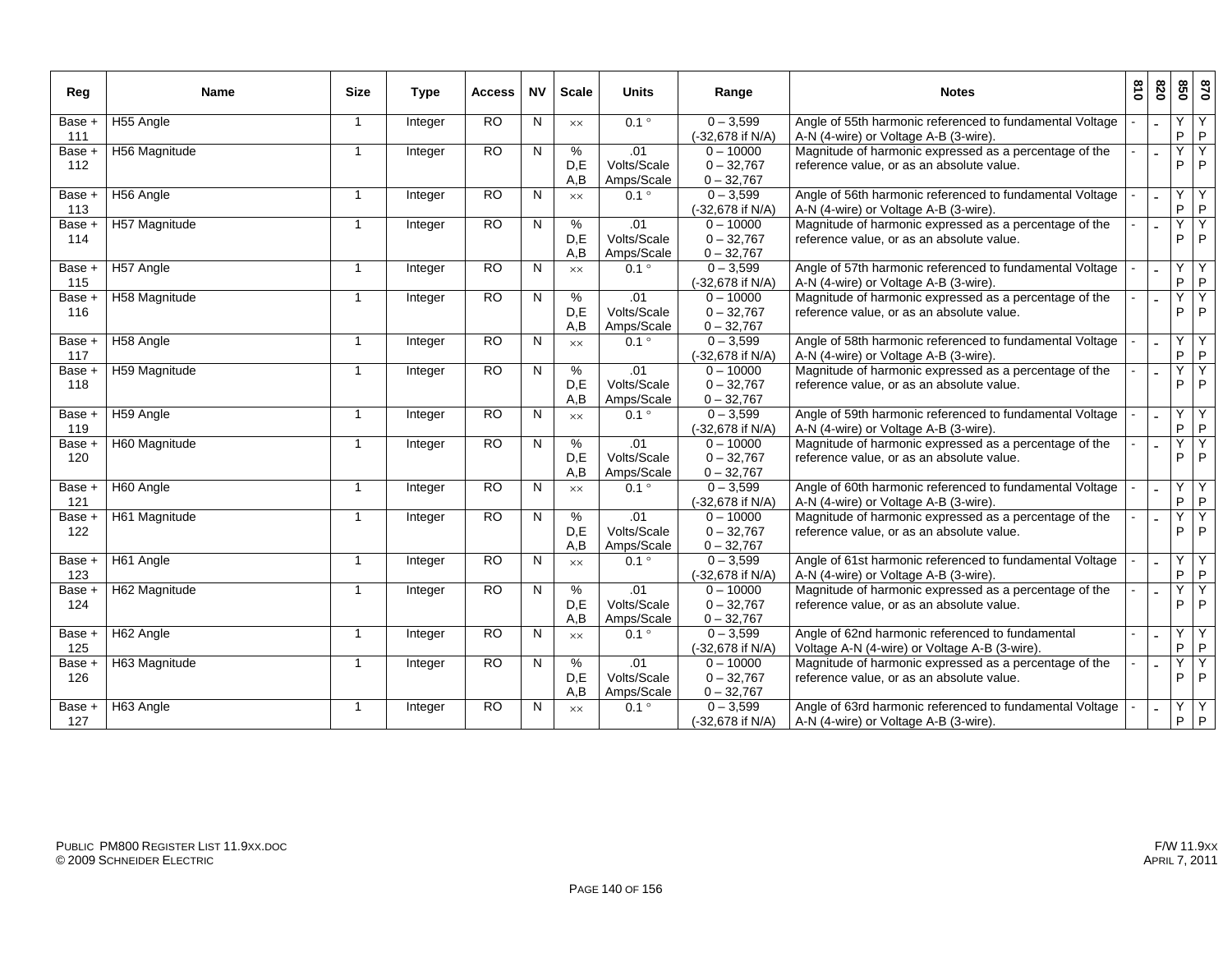| Reg | Name | Size | Type | Access | NV | Scale | Units | Range | Notes | 810 | 820 | 850 | 870 |
|---|---|---|---|---|---|---|---|---|---|---|---|---|---|
| Base + 111 | H55 Angle | 1 | Integer | RO | N | ×× | 0.1 ° | 0 – 3,599 (-32,678 if N/A) | Angle of 55th harmonic referenced to fundamental Voltage A-N (4-wire) or Voltage A-B (3-wire). | - | - | Y P | Y P |
| Base + 112 | H56 Magnitude | 1 | Integer | RO | N | % D,E A,B | .01 Volts/Scale Amps/Scale | 0 – 10000 0 – 32,767 0 – 32,767 | Magnitude of harmonic expressed as a percentage of the reference value, or as an absolute value. | - | - | Y P | Y P |
| Base + 113 | H56 Angle | 1 | Integer | RO | N | ×× | 0.1 ° | 0 – 3,599 (-32,678 if N/A) | Angle of 56th harmonic referenced to fundamental Voltage A-N (4-wire) or Voltage A-B (3-wire). | - | - | Y P | Y P |
| Base + 114 | H57 Magnitude | 1 | Integer | RO | N | % D,E A,B | .01 Volts/Scale Amps/Scale | 0 – 10000 0 – 32,767 0 – 32,767 | Magnitude of harmonic expressed as a percentage of the reference value, or as an absolute value. | - | - | Y P | Y P |
| Base + 115 | H57 Angle | 1 | Integer | RO | N | ×× | 0.1 ° | 0 – 3,599 (-32,678 if N/A) | Angle of 57th harmonic referenced to fundamental Voltage A-N (4-wire) or Voltage A-B (3-wire). | - | - | Y P | Y P |
| Base + 116 | H58 Magnitude | 1 | Integer | RO | N | % D,E A,B | .01 Volts/Scale Amps/Scale | 0 – 10000 0 – 32,767 0 – 32,767 | Magnitude of harmonic expressed as a percentage of the reference value, or as an absolute value. | - | - | Y P | Y P |
| Base + 117 | H58 Angle | 1 | Integer | RO | N | ×× | 0.1 ° | 0 – 3,599 (-32,678 if N/A) | Angle of 58th harmonic referenced to fundamental Voltage A-N (4-wire) or Voltage A-B (3-wire). | - | - | Y P | Y P |
| Base + 118 | H59 Magnitude | 1 | Integer | RO | N | % D,E A,B | .01 Volts/Scale Amps/Scale | 0 – 10000 0 – 32,767 0 – 32,767 | Magnitude of harmonic expressed as a percentage of the reference value, or as an absolute value. | - | - | Y P | Y P |
| Base + 119 | H59 Angle | 1 | Integer | RO | N | ×× | 0.1 ° | 0 – 3,599 (-32,678 if N/A) | Angle of 59th harmonic referenced to fundamental Voltage A-N (4-wire) or Voltage A-B (3-wire). | - | - | Y P | Y P |
| Base + 120 | H60 Magnitude | 1 | Integer | RO | N | % D,E A,B | .01 Volts/Scale Amps/Scale | 0 – 10000 0 – 32,767 0 – 32,767 | Magnitude of harmonic expressed as a percentage of the reference value, or as an absolute value. | - | - | Y P | Y P |
| Base + 121 | H60 Angle | 1 | Integer | RO | N | ×× | 0.1 ° | 0 – 3,599 (-32,678 if N/A) | Angle of 60th harmonic referenced to fundamental Voltage A-N (4-wire) or Voltage A-B (3-wire). | - | - | Y P | Y P |
| Base + 122 | H61 Magnitude | 1 | Integer | RO | N | % D,E A,B | .01 Volts/Scale Amps/Scale | 0 – 10000 0 – 32,767 0 – 32,767 | Magnitude of harmonic expressed as a percentage of the reference value, or as an absolute value. | - | - | Y P | Y P |
| Base + 123 | H61 Angle | 1 | Integer | RO | N | ×× | 0.1 ° | 0 – 3,599 (-32,678 if N/A) | Angle of 61st harmonic referenced to fundamental Voltage A-N (4-wire) or Voltage A-B (3-wire). | - | - | Y P | Y P |
| Base + 124 | H62 Magnitude | 1 | Integer | RO | N | % D,E A,B | .01 Volts/Scale Amps/Scale | 0 – 10000 0 – 32,767 0 – 32,767 | Magnitude of harmonic expressed as a percentage of the reference value, or as an absolute value. | - | - | Y P | Y P |
| Base + 125 | H62 Angle | 1 | Integer | RO | N | ×× | 0.1 ° | 0 – 3,599 (-32,678 if N/A) | Angle of 62nd harmonic referenced to fundamental Voltage A-N (4-wire) or Voltage A-B (3-wire). | - | - | Y P | Y P |
| Base + 126 | H63 Magnitude | 1 | Integer | RO | N | % D,E A,B | .01 Volts/Scale Amps/Scale | 0 – 10000 0 – 32,767 0 – 32,767 | Magnitude of harmonic expressed as a percentage of the reference value, or as an absolute value. | - | - | Y P | Y P |
| Base + 127 | H63 Angle | 1 | Integer | RO | N | ×× | 0.1 ° | 0 – 3,599 (-32,678 if N/A) | Angle of 63rd harmonic referenced to fundamental Voltage A-N (4-wire) or Voltage A-B (3-wire). | - | - | Y P | Y P |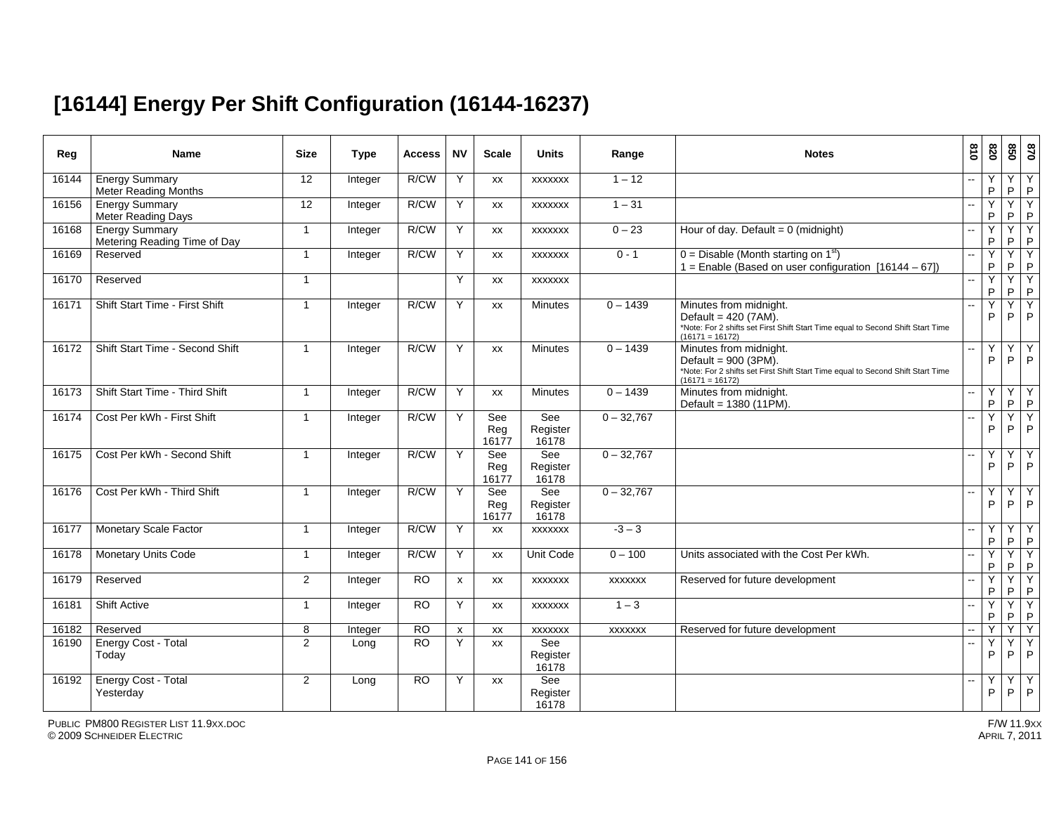# [16144] Energy Per Shift Configuration (16144-16237)

| Reg | Name | Size | Type | Access | NV | Scale | Units | Range | Notes | 810 | 820 | 850 | 870 |
|---|---|---|---|---|---|---|---|---|---|---|---|---|---|
| 16144 | Energy Summary Meter Reading Months | 12 | Integer | R/CW | Y | xx | xxxxxxx | 1 – 12 | | -- | Y P | Y P | Y P |
| 16156 | Energy Summary Meter Reading Days | 12 | Integer | R/CW | Y | xx | xxxxxxx | 1 – 31 | | -- | Y P | Y P | Y P |
| 16168 | Energy Summary Metering Reading Time of Day | 1 | Integer | R/CW | Y | xx | xxxxxxx | 0 – 23 | Hour of day. Default = 0 (midnight) | -- | Y P | Y P | Y P |
| 16169 | Reserved | 1 | Integer | R/CW | Y | xx | xxxxxxx | 0 - 1 | 0 = Disable (Month starting on 1st)<br>1 = Enable (Based on user configuration [16144 – 67]) | -- | Y P | Y P | Y P |
| 16170 | Reserved | 1 | | | Y | xx | xxxxxxx | | | -- | Y P | Y P | Y P |
| 16171 | Shift Start Time - First Shift | 1 | Integer | R/CW | Y | xx | Minutes | 0 – 1439 | Minutes from midnight.<br>Default = 420 (7AM).<br>*Note: For 2 shifts set First Shift Start Time equal to Second Shift Start Time (16171 = 16172) | -- | Y P | Y P | Y P |
| 16172 | Shift Start Time - Second Shift | 1 | Integer | R/CW | Y | xx | Minutes | 0 – 1439 | Minutes from midnight.<br>Default = 900 (3PM).<br>*Note: For 2 shifts set First Shift Start Time equal to Second Shift Start Time (16171 = 16172) | -- | Y P | Y P | Y P |
| 16173 | Shift Start Time - Third Shift | 1 | Integer | R/CW | Y | xx | Minutes | 0 – 1439 | Minutes from midnight.<br>Default = 1380 (11PM). | -- | Y P | Y P | Y P |
| 16174 | Cost Per kWh - First Shift | 1 | Integer | R/CW | Y | See Reg 16177 | See Register 16178 | 0 – 32,767 | | -- | Y P | Y P | Y P |
| 16175 | Cost Per kWh - Second Shift | 1 | Integer | R/CW | Y | See Reg 16177 | See Register 16178 | 0 – 32,767 | | -- | Y P | Y P | Y P |
| 16176 | Cost Per kWh - Third Shift | 1 | Integer | R/CW | Y | See Reg 16177 | See Register 16178 | 0 – 32,767 | | -- | Y P | Y P | Y P |
| 16177 | Monetary Scale Factor | 1 | Integer | R/CW | Y | xx | xxxxxxx | -3 – 3 | | -- | Y P | Y P | Y P |
| 16178 | Monetary Units Code | 1 | Integer | R/CW | Y | xx | Unit Code | 0 – 100 | Units associated with the Cost Per kWh. | -- | Y P | Y P | Y P |
| 16179 | Reserved | 2 | Integer | RO | x | xx | xxxxxxx | xxxxxxx | Reserved for future development | -- | Y P | Y P | Y P |
| 16181 | Shift Active | 1 | Integer | RO | Y | xx | xxxxxxx | 1 – 3 | | -- | Y P | Y P | Y P |
| 16182 | Reserved | 8 | Integer | RO | x | xx | xxxxxxx | xxxxxxx | Reserved for future development | -- | Y | Y | Y |
| 16190 | Energy Cost - Total Today | 2 | Long | RO | Y | xx | See Register 16178 | | | -- | Y P | Y P | Y P |
| 16192 | Energy Cost - Total Yesterday | 2 | Long | RO | Y | xx | See Register 16178 | | | -- | Y P | Y P | Y P |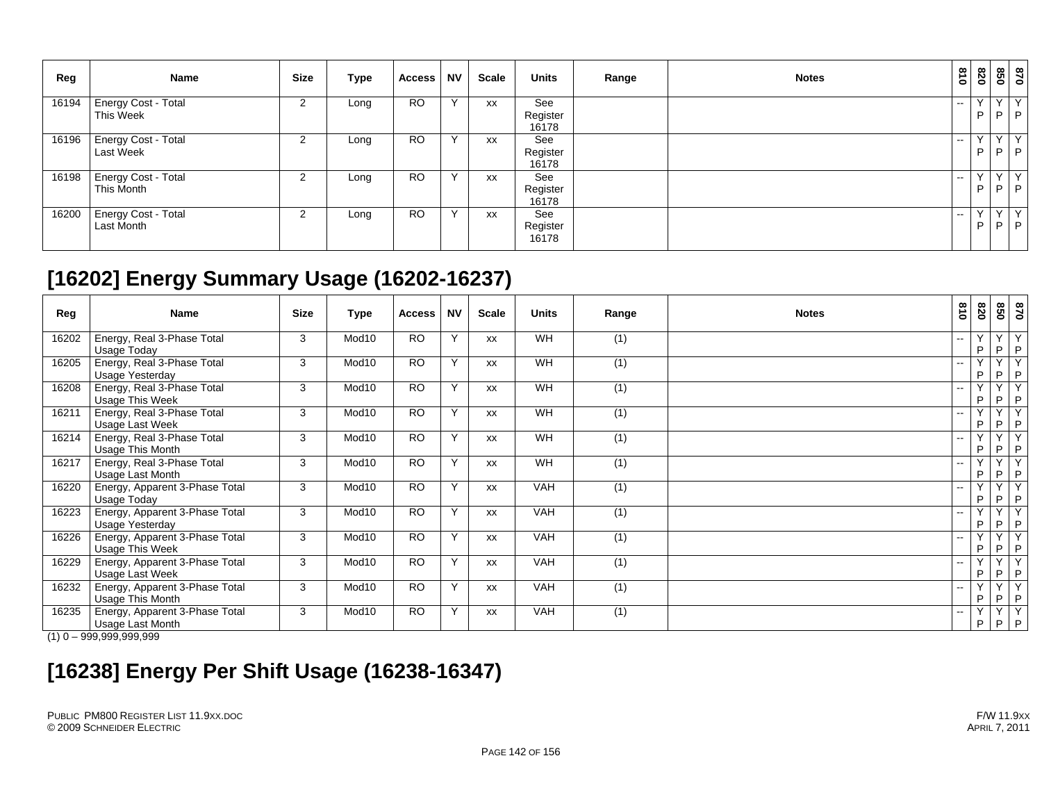| Reg | Name | Size | Type | Access | NV | Scale | Units | Range | Notes | 810 | 820 | 850 | 870 |
|---|---|---|---|---|---|---|---|---|---|---|---|---|---|
| 16194 | Energy Cost - Total This Week | 2 | Long | RO | Y | xx | See Register 16178 | | | -- | Y P | Y P | Y P |
| 16196 | Energy Cost - Total Last Week | 2 | Long | RO | Y | xx | See Register 16178 | | | -- | Y P | Y P | Y P |
| 16198 | Energy Cost - Total This Month | 2 | Long | RO | Y | xx | See Register 16178 | | | -- | Y P | Y P | Y P |
| 16200 | Energy Cost - Total Last Month | 2 | Long | RO | Y | xx | See Register 16178 | | | -- | Y P | Y P | Y P |

## [16202] Energy Summary Usage (16202-16237)

| Reg | Name | Size | Type | Access | NV | Scale | Units | Range | Notes | 810 | 820 | 850 | 870 |
|---|---|---|---|---|---|---|---|---|---|---|---|---|---|
| 16202 | Energy, Real 3-Phase Total Usage Today | 3 | Mod10 | RO | Y | xx | WH | (1) | | -- | Y P | Y P | Y P |
| 16205 | Energy, Real 3-Phase Total Usage Yesterday | 3 | Mod10 | RO | Y | xx | WH | (1) | | -- | Y P | Y P | Y P |
| 16208 | Energy, Real 3-Phase Total Usage This Week | 3 | Mod10 | RO | Y | xx | WH | (1) | | -- | Y P | Y P | Y P |
| 16211 | Energy, Real 3-Phase Total Usage Last Week | 3 | Mod10 | RO | Y | xx | WH | (1) | | -- | Y P | Y P | Y P |
| 16214 | Energy, Real 3-Phase Total Usage This Month | 3 | Mod10 | RO | Y | xx | WH | (1) | | -- | Y P | Y P | Y P |
| 16217 | Energy, Real 3-Phase Total Usage Last Month | 3 | Mod10 | RO | Y | xx | WH | (1) | | -- | Y P | Y P | Y P |
| 16220 | Energy, Apparent 3-Phase Total Usage Today | 3 | Mod10 | RO | Y | xx | VAH | (1) | | -- | Y P | Y P | Y P |
| 16223 | Energy, Apparent 3-Phase Total Usage Yesterday | 3 | Mod10 | RO | Y | xx | VAH | (1) | | -- | Y P | Y P | Y P |
| 16226 | Energy, Apparent 3-Phase Total Usage This Week | 3 | Mod10 | RO | Y | xx | VAH | (1) | | -- | Y P | Y P | Y P |
| 16229 | Energy, Apparent 3-Phase Total Usage Last Week | 3 | Mod10 | RO | Y | xx | VAH | (1) | | -- | Y P | Y P | Y P |
| 16232 | Energy, Apparent 3-Phase Total Usage This Month | 3 | Mod10 | RO | Y | xx | VAH | (1) | | -- | Y P | Y P | Y P |
| 16235 | Energy, Apparent 3-Phase Total Usage Last Month | 3 | Mod10 | RO | Y | xx | VAH | (1) | | -- | Y P | Y P | Y P |

(1) 0 – 999,999,999,999

## [16238] Energy Per Shift Usage (16238-16347)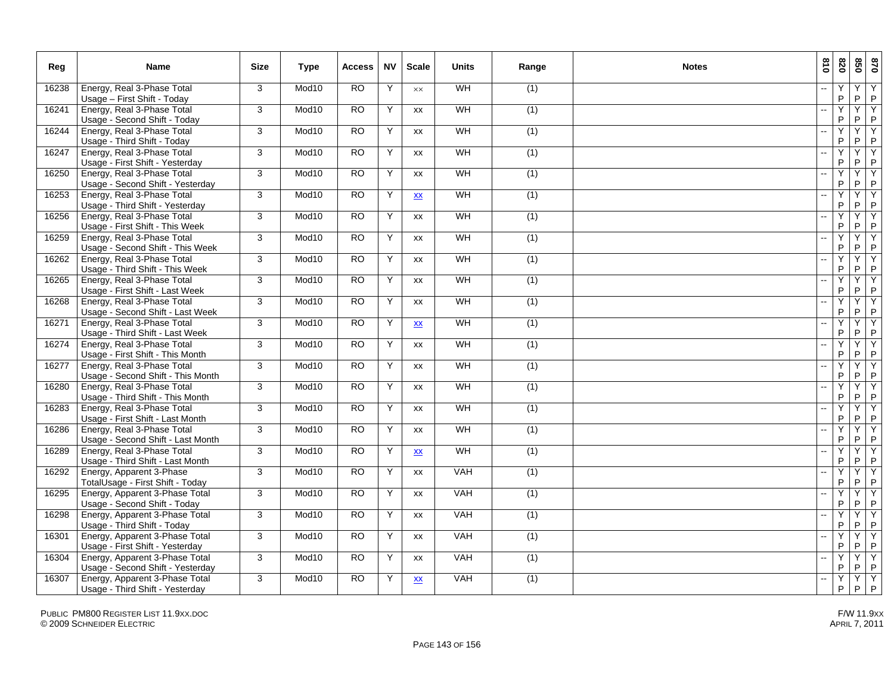| Reg | Name | Size | Type | Access | NV | Scale | Units | Range | Notes | 810 | 820 | 850 | 870 |
|---|---|---|---|---|---|---|---|---|---|---|---|---|---|
| 16238 | Energy, Real 3-Phase Total Usage – First Shift - Today | 3 | Mod10 | RO | Y | xx | WH | (1) | | -- | Y P | Y P | Y P |
| 16241 | Energy, Real 3-Phase Total Usage - Second Shift - Today | 3 | Mod10 | RO | Y | xx | WH | (1) | | -- | Y P | Y P | Y P |
| 16244 | Energy, Real 3-Phase Total Usage - Third Shift - Today | 3 | Mod10 | RO | Y | xx | WH | (1) | | -- | Y P | Y P | Y P |
| 16247 | Energy, Real 3-Phase Total Usage - First Shift - Yesterday | 3 | Mod10 | RO | Y | xx | WH | (1) | | -- | Y P | Y P | Y P |
| 16250 | Energy, Real 3-Phase Total Usage - Second Shift - Yesterday | 3 | Mod10 | RO | Y | xx | WH | (1) | | -- | Y P | Y P | Y P |
| 16253 | Energy, Real 3-Phase Total Usage - Third Shift - Yesterday | 3 | Mod10 | RO | Y | xx | WH | (1) | | -- | Y P | Y P | Y P |
| 16256 | Energy, Real 3-Phase Total Usage - First Shift - This Week | 3 | Mod10 | RO | Y | xx | WH | (1) | | -- | Y P | Y P | Y P |
| 16259 | Energy, Real 3-Phase Total Usage - Second Shift - This Week | 3 | Mod10 | RO | Y | xx | WH | (1) | | -- | Y P | Y P | Y P |
| 16262 | Energy, Real 3-Phase Total Usage - Third Shift - This Week | 3 | Mod10 | RO | Y | xx | WH | (1) | | -- | Y P | Y P | Y P |
| 16265 | Energy, Real 3-Phase Total Usage - First Shift - Last Week | 3 | Mod10 | RO | Y | xx | WH | (1) | | -- | Y P | Y P | Y P |
| 16268 | Energy, Real 3-Phase Total Usage - Second Shift - Last Week | 3 | Mod10 | RO | Y | xx | WH | (1) | | -- | Y P | Y P | Y P |
| 16271 | Energy, Real 3-Phase Total Usage - Third Shift - Last Week | 3 | Mod10 | RO | Y | xx | WH | (1) | | -- | Y P | Y P | Y P |
| 16274 | Energy, Real 3-Phase Total Usage - First Shift - This Month | 3 | Mod10 | RO | Y | xx | WH | (1) | | -- | Y P | Y P | Y P |
| 16277 | Energy, Real 3-Phase Total Usage - Second Shift - This Month | 3 | Mod10 | RO | Y | xx | WH | (1) | | -- | Y P | Y P | Y P |
| 16280 | Energy, Real 3-Phase Total Usage - Third Shift - This Month | 3 | Mod10 | RO | Y | xx | WH | (1) | | -- | Y P | Y P | Y P |
| 16283 | Energy, Real 3-Phase Total Usage - First Shift - Last Month | 3 | Mod10 | RO | Y | xx | WH | (1) | | -- | Y P | Y P | Y P |
| 16286 | Energy, Real 3-Phase Total Usage - Second Shift - Last Month | 3 | Mod10 | RO | Y | xx | WH | (1) | | -- | Y P | Y P | Y P |
| 16289 | Energy, Real 3-Phase Total Usage - Third Shift - Last Month | 3 | Mod10 | RO | Y | xx | WH | (1) | | -- | Y P | Y P | Y P |
| 16292 | Energy, Apparent 3-Phase TotalUsage - First Shift - Today | 3 | Mod10 | RO | Y | xx | VAH | (1) | | -- | Y P | Y P | Y P |
| 16295 | Energy, Apparent 3-Phase Total Usage - Second Shift - Today | 3 | Mod10 | RO | Y | xx | VAH | (1) | | -- | Y P | Y P | Y P |
| 16298 | Energy, Apparent 3-Phase Total Usage - Third Shift - Today | 3 | Mod10 | RO | Y | xx | VAH | (1) | | -- | Y P | Y P | Y P |
| 16301 | Energy, Apparent 3-Phase Total Usage - First Shift - Yesterday | 3 | Mod10 | RO | Y | xx | VAH | (1) | | -- | Y P | Y P | Y P |
| 16304 | Energy, Apparent 3-Phase Total Usage - Second Shift - Yesterday | 3 | Mod10 | RO | Y | xx | VAH | (1) | | -- | Y P | Y P | Y P |
| 16307 | Energy, Apparent 3-Phase Total Usage - Third Shift - Yesterday | 3 | Mod10 | RO | Y | xx | VAH | (1) | | -- | Y P | Y P | Y P |

PUBLIC PM800 REGISTER LIST 11.9XX.DOC
© 2009 SCHNEIDER ELECTRIC

F/W 11.9XX
APRIL 7, 2011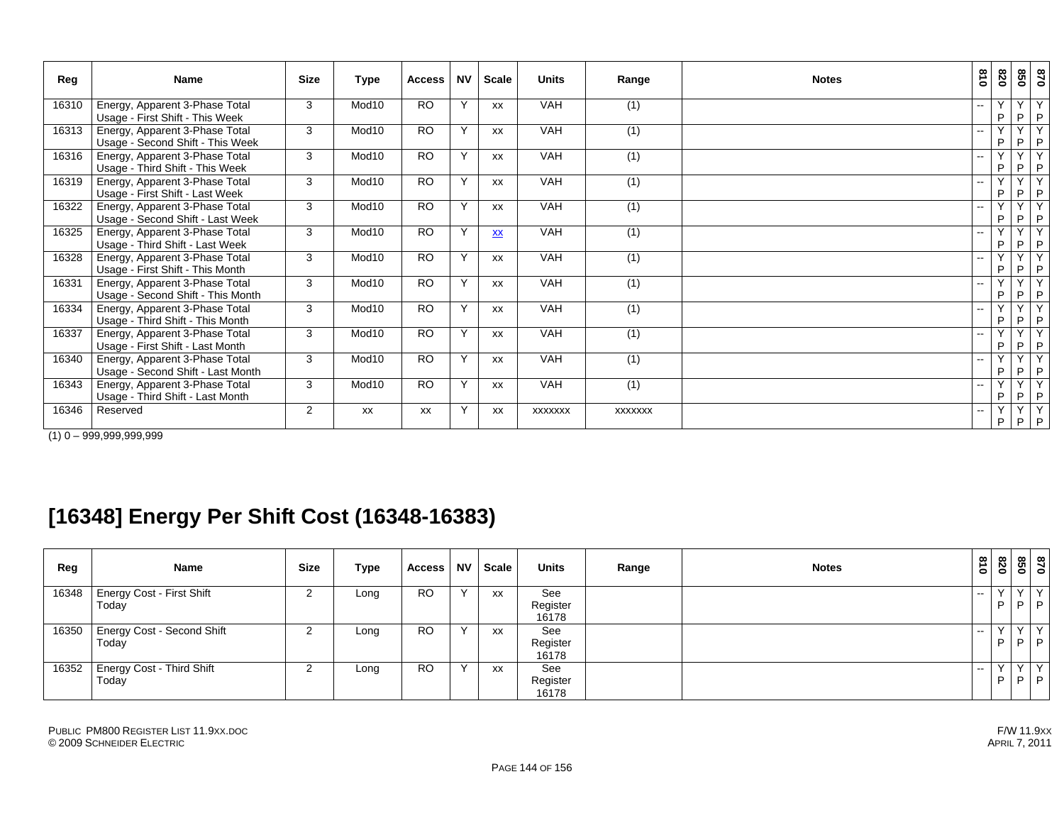| Reg | Name | Size | Type | Access | NV | Scale | Units | Range | Notes | 810 | 820 | 850 | 870 |
|---|---|---|---|---|---|---|---|---|---|---|---|---|---|
| 16310 | Energy, Apparent 3-Phase Total Usage - First Shift - This Week | 3 | Mod10 | RO | Y | xx | VAH | (1) | | -- | Y P | Y P | Y P |
| 16313 | Energy, Apparent 3-Phase Total Usage - Second Shift - This Week | 3 | Mod10 | RO | Y | xx | VAH | (1) | | -- | Y P | Y P | Y P |
| 16316 | Energy, Apparent 3-Phase Total Usage - Third Shift - This Week | 3 | Mod10 | RO | Y | xx | VAH | (1) | | -- | Y P | Y P | Y P |
| 16319 | Energy, Apparent 3-Phase Total Usage - First Shift - Last Week | 3 | Mod10 | RO | Y | xx | VAH | (1) | | -- | Y P | Y P | Y P |
| 16322 | Energy, Apparent 3-Phase Total Usage - Second Shift - Last Week | 3 | Mod10 | RO | Y | xx | VAH | (1) | | -- | Y P | Y P | Y P |
| 16325 | Energy, Apparent 3-Phase Total Usage - Third Shift - Last Week | 3 | Mod10 | RO | Y | xx | VAH | (1) | | -- | Y P | Y P | Y P |
| 16328 | Energy, Apparent 3-Phase Total Usage - First Shift - This Month | 3 | Mod10 | RO | Y | xx | VAH | (1) | | -- | Y P | Y P | Y P |
| 16331 | Energy, Apparent 3-Phase Total Usage - Second Shift - This Month | 3 | Mod10 | RO | Y | xx | VAH | (1) | | -- | Y P | Y P | Y P |
| 16334 | Energy, Apparent 3-Phase Total Usage - Third Shift - This Month | 3 | Mod10 | RO | Y | xx | VAH | (1) | | -- | Y P | Y P | Y P |
| 16337 | Energy, Apparent 3-Phase Total Usage - First Shift - Last Month | 3 | Mod10 | RO | Y | xx | VAH | (1) | | -- | Y P | Y P | Y P |
| 16340 | Energy, Apparent 3-Phase Total Usage - Second Shift - Last Month | 3 | Mod10 | RO | Y | xx | VAH | (1) | | -- | Y P | Y P | Y P |
| 16343 | Energy, Apparent 3-Phase Total Usage - Third Shift - Last Month | 3 | Mod10 | RO | Y | xx | VAH | (1) | | -- | Y P | Y P | Y P |
| 16346 | Reserved | 2 | xx | xx | Y | xx | xxxxxxx | xxxxxxx | | -- | Y P | Y P | Y P |

(1) 0 – 999,999,999,999

## [16348] Energy Per Shift Cost (16348-16383)

| Reg | Name | Size | Type | Access | NV | Scale | Units | Range | Notes | 810 | 820 | 850 | 870 |
|---|---|---|---|---|---|---|---|---|---|---|---|---|---|
| 16348 | Energy Cost - First Shift Today | 2 | Long | RO | Y | xx | See Register 16178 | | | -- | Y P | Y P | Y P |
| 16350 | Energy Cost - Second Shift Today | 2 | Long | RO | Y | xx | See Register 16178 | | | -- | Y P | Y P | Y P |
| 16352 | Energy Cost - Third Shift Today | 2 | Long | RO | Y | xx | See Register 16178 | | | -- | Y P | Y P | Y P |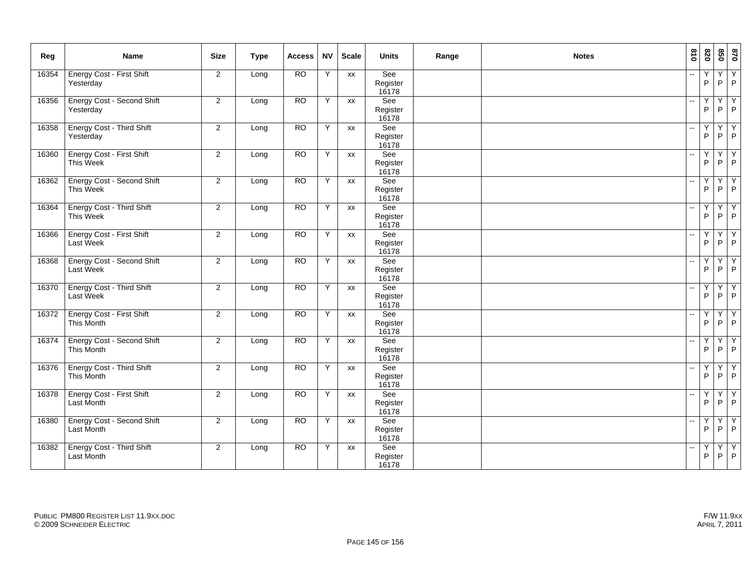| Reg | Name | Size | Type | Access | NV | Scale | Units | Range | Notes | 810 | 820 | 850 | 870 |
|---|---|---|---|---|---|---|---|---|---|---|---|---|---|
| 16354 | Energy Cost - First Shift Yesterday | 2 | Long | RO | Y | xx | See Register 16178 | | | -- | Y P | Y P | Y P |
| 16356 | Energy Cost - Second Shift Yesterday | 2 | Long | RO | Y | xx | See Register 16178 | | | -- | Y P | Y P | Y P |
| 16358 | Energy Cost - Third Shift Yesterday | 2 | Long | RO | Y | xx | See Register 16178 | | | -- | Y P | Y P | Y P |
| 16360 | Energy Cost - First Shift This Week | 2 | Long | RO | Y | xx | See Register 16178 | | | -- | Y P | Y P | Y P |
| 16362 | Energy Cost - Second Shift This Week | 2 | Long | RO | Y | xx | See Register 16178 | | | -- | Y P | Y P | Y P |
| 16364 | Energy Cost - Third Shift This Week | 2 | Long | RO | Y | xx | See Register 16178 | | | -- | Y P | Y P | Y P |
| 16366 | Energy Cost - First Shift Last Week | 2 | Long | RO | Y | xx | See Register 16178 | | | -- | Y P | Y P | Y P |
| 16368 | Energy Cost - Second Shift Last Week | 2 | Long | RO | Y | xx | See Register 16178 | | | -- | Y P | Y P | Y P |
| 16370 | Energy Cost - Third Shift Last Week | 2 | Long | RO | Y | xx | See Register 16178 | | | -- | Y P | Y P | Y P |
| 16372 | Energy Cost - First Shift This Month | 2 | Long | RO | Y | xx | See Register 16178 | | | -- | Y P | Y P | Y P |
| 16374 | Energy Cost - Second Shift This Month | 2 | Long | RO | Y | xx | See Register 16178 | | | -- | Y P | Y P | Y P |
| 16376 | Energy Cost - Third Shift This Month | 2 | Long | RO | Y | xx | See Register 16178 | | | -- | Y P | Y P | Y P |
| 16378 | Energy Cost - First Shift Last Month | 2 | Long | RO | Y | xx | See Register 16178 | | | -- | Y P | Y P | Y P |
| 16380 | Energy Cost - Second Shift Last Month | 2 | Long | RO | Y | xx | See Register 16178 | | | -- | Y P | Y P | Y P |
| 16382 | Energy Cost - Third Shift Last Month | 2 | Long | RO | Y | xx | See Register 16178 | | | -- | Y P | Y P | Y P |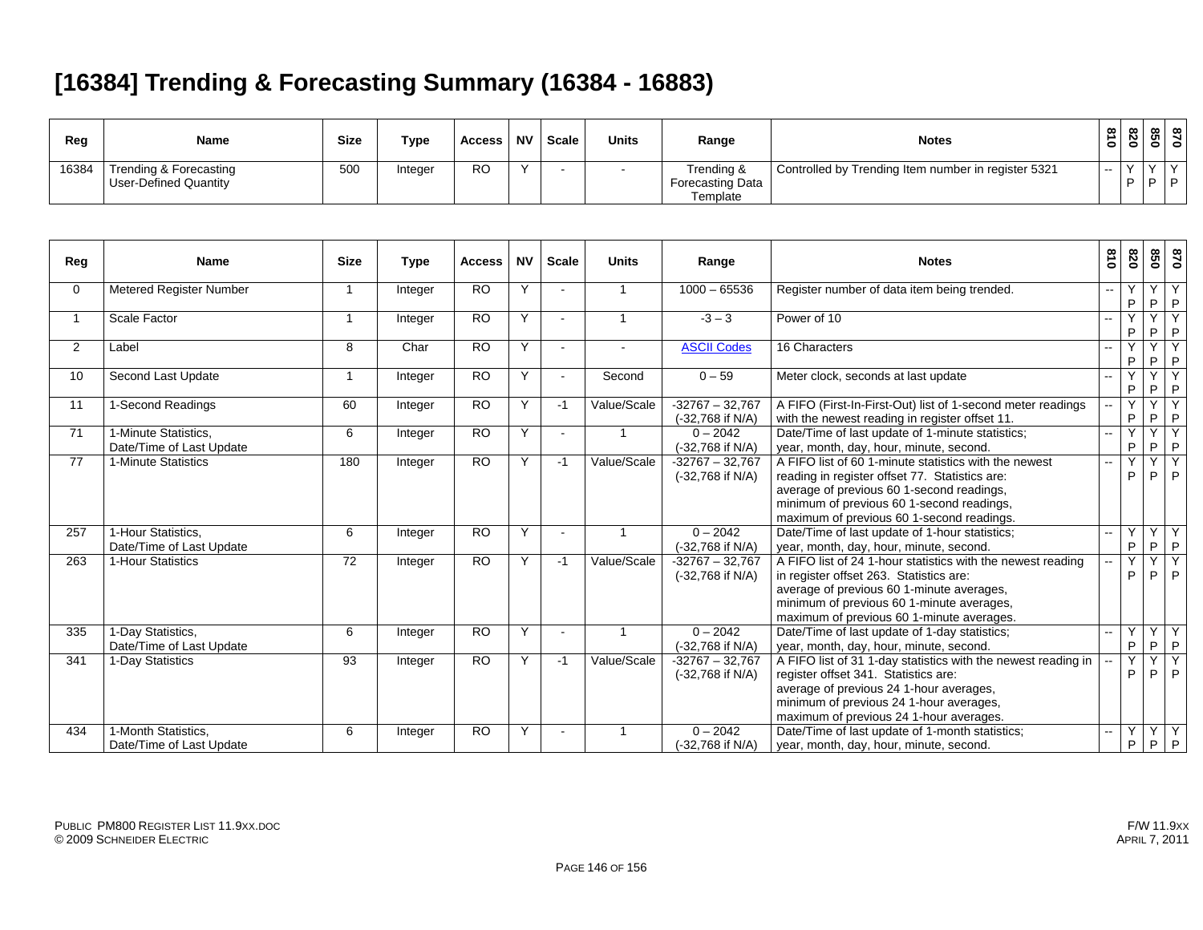# [16384] Trending & Forecasting Summary (16384 - 16883)

| Reg | Name | Size | Type | Access | NV | Scale | Units | Range | Notes | 810 | 820 | 850 | 870 |
|---|---|---|---|---|---|---|---|---|---|---|---|---|---|
| 16384 | Trending & Forecasting User-Defined Quantity | 500 | Integer | RO | Y | - | - | Trending & Forecasting Data Template | Controlled by Trending Item number in register 5321 | -- | Y P | Y P | Y P |

| Reg | Name | Size | Type | Access | NV | Scale | Units | Range | Notes | 810 | 820 | 850 | 870 |
|---|---|---|---|---|---|---|---|---|---|---|---|---|---|
| 0 | Metered Register Number | 1 | Integer | RO | Y | - | 1 | 1000 – 65536 | Register number of data item being trended. | -- | Y P | Y P | Y P |
| 1 | Scale Factor | 1 | Integer | RO | Y | - | 1 | -3 – 3 | Power of 10 | -- | Y P | Y P | Y P |
| 2 | Label | 8 | Char | RO | Y | - | - | ASCII Codes | 16 Characters | -- | Y P | Y P | Y P |
| 10 | Second Last Update | 1 | Integer | RO | Y | - | Second | 0 – 59 | Meter clock, seconds at last update | -- | Y P | Y P | Y P |
| 11 | 1-Second Readings | 60 | Integer | RO | Y | -1 | Value/Scale | -32767 – 32,767 (-32,768 if N/A) | A FIFO (First-In-First-Out) list of 1-second meter readings with the newest reading in register offset 11. | -- | Y P | Y P | Y P |
| 71 | 1-Minute Statistics, Date/Time of Last Update | 6 | Integer | RO | Y | - | 1 | 0 – 2042 (-32,768 if N/A) | Date/Time of last update of 1-minute statistics; year, month, day, hour, minute, second. | -- | Y P | Y P | Y P |
| 77 | 1-Minute Statistics | 180 | Integer | RO | Y | -1 | Value/Scale | -32767 – 32,767 (-32,768 if N/A) | A FIFO list of 60 1-minute statistics with the newest reading in register offset 77. Statistics are: average of previous 60 1-second readings, minimum of previous 60 1-second readings, maximum of previous 60 1-second readings. | -- | Y P | Y P | Y P |
| 257 | 1-Hour Statistics, Date/Time of Last Update | 6 | Integer | RO | Y | - | 1 | 0 – 2042 (-32,768 if N/A) | Date/Time of last update of 1-hour statistics; year, month, day, hour, minute, second. | -- | Y P | Y P | Y P |
| 263 | 1-Hour Statistics | 72 | Integer | RO | Y | -1 | Value/Scale | -32767 – 32,767 (-32,768 if N/A) | A FIFO list of 24 1-hour statistics with the newest reading in register offset 263. Statistics are: average of previous 60 1-minute averages, minimum of previous 60 1-minute averages, maximum of previous 60 1-minute averages. | -- | Y P | Y P | Y P |
| 335 | 1-Day Statistics, Date/Time of Last Update | 6 | Integer | RO | Y | - | 1 | 0 – 2042 (-32,768 if N/A) | Date/Time of last update of 1-day statistics; year, month, day, hour, minute, second. | -- | Y P | Y P | Y P |
| 341 | 1-Day Statistics | 93 | Integer | RO | Y | -1 | Value/Scale | -32767 – 32,767 (-32,768 if N/A) | A FIFO list of 31 1-day statistics with the newest reading in register offset 341. Statistics are: average of previous 24 1-hour averages, minimum of previous 24 1-hour averages, maximum of previous 24 1-hour averages. | -- | Y P | Y P | Y P |
| 434 | 1-Month Statistics, Date/Time of Last Update | 6 | Integer | RO | Y | - | 1 | 0 – 2042 (-32,768 if N/A) | Date/Time of last update of 1-month statistics; year, month, day, hour, minute, second. | -- | Y P | Y P | Y P |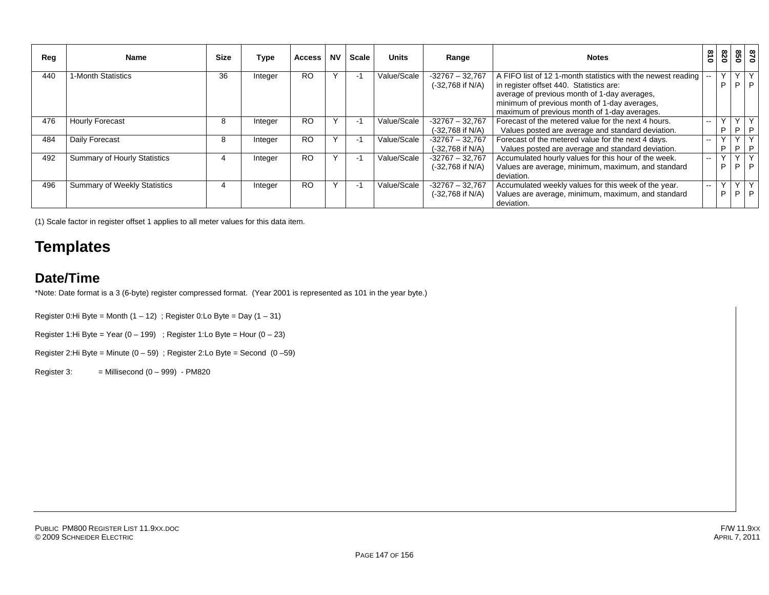| Reg | Name | Size | Type | Access | NV | Scale | Units | Range | Notes | 810 | 820 | 850 | 870 |
|---|---|---|---|---|---|---|---|---|---|---|---|---|---|
| 440 | 1-Month Statistics | 36 | Integer | RO | Y | -1 | Value/Scale | -32767 – 32,767 (-32,768 if N/A) | A FIFO list of 12 1-month statistics with the newest reading in register offset 440. Statistics are: average of previous month of 1-day averages, minimum of previous month of 1-day averages, maximum of previous month of 1-day averages. | -- | Y P | Y P | Y P |
| 476 | Hourly Forecast | 8 | Integer | RO | Y | -1 | Value/Scale | -32767 – 32,767 (-32,768 if N/A) | Forecast of the metered value for the next 4 hours. Values posted are average and standard deviation. | -- | Y P | Y P | Y P |
| 484 | Daily Forecast | 8 | Integer | RO | Y | -1 | Value/Scale | -32767 – 32,767 (-32,768 if N/A) | Forecast of the metered value for the next 4 days. Values posted are average and standard deviation. | -- | Y P | Y P | Y P |
| 492 | Summary of Hourly Statistics | 4 | Integer | RO | Y | -1 | Value/Scale | -32767 – 32,767 (-32,768 if N/A) | Accumulated hourly values for this hour of the week. Values are average, minimum, maximum, and standard deviation. | -- | Y P | Y P | Y P |
| 496 | Summary of Weekly Statistics | 4 | Integer | RO | Y | -1 | Value/Scale | -32767 – 32,767 (-32,768 if N/A) | Accumulated weekly values for this week of the year. Values are average, minimum, maximum, and standard deviation. | -- | Y P | Y P | Y P |

(1) Scale factor in register offset 1 applies to all meter values for this data item.

# Templates

## Date/Time

*Note: Date format is a 3 (6-byte) register compressed format. (Year 2001 is represented as 101 in the year byte.)

Register 0:Hi Byte = Month (1 – 12) ; Register 0:Lo Byte = Day (1 – 31)

Register 1:Hi Byte = Year (0 – 199) ; Register 1:Lo Byte = Hour (0 – 23)

Register 2:Hi Byte = Minute (0 – 59) ; Register 2:Lo Byte = Second (0 –59)

Register 3: = Millisecond (0 – 999) - PM820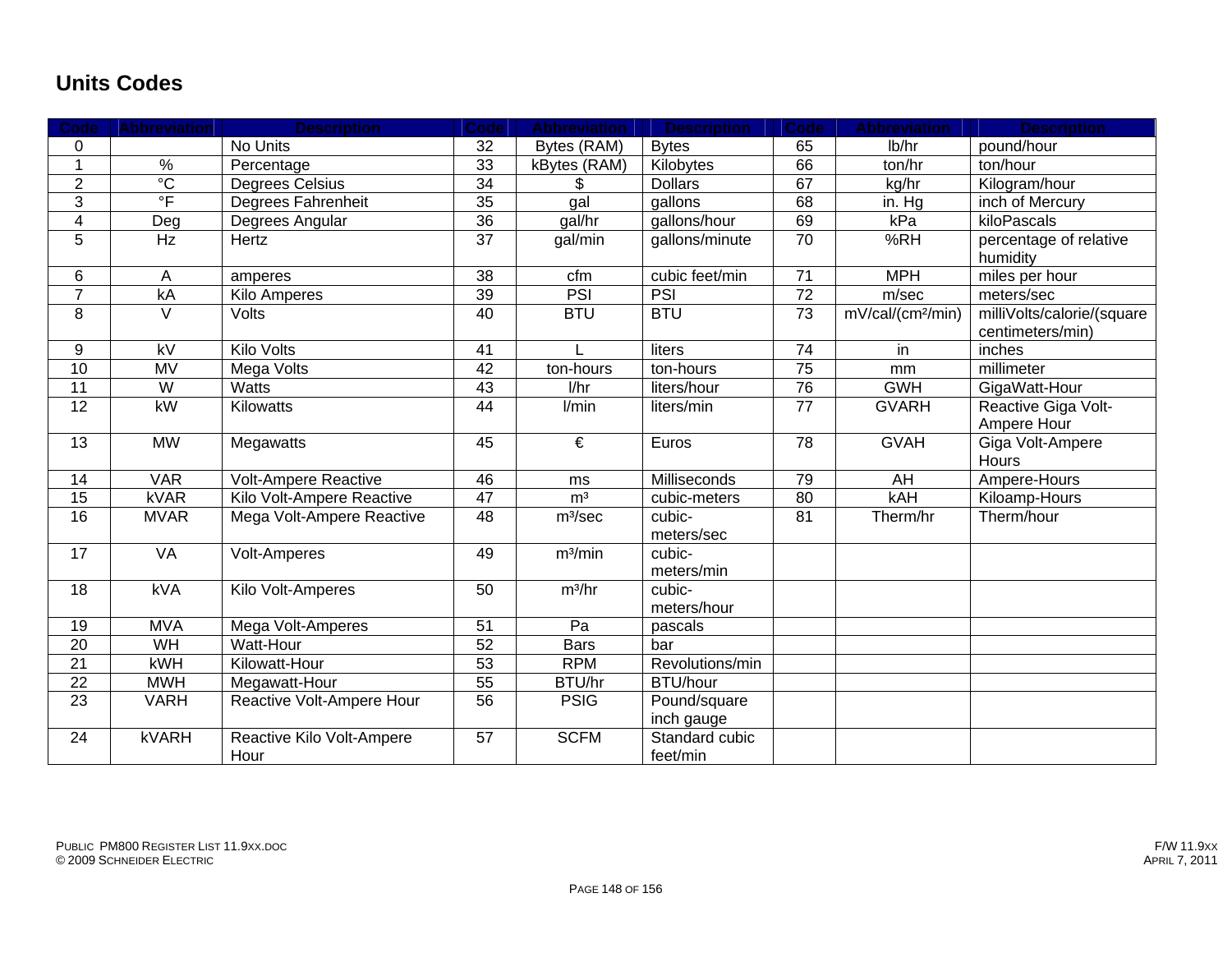## Units Codes

| Code | Abbreviation | Description | Code | Abbreviation | Description | Code | Abbreviation | Description |
|---|---|---|---|---|---|---|---|---|
| 0 | | No Units | 32 | Bytes (RAM) | Bytes | 65 | lb/hr | pound/hour |
| 1 | % | Percentage | 33 | kBytes (RAM) | Kilobytes | 66 | ton/hr | ton/hour |
| 2 | °C | Degrees Celsius | 34 | $ | Dollars | 67 | kg/hr | Kilogram/hour |
| 3 | °F | Degrees Fahrenheit | 35 | gal | gallons | 68 | in. Hg | inch of Mercury |
| 4 | Deg | Degrees Angular | 36 | gal/hr | gallons/hour | 69 | kPa | kiloPascals |
| 5 | Hz | Hertz | 37 | gal/min | gallons/minute | 70 | %RH | percentage of relative humidity |
| 6 | A | amperes | 38 | cfm | cubic feet/min | 71 | MPH | miles per hour |
| 7 | kA | Kilo Amperes | 39 | PSI | PSI | 72 | m/sec | meters/sec |
| 8 | V | Volts | 40 | BTU | BTU | 73 | mV/cal/(cm²/min) | milliVolts/calorie/(square centimeters/min) |
| 9 | kV | Kilo Volts | 41 | L | liters | 74 | in | inches |
| 10 | MV | Mega Volts | 42 | ton-hours | ton-hours | 75 | mm | millimeter |
| 11 | W | Watts | 43 | l/hr | liters/hour | 76 | GWH | GigaWatt-Hour |
| 12 | kW | Kilowatts | 44 | l/min | liters/min | 77 | GVARH | Reactive Giga Volt-Ampere Hour |
| 13 | MW | Megawatts | 45 | € | Euros | 78 | GVAH | Giga Volt-Ampere Hours |
| 14 | VAR | Volt-Ampere Reactive | 46 | ms | Milliseconds | 79 | AH | Ampere-Hours |
| 15 | kVAR | Kilo Volt-Ampere Reactive | 47 | m³ | cubic-meters | 80 | kAH | Kiloamp-Hours |
| 16 | MVAR | Mega Volt-Ampere Reactive | 48 | m³/sec | cubic-meters/sec | 81 | Therm/hr | Therm/hour |
| 17 | VA | Volt-Amperes | 49 | m³/min | cubic-meters/min | | | |
| 18 | kVA | Kilo Volt-Amperes | 50 | m³/hr | cubic-meters/hour | | | |
| 19 | MVA | Mega Volt-Amperes | 51 | Pa | pascals | | | |
| 20 | WH | Watt-Hour | 52 | Bars | bar | | | |
| 21 | kWH | Kilowatt-Hour | 53 | RPM | Revolutions/min | | | |
| 22 | MWH | Megawatt-Hour | 55 | BTU/hr | BTU/hour | | | |
| 23 | VARH | Reactive Volt-Ampere Hour | 56 | PSIG | Pound/square inch gauge | | | |
| 24 | kVARH | Reactive Kilo Volt-Ampere Hour | 57 | SCFM | Standard cubic feet/min | | | |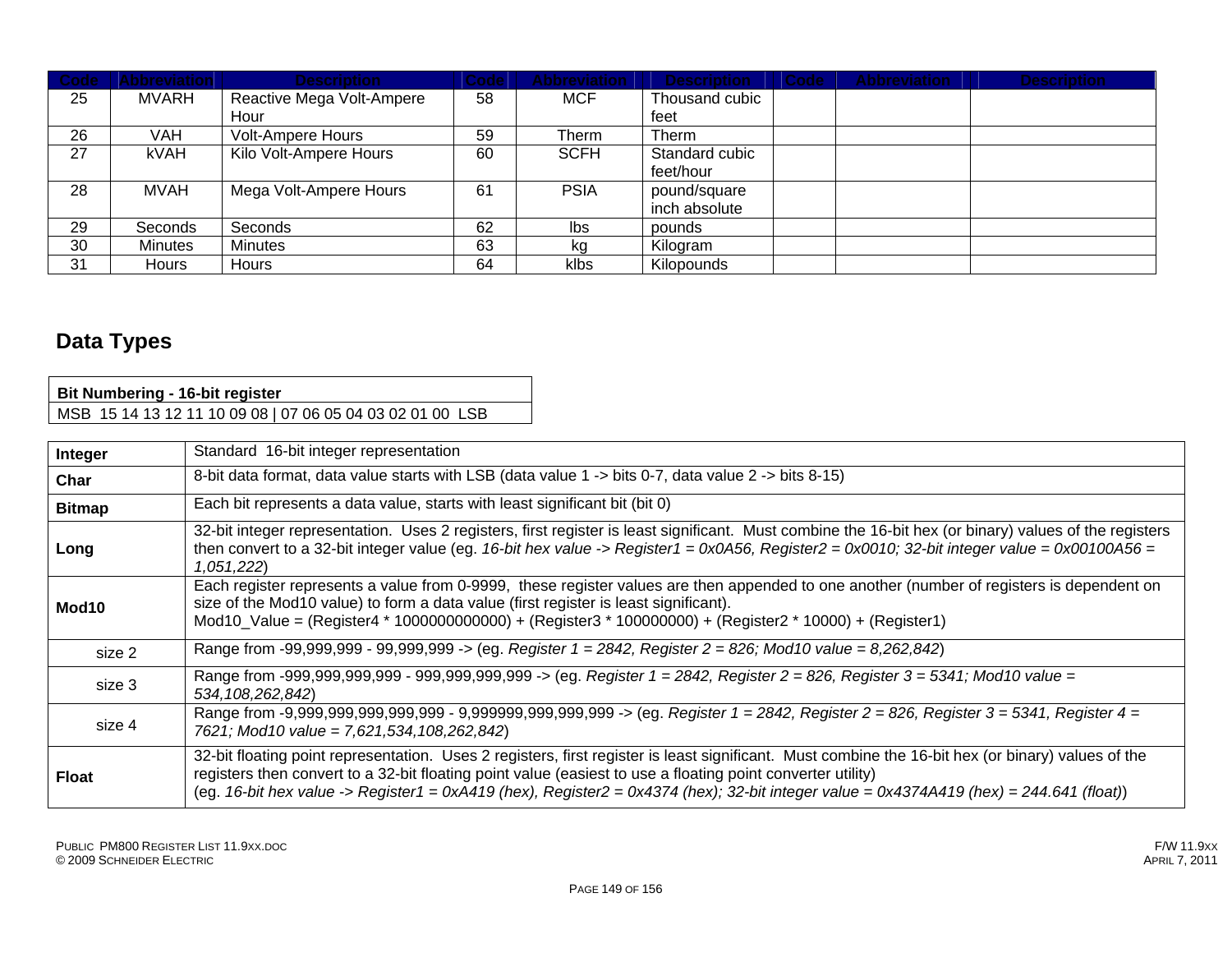| Code | Abbreviation | Description | Code | Abbreviation | Description | Code | Abbreviation | Description |
|---|---|---|---|---|---|---|---|---|
| 25 | MVARH | Reactive Mega Volt-Ampere Hour | 58 | MCF | Thousand cubic feet | | | |
| 26 | VAH | Volt-Ampere Hours | 59 | Therm | Therm | | | |
| 27 | kVAH | Kilo Volt-Ampere Hours | 60 | SCFH | Standard cubic feet/hour | | | |
| 28 | MVAH | Mega Volt-Ampere Hours | 61 | PSIA | pound/square inch absolute | | | |
| 29 | Seconds | Seconds | 62 | lbs | pounds | | | |
| 30 | Minutes | Minutes | 63 | kg | Kilogram | | | |
| 31 | Hours | Hours | 64 | klbs | Kilopounds | | | |

## Data Types

| Bit Numbering - 16-bit register |
|---|
| MSB 15 14 13 12 11 10 09 08 \| 07 06 05 04 03 02 01 00 LSB |

| | |
|---|---|
| **Integer** | Standard 16-bit integer representation |
| **Char** | 8-bit data format, data value starts with LSB (data value 1 -> bits 0-7, data value 2 -> bits 8-15) |
| **Bitmap** | Each bit represents a data value, starts with least significant bit (bit 0) |
| **Long** | 32-bit integer representation. Uses 2 registers, first register is least significant. Must combine the 16-bit hex (or binary) values of the registers then convert to a 32-bit integer value (eg. *16-bit hex value -> Register1 = 0x0A56, Register2 = 0x0010; 32-bit integer value = 0x00100A56 = 1,051,222*) |
| **Mod10** | Each register represents a value from 0-9999, these register values are then appended to one another (number of registers is dependent on size of the Mod10 value) to form a data value (first register is least significant).<br>Mod10_Value = (Register4 * 1000000000000) + (Register3 * 100000000) + (Register2 * 10000) + (Register1) |
| size 2 | Range from -99,999,999 - 99,999,999 -> (eg. *Register 1 = 2842, Register 2 = 826; Mod10 value = 8,262,842*) |
| size 3 | Range from -999,999,999,999 - 999,999,999,999 -> (eg. *Register 1 = 2842, Register 2 = 826, Register 3 = 5341; Mod10 value = 534,108,262,842*) |
| size 4 | Range from -9,999,999,999,999,999 - 9,999999,999,999,999 -> (eg. *Register 1 = 2842, Register 2 = 826, Register 3 = 5341, Register 4 = 7621; Mod10 value = 7,621,534,108,262,842*) |
| **Float** | 32-bit floating point representation. Uses 2 registers, first register is least significant. Must combine the 16-bit hex (or binary) values of the registers then convert to a 32-bit floating point value (easiest to use a floating point converter utility)<br>(eg. *16-bit hex value -> Register1 = 0xA419 (hex), Register2 = 0x4374 (hex); 32-bit integer value = 0x4374A419 (hex) = 244.641 (float)*) |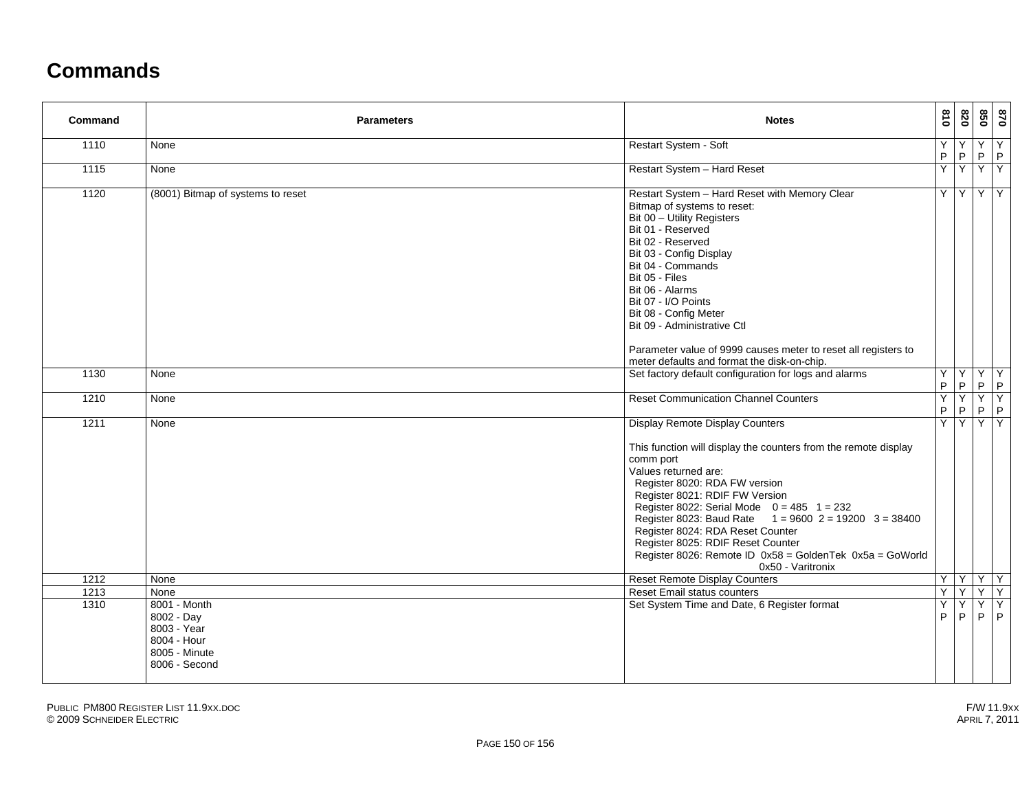# Commands

| Command | Parameters | Notes | 810 | 820 | 850 | 870 |
|---|---|---|---|---|---|---|
| 1110 | None | Restart System - Soft | Y P | Y P | Y P | Y P |
| 1115 | None | Restart System – Hard Reset | Y | Y | Y | Y |
| 1120 | (8001) Bitmap of systems to reset | Restart System – Hard Reset with Memory Clear<br>Bitmap of systems to reset:<br>Bit 00 – Utility Registers<br>Bit 01 - Reserved<br>Bit 02 - Reserved<br>Bit 03 - Config Display<br>Bit 04 - Commands<br>Bit 05 - Files<br>Bit 06 - Alarms<br>Bit 07 - I/O Points<br>Bit 08 - Config Meter<br>Bit 09 - Administrative Ctl<br><br>Parameter value of 9999 causes meter to reset all registers to meter defaults and format the disk-on-chip. | Y | Y | Y | Y |
| 1130 | None | Set factory default configuration for logs and alarms | Y P | Y P | Y P | Y P |
| 1210 | None | Reset Communication Channel Counters | Y P | Y P | Y P | Y P |
| 1211 | None | Display Remote Display Counters<br><br>This function will display the counters from the remote display comm port<br>Values returned are:<br>Register 8020: RDA FW version<br>Register 8021: RDIF FW Version<br>Register 8022: Serial Mode 0 = 485 1 = 232<br>Register 8023: Baud Rate 1 = 9600 2 = 19200 3 = 38400<br>Register 8024: RDA Reset Counter<br>Register 8025: RDIF Reset Counter<br>Register 8026: Remote ID 0x58 = GoldenTek 0x5a = GoWorld 0x50 - Varitronix | Y | Y | Y | Y |
| 1212 | None | Reset Remote Display Counters | Y | Y | Y | Y |
| 1213 | None | Reset Email status counters | Y | Y | Y | Y |
| 1310 | 8001 - Month<br>8002 - Day<br>8003 - Year<br>8004 - Hour<br>8005 - Minute<br>8006 - Second | Set System Time and Date, 6 Register format | Y P | Y P | Y P | Y P |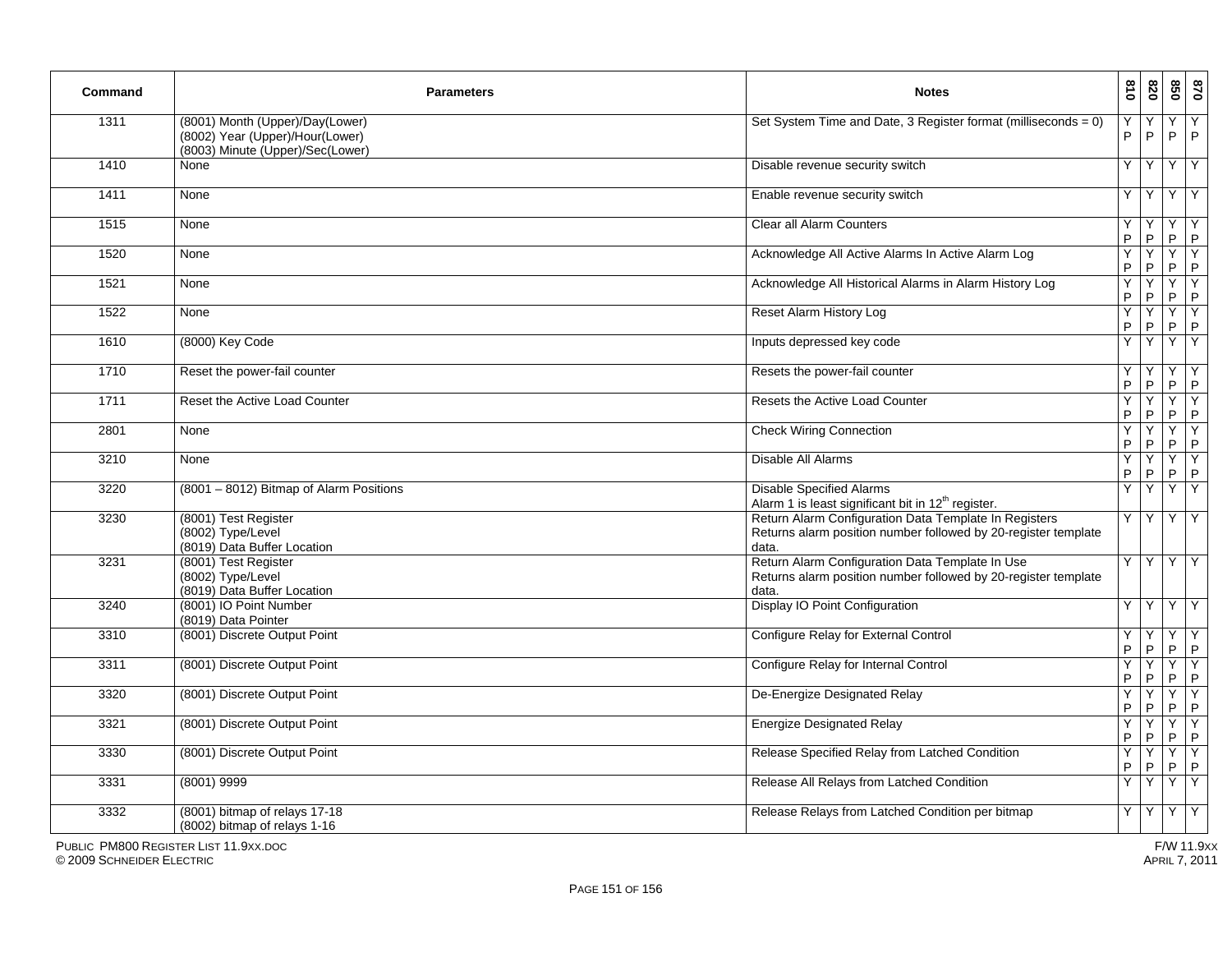| Command | Parameters | Notes | 810 | 820 | 850 | 870 |
|---|---|---|---|---|---|---|
| 1311 | (8001) Month (Upper)/Day(Lower)<br>(8002) Year (Upper)/Hour(Lower)<br>(8003) Minute (Upper)/Sec(Lower) | Set System Time and Date, 3 Register format (milliseconds = 0) | Y<br>P | Y<br>P | Y<br>P | Y<br>P |
| 1410 | None | Disable revenue security switch | Y | Y | Y | Y |
| 1411 | None | Enable revenue security switch | Y | Y | Y | Y |
| 1515 | None | Clear all Alarm Counters | Y<br>P | Y<br>P | Y<br>P | Y<br>P |
| 1520 | None | Acknowledge All Active Alarms In Active Alarm Log | Y<br>P | Y<br>P | Y<br>P | Y<br>P |
| 1521 | None | Acknowledge All Historical Alarms in Alarm History Log | Y<br>P | Y<br>P | Y<br>P | Y<br>P |
| 1522 | None | Reset Alarm History Log | Y<br>P | Y<br>P | Y<br>P | Y<br>P |
| 1610 | (8000) Key Code | Inputs depressed key code | Y | Y | Y | Y |
| 1710 | Reset the power-fail counter | Resets the power-fail counter | Y<br>P | Y<br>P | Y<br>P | Y<br>P |
| 1711 | Reset the Active Load Counter | Resets the Active Load Counter | Y<br>P | Y<br>P | Y<br>P | Y<br>P |
| 2801 | None | Check Wiring Connection | Y<br>P | Y<br>P | Y<br>P | Y<br>P |
| 3210 | None | Disable All Alarms | Y<br>P | Y<br>P | Y<br>P | Y<br>P |
| 3220 | (8001 – 8012) Bitmap of Alarm Positions | Disable Specified Alarms<br>Alarm 1 is least significant bit in 12th register. | Y | Y | Y | Y |
| 3230 | (8001) Test Register<br>(8002) Type/Level<br>(8019) Data Buffer Location | Return Alarm Configuration Data Template In Registers<br>Returns alarm position number followed by 20-register template data. | Y | Y | Y | Y |
| 3231 | (8001) Test Register<br>(8002) Type/Level<br>(8019) Data Buffer Location | Return Alarm Configuration Data Template In Use<br>Returns alarm position number followed by 20-register template data. | Y | Y | Y | Y |
| 3240 | (8001) IO Point Number<br>(8019) Data Pointer | Display IO Point Configuration | Y | Y | Y | Y |
| 3310 | (8001) Discrete Output Point | Configure Relay for External Control | Y<br>P | Y<br>P | Y<br>P | Y<br>P |
| 3311 | (8001) Discrete Output Point | Configure Relay for Internal Control | Y<br>P | Y<br>P | Y<br>P | Y<br>P |
| 3320 | (8001) Discrete Output Point | De-Energize Designated Relay | Y<br>P | Y<br>P | Y<br>P | Y<br>P |
| 3321 | (8001) Discrete Output Point | Energize Designated Relay | Y<br>P | Y<br>P | Y<br>P | Y<br>P |
| 3330 | (8001) Discrete Output Point | Release Specified Relay from Latched Condition | Y<br>P | Y<br>P | Y<br>P | Y<br>P |
| 3331 | (8001) 9999 | Release All Relays from Latched Condition | Y | Y | Y | Y |
| 3332 | (8001) bitmap of relays 17-18<br>(8002) bitmap of relays 1-16 | Release Relays from Latched Condition per bitmap | Y | Y | Y | Y |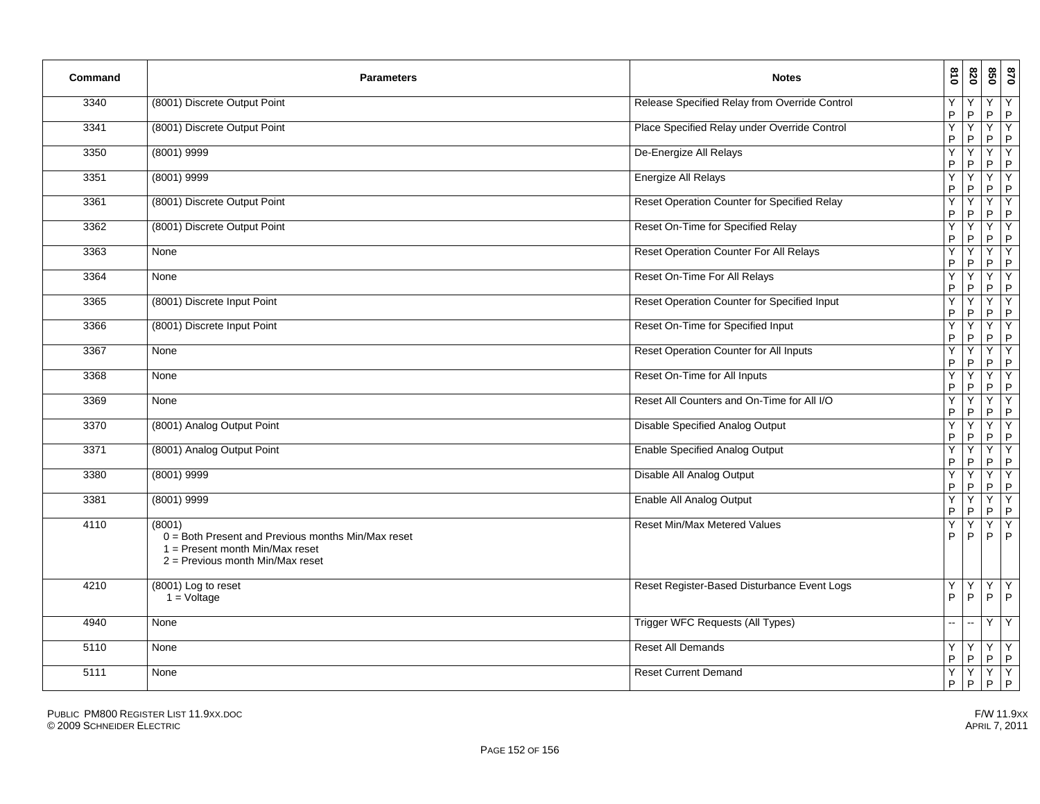| Command | Parameters | Notes | 810 | 820 | 850 | 870 |
|---|---|---|---|---|---|---|
| 3340 | (8001) Discrete Output Point | Release Specified Relay from Override Control | Y P | Y P | Y P | Y P |
| 3341 | (8001) Discrete Output Point | Place Specified Relay under Override Control | Y P | Y P | Y P | Y P |
| 3350 | (8001) 9999 | De-Energize All Relays | Y P | Y P | Y P | Y P |
| 3351 | (8001) 9999 | Energize All Relays | Y P | Y P | Y P | Y P |
| 3361 | (8001) Discrete Output Point | Reset Operation Counter for Specified Relay | Y P | Y P | Y P | Y P |
| 3362 | (8001) Discrete Output Point | Reset On-Time for Specified Relay | Y P | Y P | Y P | Y P |
| 3363 | None | Reset Operation Counter For All Relays | Y P | Y P | Y P | Y P |
| 3364 | None | Reset On-Time For All Relays | Y P | Y P | Y P | Y P |
| 3365 | (8001) Discrete Input Point | Reset Operation Counter for Specified Input | Y P | Y P | Y P | Y P |
| 3366 | (8001) Discrete Input Point | Reset On-Time for Specified Input | Y P | Y P | Y P | Y P |
| 3367 | None | Reset Operation Counter for All Inputs | Y P | Y P | Y P | Y P |
| 3368 | None | Reset On-Time for All Inputs | Y P | Y P | Y P | Y P |
| 3369 | None | Reset All Counters and On-Time for All I/O | Y P | Y P | Y P | Y P |
| 3370 | (8001) Analog Output Point | Disable Specified Analog Output | Y P | Y P | Y P | Y P |
| 3371 | (8001) Analog Output Point | Enable Specified Analog Output | Y P | Y P | Y P | Y P |
| 3380 | (8001) 9999 | Disable All Analog Output | Y P | Y P | Y P | Y P |
| 3381 | (8001) 9999 | Enable All Analog Output | Y P | Y P | Y P | Y P |
| 4110 | (8001)<br>0 = Both Present and Previous months Min/Max reset<br>1 = Present month Min/Max reset<br>2 = Previous month Min/Max reset | Reset Min/Max Metered Values | Y P | Y P | Y P | Y P |
| 4210 | (8001) Log to reset<br>1 = Voltage | Reset Register-Based Disturbance Event Logs | Y P | Y P | Y P | Y P |
| 4940 | None | Trigger WFC Requests (All Types) | -- | -- | Y | Y |
| 5110 | None | Reset All Demands | Y P | Y P | Y P | Y P |
| 5111 | None | Reset Current Demand | Y P | Y P | Y P | Y P |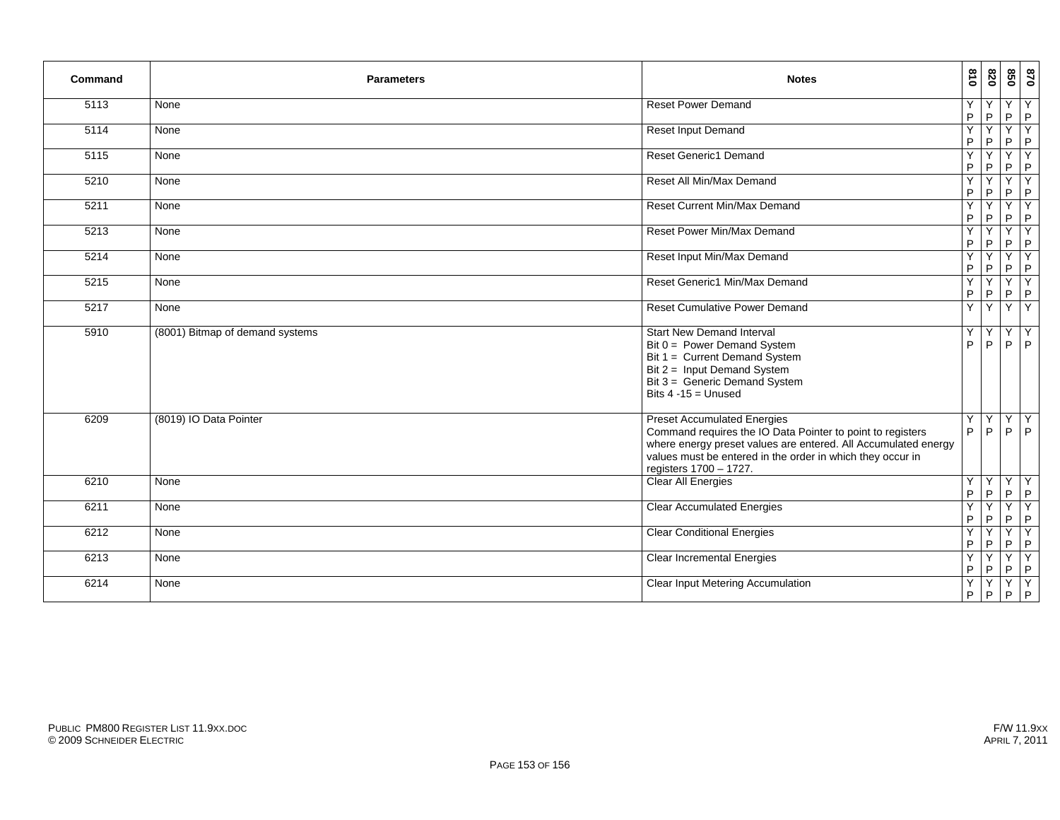| Command | Parameters | Notes | 810 | 820 | 850 | 870 |
|---|---|---|---|---|---|---|
| 5113 | None | Reset Power Demand | Y P | Y P | Y P | Y P |
| 5114 | None | Reset Input Demand | Y P | Y P | Y P | Y P |
| 5115 | None | Reset Generic1 Demand | Y P | Y P | Y P | Y P |
| 5210 | None | Reset All Min/Max Demand | Y P | Y P | Y P | Y P |
| 5211 | None | Reset Current Min/Max Demand | Y P | Y P | Y P | Y P |
| 5213 | None | Reset Power Min/Max Demand | Y P | Y P | Y P | Y P |
| 5214 | None | Reset Input Min/Max Demand | Y P | Y P | Y P | Y P |
| 5215 | None | Reset Generic1 Min/Max Demand | Y P | Y P | Y P | Y P |
| 5217 | None | Reset Cumulative Power Demand | Y | Y | Y | Y |
| 5910 | (8001) Bitmap of demand systems | Start New Demand Interval<br>Bit 0 = Power Demand System<br>Bit 1 = Current Demand System<br>Bit 2 = Input Demand System<br>Bit 3 = Generic Demand System<br>Bits 4 -15 = Unused | Y P | Y P | Y P | Y P |
| 6209 | (8019) IO Data Pointer | Preset Accumulated Energies<br>Command requires the IO Data Pointer to point to registers where energy preset values are entered. All Accumulated energy values must be entered in the order in which they occur in registers 1700 – 1727. | Y P | Y P | Y P | Y P |
| 6210 | None | Clear All Energies | Y P | Y P | Y P | Y P |
| 6211 | None | Clear Accumulated Energies | Y P | Y P | Y P | Y P |
| 6212 | None | Clear Conditional Energies | Y P | Y P | Y P | Y P |
| 6213 | None | Clear Incremental Energies | Y P | Y P | Y P | Y P |
| 6214 | None | Clear Input Metering Accumulation | Y P | Y P | Y P | Y P |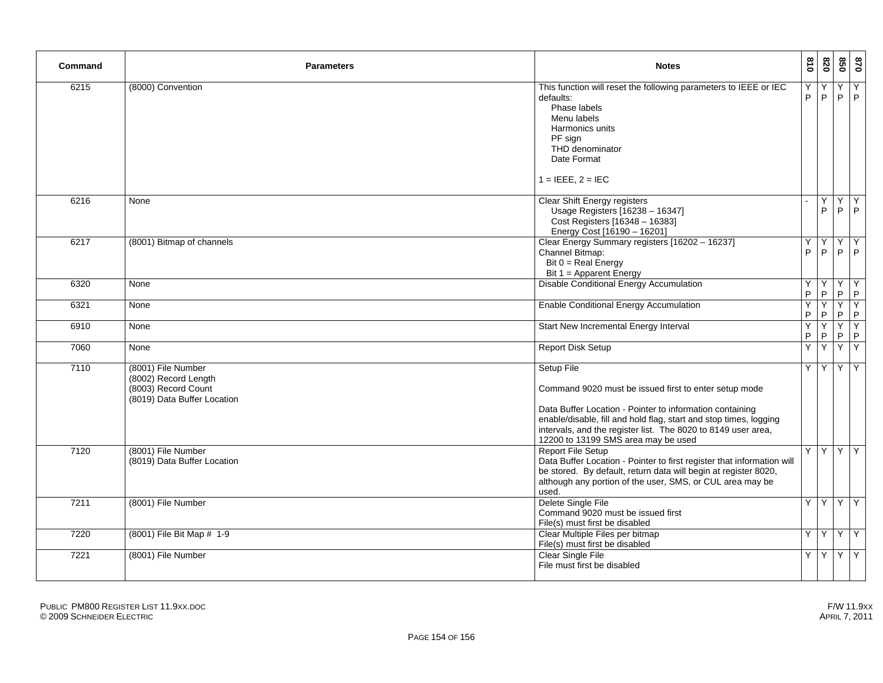| Command | Parameters | Notes | 810 | 820 | 850 | 870 |
|---|---|---|---|---|---|---|
| 6215 | (8000) Convention | This function will reset the following parameters to IEEE or IEC defaults:<br>Phase labels<br>Menu labels<br>Harmonics units<br>PF sign<br>THD denominator<br>Date Format<br><br>1 = IEEE, 2 = IEC | Y P | Y P | Y P | Y P |
| 6216 | None | Clear Shift Energy registers<br>Usage Registers [16238 – 16347]<br>Cost Registers [16348 – 16383]<br>Energy Cost [16190 – 16201] | - | Y P | Y P | Y P |
| 6217 | (8001) Bitmap of channels | Clear Energy Summary registers [16202 – 16237]<br>Channel Bitmap:<br>Bit 0 = Real Energy<br>Bit 1 = Apparent Energy | Y P | Y P | Y P | Y P |
| 6320 | None | Disable Conditional Energy Accumulation | Y P | Y P | Y P | Y P |
| 6321 | None | Enable Conditional Energy Accumulation | Y P | Y P | Y P | Y P |
| 6910 | None | Start New Incremental Energy Interval | Y P | Y P | Y P | Y P |
| 7060 | None | Report Disk Setup | Y | Y | Y | Y |
| 7110 | (8001) File Number<br>(8002) Record Length<br>(8003) Record Count<br>(8019) Data Buffer Location | Setup File<br><br>Command 9020 must be issued first to enter setup mode<br><br>Data Buffer Location - Pointer to information containing enable/disable, fill and hold flag, start and stop times, logging intervals, and the register list. The 8020 to 8149 user area, 12200 to 13199 SMS area may be used | Y | Y | Y | Y |
| 7120 | (8001) File Number<br>(8019) Data Buffer Location | Report File Setup<br>Data Buffer Location - Pointer to first register that information will be stored. By default, return data will begin at register 8020, although any portion of the user, SMS, or CUL area may be used. | Y | Y | Y | Y |
| 7211 | (8001) File Number | Delete Single File<br>Command 9020 must be issued first<br>File(s) must first be disabled | Y | Y | Y | Y |
| 7220 | (8001) File Bit Map # 1-9 | Clear Multiple Files per bitmap<br>File(s) must first be disabled | Y | Y | Y | Y |
| 7221 | (8001) File Number | Clear Single File<br>File must first be disabled | Y | Y | Y | Y |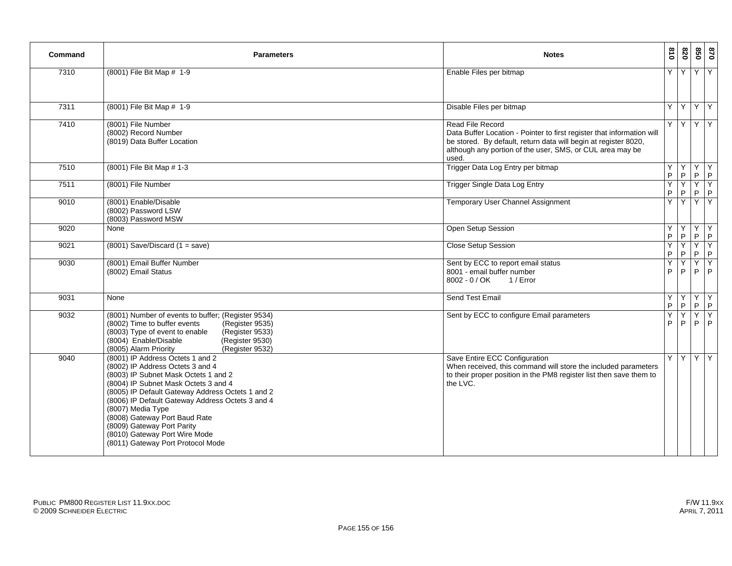| Command | Parameters | Notes | 810 | 820 | 850 | 870 |
|---|---|---|---|---|---|---|
| 7310 | (8001) File Bit Map # 1-9 | Enable Files per bitmap | Y | Y | Y | Y |
| 7311 | (8001) File Bit Map # 1-9 | Disable Files per bitmap | Y | Y | Y | Y |
| 7410 | (8001) File Number<br>(8002) Record Number<br>(8019) Data Buffer Location | Read File Record<br>Data Buffer Location - Pointer to first register that information will be stored. By default, return data will begin at register 8020, although any portion of the user, SMS, or CUL area may be used. | Y | Y | Y | Y |
| 7510 | (8001) File Bit Map # 1-3 | Trigger Data Log Entry per bitmap | Y P | Y P | Y P | Y P |
| 7511 | (8001) File Number | Trigger Single Data Log Entry | Y P | Y P | Y P | Y P |
| 9010 | (8001) Enable/Disable<br>(8002) Password LSW<br>(8003) Password MSW | Temporary User Channel Assignment | Y | Y | Y | Y |
| 9020 | None | Open Setup Session | Y P | Y P | Y P | Y P |
| 9021 | (8001) Save/Discard (1 = save) | Close Setup Session | Y P | Y P | Y P | Y P |
| 9030 | (8001) Email Buffer Number<br>(8002) Email Status | Sent by ECC to report email status<br>8001 - email buffer number<br>8002 - 0 / OK 1 / Error | Y P | Y P | Y P | Y P |
| 9031 | None | Send Test Email | Y P | Y P | Y P | Y P |
| 9032 | (8001) Number of events to buffer; (Register 9534)<br>(8002) Time to buffer events (Register 9535)<br>(8003) Type of event to enable (Register 9533)<br>(8004) Enable/Disable (Register 9530)<br>(8005) Alarm Priority (Register 9532) | Sent by ECC to configure Email parameters | Y P | Y P | Y P | Y P |
| 9040 | (8001) IP Address Octets 1 and 2<br>(8002) IP Address Octets 3 and 4<br>(8003) IP Subnet Mask Octets 1 and 2<br>(8004) IP Subnet Mask Octets 3 and 4<br>(8005) IP Default Gateway Address Octets 1 and 2<br>(8006) IP Default Gateway Address Octets 3 and 4<br>(8007) Media Type<br>(8008) Gateway Port Baud Rate<br>(8009) Gateway Port Parity<br>(8010) Gateway Port Wire Mode<br>(8011) Gateway Port Protocol Mode | Save Entire ECC Configuration<br>When received, this command will store the included parameters to their proper position in the PM8 register list then save them to the LVC. | Y | Y | Y | Y |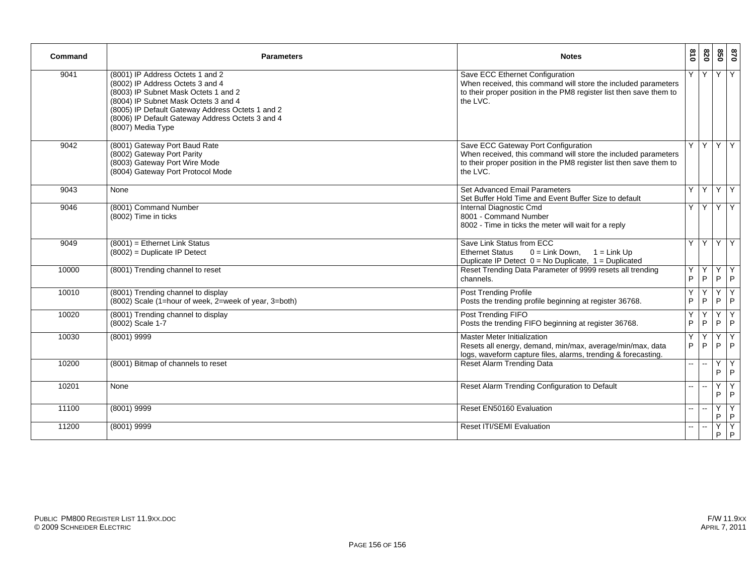| Command | Parameters | Notes | 810 | 820 | 850 | 870 |
|---|---|---|---|---|---|---|
| 9041 | (8001) IP Address Octets 1 and 2<br>(8002) IP Address Octets 3 and 4<br>(8003) IP Subnet Mask Octets 1 and 2<br>(8004) IP Subnet Mask Octets 3 and 4<br>(8005) IP Default Gateway Address Octets 1 and 2<br>(8006) IP Default Gateway Address Octets 3 and 4<br>(8007) Media Type | Save ECC Ethernet Configuration<br>When received, this command will store the included parameters to their proper position in the PM8 register list then save them to the LVC. | Y | Y | Y | Y |
| 9042 | (8001) Gateway Port Baud Rate<br>(8002) Gateway Port Parity<br>(8003) Gateway Port Wire Mode<br>(8004) Gateway Port Protocol Mode | Save ECC Gateway Port Configuration<br>When received, this command will store the included parameters to their proper position in the PM8 register list then save them to the LVC. | Y | Y | Y | Y |
| 9043 | None | Set Advanced Email Parameters<br>Set Buffer Hold Time and Event Buffer Size to default | Y | Y | Y | Y |
| 9046 | (8001) Command Number<br>(8002) Time in ticks | Internal Diagnostic Cmd<br>8001 - Command Number<br>8002 - Time in ticks the meter will wait for a reply | Y | Y | Y | Y |
| 9049 | (8001) = Ethernet Link Status<br>(8002) = Duplicate IP Detect | Save Link Status from ECC<br>Ethernet Status 0 = Link Down, 1 = Link Up<br>Duplicate IP Detect 0 = No Duplicate, 1 = Duplicated | Y | Y | Y | Y |
| 10000 | (8001) Trending channel to reset | Reset Trending Data Parameter of 9999 resets all trending channels. | Y P | Y P | Y P | Y P |
| 10010 | (8001) Trending channel to display<br>(8002) Scale (1=hour of week, 2=week of year, 3=both) | Post Trending Profile<br>Posts the trending profile beginning at register 36768. | Y P | Y P | Y P | Y P |
| 10020 | (8001) Trending channel to display<br>(8002) Scale 1-7 | Post Trending FIFO<br>Posts the trending FIFO beginning at register 36768. | Y P | Y P | Y P | Y P |
| 10030 | (8001) 9999 | Master Meter Initialization<br>Resets all energy, demand, min/max, average/min/max, data logs, waveform capture files, alarms, trending & forecasting. | Y P | Y P | Y P | Y P |
| 10200 | (8001) Bitmap of channels to reset | Reset Alarm Trending Data | -- | -- | Y P | Y P |
| 10201 | None | Reset Alarm Trending Configuration to Default | -- | -- | Y P | Y P |
| 11100 | (8001) 9999 | Reset EN50160 Evaluation | -- | -- | Y P | Y P |
| 11200 | (8001) 9999 | Reset ITI/SEMI Evaluation | -- | -- | Y P | Y P |